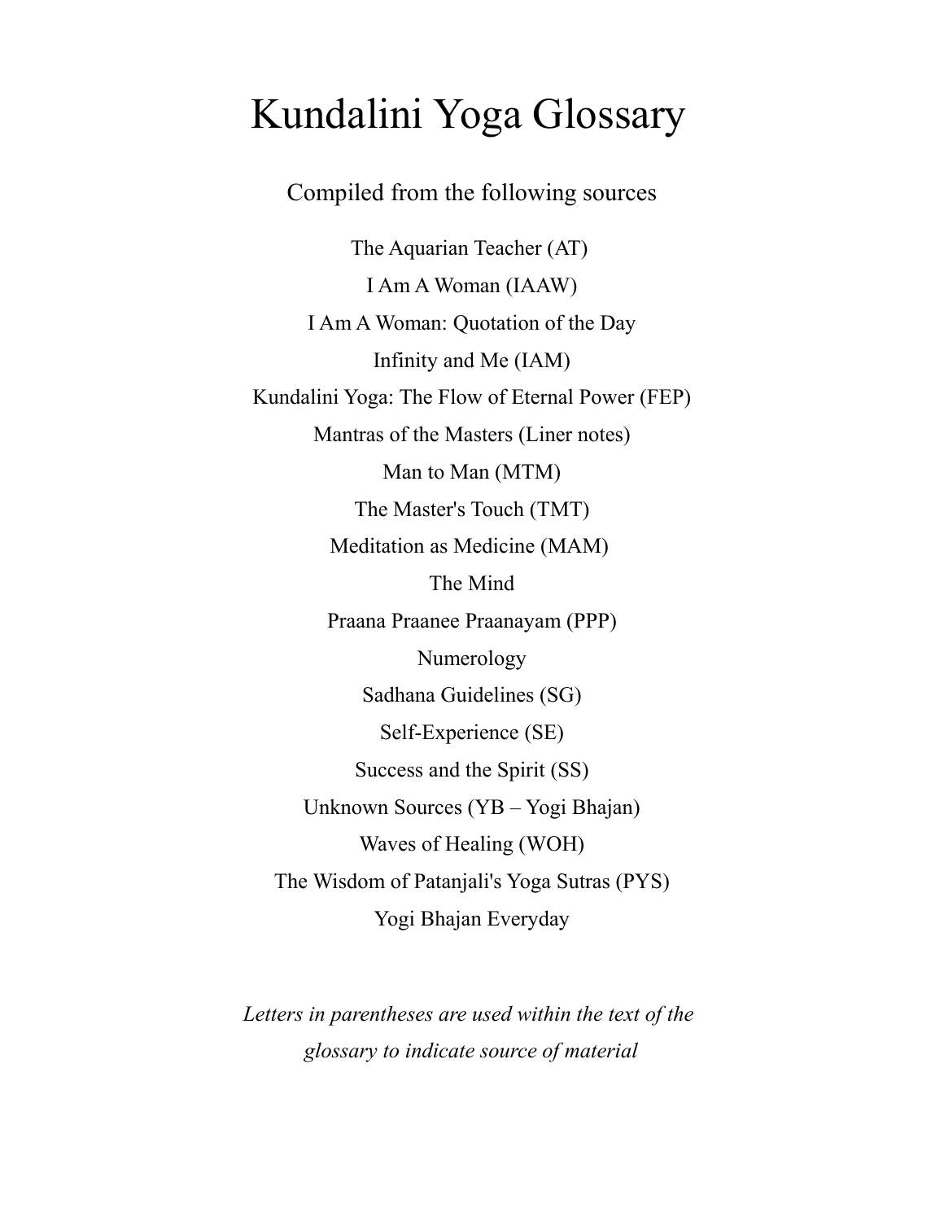# Kundalini Yoga Glossary

Compiled from the following sources

The Aquarian Teacher (AT)

I Am A Woman (IAAW)

I Am A Woman: Quotation of the Day

Infinity and Me (IAM)

Kundalini Yoga: The Flow of Eternal Power (FEP)

Mantras of the Masters (Liner notes)

Man to Man (MTM)

The Master's Touch (TMT)

Meditation as Medicine (MAM)

The Mind

Praana Praanee Praanayam (PPP)

Numerology

Sadhana Guidelines (SG)

Self-Experience (SE)

Success and the Spirit (SS)

Unknown Sources (YB – Yogi Bhajan)

Waves of Healing (WOH)

The Wisdom of Patanjali's Yoga Sutras (PYS)

Yogi Bhajan Everyday

*Letters in parentheses are used within the text of the glossary to indicate source of material*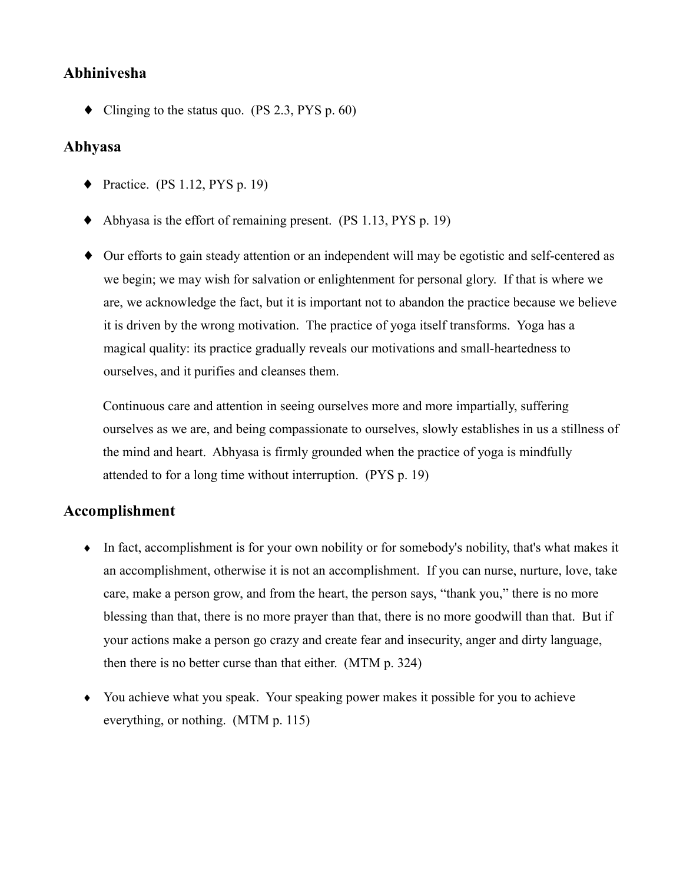## Abhinivesha

- Clinging to the status quo. (PS 2.3, PYS p. 60)

## Abhyasa

- Practice. (PS 1.12, PYS p. 19)

- Abhyasa is the effort of remaining present. (PS 1.13, PYS p. 19)

- Our efforts to gain steady attention or an independent will may be egotistic and self-centered as we begin; we may wish for salvation or enlightenment for personal glory. If that is where we are, we acknowledge the fact, but it is important not to abandon the practice because we believe it is driven by the wrong motivation. The practice of yoga itself transforms. Yoga has a magical quality: its practice gradually reveals our motivations and small-heartedness to ourselves, and it purifies and cleanses them.

  Continuous care and attention in seeing ourselves more and more impartially, suffering ourselves as we are, and being compassionate to ourselves, slowly establishes in us a stillness of the mind and heart. Abhyasa is firmly grounded when the practice of yoga is mindfully attended to for a long time without interruption. (PYS p. 19)

## Accomplishment

- In fact, accomplishment is for your own nobility or for somebody's nobility, that's what makes it an accomplishment, otherwise it is not an accomplishment. If you can nurse, nurture, love, take care, make a person grow, and from the heart, the person says, "thank you," there is no more blessing than that, there is no more prayer than that, there is no more goodwill than that. But if your actions make a person go crazy and create fear and insecurity, anger and dirty language, then there is no better curse than that either. (MTM p. 324)

- You achieve what you speak. Your speaking power makes it possible for you to achieve everything, or nothing. (MTM p. 115)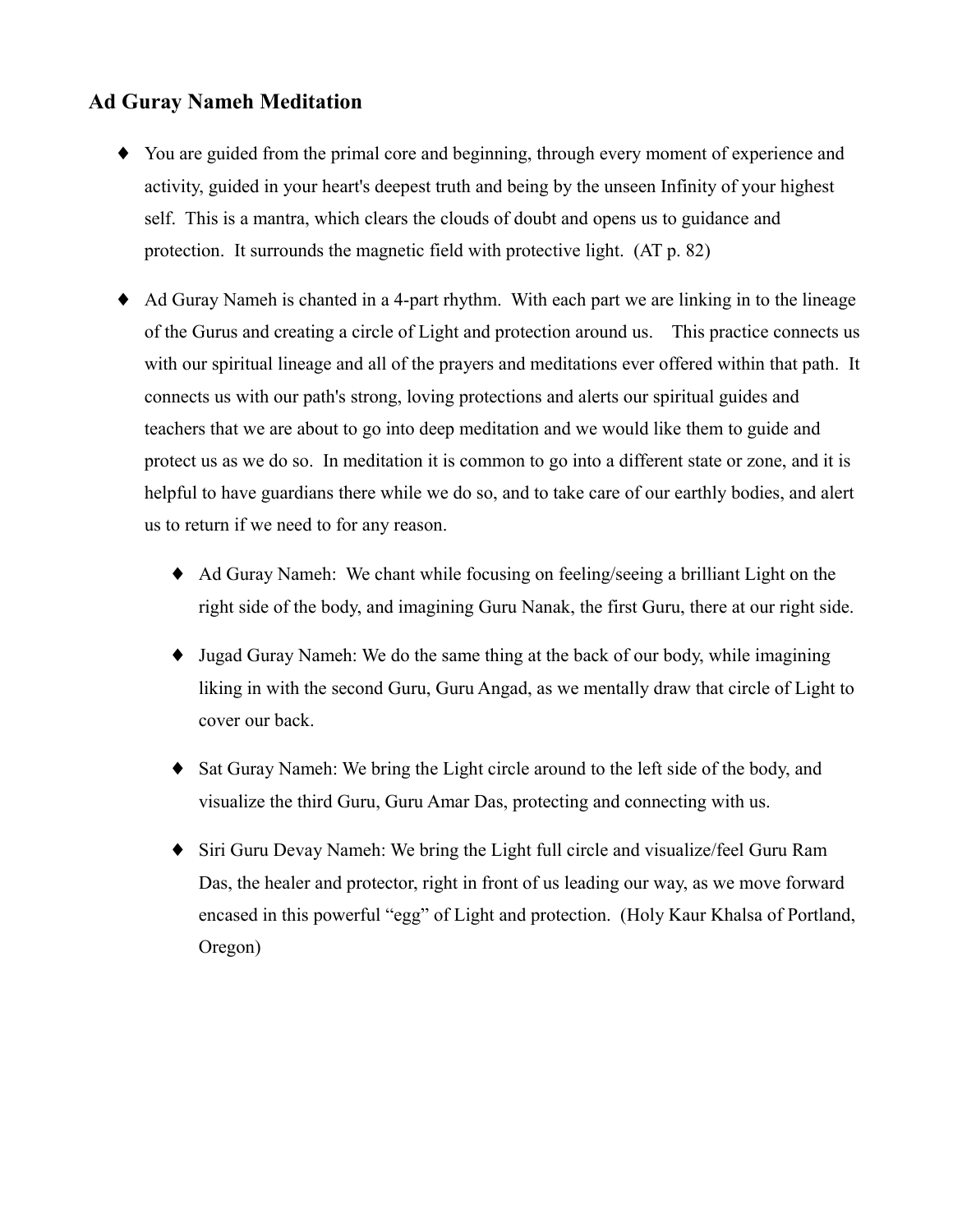## Ad Guray Nameh Meditation

- You are guided from the primal core and beginning, through every moment of experience and activity, guided in your heart's deepest truth and being by the unseen Infinity of your highest self. This is a mantra, which clears the clouds of doubt and opens us to guidance and protection. It surrounds the magnetic field with protective light. (AT p. 82)

- Ad Guray Nameh is chanted in a 4-part rhythm. With each part we are linking in to the lineage of the Gurus and creating a circle of Light and protection around us. This practice connects us with our spiritual lineage and all of the prayers and meditations ever offered within that path. It connects us with our path's strong, loving protections and alerts our spiritual guides and teachers that we are about to go into deep meditation and we would like them to guide and protect us as we do so. In meditation it is common to go into a different state or zone, and it is helpful to have guardians there while we do so, and to take care of our earthly bodies, and alert us to return if we need to for any reason.

  - Ad Guray Nameh: We chant while focusing on feeling/seeing a brilliant Light on the right side of the body, and imagining Guru Nanak, the first Guru, there at our right side.

  - Jugad Guray Nameh: We do the same thing at the back of our body, while imagining liking in with the second Guru, Guru Angad, as we mentally draw that circle of Light to cover our back.

  - Sat Guray Nameh: We bring the Light circle around to the left side of the body, and visualize the third Guru, Guru Amar Das, protecting and connecting with us.

  - Siri Guru Devay Nameh: We bring the Light full circle and visualize/feel Guru Ram Das, the healer and protector, right in front of us leading our way, as we move forward encased in this powerful "egg" of Light and protection. (Holy Kaur Khalsa of Portland, Oregon)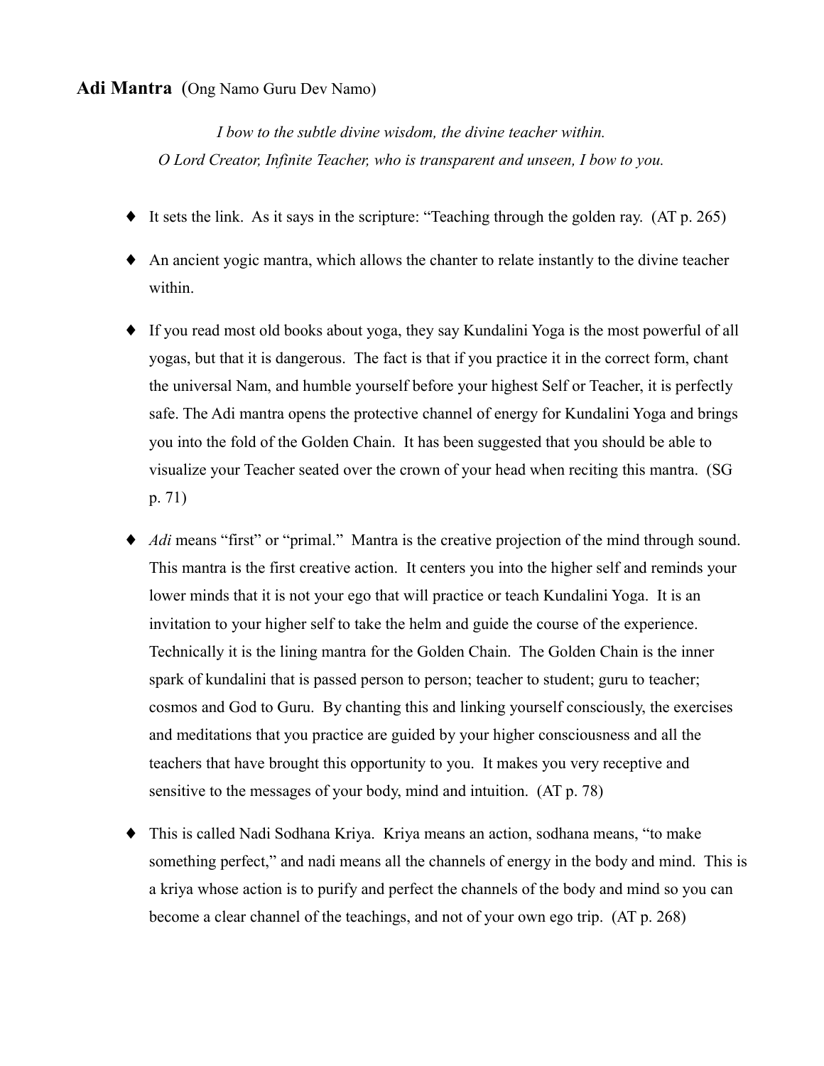**Adi Mantra** (Ong Namo Guru Dev Namo)

*I bow to the subtle divine wisdom, the divine teacher within.*
*O Lord Creator, Infinite Teacher, who is transparent and unseen, I bow to you.*

- It sets the link. As it says in the scripture: "Teaching through the golden ray. (AT p. 265)
- An ancient yogic mantra, which allows the chanter to relate instantly to the divine teacher within.
- If you read most old books about yoga, they say Kundalini Yoga is the most powerful of all yogas, but that it is dangerous. The fact is that if you practice it in the correct form, chant the universal Nam, and humble yourself before your highest Self or Teacher, it is perfectly safe. The Adi mantra opens the protective channel of energy for Kundalini Yoga and brings you into the fold of the Golden Chain. It has been suggested that you should be able to visualize your Teacher seated over the crown of your head when reciting this mantra. (SG p. 71)
- *Adi* means "first" or "primal." Mantra is the creative projection of the mind through sound. This mantra is the first creative action. It centers you into the higher self and reminds your lower minds that it is not your ego that will practice or teach Kundalini Yoga. It is an invitation to your higher self to take the helm and guide the course of the experience. Technically it is the lining mantra for the Golden Chain. The Golden Chain is the inner spark of kundalini that is passed person to person; teacher to student; guru to teacher; cosmos and God to Guru. By chanting this and linking yourself consciously, the exercises and meditations that you practice are guided by your higher consciousness and all the teachers that have brought this opportunity to you. It makes you very receptive and sensitive to the messages of your body, mind and intuition. (AT p. 78)
- This is called Nadi Sodhana Kriya. Kriya means an action, sodhana means, "to make something perfect," and nadi means all the channels of energy in the body and mind. This is a kriya whose action is to purify and perfect the channels of the body and mind so you can become a clear channel of the teachings, and not of your own ego trip. (AT p. 268)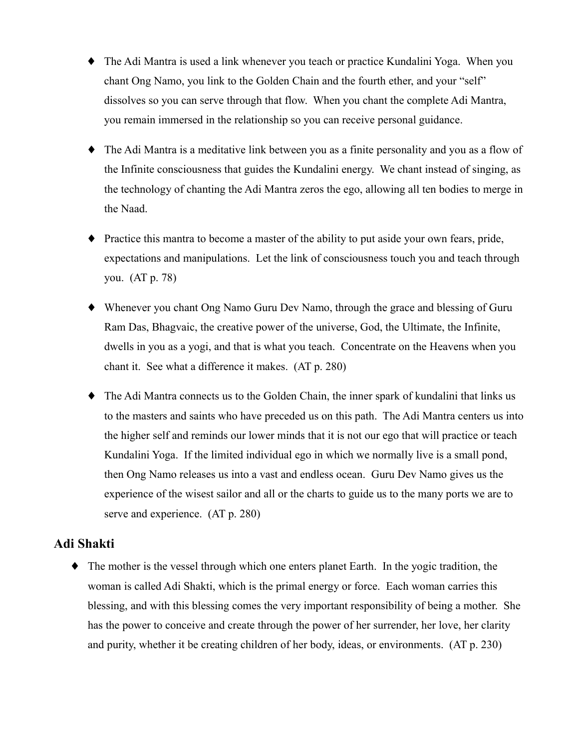- The Adi Mantra is used a link whenever you teach or practice Kundalini Yoga. When you chant Ong Namo, you link to the Golden Chain and the fourth ether, and your "self" dissolves so you can serve through that flow. When you chant the complete Adi Mantra, you remain immersed in the relationship so you can receive personal guidance.

- The Adi Mantra is a meditative link between you as a finite personality and you as a flow of the Infinite consciousness that guides the Kundalini energy. We chant instead of singing, as the technology of chanting the Adi Mantra zeros the ego, allowing all ten bodies to merge in the Naad.

- Practice this mantra to become a master of the ability to put aside your own fears, pride, expectations and manipulations. Let the link of consciousness touch you and teach through you. (AT p. 78)

- Whenever you chant Ong Namo Guru Dev Namo, through the grace and blessing of Guru Ram Das, Bhagvaic, the creative power of the universe, God, the Ultimate, the Infinite, dwells in you as a yogi, and that is what you teach. Concentrate on the Heavens when you chant it. See what a difference it makes. (AT p. 280)

- The Adi Mantra connects us to the Golden Chain, the inner spark of kundalini that links us to the masters and saints who have preceded us on this path. The Adi Mantra centers us into the higher self and reminds our lower minds that it is not our ego that will practice or teach Kundalini Yoga. If the limited individual ego in which we normally live is a small pond, then Ong Namo releases us into a vast and endless ocean. Guru Dev Namo gives us the experience of the wisest sailor and all or the charts to guide us to the many ports we are to serve and experience. (AT p. 280)

## Adi Shakti

- The mother is the vessel through which one enters planet Earth. In the yogic tradition, the woman is called Adi Shakti, which is the primal energy or force. Each woman carries this blessing, and with this blessing comes the very important responsibility of being a mother. She has the power to conceive and create through the power of her surrender, her love, her clarity and purity, whether it be creating children of her body, ideas, or environments. (AT p. 230)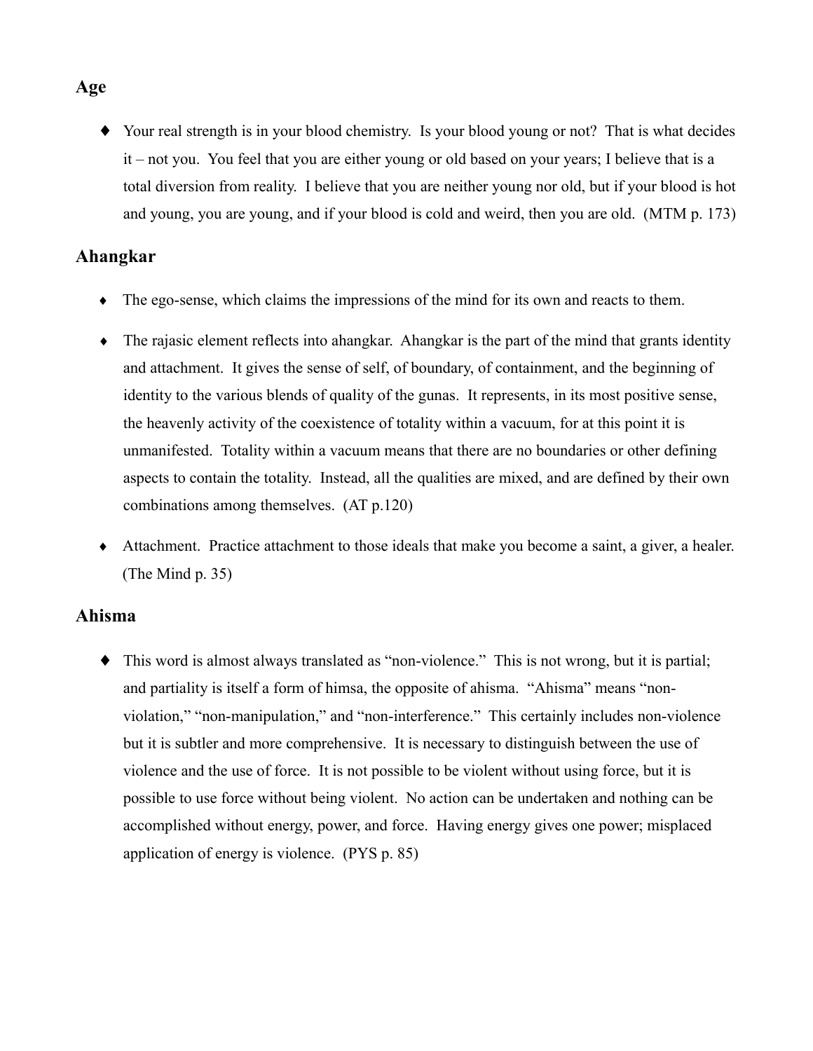## Age

- Your real strength is in your blood chemistry. Is your blood young or not? That is what decides it – not you. You feel that you are either young or old based on your years; I believe that is a total diversion from reality. I believe that you are neither young nor old, but if your blood is hot and young, you are young, and if your blood is cold and weird, then you are old. (MTM p. 173)

## Ahangkar

- The ego-sense, which claims the impressions of the mind for its own and reacts to them.
- The rajasic element reflects into ahangkar. Ahangkar is the part of the mind that grants identity and attachment. It gives the sense of self, of boundary, of containment, and the beginning of identity to the various blends of quality of the gunas. It represents, in its most positive sense, the heavenly activity of the coexistence of totality within a vacuum, for at this point it is unmanifested. Totality within a vacuum means that there are no boundaries or other defining aspects to contain the totality. Instead, all the qualities are mixed, and are defined by their own combinations among themselves. (AT p.120)
- Attachment. Practice attachment to those ideals that make you become a saint, a giver, a healer. (The Mind p. 35)

## Ahisma

- This word is almost always translated as "non-violence." This is not wrong, but it is partial; and partiality is itself a form of himsa, the opposite of ahisma. "Ahisma" means "non-violation," "non-manipulation," and "non-interference." This certainly includes non-violence but it is subtler and more comprehensive. It is necessary to distinguish between the use of violence and the use of force. It is not possible to be violent without using force, but it is possible to use force without being violent. No action can be undertaken and nothing can be accomplished without energy, power, and force. Having energy gives one power; misplaced application of energy is violence. (PYS p. 85)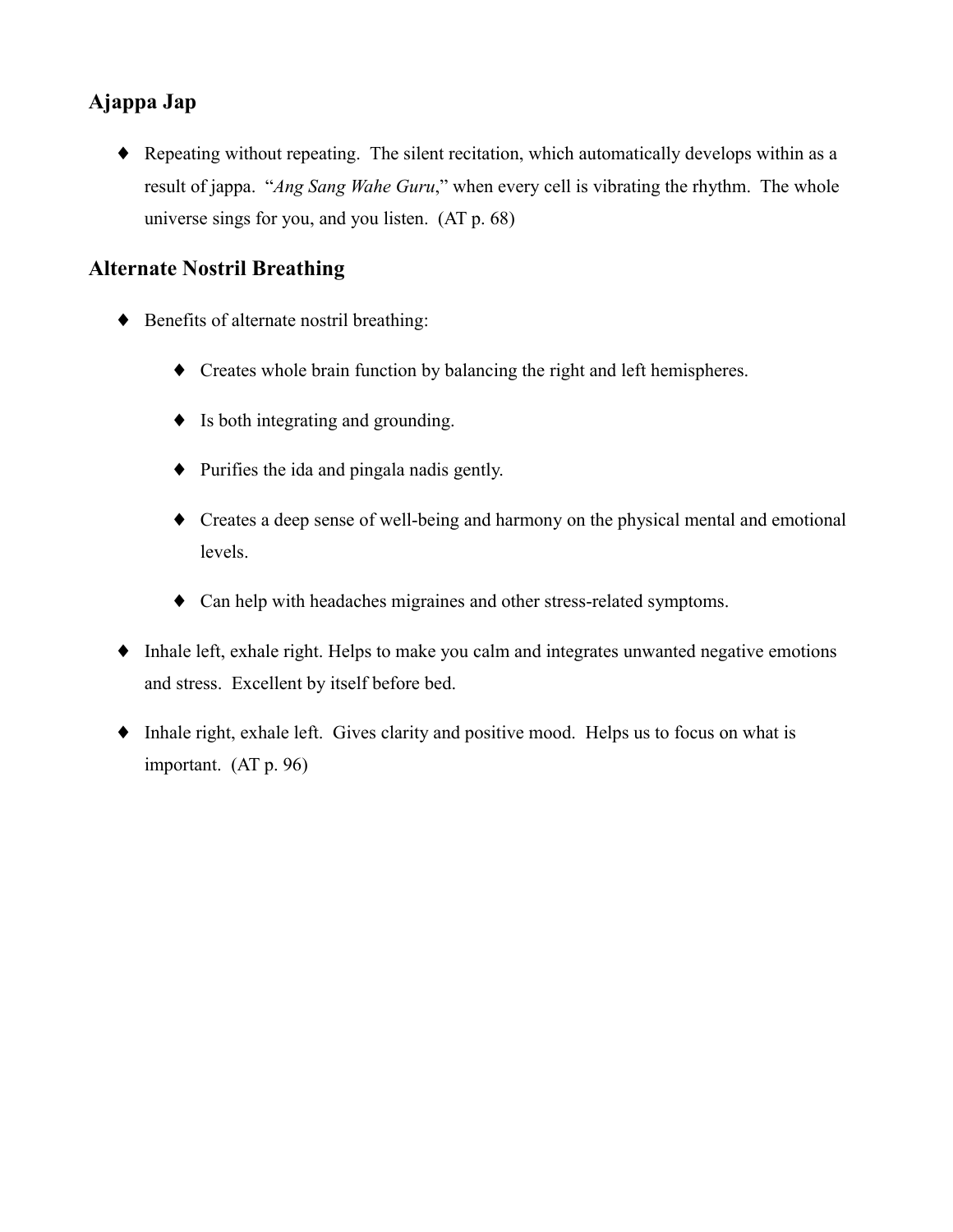## Ajappa Jap

- Repeating without repeating. The silent recitation, which automatically develops within as a result of jappa. "*Ang Sang Wahe Guru*," when every cell is vibrating the rhythm. The whole universe sings for you, and you listen. (AT p. 68)

## Alternate Nostril Breathing

- Benefits of alternate nostril breathing:
  - Creates whole brain function by balancing the right and left hemispheres.
  - Is both integrating and grounding.
  - Purifies the ida and pingala nadis gently.
  - Creates a deep sense of well-being and harmony on the physical mental and emotional levels.
  - Can help with headaches migraines and other stress-related symptoms.
- Inhale left, exhale right. Helps to make you calm and integrates unwanted negative emotions and stress. Excellent by itself before bed.
- Inhale right, exhale left. Gives clarity and positive mood. Helps us to focus on what is important. (AT p. 96)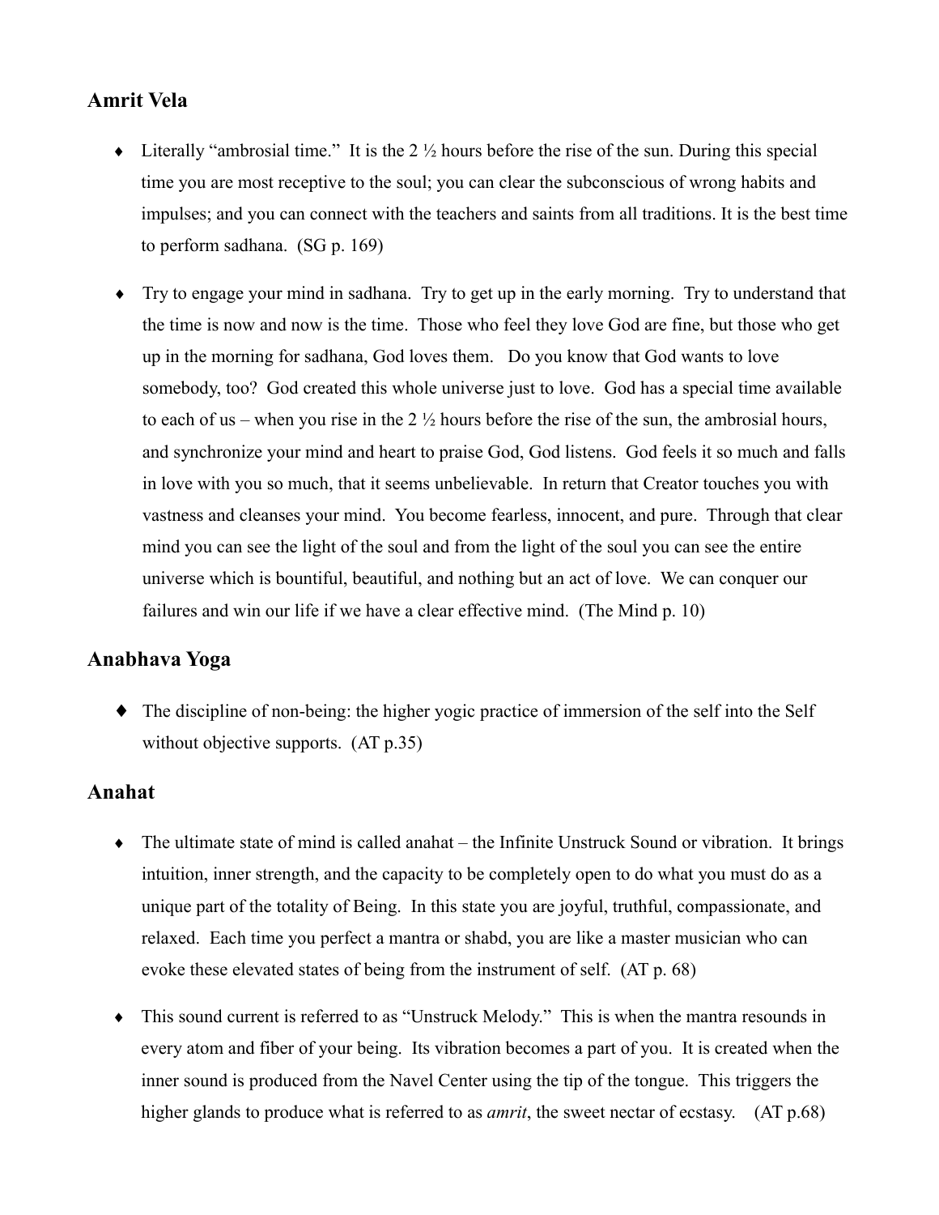## Amrit Vela

- Literally "ambrosial time." It is the 2 ½ hours before the rise of the sun. During this special time you are most receptive to the soul; you can clear the subconscious of wrong habits and impulses; and you can connect with the teachers and saints from all traditions. It is the best time to perform sadhana. (SG p. 169)

- Try to engage your mind in sadhana. Try to get up in the early morning. Try to understand that the time is now and now is the time. Those who feel they love God are fine, but those who get up in the morning for sadhana, God loves them. Do you know that God wants to love somebody, too? God created this whole universe just to love. God has a special time available to each of us – when you rise in the 2 ½ hours before the rise of the sun, the ambrosial hours, and synchronize your mind and heart to praise God, God listens. God feels it so much and falls in love with you so much, that it seems unbelievable. In return that Creator touches you with vastness and cleanses your mind. You become fearless, innocent, and pure. Through that clear mind you can see the light of the soul and from the light of the soul you can see the entire universe which is bountiful, beautiful, and nothing but an act of love. We can conquer our failures and win our life if we have a clear effective mind. (The Mind p. 10)

## Anabhava Yoga

- The discipline of non-being: the higher yogic practice of immersion of the self into the Self without objective supports. (AT p.35)

## Anahat

- The ultimate state of mind is called anahat – the Infinite Unstruck Sound or vibration. It brings intuition, inner strength, and the capacity to be completely open to do what you must do as a unique part of the totality of Being. In this state you are joyful, truthful, compassionate, and relaxed. Each time you perfect a mantra or shabd, you are like a master musician who can evoke these elevated states of being from the instrument of self. (AT p. 68)

- This sound current is referred to as "Unstruck Melody." This is when the mantra resounds in every atom and fiber of your being. Its vibration becomes a part of you. It is created when the inner sound is produced from the Navel Center using the tip of the tongue. This triggers the higher glands to produce what is referred to as *amrit*, the sweet nectar of ecstasy. (AT p.68)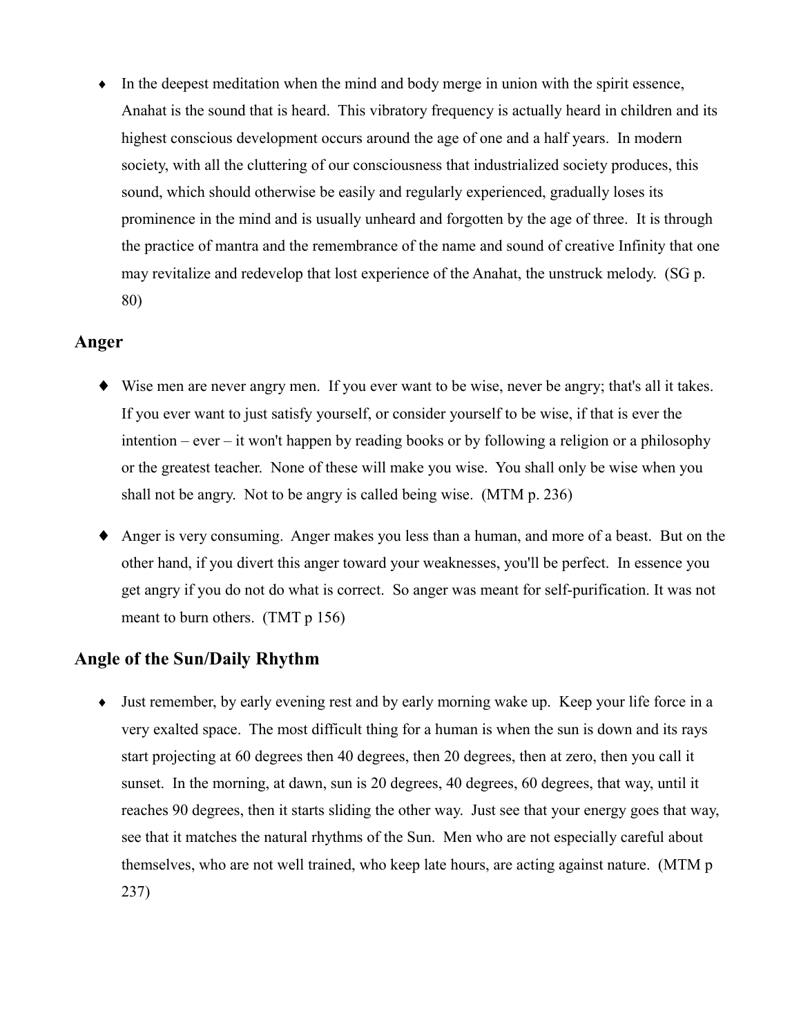- In the deepest meditation when the mind and body merge in union with the spirit essence, Anahat is the sound that is heard. This vibratory frequency is actually heard in children and its highest conscious development occurs around the age of one and a half years. In modern society, with all the cluttering of our consciousness that industrialized society produces, this sound, which should otherwise be easily and regularly experienced, gradually loses its prominence in the mind and is usually unheard and forgotten by the age of three. It is through the practice of mantra and the remembrance of the name and sound of creative Infinity that one may revitalize and redevelop that lost experience of the Anahat, the unstruck melody. (SG p. 80)

## Anger

- Wise men are never angry men. If you ever want to be wise, never be angry; that's all it takes. If you ever want to just satisfy yourself, or consider yourself to be wise, if that is ever the intention – ever – it won't happen by reading books or by following a religion or a philosophy or the greatest teacher. None of these will make you wise. You shall only be wise when you shall not be angry. Not to be angry is called being wise. (MTM p. 236)

- Anger is very consuming. Anger makes you less than a human, and more of a beast. But on the other hand, if you divert this anger toward your weaknesses, you'll be perfect. In essence you get angry if you do not do what is correct. So anger was meant for self-purification. It was not meant to burn others. (TMT p 156)

## Angle of the Sun/Daily Rhythm

- Just remember, by early evening rest and by early morning wake up. Keep your life force in a very exalted space. The most difficult thing for a human is when the sun is down and its rays start projecting at 60 degrees then 40 degrees, then 20 degrees, then at zero, then you call it sunset. In the morning, at dawn, sun is 20 degrees, 40 degrees, 60 degrees, that way, until it reaches 90 degrees, then it starts sliding the other way. Just see that your energy goes that way, see that it matches the natural rhythms of the Sun. Men who are not especially careful about themselves, who are not well trained, who keep late hours, are acting against nature. (MTM p 237)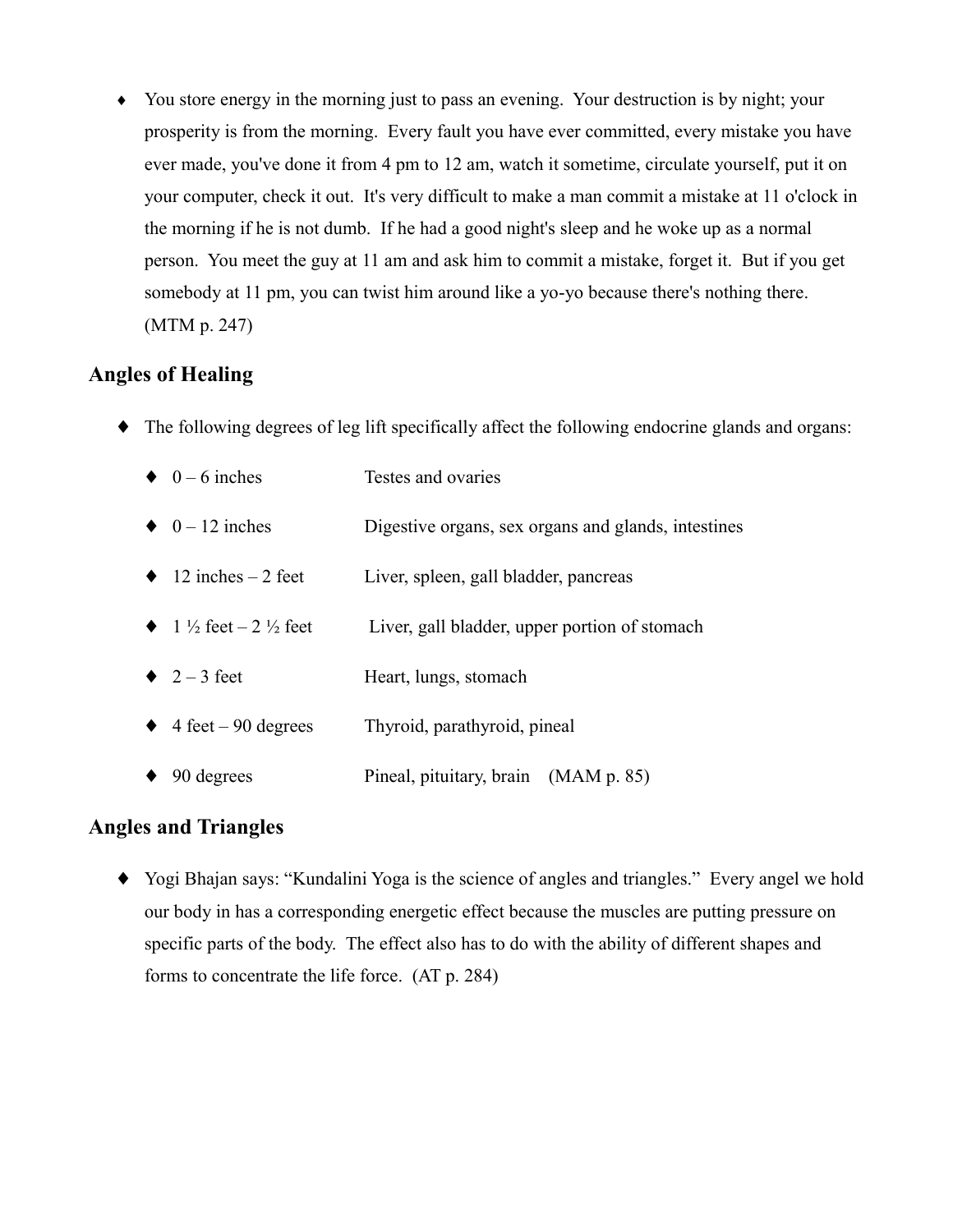- You store energy in the morning just to pass an evening. Your destruction is by night; your prosperity is from the morning. Every fault you have ever committed, every mistake you have ever made, you've done it from 4 pm to 12 am, watch it sometime, circulate yourself, put it on your computer, check it out. It's very difficult to make a man commit a mistake at 11 o'clock in the morning if he is not dumb. If he had a good night's sleep and he woke up as a normal person. You meet the guy at 11 am and ask him to commit a mistake, forget it. But if you get somebody at 11 pm, you can twist him around like a yo-yo because there's nothing there. (MTM p. 247)

## Angles of Healing

- The following degrees of leg lift specifically affect the following endocrine glands and organs:
  - 0 – 6 inches — Testes and ovaries
  - 0 – 12 inches — Digestive organs, sex organs and glands, intestines
  - 12 inches – 2 feet — Liver, spleen, gall bladder, pancreas
  - 1 ½ feet – 2 ½ feet — Liver, gall bladder, upper portion of stomach
  - 2 – 3 feet — Heart, lungs, stomach
  - 4 feet – 90 degrees — Thyroid, parathyroid, pineal
  - 90 degrees — Pineal, pituitary, brain (MAM p. 85)

## Angles and Triangles

- Yogi Bhajan says: "Kundalini Yoga is the science of angles and triangles." Every angel we hold our body in has a corresponding energetic effect because the muscles are putting pressure on specific parts of the body. The effect also has to do with the ability of different shapes and forms to concentrate the life force. (AT p. 284)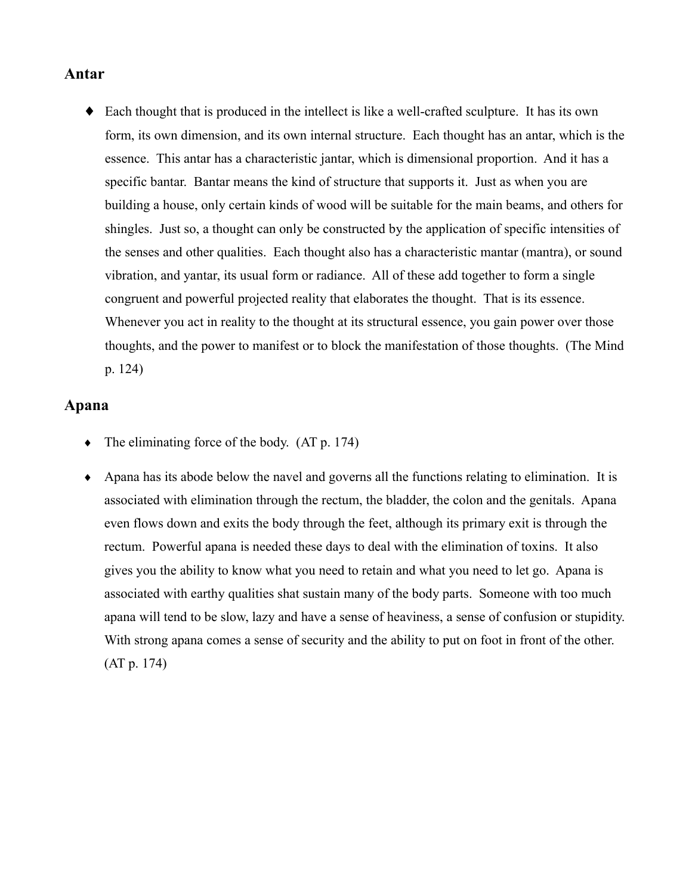## Antar

- Each thought that is produced in the intellect is like a well-crafted sculpture. It has its own form, its own dimension, and its own internal structure. Each thought has an antar, which is the essence. This antar has a characteristic jantar, which is dimensional proportion. And it has a specific bantar. Bantar means the kind of structure that supports it. Just as when you are building a house, only certain kinds of wood will be suitable for the main beams, and others for shingles. Just so, a thought can only be constructed by the application of specific intensities of the senses and other qualities. Each thought also has a characteristic mantar (mantra), or sound vibration, and yantar, its usual form or radiance. All of these add together to form a single congruent and powerful projected reality that elaborates the thought. That is its essence. Whenever you act in reality to the thought at its structural essence, you gain power over those thoughts, and the power to manifest or to block the manifestation of those thoughts. (The Mind p. 124)

## Apana

- The eliminating force of the body. (AT p. 174)

- Apana has its abode below the navel and governs all the functions relating to elimination. It is associated with elimination through the rectum, the bladder, the colon and the genitals. Apana even flows down and exits the body through the feet, although its primary exit is through the rectum. Powerful apana is needed these days to deal with the elimination of toxins. It also gives you the ability to know what you need to retain and what you need to let go. Apana is associated with earthy qualities shat sustain many of the body parts. Someone with too much apana will tend to be slow, lazy and have a sense of heaviness, a sense of confusion or stupidity. With strong apana comes a sense of security and the ability to put on foot in front of the other. (AT p. 174)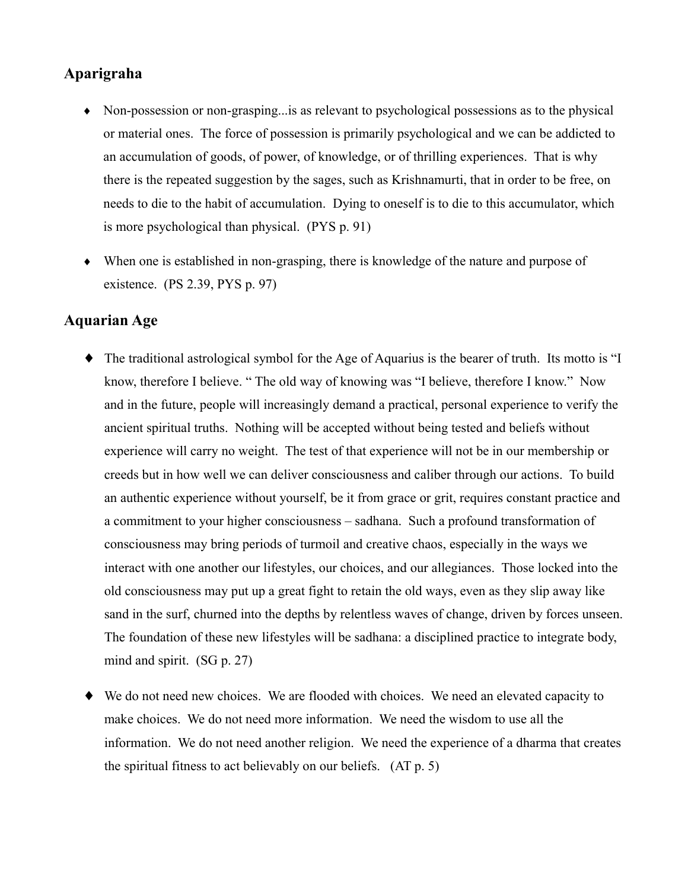## Aparigraha

- Non-possession or non-grasping...is as relevant to psychological possessions as to the physical or material ones. The force of possession is primarily psychological and we can be addicted to an accumulation of goods, of power, of knowledge, or of thrilling experiences. That is why there is the repeated suggestion by the sages, such as Krishnamurti, that in order to be free, on needs to die to the habit of accumulation. Dying to oneself is to die to this accumulator, which is more psychological than physical. (PYS p. 91)

- When one is established in non-grasping, there is knowledge of the nature and purpose of existence. (PS 2.39, PYS p. 97)

## Aquarian Age

- The traditional astrological symbol for the Age of Aquarius is the bearer of truth. Its motto is "I know, therefore I believe. " The old way of knowing was "I believe, therefore I know." Now and in the future, people will increasingly demand a practical, personal experience to verify the ancient spiritual truths. Nothing will be accepted without being tested and beliefs without experience will carry no weight. The test of that experience will not be in our membership or creeds but in how well we can deliver consciousness and caliber through our actions. To build an authentic experience without yourself, be it from grace or grit, requires constant practice and a commitment to your higher consciousness – sadhana. Such a profound transformation of consciousness may bring periods of turmoil and creative chaos, especially in the ways we interact with one another our lifestyles, our choices, and our allegiances. Those locked into the old consciousness may put up a great fight to retain the old ways, even as they slip away like sand in the surf, churned into the depths by relentless waves of change, driven by forces unseen. The foundation of these new lifestyles will be sadhana: a disciplined practice to integrate body, mind and spirit. (SG p. 27)

- We do not need new choices. We are flooded with choices. We need an elevated capacity to make choices. We do not need more information. We need the wisdom to use all the information. We do not need another religion. We need the experience of a dharma that creates the spiritual fitness to act believably on our beliefs. (AT p. 5)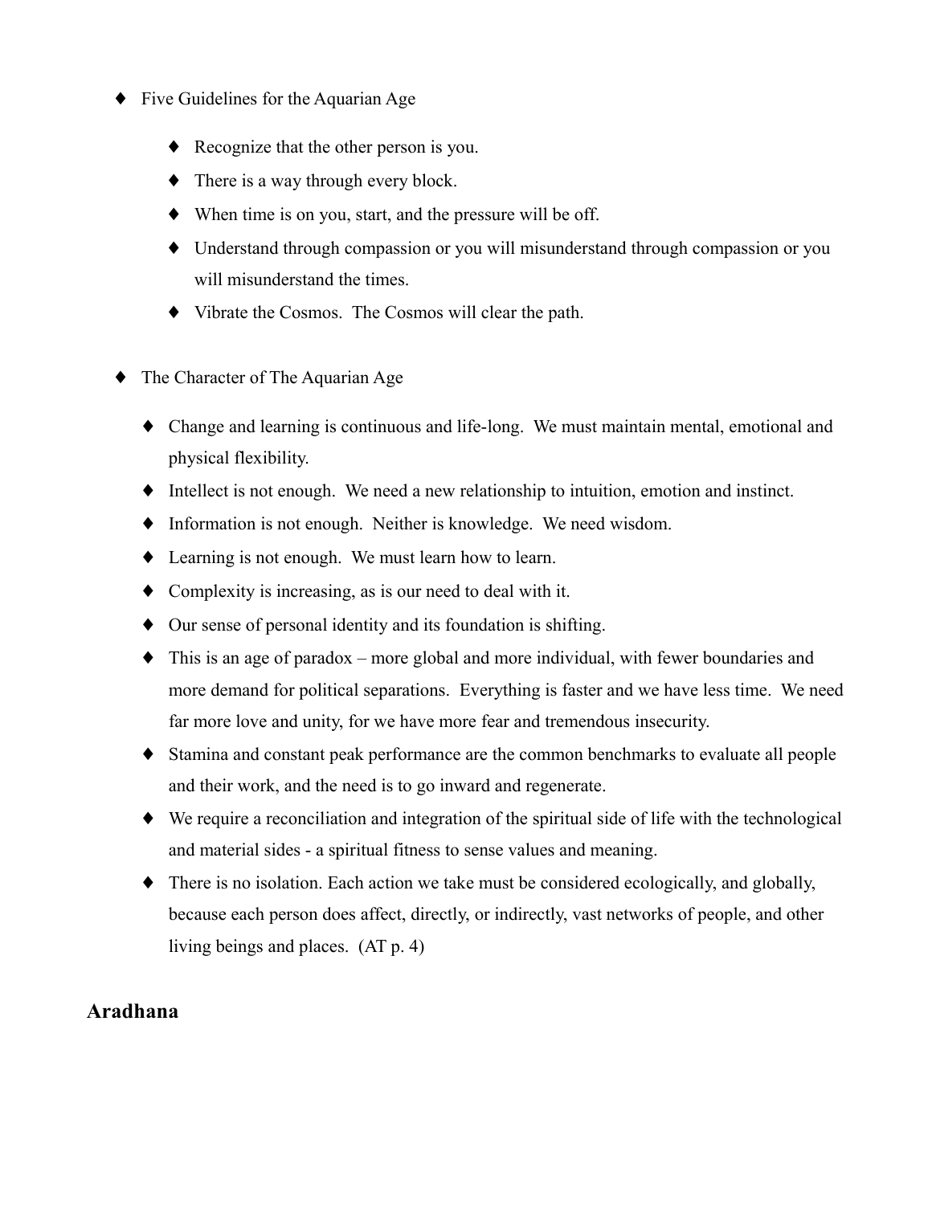- Five Guidelines for the Aquarian Age
    - Recognize that the other person is you.
    - There is a way through every block.
    - When time is on you, start, and the pressure will be off.
    - Understand through compassion or you will misunderstand through compassion or you will misunderstand the times.
    - Vibrate the Cosmos. The Cosmos will clear the path.

- The Character of The Aquarian Age
    - Change and learning is continuous and life-long. We must maintain mental, emotional and physical flexibility.
    - Intellect is not enough. We need a new relationship to intuition, emotion and instinct.
    - Information is not enough. Neither is knowledge. We need wisdom.
    - Learning is not enough. We must learn how to learn.
    - Complexity is increasing, as is our need to deal with it.
    - Our sense of personal identity and its foundation is shifting.
    - This is an age of paradox – more global and more individual, with fewer boundaries and more demand for political separations. Everything is faster and we have less time. We need far more love and unity, for we have more fear and tremendous insecurity.
    - Stamina and constant peak performance are the common benchmarks to evaluate all people and their work, and the need is to go inward and regenerate.
    - We require a reconciliation and integration of the spiritual side of life with the technological and material sides - a spiritual fitness to sense values and meaning.
    - There is no isolation. Each action we take must be considered ecologically, and globally, because each person does affect, directly, or indirectly, vast networks of people, and other living beings and places. (AT p. 4)

## Aradhana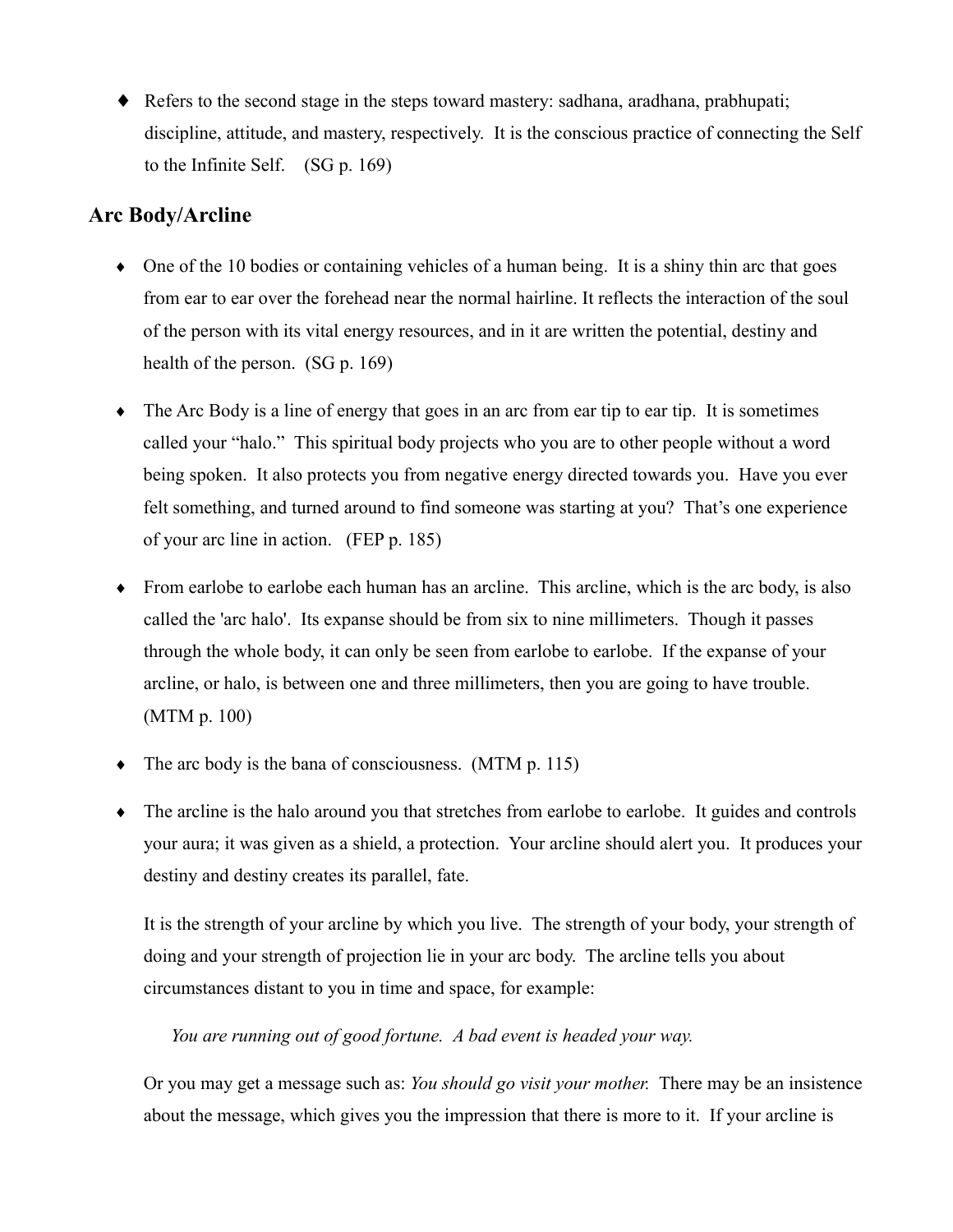- Refers to the second stage in the steps toward mastery: sadhana, aradhana, prabhupati; discipline, attitude, and mastery, respectively. It is the conscious practice of connecting the Self to the Infinite Self. (SG p. 169)

## Arc Body/Arcline

- One of the 10 bodies or containing vehicles of a human being. It is a shiny thin arc that goes from ear to ear over the forehead near the normal hairline. It reflects the interaction of the soul of the person with its vital energy resources, and in it are written the potential, destiny and health of the person. (SG p. 169)

- The Arc Body is a line of energy that goes in an arc from ear tip to ear tip. It is sometimes called your "halo." This spiritual body projects who you are to other people without a word being spoken. It also protects you from negative energy directed towards you. Have you ever felt something, and turned around to find someone was starting at you? That's one experience of your arc line in action. (FEP p. 185)

- From earlobe to earlobe each human has an arcline. This arcline, which is the arc body, is also called the 'arc halo'. Its expanse should be from six to nine millimeters. Though it passes through the whole body, it can only be seen from earlobe to earlobe. If the expanse of your arcline, or halo, is between one and three millimeters, then you are going to have trouble. (MTM p. 100)

- The arc body is the bana of consciousness. (MTM p. 115)

- The arcline is the halo around you that stretches from earlobe to earlobe. It guides and controls your aura; it was given as a shield, a protection. Your arcline should alert you. It produces your destiny and destiny creates its parallel, fate.

  It is the strength of your arcline by which you live. The strength of your body, your strength of doing and your strength of projection lie in your arc body. The arcline tells you about circumstances distant to you in time and space, for example:

  *You are running out of good fortune. A bad event is headed your way.*

  Or you may get a message such as: *You should go visit your mother.* There may be an insistence about the message, which gives you the impression that there is more to it. If your arcline is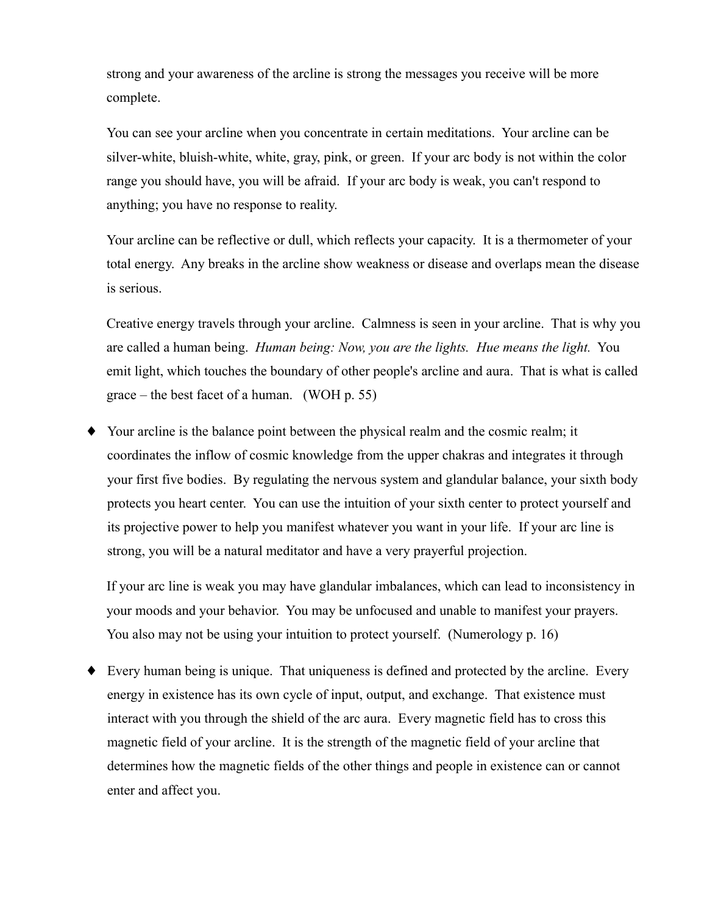strong and your awareness of the arcline is strong the messages you receive will be more complete.

You can see your arcline when you concentrate in certain meditations. Your arcline can be silver-white, bluish-white, white, gray, pink, or green. If your arc body is not within the color range you should have, you will be afraid. If your arc body is weak, you can't respond to anything; you have no response to reality.

Your arcline can be reflective or dull, which reflects your capacity. It is a thermometer of your total energy. Any breaks in the arcline show weakness or disease and overlaps mean the disease is serious.

Creative energy travels through your arcline. Calmness is seen in your arcline. That is why you are called a human being. *Human being: Now, you are the lights. Hue means the light.* You emit light, which touches the boundary of other people's arcline and aura. That is what is called grace – the best facet of a human. (WOH p. 55)

- Your arcline is the balance point between the physical realm and the cosmic realm; it coordinates the inflow of cosmic knowledge from the upper chakras and integrates it through your first five bodies. By regulating the nervous system and glandular balance, your sixth body protects you heart center. You can use the intuition of your sixth center to protect yourself and its projective power to help you manifest whatever you want in your life. If your arc line is strong, you will be a natural meditator and have a very prayerful projection.

  If your arc line is weak you may have glandular imbalances, which can lead to inconsistency in your moods and your behavior. You may be unfocused and unable to manifest your prayers. You also may not be using your intuition to protect yourself. (Numerology p. 16)

- Every human being is unique. That uniqueness is defined and protected by the arcline. Every energy in existence has its own cycle of input, output, and exchange. That existence must interact with you through the shield of the arc aura. Every magnetic field has to cross this magnetic field of your arcline. It is the strength of the magnetic field of your arcline that determines how the magnetic fields of the other things and people in existence can or cannot enter and affect you.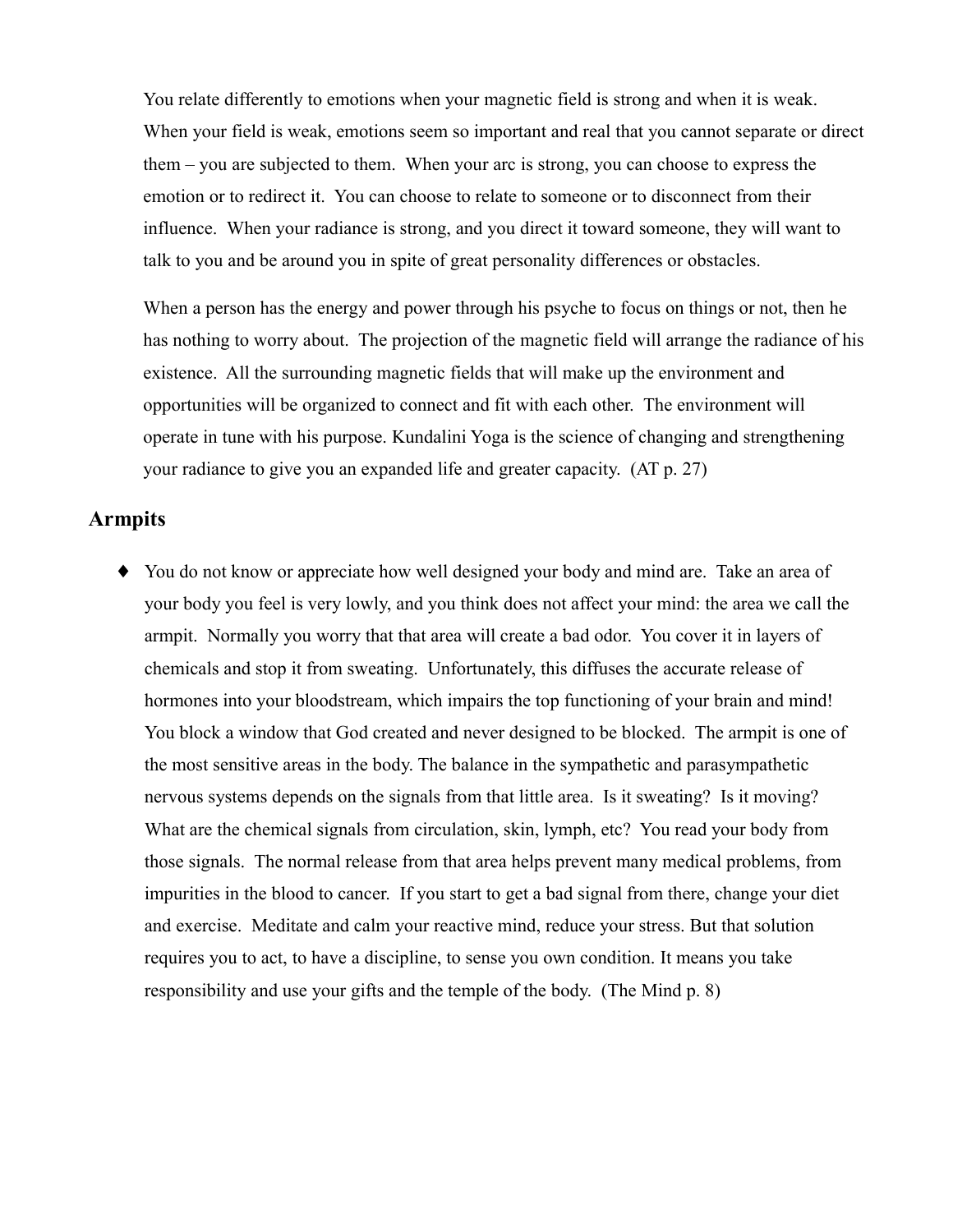You relate differently to emotions when your magnetic field is strong and when it is weak. When your field is weak, emotions seem so important and real that you cannot separate or direct them – you are subjected to them. When your arc is strong, you can choose to express the emotion or to redirect it. You can choose to relate to someone or to disconnect from their influence. When your radiance is strong, and you direct it toward someone, they will want to talk to you and be around you in spite of great personality differences or obstacles.

When a person has the energy and power through his psyche to focus on things or not, then he has nothing to worry about. The projection of the magnetic field will arrange the radiance of his existence. All the surrounding magnetic fields that will make up the environment and opportunities will be organized to connect and fit with each other. The environment will operate in tune with his purpose. Kundalini Yoga is the science of changing and strengthening your radiance to give you an expanded life and greater capacity. (AT p. 27)

## Armpits

- You do not know or appreciate how well designed your body and mind are. Take an area of your body you feel is very lowly, and you think does not affect your mind: the area we call the armpit. Normally you worry that that area will create a bad odor. You cover it in layers of chemicals and stop it from sweating. Unfortunately, this diffuses the accurate release of hormones into your bloodstream, which impairs the top functioning of your brain and mind! You block a window that God created and never designed to be blocked. The armpit is one of the most sensitive areas in the body. The balance in the sympathetic and parasympathetic nervous systems depends on the signals from that little area. Is it sweating? Is it moving? What are the chemical signals from circulation, skin, lymph, etc? You read your body from those signals. The normal release from that area helps prevent many medical problems, from impurities in the blood to cancer. If you start to get a bad signal from there, change your diet and exercise. Meditate and calm your reactive mind, reduce your stress. But that solution requires you to act, to have a discipline, to sense you own condition. It means you take responsibility and use your gifts and the temple of the body. (The Mind p. 8)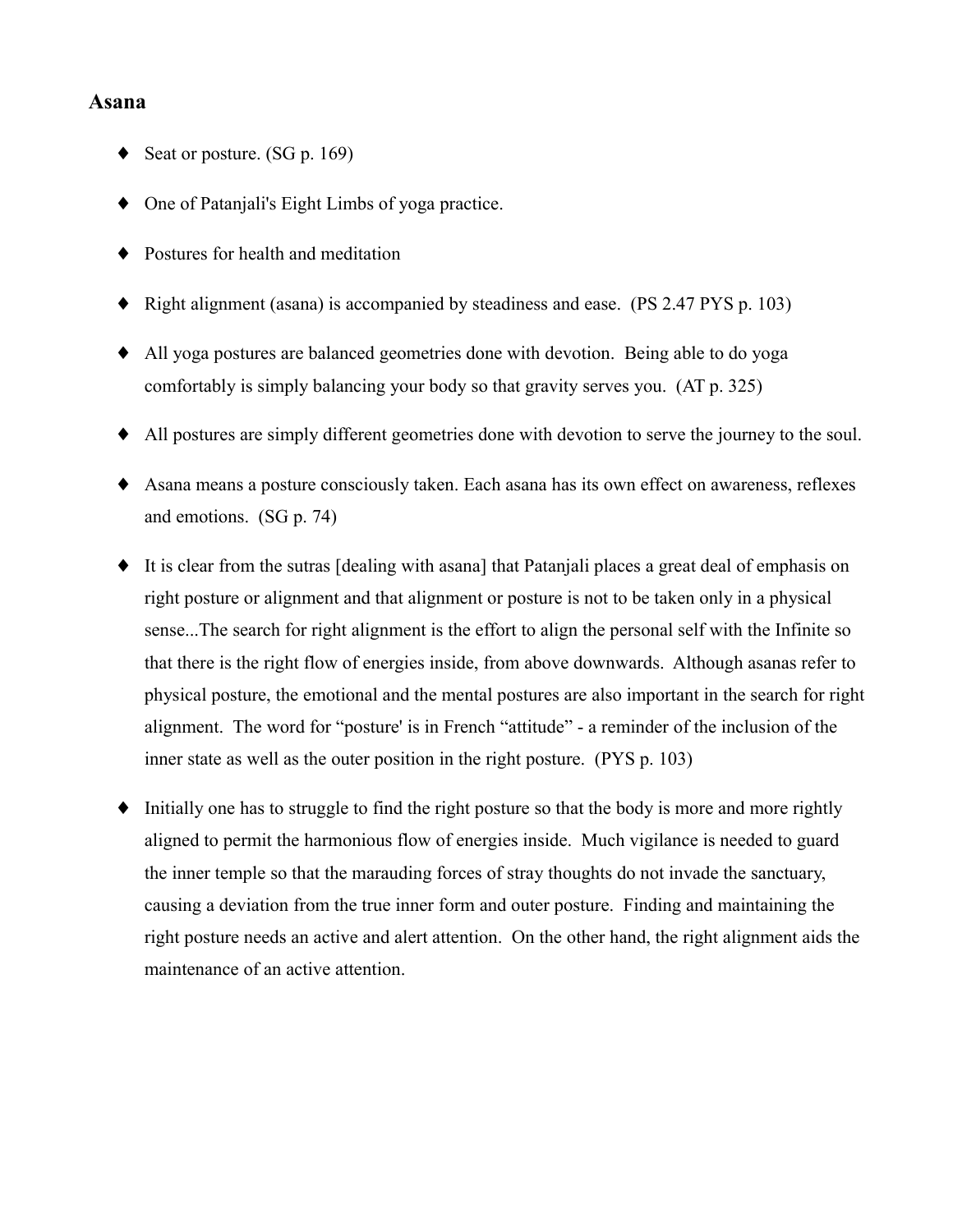## Asana

- Seat or posture. (SG p. 169)
- One of Patanjali's Eight Limbs of yoga practice.
- Postures for health and meditation
- Right alignment (asana) is accompanied by steadiness and ease. (PS 2.47 PYS p. 103)
- All yoga postures are balanced geometries done with devotion. Being able to do yoga comfortably is simply balancing your body so that gravity serves you. (AT p. 325)
- All postures are simply different geometries done with devotion to serve the journey to the soul.
- Asana means a posture consciously taken. Each asana has its own effect on awareness, reflexes and emotions. (SG p. 74)
- It is clear from the sutras [dealing with asana] that Patanjali places a great deal of emphasis on right posture or alignment and that alignment or posture is not to be taken only in a physical sense...The search for right alignment is the effort to align the personal self with the Infinite so that there is the right flow of energies inside, from above downwards. Although asanas refer to physical posture, the emotional and the mental postures are also important in the search for right alignment. The word for "posture' is in French "attitude" - a reminder of the inclusion of the inner state as well as the outer position in the right posture. (PYS p. 103)
- Initially one has to struggle to find the right posture so that the body is more and more rightly aligned to permit the harmonious flow of energies inside. Much vigilance is needed to guard the inner temple so that the marauding forces of stray thoughts do not invade the sanctuary, causing a deviation from the true inner form and outer posture. Finding and maintaining the right posture needs an active and alert attention. On the other hand, the right alignment aids the maintenance of an active attention.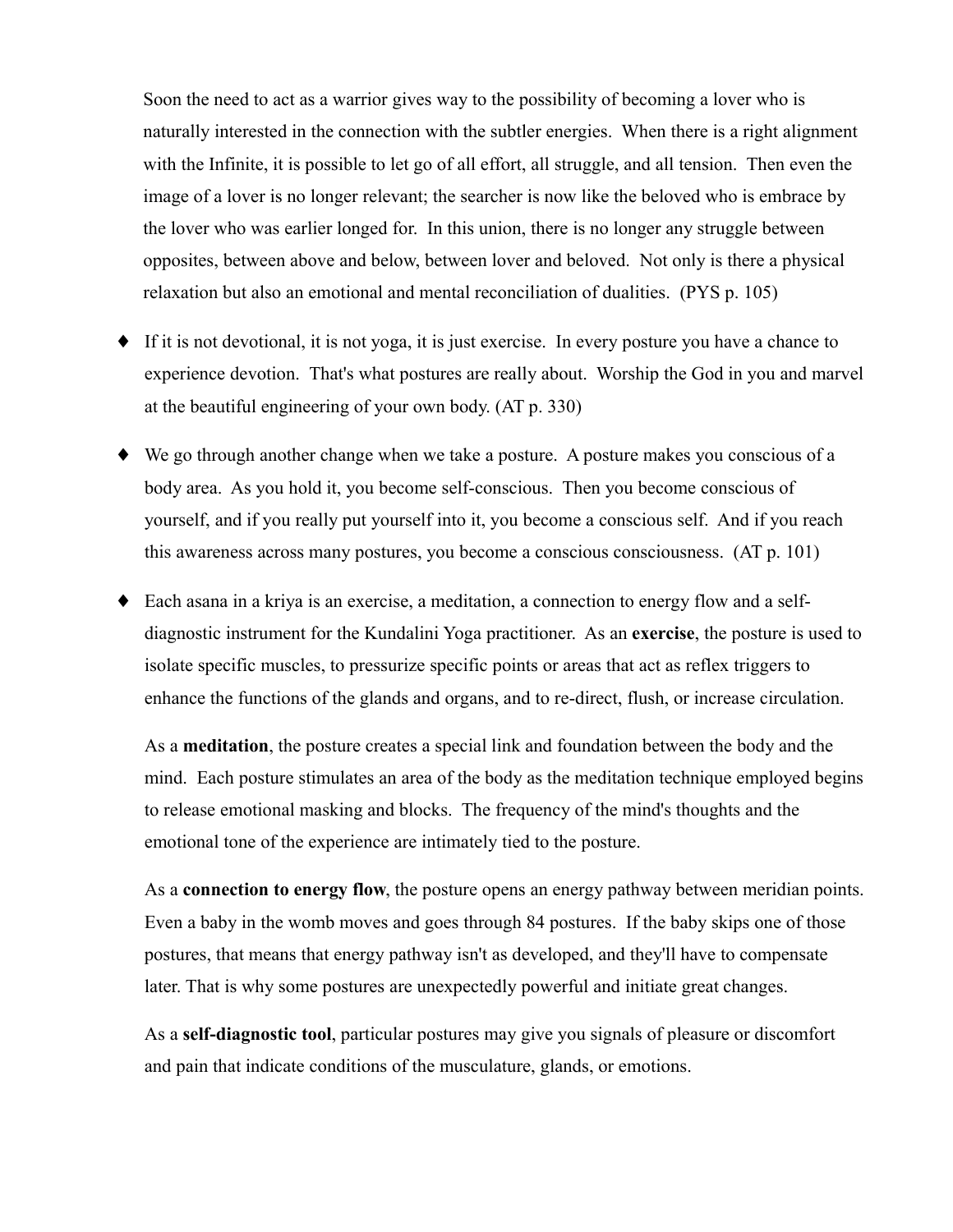Soon the need to act as a warrior gives way to the possibility of becoming a lover who is naturally interested in the connection with the subtler energies. When there is a right alignment with the Infinite, it is possible to let go of all effort, all struggle, and all tension. Then even the image of a lover is no longer relevant; the searcher is now like the beloved who is embrace by the lover who was earlier longed for. In this union, there is no longer any struggle between opposites, between above and below, between lover and beloved. Not only is there a physical relaxation but also an emotional and mental reconciliation of dualities. (PYS p. 105)

- If it is not devotional, it is not yoga, it is just exercise. In every posture you have a chance to experience devotion. That's what postures are really about. Worship the God in you and marvel at the beautiful engineering of your own body. (AT p. 330)

- We go through another change when we take a posture. A posture makes you conscious of a body area. As you hold it, you become self-conscious. Then you become conscious of yourself, and if you really put yourself into it, you become a conscious self. And if you reach this awareness across many postures, you become a conscious consciousness. (AT p. 101)

- Each asana in a kriya is an exercise, a meditation, a connection to energy flow and a self-diagnostic instrument for the Kundalini Yoga practitioner. As an **exercise**, the posture is used to isolate specific muscles, to pressurize specific points or areas that act as reflex triggers to enhance the functions of the glands and organs, and to re-direct, flush, or increase circulation.

  As a **meditation**, the posture creates a special link and foundation between the body and the mind. Each posture stimulates an area of the body as the meditation technique employed begins to release emotional masking and blocks. The frequency of the mind's thoughts and the emotional tone of the experience are intimately tied to the posture.

  As a **connection to energy flow**, the posture opens an energy pathway between meridian points. Even a baby in the womb moves and goes through 84 postures. If the baby skips one of those postures, that means that energy pathway isn't as developed, and they'll have to compensate later. That is why some postures are unexpectedly powerful and initiate great changes.

  As a **self-diagnostic tool**, particular postures may give you signals of pleasure or discomfort and pain that indicate conditions of the musculature, glands, or emotions.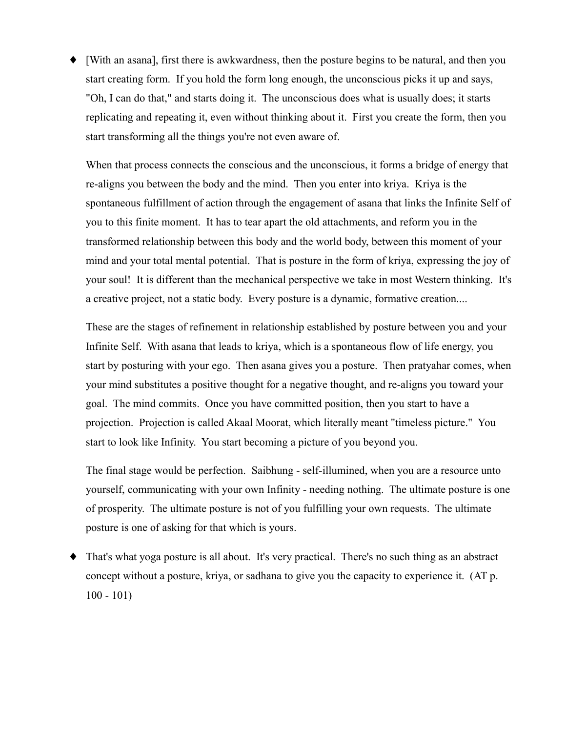- [With an asana], first there is awkwardness, then the posture begins to be natural, and then you start creating form. If you hold the form long enough, the unconscious picks it up and says, "Oh, I can do that," and starts doing it. The unconscious does what is usually does; it starts replicating and repeating it, even without thinking about it. First you create the form, then you start transforming all the things you're not even aware of.

  When that process connects the conscious and the unconscious, it forms a bridge of energy that re-aligns you between the body and the mind. Then you enter into kriya. Kriya is the spontaneous fulfillment of action through the engagement of asana that links the Infinite Self of you to this finite moment. It has to tear apart the old attachments, and reform you in the transformed relationship between this body and the world body, between this moment of your mind and your total mental potential. That is posture in the form of kriya, expressing the joy of your soul! It is different than the mechanical perspective we take in most Western thinking. It's a creative project, not a static body. Every posture is a dynamic, formative creation....

  These are the stages of refinement in relationship established by posture between you and your Infinite Self. With asana that leads to kriya, which is a spontaneous flow of life energy, you start by posturing with your ego. Then asana gives you a posture. Then pratyahar comes, when your mind substitutes a positive thought for a negative thought, and re-aligns you toward your goal. The mind commits. Once you have committed position, then you start to have a projection. Projection is called Akaal Moorat, which literally meant "timeless picture." You start to look like Infinity. You start becoming a picture of you beyond you.

  The final stage would be perfection. Saibhung - self-illumined, when you are a resource unto yourself, communicating with your own Infinity - needing nothing. The ultimate posture is one of prosperity. The ultimate posture is not of you fulfilling your own requests. The ultimate posture is one of asking for that which is yours.

- That's what yoga posture is all about. It's very practical. There's no such thing as an abstract concept without a posture, kriya, or sadhana to give you the capacity to experience it. (AT p. 100 - 101)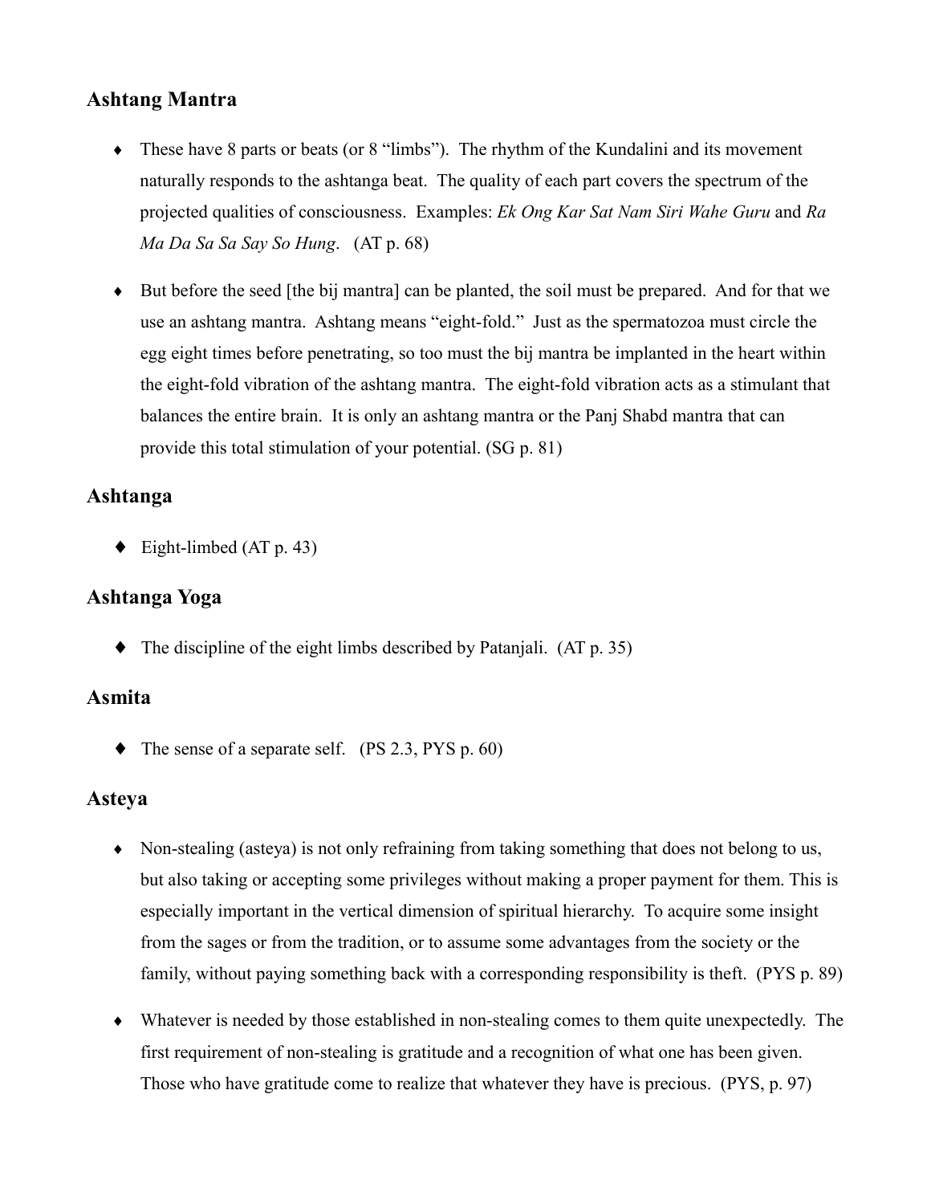## Ashtang Mantra

- These have 8 parts or beats (or 8 "limbs"). The rhythm of the Kundalini and its movement naturally responds to the ashtanga beat. The quality of each part covers the spectrum of the projected qualities of consciousness. Examples: *Ek Ong Kar Sat Nam Siri Wahe Guru* and *Ra Ma Da Sa Sa Say So Hung*. (AT p. 68)

- But before the seed [the bij mantra] can be planted, the soil must be prepared. And for that we use an ashtang mantra. Ashtang means "eight-fold." Just as the spermatozoa must circle the egg eight times before penetrating, so too must the bij mantra be implanted in the heart within the eight-fold vibration of the ashtang mantra. The eight-fold vibration acts as a stimulant that balances the entire brain. It is only an ashtang mantra or the Panj Shabd mantra that can provide this total stimulation of your potential. (SG p. 81)

## Ashtanga

- Eight-limbed (AT p. 43)

## Ashtanga Yoga

- The discipline of the eight limbs described by Patanjali. (AT p. 35)

## Asmita

- The sense of a separate self. (PS 2.3, PYS p. 60)

## Asteya

- Non-stealing (asteya) is not only refraining from taking something that does not belong to us, but also taking or accepting some privileges without making a proper payment for them. This is especially important in the vertical dimension of spiritual hierarchy. To acquire some insight from the sages or from the tradition, or to assume some advantages from the society or the family, without paying something back with a corresponding responsibility is theft. (PYS p. 89)

- Whatever is needed by those established in non-stealing comes to them quite unexpectedly. The first requirement of non-stealing is gratitude and a recognition of what one has been given. Those who have gratitude come to realize that whatever they have is precious. (PYS, p. 97)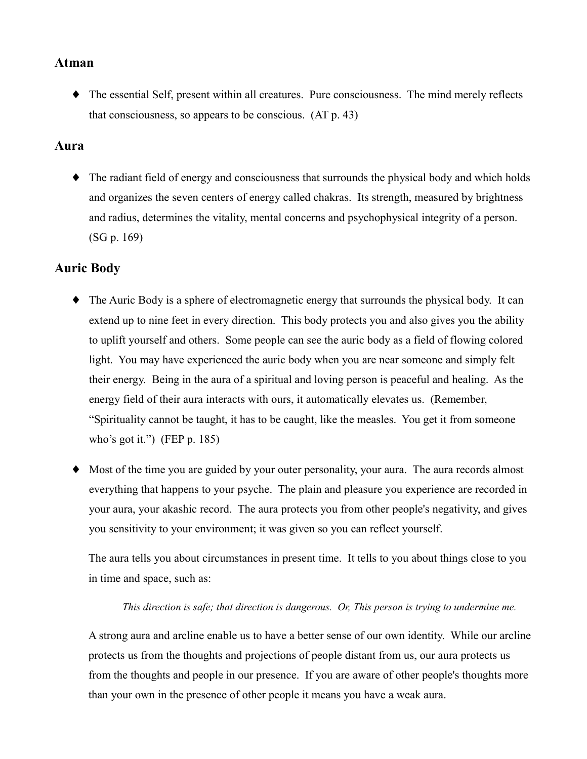## Atman

- The essential Self, present within all creatures. Pure consciousness. The mind merely reflects that consciousness, so appears to be conscious. (AT p. 43)

## Aura

- The radiant field of energy and consciousness that surrounds the physical body and which holds and organizes the seven centers of energy called chakras. Its strength, measured by brightness and radius, determines the vitality, mental concerns and psychophysical integrity of a person. (SG p. 169)

## Auric Body

- The Auric Body is a sphere of electromagnetic energy that surrounds the physical body. It can extend up to nine feet in every direction. This body protects you and also gives you the ability to uplift yourself and others. Some people can see the auric body as a field of flowing colored light. You may have experienced the auric body when you are near someone and simply felt their energy. Being in the aura of a spiritual and loving person is peaceful and healing. As the energy field of their aura interacts with ours, it automatically elevates us. (Remember, "Spirituality cannot be taught, it has to be caught, like the measles. You get it from someone who's got it.") (FEP p. 185)

- Most of the time you are guided by your outer personality, your aura. The aura records almost everything that happens to your psyche. The plain and pleasure you experience are recorded in your aura, your akashic record. The aura protects you from other people's negativity, and gives you sensitivity to your environment; it was given so you can reflect yourself.

  The aura tells you about circumstances in present time. It tells to you about things close to you in time and space, such as:

  > *This direction is safe; that direction is dangerous. Or, This person is trying to undermine me.*

  A strong aura and arcline enable us to have a better sense of our own identity. While our arcline protects us from the thoughts and projections of people distant from us, our aura protects us from the thoughts and people in our presence. If you are aware of other people's thoughts more than your own in the presence of other people it means you have a weak aura.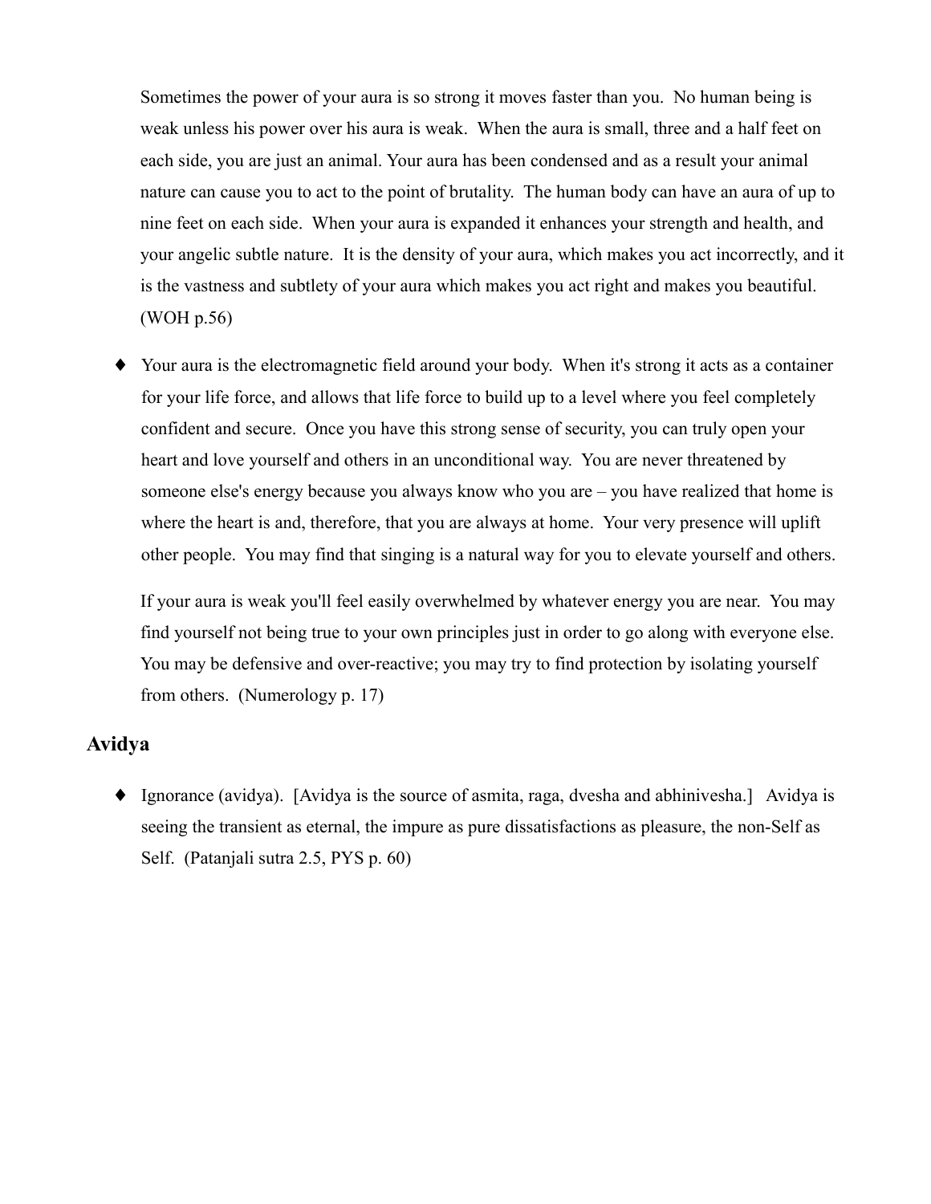Sometimes the power of your aura is so strong it moves faster than you. No human being is weak unless his power over his aura is weak. When the aura is small, three and a half feet on each side, you are just an animal. Your aura has been condensed and as a result your animal nature can cause you to act to the point of brutality. The human body can have an aura of up to nine feet on each side. When your aura is expanded it enhances your strength and health, and your angelic subtle nature. It is the density of your aura, which makes you act incorrectly, and it is the vastness and subtlety of your aura which makes you act right and makes you beautiful. (WOH p.56)

- Your aura is the electromagnetic field around your body. When it's strong it acts as a container for your life force, and allows that life force to build up to a level where you feel completely confident and secure. Once you have this strong sense of security, you can truly open your heart and love yourself and others in an unconditional way. You are never threatened by someone else's energy because you always know who you are – you have realized that home is where the heart is and, therefore, that you are always at home. Your very presence will uplift other people. You may find that singing is a natural way for you to elevate yourself and others.

  If your aura is weak you'll feel easily overwhelmed by whatever energy you are near. You may find yourself not being true to your own principles just in order to go along with everyone else. You may be defensive and over-reactive; you may try to find protection by isolating yourself from others. (Numerology p. 17)

## Avidya

- Ignorance (avidya). [Avidya is the source of asmita, raga, dvesha and abhinivesha.] Avidya is seeing the transient as eternal, the impure as pure dissatisfactions as pleasure, the non-Self as Self. (Patanjali sutra 2.5, PYS p. 60)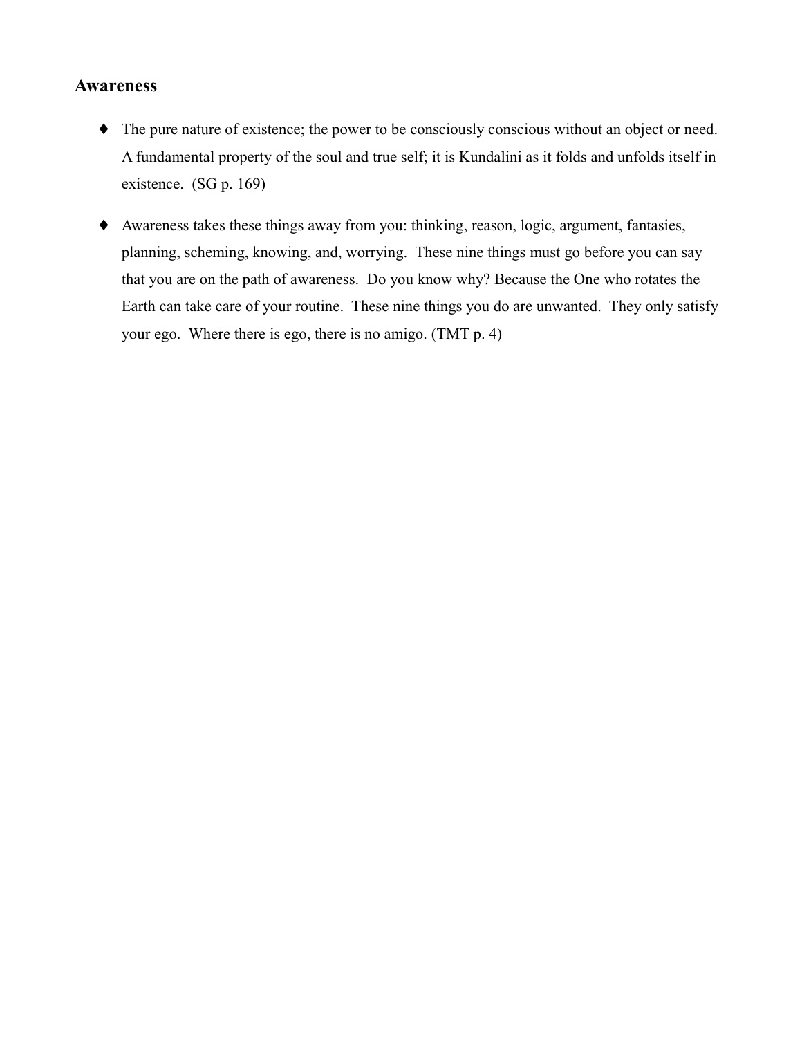## Awareness

- The pure nature of existence; the power to be consciously conscious without an object or need. A fundamental property of the soul and true self; it is Kundalini as it folds and unfolds itself in existence. (SG p. 169)

- Awareness takes these things away from you: thinking, reason, logic, argument, fantasies, planning, scheming, knowing, and, worrying. These nine things must go before you can say that you are on the path of awareness. Do you know why? Because the One who rotates the Earth can take care of your routine. These nine things you do are unwanted. They only satisfy your ego. Where there is ego, there is no amigo. (TMT p. 4)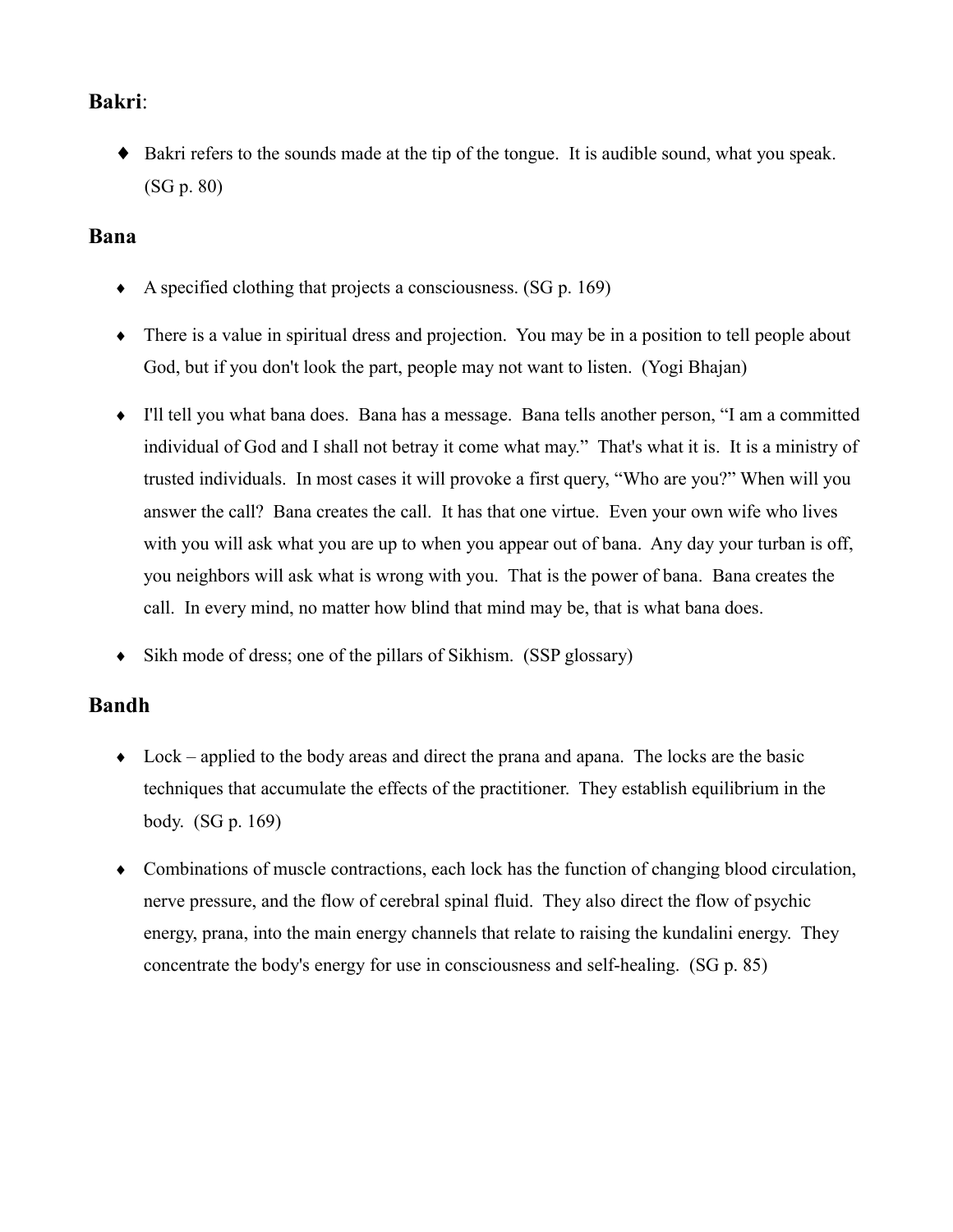**Bakri**:

- Bakri refers to the sounds made at the tip of the tongue. It is audible sound, what you speak. (SG p. 80)

**Bana**

- A specified clothing that projects a consciousness. (SG p. 169)
- There is a value in spiritual dress and projection. You may be in a position to tell people about God, but if you don't look the part, people may not want to listen. (Yogi Bhajan)
- I'll tell you what bana does. Bana has a message. Bana tells another person, "I am a committed individual of God and I shall not betray it come what may." That's what it is. It is a ministry of trusted individuals. In most cases it will provoke a first query, "Who are you?" When will you answer the call? Bana creates the call. It has that one virtue. Even your own wife who lives with you will ask what you are up to when you appear out of bana. Any day your turban is off, you neighbors will ask what is wrong with you. That is the power of bana. Bana creates the call. In every mind, no matter how blind that mind may be, that is what bana does.
- Sikh mode of dress; one of the pillars of Sikhism. (SSP glossary)

**Bandh**

- Lock – applied to the body areas and direct the prana and apana. The locks are the basic techniques that accumulate the effects of the practitioner. They establish equilibrium in the body. (SG p. 169)
- Combinations of muscle contractions, each lock has the function of changing blood circulation, nerve pressure, and the flow of cerebral spinal fluid. They also direct the flow of psychic energy, prana, into the main energy channels that relate to raising the kundalini energy. They concentrate the body's energy for use in consciousness and self-healing. (SG p. 85)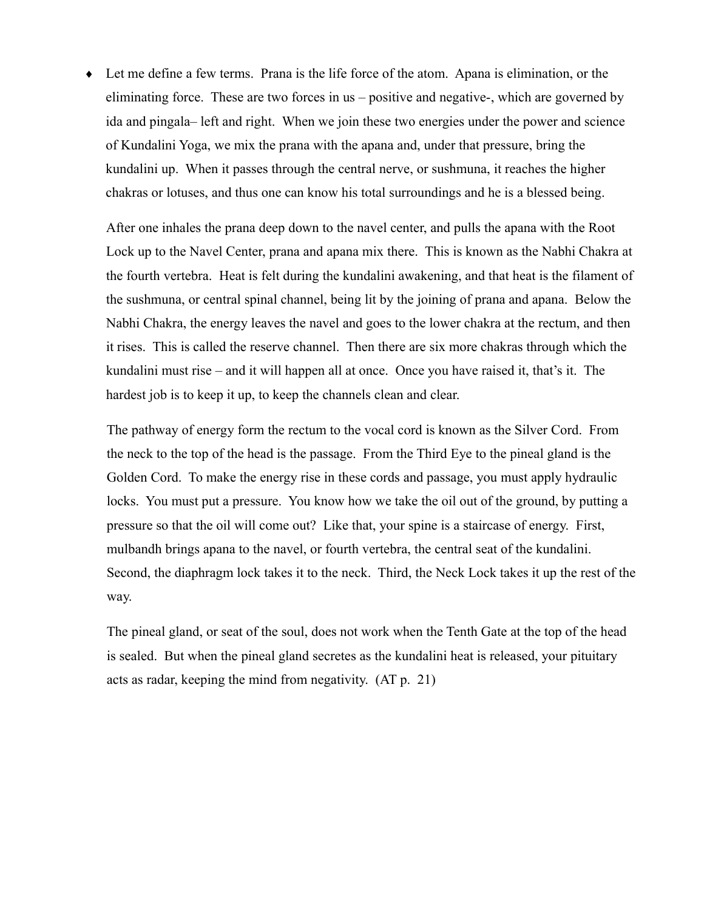- Let me define a few terms. Prana is the life force of the atom. Apana is elimination, or the eliminating force. These are two forces in us – positive and negative-, which are governed by ida and pingala– left and right. When we join these two energies under the power and science of Kundalini Yoga, we mix the prana with the apana and, under that pressure, bring the kundalini up. When it passes through the central nerve, or sushmuna, it reaches the higher chakras or lotuses, and thus one can know his total surroundings and he is a blessed being.

  After one inhales the prana deep down to the navel center, and pulls the apana with the Root Lock up to the Navel Center, prana and apana mix there. This is known as the Nabhi Chakra at the fourth vertebra. Heat is felt during the kundalini awakening, and that heat is the filament of the sushmuna, or central spinal channel, being lit by the joining of prana and apana. Below the Nabhi Chakra, the energy leaves the navel and goes to the lower chakra at the rectum, and then it rises. This is called the reserve channel. Then there are six more chakras through which the kundalini must rise – and it will happen all at once. Once you have raised it, that's it. The hardest job is to keep it up, to keep the channels clean and clear.

  The pathway of energy form the rectum to the vocal cord is known as the Silver Cord. From the neck to the top of the head is the passage. From the Third Eye to the pineal gland is the Golden Cord. To make the energy rise in these cords and passage, you must apply hydraulic locks. You must put a pressure. You know how we take the oil out of the ground, by putting a pressure so that the oil will come out? Like that, your spine is a staircase of energy. First, mulbandh brings apana to the navel, or fourth vertebra, the central seat of the kundalini. Second, the diaphragm lock takes it to the neck. Third, the Neck Lock takes it up the rest of the way.

  The pineal gland, or seat of the soul, does not work when the Tenth Gate at the top of the head is sealed. But when the pineal gland secretes as the kundalini heat is released, your pituitary acts as radar, keeping the mind from negativity. (AT p. 21)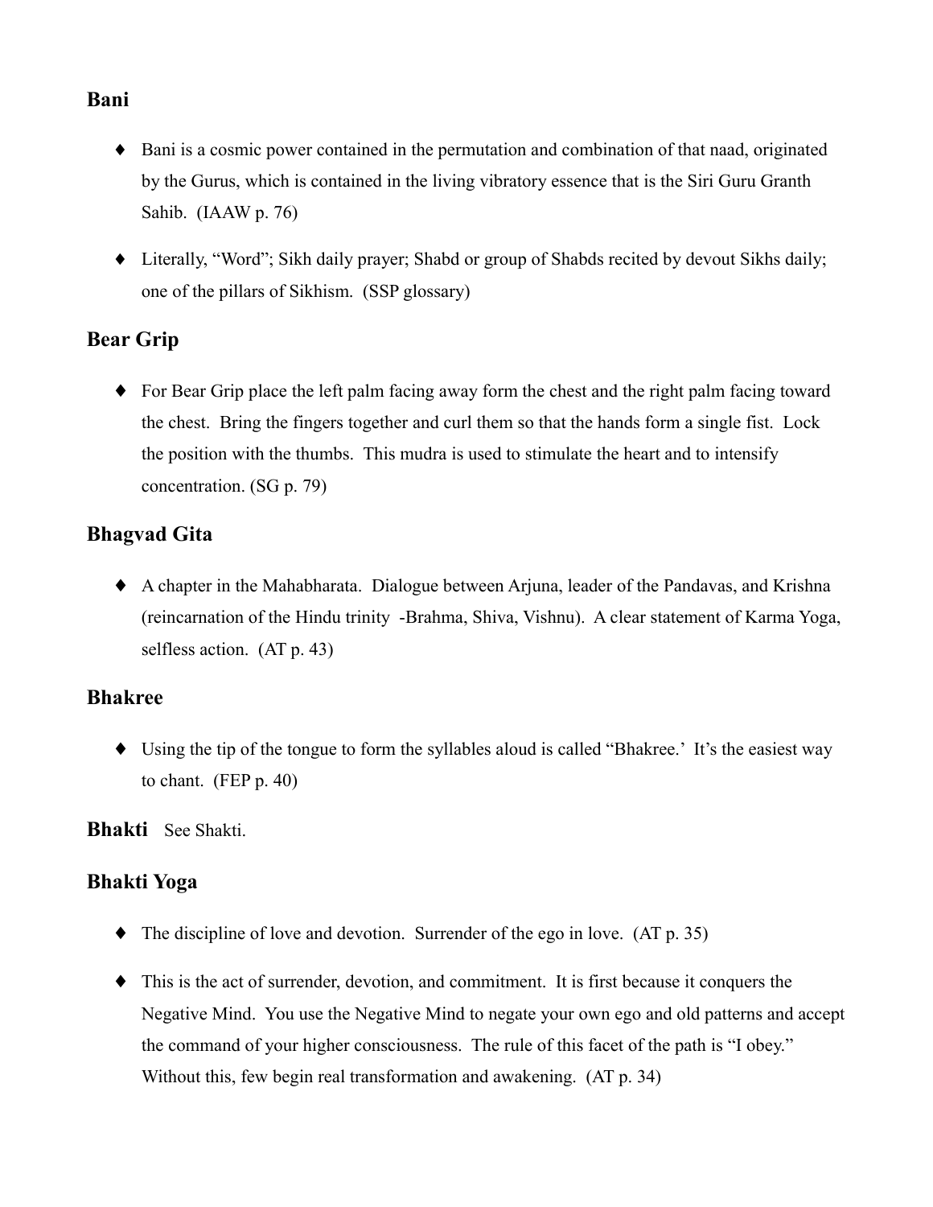### Bani

- Bani is a cosmic power contained in the permutation and combination of that naad, originated by the Gurus, which is contained in the living vibratory essence that is the Siri Guru Granth Sahib. (IAAW p. 76)

- Literally, "Word"; Sikh daily prayer; Shabd or group of Shabds recited by devout Sikhs daily; one of the pillars of Sikhism. (SSP glossary)

### Bear Grip

- For Bear Grip place the left palm facing away form the chest and the right palm facing toward the chest. Bring the fingers together and curl them so that the hands form a single fist. Lock the position with the thumbs. This mudra is used to stimulate the heart and to intensify concentration. (SG p. 79)

### Bhagvad Gita

- A chapter in the Mahabharata. Dialogue between Arjuna, leader of the Pandavas, and Krishna (reincarnation of the Hindu trinity -Brahma, Shiva, Vishnu). A clear statement of Karma Yoga, selfless action. (AT p. 43)

### Bhakree

- Using the tip of the tongue to form the syllables aloud is called "Bhakree.' It's the easiest way to chant. (FEP p. 40)

**Bhakti** See Shakti.

### Bhakti Yoga

- The discipline of love and devotion. Surrender of the ego in love. (AT p. 35)

- This is the act of surrender, devotion, and commitment. It is first because it conquers the Negative Mind. You use the Negative Mind to negate your own ego and old patterns and accept the command of your higher consciousness. The rule of this facet of the path is "I obey." Without this, few begin real transformation and awakening. (AT p. 34)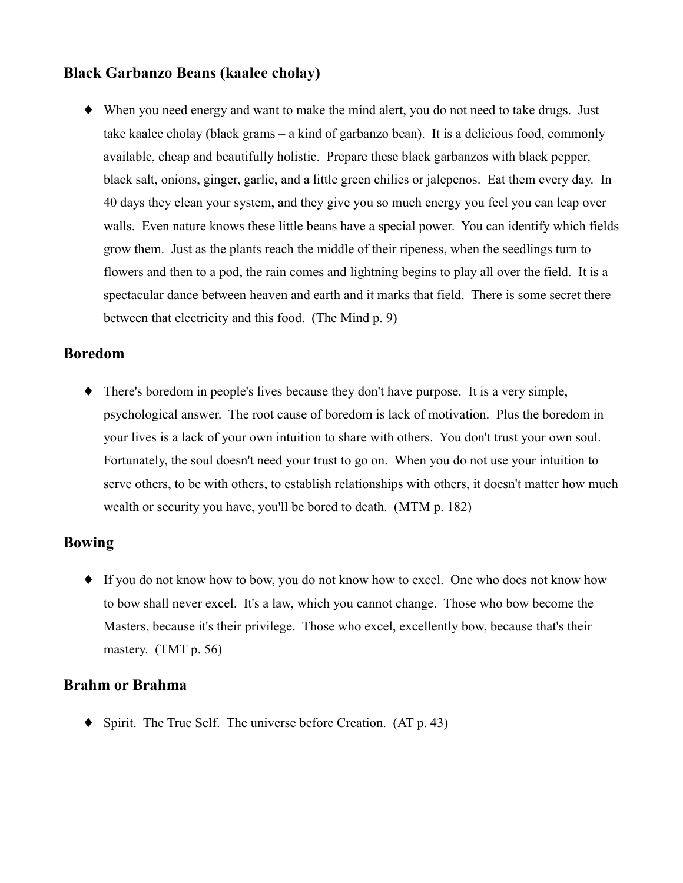### Black Garbanzo Beans (kaalee cholay)

- When you need energy and want to make the mind alert, you do not need to take drugs. Just take kaalee cholay (black grams – a kind of garbanzo bean). It is a delicious food, commonly available, cheap and beautifully holistic. Prepare these black garbanzos with black pepper, black salt, onions, ginger, garlic, and a little green chilies or jalepenos. Eat them every day. In 40 days they clean your system, and they give you so much energy you feel you can leap over walls. Even nature knows these little beans have a special power. You can identify which fields grow them. Just as the plants reach the middle of their ripeness, when the seedlings turn to flowers and then to a pod, the rain comes and lightning begins to play all over the field. It is a spectacular dance between heaven and earth and it marks that field. There is some secret there between that electricity and this food. (The Mind p. 9)

## Boredom

- There's boredom in people's lives because they don't have purpose. It is a very simple, psychological answer. The root cause of boredom is lack of motivation. Plus the boredom in your lives is a lack of your own intuition to share with others. You don't trust your own soul. Fortunately, the soul doesn't need your trust to go on. When you do not use your intuition to serve others, to be with others, to establish relationships with others, it doesn't matter how much wealth or security you have, you'll be bored to death. (MTM p. 182)

## Bowing

- If you do not know how to bow, you do not know how to excel. One who does not know how to bow shall never excel. It's a law, which you cannot change. Those who bow become the Masters, because it's their privilege. Those who excel, excellently bow, because that's their mastery. (TMT p. 56)

## Brahm or Brahma

- Spirit. The True Self. The universe before Creation. (AT p. 43)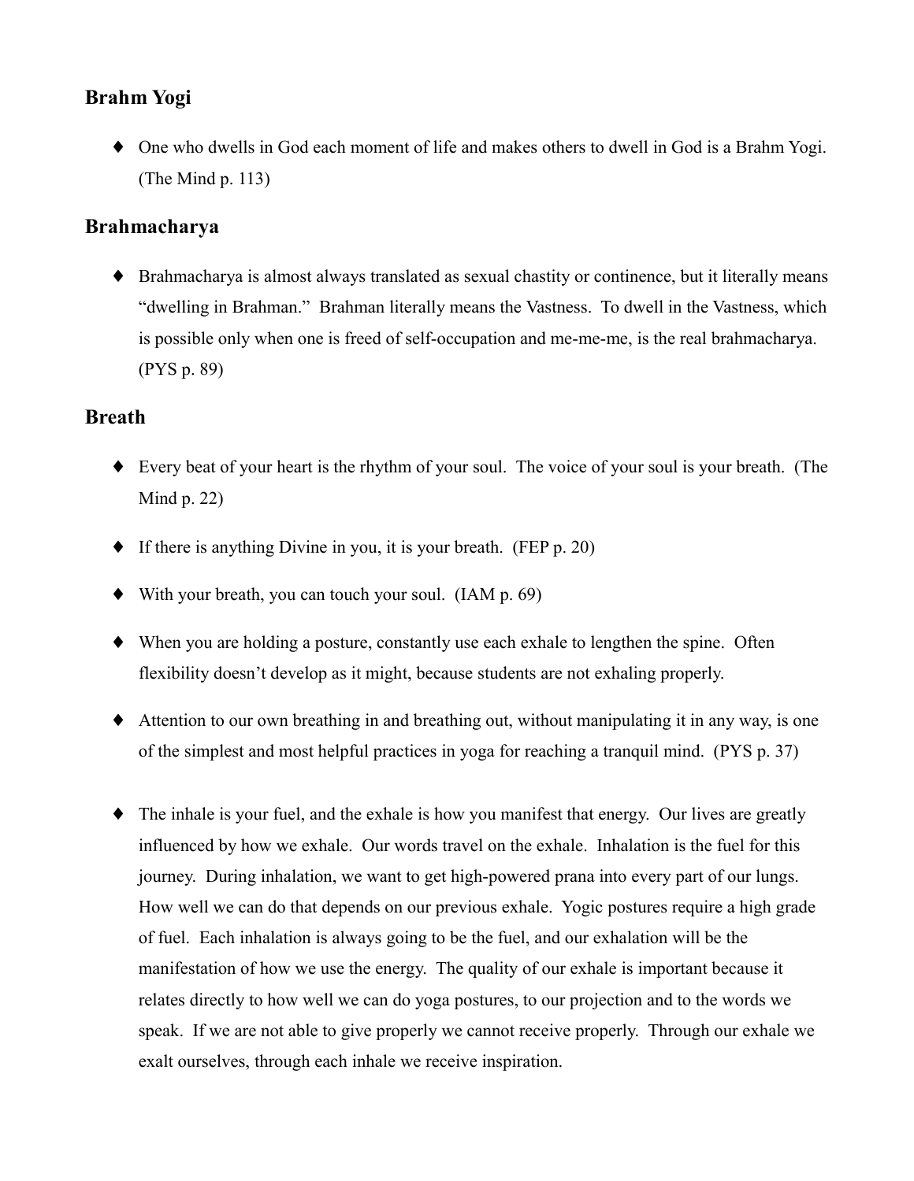## Brahm Yogi

- One who dwells in God each moment of life and makes others to dwell in God is a Brahm Yogi. (The Mind p. 113)

## Brahmacharya

- Brahmacharya is almost always translated as sexual chastity or continence, but it literally means "dwelling in Brahman." Brahman literally means the Vastness. To dwell in the Vastness, which is possible only when one is freed of self-occupation and me-me-me, is the real brahmacharya. (PYS p. 89)

## Breath

- Every beat of your heart is the rhythm of your soul. The voice of your soul is your breath. (The Mind p. 22)

- If there is anything Divine in you, it is your breath. (FEP p. 20)

- With your breath, you can touch your soul. (IAM p. 69)

- When you are holding a posture, constantly use each exhale to lengthen the spine. Often flexibility doesn't develop as it might, because students are not exhaling properly.

- Attention to our own breathing in and breathing out, without manipulating it in any way, is one of the simplest and most helpful practices in yoga for reaching a tranquil mind. (PYS p. 37)

- The inhale is your fuel, and the exhale is how you manifest that energy. Our lives are greatly influenced by how we exhale. Our words travel on the exhale. Inhalation is the fuel for this journey. During inhalation, we want to get high-powered prana into every part of our lungs. How well we can do that depends on our previous exhale. Yogic postures require a high grade of fuel. Each inhalation is always going to be the fuel, and our exhalation will be the manifestation of how we use the energy. The quality of our exhale is important because it relates directly to how well we can do yoga postures, to our projection and to the words we speak. If we are not able to give properly we cannot receive properly. Through our exhale we exalt ourselves, through each inhale we receive inspiration.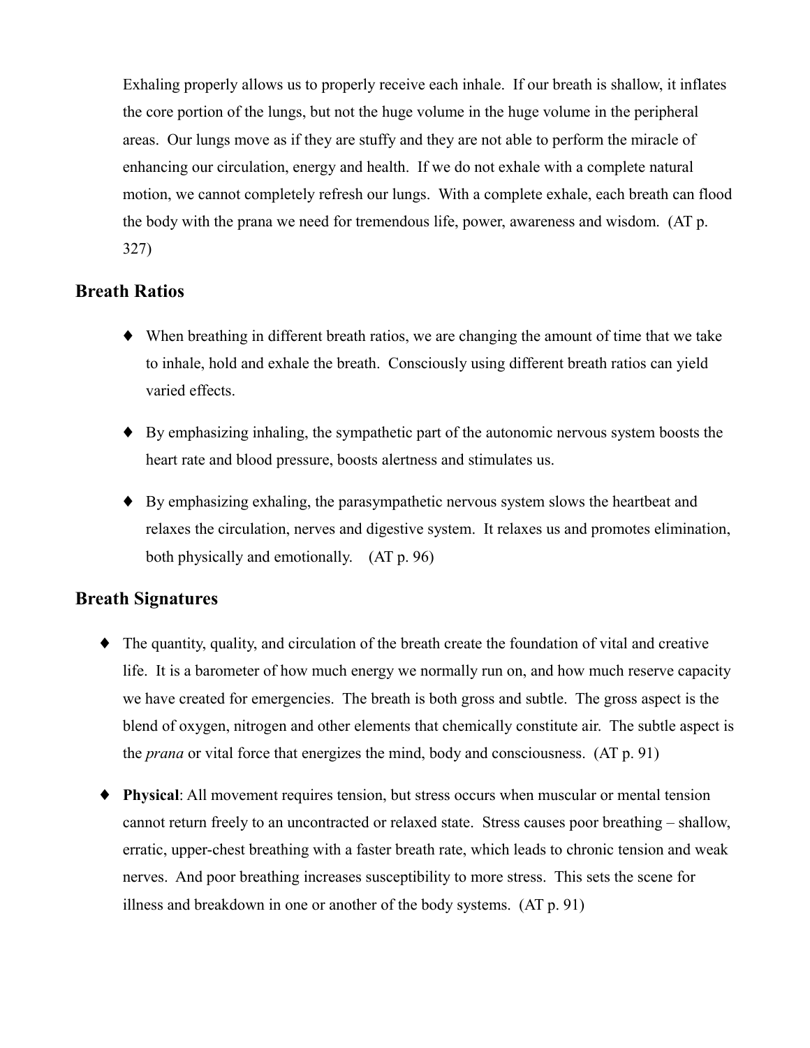Exhaling properly allows us to properly receive each inhale. If our breath is shallow, it inflates the core portion of the lungs, but not the huge volume in the huge volume in the peripheral areas. Our lungs move as if they are stuffy and they are not able to perform the miracle of enhancing our circulation, energy and health. If we do not exhale with a complete natural motion, we cannot completely refresh our lungs. With a complete exhale, each breath can flood the body with the prana we need for tremendous life, power, awareness and wisdom. (AT p. 327)

## Breath Ratios

- When breathing in different breath ratios, we are changing the amount of time that we take to inhale, hold and exhale the breath. Consciously using different breath ratios can yield varied effects.
- By emphasizing inhaling, the sympathetic part of the autonomic nervous system boosts the heart rate and blood pressure, boosts alertness and stimulates us.
- By emphasizing exhaling, the parasympathetic nervous system slows the heartbeat and relaxes the circulation, nerves and digestive system. It relaxes us and promotes elimination, both physically and emotionally. (AT p. 96)

## Breath Signatures

- The quantity, quality, and circulation of the breath create the foundation of vital and creative life. It is a barometer of how much energy we normally run on, and how much reserve capacity we have created for emergencies. The breath is both gross and subtle. The gross aspect is the blend of oxygen, nitrogen and other elements that chemically constitute air. The subtle aspect is the *prana* or vital force that energizes the mind, body and consciousness. (AT p. 91)
- **Physical**: All movement requires tension, but stress occurs when muscular or mental tension cannot return freely to an uncontracted or relaxed state. Stress causes poor breathing – shallow, erratic, upper-chest breathing with a faster breath rate, which leads to chronic tension and weak nerves. And poor breathing increases susceptibility to more stress. This sets the scene for illness and breakdown in one or another of the body systems. (AT p. 91)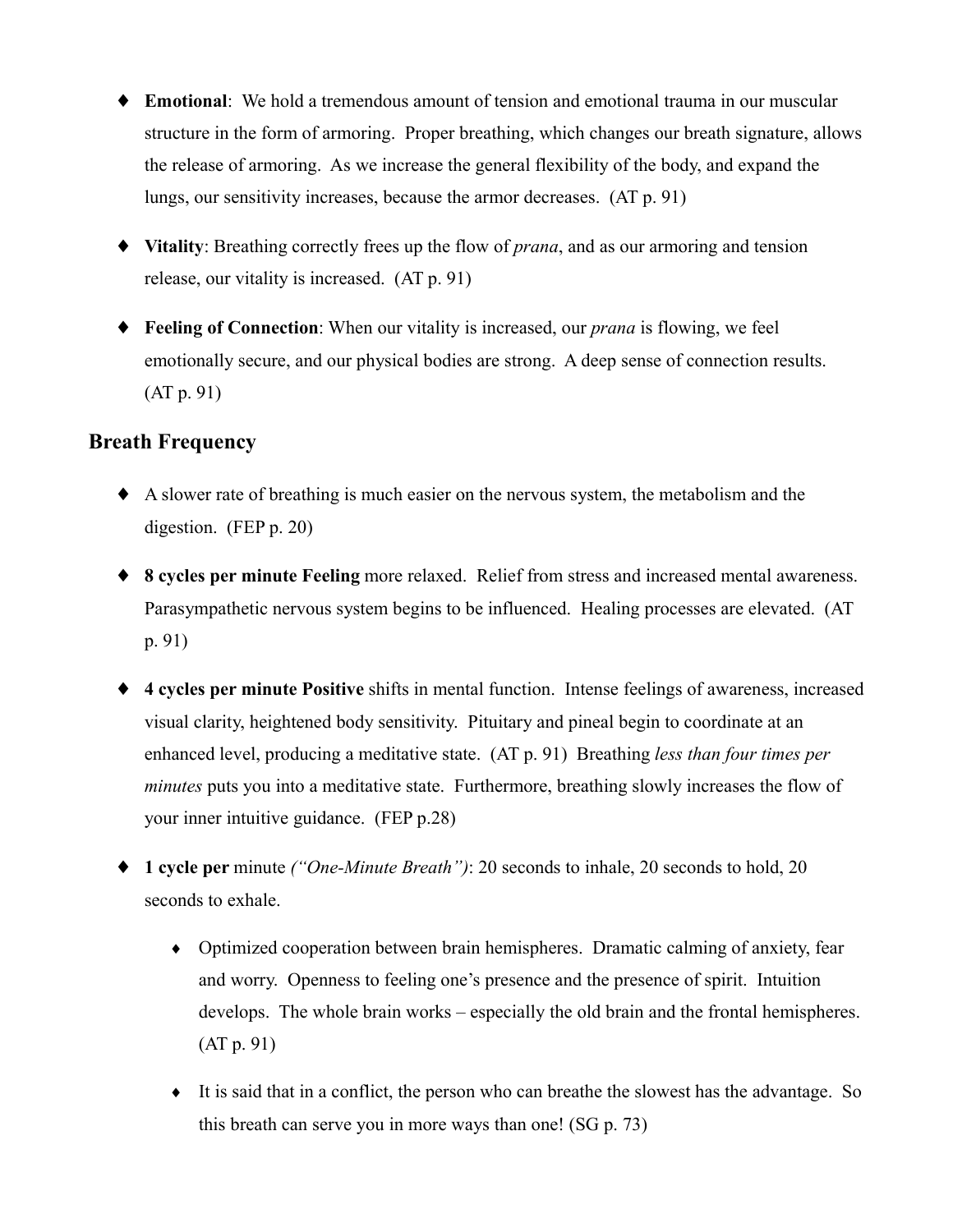- **Emotional**: We hold a tremendous amount of tension and emotional trauma in our muscular structure in the form of armoring. Proper breathing, which changes our breath signature, allows the release of armoring. As we increase the general flexibility of the body, and expand the lungs, our sensitivity increases, because the armor decreases. (AT p. 91)

- **Vitality**: Breathing correctly frees up the flow of *prana*, and as our armoring and tension release, our vitality is increased. (AT p. 91)

- **Feeling of Connection**: When our vitality is increased, our *prana* is flowing, we feel emotionally secure, and our physical bodies are strong. A deep sense of connection results. (AT p. 91)

## Breath Frequency

- A slower rate of breathing is much easier on the nervous system, the metabolism and the digestion. (FEP p. 20)

- **8 cycles per minute Feeling** more relaxed. Relief from stress and increased mental awareness. Parasympathetic nervous system begins to be influenced. Healing processes are elevated. (AT p. 91)

- **4 cycles per minute Positive** shifts in mental function. Intense feelings of awareness, increased visual clarity, heightened body sensitivity. Pituitary and pineal begin to coordinate at an enhanced level, producing a meditative state. (AT p. 91) Breathing *less than four times per minutes* puts you into a meditative state. Furthermore, breathing slowly increases the flow of your inner intuitive guidance. (FEP p.28)

- **1 cycle per** minute *("One-Minute Breath")*: 20 seconds to inhale, 20 seconds to hold, 20 seconds to exhale.

  - Optimized cooperation between brain hemispheres. Dramatic calming of anxiety, fear and worry. Openness to feeling one's presence and the presence of spirit. Intuition develops. The whole brain works – especially the old brain and the frontal hemispheres. (AT p. 91)

  - It is said that in a conflict, the person who can breathe the slowest has the advantage. So this breath can serve you in more ways than one! (SG p. 73)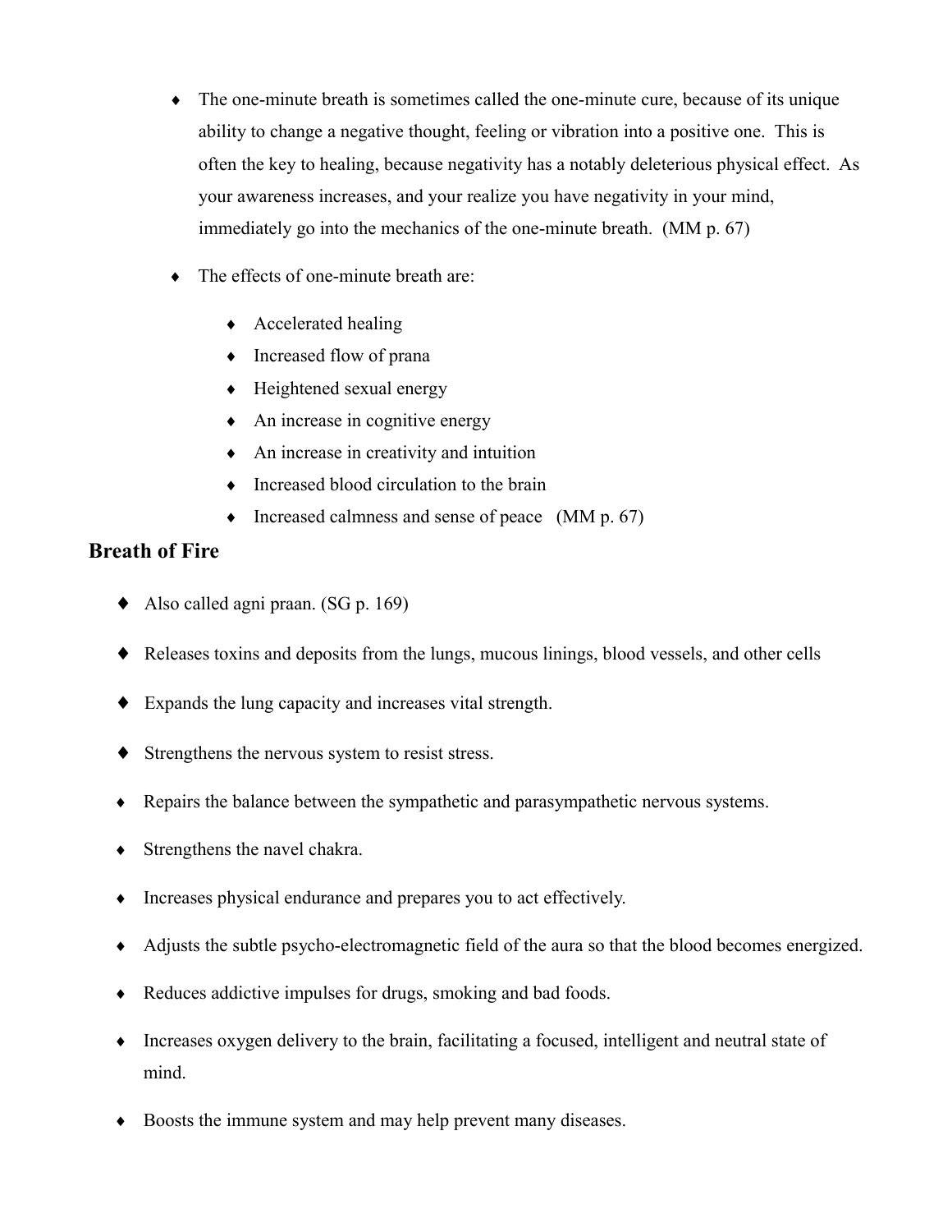- The one-minute breath is sometimes called the one-minute cure, because of its unique ability to change a negative thought, feeling or vibration into a positive one. This is often the key to healing, because negativity has a notably deleterious physical effect. As your awareness increases, and your realize you have negativity in your mind, immediately go into the mechanics of the one-minute breath. (MM p. 67)
- The effects of one-minute breath are:
  - Accelerated healing
  - Increased flow of prana
  - Heightened sexual energy
  - An increase in cognitive energy
  - An increase in creativity and intuition
  - Increased blood circulation to the brain
  - Increased calmness and sense of peace (MM p. 67)

## Breath of Fire

- Also called agni praan. (SG p. 169)
- Releases toxins and deposits from the lungs, mucous linings, blood vessels, and other cells
- Expands the lung capacity and increases vital strength.
- Strengthens the nervous system to resist stress.
- Repairs the balance between the sympathetic and parasympathetic nervous systems.
- Strengthens the navel chakra.
- Increases physical endurance and prepares you to act effectively.
- Adjusts the subtle psycho-electromagnetic field of the aura so that the blood becomes energized.
- Reduces addictive impulses for drugs, smoking and bad foods.
- Increases oxygen delivery to the brain, facilitating a focused, intelligent and neutral state of mind.
- Boosts the immune system and may help prevent many diseases.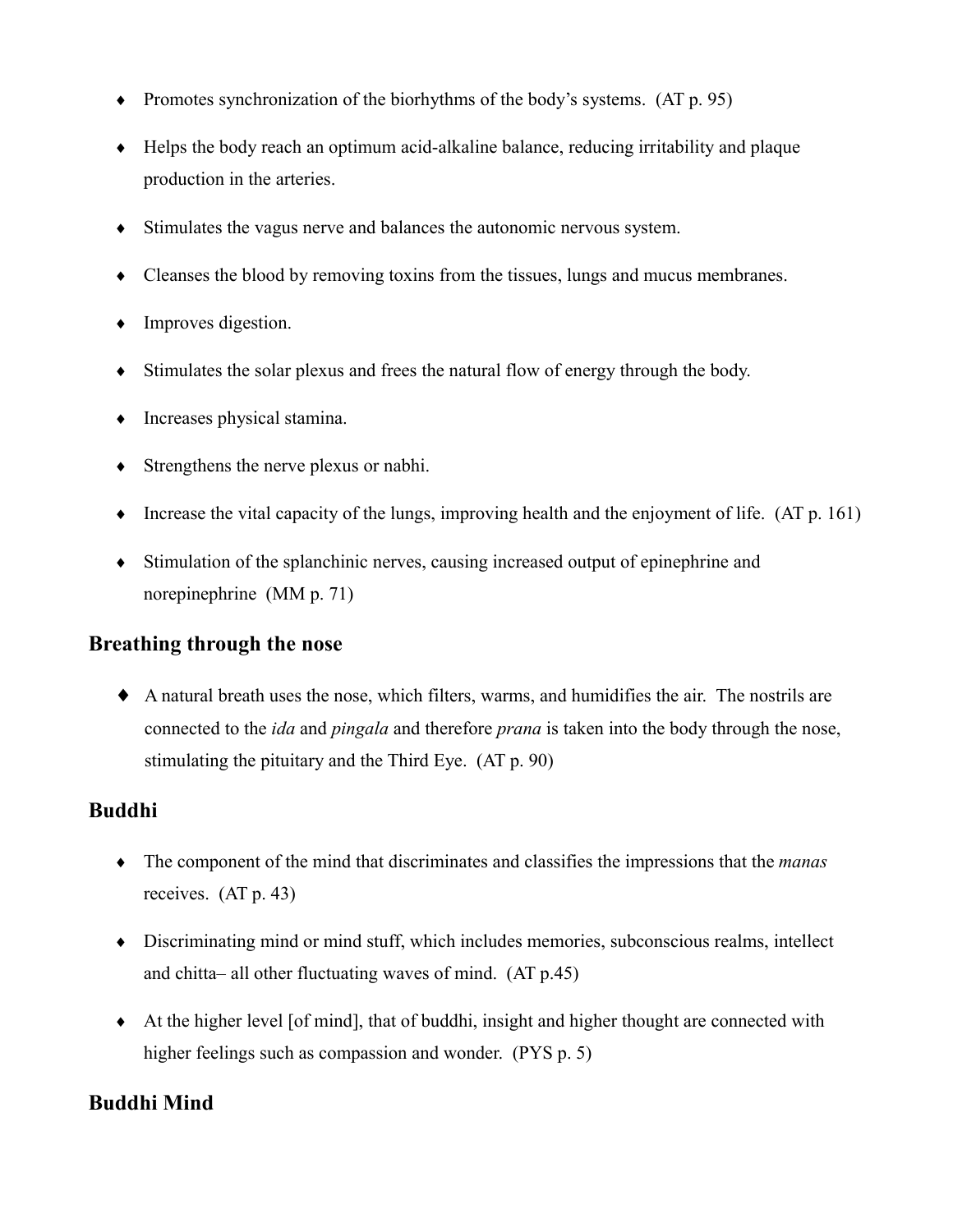- Promotes synchronization of the biorhythms of the body's systems.  (AT p. 95)
- Helps the body reach an optimum acid-alkaline balance, reducing irritability and plaque production in the arteries.
- Stimulates the vagus nerve and balances the autonomic nervous system.
- Cleanses the blood by removing toxins from the tissues, lungs and mucus membranes.
- Improves digestion.
- Stimulates the solar plexus and frees the natural flow of energy through the body.
- Increases physical stamina.
- Strengthens the nerve plexus or nabhi.
- Increase the vital capacity of the lungs, improving health and the enjoyment of life.  (AT p. 161)
- Stimulation of the splanchinic nerves, causing increased output of epinephrine and norepinephrine  (MM p. 71)

## Breathing through the nose

- A natural breath uses the nose, which filters, warms, and humidifies the air.  The nostrils are connected to the *ida* and *pingala* and therefore *prana* is taken into the body through the nose, stimulating the pituitary and the Third Eye.  (AT p. 90)

## Buddhi

- The component of the mind that discriminates and classifies the impressions that the *manas* receives.  (AT p. 43)
- Discriminating mind or mind stuff, which includes memories, subconscious realms, intellect and chitta– all other fluctuating waves of mind.  (AT p.45)
- At the higher level [of mind], that of buddhi, insight and higher thought are connected with higher feelings such as compassion and wonder.  (PYS p. 5)

## Buddhi Mind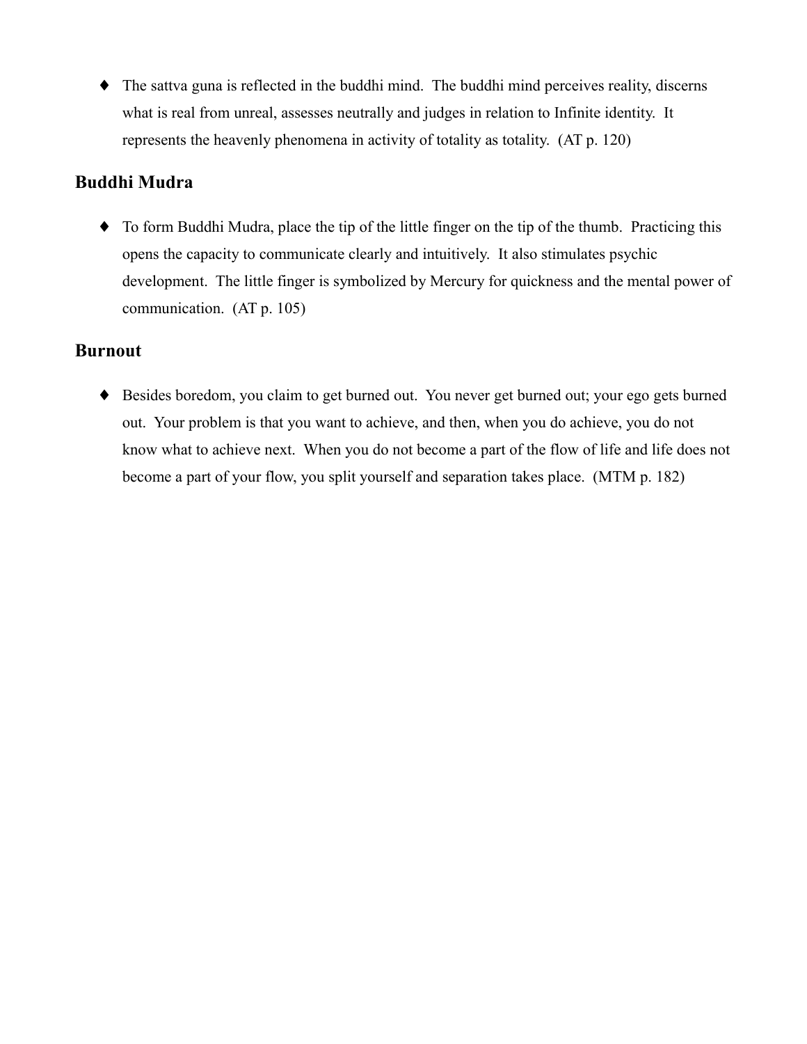- The sattva guna is reflected in the buddhi mind. The buddhi mind perceives reality, discerns what is real from unreal, assesses neutrally and judges in relation to Infinite identity. It represents the heavenly phenomena in activity of totality as totality. (AT p. 120)

## Buddhi Mudra

- To form Buddhi Mudra, place the tip of the little finger on the tip of the thumb. Practicing this opens the capacity to communicate clearly and intuitively. It also stimulates psychic development. The little finger is symbolized by Mercury for quickness and the mental power of communication. (AT p. 105)

## Burnout

- Besides boredom, you claim to get burned out. You never get burned out; your ego gets burned out. Your problem is that you want to achieve, and then, when you do achieve, you do not know what to achieve next. When you do not become a part of the flow of life and life does not become a part of your flow, you split yourself and separation takes place. (MTM p. 182)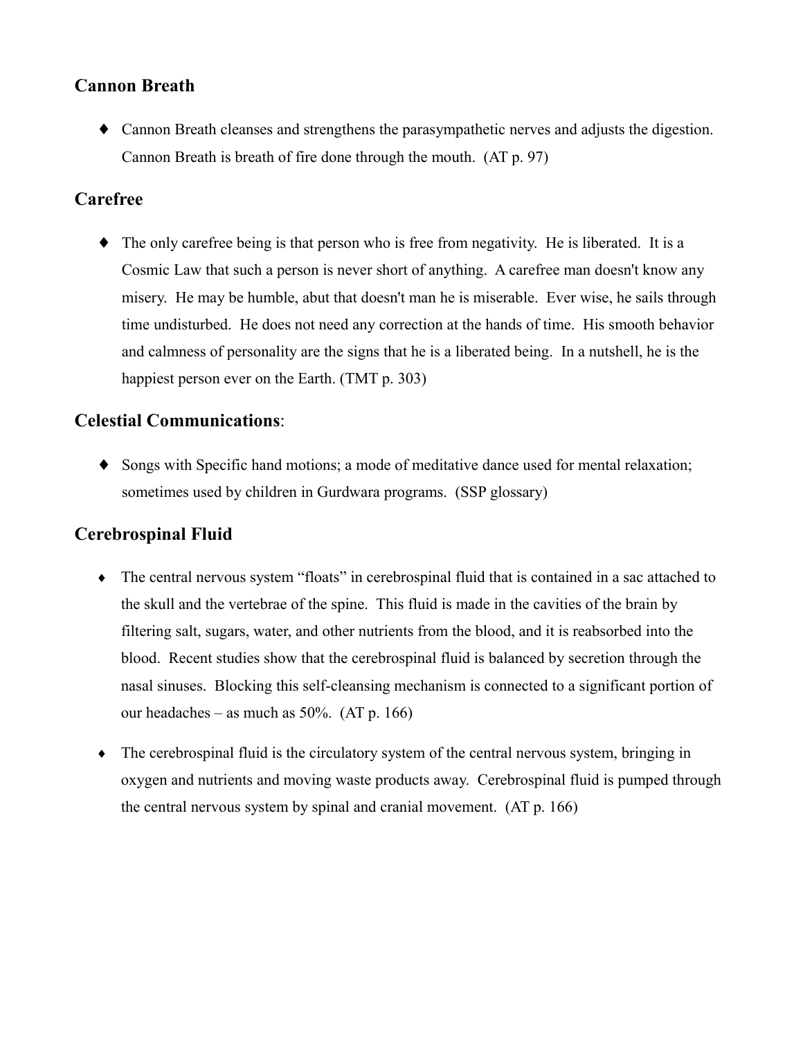## Cannon Breath

- Cannon Breath cleanses and strengthens the parasympathetic nerves and adjusts the digestion. Cannon Breath is breath of fire done through the mouth. (AT p. 97)

## Carefree

- The only carefree being is that person who is free from negativity. He is liberated. It is a Cosmic Law that such a person is never short of anything. A carefree man doesn't know any misery. He may be humble, abut that doesn't man he is miserable. Ever wise, he sails through time undisturbed. He does not need any correction at the hands of time. His smooth behavior and calmness of personality are the signs that he is a liberated being. In a nutshell, he is the happiest person ever on the Earth. (TMT p. 303)

## **Celestial Communications**:

- Songs with Specific hand motions; a mode of meditative dance used for mental relaxation; sometimes used by children in Gurdwara programs. (SSP glossary)

## Cerebrospinal Fluid

- The central nervous system "floats" in cerebrospinal fluid that is contained in a sac attached to the skull and the vertebrae of the spine. This fluid is made in the cavities of the brain by filtering salt, sugars, water, and other nutrients from the blood, and it is reabsorbed into the blood. Recent studies show that the cerebrospinal fluid is balanced by secretion through the nasal sinuses. Blocking this self-cleansing mechanism is connected to a significant portion of our headaches – as much as 50%. (AT p. 166)

- The cerebrospinal fluid is the circulatory system of the central nervous system, bringing in oxygen and nutrients and moving waste products away. Cerebrospinal fluid is pumped through the central nervous system by spinal and cranial movement. (AT p. 166)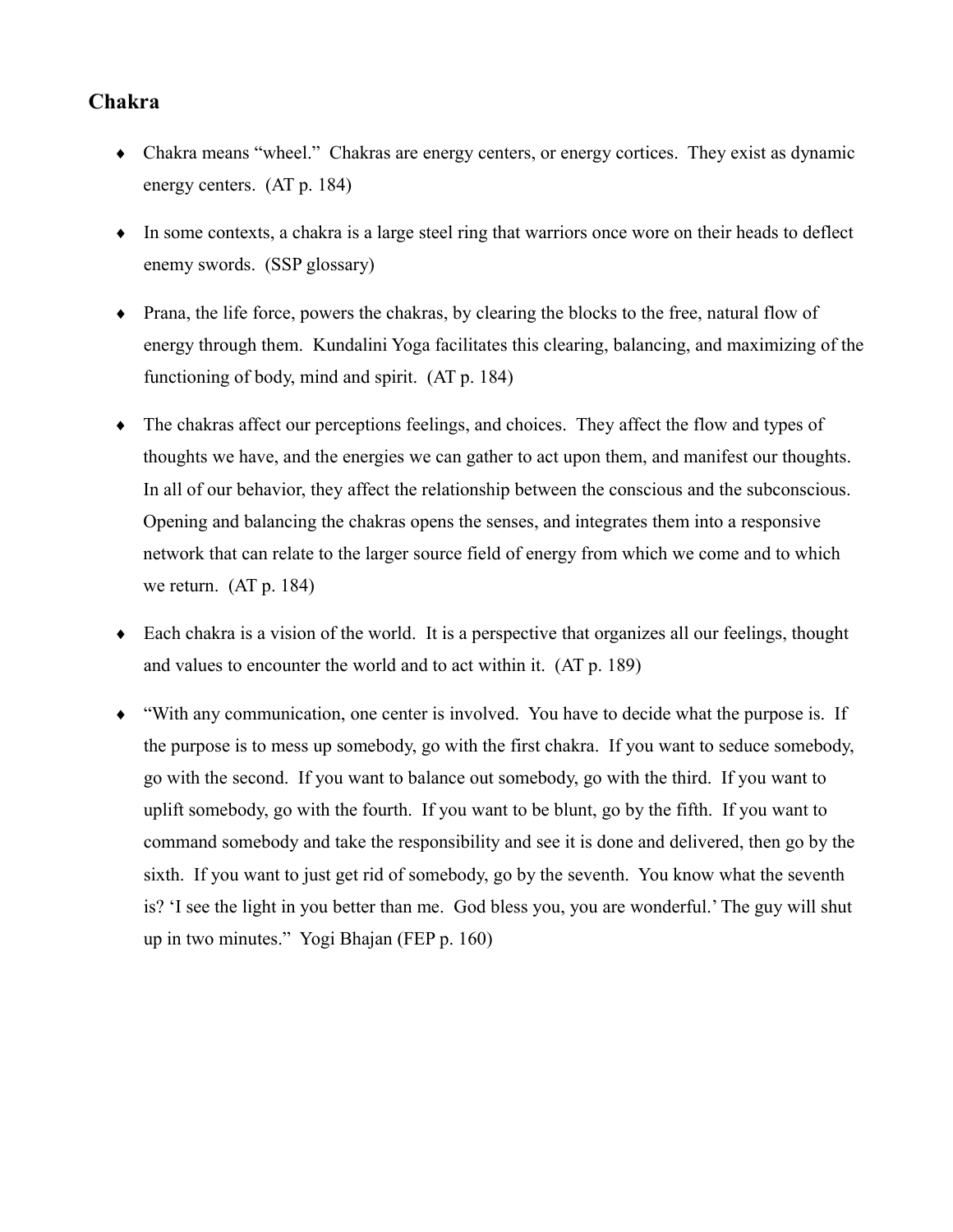## Chakra

- Chakra means "wheel." Chakras are energy centers, or energy cortices. They exist as dynamic energy centers. (AT p. 184)

- In some contexts, a chakra is a large steel ring that warriors once wore on their heads to deflect enemy swords. (SSP glossary)

- Prana, the life force, powers the chakras, by clearing the blocks to the free, natural flow of energy through them. Kundalini Yoga facilitates this clearing, balancing, and maximizing of the functioning of body, mind and spirit. (AT p. 184)

- The chakras affect our perceptions feelings, and choices. They affect the flow and types of thoughts we have, and the energies we can gather to act upon them, and manifest our thoughts. In all of our behavior, they affect the relationship between the conscious and the subconscious. Opening and balancing the chakras opens the senses, and integrates them into a responsive network that can relate to the larger source field of energy from which we come and to which we return. (AT p. 184)

- Each chakra is a vision of the world. It is a perspective that organizes all our feelings, thought and values to encounter the world and to act within it. (AT p. 189)

- "With any communication, one center is involved. You have to decide what the purpose is. If the purpose is to mess up somebody, go with the first chakra. If you want to seduce somebody, go with the second. If you want to balance out somebody, go with the third. If you want to uplift somebody, go with the fourth. If you want to be blunt, go by the fifth. If you want to command somebody and take the responsibility and see it is done and delivered, then go by the sixth. If you want to just get rid of somebody, go by the seventh. You know what the seventh is? 'I see the light in you better than me. God bless you, you are wonderful.' The guy will shut up in two minutes." Yogi Bhajan (FEP p. 160)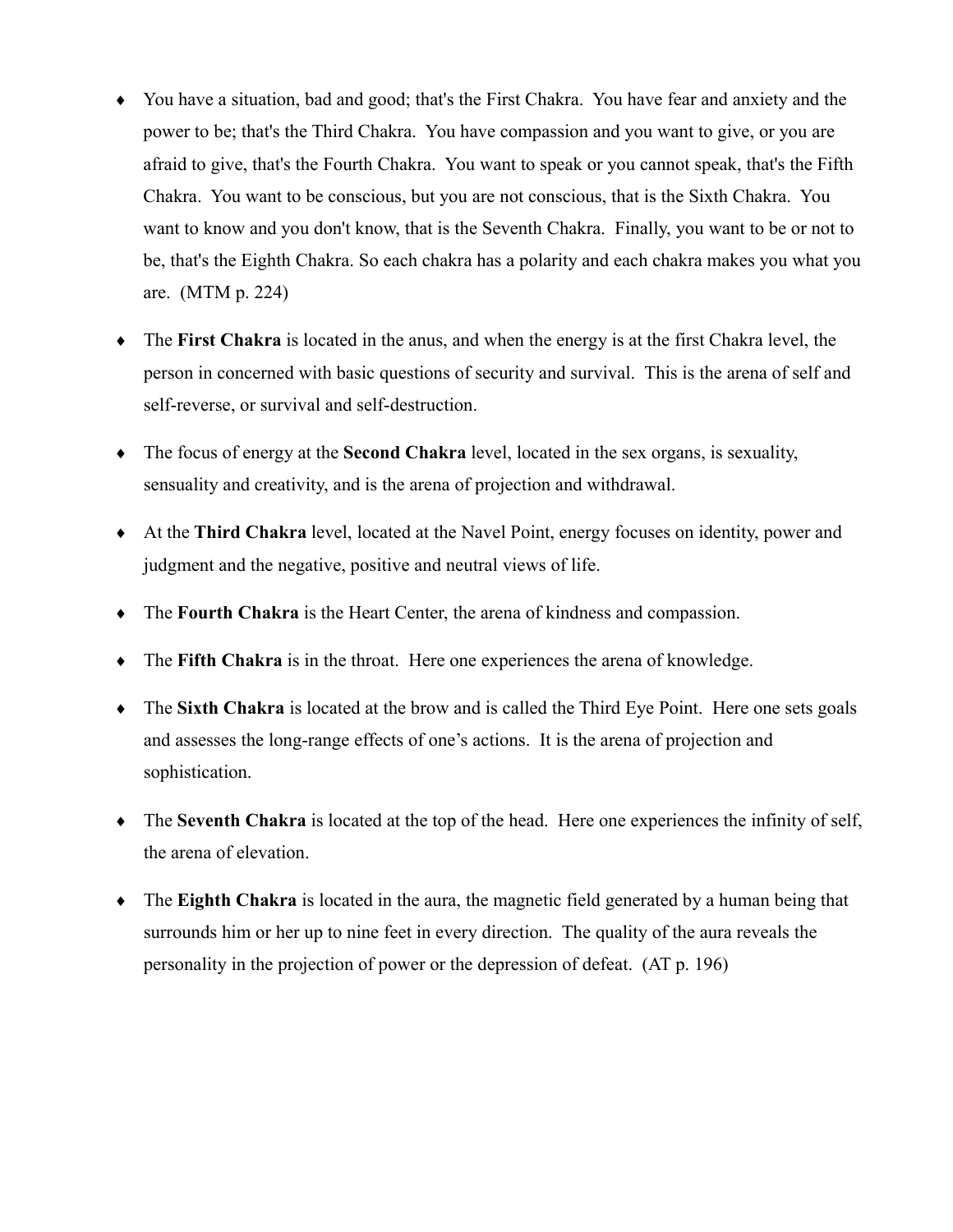- You have a situation, bad and good; that's the First Chakra. You have fear and anxiety and the power to be; that's the Third Chakra. You have compassion and you want to give, or you are afraid to give, that's the Fourth Chakra. You want to speak or you cannot speak, that's the Fifth Chakra. You want to be conscious, but you are not conscious, that is the Sixth Chakra. You want to know and you don't know, that is the Seventh Chakra. Finally, you want to be or not to be, that's the Eighth Chakra. So each chakra has a polarity and each chakra makes you what you are. (MTM p. 224)

- The **First Chakra** is located in the anus, and when the energy is at the first Chakra level, the person in concerned with basic questions of security and survival. This is the arena of self and self-reverse, or survival and self-destruction.

- The focus of energy at the **Second Chakra** level, located in the sex organs, is sexuality, sensuality and creativity, and is the arena of projection and withdrawal.

- At the **Third Chakra** level, located at the Navel Point, energy focuses on identity, power and judgment and the negative, positive and neutral views of life.

- The **Fourth Chakra** is the Heart Center, the arena of kindness and compassion.

- The **Fifth Chakra** is in the throat. Here one experiences the arena of knowledge.

- The **Sixth Chakra** is located at the brow and is called the Third Eye Point. Here one sets goals and assesses the long-range effects of one's actions. It is the arena of projection and sophistication.

- The **Seventh Chakra** is located at the top of the head. Here one experiences the infinity of self, the arena of elevation.

- The **Eighth Chakra** is located in the aura, the magnetic field generated by a human being that surrounds him or her up to nine feet in every direction. The quality of the aura reveals the personality in the projection of power or the depression of defeat. (AT p. 196)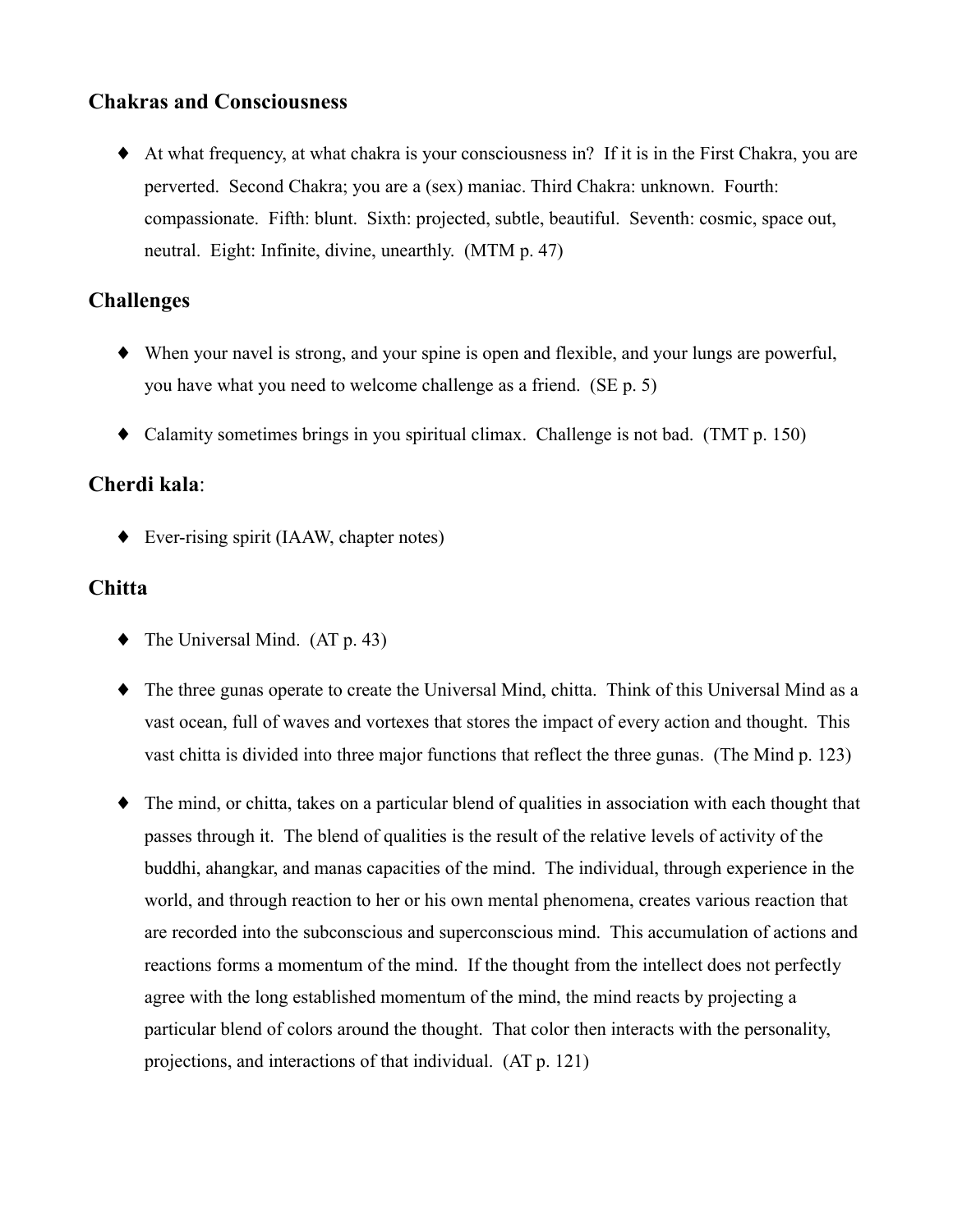### Chakras and Consciousness

- At what frequency, at what chakra is your consciousness in? If it is in the First Chakra, you are perverted. Second Chakra; you are a (sex) maniac. Third Chakra: unknown. Fourth: compassionate. Fifth: blunt. Sixth: projected, subtle, beautiful. Seventh: cosmic, space out, neutral. Eight: Infinite, divine, unearthly. (MTM p. 47)

### Challenges

- When your navel is strong, and your spine is open and flexible, and your lungs are powerful, you have what you need to welcome challenge as a friend. (SE p. 5)

- Calamity sometimes brings in you spiritual climax. Challenge is not bad. (TMT p. 150)

### Cherdi kala:

- Ever-rising spirit (IAAW, chapter notes)

### Chitta

- The Universal Mind. (AT p. 43)

- The three gunas operate to create the Universal Mind, chitta. Think of this Universal Mind as a vast ocean, full of waves and vortexes that stores the impact of every action and thought. This vast chitta is divided into three major functions that reflect the three gunas. (The Mind p. 123)

- The mind, or chitta, takes on a particular blend of qualities in association with each thought that passes through it. The blend of qualities is the result of the relative levels of activity of the buddhi, ahangkar, and manas capacities of the mind. The individual, through experience in the world, and through reaction to her or his own mental phenomena, creates various reaction that are recorded into the subconscious and superconscious mind. This accumulation of actions and reactions forms a momentum of the mind. If the thought from the intellect does not perfectly agree with the long established momentum of the mind, the mind reacts by projecting a particular blend of colors around the thought. That color then interacts with the personality, projections, and interactions of that individual. (AT p. 121)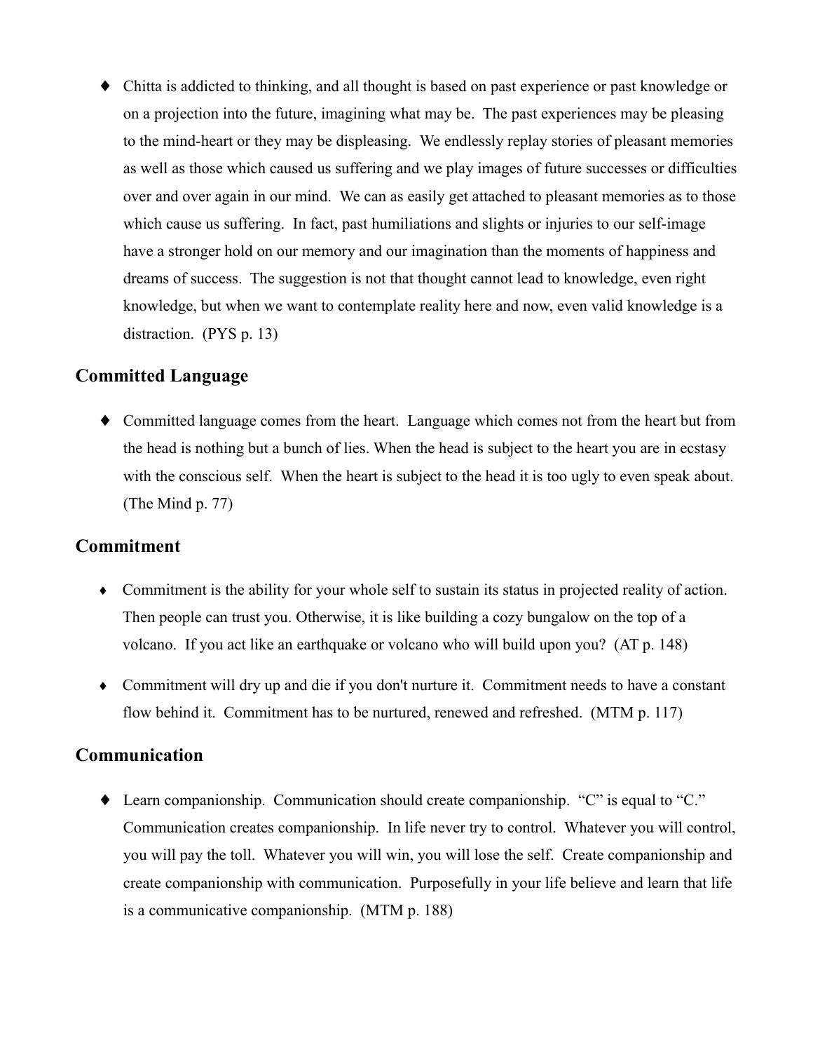- Chitta is addicted to thinking, and all thought is based on past experience or past knowledge or on a projection into the future, imagining what may be. The past experiences may be pleasing to the mind-heart or they may be displeasing. We endlessly replay stories of pleasant memories as well as those which caused us suffering and we play images of future successes or difficulties over and over again in our mind. We can as easily get attached to pleasant memories as to those which cause us suffering. In fact, past humiliations and slights or injuries to our self-image have a stronger hold on our memory and our imagination than the moments of happiness and dreams of success. The suggestion is not that thought cannot lead to knowledge, even right knowledge, but when we want to contemplate reality here and now, even valid knowledge is a distraction. (PYS p. 13)

## Committed Language

- Committed language comes from the heart. Language which comes not from the heart but from the head is nothing but a bunch of lies. When the head is subject to the heart you are in ecstasy with the conscious self. When the heart is subject to the head it is too ugly to even speak about. (The Mind p. 77)

## Commitment

- Commitment is the ability for your whole self to sustain its status in projected reality of action. Then people can trust you. Otherwise, it is like building a cozy bungalow on the top of a volcano. If you act like an earthquake or volcano who will build upon you? (AT p. 148)

- Commitment will dry up and die if you don't nurture it. Commitment needs to have a constant flow behind it. Commitment has to be nurtured, renewed and refreshed. (MTM p. 117)

## Communication

- Learn companionship. Communication should create companionship. "C" is equal to "C." Communication creates companionship. In life never try to control. Whatever you will control, you will pay the toll. Whatever you will win, you will lose the self. Create companionship and create companionship with communication. Purposefully in your life believe and learn that life is a communicative companionship. (MTM p. 188)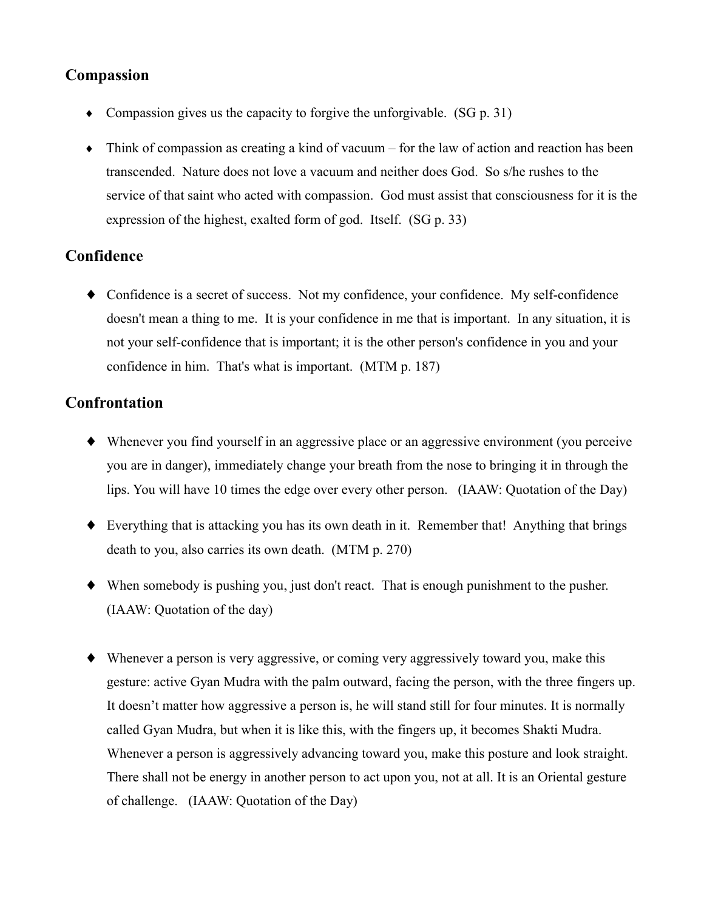## Compassion

- Compassion gives us the capacity to forgive the unforgivable. (SG p. 31)
- Think of compassion as creating a kind of vacuum – for the law of action and reaction has been transcended. Nature does not love a vacuum and neither does God. So s/he rushes to the service of that saint who acted with compassion. God must assist that consciousness for it is the expression of the highest, exalted form of god. Itself. (SG p. 33)

## Confidence

- Confidence is a secret of success. Not my confidence, your confidence. My self-confidence doesn't mean a thing to me. It is your confidence in me that is important. In any situation, it is not your self-confidence that is important; it is the other person's confidence in you and your confidence in him. That's what is important. (MTM p. 187)

## Confrontation

- Whenever you find yourself in an aggressive place or an aggressive environment (you perceive you are in danger), immediately change your breath from the nose to bringing it in through the lips. You will have 10 times the edge over every other person. (IAAW: Quotation of the Day)
- Everything that is attacking you has its own death in it. Remember that! Anything that brings death to you, also carries its own death. (MTM p. 270)
- When somebody is pushing you, just don't react. That is enough punishment to the pusher. (IAAW: Quotation of the day)
- Whenever a person is very aggressive, or coming very aggressively toward you, make this gesture: active Gyan Mudra with the palm outward, facing the person, with the three fingers up. It doesn't matter how aggressive a person is, he will stand still for four minutes. It is normally called Gyan Mudra, but when it is like this, with the fingers up, it becomes Shakti Mudra. Whenever a person is aggressively advancing toward you, make this posture and look straight. There shall not be energy in another person to act upon you, not at all. It is an Oriental gesture of challenge. (IAAW: Quotation of the Day)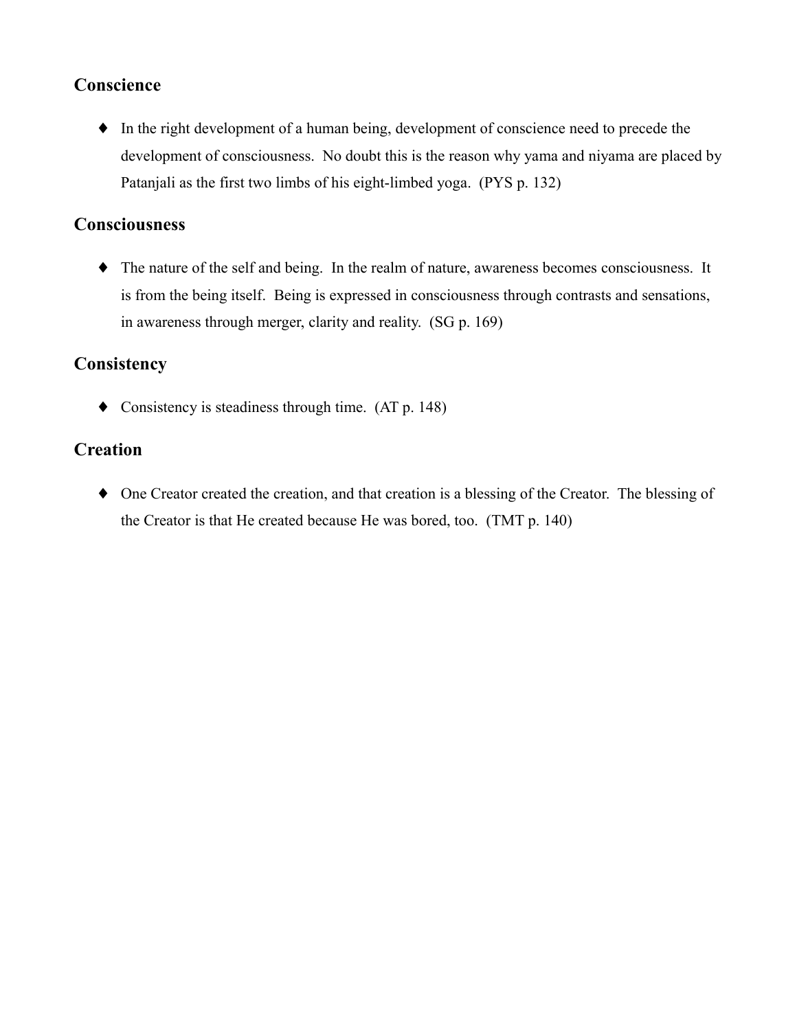## Conscience

- In the right development of a human being, development of conscience need to precede the development of consciousness. No doubt this is the reason why yama and niyama are placed by Patanjali as the first two limbs of his eight-limbed yoga. (PYS p. 132)

## Consciousness

- The nature of the self and being. In the realm of nature, awareness becomes consciousness. It is from the being itself. Being is expressed in consciousness through contrasts and sensations, in awareness through merger, clarity and reality. (SG p. 169)

## Consistency

- Consistency is steadiness through time. (AT p. 148)

## Creation

- One Creator created the creation, and that creation is a blessing of the Creator. The blessing of the Creator is that He created because He was bored, too. (TMT p. 140)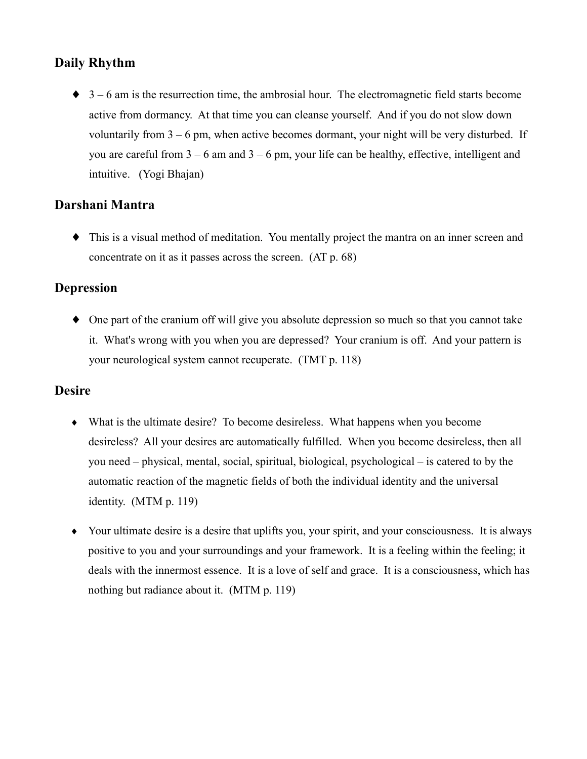## Daily Rhythm

- 3 – 6 am is the resurrection time, the ambrosial hour. The electromagnetic field starts become active from dormancy. At that time you can cleanse yourself. And if you do not slow down voluntarily from 3 – 6 pm, when active becomes dormant, your night will be very disturbed. If you are careful from 3 – 6 am and 3 – 6 pm, your life can be healthy, effective, intelligent and intuitive. (Yogi Bhajan)

## Darshani Mantra

- This is a visual method of meditation. You mentally project the mantra on an inner screen and concentrate on it as it passes across the screen. (AT p. 68)

## Depression

- One part of the cranium off will give you absolute depression so much so that you cannot take it. What's wrong with you when you are depressed? Your cranium is off. And your pattern is your neurological system cannot recuperate. (TMT p. 118)

## Desire

- What is the ultimate desire? To become desireless. What happens when you become desireless? All your desires are automatically fulfilled. When you become desireless, then all you need – physical, mental, social, spiritual, biological, psychological – is catered to by the automatic reaction of the magnetic fields of both the individual identity and the universal identity. (MTM p. 119)

- Your ultimate desire is a desire that uplifts you, your spirit, and your consciousness. It is always positive to you and your surroundings and your framework. It is a feeling within the feeling; it deals with the innermost essence. It is a love of self and grace. It is a consciousness, which has nothing but radiance about it. (MTM p. 119)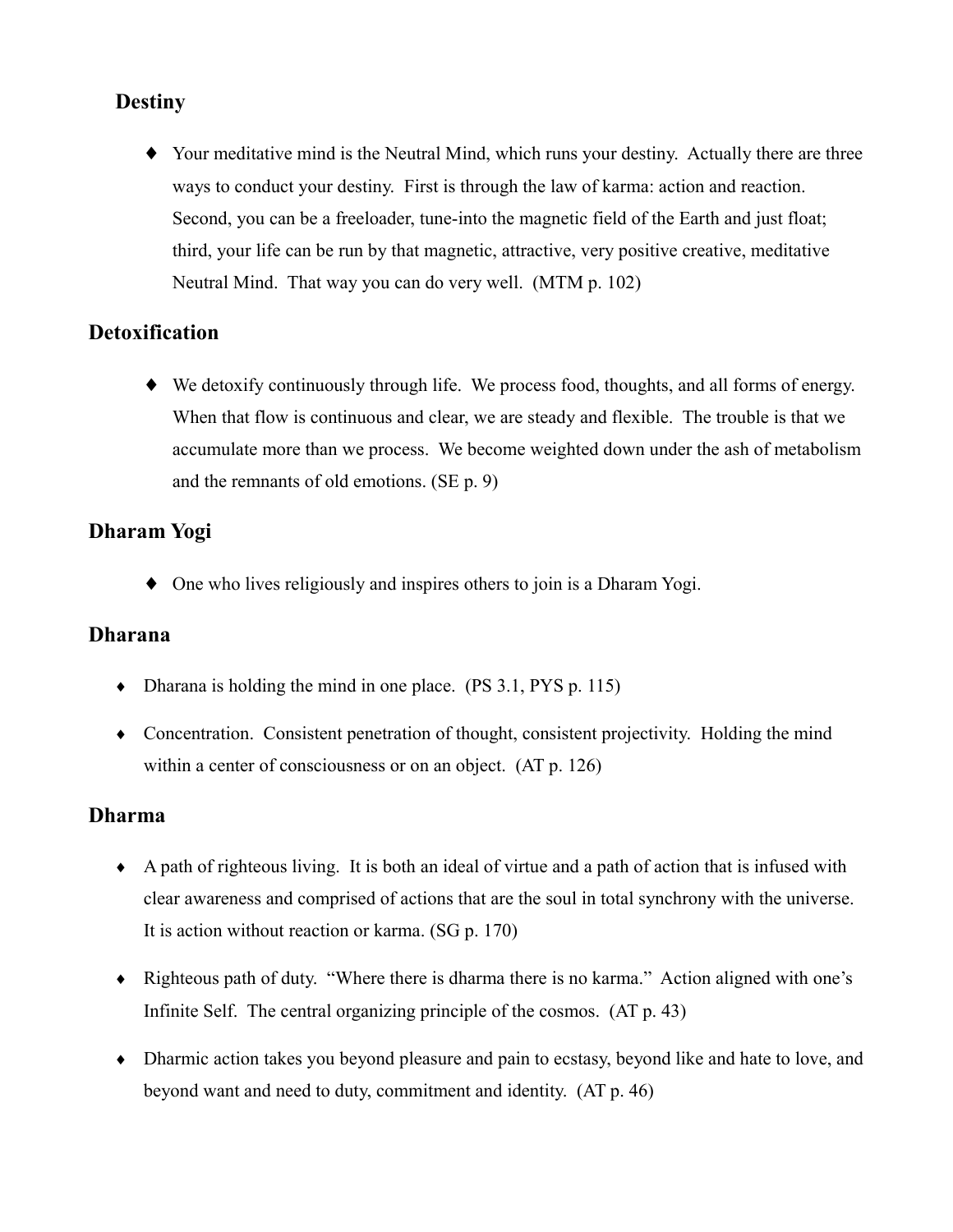### Destiny

- Your meditative mind is the Neutral Mind, which runs your destiny. Actually there are three ways to conduct your destiny. First is through the law of karma: action and reaction. Second, you can be a freeloader, tune-into the magnetic field of the Earth and just float; third, your life can be run by that magnetic, attractive, very positive creative, meditative Neutral Mind. That way you can do very well. (MTM p. 102)

### Detoxification

- We detoxify continuously through life. We process food, thoughts, and all forms of energy. When that flow is continuous and clear, we are steady and flexible. The trouble is that we accumulate more than we process. We become weighted down under the ash of metabolism and the remnants of old emotions. (SE p. 9)

### Dharam Yogi

- One who lives religiously and inspires others to join is a Dharam Yogi.

### Dharana

- Dharana is holding the mind in one place. (PS 3.1, PYS p. 115)
- Concentration. Consistent penetration of thought, consistent projectivity. Holding the mind within a center of consciousness or on an object. (AT p. 126)

### Dharma

- A path of righteous living. It is both an ideal of virtue and a path of action that is infused with clear awareness and comprised of actions that are the soul in total synchrony with the universe. It is action without reaction or karma. (SG p. 170)
- Righteous path of duty. "Where there is dharma there is no karma." Action aligned with one's Infinite Self. The central organizing principle of the cosmos. (AT p. 43)
- Dharmic action takes you beyond pleasure and pain to ecstasy, beyond like and hate to love, and beyond want and need to duty, commitment and identity. (AT p. 46)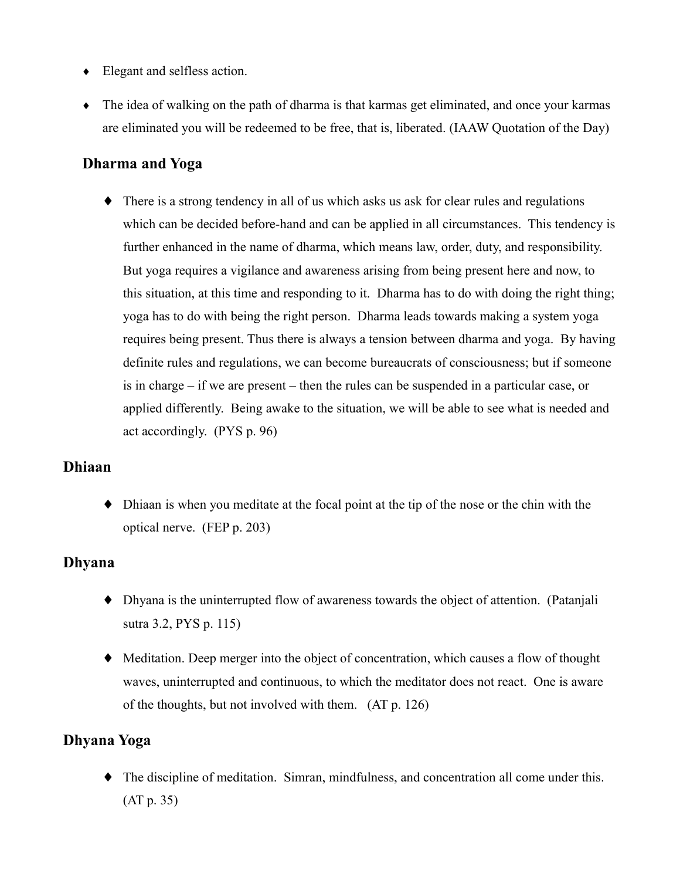- Elegant and selfless action.
- The idea of walking on the path of dharma is that karmas get eliminated, and once your karmas are eliminated you will be redeemed to be free, that is, liberated. (IAAW Quotation of the Day)

## Dharma and Yoga

- There is a strong tendency in all of us which asks us ask for clear rules and regulations which can be decided before-hand and can be applied in all circumstances. This tendency is further enhanced in the name of dharma, which means law, order, duty, and responsibility. But yoga requires a vigilance and awareness arising from being present here and now, to this situation, at this time and responding to it. Dharma has to do with doing the right thing; yoga has to do with being the right person. Dharma leads towards making a system yoga requires being present. Thus there is always a tension between dharma and yoga. By having definite rules and regulations, we can become bureaucrats of consciousness; but if someone is in charge – if we are present – then the rules can be suspended in a particular case, or applied differently. Being awake to the situation, we will be able to see what is needed and act accordingly. (PYS p. 96)

## Dhiaan

- Dhiaan is when you meditate at the focal point at the tip of the nose or the chin with the optical nerve. (FEP p. 203)

## Dhyana

- Dhyana is the uninterrupted flow of awareness towards the object of attention. (Patanjali sutra 3.2, PYS p. 115)
- Meditation. Deep merger into the object of concentration, which causes a flow of thought waves, uninterrupted and continuous, to which the meditator does not react. One is aware of the thoughts, but not involved with them. (AT p. 126)

## Dhyana Yoga

- The discipline of meditation. Simran, mindfulness, and concentration all come under this. (AT p. 35)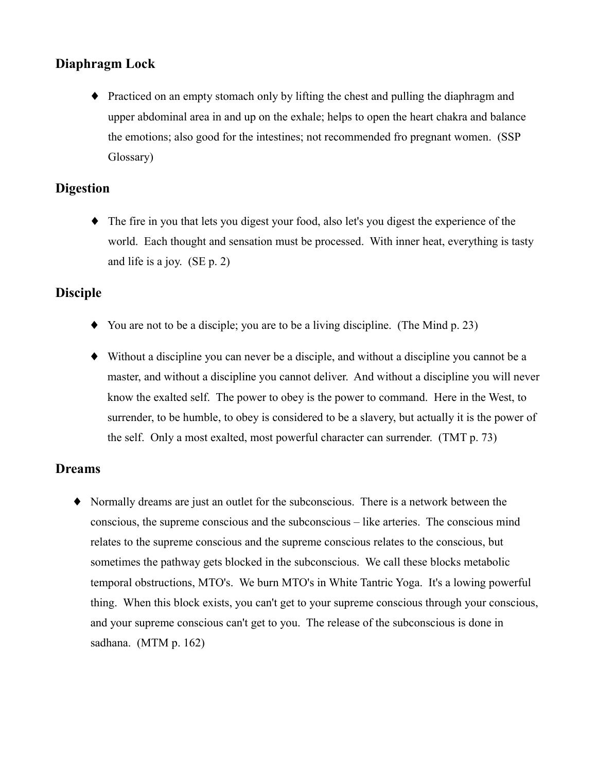## Diaphragm Lock

- Practiced on an empty stomach only by lifting the chest and pulling the diaphragm and upper abdominal area in and up on the exhale; helps to open the heart chakra and balance the emotions; also good for the intestines; not recommended fro pregnant women. (SSP Glossary)

## Digestion

- The fire in you that lets you digest your food, also let's you digest the experience of the world. Each thought and sensation must be processed. With inner heat, everything is tasty and life is a joy. (SE p. 2)

## Disciple

- You are not to be a disciple; you are to be a living discipline. (The Mind p. 23)
- Without a discipline you can never be a disciple, and without a discipline you cannot be a master, and without a discipline you cannot deliver. And without a discipline you will never know the exalted self. The power to obey is the power to command. Here in the West, to surrender, to be humble, to obey is considered to be a slavery, but actually it is the power of the self. Only a most exalted, most powerful character can surrender. (TMT p. 73)

## Dreams

- Normally dreams are just an outlet for the subconscious. There is a network between the conscious, the supreme conscious and the subconscious – like arteries. The conscious mind relates to the supreme conscious and the supreme conscious relates to the conscious, but sometimes the pathway gets blocked in the subconscious. We call these blocks metabolic temporal obstructions, MTO's. We burn MTO's in White Tantric Yoga. It's a lowing powerful thing. When this block exists, you can't get to your supreme conscious through your conscious, and your supreme conscious can't get to you. The release of the subconscious is done in sadhana. (MTM p. 162)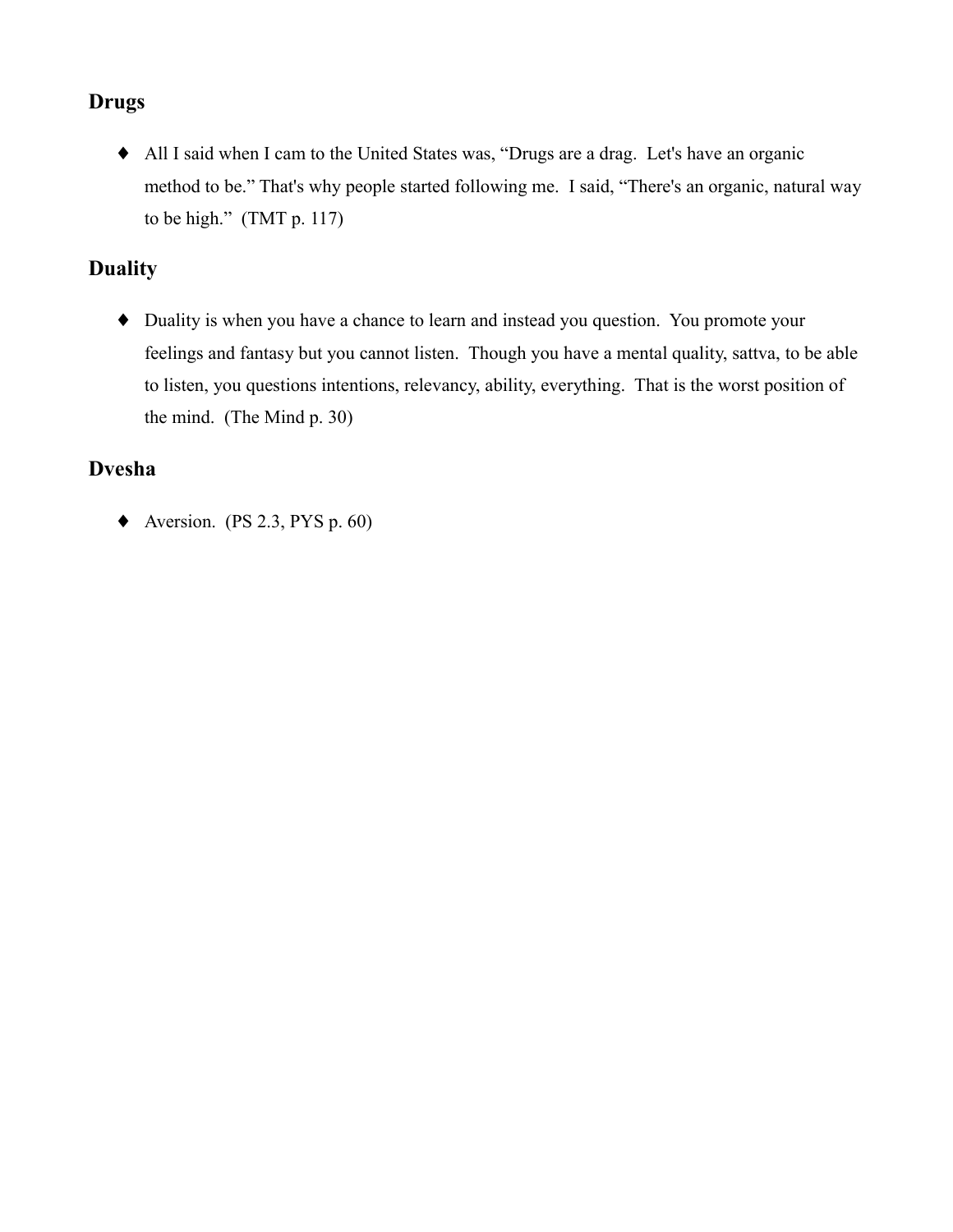## Drugs

- All I said when I cam to the United States was, "Drugs are a drag. Let's have an organic method to be." That's why people started following me. I said, "There's an organic, natural way to be high." (TMT p. 117)

## Duality

- Duality is when you have a chance to learn and instead you question. You promote your feelings and fantasy but you cannot listen. Though you have a mental quality, sattva, to be able to listen, you questions intentions, relevancy, ability, everything. That is the worst position of the mind. (The Mind p. 30)

## Dvesha

- Aversion. (PS 2.3, PYS p. 60)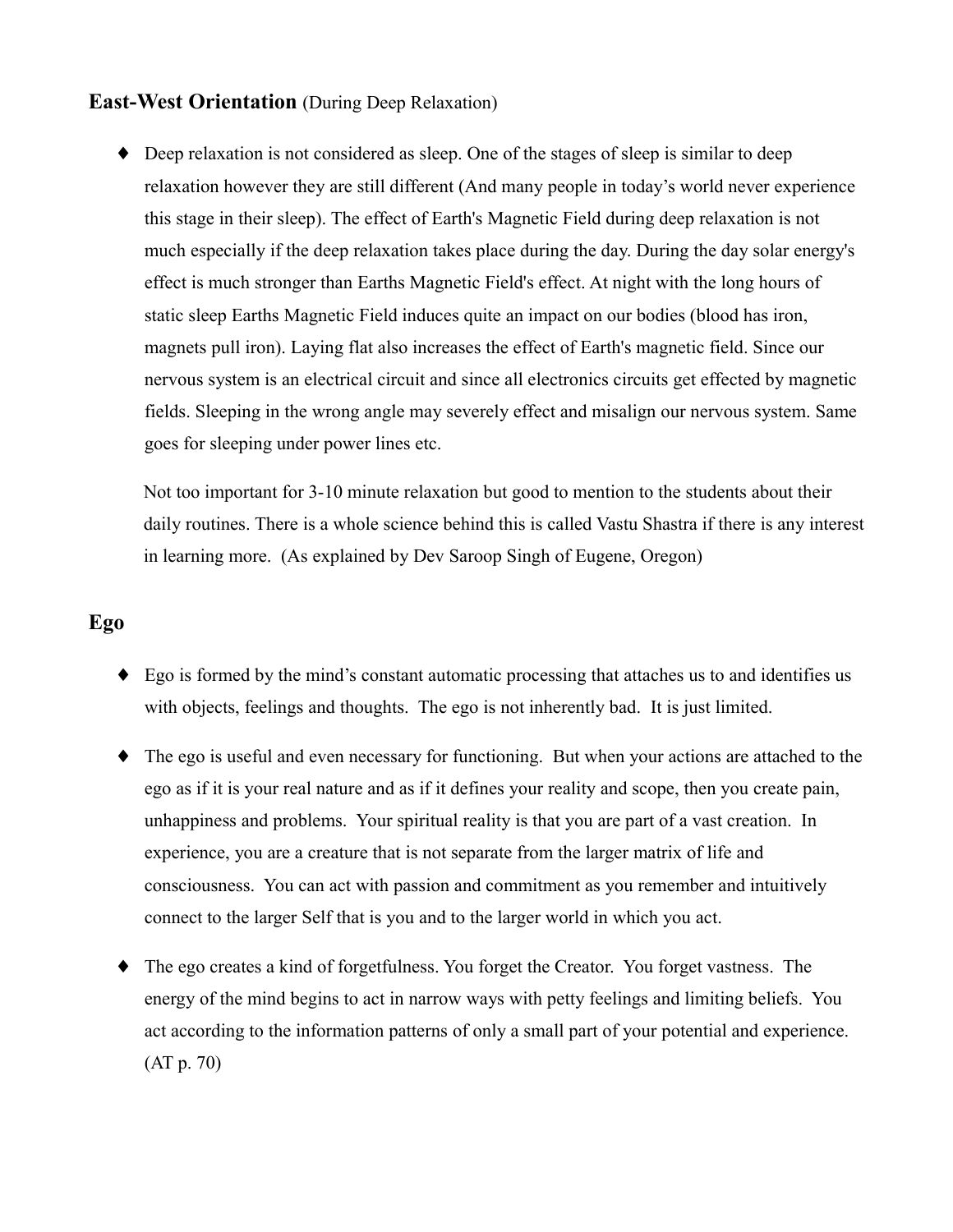## **East-West Orientation** (During Deep Relaxation)

- Deep relaxation is not considered as sleep. One of the stages of sleep is similar to deep relaxation however they are still different (And many people in today's world never experience this stage in their sleep). The effect of Earth's Magnetic Field during deep relaxation is not much especially if the deep relaxation takes place during the day. During the day solar energy's effect is much stronger than Earths Magnetic Field's effect. At night with the long hours of static sleep Earths Magnetic Field induces quite an impact on our bodies (blood has iron, magnets pull iron). Laying flat also increases the effect of Earth's magnetic field. Since our nervous system is an electrical circuit and since all electronics circuits get effected by magnetic fields. Sleeping in the wrong angle may severely effect and misalign our nervous system. Same goes for sleeping under power lines etc.

  Not too important for 3-10 minute relaxation but good to mention to the students about their daily routines. There is a whole science behind this is called Vastu Shastra if there is any interest in learning more. (As explained by Dev Saroop Singh of Eugene, Oregon)

## **Ego**

- Ego is formed by the mind's constant automatic processing that attaches us to and identifies us with objects, feelings and thoughts. The ego is not inherently bad. It is just limited.

- The ego is useful and even necessary for functioning. But when your actions are attached to the ego as if it is your real nature and as if it defines your reality and scope, then you create pain, unhappiness and problems. Your spiritual reality is that you are part of a vast creation. In experience, you are a creature that is not separate from the larger matrix of life and consciousness. You can act with passion and commitment as you remember and intuitively connect to the larger Self that is you and to the larger world in which you act.

- The ego creates a kind of forgetfulness. You forget the Creator. You forget vastness. The energy of the mind begins to act in narrow ways with petty feelings and limiting beliefs. You act according to the information patterns of only a small part of your potential and experience. (AT p. 70)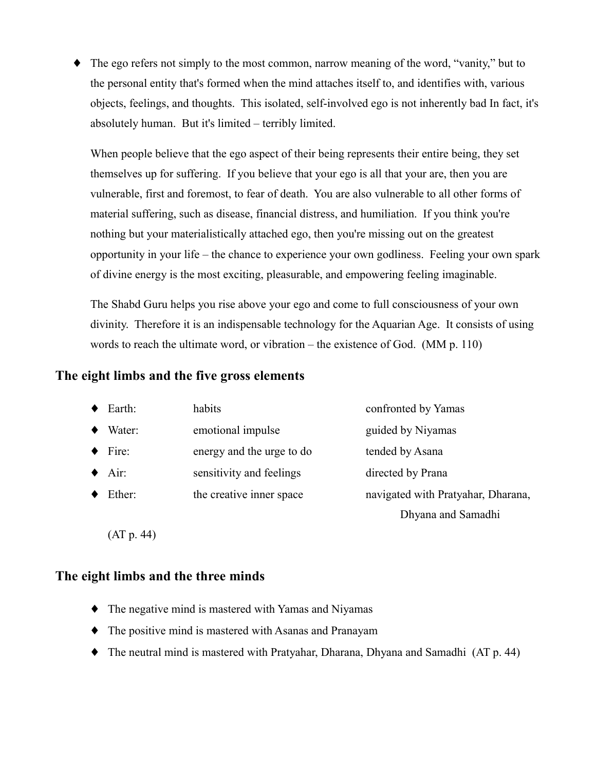- The ego refers not simply to the most common, narrow meaning of the word, "vanity," but to the personal entity that's formed when the mind attaches itself to, and identifies with, various objects, feelings, and thoughts. This isolated, self-involved ego is not inherently bad In fact, it's absolutely human. But it's limited – terribly limited.

  When people believe that the ego aspect of their being represents their entire being, they set themselves up for suffering. If you believe that your ego is all that your are, then you are vulnerable, first and foremost, to fear of death. You are also vulnerable to all other forms of material suffering, such as disease, financial distress, and humiliation. If you think you're nothing but your materialistically attached ego, then you're missing out on the greatest opportunity in your life – the chance to experience your own godliness. Feeling your own spark of divine energy is the most exciting, pleasurable, and empowering feeling imaginable.

  The Shabd Guru helps you rise above your ego and come to full consciousness of your own divinity. Therefore it is an indispensable technology for the Aquarian Age. It consists of using words to reach the ultimate word, or vibration – the existence of God. (MM p. 110)

## The eight limbs and the five gross elements

- Earth: habits — confronted by Yamas
- Water: emotional impulse — guided by Niyamas
- Fire: energy and the urge to do — tended by Asana
- Air: sensitivity and feelings — directed by Prana
- Ether: the creative inner space — navigated with Pratyahar, Dharana, Dhyana and Samadhi

(AT p. 44)

## The eight limbs and the three minds

- The negative mind is mastered with Yamas and Niyamas
- The positive mind is mastered with Asanas and Pranayam
- The neutral mind is mastered with Pratyahar, Dharana, Dhyana and Samadhi (AT p. 44)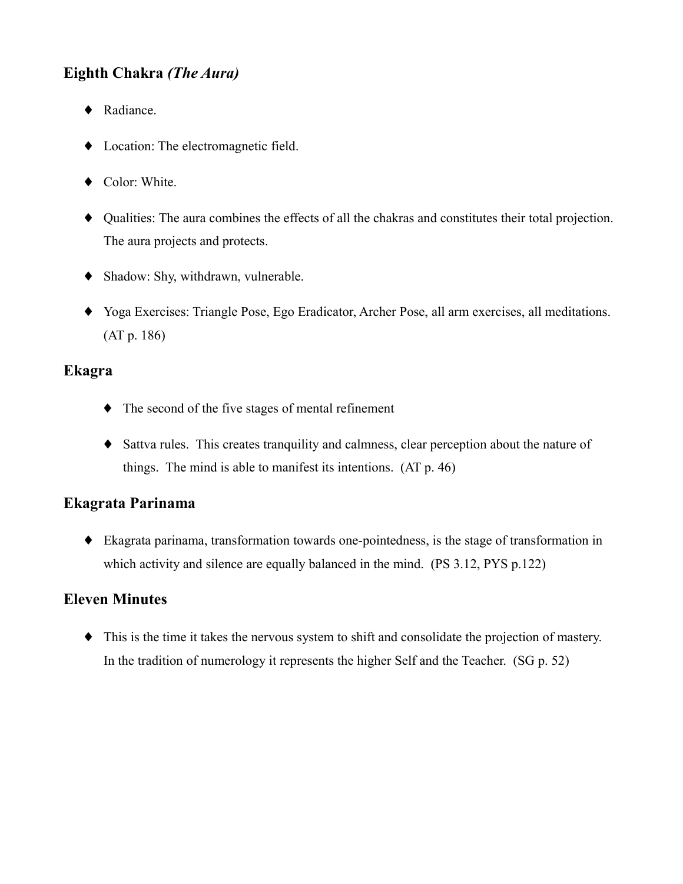### Eighth Chakra *(The Aura)*

- Radiance.
- Location: The electromagnetic field.
- Color: White.
- Qualities: The aura combines the effects of all the chakras and constitutes their total projection. The aura projects and protects.
- Shadow: Shy, withdrawn, vulnerable.
- Yoga Exercises: Triangle Pose, Ego Eradicator, Archer Pose, all arm exercises, all meditations. (AT p. 186)

### Ekagra

- The second of the five stages of mental refinement
- Sattva rules. This creates tranquility and calmness, clear perception about the nature of things. The mind is able to manifest its intentions. (AT p. 46)

### Ekagrata Parinama

- Ekagrata parinama, transformation towards one-pointedness, is the stage of transformation in which activity and silence are equally balanced in the mind. (PS 3.12, PYS p.122)

### Eleven Minutes

- This is the time it takes the nervous system to shift and consolidate the projection of mastery. In the tradition of numerology it represents the higher Self and the Teacher. (SG p. 52)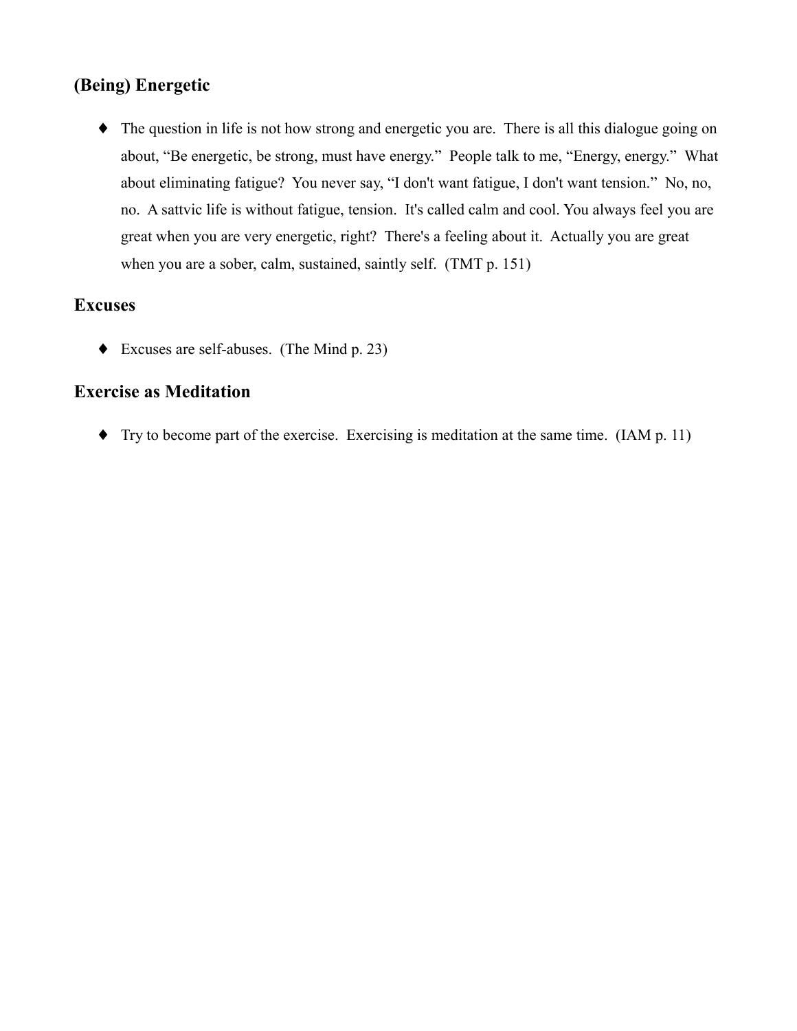## (Being) Energetic

- The question in life is not how strong and energetic you are. There is all this dialogue going on about, "Be energetic, be strong, must have energy." People talk to me, "Energy, energy." What about eliminating fatigue? You never say, "I don't want fatigue, I don't want tension." No, no, no. A sattvic life is without fatigue, tension. It's called calm and cool. You always feel you are great when you are very energetic, right? There's a feeling about it. Actually you are great when you are a sober, calm, sustained, saintly self. (TMT p. 151)

## Excuses

- Excuses are self-abuses. (The Mind p. 23)

## Exercise as Meditation

- Try to become part of the exercise. Exercising is meditation at the same time. (IAM p. 11)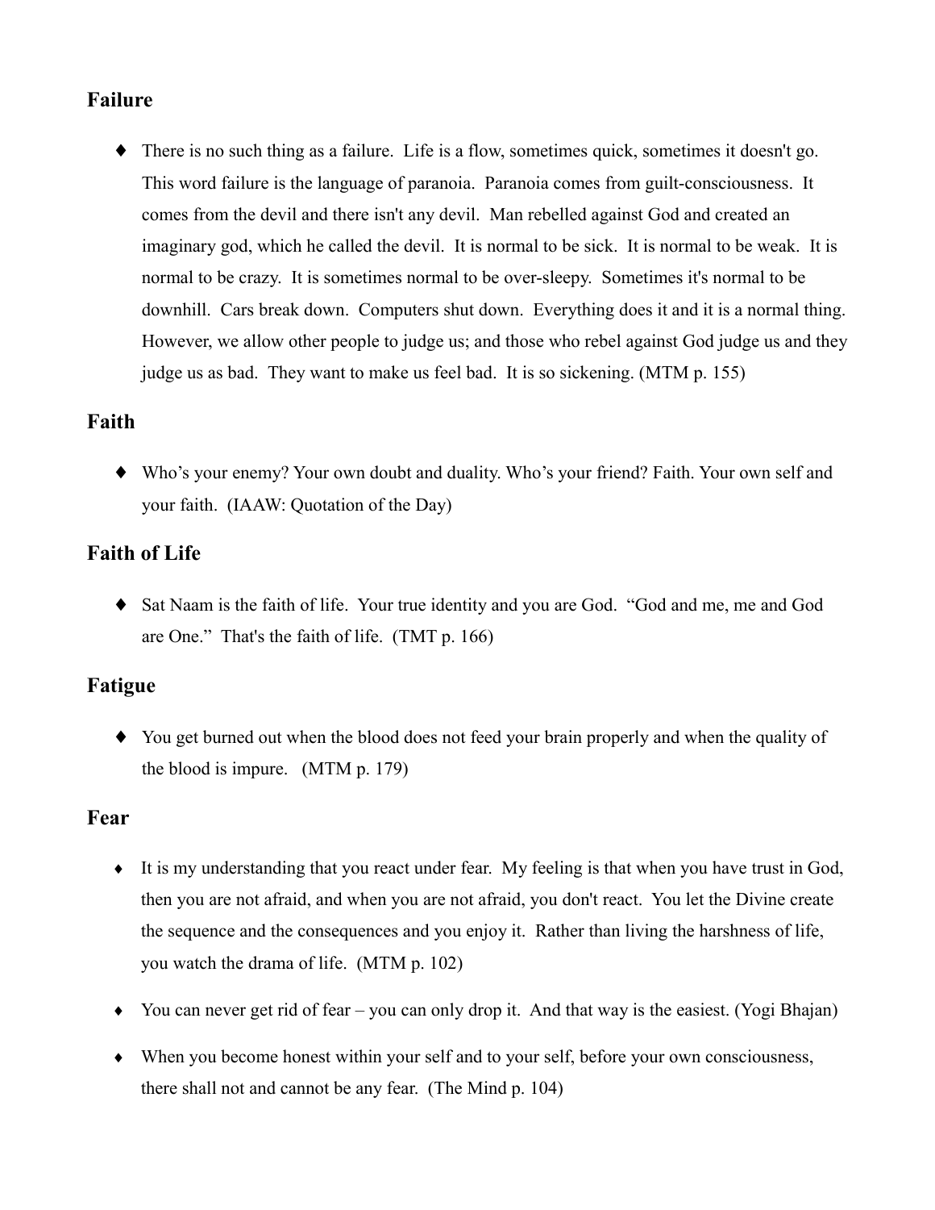## Failure

- There is no such thing as a failure. Life is a flow, sometimes quick, sometimes it doesn't go. This word failure is the language of paranoia. Paranoia comes from guilt-consciousness. It comes from the devil and there isn't any devil. Man rebelled against God and created an imaginary god, which he called the devil. It is normal to be sick. It is normal to be weak. It is normal to be crazy. It is sometimes normal to be over-sleepy. Sometimes it's normal to be downhill. Cars break down. Computers shut down. Everything does it and it is a normal thing. However, we allow other people to judge us; and those who rebel against God judge us and they judge us as bad. They want to make us feel bad. It is so sickening. (MTM p. 155)

## Faith

- Who's your enemy? Your own doubt and duality. Who's your friend? Faith. Your own self and your faith. (IAAW: Quotation of the Day)

## Faith of Life

- Sat Naam is the faith of life. Your true identity and you are God. "God and me, me and God are One." That's the faith of life. (TMT p. 166)

## Fatigue

- You get burned out when the blood does not feed your brain properly and when the quality of the blood is impure. (MTM p. 179)

## Fear

- It is my understanding that you react under fear. My feeling is that when you have trust in God, then you are not afraid, and when you are not afraid, you don't react. You let the Divine create the sequence and the consequences and you enjoy it. Rather than living the harshness of life, you watch the drama of life. (MTM p. 102)
- You can never get rid of fear – you can only drop it. And that way is the easiest. (Yogi Bhajan)
- When you become honest within your self and to your self, before your own consciousness, there shall not and cannot be any fear. (The Mind p. 104)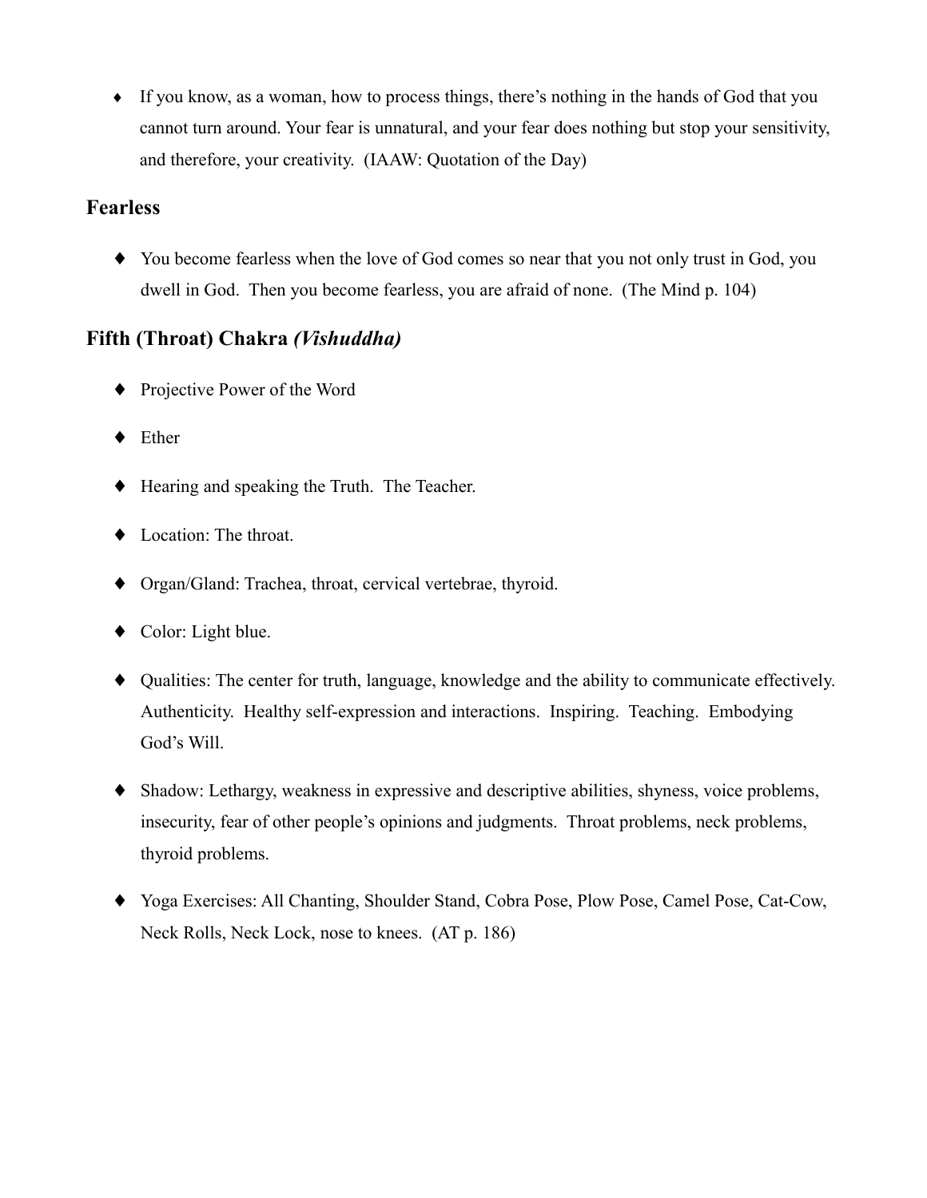- If you know, as a woman, how to process things, there's nothing in the hands of God that you cannot turn around. Your fear is unnatural, and your fear does nothing but stop your sensitivity, and therefore, your creativity. (IAAW: Quotation of the Day)

## Fearless

- You become fearless when the love of God comes so near that you not only trust in God, you dwell in God. Then you become fearless, you are afraid of none. (The Mind p. 104)

## Fifth (Throat) Chakra *(Vishuddha)*

- Projective Power of the Word
- Ether
- Hearing and speaking the Truth. The Teacher.
- Location: The throat.
- Organ/Gland: Trachea, throat, cervical vertebrae, thyroid.
- Color: Light blue.
- Qualities: The center for truth, language, knowledge and the ability to communicate effectively. Authenticity. Healthy self-expression and interactions. Inspiring. Teaching. Embodying God's Will.
- Shadow: Lethargy, weakness in expressive and descriptive abilities, shyness, voice problems, insecurity, fear of other people's opinions and judgments. Throat problems, neck problems, thyroid problems.
- Yoga Exercises: All Chanting, Shoulder Stand, Cobra Pose, Plow Pose, Camel Pose, Cat-Cow, Neck Rolls, Neck Lock, nose to knees. (AT p. 186)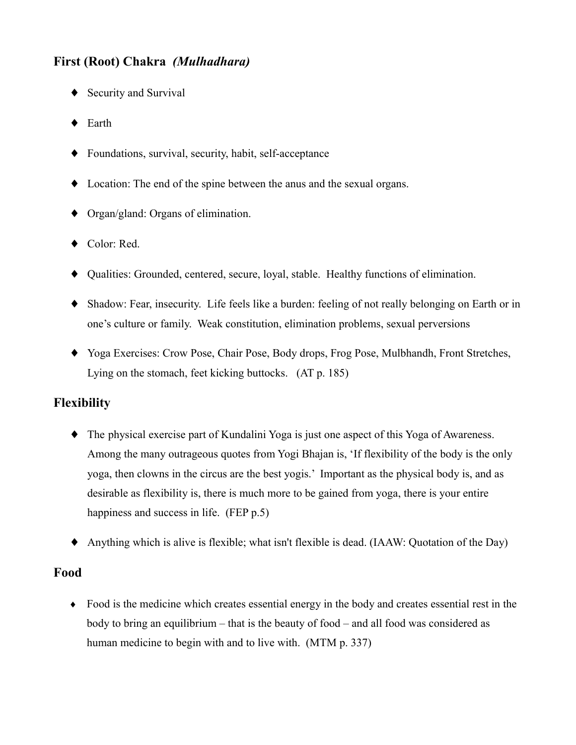## First (Root) Chakra *(Mulhadhara)*

- Security and Survival
- Earth
- Foundations, survival, security, habit, self-acceptance
- Location: The end of the spine between the anus and the sexual organs.
- Organ/gland: Organs of elimination.
- Color: Red.
- Qualities: Grounded, centered, secure, loyal, stable. Healthy functions of elimination.
- Shadow: Fear, insecurity. Life feels like a burden: feeling of not really belonging on Earth or in one's culture or family. Weak constitution, elimination problems, sexual perversions
- Yoga Exercises: Crow Pose, Chair Pose, Body drops, Frog Pose, Mulbhandh, Front Stretches, Lying on the stomach, feet kicking buttocks. (AT p. 185)

## Flexibility

- The physical exercise part of Kundalini Yoga is just one aspect of this Yoga of Awareness. Among the many outrageous quotes from Yogi Bhajan is, 'If flexibility of the body is the only yoga, then clowns in the circus are the best yogis.' Important as the physical body is, and as desirable as flexibility is, there is much more to be gained from yoga, there is your entire happiness and success in life. (FEP p.5)
- Anything which is alive is flexible; what isn't flexible is dead. (IAAW: Quotation of the Day)

## Food

- Food is the medicine which creates essential energy in the body and creates essential rest in the body to bring an equilibrium – that is the beauty of food – and all food was considered as human medicine to begin with and to live with. (MTM p. 337)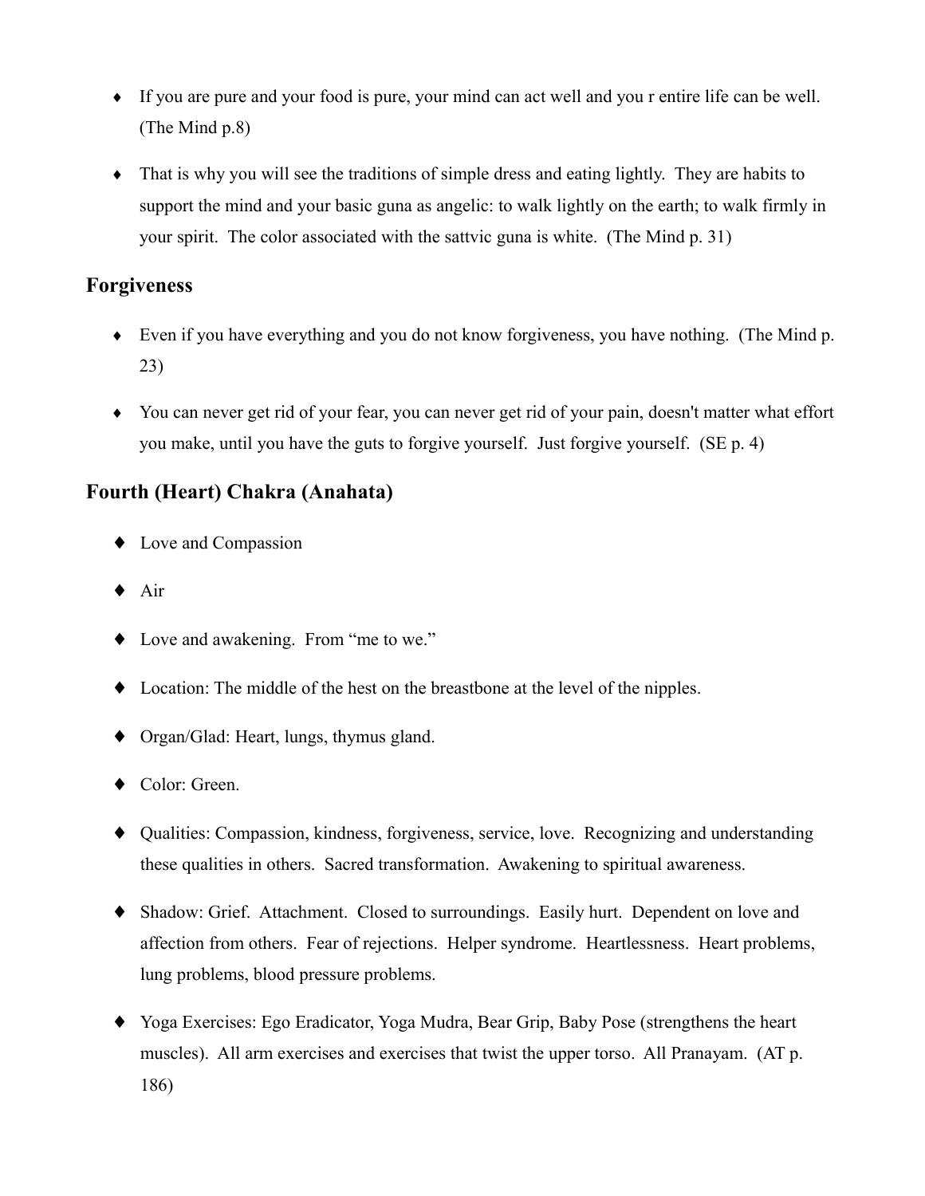- If you are pure and your food is pure, your mind can act well and you r entire life can be well. (The Mind p.8)

- That is why you will see the traditions of simple dress and eating lightly. They are habits to support the mind and your basic guna as angelic: to walk lightly on the earth; to walk firmly in your spirit. The color associated with the sattvic guna is white. (The Mind p. 31)

## Forgiveness

- Even if you have everything and you do not know forgiveness, you have nothing. (The Mind p. 23)

- You can never get rid of your fear, you can never get rid of your pain, doesn't matter what effort you make, until you have the guts to forgive yourself. Just forgive yourself. (SE p. 4)

## Fourth (Heart) Chakra (Anahata)

- Love and Compassion

- Air

- Love and awakening. From "me to we."

- Location: The middle of the hest on the breastbone at the level of the nipples.

- Organ/Glad: Heart, lungs, thymus gland.

- Color: Green.

- Qualities: Compassion, kindness, forgiveness, service, love. Recognizing and understanding these qualities in others. Sacred transformation. Awakening to spiritual awareness.

- Shadow: Grief. Attachment. Closed to surroundings. Easily hurt. Dependent on love and affection from others. Fear of rejections. Helper syndrome. Heartlessness. Heart problems, lung problems, blood pressure problems.

- Yoga Exercises: Ego Eradicator, Yoga Mudra, Bear Grip, Baby Pose (strengthens the heart muscles). All arm exercises and exercises that twist the upper torso. All Pranayam. (AT p. 186)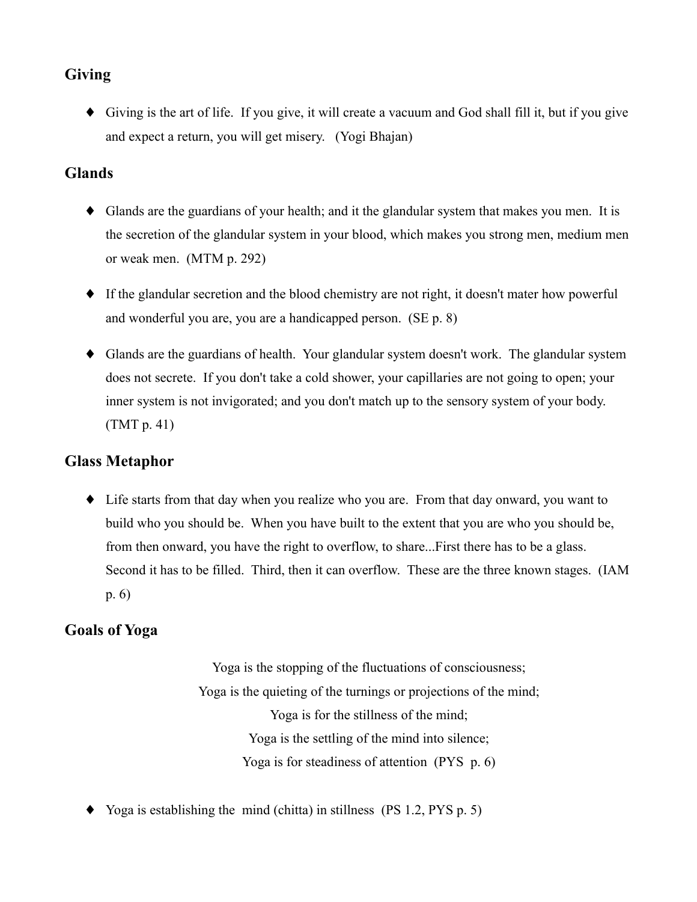## Giving

- Giving is the art of life. If you give, it will create a vacuum and God shall fill it, but if you give and expect a return, you will get misery. (Yogi Bhajan)

## Glands

- Glands are the guardians of your health; and it the glandular system that makes you men. It is the secretion of the glandular system in your blood, which makes you strong men, medium men or weak men. (MTM p. 292)

- If the glandular secretion and the blood chemistry are not right, it doesn't mater how powerful and wonderful you are, you are a handicapped person. (SE p. 8)

- Glands are the guardians of health. Your glandular system doesn't work. The glandular system does not secrete. If you don't take a cold shower, your capillaries are not going to open; your inner system is not invigorated; and you don't match up to the sensory system of your body. (TMT p. 41)

## Glass Metaphor

- Life starts from that day when you realize who you are. From that day onward, you want to build who you should be. When you have built to the extent that you are who you should be, from then onward, you have the right to overflow, to share...First there has to be a glass. Second it has to be filled. Third, then it can overflow. These are the three known stages. (IAM p. 6)

## Goals of Yoga

Yoga is the stopping of the fluctuations of consciousness;
Yoga is the quieting of the turnings or projections of the mind;
Yoga is for the stillness of the mind;
Yoga is the settling of the mind into silence;
Yoga is for steadiness of attention (PYS p. 6)

- Yoga is establishing the mind (chitta) in stillness (PS 1.2, PYS p. 5)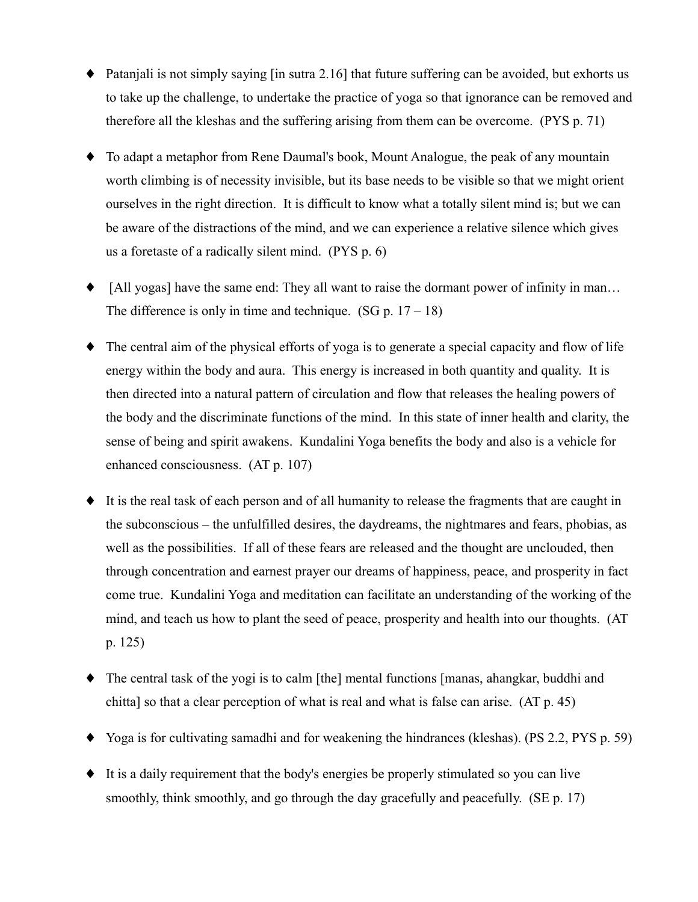- Patanjali is not simply saying [in sutra 2.16] that future suffering can be avoided, but exhorts us to take up the challenge, to undertake the practice of yoga so that ignorance can be removed and therefore all the kleshas and the suffering arising from them can be overcome. (PYS p. 71)

- To adapt a metaphor from Rene Daumal's book, Mount Analogue, the peak of any mountain worth climbing is of necessity invisible, but its base needs to be visible so that we might orient ourselves in the right direction. It is difficult to know what a totally silent mind is; but we can be aware of the distractions of the mind, and we can experience a relative silence which gives us a foretaste of a radically silent mind. (PYS p. 6)

- [All yogas] have the same end: They all want to raise the dormant power of infinity in man… The difference is only in time and technique. (SG p. 17 – 18)

- The central aim of the physical efforts of yoga is to generate a special capacity and flow of life energy within the body and aura. This energy is increased in both quantity and quality. It is then directed into a natural pattern of circulation and flow that releases the healing powers of the body and the discriminate functions of the mind. In this state of inner health and clarity, the sense of being and spirit awakens. Kundalini Yoga benefits the body and also is a vehicle for enhanced consciousness. (AT p. 107)

- It is the real task of each person and of all humanity to release the fragments that are caught in the subconscious – the unfulfilled desires, the daydreams, the nightmares and fears, phobias, as well as the possibilities. If all of these fears are released and the thought are unclouded, then through concentration and earnest prayer our dreams of happiness, peace, and prosperity in fact come true. Kundalini Yoga and meditation can facilitate an understanding of the working of the mind, and teach us how to plant the seed of peace, prosperity and health into our thoughts. (AT p. 125)

- The central task of the yogi is to calm [the] mental functions [manas, ahangkar, buddhi and chitta] so that a clear perception of what is real and what is false can arise. (AT p. 45)

- Yoga is for cultivating samadhi and for weakening the hindrances (kleshas). (PS 2.2, PYS p. 59)

- It is a daily requirement that the body's energies be properly stimulated so you can live smoothly, think smoothly, and go through the day gracefully and peacefully. (SE p. 17)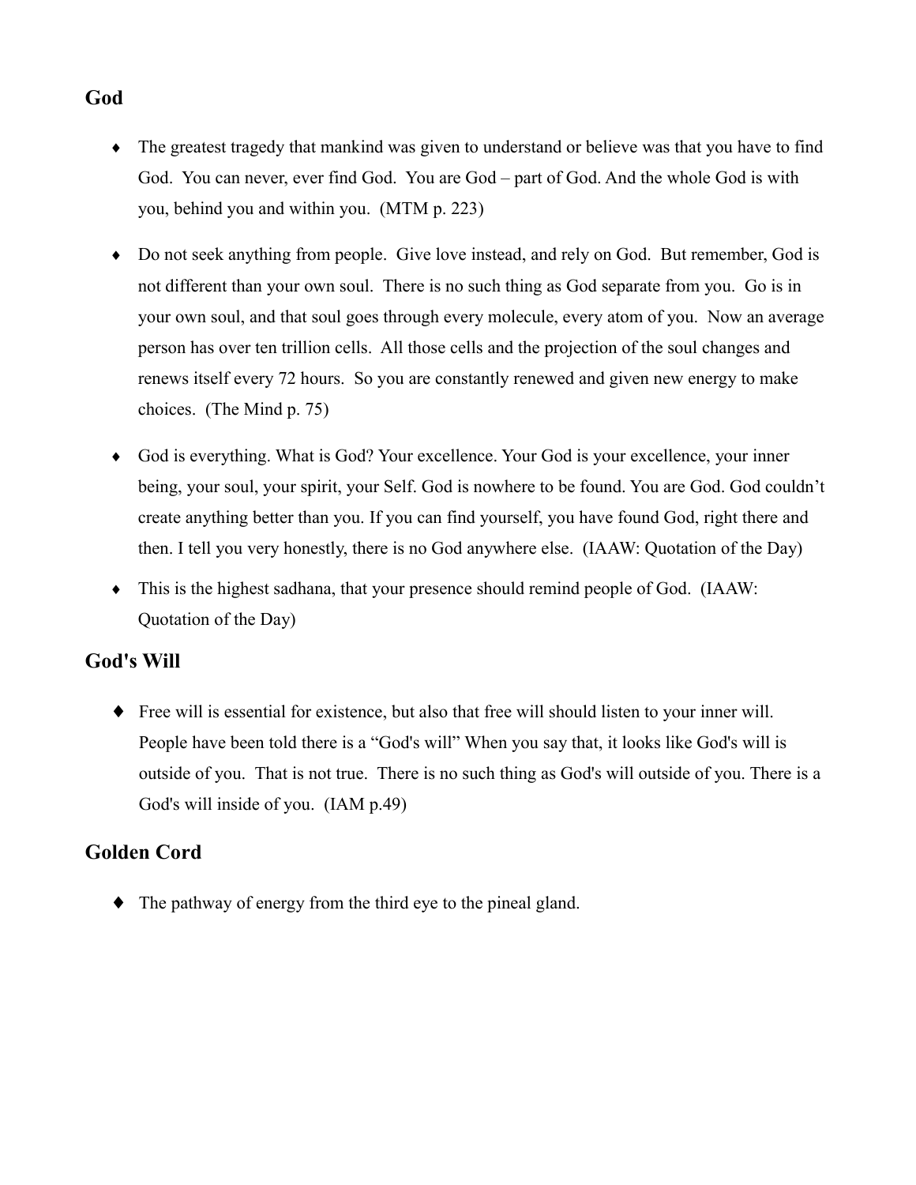## God

- The greatest tragedy that mankind was given to understand or believe was that you have to find God. You can never, ever find God. You are God – part of God. And the whole God is with you, behind you and within you. (MTM p. 223)

- Do not seek anything from people. Give love instead, and rely on God. But remember, God is not different than your own soul. There is no such thing as God separate from you. Go is in your own soul, and that soul goes through every molecule, every atom of you. Now an average person has over ten trillion cells. All those cells and the projection of the soul changes and renews itself every 72 hours. So you are constantly renewed and given new energy to make choices. (The Mind p. 75)

- God is everything. What is God? Your excellence. Your God is your excellence, your inner being, your soul, your spirit, your Self. God is nowhere to be found. You are God. God couldn't create anything better than you. If you can find yourself, you have found God, right there and then. I tell you very honestly, there is no God anywhere else. (IAAW: Quotation of the Day)

- This is the highest sadhana, that your presence should remind people of God. (IAAW: Quotation of the Day)

## God's Will

- Free will is essential for existence, but also that free will should listen to your inner will. People have been told there is a "God's will" When you say that, it looks like God's will is outside of you. That is not true. There is no such thing as God's will outside of you. There is a God's will inside of you. (IAM p.49)

## Golden Cord

- The pathway of energy from the third eye to the pineal gland.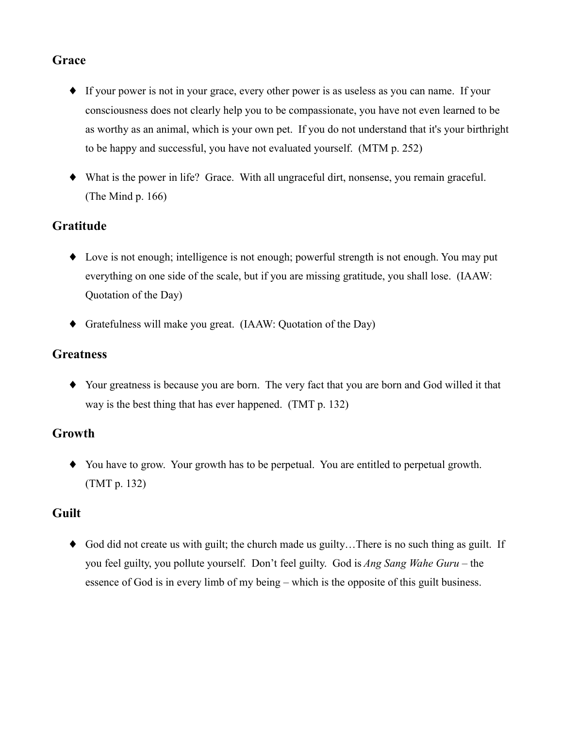## Grace

- If your power is not in your grace, every other power is as useless as you can name. If your consciousness does not clearly help you to be compassionate, you have not even learned to be as worthy as an animal, which is your own pet. If you do not understand that it's your birthright to be happy and successful, you have not evaluated yourself. (MTM p. 252)

- What is the power in life? Grace. With all ungraceful dirt, nonsense, you remain graceful. (The Mind p. 166)

## Gratitude

- Love is not enough; intelligence is not enough; powerful strength is not enough. You may put everything on one side of the scale, but if you are missing gratitude, you shall lose. (IAAW: Quotation of the Day)

- Gratefulness will make you great. (IAAW: Quotation of the Day)

## Greatness

- Your greatness is because you are born. The very fact that you are born and God willed it that way is the best thing that has ever happened. (TMT p. 132)

## Growth

- You have to grow. Your growth has to be perpetual. You are entitled to perpetual growth. (TMT p. 132)

## Guilt

- God did not create us with guilt; the church made us guilty…There is no such thing as guilt. If you feel guilty, you pollute yourself. Don't feel guilty. God is *Ang Sang Wahe Guru* – the essence of God is in every limb of my being – which is the opposite of this guilt business.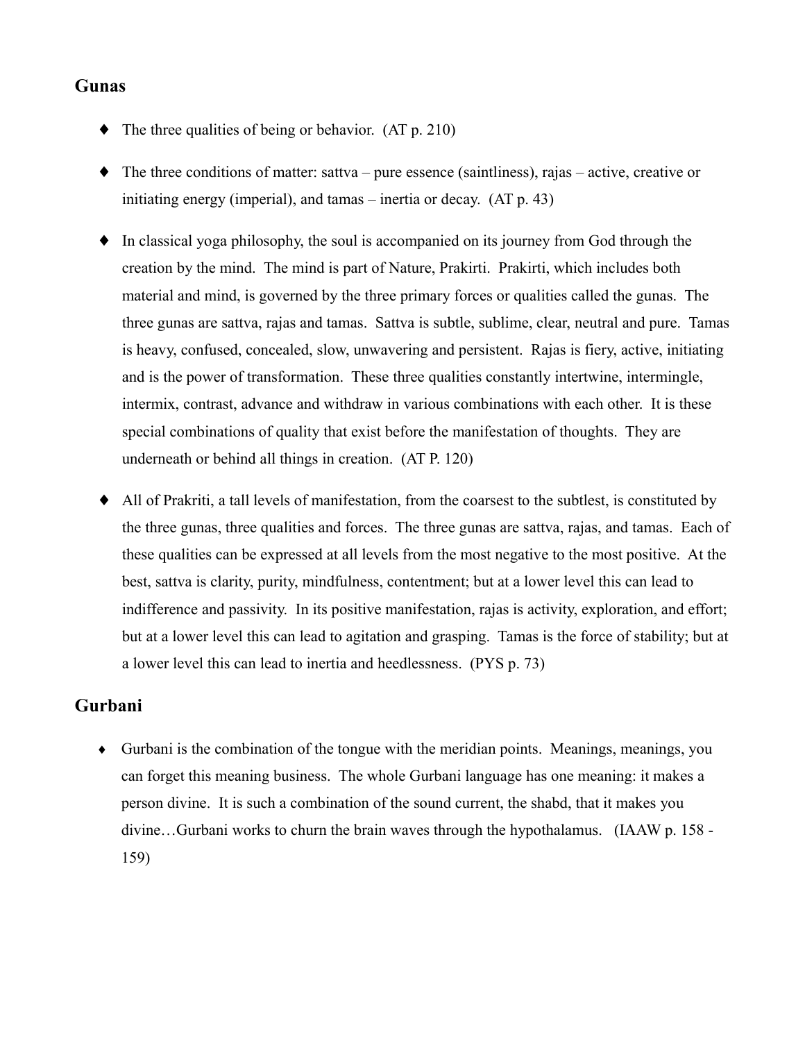## Gunas

- The three qualities of being or behavior. (AT p. 210)
- The three conditions of matter: sattva – pure essence (saintliness), rajas – active, creative or initiating energy (imperial), and tamas – inertia or decay. (AT p. 43)
- In classical yoga philosophy, the soul is accompanied on its journey from God through the creation by the mind. The mind is part of Nature, Prakirti. Prakirti, which includes both material and mind, is governed by the three primary forces or qualities called the gunas. The three gunas are sattva, rajas and tamas. Sattva is subtle, sublime, clear, neutral and pure. Tamas is heavy, confused, concealed, slow, unwavering and persistent. Rajas is fiery, active, initiating and is the power of transformation. These three qualities constantly intertwine, intermingle, intermix, contrast, advance and withdraw in various combinations with each other. It is these special combinations of quality that exist before the manifestation of thoughts. They are underneath or behind all things in creation. (AT P. 120)
- All of Prakriti, a tall levels of manifestation, from the coarsest to the subtlest, is constituted by the three gunas, three qualities and forces. The three gunas are sattva, rajas, and tamas. Each of these qualities can be expressed at all levels from the most negative to the most positive. At the best, sattva is clarity, purity, mindfulness, contentment; but at a lower level this can lead to indifference and passivity. In its positive manifestation, rajas is activity, exploration, and effort; but at a lower level this can lead to agitation and grasping. Tamas is the force of stability; but at a lower level this can lead to inertia and heedlessness. (PYS p. 73)

## Gurbani

- Gurbani is the combination of the tongue with the meridian points. Meanings, meanings, you can forget this meaning business. The whole Gurbani language has one meaning: it makes a person divine. It is such a combination of the sound current, the shabd, that it makes you divine…Gurbani works to churn the brain waves through the hypothalamus. (IAAW p. 158 - 159)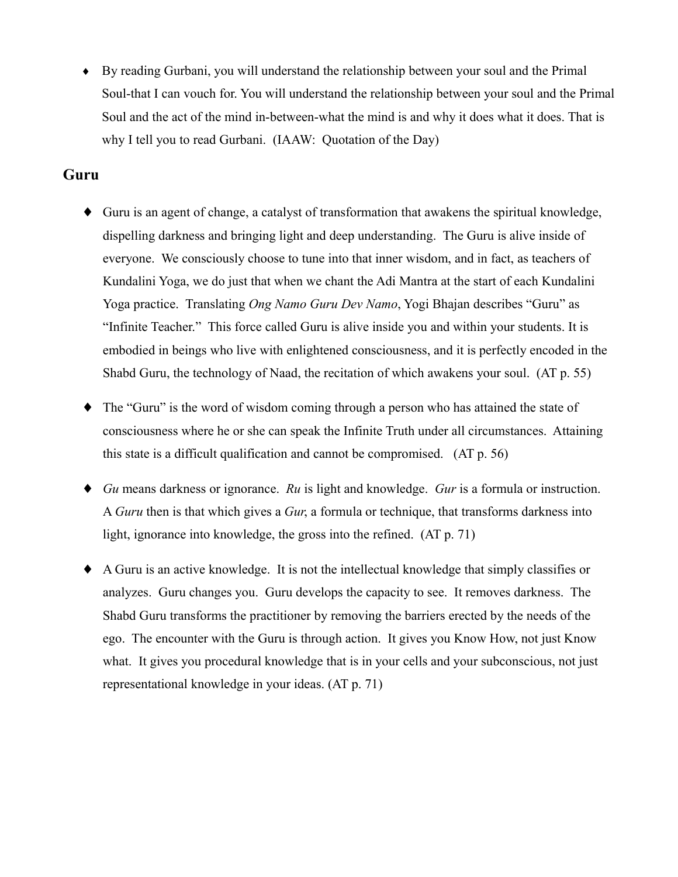- By reading Gurbani, you will understand the relationship between your soul and the Primal Soul-that I can vouch for. You will understand the relationship between your soul and the Primal Soul and the act of the mind in-between-what the mind is and why it does what it does. That is why I tell you to read Gurbani. (IAAW: Quotation of the Day)

## Guru

- Guru is an agent of change, a catalyst of transformation that awakens the spiritual knowledge, dispelling darkness and bringing light and deep understanding. The Guru is alive inside of everyone. We consciously choose to tune into that inner wisdom, and in fact, as teachers of Kundalini Yoga, we do just that when we chant the Adi Mantra at the start of each Kundalini Yoga practice. Translating *Ong Namo Guru Dev Namo*, Yogi Bhajan describes "Guru" as "Infinite Teacher." This force called Guru is alive inside you and within your students. It is embodied in beings who live with enlightened consciousness, and it is perfectly encoded in the Shabd Guru, the technology of Naad, the recitation of which awakens your soul. (AT p. 55)

- The "Guru" is the word of wisdom coming through a person who has attained the state of consciousness where he or she can speak the Infinite Truth under all circumstances. Attaining this state is a difficult qualification and cannot be compromised. (AT p. 56)

- *Gu* means darkness or ignorance. *Ru* is light and knowledge. *Gur* is a formula or instruction. A *Guru* then is that which gives a *Gur*, a formula or technique, that transforms darkness into light, ignorance into knowledge, the gross into the refined. (AT p. 71)

- A Guru is an active knowledge. It is not the intellectual knowledge that simply classifies or analyzes. Guru changes you. Guru develops the capacity to see. It removes darkness. The Shabd Guru transforms the practitioner by removing the barriers erected by the needs of the ego. The encounter with the Guru is through action. It gives you Know How, not just Know what. It gives you procedural knowledge that is in your cells and your subconscious, not just representational knowledge in your ideas. (AT p. 71)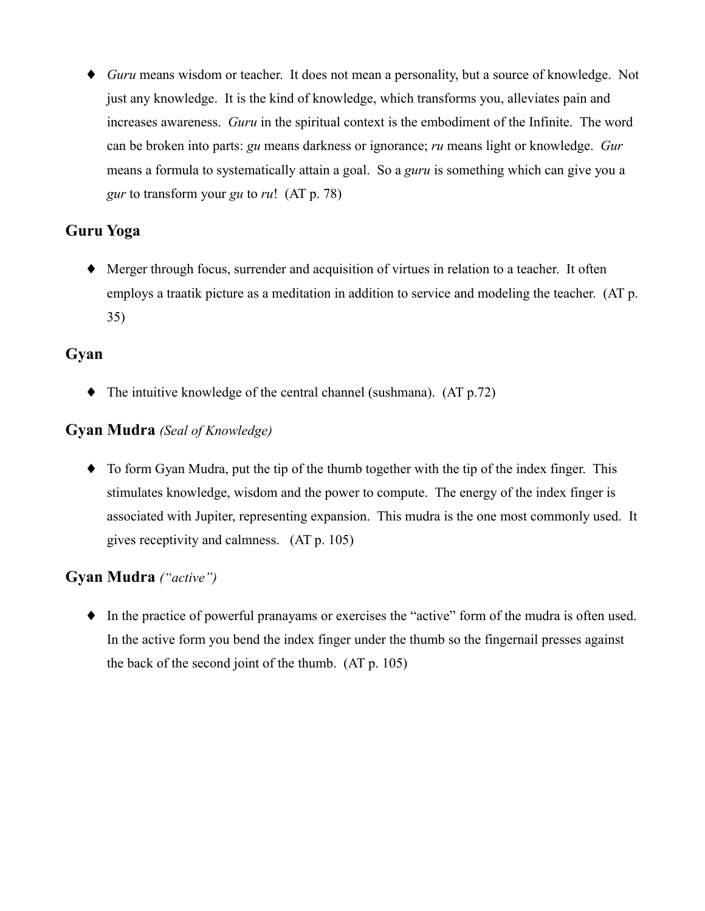- *Guru* means wisdom or teacher. It does not mean a personality, but a source of knowledge. Not just any knowledge. It is the kind of knowledge, which transforms you, alleviates pain and increases awareness. *Guru* in the spiritual context is the embodiment of the Infinite. The word can be broken into parts: *gu* means darkness or ignorance; *ru* means light or knowledge. *Gur* means a formula to systematically attain a goal. So a *guru* is something which can give you a *gur* to transform your *gu* to *ru*! (AT p. 78)

### Guru Yoga

- Merger through focus, surrender and acquisition of virtues in relation to a teacher. It often employs a traatik picture as a meditation in addition to service and modeling the teacher. (AT p. 35)

### Gyan

- The intuitive knowledge of the central channel (sushmana). (AT p.72)

### Gyan Mudra *(Seal of Knowledge)*

- To form Gyan Mudra, put the tip of the thumb together with the tip of the index finger. This stimulates knowledge, wisdom and the power to compute. The energy of the index finger is associated with Jupiter, representing expansion. This mudra is the one most commonly used. It gives receptivity and calmness. (AT p. 105)

### Gyan Mudra *("active")*

- In the practice of powerful pranayams or exercises the "active" form of the mudra is often used. In the active form you bend the index finger under the thumb so the fingernail presses against the back of the second joint of the thumb. (AT p. 105)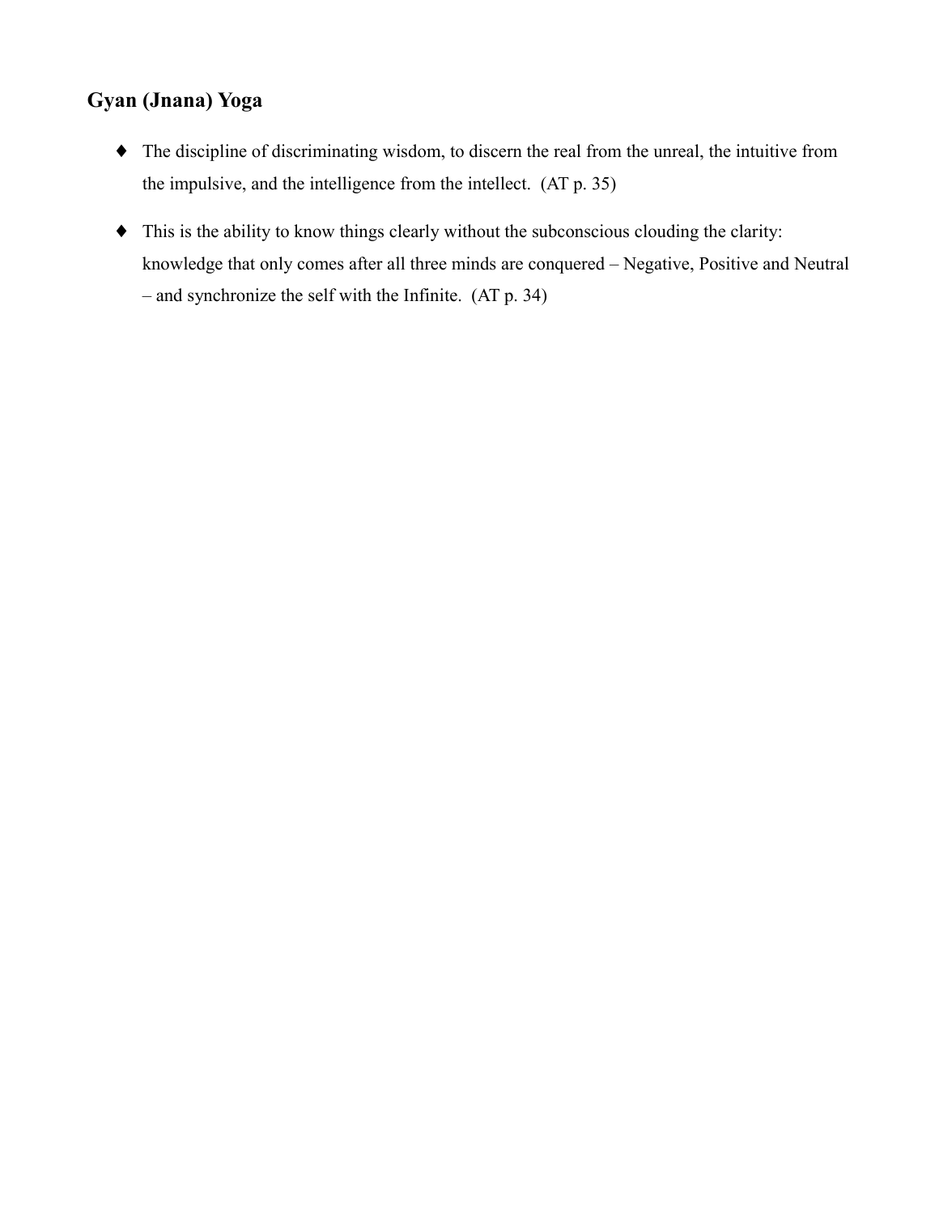## Gyan (Jnana) Yoga

- The discipline of discriminating wisdom, to discern the real from the unreal, the intuitive from the impulsive, and the intelligence from the intellect. (AT p. 35)
- This is the ability to know things clearly without the subconscious clouding the clarity: knowledge that only comes after all three minds are conquered – Negative, Positive and Neutral – and synchronize the self with the Infinite. (AT p. 34)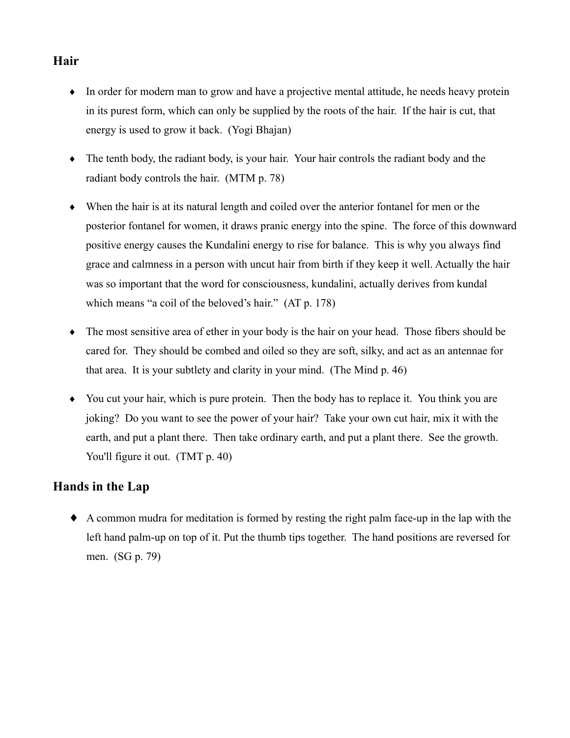## Hair

- In order for modern man to grow and have a projective mental attitude, he needs heavy protein in its purest form, which can only be supplied by the roots of the hair. If the hair is cut, that energy is used to grow it back. (Yogi Bhajan)

- The tenth body, the radiant body, is your hair. Your hair controls the radiant body and the radiant body controls the hair. (MTM p. 78)

- When the hair is at its natural length and coiled over the anterior fontanel for men or the posterior fontanel for women, it draws pranic energy into the spine. The force of this downward positive energy causes the Kundalini energy to rise for balance. This is why you always find grace and calmness in a person with uncut hair from birth if they keep it well. Actually the hair was so important that the word for consciousness, kundalini, actually derives from kundal which means "a coil of the beloved's hair." (AT p. 178)

- The most sensitive area of ether in your body is the hair on your head. Those fibers should be cared for. They should be combed and oiled so they are soft, silky, and act as an antennae for that area. It is your subtlety and clarity in your mind. (The Mind p. 46)

- You cut your hair, which is pure protein. Then the body has to replace it. You think you are joking? Do you want to see the power of your hair? Take your own cut hair, mix it with the earth, and put a plant there. Then take ordinary earth, and put a plant there. See the growth. You'll figure it out. (TMT p. 40)

## Hands in the Lap

- A common mudra for meditation is formed by resting the right palm face-up in the lap with the left hand palm-up on top of it. Put the thumb tips together. The hand positions are reversed for men. (SG p. 79)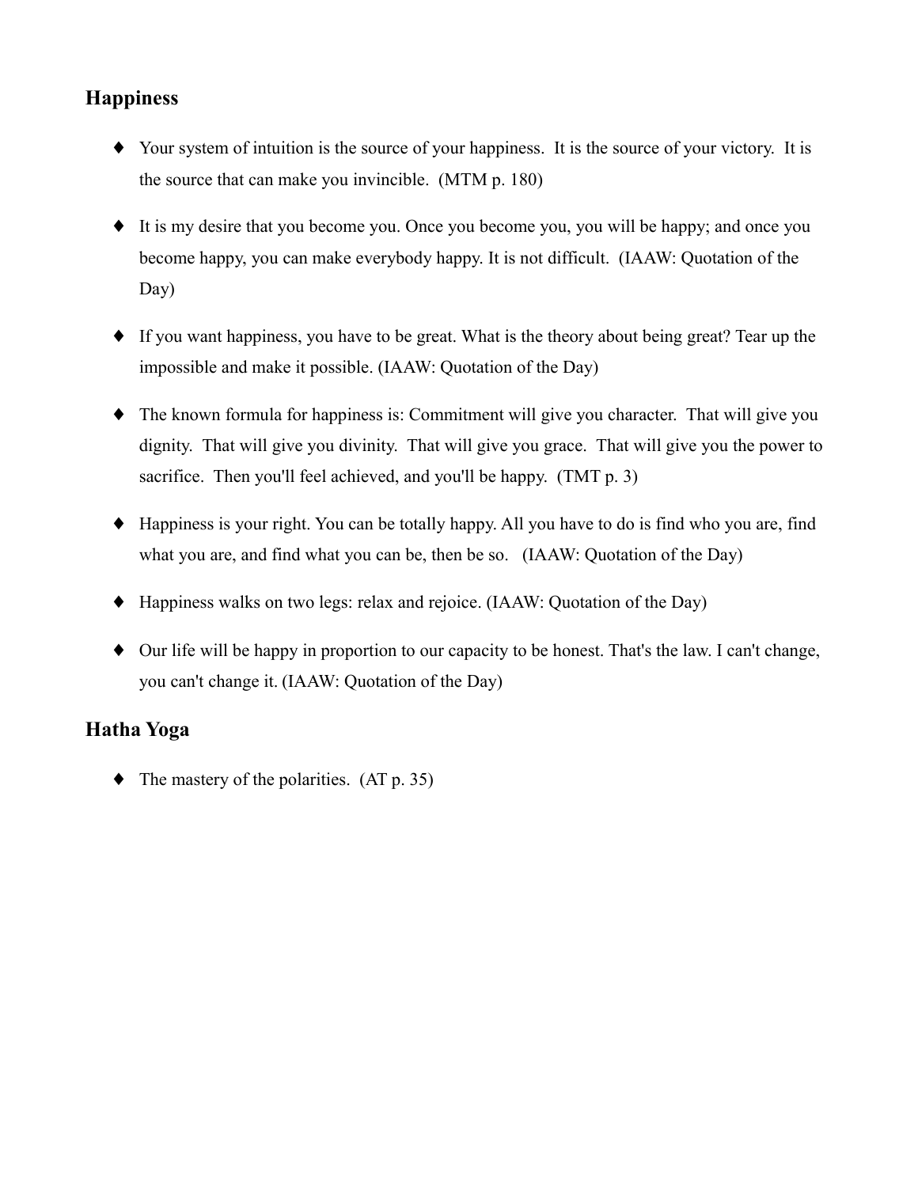## Happiness

- Your system of intuition is the source of your happiness. It is the source of your victory. It is the source that can make you invincible. (MTM p. 180)
- It is my desire that you become you. Once you become you, you will be happy; and once you become happy, you can make everybody happy. It is not difficult. (IAAW: Quotation of the Day)
- If you want happiness, you have to be great. What is the theory about being great? Tear up the impossible and make it possible. (IAAW: Quotation of the Day)
- The known formula for happiness is: Commitment will give you character. That will give you dignity. That will give you divinity. That will give you grace. That will give you the power to sacrifice. Then you'll feel achieved, and you'll be happy. (TMT p. 3)
- Happiness is your right. You can be totally happy. All you have to do is find who you are, find what you are, and find what you can be, then be so. (IAAW: Quotation of the Day)
- Happiness walks on two legs: relax and rejoice. (IAAW: Quotation of the Day)
- Our life will be happy in proportion to our capacity to be honest. That's the law. I can't change, you can't change it. (IAAW: Quotation of the Day)

## Hatha Yoga

- The mastery of the polarities. (AT p. 35)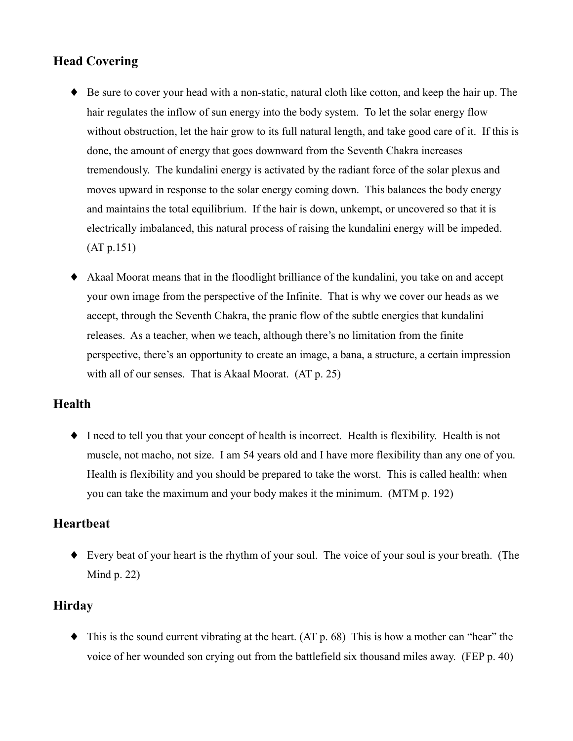## Head Covering

- Be sure to cover your head with a non-static, natural cloth like cotton, and keep the hair up. The hair regulates the inflow of sun energy into the body system. To let the solar energy flow without obstruction, let the hair grow to its full natural length, and take good care of it. If this is done, the amount of energy that goes downward from the Seventh Chakra increases tremendously. The kundalini energy is activated by the radiant force of the solar plexus and moves upward in response to the solar energy coming down. This balances the body energy and maintains the total equilibrium. If the hair is down, unkempt, or uncovered so that it is electrically imbalanced, this natural process of raising the kundalini energy will be impeded. (AT p.151)

- Akaal Moorat means that in the floodlight brilliance of the kundalini, you take on and accept your own image from the perspective of the Infinite. That is why we cover our heads as we accept, through the Seventh Chakra, the pranic flow of the subtle energies that kundalini releases. As a teacher, when we teach, although there's no limitation from the finite perspective, there's an opportunity to create an image, a bana, a structure, a certain impression with all of our senses. That is Akaal Moorat. (AT p. 25)

## Health

- I need to tell you that your concept of health is incorrect. Health is flexibility. Health is not muscle, not macho, not size. I am 54 years old and I have more flexibility than any one of you. Health is flexibility and you should be prepared to take the worst. This is called health: when you can take the maximum and your body makes it the minimum. (MTM p. 192)

## Heartbeat

- Every beat of your heart is the rhythm of your soul. The voice of your soul is your breath. (The Mind p. 22)

## Hirday

- This is the sound current vibrating at the heart. (AT p. 68) This is how a mother can "hear" the voice of her wounded son crying out from the battlefield six thousand miles away. (FEP p. 40)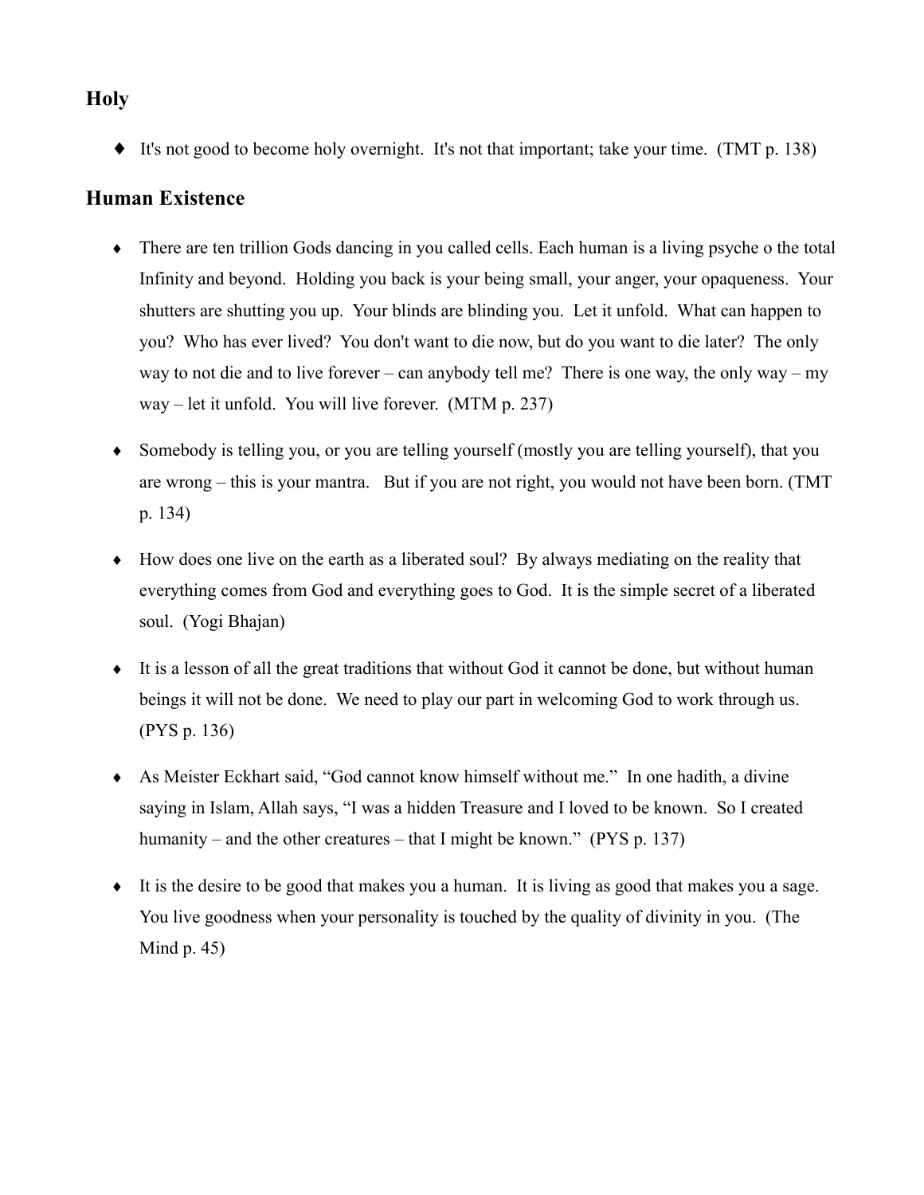## Holy

- It's not good to become holy overnight. It's not that important; take your time. (TMT p. 138)

## Human Existence

- There are ten trillion Gods dancing in you called cells. Each human is a living psyche o the total Infinity and beyond. Holding you back is your being small, your anger, your opaqueness. Your shutters are shutting you up. Your blinds are blinding you. Let it unfold. What can happen to you? Who has ever lived? You don't want to die now, but do you want to die later? The only way to not die and to live forever – can anybody tell me? There is one way, the only way – my way – let it unfold. You will live forever. (MTM p. 237)
- Somebody is telling you, or you are telling yourself (mostly you are telling yourself), that you are wrong – this is your mantra. But if you are not right, you would not have been born. (TMT p. 134)
- How does one live on the earth as a liberated soul? By always mediating on the reality that everything comes from God and everything goes to God. It is the simple secret of a liberated soul. (Yogi Bhajan)
- It is a lesson of all the great traditions that without God it cannot be done, but without human beings it will not be done. We need to play our part in welcoming God to work through us. (PYS p. 136)
- As Meister Eckhart said, "God cannot know himself without me." In one hadith, a divine saying in Islam, Allah says, "I was a hidden Treasure and I loved to be known. So I created humanity – and the other creatures – that I might be known." (PYS p. 137)
- It is the desire to be good that makes you a human. It is living as good that makes you a sage. You live goodness when your personality is touched by the quality of divinity in you. (The Mind p. 45)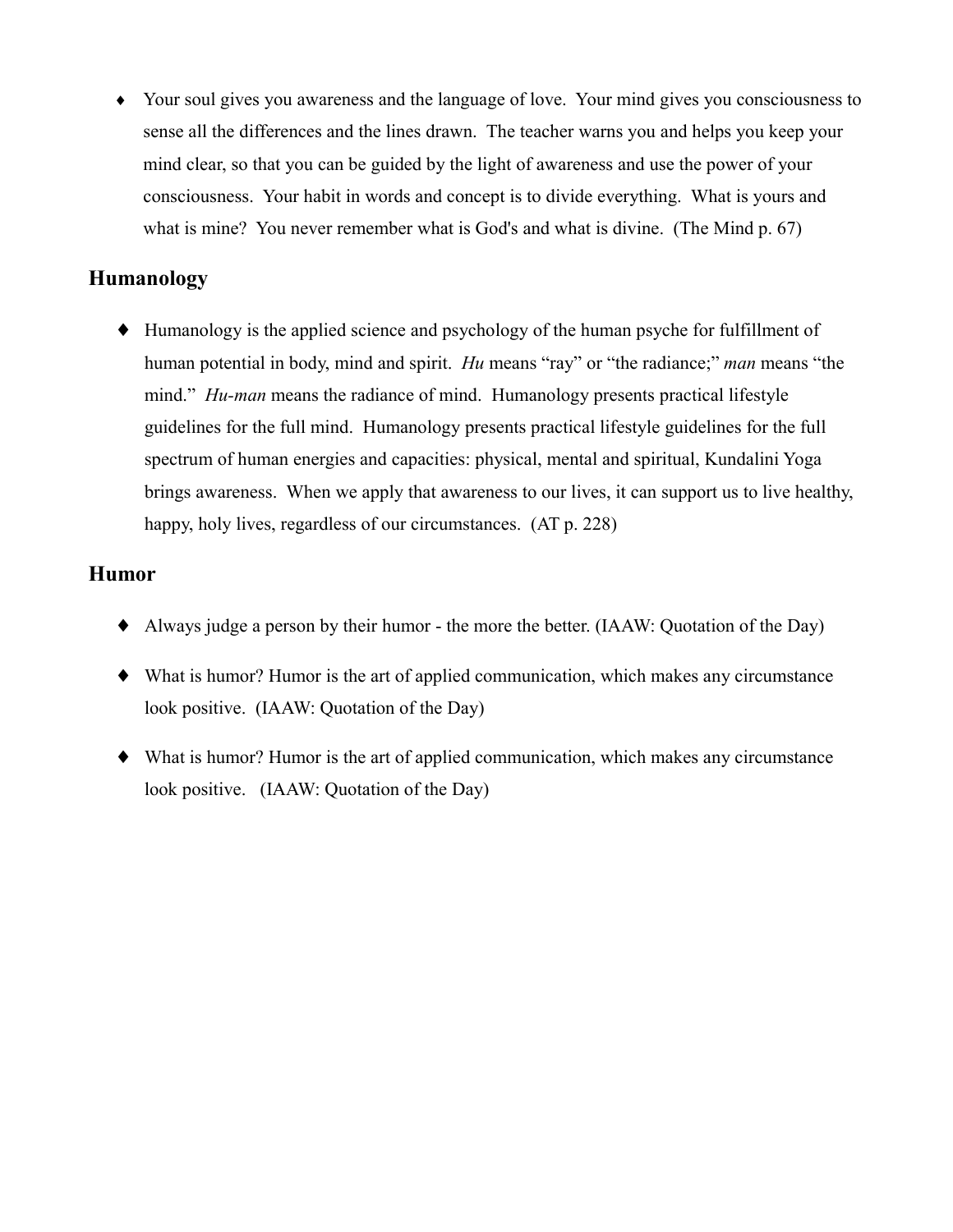- Your soul gives you awareness and the language of love. Your mind gives you consciousness to sense all the differences and the lines drawn. The teacher warns you and helps you keep your mind clear, so that you can be guided by the light of awareness and use the power of your consciousness. Your habit in words and concept is to divide everything. What is yours and what is mine? You never remember what is God's and what is divine. (The Mind p. 67)

## Humanology

- Humanology is the applied science and psychology of the human psyche for fulfillment of human potential in body, mind and spirit. *Hu* means "ray" or "the radiance;" *man* means "the mind." *Hu-man* means the radiance of mind. Humanology presents practical lifestyle guidelines for the full mind. Humanology presents practical lifestyle guidelines for the full spectrum of human energies and capacities: physical, mental and spiritual, Kundalini Yoga brings awareness. When we apply that awareness to our lives, it can support us to live healthy, happy, holy lives, regardless of our circumstances. (AT p. 228)

## Humor

- Always judge a person by their humor - the more the better. (IAAW: Quotation of the Day)

- What is humor? Humor is the art of applied communication, which makes any circumstance look positive. (IAAW: Quotation of the Day)

- What is humor? Humor is the art of applied communication, which makes any circumstance look positive. (IAAW: Quotation of the Day)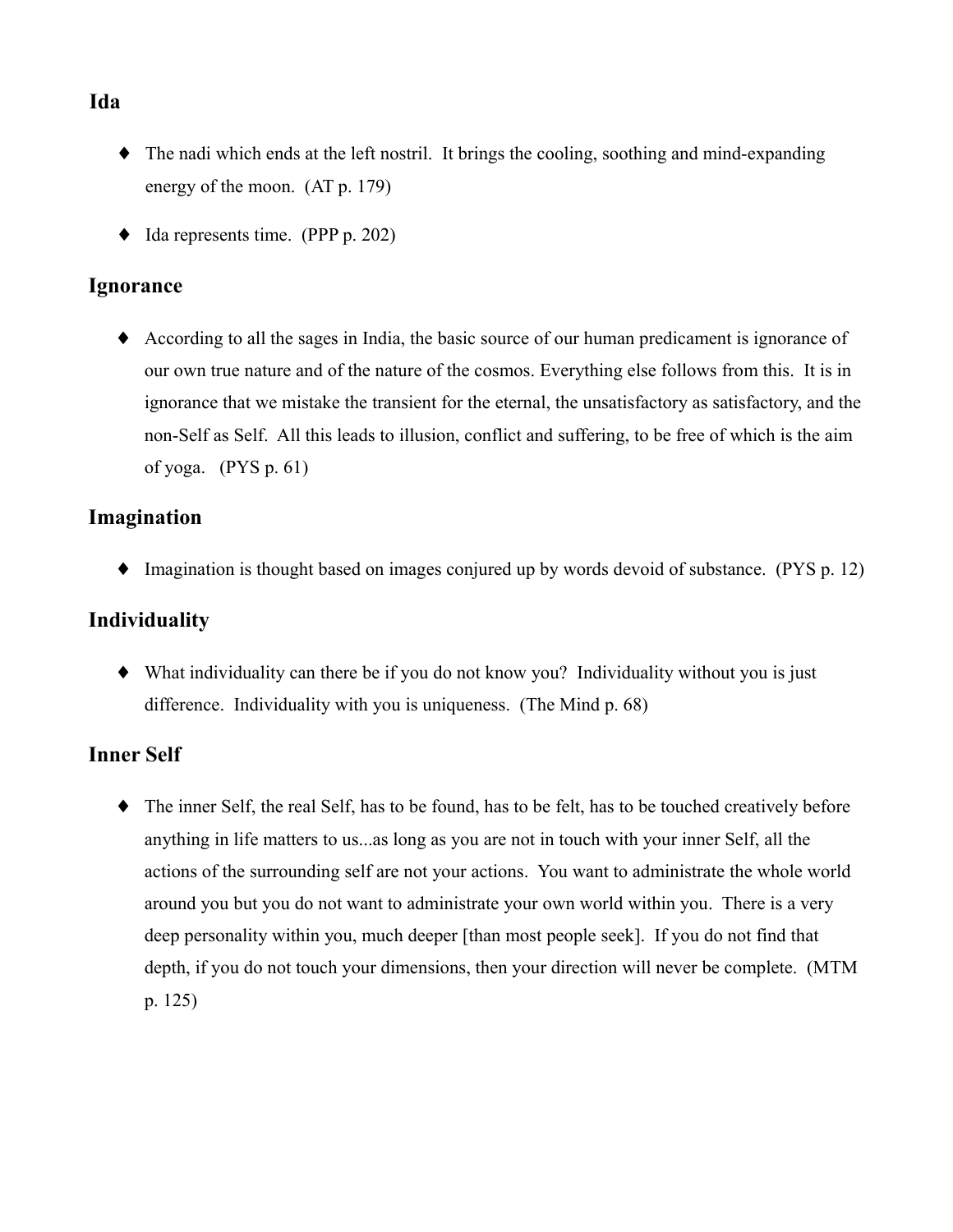## Ida

- The nadi which ends at the left nostril. It brings the cooling, soothing and mind-expanding energy of the moon. (AT p. 179)
- Ida represents time. (PPP p. 202)

## Ignorance

- According to all the sages in India, the basic source of our human predicament is ignorance of our own true nature and of the nature of the cosmos. Everything else follows from this. It is in ignorance that we mistake the transient for the eternal, the unsatisfactory as satisfactory, and the non-Self as Self. All this leads to illusion, conflict and suffering, to be free of which is the aim of yoga. (PYS p. 61)

## Imagination

- Imagination is thought based on images conjured up by words devoid of substance. (PYS p. 12)

## Individuality

- What individuality can there be if you do not know you? Individuality without you is just difference. Individuality with you is uniqueness. (The Mind p. 68)

## Inner Self

- The inner Self, the real Self, has to be found, has to be felt, has to be touched creatively before anything in life matters to us...as long as you are not in touch with your inner Self, all the actions of the surrounding self are not your actions. You want to administrate the whole world around you but you do not want to administrate your own world within you. There is a very deep personality within you, much deeper [than most people seek]. If you do not find that depth, if you do not touch your dimensions, then your direction will never be complete. (MTM p. 125)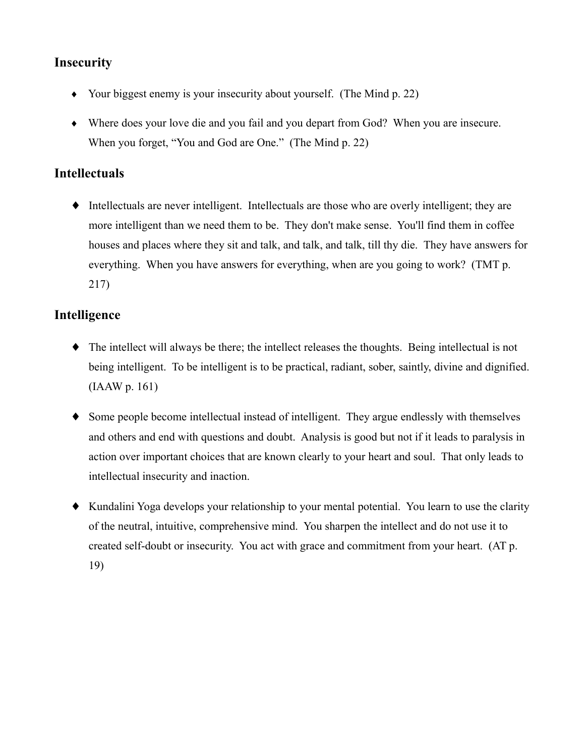## Insecurity

- Your biggest enemy is your insecurity about yourself. (The Mind p. 22)
- Where does your love die and you fail and you depart from God? When you are insecure. When you forget, "You and God are One." (The Mind p. 22)

## Intellectuals

- Intellectuals are never intelligent. Intellectuals are those who are overly intelligent; they are more intelligent than we need them to be. They don't make sense. You'll find them in coffee houses and places where they sit and talk, and talk, and talk, till thy die. They have answers for everything. When you have answers for everything, when are you going to work? (TMT p. 217)

## Intelligence

- The intellect will always be there; the intellect releases the thoughts. Being intellectual is not being intelligent. To be intelligent is to be practical, radiant, sober, saintly, divine and dignified. (IAAW p. 161)
- Some people become intellectual instead of intelligent. They argue endlessly with themselves and others and end with questions and doubt. Analysis is good but not if it leads to paralysis in action over important choices that are known clearly to your heart and soul. That only leads to intellectual insecurity and inaction.
- Kundalini Yoga develops your relationship to your mental potential. You learn to use the clarity of the neutral, intuitive, comprehensive mind. You sharpen the intellect and do not use it to created self-doubt or insecurity. You act with grace and commitment from your heart. (AT p. 19)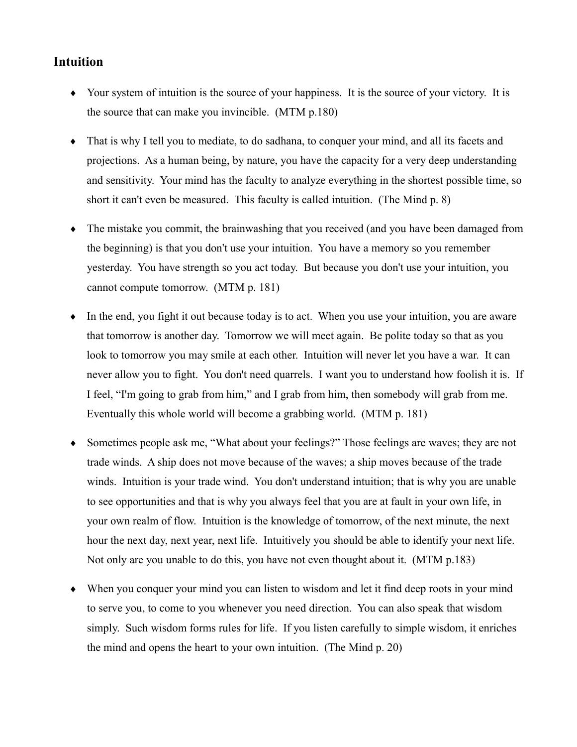## Intuition

- Your system of intuition is the source of your happiness. It is the source of your victory. It is the source that can make you invincible. (MTM p.180)

- That is why I tell you to mediate, to do sadhana, to conquer your mind, and all its facets and projections. As a human being, by nature, you have the capacity for a very deep understanding and sensitivity. Your mind has the faculty to analyze everything in the shortest possible time, so short it can't even be measured. This faculty is called intuition. (The Mind p. 8)

- The mistake you commit, the brainwashing that you received (and you have been damaged from the beginning) is that you don't use your intuition. You have a memory so you remember yesterday. You have strength so you act today. But because you don't use your intuition, you cannot compute tomorrow. (MTM p. 181)

- In the end, you fight it out because today is to act. When you use your intuition, you are aware that tomorrow is another day. Tomorrow we will meet again. Be polite today so that as you look to tomorrow you may smile at each other. Intuition will never let you have a war. It can never allow you to fight. You don't need quarrels. I want you to understand how foolish it is. If I feel, "I'm going to grab from him," and I grab from him, then somebody will grab from me. Eventually this whole world will become a grabbing world. (MTM p. 181)

- Sometimes people ask me, "What about your feelings?" Those feelings are waves; they are not trade winds. A ship does not move because of the waves; a ship moves because of the trade winds. Intuition is your trade wind. You don't understand intuition; that is why you are unable to see opportunities and that is why you always feel that you are at fault in your own life, in your own realm of flow. Intuition is the knowledge of tomorrow, of the next minute, the next hour the next day, next year, next life. Intuitively you should be able to identify your next life. Not only are you unable to do this, you have not even thought about it. (MTM p.183)

- When you conquer your mind you can listen to wisdom and let it find deep roots in your mind to serve you, to come to you whenever you need direction. You can also speak that wisdom simply. Such wisdom forms rules for life. If you listen carefully to simple wisdom, it enriches the mind and opens the heart to your own intuition. (The Mind p. 20)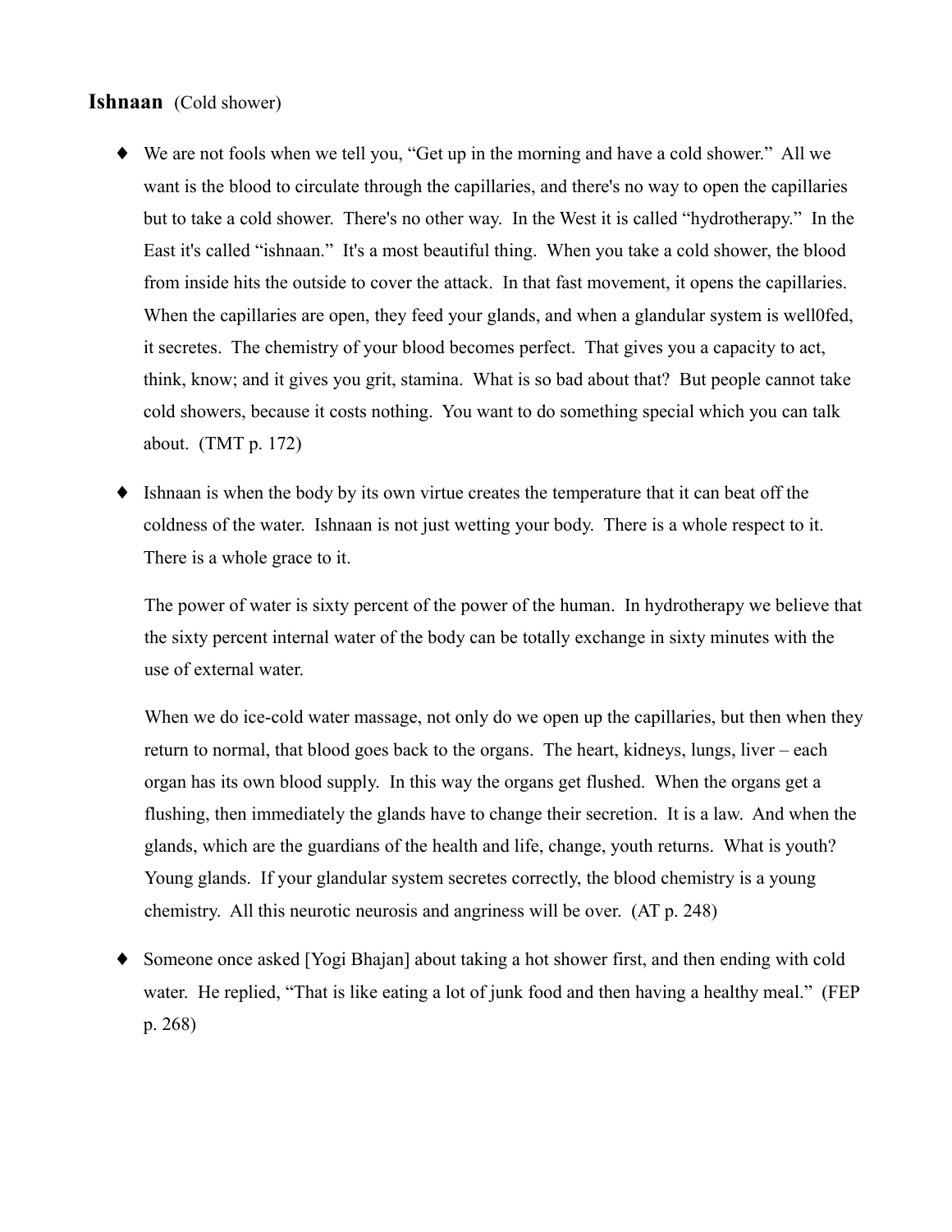## Ishnaan (Cold shower)

- We are not fools when we tell you, "Get up in the morning and have a cold shower." All we want is the blood to circulate through the capillaries, and there's no way to open the capillaries but to take a cold shower. There's no other way. In the West it is called "hydrotherapy." In the East it's called "ishnaan." It's a most beautiful thing. When you take a cold shower, the blood from inside hits the outside to cover the attack. In that fast movement, it opens the capillaries. When the capillaries are open, they feed your glands, and when a glandular system is well0fed, it secretes. The chemistry of your blood becomes perfect. That gives you a capacity to act, think, know; and it gives you grit, stamina. What is so bad about that? But people cannot take cold showers, because it costs nothing. You want to do something special which you can talk about. (TMT p. 172)

- Ishnaan is when the body by its own virtue creates the temperature that it can beat off the coldness of the water. Ishnaan is not just wetting your body. There is a whole respect to it. There is a whole grace to it.

  The power of water is sixty percent of the power of the human. In hydrotherapy we believe that the sixty percent internal water of the body can be totally exchange in sixty minutes with the use of external water.

  When we do ice-cold water massage, not only do we open up the capillaries, but then when they return to normal, that blood goes back to the organs. The heart, kidneys, lungs, liver – each organ has its own blood supply. In this way the organs get flushed. When the organs get a flushing, then immediately the glands have to change their secretion. It is a law. And when the glands, which are the guardians of the health and life, change, youth returns. What is youth? Young glands. If your glandular system secretes correctly, the blood chemistry is a young chemistry. All this neurotic neurosis and angriness will be over. (AT p. 248)

- Someone once asked [Yogi Bhajan] about taking a hot shower first, and then ending with cold water. He replied, "That is like eating a lot of junk food and then having a healthy meal." (FEP p. 268)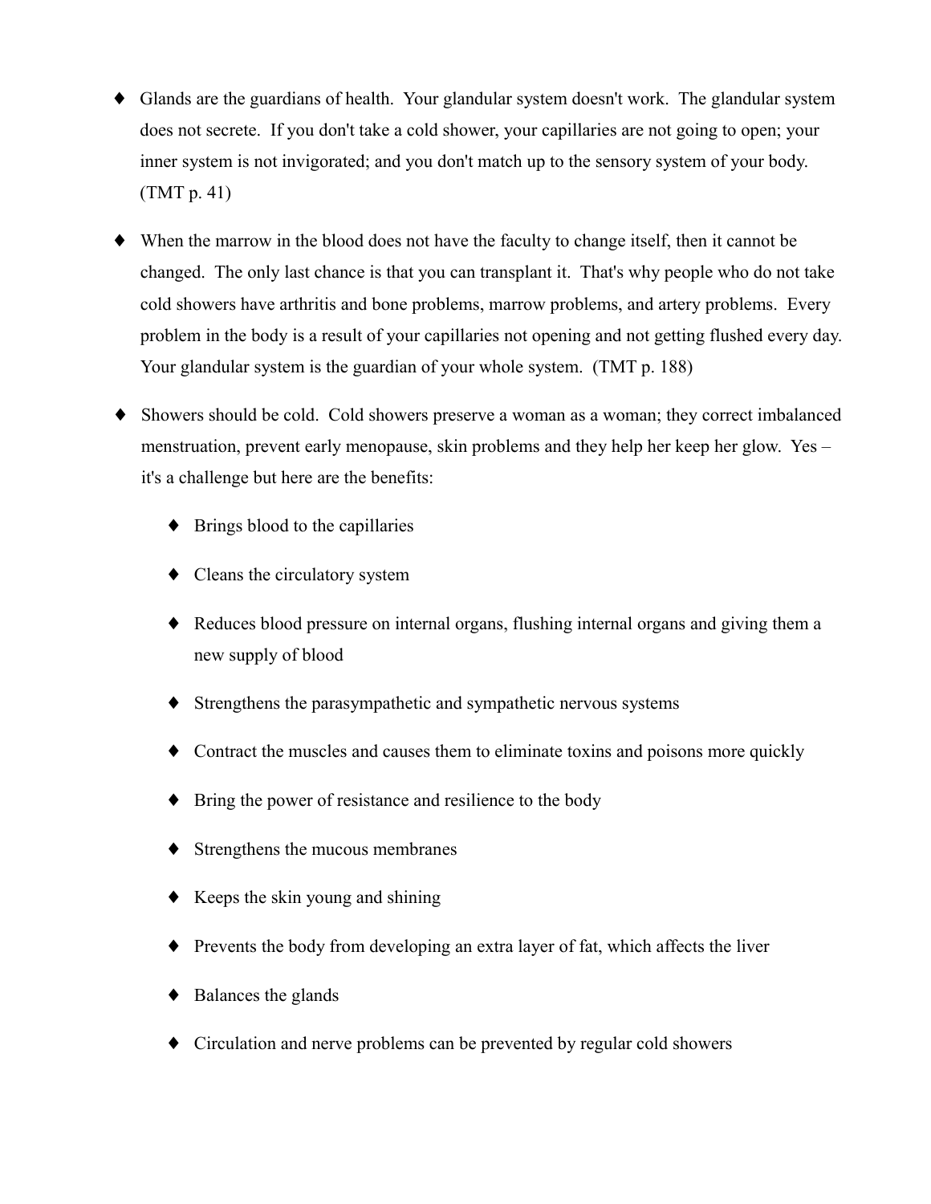- Glands are the guardians of health. Your glandular system doesn't work. The glandular system does not secrete. If you don't take a cold shower, your capillaries are not going to open; your inner system is not invigorated; and you don't match up to the sensory system of your body. (TMT p. 41)

- When the marrow in the blood does not have the faculty to change itself, then it cannot be changed. The only last chance is that you can transplant it. That's why people who do not take cold showers have arthritis and bone problems, marrow problems, and artery problems. Every problem in the body is a result of your capillaries not opening and not getting flushed every day. Your glandular system is the guardian of your whole system. (TMT p. 188)

- Showers should be cold. Cold showers preserve a woman as a woman; they correct imbalanced menstruation, prevent early menopause, skin problems and they help her keep her glow. Yes – it's a challenge but here are the benefits:

  - Brings blood to the capillaries
  - Cleans the circulatory system
  - Reduces blood pressure on internal organs, flushing internal organs and giving them a new supply of blood
  - Strengthens the parasympathetic and sympathetic nervous systems
  - Contract the muscles and causes them to eliminate toxins and poisons more quickly
  - Bring the power of resistance and resilience to the body
  - Strengthens the mucous membranes
  - Keeps the skin young and shining
  - Prevents the body from developing an extra layer of fat, which affects the liver
  - Balances the glands
  - Circulation and nerve problems can be prevented by regular cold showers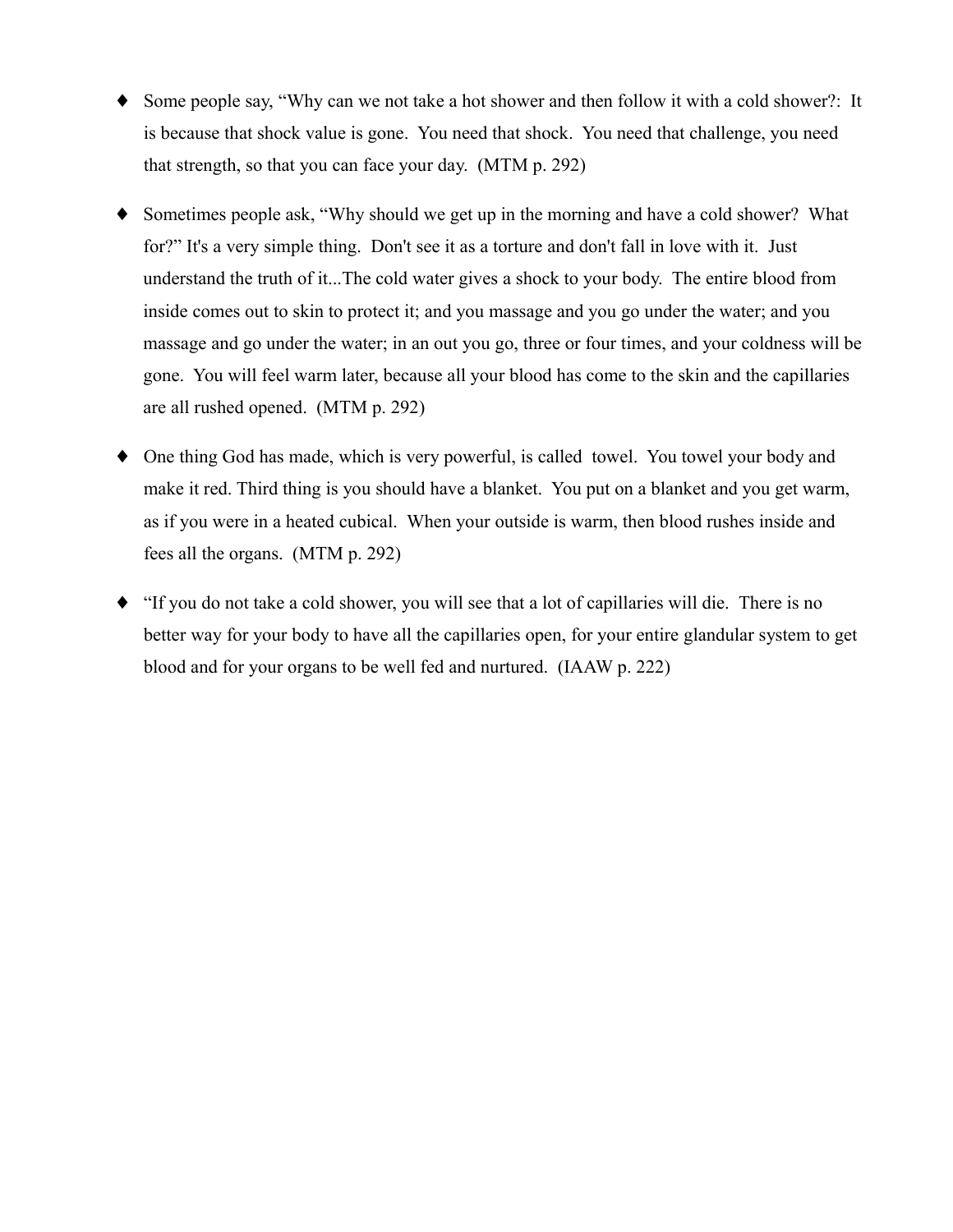- Some people say, "Why can we not take a hot shower and then follow it with a cold shower?: It is because that shock value is gone. You need that shock. You need that challenge, you need that strength, so that you can face your day. (MTM p. 292)

- Sometimes people ask, "Why should we get up in the morning and have a cold shower? What for?" It's a very simple thing. Don't see it as a torture and don't fall in love with it. Just understand the truth of it...The cold water gives a shock to your body. The entire blood from inside comes out to skin to protect it; and you massage and you go under the water; and you massage and go under the water; in an out you go, three or four times, and your coldness will be gone. You will feel warm later, because all your blood has come to the skin and the capillaries are all rushed opened. (MTM p. 292)

- One thing God has made, which is very powerful, is called towel. You towel your body and make it red. Third thing is you should have a blanket. You put on a blanket and you get warm, as if you were in a heated cubical. When your outside is warm, then blood rushes inside and fees all the organs. (MTM p. 292)

- "If you do not take a cold shower, you will see that a lot of capillaries will die. There is no better way for your body to have all the capillaries open, for your entire glandular system to get blood and for your organs to be well fed and nurtured. (IAAW p. 222)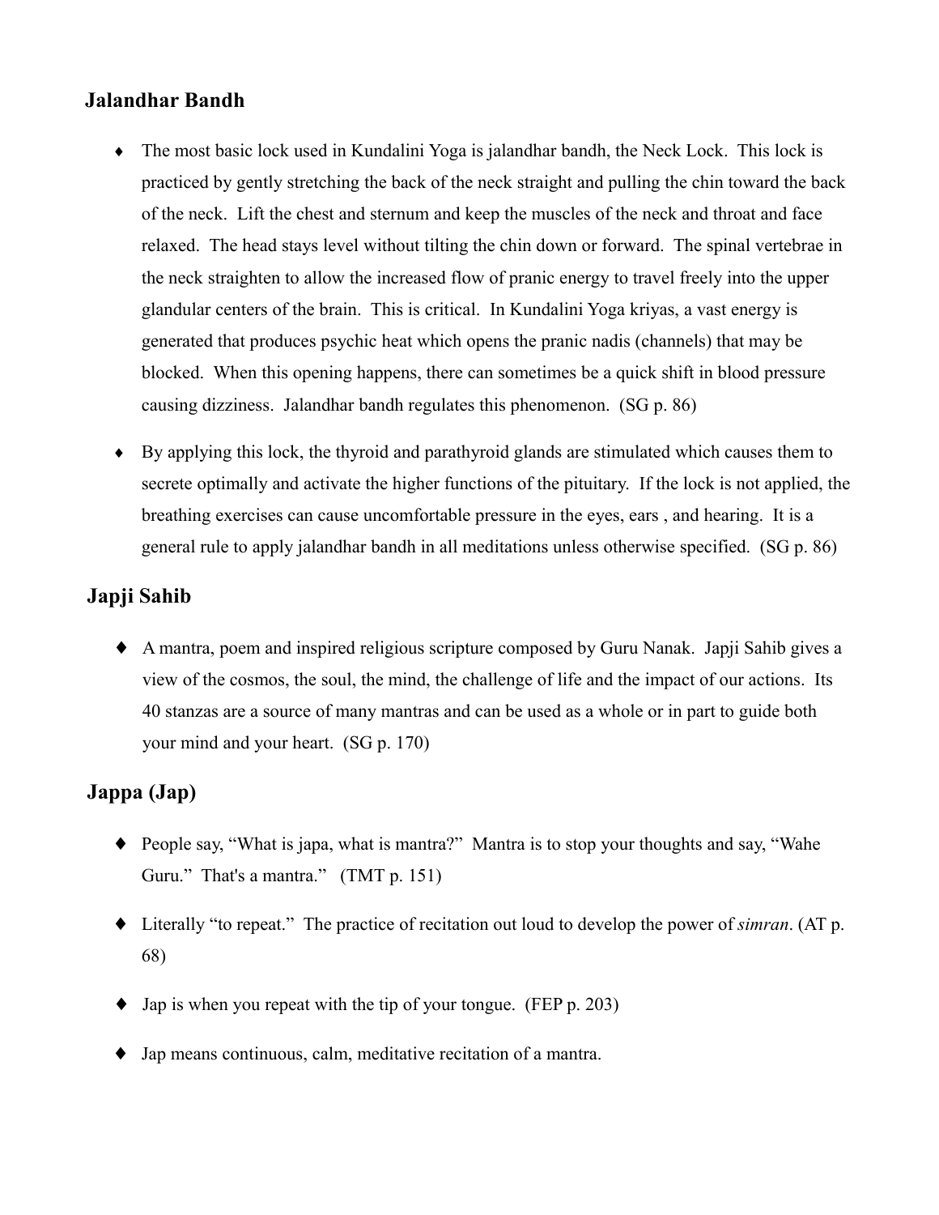## Jalandhar Bandh

- The most basic lock used in Kundalini Yoga is jalandhar bandh, the Neck Lock. This lock is practiced by gently stretching the back of the neck straight and pulling the chin toward the back of the neck. Lift the chest and sternum and keep the muscles of the neck and throat and face relaxed. The head stays level without tilting the chin down or forward. The spinal vertebrae in the neck straighten to allow the increased flow of pranic energy to travel freely into the upper glandular centers of the brain. This is critical. In Kundalini Yoga kriyas, a vast energy is generated that produces psychic heat which opens the pranic nadis (channels) that may be blocked. When this opening happens, there can sometimes be a quick shift in blood pressure causing dizziness. Jalandhar bandh regulates this phenomenon. (SG p. 86)

- By applying this lock, the thyroid and parathyroid glands are stimulated which causes them to secrete optimally and activate the higher functions of the pituitary. If the lock is not applied, the breathing exercises can cause uncomfortable pressure in the eyes, ears , and hearing. It is a general rule to apply jalandhar bandh in all meditations unless otherwise specified. (SG p. 86)

## Japji Sahib

- A mantra, poem and inspired religious scripture composed by Guru Nanak. Japji Sahib gives a view of the cosmos, the soul, the mind, the challenge of life and the impact of our actions. Its 40 stanzas are a source of many mantras and can be used as a whole or in part to guide both your mind and your heart. (SG p. 170)

## Jappa (Jap)

- People say, "What is japa, what is mantra?" Mantra is to stop your thoughts and say, "Wahe Guru." That's a mantra." (TMT p. 151)

- Literally "to repeat." The practice of recitation out loud to develop the power of *simran*. (AT p. 68)

- Jap is when you repeat with the tip of your tongue. (FEP p. 203)

- Jap means continuous, calm, meditative recitation of a mantra.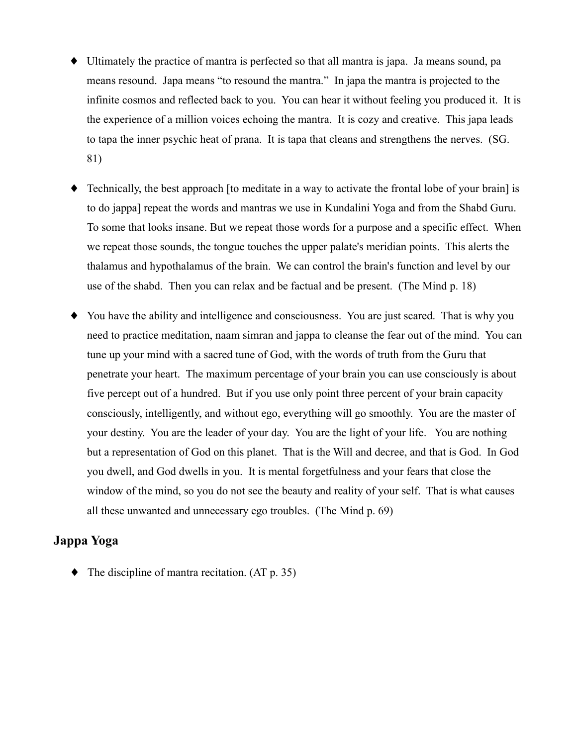- Ultimately the practice of mantra is perfected so that all mantra is japa. Ja means sound, pa means resound. Japa means "to resound the mantra." In japa the mantra is projected to the infinite cosmos and reflected back to you. You can hear it without feeling you produced it. It is the experience of a million voices echoing the mantra. It is cozy and creative. This japa leads to tapa the inner psychic heat of prana. It is tapa that cleans and strengthens the nerves. (SG. 81)

- Technically, the best approach [to meditate in a way to activate the frontal lobe of your brain] is to do jappa] repeat the words and mantras we use in Kundalini Yoga and from the Shabd Guru. To some that looks insane. But we repeat those words for a purpose and a specific effect. When we repeat those sounds, the tongue touches the upper palate's meridian points. This alerts the thalamus and hypothalamus of the brain. We can control the brain's function and level by our use of the shabd. Then you can relax and be factual and be present. (The Mind p. 18)

- You have the ability and intelligence and consciousness. You are just scared. That is why you need to practice meditation, naam simran and jappa to cleanse the fear out of the mind. You can tune up your mind with a sacred tune of God, with the words of truth from the Guru that penetrate your heart. The maximum percentage of your brain you can use consciously is about five percept out of a hundred. But if you use only point three percent of your brain capacity consciously, intelligently, and without ego, everything will go smoothly. You are the master of your destiny. You are the leader of your day. You are the light of your life. You are nothing but a representation of God on this planet. That is the Will and decree, and that is God. In God you dwell, and God dwells in you. It is mental forgetfulness and your fears that close the window of the mind, so you do not see the beauty and reality of your self. That is what causes all these unwanted and unnecessary ego troubles. (The Mind p. 69)

## Jappa Yoga

- The discipline of mantra recitation. (AT p. 35)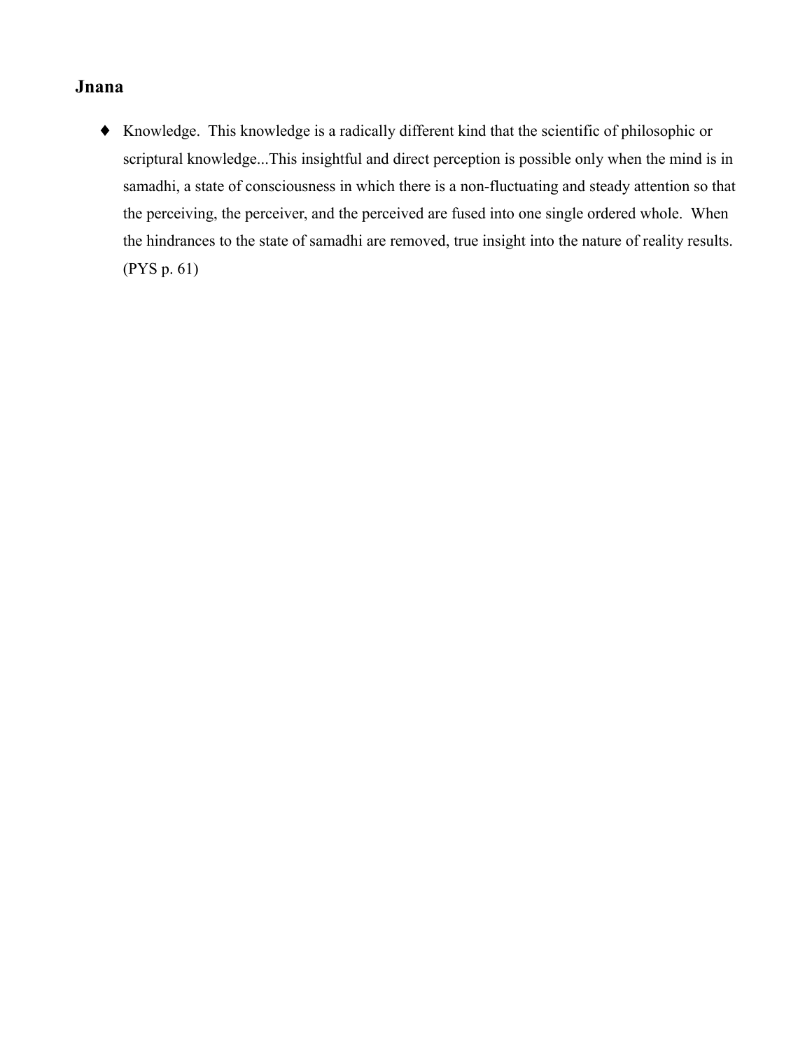## Jnana

- Knowledge. This knowledge is a radically different kind that the scientific of philosophic or scriptural knowledge...This insightful and direct perception is possible only when the mind is in samadhi, a state of consciousness in which there is a non-fluctuating and steady attention so that the perceiving, the perceiver, and the perceived are fused into one single ordered whole. When the hindrances to the state of samadhi are removed, true insight into the nature of reality results. (PYS p. 61)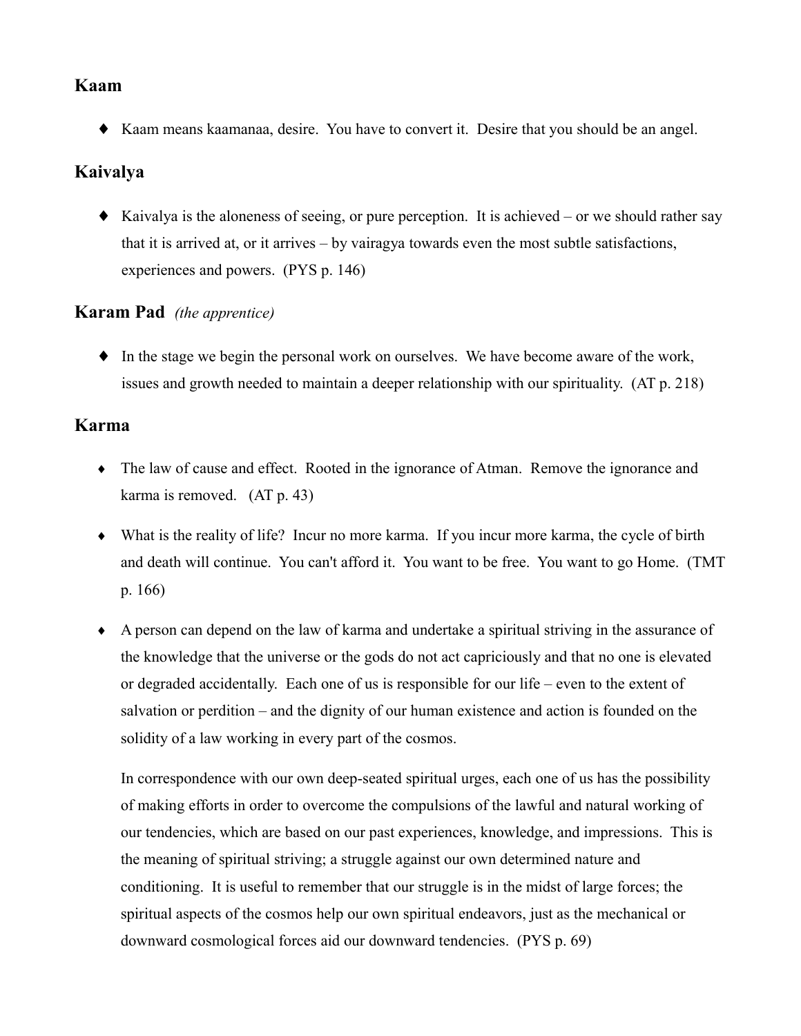## Kaam

- Kaam means kaamanaa, desire. You have to convert it. Desire that you should be an angel.

## Kaivalya

- Kaivalya is the aloneness of seeing, or pure perception. It is achieved – or we should rather say that it is arrived at, or it arrives – by vairagya towards even the most subtle satisfactions, experiences and powers. (PYS p. 146)

## Karam Pad *(the apprentice)*

- In the stage we begin the personal work on ourselves. We have become aware of the work, issues and growth needed to maintain a deeper relationship with our spirituality. (AT p. 218)

## Karma

- The law of cause and effect. Rooted in the ignorance of Atman. Remove the ignorance and karma is removed. (AT p. 43)
- What is the reality of life? Incur no more karma. If you incur more karma, the cycle of birth and death will continue. You can't afford it. You want to be free. You want to go Home. (TMT p. 166)
- A person can depend on the law of karma and undertake a spiritual striving in the assurance of the knowledge that the universe or the gods do not act capriciously and that no one is elevated or degraded accidentally. Each one of us is responsible for our life – even to the extent of salvation or perdition – and the dignity of our human existence and action is founded on the solidity of a law working in every part of the cosmos.

  In correspondence with our own deep-seated spiritual urges, each one of us has the possibility of making efforts in order to overcome the compulsions of the lawful and natural working of our tendencies, which are based on our past experiences, knowledge, and impressions. This is the meaning of spiritual striving; a struggle against our own determined nature and conditioning. It is useful to remember that our struggle is in the midst of large forces; the spiritual aspects of the cosmos help our own spiritual endeavors, just as the mechanical or downward cosmological forces aid our downward tendencies. (PYS p. 69)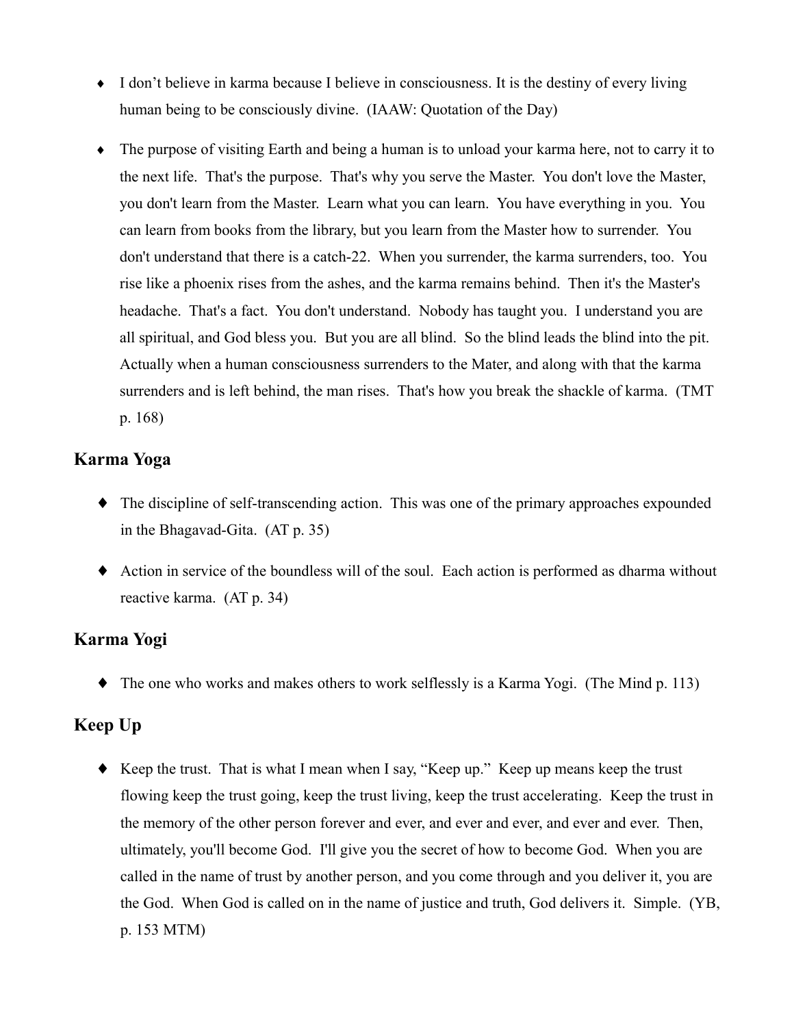- I don't believe in karma because I believe in consciousness. It is the destiny of every living human being to be consciously divine. (IAAW: Quotation of the Day)

- The purpose of visiting Earth and being a human is to unload your karma here, not to carry it to the next life. That's the purpose. That's why you serve the Master. You don't love the Master, you don't learn from the Master. Learn what you can learn. You have everything in you. You can learn from books from the library, but you learn from the Master how to surrender. You don't understand that there is a catch-22. When you surrender, the karma surrenders, too. You rise like a phoenix rises from the ashes, and the karma remains behind. Then it's the Master's headache. That's a fact. You don't understand. Nobody has taught you. I understand you are all spiritual, and God bless you. But you are all blind. So the blind leads the blind into the pit. Actually when a human consciousness surrenders to the Mater, and along with that the karma surrenders and is left behind, the man rises. That's how you break the shackle of karma. (TMT p. 168)

## Karma Yoga

- The discipline of self-transcending action. This was one of the primary approaches expounded in the Bhagavad-Gita. (AT p. 35)

- Action in service of the boundless will of the soul. Each action is performed as dharma without reactive karma. (AT p. 34)

## Karma Yogi

- The one who works and makes others to work selflessly is a Karma Yogi. (The Mind p. 113)

## Keep Up

- Keep the trust. That is what I mean when I say, "Keep up." Keep up means keep the trust flowing keep the trust going, keep the trust living, keep the trust accelerating. Keep the trust in the memory of the other person forever and ever, and ever and ever, and ever and ever. Then, ultimately, you'll become God. I'll give you the secret of how to become God. When you are called in the name of trust by another person, and you come through and you deliver it, you are the God. When God is called on in the name of justice and truth, God delivers it. Simple. (YB, p. 153 MTM)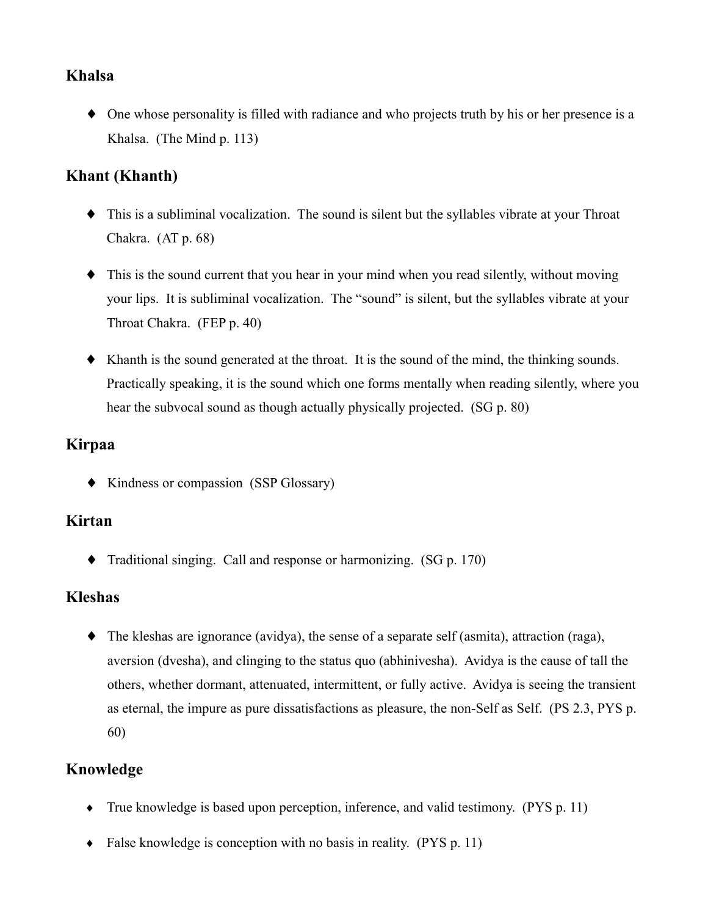### Khalsa

- One whose personality is filled with radiance and who projects truth by his or her presence is a Khalsa. (The Mind p. 113)

### Khant (Khanth)

- This is a subliminal vocalization. The sound is silent but the syllables vibrate at your Throat Chakra. (AT p. 68)

- This is the sound current that you hear in your mind when you read silently, without moving your lips. It is subliminal vocalization. The "sound" is silent, but the syllables vibrate at your Throat Chakra. (FEP p. 40)

- Khanth is the sound generated at the throat. It is the sound of the mind, the thinking sounds. Practically speaking, it is the sound which one forms mentally when reading silently, where you hear the subvocal sound as though actually physically projected. (SG p. 80)

### Kirpaa

- Kindness or compassion (SSP Glossary)

### Kirtan

- Traditional singing. Call and response or harmonizing. (SG p. 170)

### Kleshas

- The kleshas are ignorance (avidya), the sense of a separate self (asmita), attraction (raga), aversion (dvesha), and clinging to the status quo (abhinivesha). Avidya is the cause of tall the others, whether dormant, attenuated, intermittent, or fully active. Avidya is seeing the transient as eternal, the impure as pure dissatisfactions as pleasure, the non-Self as Self. (PS 2.3, PYS p. 60)

### Knowledge

- True knowledge is based upon perception, inference, and valid testimony. (PYS p. 11)

- False knowledge is conception with no basis in reality. (PYS p. 11)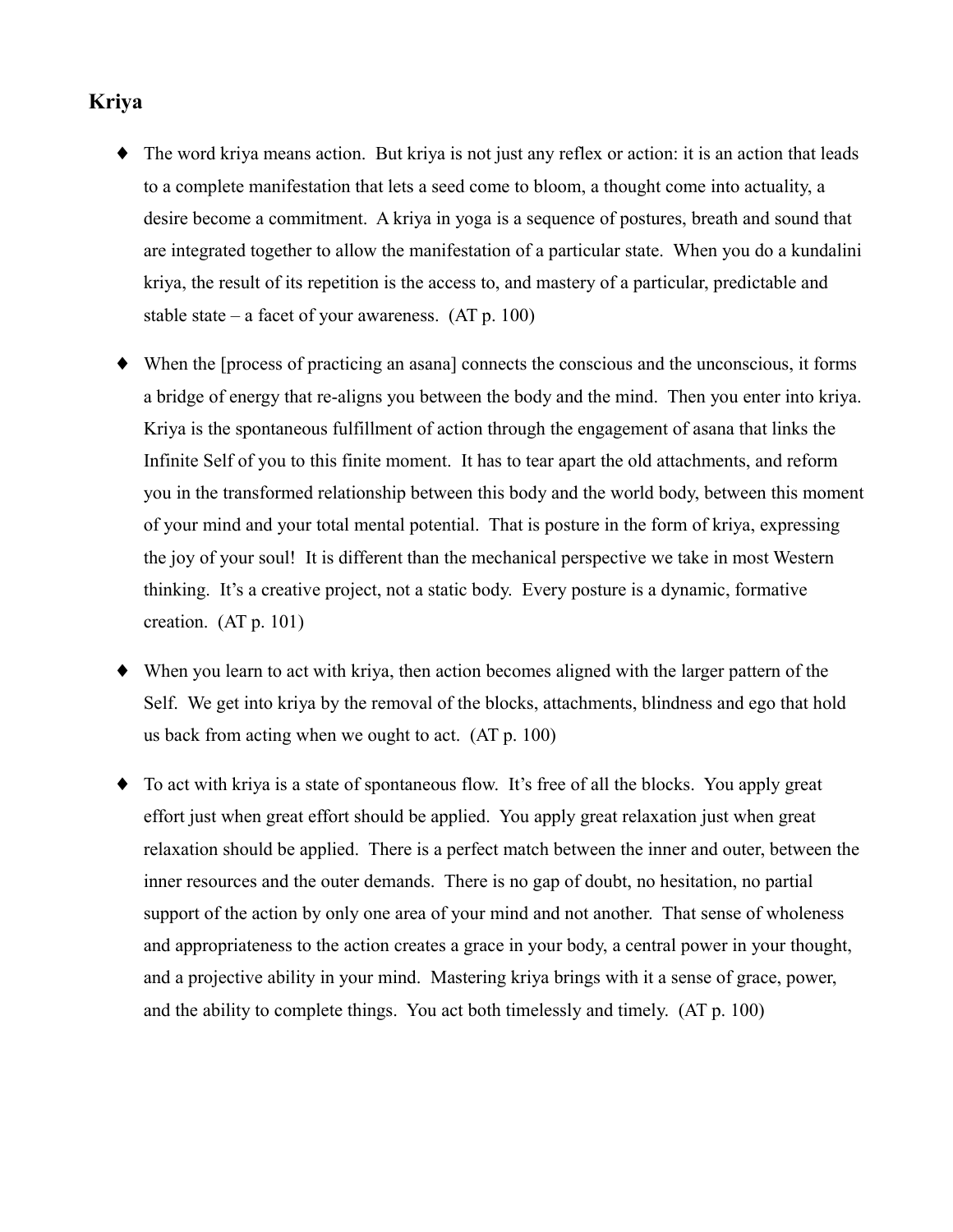## Kriya

- The word kriya means action. But kriya is not just any reflex or action: it is an action that leads to a complete manifestation that lets a seed come to bloom, a thought come into actuality, a desire become a commitment. A kriya in yoga is a sequence of postures, breath and sound that are integrated together to allow the manifestation of a particular state. When you do a kundalini kriya, the result of its repetition is the access to, and mastery of a particular, predictable and stable state – a facet of your awareness. (AT p. 100)

- When the [process of practicing an asana] connects the conscious and the unconscious, it forms a bridge of energy that re-aligns you between the body and the mind. Then you enter into kriya. Kriya is the spontaneous fulfillment of action through the engagement of asana that links the Infinite Self of you to this finite moment. It has to tear apart the old attachments, and reform you in the transformed relationship between this body and the world body, between this moment of your mind and your total mental potential. That is posture in the form of kriya, expressing the joy of your soul! It is different than the mechanical perspective we take in most Western thinking. It's a creative project, not a static body. Every posture is a dynamic, formative creation. (AT p. 101)

- When you learn to act with kriya, then action becomes aligned with the larger pattern of the Self. We get into kriya by the removal of the blocks, attachments, blindness and ego that hold us back from acting when we ought to act. (AT p. 100)

- To act with kriya is a state of spontaneous flow. It's free of all the blocks. You apply great effort just when great effort should be applied. You apply great relaxation just when great relaxation should be applied. There is a perfect match between the inner and outer, between the inner resources and the outer demands. There is no gap of doubt, no hesitation, no partial support of the action by only one area of your mind and not another. That sense of wholeness and appropriateness to the action creates a grace in your body, a central power in your thought, and a projective ability in your mind. Mastering kriya brings with it a sense of grace, power, and the ability to complete things. You act both timelessly and timely. (AT p. 100)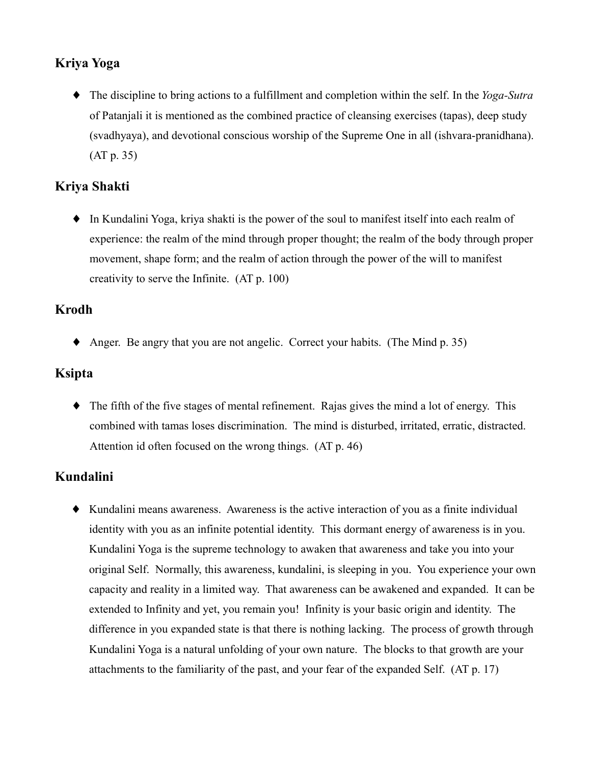## Kriya Yoga

- The discipline to bring actions to a fulfillment and completion within the self. In the *Yoga-Sutra* of Patanjali it is mentioned as the combined practice of cleansing exercises (tapas), deep study (svadhyaya), and devotional conscious worship of the Supreme One in all (ishvara-pranidhana). (AT p. 35)

## Kriya Shakti

- In Kundalini Yoga, kriya shakti is the power of the soul to manifest itself into each realm of experience: the realm of the mind through proper thought; the realm of the body through proper movement, shape form; and the realm of action through the power of the will to manifest creativity to serve the Infinite. (AT p. 100)

## Krodh

- Anger. Be angry that you are not angelic. Correct your habits. (The Mind p. 35)

## Ksipta

- The fifth of the five stages of mental refinement. Rajas gives the mind a lot of energy. This combined with tamas loses discrimination. The mind is disturbed, irritated, erratic, distracted. Attention id often focused on the wrong things. (AT p. 46)

## Kundalini

- Kundalini means awareness. Awareness is the active interaction of you as a finite individual identity with you as an infinite potential identity. This dormant energy of awareness is in you. Kundalini Yoga is the supreme technology to awaken that awareness and take you into your original Self. Normally, this awareness, kundalini, is sleeping in you. You experience your own capacity and reality in a limited way. That awareness can be awakened and expanded. It can be extended to Infinity and yet, you remain you! Infinity is your basic origin and identity. The difference in you expanded state is that there is nothing lacking. The process of growth through Kundalini Yoga is a natural unfolding of your own nature. The blocks to that growth are your attachments to the familiarity of the past, and your fear of the expanded Self. (AT p. 17)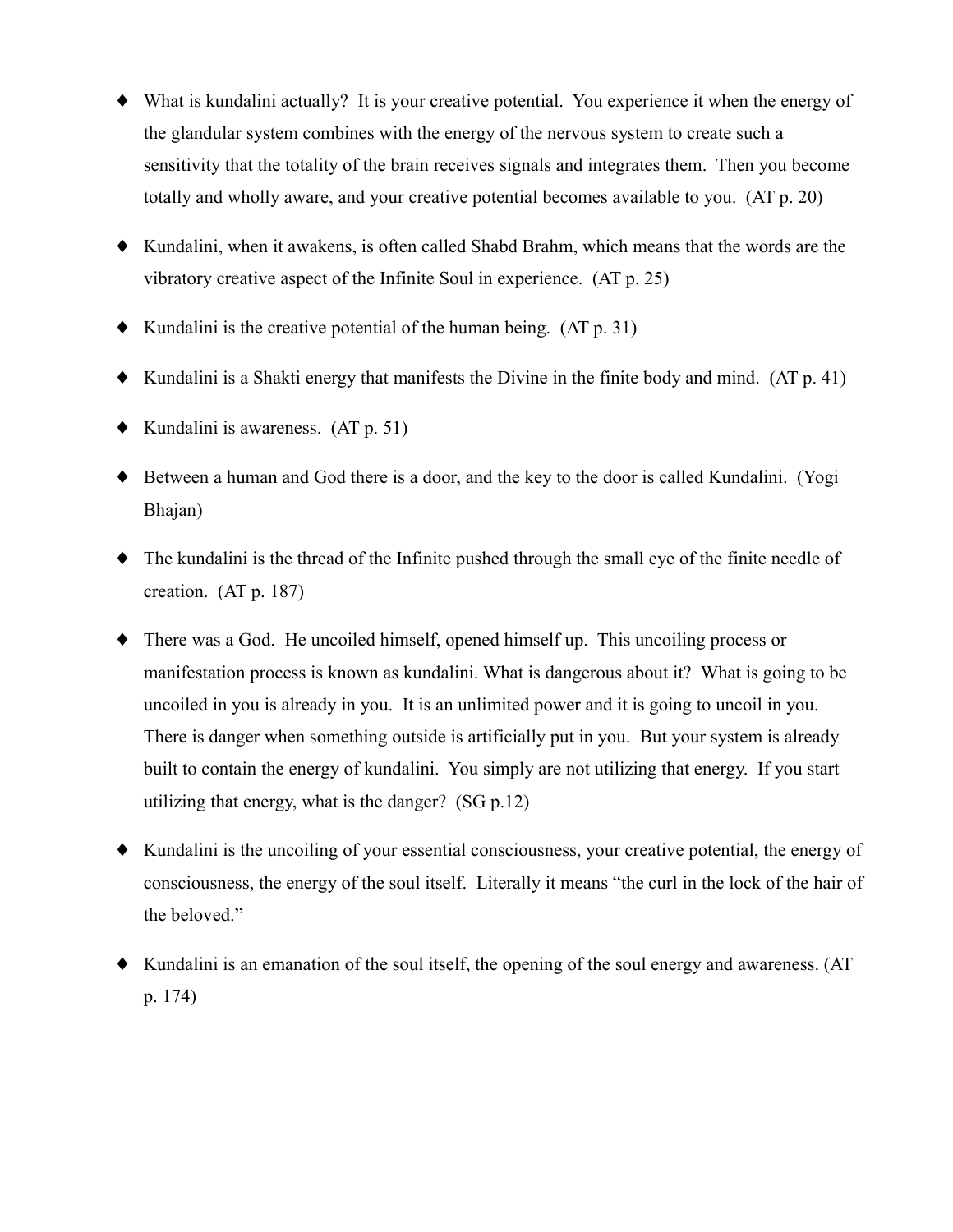- What is kundalini actually? It is your creative potential. You experience it when the energy of the glandular system combines with the energy of the nervous system to create such a sensitivity that the totality of the brain receives signals and integrates them. Then you become totally and wholly aware, and your creative potential becomes available to you. (AT p. 20)

- Kundalini, when it awakens, is often called Shabd Brahm, which means that the words are the vibratory creative aspect of the Infinite Soul in experience. (AT p. 25)

- Kundalini is the creative potential of the human being. (AT p. 31)

- Kundalini is a Shakti energy that manifests the Divine in the finite body and mind. (AT p. 41)

- Kundalini is awareness. (AT p. 51)

- Between a human and God there is a door, and the key to the door is called Kundalini. (Yogi Bhajan)

- The kundalini is the thread of the Infinite pushed through the small eye of the finite needle of creation. (AT p. 187)

- There was a God. He uncoiled himself, opened himself up. This uncoiling process or manifestation process is known as kundalini. What is dangerous about it? What is going to be uncoiled in you is already in you. It is an unlimited power and it is going to uncoil in you. There is danger when something outside is artificially put in you. But your system is already built to contain the energy of kundalini. You simply are not utilizing that energy. If you start utilizing that energy, what is the danger? (SG p.12)

- Kundalini is the uncoiling of your essential consciousness, your creative potential, the energy of consciousness, the energy of the soul itself. Literally it means "the curl in the lock of the hair of the beloved."

- Kundalini is an emanation of the soul itself, the opening of the soul energy and awareness. (AT p. 174)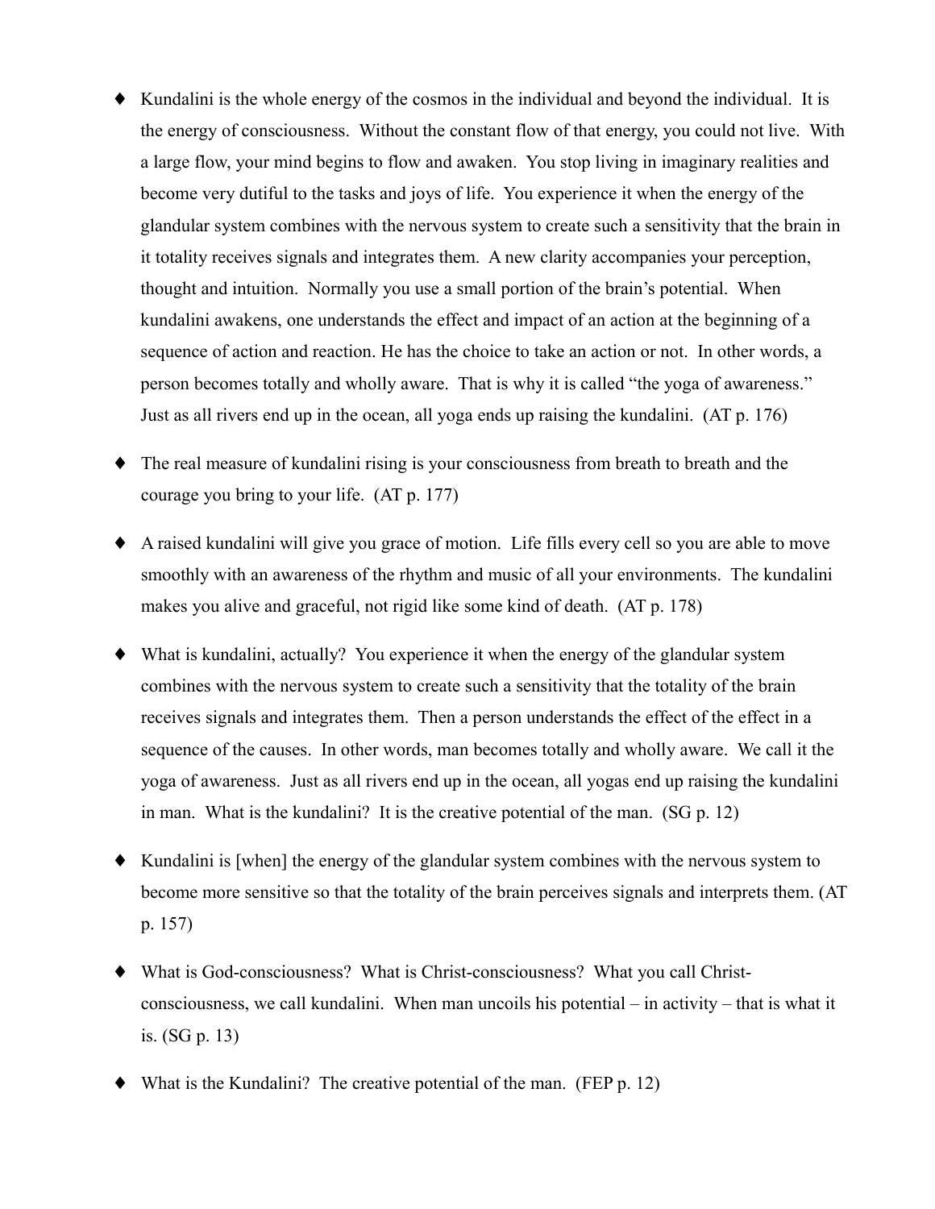- Kundalini is the whole energy of the cosmos in the individual and beyond the individual. It is the energy of consciousness. Without the constant flow of that energy, you could not live. With a large flow, your mind begins to flow and awaken. You stop living in imaginary realities and become very dutiful to the tasks and joys of life. You experience it when the energy of the glandular system combines with the nervous system to create such a sensitivity that the brain in it totality receives signals and integrates them. A new clarity accompanies your perception, thought and intuition. Normally you use a small portion of the brain's potential. When kundalini awakens, one understands the effect and impact of an action at the beginning of a sequence of action and reaction. He has the choice to take an action or not. In other words, a person becomes totally and wholly aware. That is why it is called "the yoga of awareness." Just as all rivers end up in the ocean, all yoga ends up raising the kundalini. (AT p. 176)

- The real measure of kundalini rising is your consciousness from breath to breath and the courage you bring to your life. (AT p. 177)

- A raised kundalini will give you grace of motion. Life fills every cell so you are able to move smoothly with an awareness of the rhythm and music of all your environments. The kundalini makes you alive and graceful, not rigid like some kind of death. (AT p. 178)

- What is kundalini, actually? You experience it when the energy of the glandular system combines with the nervous system to create such a sensitivity that the totality of the brain receives signals and integrates them. Then a person understands the effect of the effect in a sequence of the causes. In other words, man becomes totally and wholly aware. We call it the yoga of awareness. Just as all rivers end up in the ocean, all yogas end up raising the kundalini in man. What is the kundalini? It is the creative potential of the man. (SG p. 12)

- Kundalini is [when] the energy of the glandular system combines with the nervous system to become more sensitive so that the totality of the brain perceives signals and interprets them. (AT p. 157)

- What is God-consciousness? What is Christ-consciousness? What you call Christ-consciousness, we call kundalini. When man uncoils his potential – in activity – that is what it is. (SG p. 13)

- What is the Kundalini? The creative potential of the man. (FEP p. 12)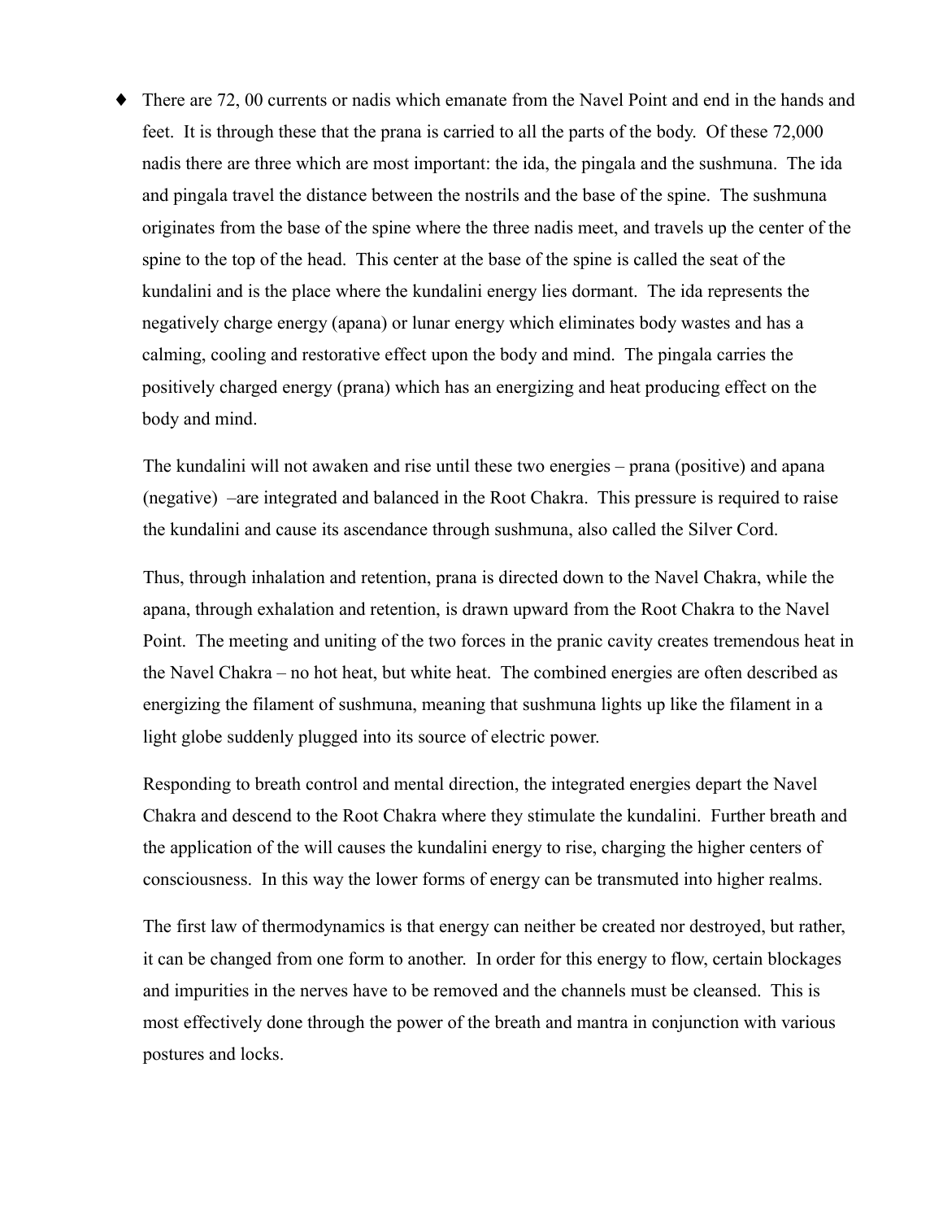- There are 72, 00 currents or nadis which emanate from the Navel Point and end in the hands and feet. It is through these that the prana is carried to all the parts of the body. Of these 72,000 nadis there are three which are most important: the ida, the pingala and the sushmuna. The ida and pingala travel the distance between the nostrils and the base of the spine. The sushmuna originates from the base of the spine where the three nadis meet, and travels up the center of the spine to the top of the head. This center at the base of the spine is called the seat of the kundalini and is the place where the kundalini energy lies dormant. The ida represents the negatively charge energy (apana) or lunar energy which eliminates body wastes and has a calming, cooling and restorative effect upon the body and mind. The pingala carries the positively charged energy (prana) which has an energizing and heat producing effect on the body and mind.

  The kundalini will not awaken and rise until these two energies – prana (positive) and apana (negative) –are integrated and balanced in the Root Chakra. This pressure is required to raise the kundalini and cause its ascendance through sushmuna, also called the Silver Cord.

  Thus, through inhalation and retention, prana is directed down to the Navel Chakra, while the apana, through exhalation and retention, is drawn upward from the Root Chakra to the Navel Point. The meeting and uniting of the two forces in the pranic cavity creates tremendous heat in the Navel Chakra – no hot heat, but white heat. The combined energies are often described as energizing the filament of sushmuna, meaning that sushmuna lights up like the filament in a light globe suddenly plugged into its source of electric power.

  Responding to breath control and mental direction, the integrated energies depart the Navel Chakra and descend to the Root Chakra where they stimulate the kundalini. Further breath and the application of the will causes the kundalini energy to rise, charging the higher centers of consciousness. In this way the lower forms of energy can be transmuted into higher realms.

  The first law of thermodynamics is that energy can neither be created nor destroyed, but rather, it can be changed from one form to another. In order for this energy to flow, certain blockages and impurities in the nerves have to be removed and the channels must be cleansed. This is most effectively done through the power of the breath and mantra in conjunction with various postures and locks.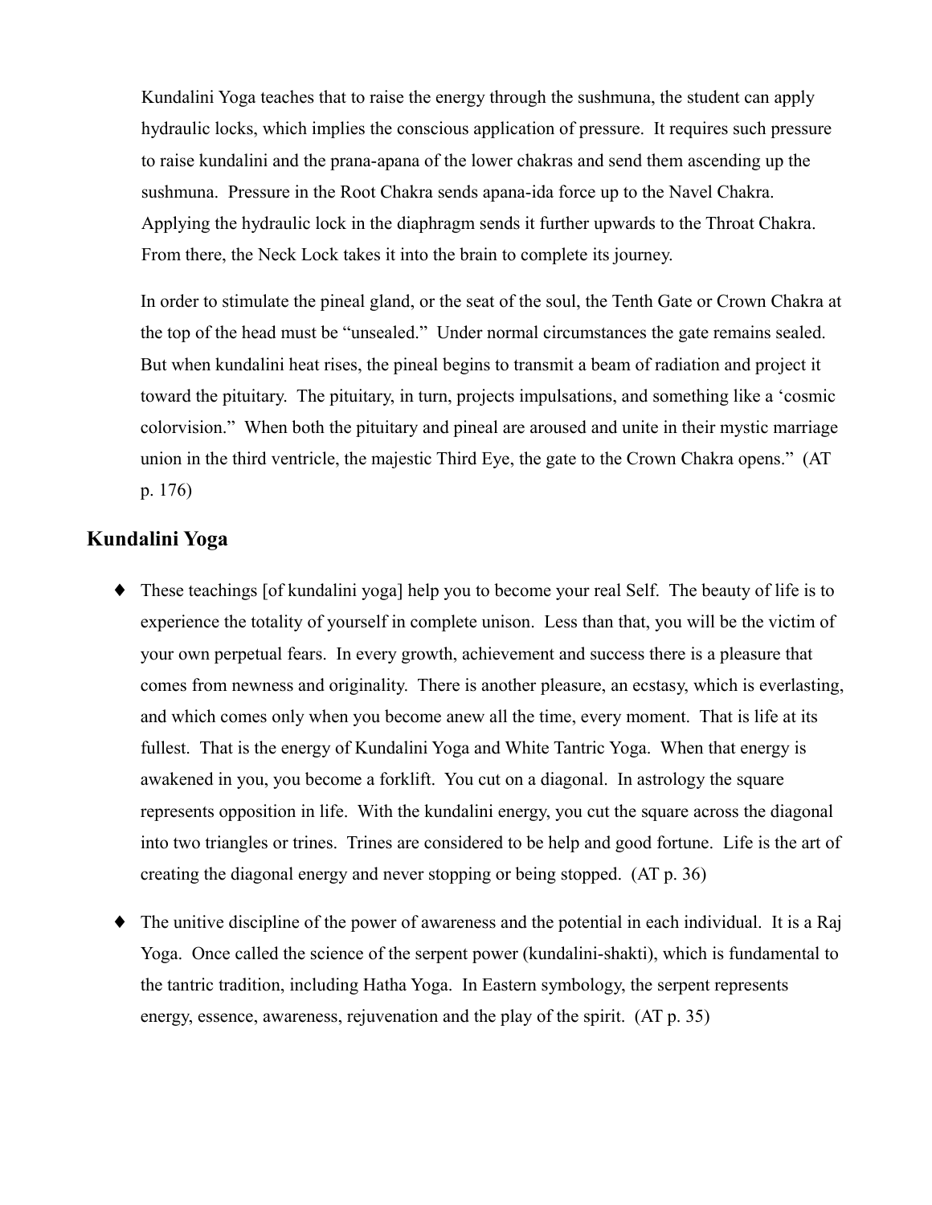Kundalini Yoga teaches that to raise the energy through the sushmuna, the student can apply hydraulic locks, which implies the conscious application of pressure. It requires such pressure to raise kundalini and the prana-apana of the lower chakras and send them ascending up the sushmuna. Pressure in the Root Chakra sends apana-ida force up to the Navel Chakra. Applying the hydraulic lock in the diaphragm sends it further upwards to the Throat Chakra. From there, the Neck Lock takes it into the brain to complete its journey.

In order to stimulate the pineal gland, or the seat of the soul, the Tenth Gate or Crown Chakra at the top of the head must be "unsealed." Under normal circumstances the gate remains sealed. But when kundalini heat rises, the pineal begins to transmit a beam of radiation and project it toward the pituitary. The pituitary, in turn, projects impulsations, and something like a 'cosmic colorvision." When both the pituitary and pineal are aroused and unite in their mystic marriage union in the third ventricle, the majestic Third Eye, the gate to the Crown Chakra opens." (AT p. 176)

## Kundalini Yoga

- These teachings [of kundalini yoga] help you to become your real Self. The beauty of life is to experience the totality of yourself in complete unison. Less than that, you will be the victim of your own perpetual fears. In every growth, achievement and success there is a pleasure that comes from newness and originality. There is another pleasure, an ecstasy, which is everlasting, and which comes only when you become anew all the time, every moment. That is life at its fullest. That is the energy of Kundalini Yoga and White Tantric Yoga. When that energy is awakened in you, you become a forklift. You cut on a diagonal. In astrology the square represents opposition in life. With the kundalini energy, you cut the square across the diagonal into two triangles or trines. Trines are considered to be help and good fortune. Life is the art of creating the diagonal energy and never stopping or being stopped. (AT p. 36)

- The unitive discipline of the power of awareness and the potential in each individual. It is a Raj Yoga. Once called the science of the serpent power (kundalini-shakti), which is fundamental to the tantric tradition, including Hatha Yoga. In Eastern symbology, the serpent represents energy, essence, awareness, rejuvenation and the play of the spirit. (AT p. 35)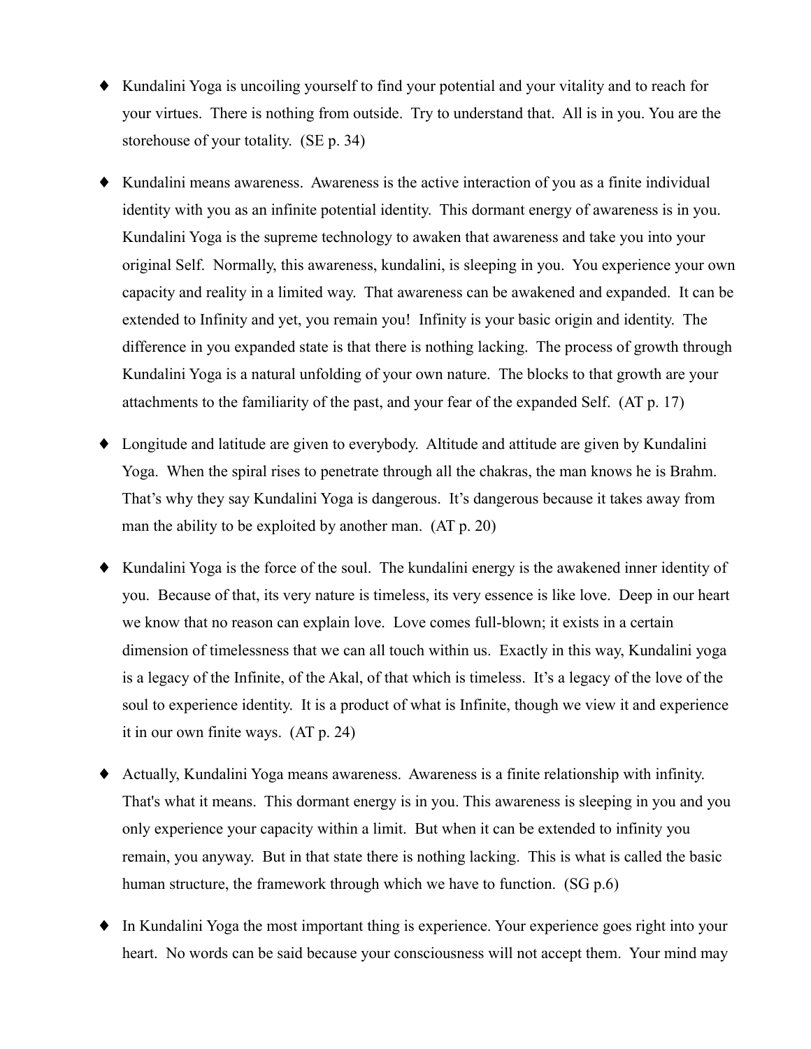- ♦ Kundalini Yoga is uncoiling yourself to find your potential and your vitality and to reach for your virtues. There is nothing from outside. Try to understand that. All is in you. You are the storehouse of your totality. (SE p. 34)

- ♦ Kundalini means awareness. Awareness is the active interaction of you as a finite individual identity with you as an infinite potential identity. This dormant energy of awareness is in you. Kundalini Yoga is the supreme technology to awaken that awareness and take you into your original Self. Normally, this awareness, kundalini, is sleeping in you. You experience your own capacity and reality in a limited way. That awareness can be awakened and expanded. It can be extended to Infinity and yet, you remain you! Infinity is your basic origin and identity. The difference in you expanded state is that there is nothing lacking. The process of growth through Kundalini Yoga is a natural unfolding of your own nature. The blocks to that growth are your attachments to the familiarity of the past, and your fear of the expanded Self. (AT p. 17)

- ♦ Longitude and latitude are given to everybody. Altitude and attitude are given by Kundalini Yoga. When the spiral rises to penetrate through all the chakras, the man knows he is Brahm. That's why they say Kundalini Yoga is dangerous. It's dangerous because it takes away from man the ability to be exploited by another man. (AT p. 20)

- ♦ Kundalini Yoga is the force of the soul. The kundalini energy is the awakened inner identity of you. Because of that, its very nature is timeless, its very essence is like love. Deep in our heart we know that no reason can explain love. Love comes full-blown; it exists in a certain dimension of timelessness that we can all touch within us. Exactly in this way, Kundalini yoga is a legacy of the Infinite, of the Akal, of that which is timeless. It's a legacy of the love of the soul to experience identity. It is a product of what is Infinite, though we view it and experience it in our own finite ways. (AT p. 24)

- ♦ Actually, Kundalini Yoga means awareness. Awareness is a finite relationship with infinity. That's what it means. This dormant energy is in you. This awareness is sleeping in you and you only experience your capacity within a limit. But when it can be extended to infinity you remain, you anyway. But in that state there is nothing lacking. This is what is called the basic human structure, the framework through which we have to function. (SG p.6)

- ♦ In Kundalini Yoga the most important thing is experience. Your experience goes right into your heart. No words can be said because your consciousness will not accept them. Your mind may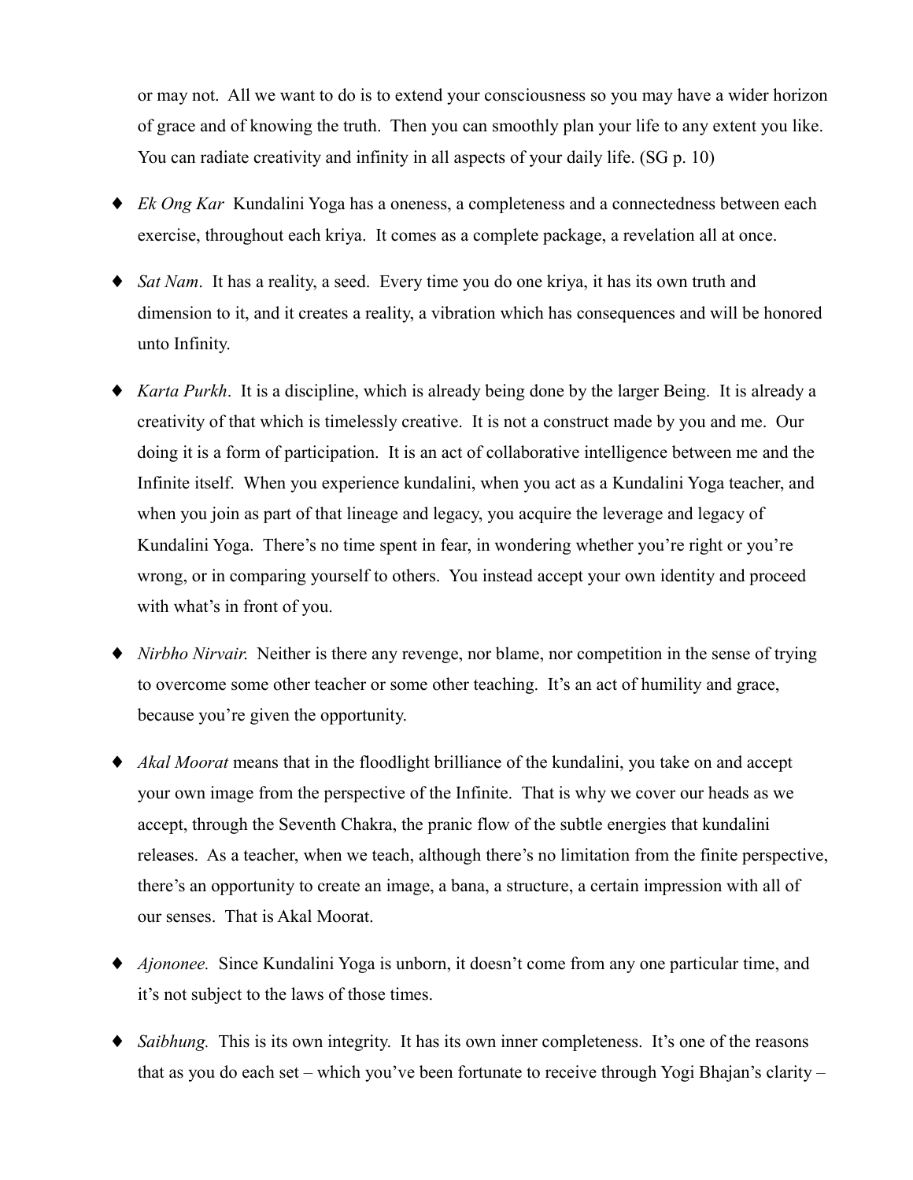or may not. All we want to do is to extend your consciousness so you may have a wider horizon of grace and of knowing the truth. Then you can smoothly plan your life to any extent you like. You can radiate creativity and infinity in all aspects of your daily life. (SG p. 10)

- *Ek Ong Kar* Kundalini Yoga has a oneness, a completeness and a connectedness between each exercise, throughout each kriya. It comes as a complete package, a revelation all at once.

- *Sat Nam*. It has a reality, a seed. Every time you do one kriya, it has its own truth and dimension to it, and it creates a reality, a vibration which has consequences and will be honored unto Infinity.

- *Karta Purkh*. It is a discipline, which is already being done by the larger Being. It is already a creativity of that which is timelessly creative. It is not a construct made by you and me. Our doing it is a form of participation. It is an act of collaborative intelligence between me and the Infinite itself. When you experience kundalini, when you act as a Kundalini Yoga teacher, and when you join as part of that lineage and legacy, you acquire the leverage and legacy of Kundalini Yoga. There's no time spent in fear, in wondering whether you're right or you're wrong, or in comparing yourself to others. You instead accept your own identity and proceed with what's in front of you.

- *Nirbho Nirvair.* Neither is there any revenge, nor blame, nor competition in the sense of trying to overcome some other teacher or some other teaching. It's an act of humility and grace, because you're given the opportunity.

- *Akal Moorat* means that in the floodlight brilliance of the kundalini, you take on and accept your own image from the perspective of the Infinite. That is why we cover our heads as we accept, through the Seventh Chakra, the pranic flow of the subtle energies that kundalini releases. As a teacher, when we teach, although there's no limitation from the finite perspective, there's an opportunity to create an image, a bana, a structure, a certain impression with all of our senses. That is Akal Moorat.

- *Ajononee.* Since Kundalini Yoga is unborn, it doesn't come from any one particular time, and it's not subject to the laws of those times.

- *Saibhung.* This is its own integrity. It has its own inner completeness. It's one of the reasons that as you do each set – which you've been fortunate to receive through Yogi Bhajan's clarity –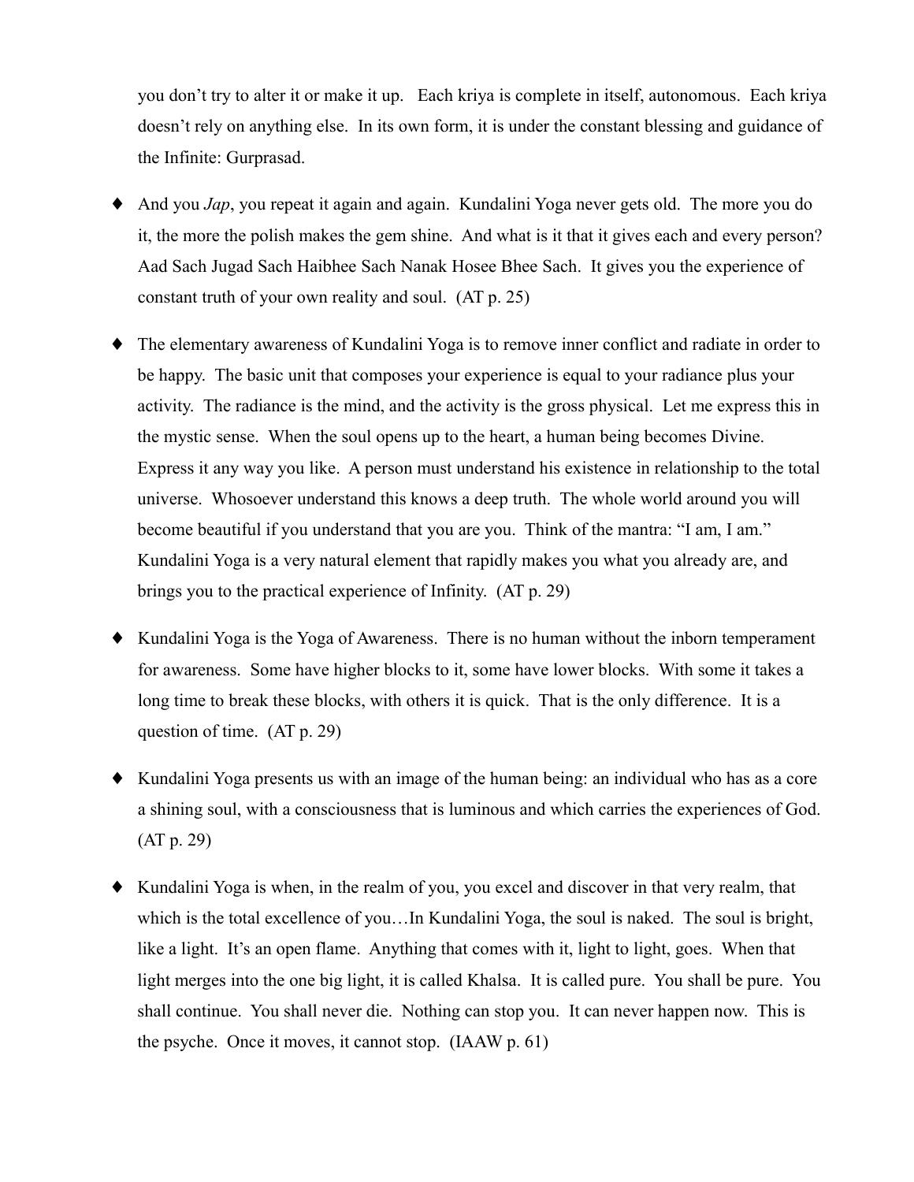you don't try to alter it or make it up. Each kriya is complete in itself, autonomous. Each kriya doesn't rely on anything else. In its own form, it is under the constant blessing and guidance of the Infinite: Gurprasad.

- And you *Jap*, you repeat it again and again. Kundalini Yoga never gets old. The more you do it, the more the polish makes the gem shine. And what is it that it gives each and every person? Aad Sach Jugad Sach Haibhee Sach Nanak Hosee Bhee Sach. It gives you the experience of constant truth of your own reality and soul. (AT p. 25)

- The elementary awareness of Kundalini Yoga is to remove inner conflict and radiate in order to be happy. The basic unit that composes your experience is equal to your radiance plus your activity. The radiance is the mind, and the activity is the gross physical. Let me express this in the mystic sense. When the soul opens up to the heart, a human being becomes Divine. Express it any way you like. A person must understand his existence in relationship to the total universe. Whosoever understand this knows a deep truth. The whole world around you will become beautiful if you understand that you are you. Think of the mantra: "I am, I am." Kundalini Yoga is a very natural element that rapidly makes you what you already are, and brings you to the practical experience of Infinity. (AT p. 29)

- Kundalini Yoga is the Yoga of Awareness. There is no human without the inborn temperament for awareness. Some have higher blocks to it, some have lower blocks. With some it takes a long time to break these blocks, with others it is quick. That is the only difference. It is a question of time. (AT p. 29)

- Kundalini Yoga presents us with an image of the human being: an individual who has as a core a shining soul, with a consciousness that is luminous and which carries the experiences of God. (AT p. 29)

- Kundalini Yoga is when, in the realm of you, you excel and discover in that very realm, that which is the total excellence of you…In Kundalini Yoga, the soul is naked. The soul is bright, like a light. It's an open flame. Anything that comes with it, light to light, goes. When that light merges into the one big light, it is called Khalsa. It is called pure. You shall be pure. You shall continue. You shall never die. Nothing can stop you. It can never happen now. This is the psyche. Once it moves, it cannot stop. (IAAW p. 61)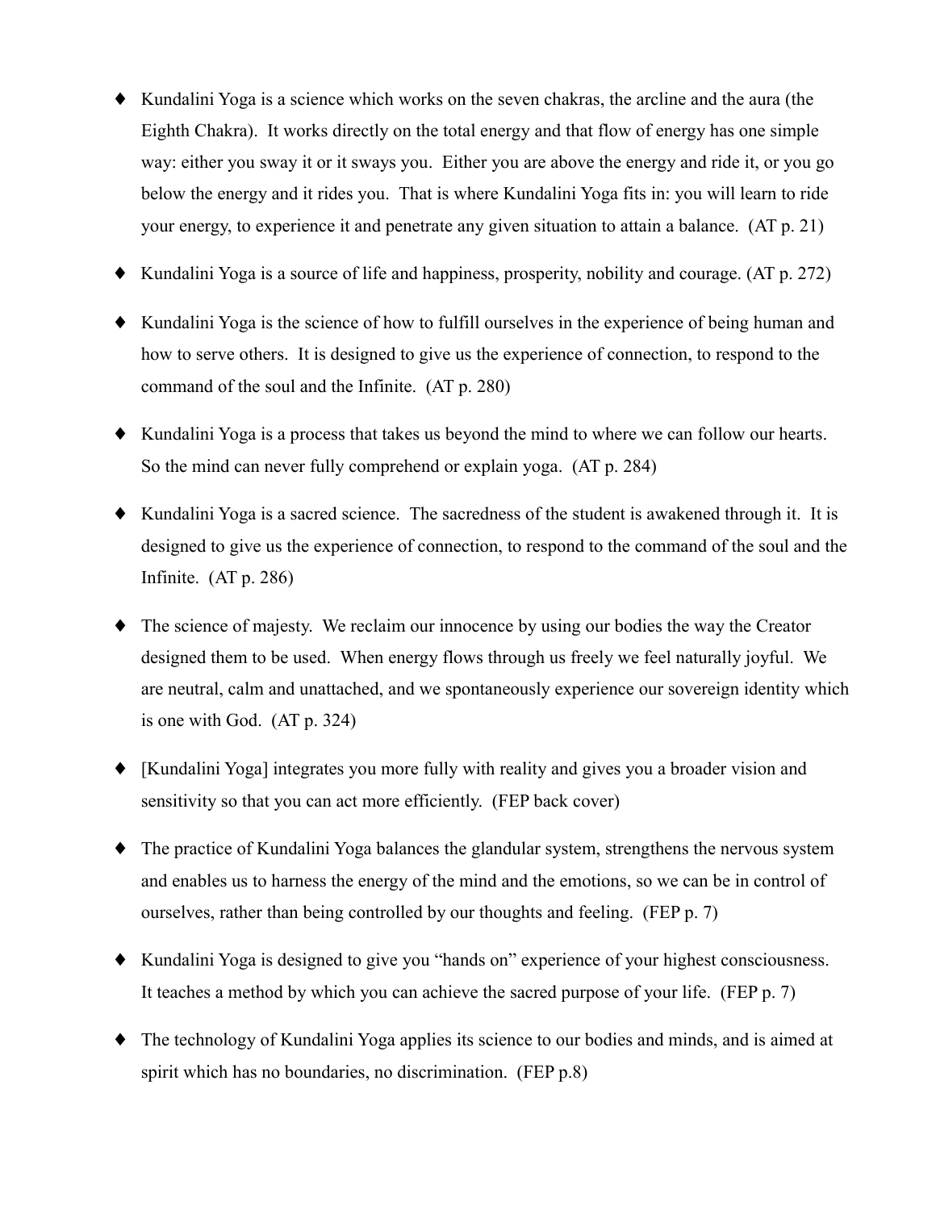- Kundalini Yoga is a science which works on the seven chakras, the arcline and the aura (the Eighth Chakra). It works directly on the total energy and that flow of energy has one simple way: either you sway it or it sways you. Either you are above the energy and ride it, or you go below the energy and it rides you. That is where Kundalini Yoga fits in: you will learn to ride your energy, to experience it and penetrate any given situation to attain a balance. (AT p. 21)

- Kundalini Yoga is a source of life and happiness, prosperity, nobility and courage. (AT p. 272)

- Kundalini Yoga is the science of how to fulfill ourselves in the experience of being human and how to serve others. It is designed to give us the experience of connection, to respond to the command of the soul and the Infinite. (AT p. 280)

- Kundalini Yoga is a process that takes us beyond the mind to where we can follow our hearts. So the mind can never fully comprehend or explain yoga. (AT p. 284)

- Kundalini Yoga is a sacred science. The sacredness of the student is awakened through it. It is designed to give us the experience of connection, to respond to the command of the soul and the Infinite. (AT p. 286)

- The science of majesty. We reclaim our innocence by using our bodies the way the Creator designed them to be used. When energy flows through us freely we feel naturally joyful. We are neutral, calm and unattached, and we spontaneously experience our sovereign identity which is one with God. (AT p. 324)

- [Kundalini Yoga] integrates you more fully with reality and gives you a broader vision and sensitivity so that you can act more efficiently. (FEP back cover)

- The practice of Kundalini Yoga balances the glandular system, strengthens the nervous system and enables us to harness the energy of the mind and the emotions, so we can be in control of ourselves, rather than being controlled by our thoughts and feeling. (FEP p. 7)

- Kundalini Yoga is designed to give you "hands on" experience of your highest consciousness. It teaches a method by which you can achieve the sacred purpose of your life. (FEP p. 7)

- The technology of Kundalini Yoga applies its science to our bodies and minds, and is aimed at spirit which has no boundaries, no discrimination. (FEP p.8)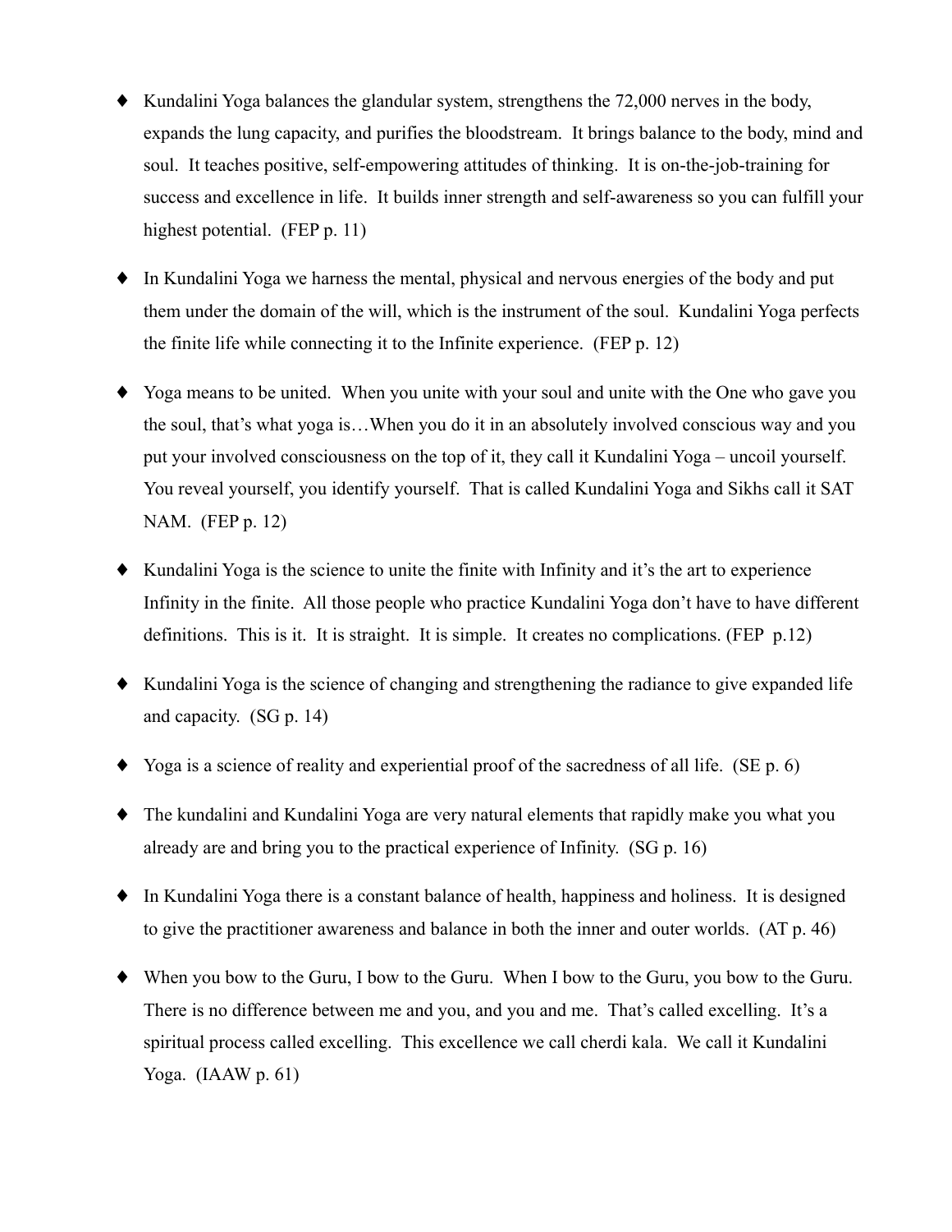- Kundalini Yoga balances the glandular system, strengthens the 72,000 nerves in the body, expands the lung capacity, and purifies the bloodstream. It brings balance to the body, mind and soul. It teaches positive, self-empowering attitudes of thinking. It is on-the-job-training for success and excellence in life. It builds inner strength and self-awareness so you can fulfill your highest potential. (FEP p. 11)

- In Kundalini Yoga we harness the mental, physical and nervous energies of the body and put them under the domain of the will, which is the instrument of the soul. Kundalini Yoga perfects the finite life while connecting it to the Infinite experience. (FEP p. 12)

- Yoga means to be united. When you unite with your soul and unite with the One who gave you the soul, that's what yoga is…When you do it in an absolutely involved conscious way and you put your involved consciousness on the top of it, they call it Kundalini Yoga – uncoil yourself. You reveal yourself, you identify yourself. That is called Kundalini Yoga and Sikhs call it SAT NAM. (FEP p. 12)

- Kundalini Yoga is the science to unite the finite with Infinity and it's the art to experience Infinity in the finite. All those people who practice Kundalini Yoga don't have to have different definitions. This is it. It is straight. It is simple. It creates no complications. (FEP p.12)

- Kundalini Yoga is the science of changing and strengthening the radiance to give expanded life and capacity. (SG p. 14)

- Yoga is a science of reality and experiential proof of the sacredness of all life. (SE p. 6)

- The kundalini and Kundalini Yoga are very natural elements that rapidly make you what you already are and bring you to the practical experience of Infinity. (SG p. 16)

- In Kundalini Yoga there is a constant balance of health, happiness and holiness. It is designed to give the practitioner awareness and balance in both the inner and outer worlds. (AT p. 46)

- When you bow to the Guru, I bow to the Guru. When I bow to the Guru, you bow to the Guru. There is no difference between me and you, and you and me. That's called excelling. It's a spiritual process called excelling. This excellence we call cherdi kala. We call it Kundalini Yoga. (IAAW p. 61)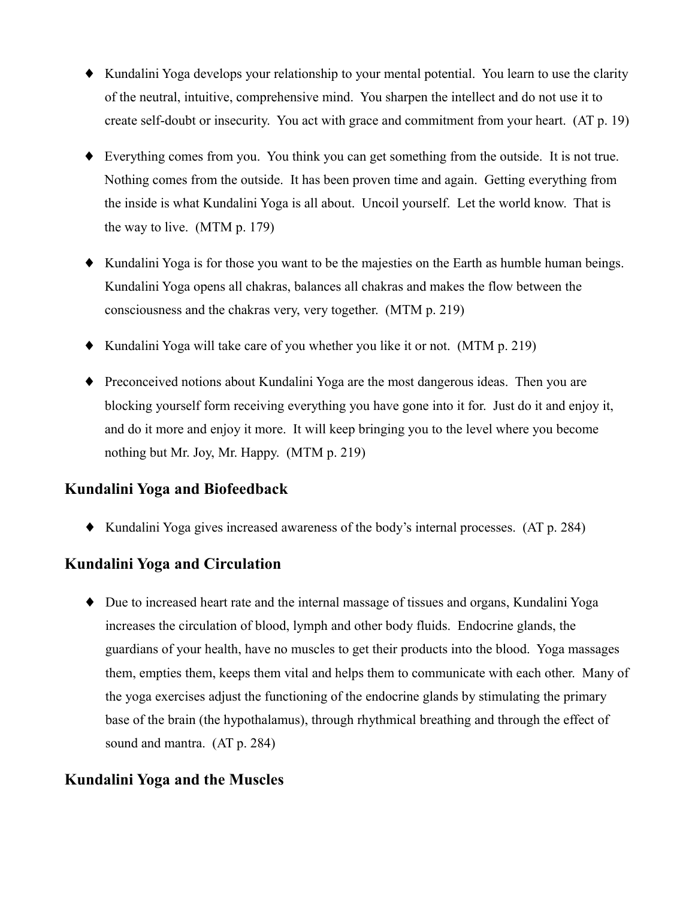- Kundalini Yoga develops your relationship to your mental potential. You learn to use the clarity of the neutral, intuitive, comprehensive mind. You sharpen the intellect and do not use it to create self-doubt or insecurity. You act with grace and commitment from your heart. (AT p. 19)

- Everything comes from you. You think you can get something from the outside. It is not true. Nothing comes from the outside. It has been proven time and again. Getting everything from the inside is what Kundalini Yoga is all about. Uncoil yourself. Let the world know. That is the way to live. (MTM p. 179)

- Kundalini Yoga is for those you want to be the majesties on the Earth as humble human beings. Kundalini Yoga opens all chakras, balances all chakras and makes the flow between the consciousness and the chakras very, very together. (MTM p. 219)

- Kundalini Yoga will take care of you whether you like it or not. (MTM p. 219)

- Preconceived notions about Kundalini Yoga are the most dangerous ideas. Then you are blocking yourself form receiving everything you have gone into it for. Just do it and enjoy it, and do it more and enjoy it more. It will keep bringing you to the level where you become nothing but Mr. Joy, Mr. Happy. (MTM p. 219)

## Kundalini Yoga and Biofeedback

- Kundalini Yoga gives increased awareness of the body's internal processes. (AT p. 284)

## Kundalini Yoga and Circulation

- Due to increased heart rate and the internal massage of tissues and organs, Kundalini Yoga increases the circulation of blood, lymph and other body fluids. Endocrine glands, the guardians of your health, have no muscles to get their products into the blood. Yoga massages them, empties them, keeps them vital and helps them to communicate with each other. Many of the yoga exercises adjust the functioning of the endocrine glands by stimulating the primary base of the brain (the hypothalamus), through rhythmical breathing and through the effect of sound and mantra. (AT p. 284)

## Kundalini Yoga and the Muscles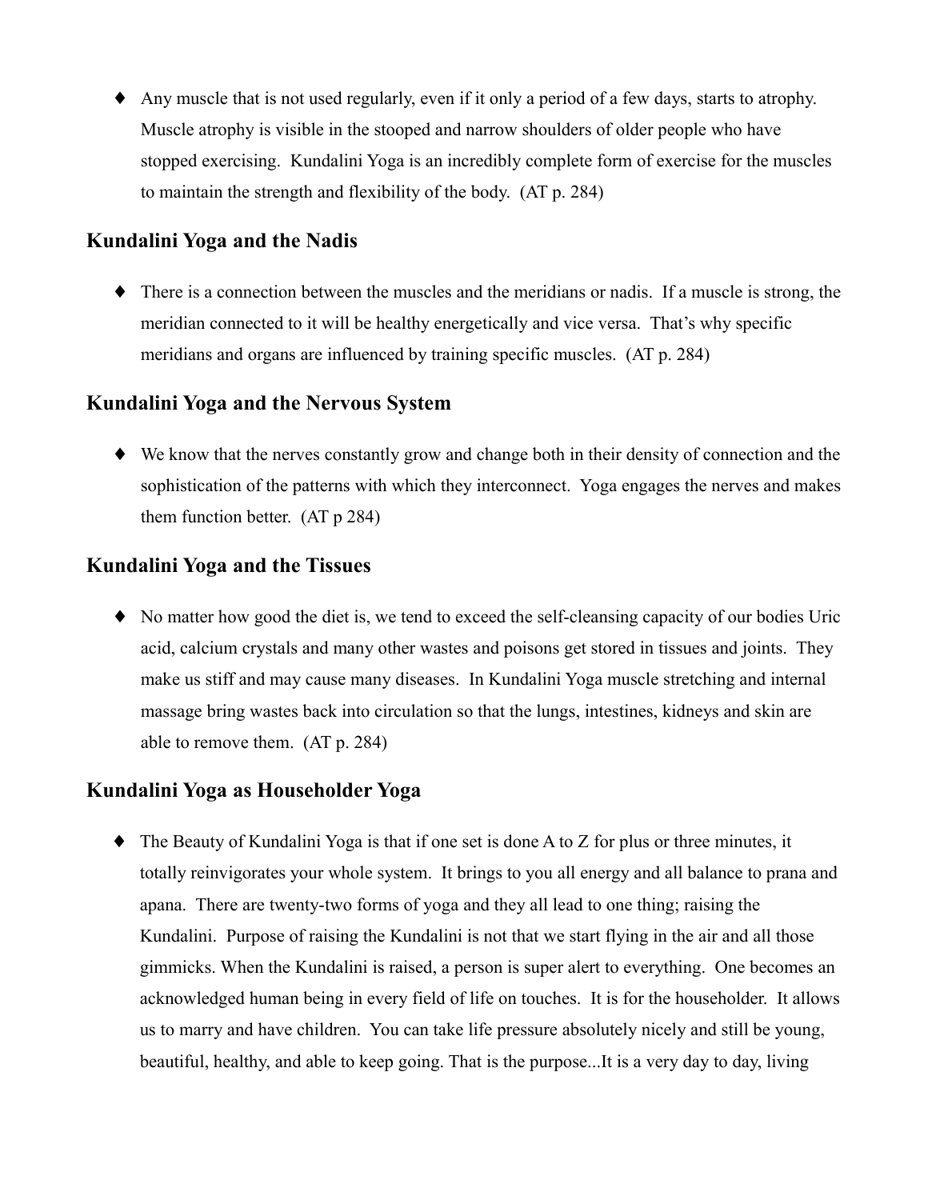- Any muscle that is not used regularly, even if it only a period of a few days, starts to atrophy. Muscle atrophy is visible in the stooped and narrow shoulders of older people who have stopped exercising. Kundalini Yoga is an incredibly complete form of exercise for the muscles to maintain the strength and flexibility of the body. (AT p. 284)

## Kundalini Yoga and the Nadis

- There is a connection between the muscles and the meridians or nadis. If a muscle is strong, the meridian connected to it will be healthy energetically and vice versa. That's why specific meridians and organs are influenced by training specific muscles. (AT p. 284)

## Kundalini Yoga and the Nervous System

- We know that the nerves constantly grow and change both in their density of connection and the sophistication of the patterns with which they interconnect. Yoga engages the nerves and makes them function better. (AT p 284)

## Kundalini Yoga and the Tissues

- No matter how good the diet is, we tend to exceed the self-cleansing capacity of our bodies Uric acid, calcium crystals and many other wastes and poisons get stored in tissues and joints. They make us stiff and may cause many diseases. In Kundalini Yoga muscle stretching and internal massage bring wastes back into circulation so that the lungs, intestines, kidneys and skin are able to remove them. (AT p. 284)

## Kundalini Yoga as Householder Yoga

- The Beauty of Kundalini Yoga is that if one set is done A to Z for plus or three minutes, it totally reinvigorates your whole system. It brings to you all energy and all balance to prana and apana. There are twenty-two forms of yoga and they all lead to one thing; raising the Kundalini. Purpose of raising the Kundalini is not that we start flying in the air and all those gimmicks. When the Kundalini is raised, a person is super alert to everything. One becomes an acknowledged human being in every field of life on touches. It is for the householder. It allows us to marry and have children. You can take life pressure absolutely nicely and still be young, beautiful, healthy, and able to keep going. That is the purpose...It is a very day to day, living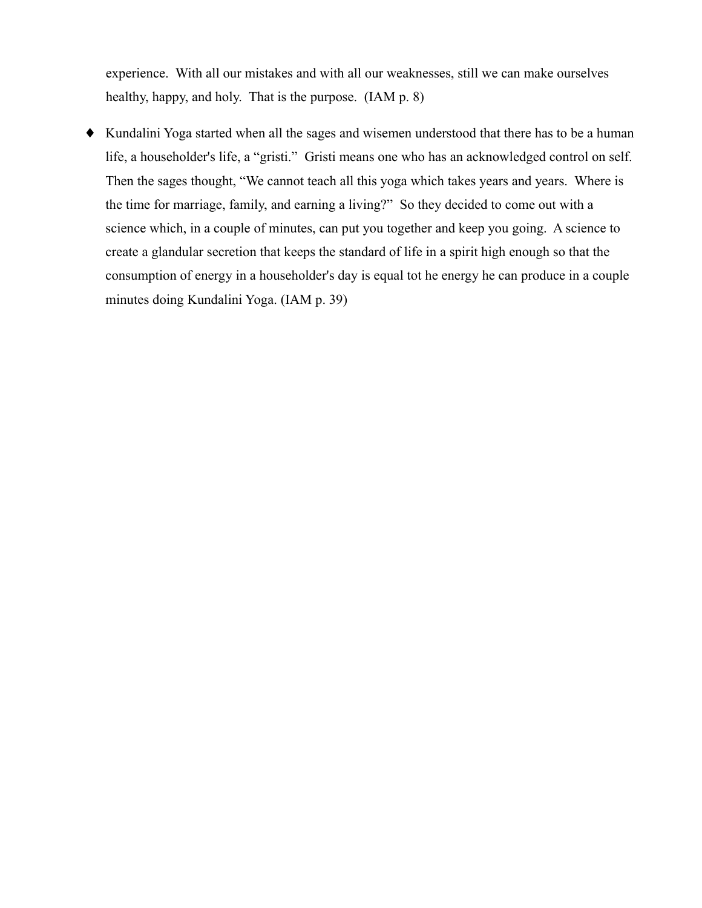experience. With all our mistakes and with all our weaknesses, still we can make ourselves healthy, happy, and holy. That is the purpose. (IAM p. 8)

- Kundalini Yoga started when all the sages and wisemen understood that there has to be a human life, a householder's life, a "gristi." Gristi means one who has an acknowledged control on self. Then the sages thought, "We cannot teach all this yoga which takes years and years. Where is the time for marriage, family, and earning a living?" So they decided to come out with a science which, in a couple of minutes, can put you together and keep you going. A science to create a glandular secretion that keeps the standard of life in a spirit high enough so that the consumption of energy in a householder's day is equal tot he energy he can produce in a couple minutes doing Kundalini Yoga. (IAM p. 39)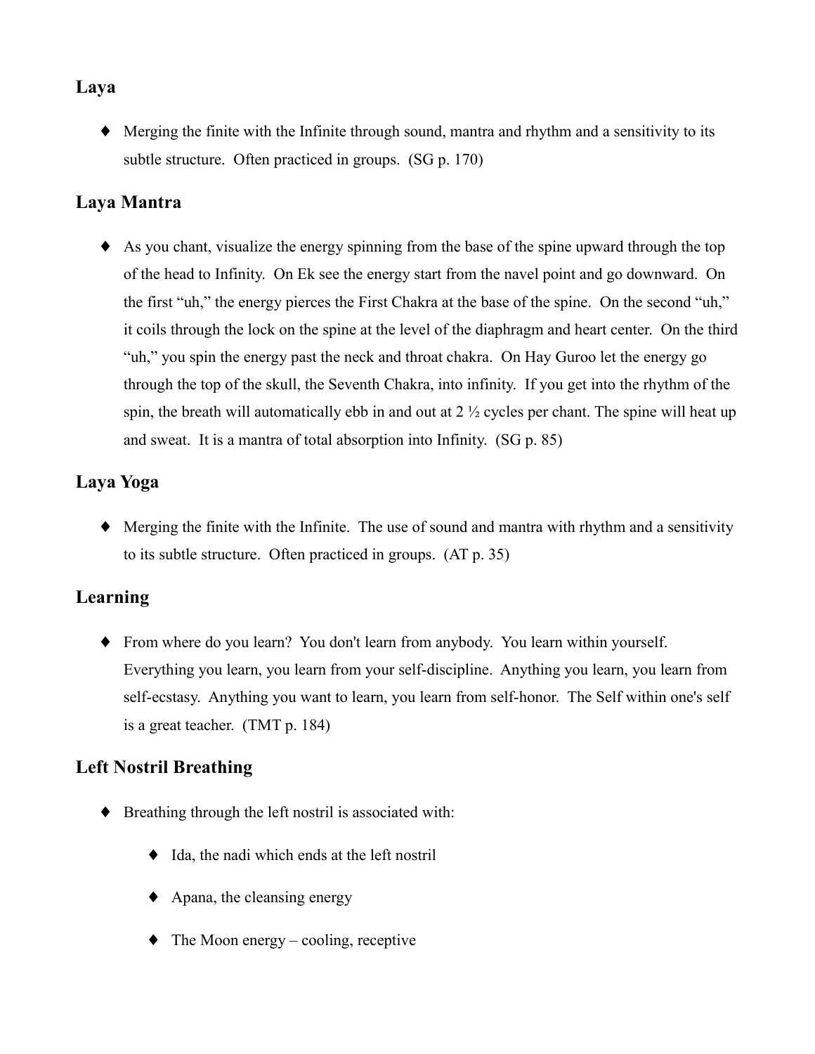## Laya

- Merging the finite with the Infinite through sound, mantra and rhythm and a sensitivity to its subtle structure. Often practiced in groups. (SG p. 170)

## Laya Mantra

- As you chant, visualize the energy spinning from the base of the spine upward through the top of the head to Infinity. On Ek see the energy start from the navel point and go downward. On the first "uh," the energy pierces the First Chakra at the base of the spine. On the second "uh," it coils through the lock on the spine at the level of the diaphragm and heart center. On the third "uh," you spin the energy past the neck and throat chakra. On Hay Guroo let the energy go through the top of the skull, the Seventh Chakra, into infinity. If you get into the rhythm of the spin, the breath will automatically ebb in and out at 2 ½ cycles per chant. The spine will heat up and sweat. It is a mantra of total absorption into Infinity. (SG p. 85)

## Laya Yoga

- Merging the finite with the Infinite. The use of sound and mantra with rhythm and a sensitivity to its subtle structure. Often practiced in groups. (AT p. 35)

## Learning

- From where do you learn? You don't learn from anybody. You learn within yourself. Everything you learn, you learn from your self-discipline. Anything you learn, you learn from self-ecstasy. Anything you want to learn, you learn from self-honor. The Self within one's self is a great teacher. (TMT p. 184)

## Left Nostril Breathing

- Breathing through the left nostril is associated with:
  - Ida, the nadi which ends at the left nostril
  - Apana, the cleansing energy
  - The Moon energy – cooling, receptive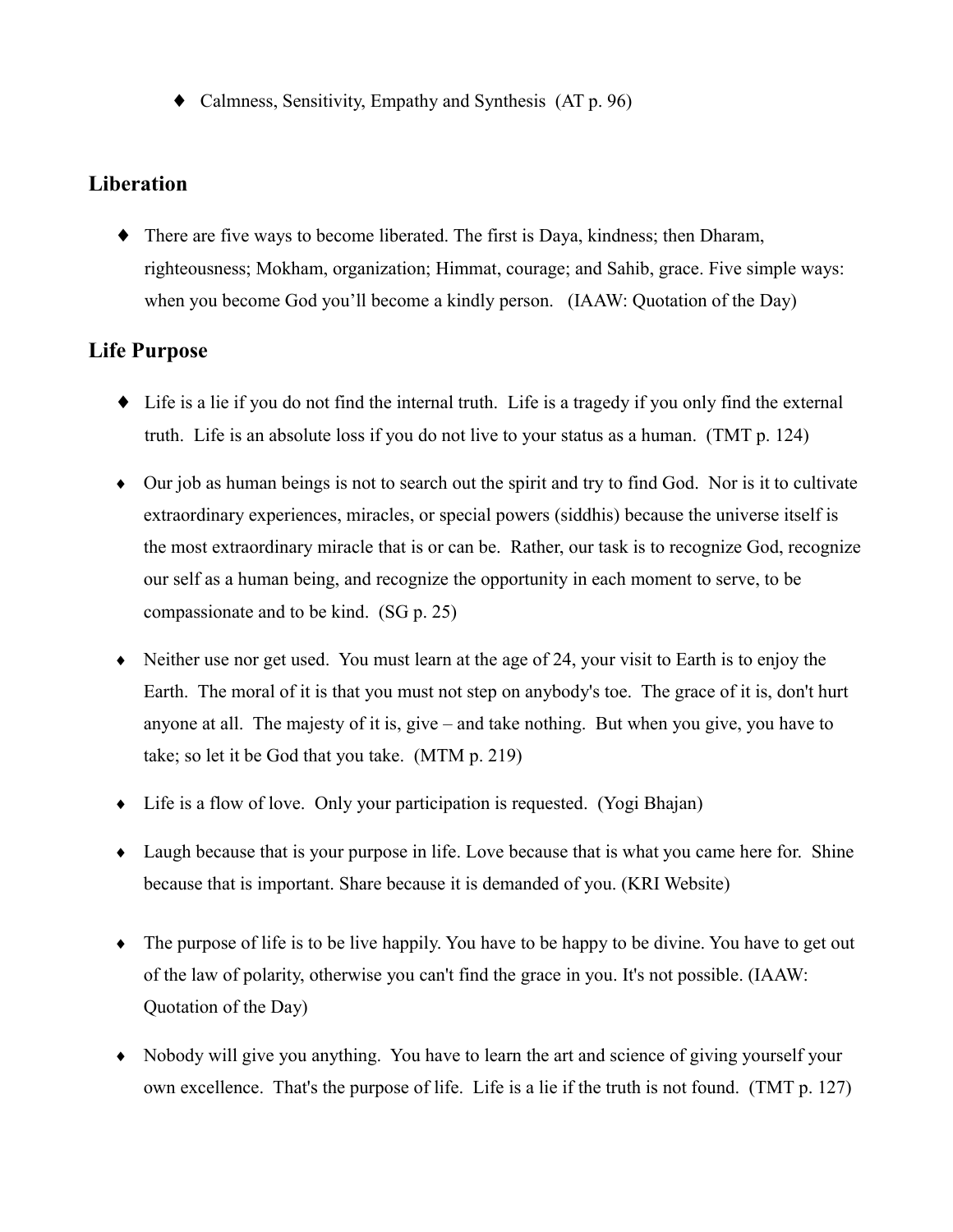- Calmness, Sensitivity, Empathy and Synthesis (AT p. 96)

## Liberation

- There are five ways to become liberated. The first is Daya, kindness; then Dharam, righteousness; Mokham, organization; Himmat, courage; and Sahib, grace. Five simple ways: when you become God you'll become a kindly person. (IAAW: Quotation of the Day)

## Life Purpose

- Life is a lie if you do not find the internal truth. Life is a tragedy if you only find the external truth. Life is an absolute loss if you do not live to your status as a human. (TMT p. 124)

- Our job as human beings is not to search out the spirit and try to find God. Nor is it to cultivate extraordinary experiences, miracles, or special powers (siddhis) because the universe itself is the most extraordinary miracle that is or can be. Rather, our task is to recognize God, recognize our self as a human being, and recognize the opportunity in each moment to serve, to be compassionate and to be kind. (SG p. 25)

- Neither use nor get used. You must learn at the age of 24, your visit to Earth is to enjoy the Earth. The moral of it is that you must not step on anybody's toe. The grace of it is, don't hurt anyone at all. The majesty of it is, give – and take nothing. But when you give, you have to take; so let it be God that you take. (MTM p. 219)

- Life is a flow of love. Only your participation is requested. (Yogi Bhajan)

- Laugh because that is your purpose in life. Love because that is what you came here for. Shine because that is important. Share because it is demanded of you. (KRI Website)

- The purpose of life is to be live happily. You have to be happy to be divine. You have to get out of the law of polarity, otherwise you can't find the grace in you. It's not possible. (IAAW: Quotation of the Day)

- Nobody will give you anything. You have to learn the art and science of giving yourself your own excellence. That's the purpose of life. Life is a lie if the truth is not found. (TMT p. 127)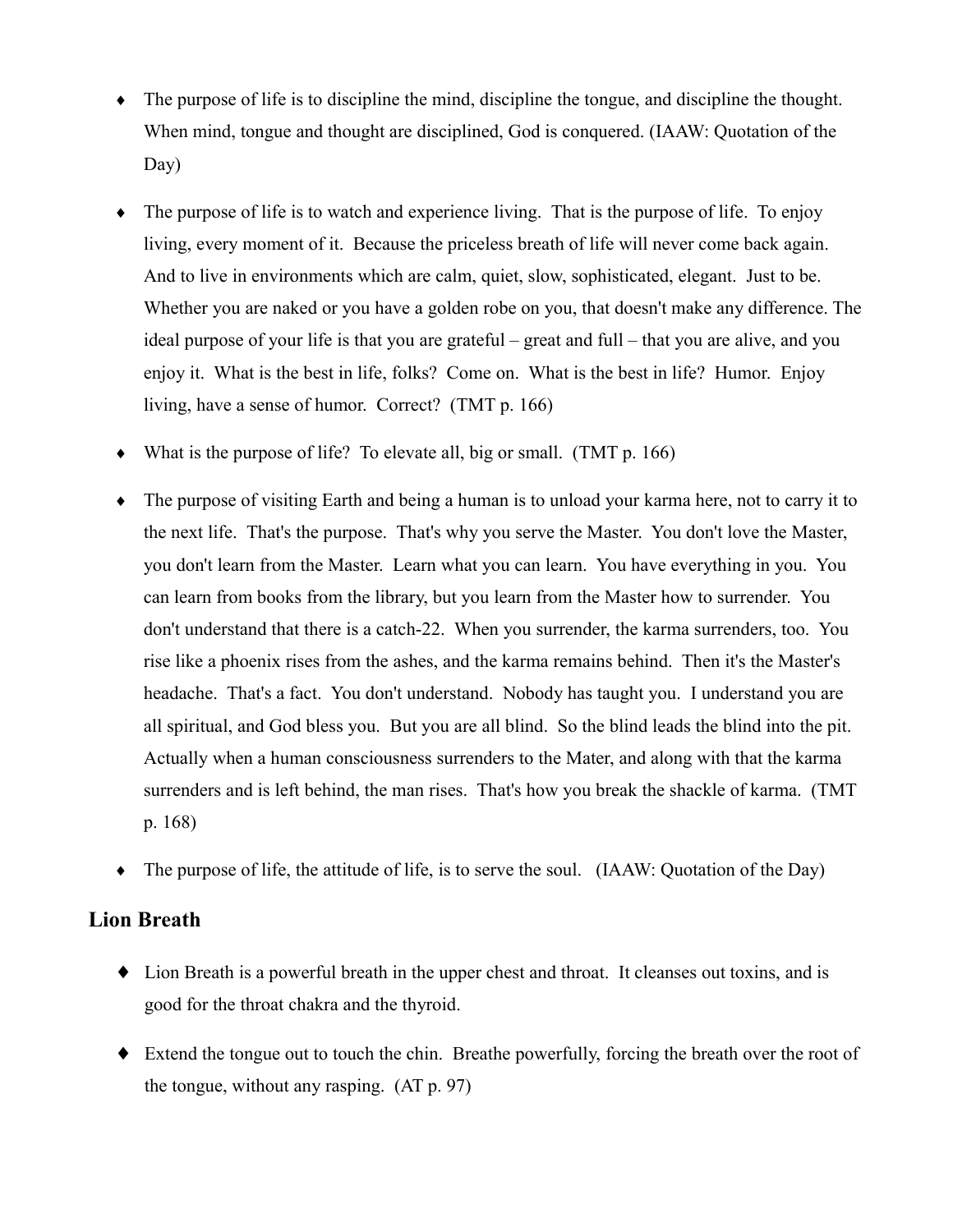- The purpose of life is to discipline the mind, discipline the tongue, and discipline the thought. When mind, tongue and thought are disciplined, God is conquered. (IAAW: Quotation of the Day)

- The purpose of life is to watch and experience living. That is the purpose of life. To enjoy living, every moment of it. Because the priceless breath of life will never come back again. And to live in environments which are calm, quiet, slow, sophisticated, elegant. Just to be. Whether you are naked or you have a golden robe on you, that doesn't make any difference. The ideal purpose of your life is that you are grateful – great and full – that you are alive, and you enjoy it. What is the best in life, folks? Come on. What is the best in life? Humor. Enjoy living, have a sense of humor. Correct? (TMT p. 166)

- What is the purpose of life? To elevate all, big or small. (TMT p. 166)

- The purpose of visiting Earth and being a human is to unload your karma here, not to carry it to the next life. That's the purpose. That's why you serve the Master. You don't love the Master, you don't learn from the Master. Learn what you can learn. You have everything in you. You can learn from books from the library, but you learn from the Master how to surrender. You don't understand that there is a catch-22. When you surrender, the karma surrenders, too. You rise like a phoenix rises from the ashes, and the karma remains behind. Then it's the Master's headache. That's a fact. You don't understand. Nobody has taught you. I understand you are all spiritual, and God bless you. But you are all blind. So the blind leads the blind into the pit. Actually when a human consciousness surrenders to the Mater, and along with that the karma surrenders and is left behind, the man rises. That's how you break the shackle of karma. (TMT p. 168)

- The purpose of life, the attitude of life, is to serve the soul. (IAAW: Quotation of the Day)

## Lion Breath

- Lion Breath is a powerful breath in the upper chest and throat. It cleanses out toxins, and is good for the throat chakra and the thyroid.

- Extend the tongue out to touch the chin. Breathe powerfully, forcing the breath over the root of the tongue, without any rasping. (AT p. 97)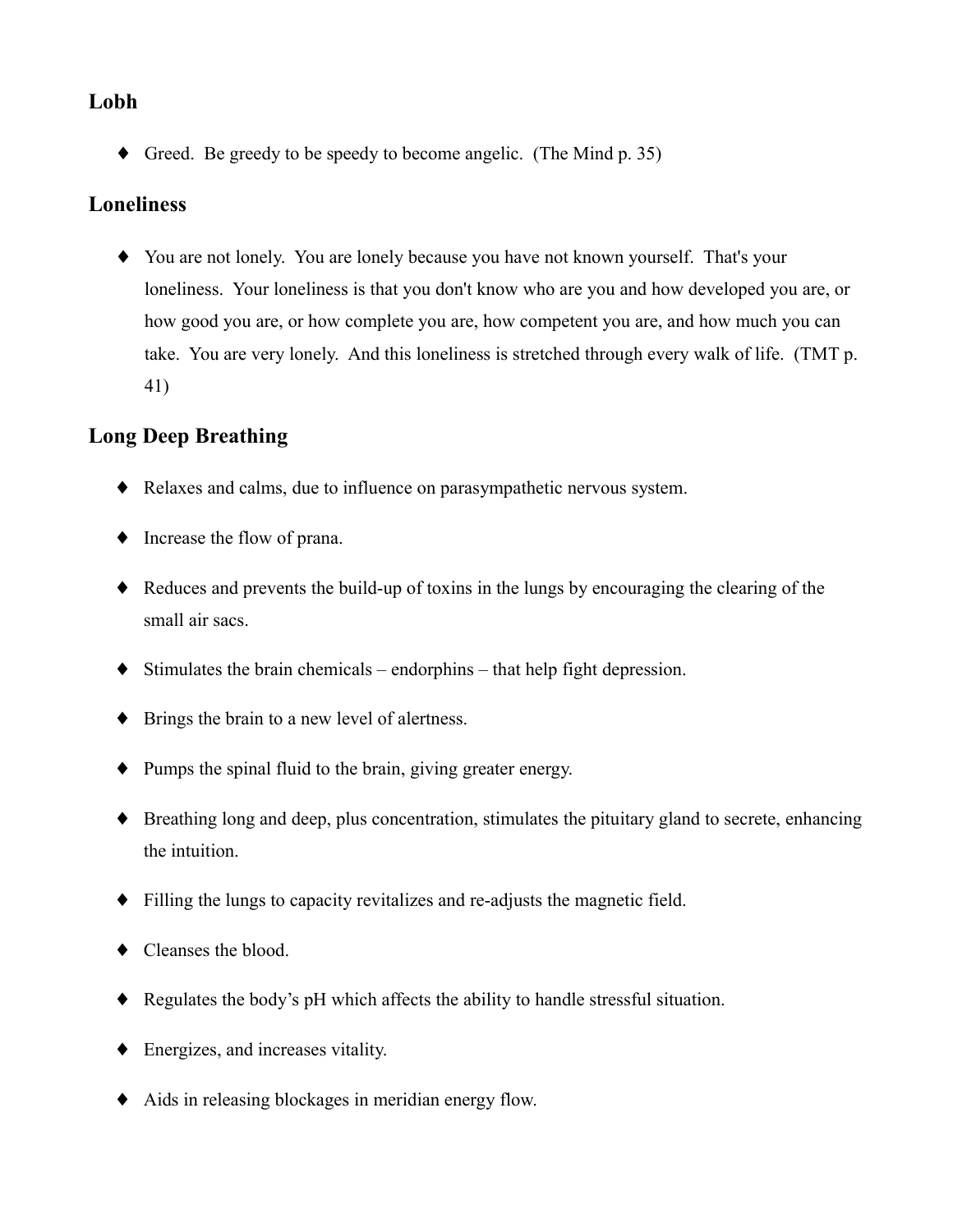### Lobh

- Greed. Be greedy to be speedy to become angelic. (The Mind p. 35)

### Loneliness

- You are not lonely. You are lonely because you have not known yourself. That's your loneliness. Your loneliness is that you don't know who are you and how developed you are, or how good you are, or how complete you are, how competent you are, and how much you can take. You are very lonely. And this loneliness is stretched through every walk of life. (TMT p. 41)

### Long Deep Breathing

- Relaxes and calms, due to influence on parasympathetic nervous system.
- Increase the flow of prana.
- Reduces and prevents the build-up of toxins in the lungs by encouraging the clearing of the small air sacs.
- Stimulates the brain chemicals – endorphins – that help fight depression.
- Brings the brain to a new level of alertness.
- Pumps the spinal fluid to the brain, giving greater energy.
- Breathing long and deep, plus concentration, stimulates the pituitary gland to secrete, enhancing the intuition.
- Filling the lungs to capacity revitalizes and re-adjusts the magnetic field.
- Cleanses the blood.
- Regulates the body's pH which affects the ability to handle stressful situation.
- Energizes, and increases vitality.
- Aids in releasing blockages in meridian energy flow.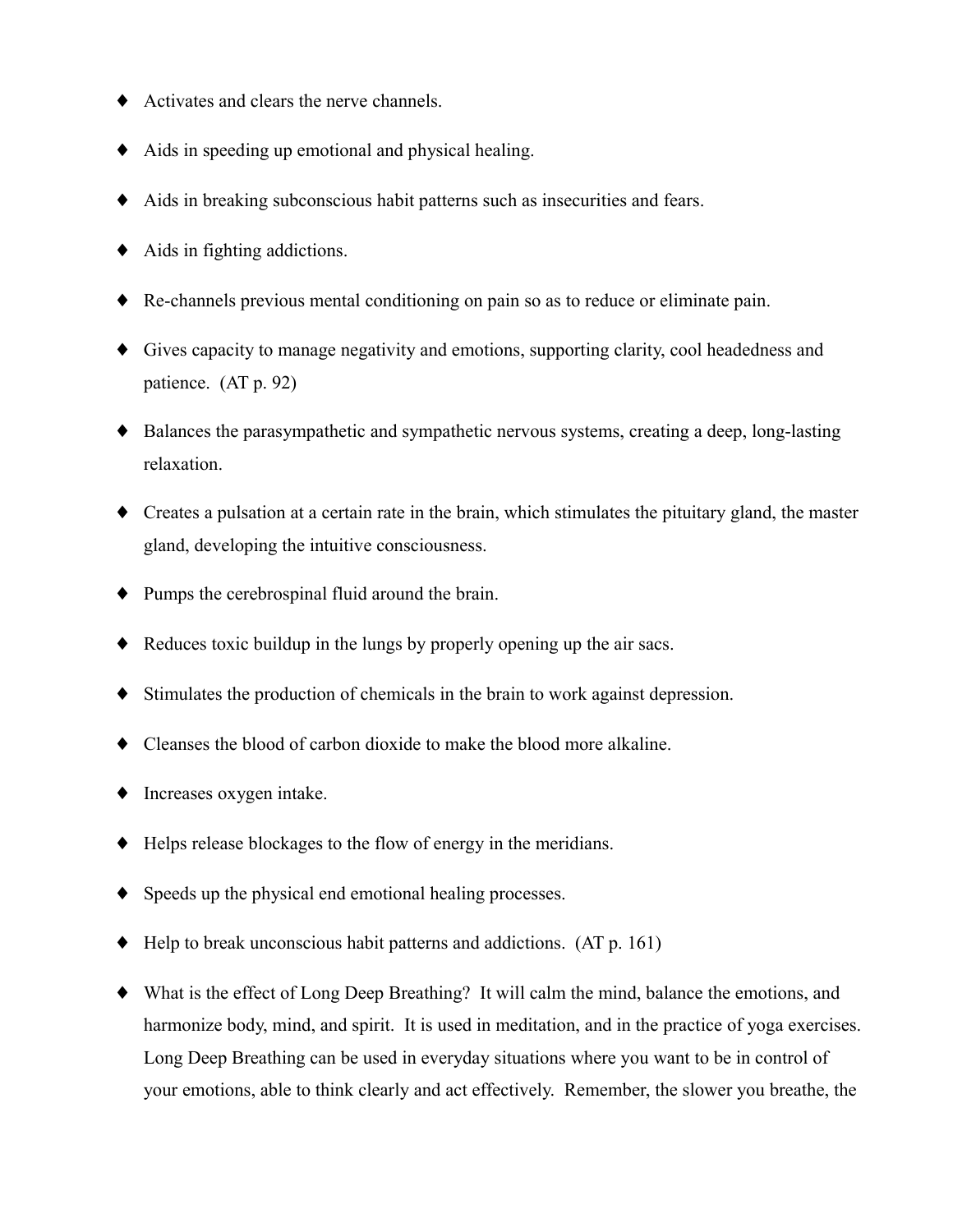- Activates and clears the nerve channels.
- Aids in speeding up emotional and physical healing.
- Aids in breaking subconscious habit patterns such as insecurities and fears.
- Aids in fighting addictions.
- Re-channels previous mental conditioning on pain so as to reduce or eliminate pain.
- Gives capacity to manage negativity and emotions, supporting clarity, cool headedness and patience. (AT p. 92)
- Balances the parasympathetic and sympathetic nervous systems, creating a deep, long-lasting relaxation.
- Creates a pulsation at a certain rate in the brain, which stimulates the pituitary gland, the master gland, developing the intuitive consciousness.
- Pumps the cerebrospinal fluid around the brain.
- Reduces toxic buildup in the lungs by properly opening up the air sacs.
- Stimulates the production of chemicals in the brain to work against depression.
- Cleanses the blood of carbon dioxide to make the blood more alkaline.
- Increases oxygen intake.
- Helps release blockages to the flow of energy in the meridians.
- Speeds up the physical end emotional healing processes.
- Help to break unconscious habit patterns and addictions. (AT p. 161)
- What is the effect of Long Deep Breathing? It will calm the mind, balance the emotions, and harmonize body, mind, and spirit. It is used in meditation, and in the practice of yoga exercises. Long Deep Breathing can be used in everyday situations where you want to be in control of your emotions, able to think clearly and act effectively. Remember, the slower you breathe, the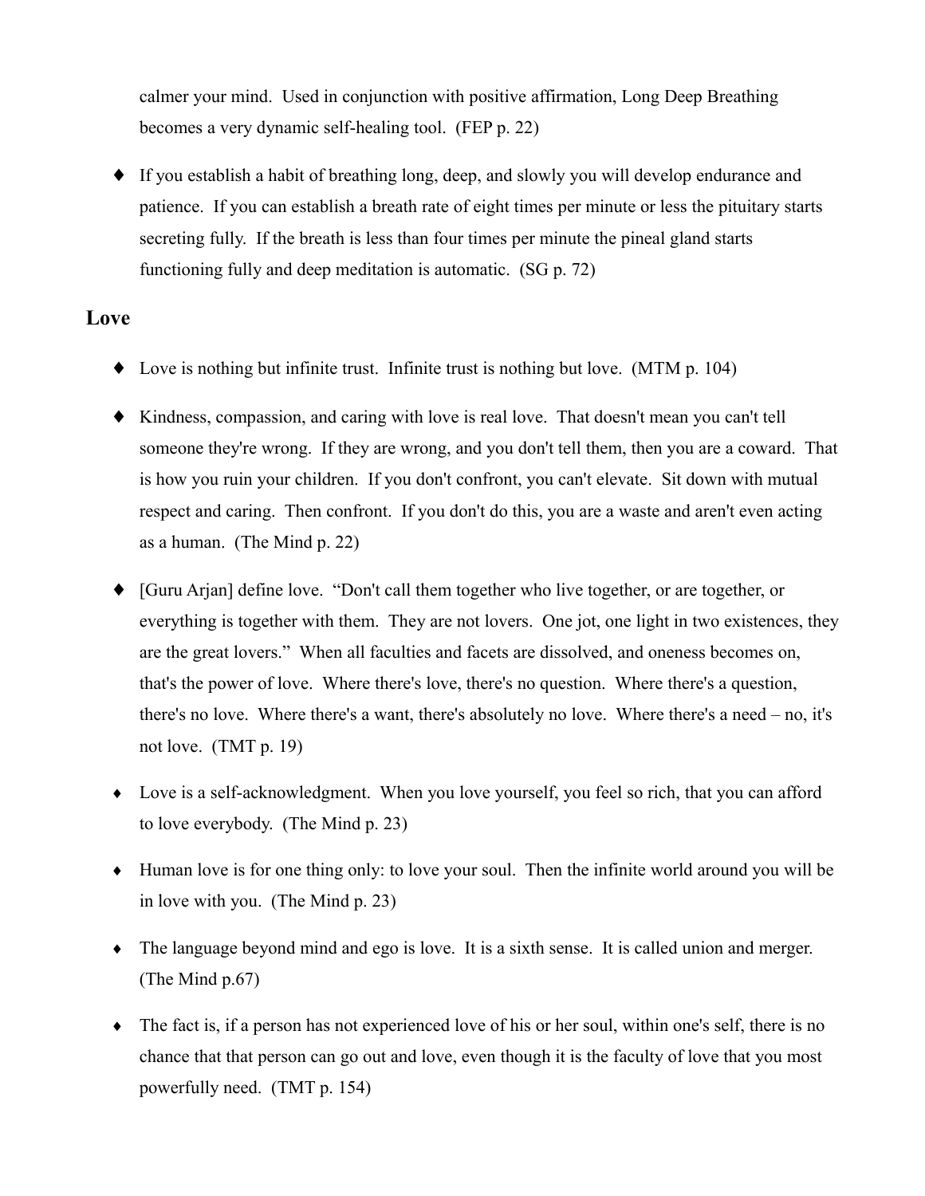calmer your mind. Used in conjunction with positive affirmation, Long Deep Breathing becomes a very dynamic self-healing tool. (FEP p. 22)

- If you establish a habit of breathing long, deep, and slowly you will develop endurance and patience. If you can establish a breath rate of eight times per minute or less the pituitary starts secreting fully. If the breath is less than four times per minute the pineal gland starts functioning fully and deep meditation is automatic. (SG p. 72)

## Love

- Love is nothing but infinite trust. Infinite trust is nothing but love. (MTM p. 104)

- Kindness, compassion, and caring with love is real love. That doesn't mean you can't tell someone they're wrong. If they are wrong, and you don't tell them, then you are a coward. That is how you ruin your children. If you don't confront, you can't elevate. Sit down with mutual respect and caring. Then confront. If you don't do this, you are a waste and aren't even acting as a human. (The Mind p. 22)

- [Guru Arjan] define love. "Don't call them together who live together, or are together, or everything is together with them. They are not lovers. One jot, one light in two existences, they are the great lovers." When all faculties and facets are dissolved, and oneness becomes on, that's the power of love. Where there's love, there's no question. Where there's a question, there's no love. Where there's a want, there's absolutely no love. Where there's a need – no, it's not love. (TMT p. 19)

- Love is a self-acknowledgment. When you love yourself, you feel so rich, that you can afford to love everybody. (The Mind p. 23)

- Human love is for one thing only: to love your soul. Then the infinite world around you will be in love with you. (The Mind p. 23)

- The language beyond mind and ego is love. It is a sixth sense. It is called union and merger. (The Mind p.67)

- The fact is, if a person has not experienced love of his or her soul, within one's self, there is no chance that that person can go out and love, even though it is the faculty of love that you most powerfully need. (TMT p. 154)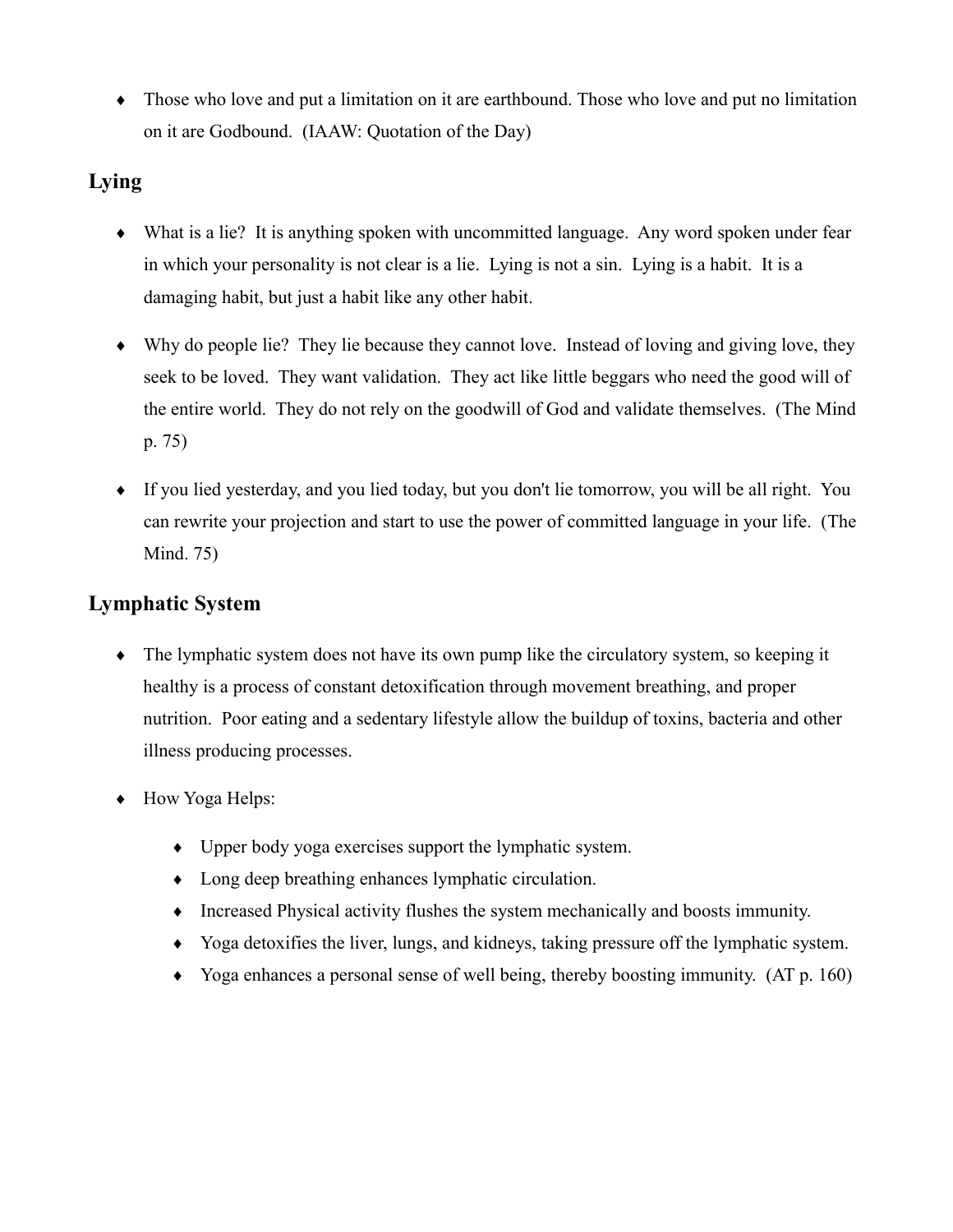- Those who love and put a limitation on it are earthbound. Those who love and put no limitation on it are Godbound. (IAAW: Quotation of the Day)

## Lying

- What is a lie? It is anything spoken with uncommitted language. Any word spoken under fear in which your personality is not clear is a lie. Lying is not a sin. Lying is a habit. It is a damaging habit, but just a habit like any other habit.

- Why do people lie? They lie because they cannot love. Instead of loving and giving love, they seek to be loved. They want validation. They act like little beggars who need the good will of the entire world. They do not rely on the goodwill of God and validate themselves. (The Mind p. 75)

- If you lied yesterday, and you lied today, but you don't lie tomorrow, you will be all right. You can rewrite your projection and start to use the power of committed language in your life. (The Mind. 75)

## Lymphatic System

- The lymphatic system does not have its own pump like the circulatory system, so keeping it healthy is a process of constant detoxification through movement breathing, and proper nutrition. Poor eating and a sedentary lifestyle allow the buildup of toxins, bacteria and other illness producing processes.

- How Yoga Helps:

  - Upper body yoga exercises support the lymphatic system.
  - Long deep breathing enhances lymphatic circulation.
  - Increased Physical activity flushes the system mechanically and boosts immunity.
  - Yoga detoxifies the liver, lungs, and kidneys, taking pressure off the lymphatic system.
  - Yoga enhances a personal sense of well being, thereby boosting immunity. (AT p. 160)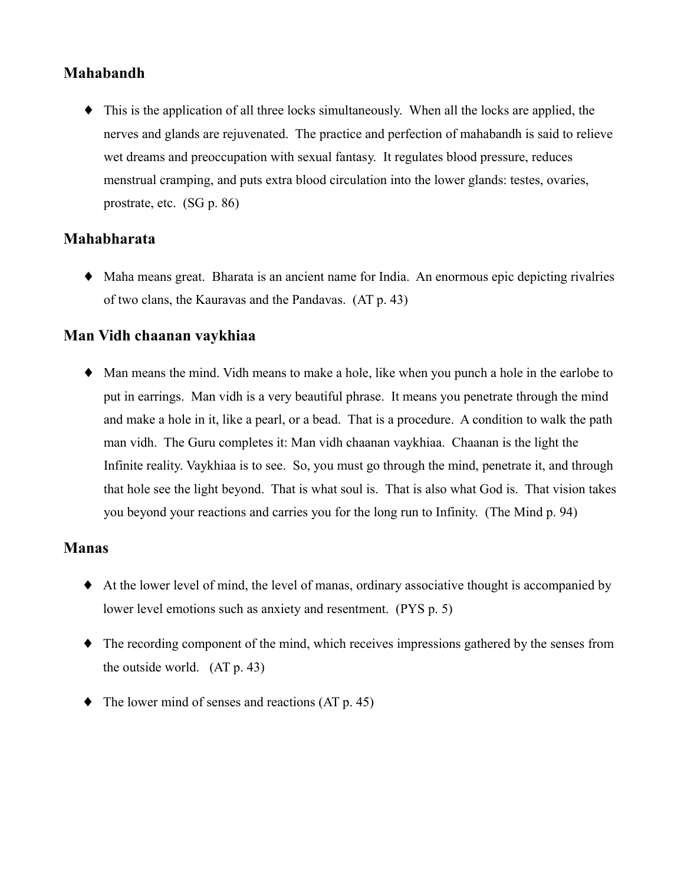### Mahabandh

- This is the application of all three locks simultaneously. When all the locks are applied, the nerves and glands are rejuvenated. The practice and perfection of mahabandh is said to relieve wet dreams and preoccupation with sexual fantasy. It regulates blood pressure, reduces menstrual cramping, and puts extra blood circulation into the lower glands: testes, ovaries, prostrate, etc. (SG p. 86)

### Mahabharata

- Maha means great. Bharata is an ancient name for India. An enormous epic depicting rivalries of two clans, the Kauravas and the Pandavas. (AT p. 43)

### Man Vidh chaanan vaykhiaa

- Man means the mind. Vidh means to make a hole, like when you punch a hole in the earlobe to put in earrings. Man vidh is a very beautiful phrase. It means you penetrate through the mind and make a hole in it, like a pearl, or a bead. That is a procedure. A condition to walk the path man vidh. The Guru completes it: Man vidh chaanan vaykhiaa. Chaanan is the light the Infinite reality. Vaykhiaa is to see. So, you must go through the mind, penetrate it, and through that hole see the light beyond. That is what soul is. That is also what God is. That vision takes you beyond your reactions and carries you for the long run to Infinity. (The Mind p. 94)

### Manas

- At the lower level of mind, the level of manas, ordinary associative thought is accompanied by lower level emotions such as anxiety and resentment. (PYS p. 5)
- The recording component of the mind, which receives impressions gathered by the senses from the outside world. (AT p. 43)
- The lower mind of senses and reactions (AT p. 45)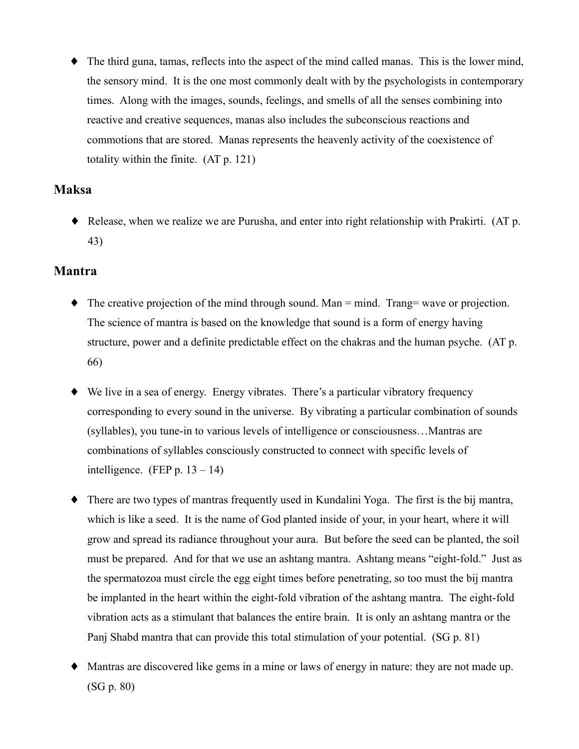- The third guna, tamas, reflects into the aspect of the mind called manas. This is the lower mind, the sensory mind. It is the one most commonly dealt with by the psychologists in contemporary times. Along with the images, sounds, feelings, and smells of all the senses combining into reactive and creative sequences, manas also includes the subconscious reactions and commotions that are stored. Manas represents the heavenly activity of the coexistence of totality within the finite. (AT p. 121)

## Maksa

- Release, when we realize we are Purusha, and enter into right relationship with Prakirti. (AT p. 43)

## Mantra

- The creative projection of the mind through sound. Man = mind. Trang= wave or projection. The science of mantra is based on the knowledge that sound is a form of energy having structure, power and a definite predictable effect on the chakras and the human psyche. (AT p. 66)

- We live in a sea of energy. Energy vibrates. There's a particular vibratory frequency corresponding to every sound in the universe. By vibrating a particular combination of sounds (syllables), you tune-in to various levels of intelligence or consciousness…Mantras are combinations of syllables consciously constructed to connect with specific levels of intelligence. (FEP p. 13 – 14)

- There are two types of mantras frequently used in Kundalini Yoga. The first is the bij mantra, which is like a seed. It is the name of God planted inside of your, in your heart, where it will grow and spread its radiance throughout your aura. But before the seed can be planted, the soil must be prepared. And for that we use an ashtang mantra. Ashtang means "eight-fold." Just as the spermatozoa must circle the egg eight times before penetrating, so too must the bij mantra be implanted in the heart within the eight-fold vibration of the ashtang mantra. The eight-fold vibration acts as a stimulant that balances the entire brain. It is only an ashtang mantra or the Panj Shabd mantra that can provide this total stimulation of your potential. (SG p. 81)

- Mantras are discovered like gems in a mine or laws of energy in nature: they are not made up. (SG p. 80)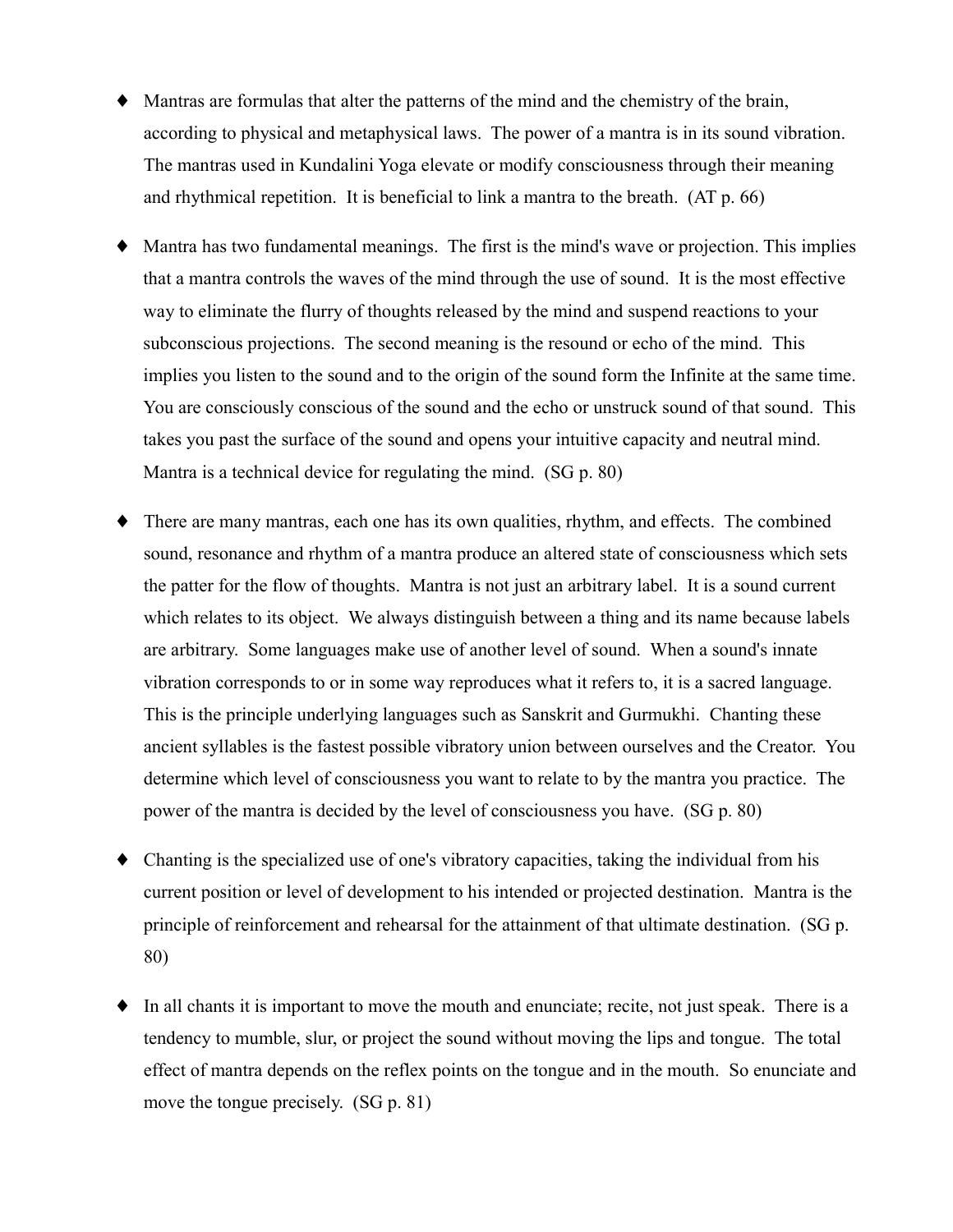- Mantras are formulas that alter the patterns of the mind and the chemistry of the brain, according to physical and metaphysical laws. The power of a mantra is in its sound vibration. The mantras used in Kundalini Yoga elevate or modify consciousness through their meaning and rhythmical repetition. It is beneficial to link a mantra to the breath. (AT p. 66)

- Mantra has two fundamental meanings. The first is the mind's wave or projection. This implies that a mantra controls the waves of the mind through the use of sound. It is the most effective way to eliminate the flurry of thoughts released by the mind and suspend reactions to your subconscious projections. The second meaning is the resound or echo of the mind. This implies you listen to the sound and to the origin of the sound form the Infinite at the same time. You are consciously conscious of the sound and the echo or unstruck sound of that sound. This takes you past the surface of the sound and opens your intuitive capacity and neutral mind. Mantra is a technical device for regulating the mind. (SG p. 80)

- There are many mantras, each one has its own qualities, rhythm, and effects. The combined sound, resonance and rhythm of a mantra produce an altered state of consciousness which sets the patter for the flow of thoughts. Mantra is not just an arbitrary label. It is a sound current which relates to its object. We always distinguish between a thing and its name because labels are arbitrary. Some languages make use of another level of sound. When a sound's innate vibration corresponds to or in some way reproduces what it refers to, it is a sacred language. This is the principle underlying languages such as Sanskrit and Gurmukhi. Chanting these ancient syllables is the fastest possible vibratory union between ourselves and the Creator. You determine which level of consciousness you want to relate to by the mantra you practice. The power of the mantra is decided by the level of consciousness you have. (SG p. 80)

- Chanting is the specialized use of one's vibratory capacities, taking the individual from his current position or level of development to his intended or projected destination. Mantra is the principle of reinforcement and rehearsal for the attainment of that ultimate destination. (SG p. 80)

- In all chants it is important to move the mouth and enunciate; recite, not just speak. There is a tendency to mumble, slur, or project the sound without moving the lips and tongue. The total effect of mantra depends on the reflex points on the tongue and in the mouth. So enunciate and move the tongue precisely. (SG p. 81)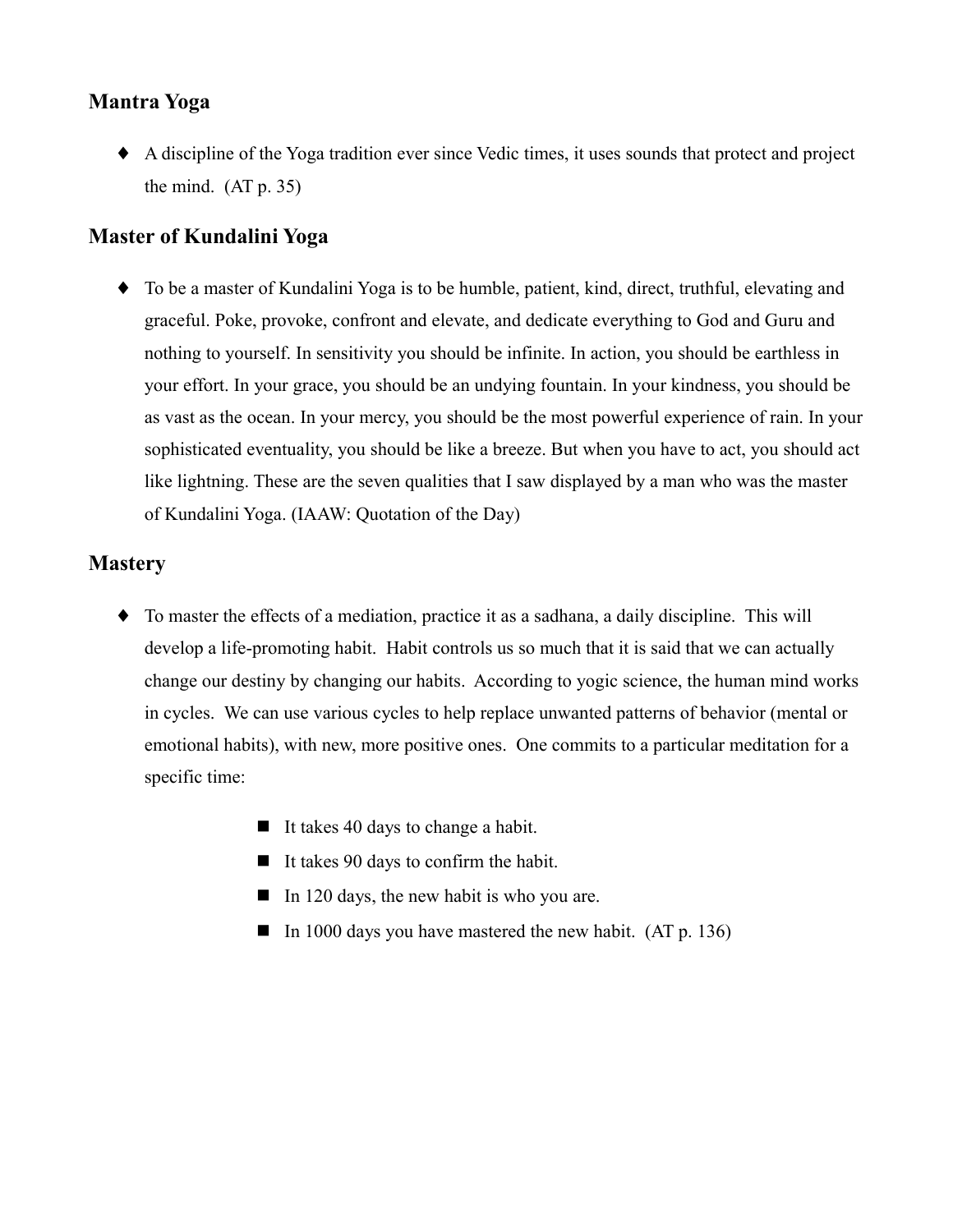## Mantra Yoga

- A discipline of the Yoga tradition ever since Vedic times, it uses sounds that protect and project the mind. (AT p. 35)

## Master of Kundalini Yoga

- To be a master of Kundalini Yoga is to be humble, patient, kind, direct, truthful, elevating and graceful. Poke, provoke, confront and elevate, and dedicate everything to God and Guru and nothing to yourself. In sensitivity you should be infinite. In action, you should be earthless in your effort. In your grace, you should be an undying fountain. In your kindness, you should be as vast as the ocean. In your mercy, you should be the most powerful experience of rain. In your sophisticated eventuality, you should be like a breeze. But when you have to act, you should act like lightning. These are the seven qualities that I saw displayed by a man who was the master of Kundalini Yoga. (IAAW: Quotation of the Day)

## Mastery

- To master the effects of a mediation, practice it as a sadhana, a daily discipline. This will develop a life-promoting habit. Habit controls us so much that it is said that we can actually change our destiny by changing our habits. According to yogic science, the human mind works in cycles. We can use various cycles to help replace unwanted patterns of behavior (mental or emotional habits), with new, more positive ones. One commits to a particular meditation for a specific time:

    - It takes 40 days to change a habit.
    - It takes 90 days to confirm the habit.
    - In 120 days, the new habit is who you are.
    - In 1000 days you have mastered the new habit. (AT p. 136)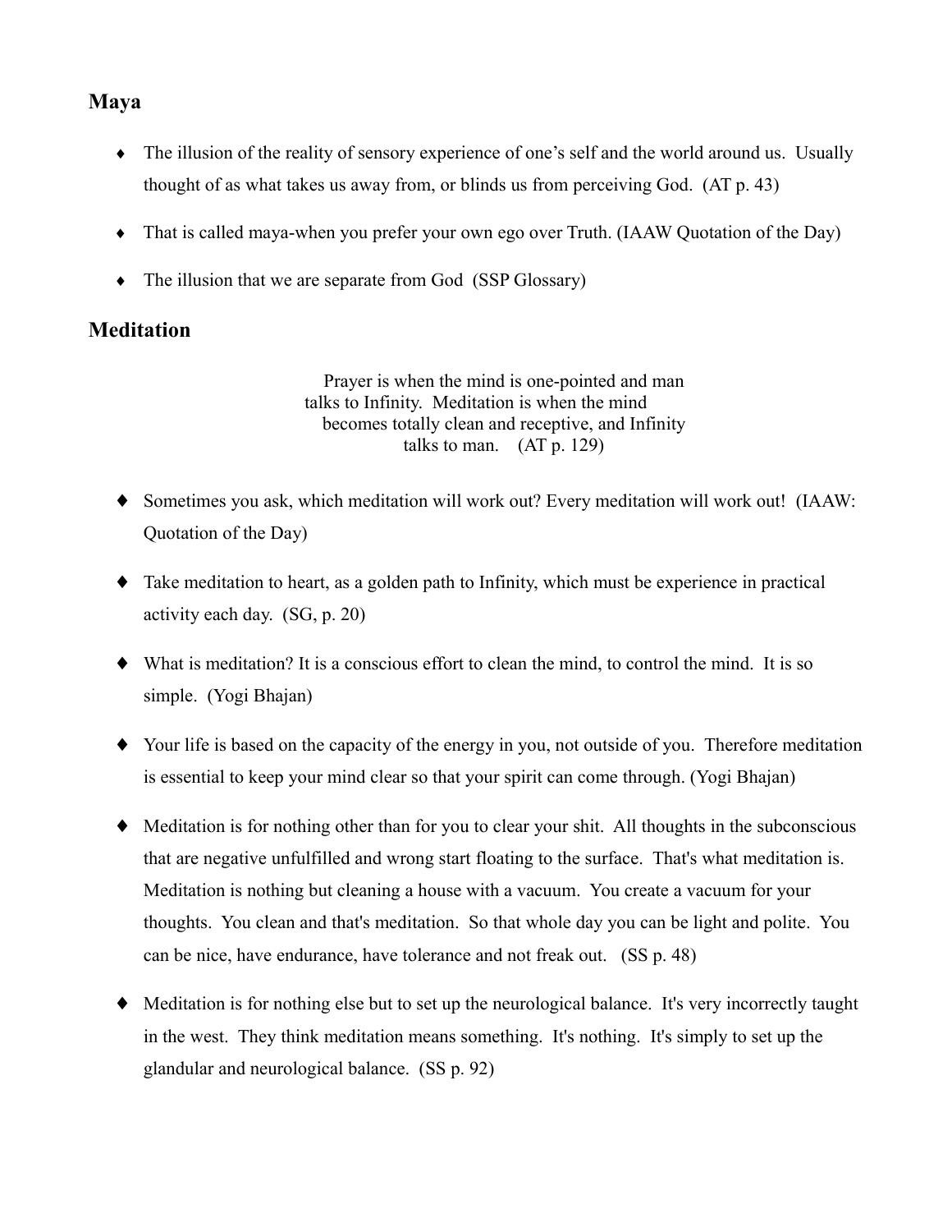## Maya

- The illusion of the reality of sensory experience of one's self and the world around us. Usually thought of as what takes us away from, or blinds us from perceiving God. (AT p. 43)
- That is called maya-when you prefer your own ego over Truth. (IAAW Quotation of the Day)
- The illusion that we are separate from God (SSP Glossary)

## Meditation

> Prayer is when the mind is one-pointed and man talks to Infinity. Meditation is when the mind becomes totally clean and receptive, and Infinity talks to man. (AT p. 129)

- Sometimes you ask, which meditation will work out? Every meditation will work out! (IAAW: Quotation of the Day)
- Take meditation to heart, as a golden path to Infinity, which must be experience in practical activity each day. (SG, p. 20)
- What is meditation? It is a conscious effort to clean the mind, to control the mind. It is so simple. (Yogi Bhajan)
- Your life is based on the capacity of the energy in you, not outside of you. Therefore meditation is essential to keep your mind clear so that your spirit can come through. (Yogi Bhajan)
- Meditation is for nothing other than for you to clear your shit. All thoughts in the subconscious that are negative unfulfilled and wrong start floating to the surface. That's what meditation is. Meditation is nothing but cleaning a house with a vacuum. You create a vacuum for your thoughts. You clean and that's meditation. So that whole day you can be light and polite. You can be nice, have endurance, have tolerance and not freak out. (SS p. 48)
- Meditation is for nothing else but to set up the neurological balance. It's very incorrectly taught in the west. They think meditation means something. It's nothing. It's simply to set up the glandular and neurological balance. (SS p. 92)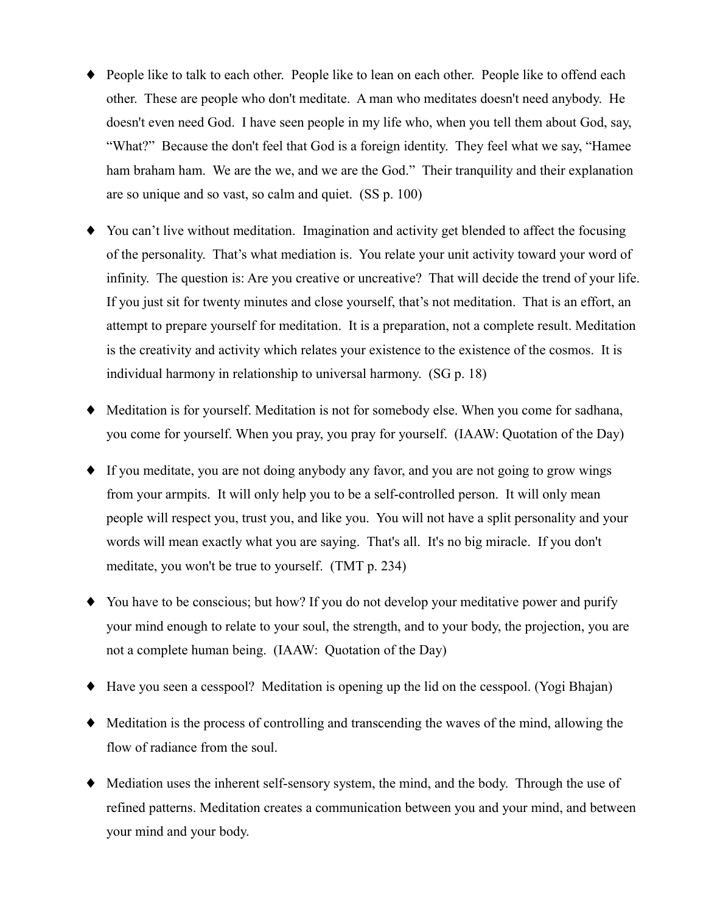- People like to talk to each other. People like to lean on each other. People like to offend each other. These are people who don't meditate. A man who meditates doesn't need anybody. He doesn't even need God. I have seen people in my life who, when you tell them about God, say, "What?" Because the don't feel that God is a foreign identity. They feel what we say, "Hamee ham braham ham. We are the we, and we are the God." Their tranquility and their explanation are so unique and so vast, so calm and quiet. (SS p. 100)

- You can't live without meditation. Imagination and activity get blended to affect the focusing of the personality. That's what mediation is. You relate your unit activity toward your word of infinity. The question is: Are you creative or uncreative? That will decide the trend of your life. If you just sit for twenty minutes and close yourself, that's not meditation. That is an effort, an attempt to prepare yourself for meditation. It is a preparation, not a complete result. Meditation is the creativity and activity which relates your existence to the existence of the cosmos. It is individual harmony in relationship to universal harmony. (SG p. 18)

- Meditation is for yourself. Meditation is not for somebody else. When you come for sadhana, you come for yourself. When you pray, you pray for yourself. (IAAW: Quotation of the Day)

- If you meditate, you are not doing anybody any favor, and you are not going to grow wings from your armpits. It will only help you to be a self-controlled person. It will only mean people will respect you, trust you, and like you. You will not have a split personality and your words will mean exactly what you are saying. That's all. It's no big miracle. If you don't meditate, you won't be true to yourself. (TMT p. 234)

- You have to be conscious; but how? If you do not develop your meditative power and purify your mind enough to relate to your soul, the strength, and to your body, the projection, you are not a complete human being. (IAAW: Quotation of the Day)

- Have you seen a cesspool? Meditation is opening up the lid on the cesspool. (Yogi Bhajan)

- Meditation is the process of controlling and transcending the waves of the mind, allowing the flow of radiance from the soul.

- Mediation uses the inherent self-sensory system, the mind, and the body. Through the use of refined patterns. Meditation creates a communication between you and your mind, and between your mind and your body.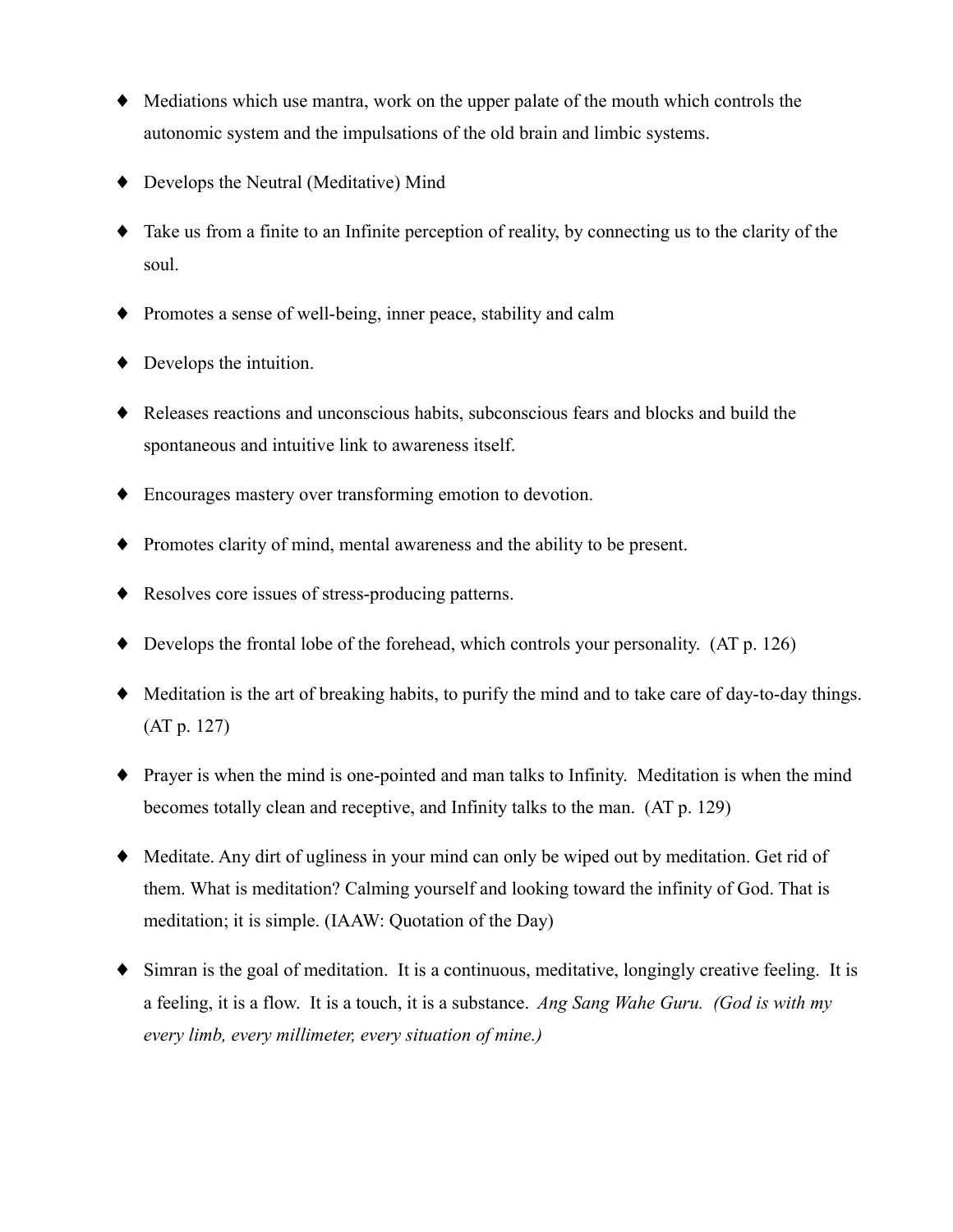- Mediations which use mantra, work on the upper palate of the mouth which controls the autonomic system and the impulsations of the old brain and limbic systems.
- Develops the Neutral (Meditative) Mind
- Take us from a finite to an Infinite perception of reality, by connecting us to the clarity of the soul.
- Promotes a sense of well-being, inner peace, stability and calm
- Develops the intuition.
- Releases reactions and unconscious habits, subconscious fears and blocks and build the spontaneous and intuitive link to awareness itself.
- Encourages mastery over transforming emotion to devotion.
- Promotes clarity of mind, mental awareness and the ability to be present.
- Resolves core issues of stress-producing patterns.
- Develops the frontal lobe of the forehead, which controls your personality. (AT p. 126)
- Meditation is the art of breaking habits, to purify the mind and to take care of day-to-day things. (AT p. 127)
- Prayer is when the mind is one-pointed and man talks to Infinity. Meditation is when the mind becomes totally clean and receptive, and Infinity talks to the man. (AT p. 129)
- Meditate. Any dirt of ugliness in your mind can only be wiped out by meditation. Get rid of them. What is meditation? Calming yourself and looking toward the infinity of God. That is meditation; it is simple. (IAAW: Quotation of the Day)
- Simran is the goal of meditation. It is a continuous, meditative, longingly creative feeling. It is a feeling, it is a flow. It is a touch, it is a substance. *Ang Sang Wahe Guru. (God is with my every limb, every millimeter, every situation of mine.)*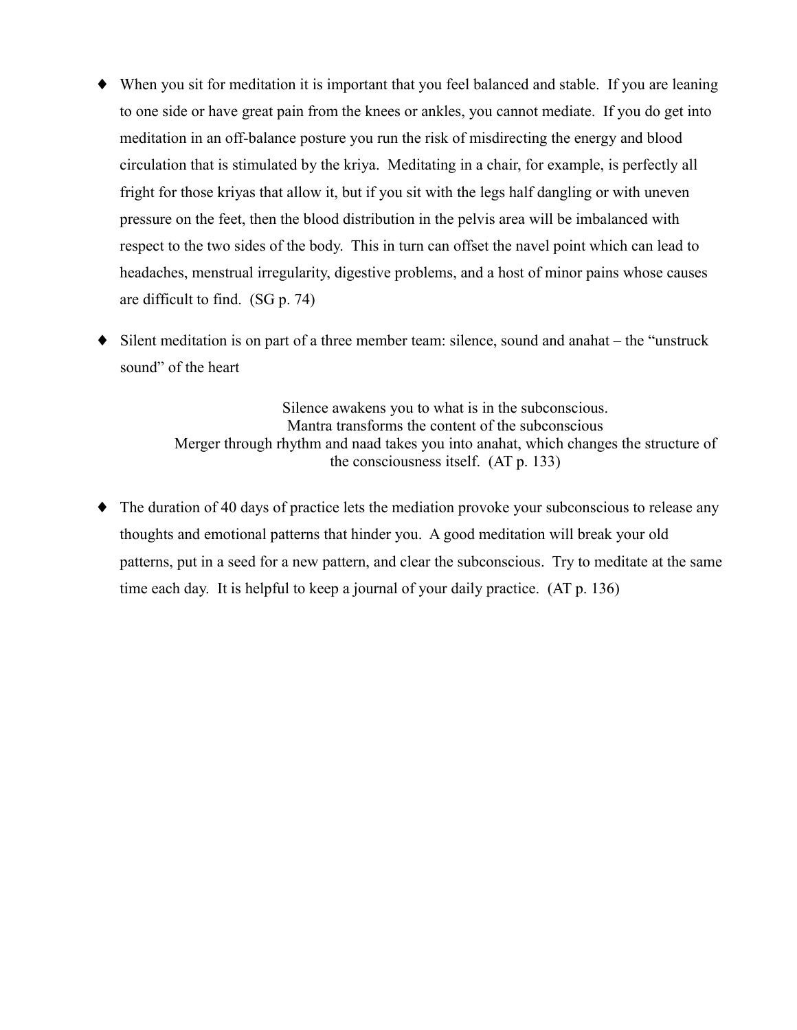- When you sit for meditation it is important that you feel balanced and stable. If you are leaning to one side or have great pain from the knees or ankles, you cannot mediate. If you do get into meditation in an off-balance posture you run the risk of misdirecting the energy and blood circulation that is stimulated by the kriya. Meditating in a chair, for example, is perfectly all fright for those kriyas that allow it, but if you sit with the legs half dangling or with uneven pressure on the feet, then the blood distribution in the pelvis area will be imbalanced with respect to the two sides of the body. This in turn can offset the navel point which can lead to headaches, menstrual irregularity, digestive problems, and a host of minor pains whose causes are difficult to find. (SG p. 74)

- Silent meditation is on part of a three member team: silence, sound and anahat – the "unstruck sound" of the heart

  Silence awakens you to what is in the subconscious.
  Mantra transforms the content of the subconscious
  Merger through rhythm and naad takes you into anahat, which changes the structure of the consciousness itself. (AT p. 133)

- The duration of 40 days of practice lets the mediation provoke your subconscious to release any thoughts and emotional patterns that hinder you. A good meditation will break your old patterns, put in a seed for a new pattern, and clear the subconscious. Try to meditate at the same time each day. It is helpful to keep a journal of your daily practice. (AT p. 136)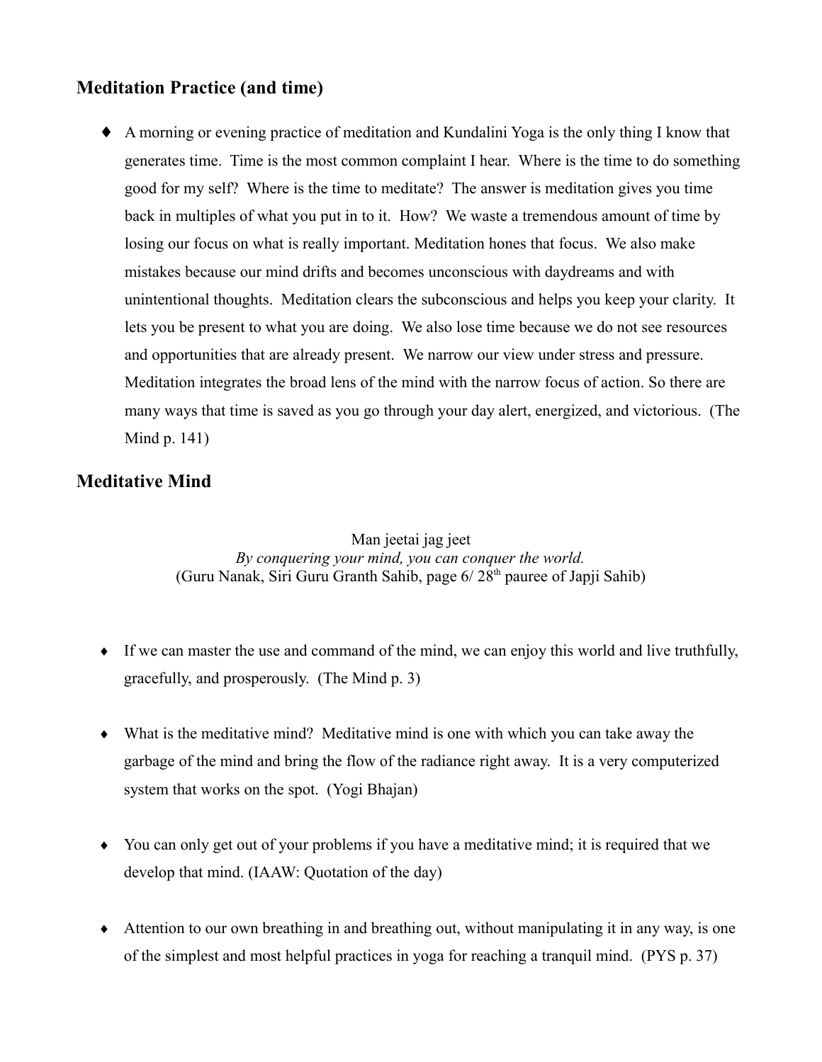## Meditation Practice (and time)

- A morning or evening practice of meditation and Kundalini Yoga is the only thing I know that generates time. Time is the most common complaint I hear. Where is the time to do something good for my self? Where is the time to meditate? The answer is meditation gives you time back in multiples of what you put in to it. How? We waste a tremendous amount of time by losing our focus on what is really important. Meditation hones that focus. We also make mistakes because our mind drifts and becomes unconscious with daydreams and with unintentional thoughts. Meditation clears the subconscious and helps you keep your clarity. It lets you be present to what you are doing. We also lose time because we do not see resources and opportunities that are already present. We narrow our view under stress and pressure. Meditation integrates the broad lens of the mind with the narrow focus of action. So there are many ways that time is saved as you go through your day alert, energized, and victorious. (The Mind p. 141)

## Meditative Mind

Man jeetai jag jeet
*By conquering your mind, you can conquer the world.*
(Guru Nanak, Siri Guru Granth Sahib, page 6/ 28th pauree of Japji Sahib)

- If we can master the use and command of the mind, we can enjoy this world and live truthfully, gracefully, and prosperously. (The Mind p. 3)

- What is the meditative mind? Meditative mind is one with which you can take away the garbage of the mind and bring the flow of the radiance right away. It is a very computerized system that works on the spot. (Yogi Bhajan)

- You can only get out of your problems if you have a meditative mind; it is required that we develop that mind. (IAAW: Quotation of the day)

- Attention to our own breathing in and breathing out, without manipulating it in any way, is one of the simplest and most helpful practices in yoga for reaching a tranquil mind. (PYS p. 37)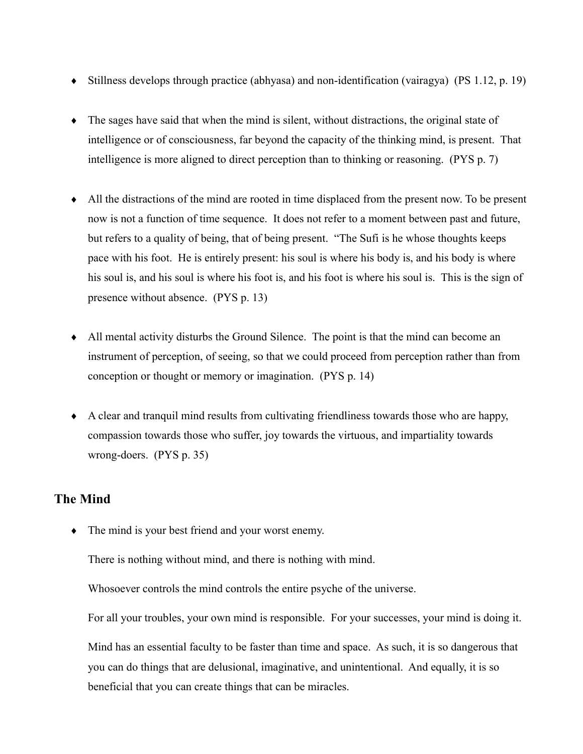- Stillness develops through practice (abhyasa) and non-identification (vairagya)  (PS 1.12, p. 19)

- The sages have said that when the mind is silent, without distractions, the original state of intelligence or of consciousness, far beyond the capacity of the thinking mind, is present.  That intelligence is more aligned to direct perception than to thinking or reasoning.  (PYS p. 7)

- All the distractions of the mind are rooted in time displaced from the present now. To be present now is not a function of time sequence.  It does not refer to a moment between past and future, but refers to a quality of being, that of being present.  "The Sufi is he whose thoughts keeps pace with his foot.  He is entirely present: his soul is where his body is, and his body is where his soul is, and his soul is where his foot is, and his foot is where his soul is.  This is the sign of presence without absence.  (PYS p. 13)

- All mental activity disturbs the Ground Silence.  The point is that the mind can become an instrument of perception, of seeing, so that we could proceed from perception rather than from conception or thought or memory or imagination.  (PYS p. 14)

- A clear and tranquil mind results from cultivating friendliness towards those who are happy, compassion towards those who suffer, joy towards the virtuous, and impartiality towards wrong-doers.  (PYS p. 35)

## The Mind

- The mind is your best friend and your worst enemy.

  There is nothing without mind, and there is nothing with mind.

  Whosoever controls the mind controls the entire psyche of the universe.

  For all your troubles, your own mind is responsible.  For your successes, your mind is doing it.

  Mind has an essential faculty to be faster than time and space.  As such, it is so dangerous that you can do things that are delusional, imaginative, and unintentional.  And equally, it is so beneficial that you can create things that can be miracles.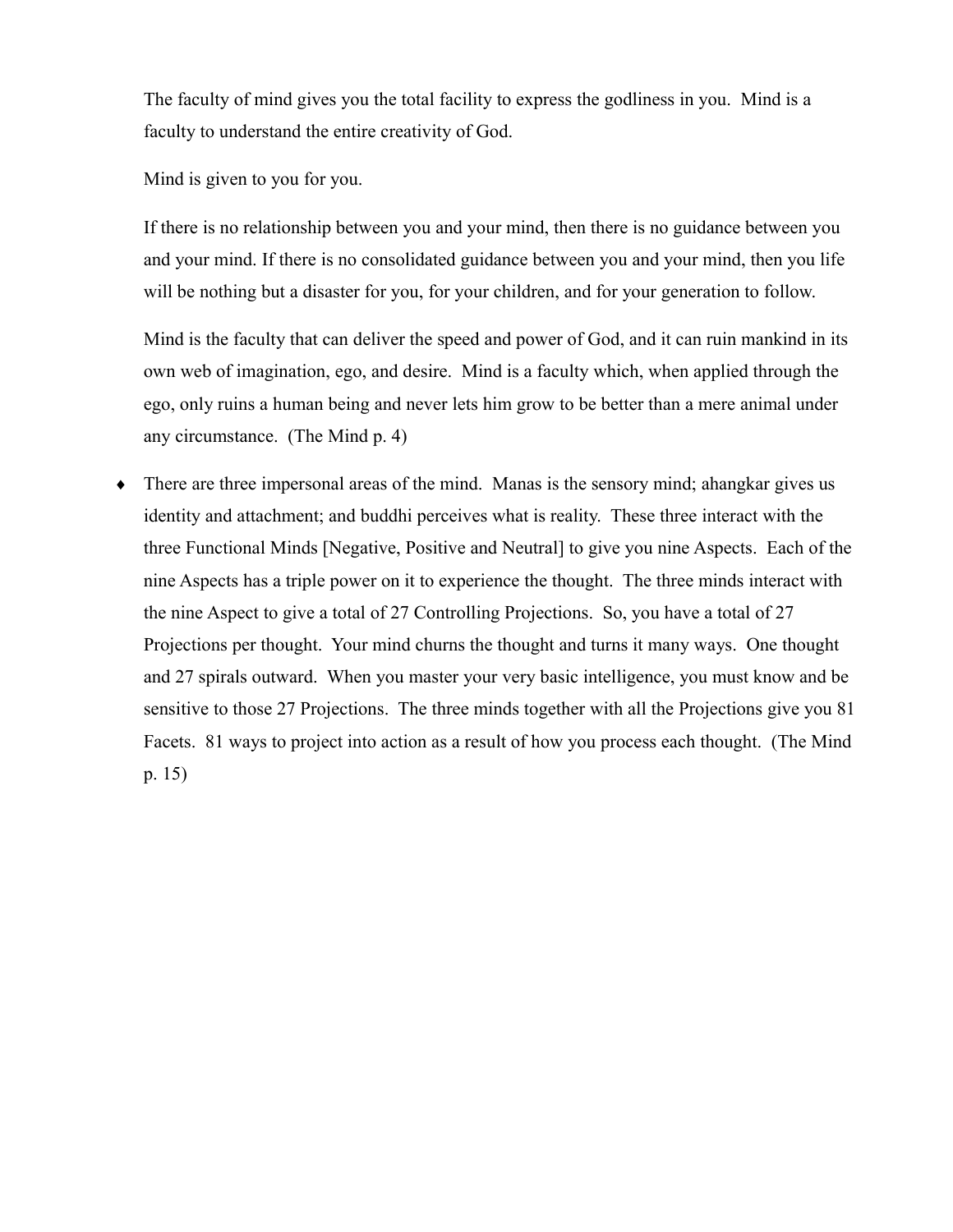The faculty of mind gives you the total facility to express the godliness in you. Mind is a faculty to understand the entire creativity of God.

Mind is given to you for you.

If there is no relationship between you and your mind, then there is no guidance between you and your mind. If there is no consolidated guidance between you and your mind, then you life will be nothing but a disaster for you, for your children, and for your generation to follow.

Mind is the faculty that can deliver the speed and power of God, and it can ruin mankind in its own web of imagination, ego, and desire. Mind is a faculty which, when applied through the ego, only ruins a human being and never lets him grow to be better than a mere animal under any circumstance. (The Mind p. 4)

- There are three impersonal areas of the mind. Manas is the sensory mind; ahangkar gives us identity and attachment; and buddhi perceives what is reality. These three interact with the three Functional Minds [Negative, Positive and Neutral] to give you nine Aspects. Each of the nine Aspects has a triple power on it to experience the thought. The three minds interact with the nine Aspect to give a total of 27 Controlling Projections. So, you have a total of 27 Projections per thought. Your mind churns the thought and turns it many ways. One thought and 27 spirals outward. When you master your very basic intelligence, you must know and be sensitive to those 27 Projections. The three minds together with all the Projections give you 81 Facets. 81 ways to project into action as a result of how you process each thought. (The Mind p. 15)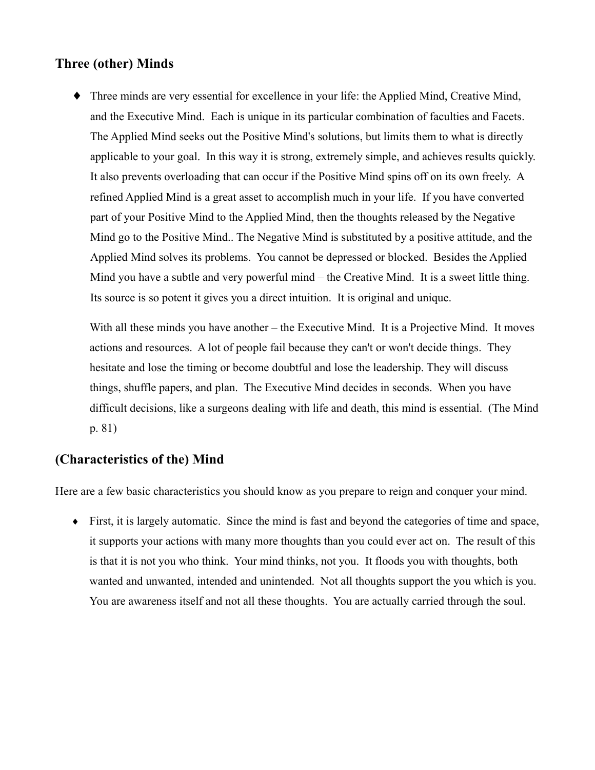## Three (other) Minds

- Three minds are very essential for excellence in your life: the Applied Mind, Creative Mind, and the Executive Mind. Each is unique in its particular combination of faculties and Facets. The Applied Mind seeks out the Positive Mind's solutions, but limits them to what is directly applicable to your goal. In this way it is strong, extremely simple, and achieves results quickly. It also prevents overloading that can occur if the Positive Mind spins off on its own freely. A refined Applied Mind is a great asset to accomplish much in your life. If you have converted part of your Positive Mind to the Applied Mind, then the thoughts released by the Negative Mind go to the Positive Mind.. The Negative Mind is substituted by a positive attitude, and the Applied Mind solves its problems. You cannot be depressed or blocked. Besides the Applied Mind you have a subtle and very powerful mind – the Creative Mind. It is a sweet little thing. Its source is so potent it gives you a direct intuition. It is original and unique.

  With all these minds you have another – the Executive Mind. It is a Projective Mind. It moves actions and resources. A lot of people fail because they can't or won't decide things. They hesitate and lose the timing or become doubtful and lose the leadership. They will discuss things, shuffle papers, and plan. The Executive Mind decides in seconds. When you have difficult decisions, like a surgeons dealing with life and death, this mind is essential. (The Mind p. 81)

## (Characteristics of the) Mind

Here are a few basic characteristics you should know as you prepare to reign and conquer your mind.

- First, it is largely automatic. Since the mind is fast and beyond the categories of time and space, it supports your actions with many more thoughts than you could ever act on. The result of this is that it is not you who think. Your mind thinks, not you. It floods you with thoughts, both wanted and unwanted, intended and unintended. Not all thoughts support the you which is you. You are awareness itself and not all these thoughts. You are actually carried through the soul.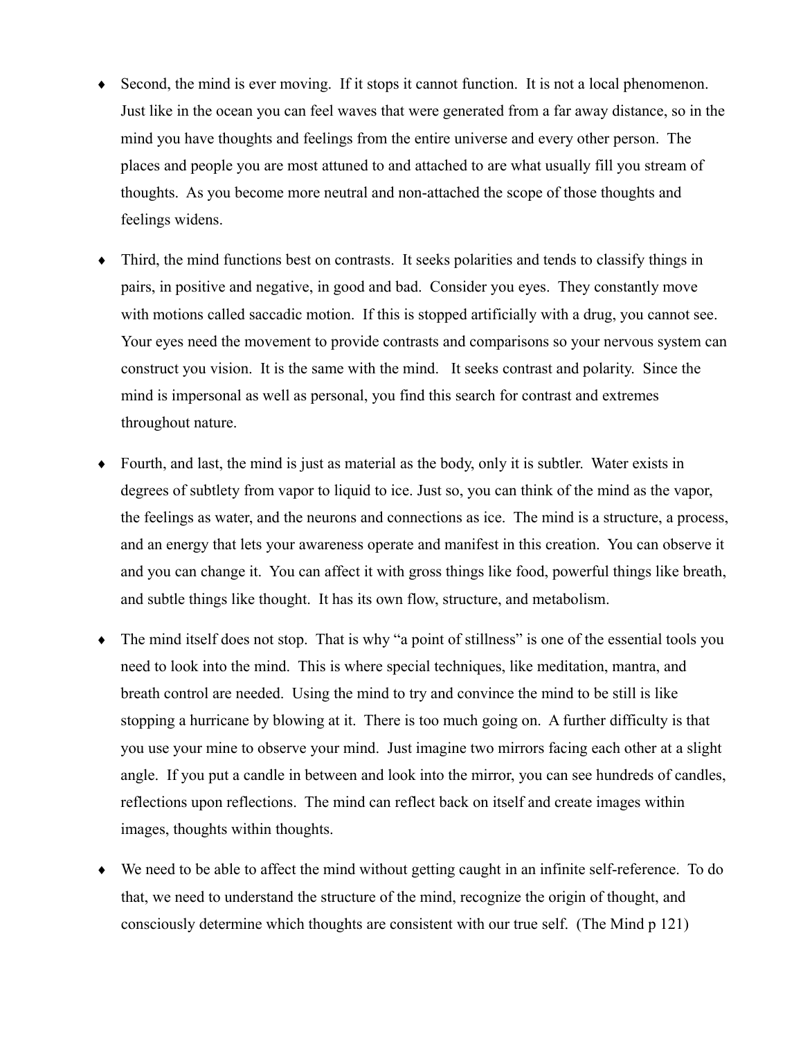- Second, the mind is ever moving. If it stops it cannot function. It is not a local phenomenon. Just like in the ocean you can feel waves that were generated from a far away distance, so in the mind you have thoughts and feelings from the entire universe and every other person. The places and people you are most attuned to and attached to are what usually fill you stream of thoughts. As you become more neutral and non-attached the scope of those thoughts and feelings widens.

- Third, the mind functions best on contrasts. It seeks polarities and tends to classify things in pairs, in positive and negative, in good and bad. Consider you eyes. They constantly move with motions called saccadic motion. If this is stopped artificially with a drug, you cannot see. Your eyes need the movement to provide contrasts and comparisons so your nervous system can construct you vision. It is the same with the mind. It seeks contrast and polarity. Since the mind is impersonal as well as personal, you find this search for contrast and extremes throughout nature.

- Fourth, and last, the mind is just as material as the body, only it is subtler. Water exists in degrees of subtlety from vapor to liquid to ice. Just so, you can think of the mind as the vapor, the feelings as water, and the neurons and connections as ice. The mind is a structure, a process, and an energy that lets your awareness operate and manifest in this creation. You can observe it and you can change it. You can affect it with gross things like food, powerful things like breath, and subtle things like thought. It has its own flow, structure, and metabolism.

- The mind itself does not stop. That is why "a point of stillness" is one of the essential tools you need to look into the mind. This is where special techniques, like meditation, mantra, and breath control are needed. Using the mind to try and convince the mind to be still is like stopping a hurricane by blowing at it. There is too much going on. A further difficulty is that you use your mine to observe your mind. Just imagine two mirrors facing each other at a slight angle. If you put a candle in between and look into the mirror, you can see hundreds of candles, reflections upon reflections. The mind can reflect back on itself and create images within images, thoughts within thoughts.

- We need to be able to affect the mind without getting caught in an infinite self-reference. To do that, we need to understand the structure of the mind, recognize the origin of thought, and consciously determine which thoughts are consistent with our true self. (The Mind p 121)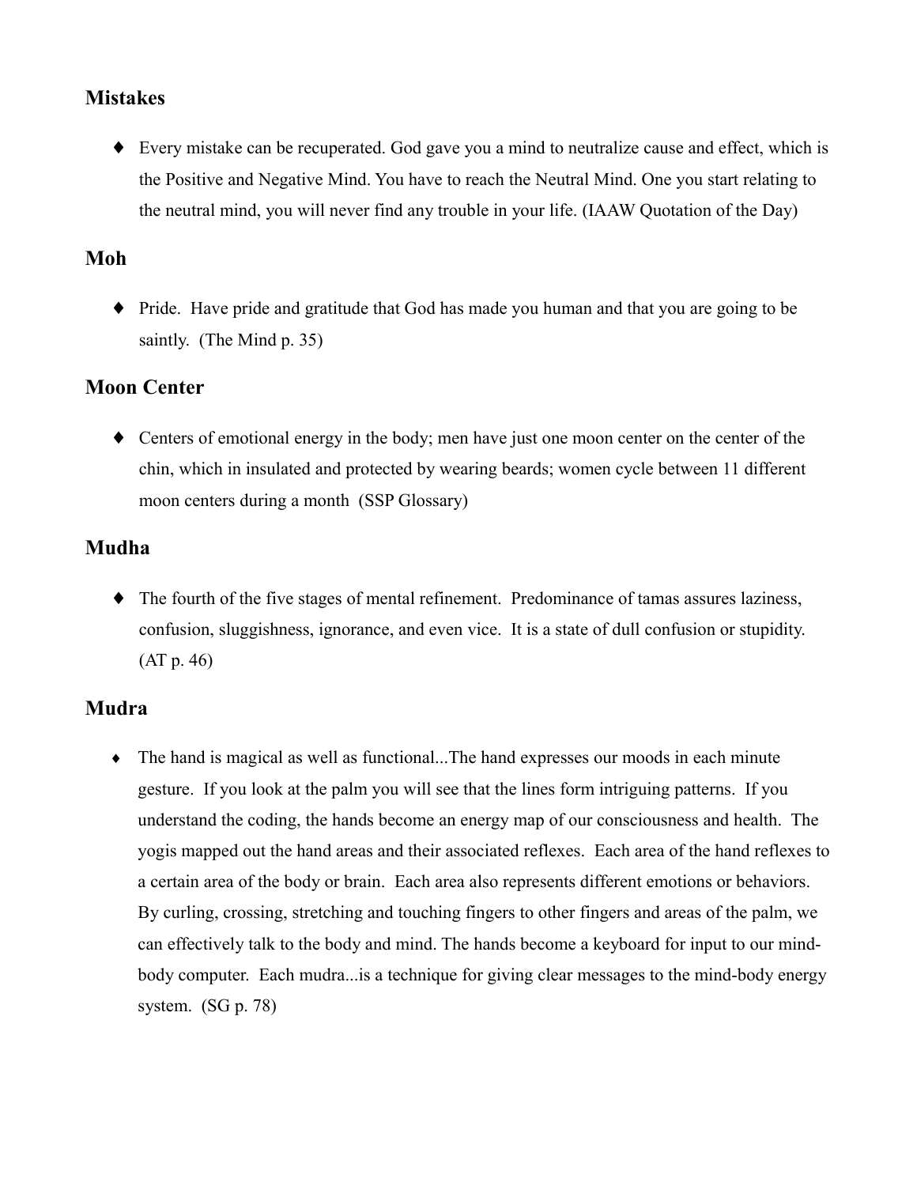## Mistakes

- Every mistake can be recuperated. God gave you a mind to neutralize cause and effect, which is the Positive and Negative Mind. You have to reach the Neutral Mind. One you start relating to the neutral mind, you will never find any trouble in your life. (IAAW Quotation of the Day)

## Moh

- Pride. Have pride and gratitude that God has made you human and that you are going to be saintly. (The Mind p. 35)

## Moon Center

- Centers of emotional energy in the body; men have just one moon center on the center of the chin, which in insulated and protected by wearing beards; women cycle between 11 different moon centers during a month (SSP Glossary)

## Mudha

- The fourth of the five stages of mental refinement. Predominance of tamas assures laziness, confusion, sluggishness, ignorance, and even vice. It is a state of dull confusion or stupidity. (AT p. 46)

## Mudra

- The hand is magical as well as functional...The hand expresses our moods in each minute gesture. If you look at the palm you will see that the lines form intriguing patterns. If you understand the coding, the hands become an energy map of our consciousness and health. The yogis mapped out the hand areas and their associated reflexes. Each area of the hand reflexes to a certain area of the body or brain. Each area also represents different emotions or behaviors. By curling, crossing, stretching and touching fingers to other fingers and areas of the palm, we can effectively talk to the body and mind. The hands become a keyboard for input to our mind-body computer. Each mudra...is a technique for giving clear messages to the mind-body energy system. (SG p. 78)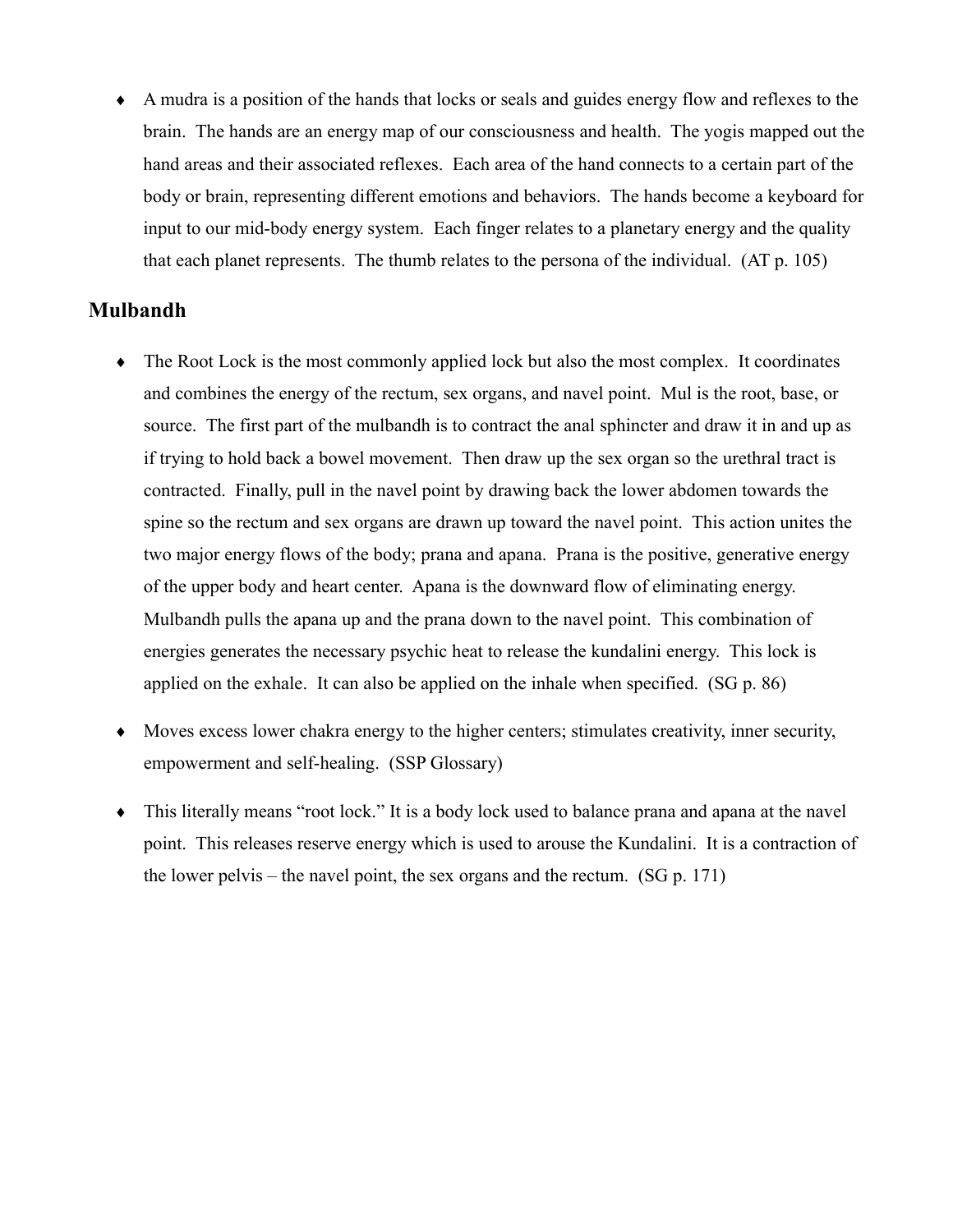- A mudra is a position of the hands that locks or seals and guides energy flow and reflexes to the brain. The hands are an energy map of our consciousness and health. The yogis mapped out the hand areas and their associated reflexes. Each area of the hand connects to a certain part of the body or brain, representing different emotions and behaviors. The hands become a keyboard for input to our mid-body energy system. Each finger relates to a planetary energy and the quality that each planet represents. The thumb relates to the persona of the individual. (AT p. 105)

## Mulbandh

- The Root Lock is the most commonly applied lock but also the most complex. It coordinates and combines the energy of the rectum, sex organs, and navel point. Mul is the root, base, or source. The first part of the mulbandh is to contract the anal sphincter and draw it in and up as if trying to hold back a bowel movement. Then draw up the sex organ so the urethral tract is contracted. Finally, pull in the navel point by drawing back the lower abdomen towards the spine so the rectum and sex organs are drawn up toward the navel point. This action unites the two major energy flows of the body; prana and apana. Prana is the positive, generative energy of the upper body and heart center. Apana is the downward flow of eliminating energy. Mulbandh pulls the apana up and the prana down to the navel point. This combination of energies generates the necessary psychic heat to release the kundalini energy. This lock is applied on the exhale. It can also be applied on the inhale when specified. (SG p. 86)

- Moves excess lower chakra energy to the higher centers; stimulates creativity, inner security, empowerment and self-healing. (SSP Glossary)

- This literally means "root lock." It is a body lock used to balance prana and apana at the navel point. This releases reserve energy which is used to arouse the Kundalini. It is a contraction of the lower pelvis – the navel point, the sex organs and the rectum. (SG p. 171)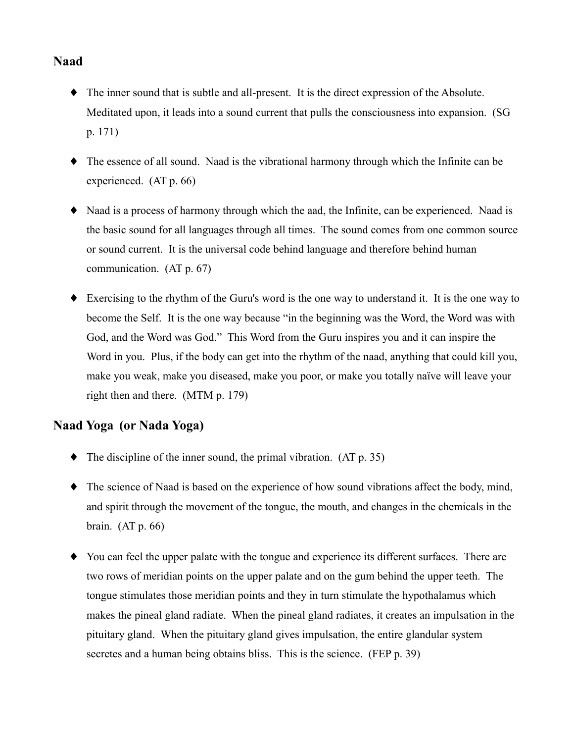## Naad

- The inner sound that is subtle and all-present. It is the direct expression of the Absolute. Meditated upon, it leads into a sound current that pulls the consciousness into expansion. (SG p. 171)
- The essence of all sound. Naad is the vibrational harmony through which the Infinite can be experienced. (AT p. 66)
- Naad is a process of harmony through which the aad, the Infinite, can be experienced. Naad is the basic sound for all languages through all times. The sound comes from one common source or sound current. It is the universal code behind language and therefore behind human communication. (AT p. 67)
- Exercising to the rhythm of the Guru's word is the one way to understand it. It is the one way to become the Self. It is the one way because "in the beginning was the Word, the Word was with God, and the Word was God." This Word from the Guru inspires you and it can inspire the Word in you. Plus, if the body can get into the rhythm of the naad, anything that could kill you, make you weak, make you diseased, make you poor, or make you totally naïve will leave your right then and there. (MTM p. 179)

## Naad Yoga (or Nada Yoga)

- The discipline of the inner sound, the primal vibration. (AT p. 35)
- The science of Naad is based on the experience of how sound vibrations affect the body, mind, and spirit through the movement of the tongue, the mouth, and changes in the chemicals in the brain. (AT p. 66)
- You can feel the upper palate with the tongue and experience its different surfaces. There are two rows of meridian points on the upper palate and on the gum behind the upper teeth. The tongue stimulates those meridian points and they in turn stimulate the hypothalamus which makes the pineal gland radiate. When the pineal gland radiates, it creates an impulsation in the pituitary gland. When the pituitary gland gives impulsation, the entire glandular system secretes and a human being obtains bliss. This is the science. (FEP p. 39)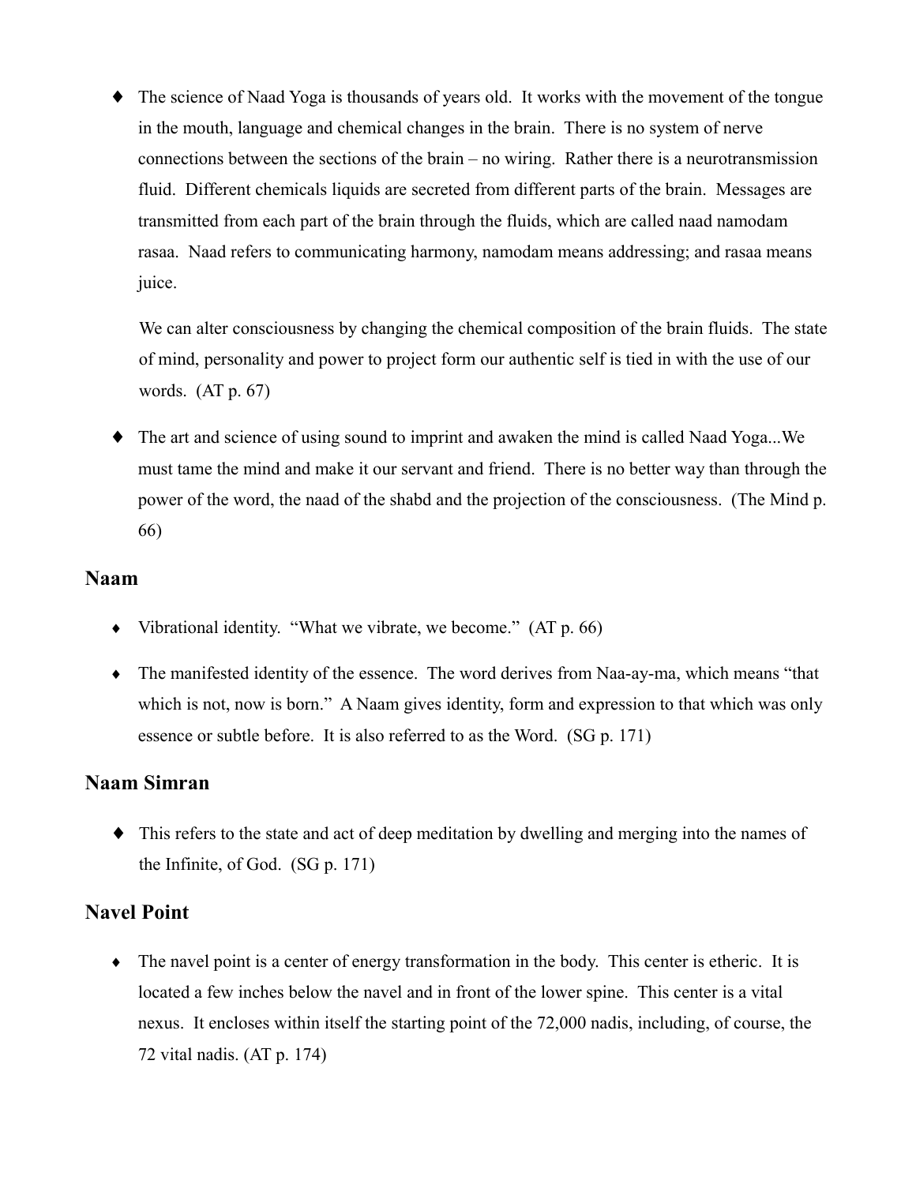- The science of Naad Yoga is thousands of years old. It works with the movement of the tongue in the mouth, language and chemical changes in the brain. There is no system of nerve connections between the sections of the brain – no wiring. Rather there is a neurotransmission fluid. Different chemicals liquids are secreted from different parts of the brain. Messages are transmitted from each part of the brain through the fluids, which are called naad namodam rasaa. Naad refers to communicating harmony, namodam means addressing; and rasaa means juice.

  We can alter consciousness by changing the chemical composition of the brain fluids. The state of mind, personality and power to project form our authentic self is tied in with the use of our words. (AT p. 67)

- The art and science of using sound to imprint and awaken the mind is called Naad Yoga...We must tame the mind and make it our servant and friend. There is no better way than through the power of the word, the naad of the shabd and the projection of the consciousness. (The Mind p. 66)

## Naam

- Vibrational identity. "What we vibrate, we become." (AT p. 66)

- The manifested identity of the essence. The word derives from Naa-ay-ma, which means "that which is not, now is born." A Naam gives identity, form and expression to that which was only essence or subtle before. It is also referred to as the Word. (SG p. 171)

## Naam Simran

- This refers to the state and act of deep meditation by dwelling and merging into the names of the Infinite, of God. (SG p. 171)

## Navel Point

- The navel point is a center of energy transformation in the body. This center is etheric. It is located a few inches below the navel and in front of the lower spine. This center is a vital nexus. It encloses within itself the starting point of the 72,000 nadis, including, of course, the 72 vital nadis. (AT p. 174)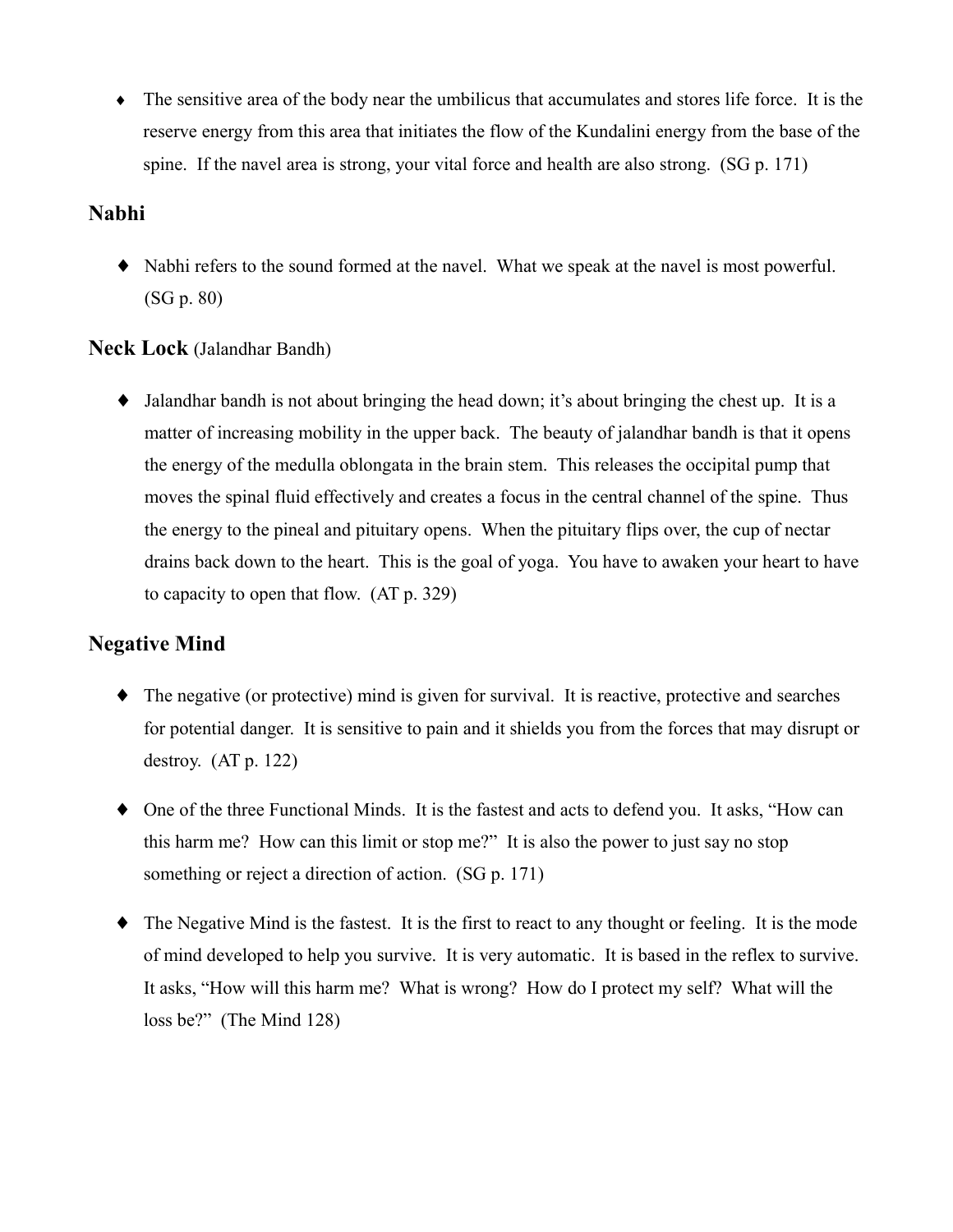- The sensitive area of the body near the umbilicus that accumulates and stores life force. It is the reserve energy from this area that initiates the flow of the Kundalini energy from the base of the spine. If the navel area is strong, your vital force and health are also strong. (SG p. 171)

## Nabhi

- Nabhi refers to the sound formed at the navel. What we speak at the navel is most powerful. (SG p. 80)

## Neck Lock (Jalandhar Bandh)

- Jalandhar bandh is not about bringing the head down; it's about bringing the chest up. It is a matter of increasing mobility in the upper back. The beauty of jalandhar bandh is that it opens the energy of the medulla oblongata in the brain stem. This releases the occipital pump that moves the spinal fluid effectively and creates a focus in the central channel of the spine. Thus the energy to the pineal and pituitary opens. When the pituitary flips over, the cup of nectar drains back down to the heart. This is the goal of yoga. You have to awaken your heart to have to capacity to open that flow. (AT p. 329)

## Negative Mind

- The negative (or protective) mind is given for survival. It is reactive, protective and searches for potential danger. It is sensitive to pain and it shields you from the forces that may disrupt or destroy. (AT p. 122)

- One of the three Functional Minds. It is the fastest and acts to defend you. It asks, "How can this harm me? How can this limit or stop me?" It is also the power to just say no stop something or reject a direction of action. (SG p. 171)

- The Negative Mind is the fastest. It is the first to react to any thought or feeling. It is the mode of mind developed to help you survive. It is very automatic. It is based in the reflex to survive. It asks, "How will this harm me? What is wrong? How do I protect my self? What will the loss be?" (The Mind 128)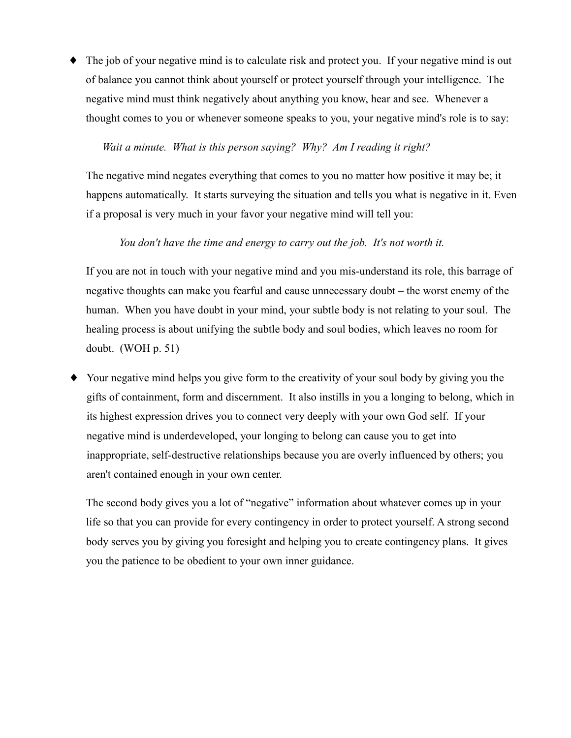- The job of your negative mind is to calculate risk and protect you. If your negative mind is out of balance you cannot think about yourself or protect yourself through your intelligence. The negative mind must think negatively about anything you know, hear and see. Whenever a thought comes to you or whenever someone speaks to you, your negative mind's role is to say:

  *Wait a minute. What is this person saying? Why? Am I reading it right?*

  The negative mind negates everything that comes to you no matter how positive it may be; it happens automatically. It starts surveying the situation and tells you what is negative in it. Even if a proposal is very much in your favor your negative mind will tell you:

  *You don't have the time and energy to carry out the job. It's not worth it.*

  If you are not in touch with your negative mind and you mis-understand its role, this barrage of negative thoughts can make you fearful and cause unnecessary doubt – the worst enemy of the human. When you have doubt in your mind, your subtle body is not relating to your soul. The healing process is about unifying the subtle body and soul bodies, which leaves no room for doubt. (WOH p. 51)

- Your negative mind helps you give form to the creativity of your soul body by giving you the gifts of containment, form and discernment. It also instills in you a longing to belong, which in its highest expression drives you to connect very deeply with your own God self. If your negative mind is underdeveloped, your longing to belong can cause you to get into inappropriate, self-destructive relationships because you are overly influenced by others; you aren't contained enough in your own center.

  The second body gives you a lot of "negative" information about whatever comes up in your life so that you can provide for every contingency in order to protect yourself. A strong second body serves you by giving you foresight and helping you to create contingency plans. It gives you the patience to be obedient to your own inner guidance.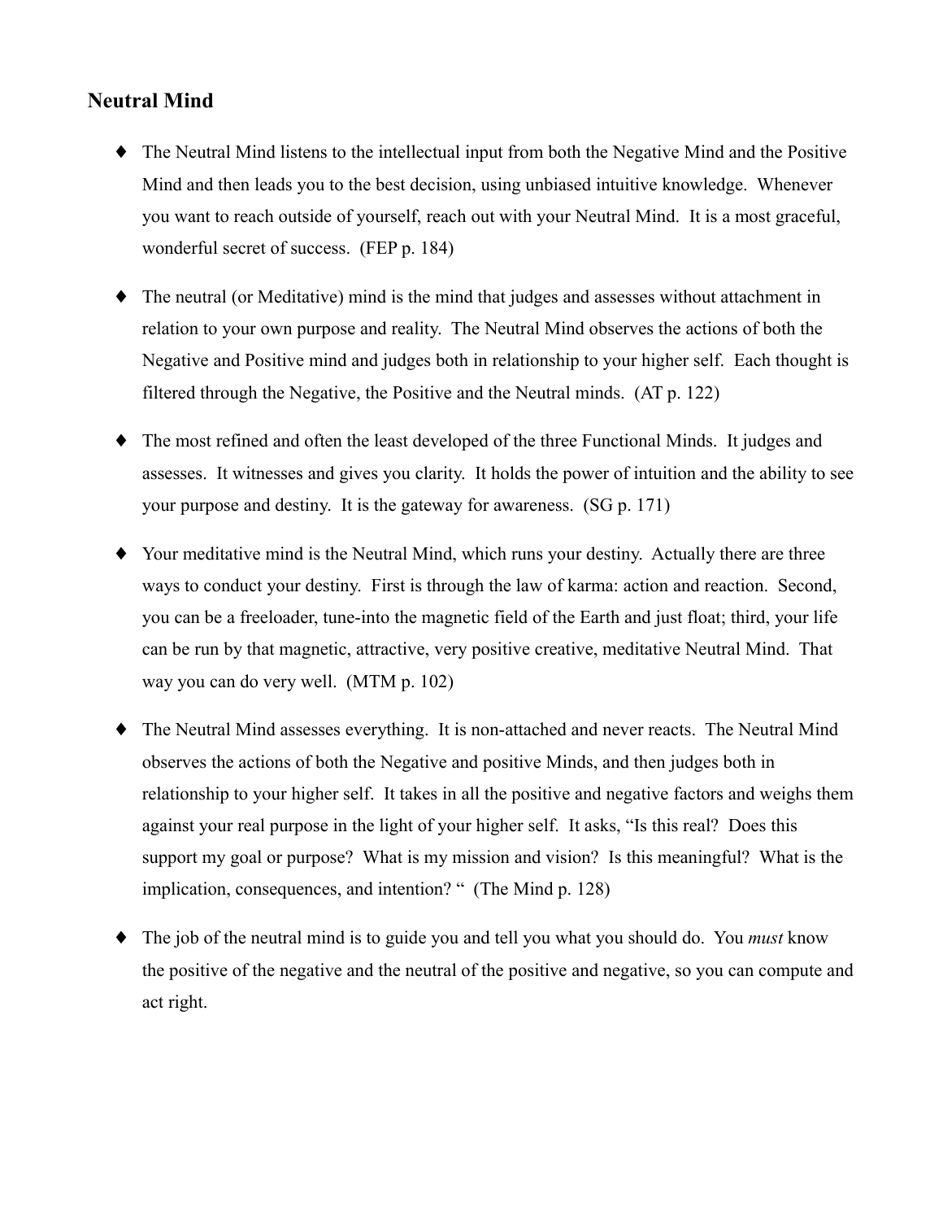## Neutral Mind

- The Neutral Mind listens to the intellectual input from both the Negative Mind and the Positive Mind and then leads you to the best decision, using unbiased intuitive knowledge. Whenever you want to reach outside of yourself, reach out with your Neutral Mind. It is a most graceful, wonderful secret of success. (FEP p. 184)

- The neutral (or Meditative) mind is the mind that judges and assesses without attachment in relation to your own purpose and reality. The Neutral Mind observes the actions of both the Negative and Positive mind and judges both in relationship to your higher self. Each thought is filtered through the Negative, the Positive and the Neutral minds. (AT p. 122)

- The most refined and often the least developed of the three Functional Minds. It judges and assesses. It witnesses and gives you clarity. It holds the power of intuition and the ability to see your purpose and destiny. It is the gateway for awareness. (SG p. 171)

- Your meditative mind is the Neutral Mind, which runs your destiny. Actually there are three ways to conduct your destiny. First is through the law of karma: action and reaction. Second, you can be a freeloader, tune-into the magnetic field of the Earth and just float; third, your life can be run by that magnetic, attractive, very positive creative, meditative Neutral Mind. That way you can do very well. (MTM p. 102)

- The Neutral Mind assesses everything. It is non-attached and never reacts. The Neutral Mind observes the actions of both the Negative and positive Minds, and then judges both in relationship to your higher self. It takes in all the positive and negative factors and weighs them against your real purpose in the light of your higher self. It asks, "Is this real? Does this support my goal or purpose? What is my mission and vision? Is this meaningful? What is the implication, consequences, and intention? " (The Mind p. 128)

- The job of the neutral mind is to guide you and tell you what you should do. You *must* know the positive of the negative and the neutral of the positive and negative, so you can compute and act right.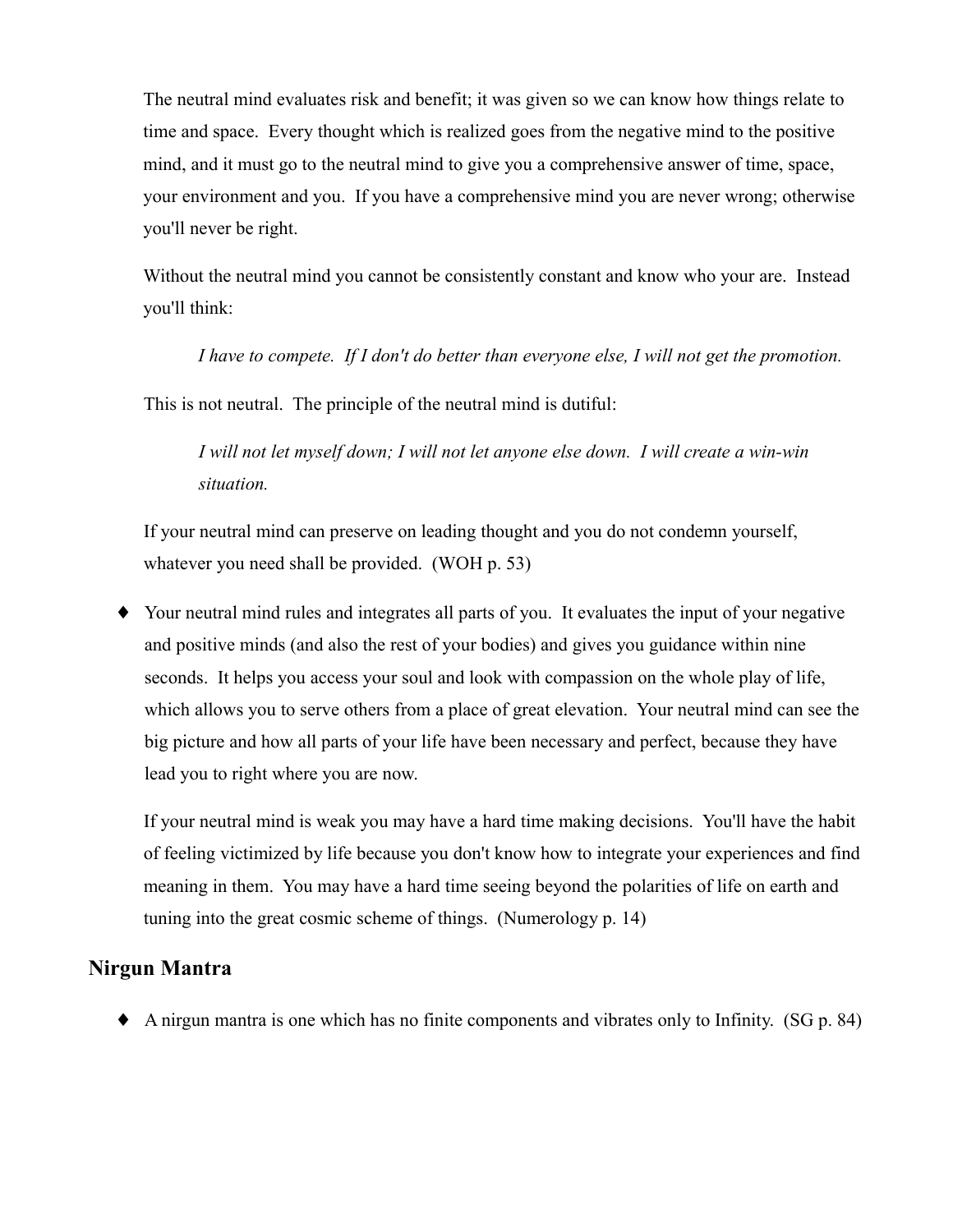The neutral mind evaluates risk and benefit; it was given so we can know how things relate to time and space. Every thought which is realized goes from the negative mind to the positive mind, and it must go to the neutral mind to give you a comprehensive answer of time, space, your environment and you. If you have a comprehensive mind you are never wrong; otherwise you'll never be right.

Without the neutral mind you cannot be consistently constant and know who your are. Instead you'll think:

> *I have to compete. If I don't do better than everyone else, I will not get the promotion.*

This is not neutral. The principle of the neutral mind is dutiful:

> *I will not let myself down; I will not let anyone else down. I will create a win-win situation.*

If your neutral mind can preserve on leading thought and you do not condemn yourself, whatever you need shall be provided. (WOH p. 53)

- Your neutral mind rules and integrates all parts of you. It evaluates the input of your negative and positive minds (and also the rest of your bodies) and gives you guidance within nine seconds. It helps you access your soul and look with compassion on the whole play of life, which allows you to serve others from a place of great elevation. Your neutral mind can see the big picture and how all parts of your life have been necessary and perfect, because they have lead you to right where you are now.

  If your neutral mind is weak you may have a hard time making decisions. You'll have the habit of feeling victimized by life because you don't know how to integrate your experiences and find meaning in them. You may have a hard time seeing beyond the polarities of life on earth and tuning into the great cosmic scheme of things. (Numerology p. 14)

## Nirgun Mantra

- A nirgun mantra is one which has no finite components and vibrates only to Infinity. (SG p. 84)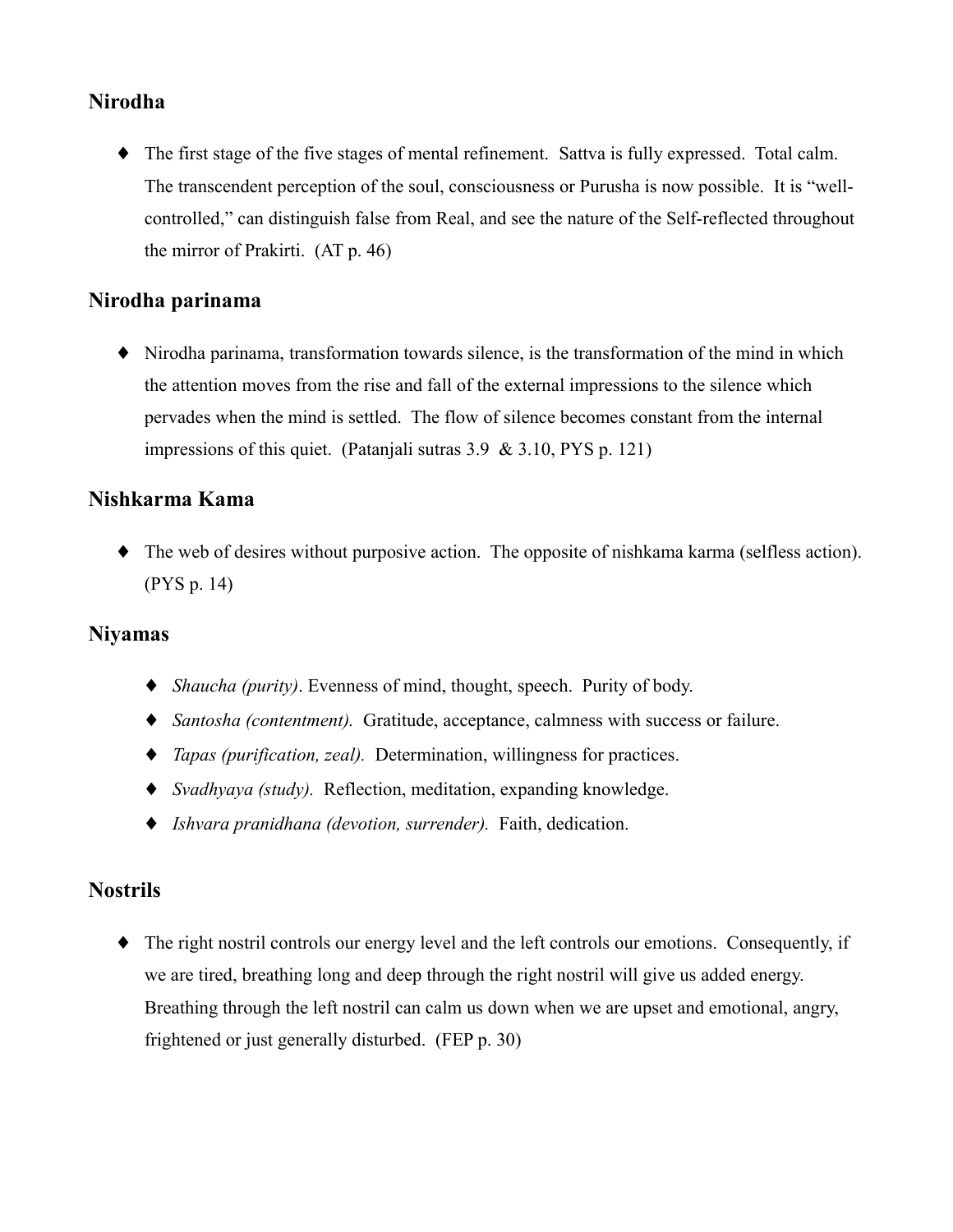## Nirodha

- The first stage of the five stages of mental refinement. Sattva is fully expressed. Total calm. The transcendent perception of the soul, consciousness or Purusha is now possible. It is "well-controlled," can distinguish false from Real, and see the nature of the Self-reflected throughout the mirror of Prakirti. (AT p. 46)

## Nirodha parinama

- Nirodha parinama, transformation towards silence, is the transformation of the mind in which the attention moves from the rise and fall of the external impressions to the silence which pervades when the mind is settled. The flow of silence becomes constant from the internal impressions of this quiet. (Patanjali sutras 3.9 & 3.10, PYS p. 121)

## Nishkarma Kama

- The web of desires without purposive action. The opposite of nishkama karma (selfless action). (PYS p. 14)

## Niyamas

- *Shaucha (purity)*. Evenness of mind, thought, speech. Purity of body.
- *Santosha (contentment).* Gratitude, acceptance, calmness with success or failure.
- *Tapas (purification, zeal).* Determination, willingness for practices.
- *Svadhyaya (study).* Reflection, meditation, expanding knowledge.
- *Ishvara pranidhana (devotion, surrender).* Faith, dedication.

## Nostrils

- The right nostril controls our energy level and the left controls our emotions. Consequently, if we are tired, breathing long and deep through the right nostril will give us added energy. Breathing through the left nostril can calm us down when we are upset and emotional, angry, frightened or just generally disturbed. (FEP p. 30)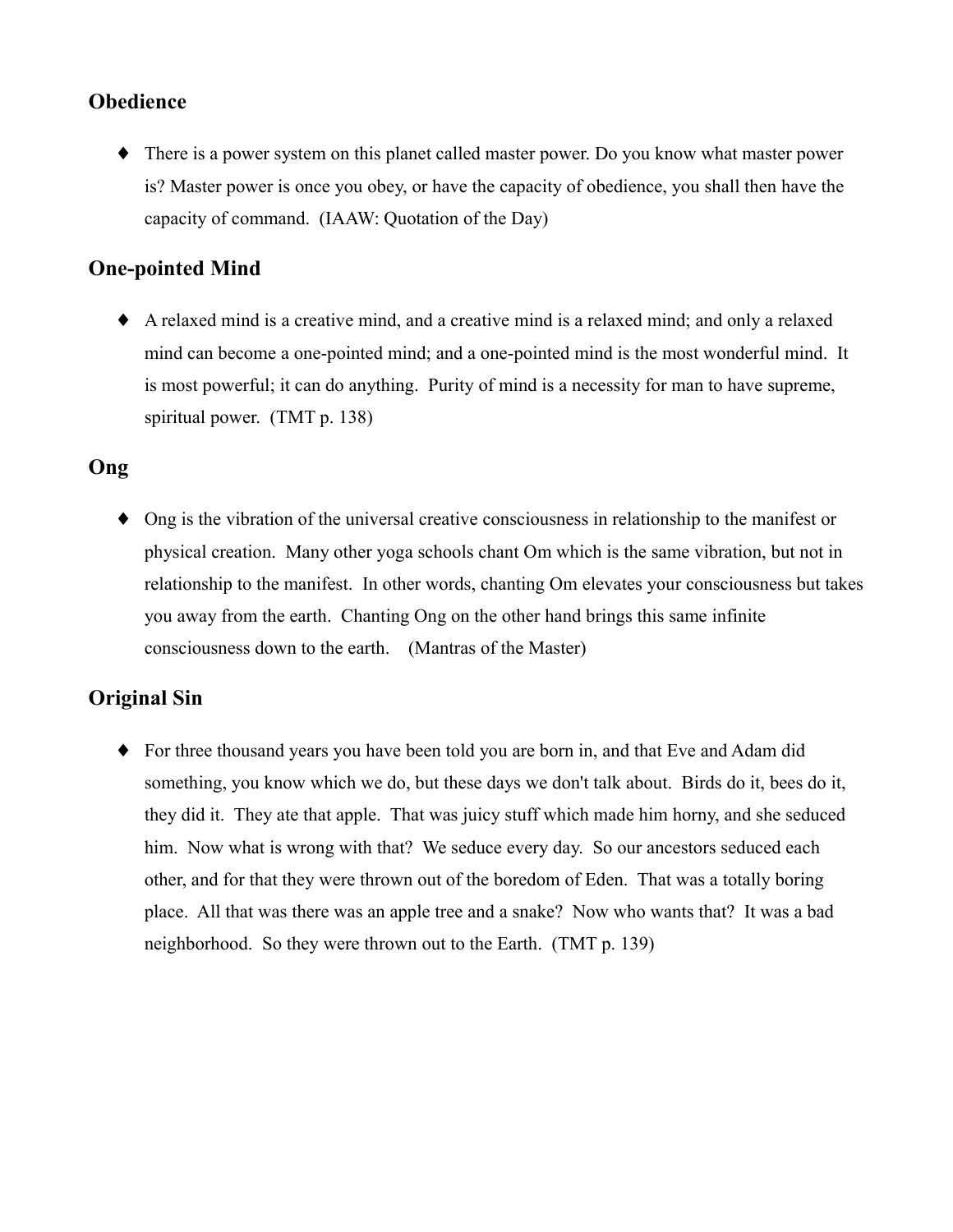## Obedience

- There is a power system on this planet called master power. Do you know what master power is? Master power is once you obey, or have the capacity of obedience, you shall then have the capacity of command. (IAAW: Quotation of the Day)

## One-pointed Mind

- A relaxed mind is a creative mind, and a creative mind is a relaxed mind; and only a relaxed mind can become a one-pointed mind; and a one-pointed mind is the most wonderful mind. It is most powerful; it can do anything. Purity of mind is a necessity for man to have supreme, spiritual power. (TMT p. 138)

## Ong

- Ong is the vibration of the universal creative consciousness in relationship to the manifest or physical creation. Many other yoga schools chant Om which is the same vibration, but not in relationship to the manifest. In other words, chanting Om elevates your consciousness but takes you away from the earth. Chanting Ong on the other hand brings this same infinite consciousness down to the earth. (Mantras of the Master)

## Original Sin

- For three thousand years you have been told you are born in, and that Eve and Adam did something, you know which we do, but these days we don't talk about. Birds do it, bees do it, they did it. They ate that apple. That was juicy stuff which made him horny, and she seduced him. Now what is wrong with that? We seduce every day. So our ancestors seduced each other, and for that they were thrown out of the boredom of Eden. That was a totally boring place. All that was there was an apple tree and a snake? Now who wants that? It was a bad neighborhood. So they were thrown out to the Earth. (TMT p. 139)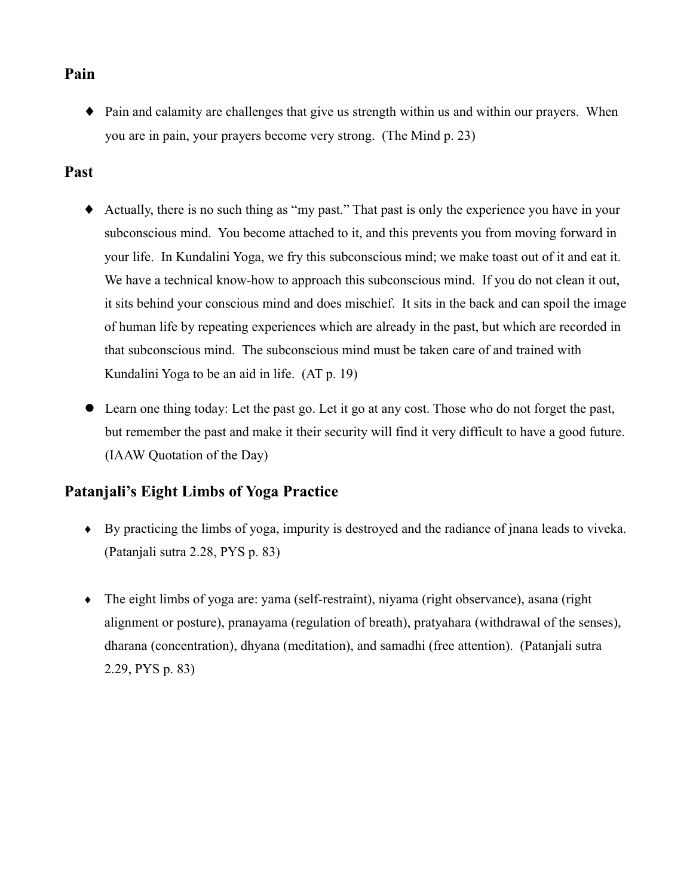## Pain

- Pain and calamity are challenges that give us strength within us and within our prayers. When you are in pain, your prayers become very strong. (The Mind p. 23)

## Past

- Actually, there is no such thing as "my past." That past is only the experience you have in your subconscious mind. You become attached to it, and this prevents you from moving forward in your life. In Kundalini Yoga, we fry this subconscious mind; we make toast out of it and eat it. We have a technical know-how to approach this subconscious mind. If you do not clean it out, it sits behind your conscious mind and does mischief. It sits in the back and can spoil the image of human life by repeating experiences which are already in the past, but which are recorded in that subconscious mind. The subconscious mind must be taken care of and trained with Kundalini Yoga to be an aid in life. (AT p. 19)

- Learn one thing today: Let the past go. Let it go at any cost. Those who do not forget the past, but remember the past and make it their security will find it very difficult to have a good future. (IAAW Quotation of the Day)

## Patanjali's Eight Limbs of Yoga Practice

- By practicing the limbs of yoga, impurity is destroyed and the radiance of jnana leads to viveka. (Patanjali sutra 2.28, PYS p. 83)

- The eight limbs of yoga are: yama (self-restraint), niyama (right observance), asana (right alignment or posture), pranayama (regulation of breath), pratyahara (withdrawal of the senses), dharana (concentration), dhyana (meditation), and samadhi (free attention). (Patanjali sutra 2.29, PYS p. 83)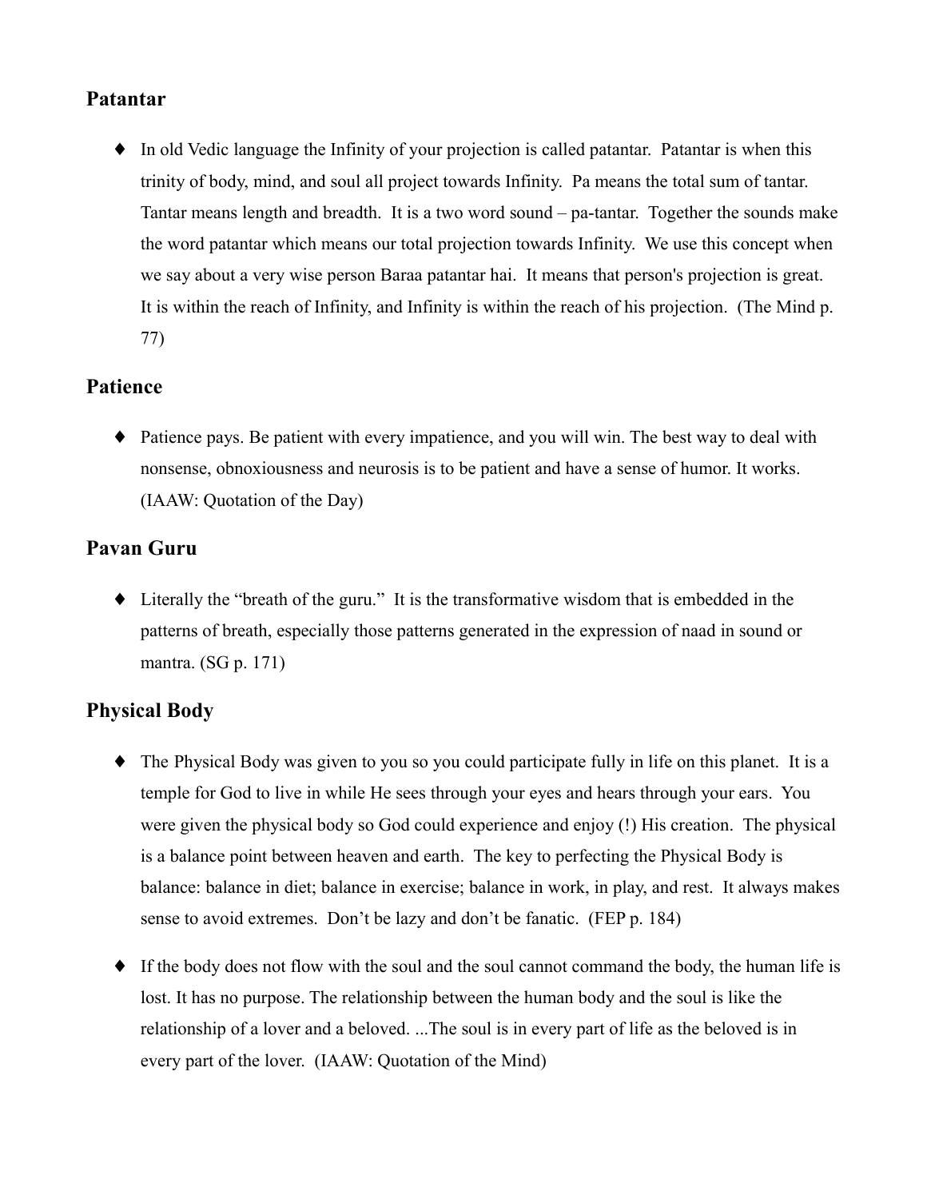## Patantar

- In old Vedic language the Infinity of your projection is called patantar. Patantar is when this trinity of body, mind, and soul all project towards Infinity. Pa means the total sum of tantar. Tantar means length and breadth. It is a two word sound – pa-tantar. Together the sounds make the word patantar which means our total projection towards Infinity. We use this concept when we say about a very wise person Baraa patantar hai. It means that person's projection is great. It is within the reach of Infinity, and Infinity is within the reach of his projection. (The Mind p. 77)

## Patience

- Patience pays. Be patient with every impatience, and you will win. The best way to deal with nonsense, obnoxiousness and neurosis is to be patient and have a sense of humor. It works. (IAAW: Quotation of the Day)

## Pavan Guru

- Literally the "breath of the guru." It is the transformative wisdom that is embedded in the patterns of breath, especially those patterns generated in the expression of naad in sound or mantra. (SG p. 171)

## Physical Body

- The Physical Body was given to you so you could participate fully in life on this planet. It is a temple for God to live in while He sees through your eyes and hears through your ears. You were given the physical body so God could experience and enjoy (!) His creation. The physical is a balance point between heaven and earth. The key to perfecting the Physical Body is balance: balance in diet; balance in exercise; balance in work, in play, and rest. It always makes sense to avoid extremes. Don't be lazy and don't be fanatic. (FEP p. 184)

- If the body does not flow with the soul and the soul cannot command the body, the human life is lost. It has no purpose. The relationship between the human body and the soul is like the relationship of a lover and a beloved. ...The soul is in every part of life as the beloved is in every part of the lover. (IAAW: Quotation of the Mind)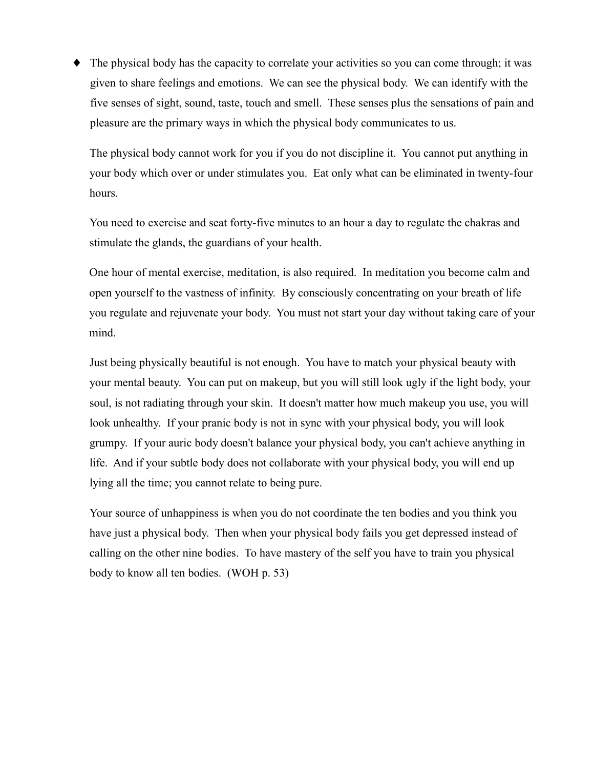- The physical body has the capacity to correlate your activities so you can come through; it was given to share feelings and emotions. We can see the physical body. We can identify with the five senses of sight, sound, taste, touch and smell. These senses plus the sensations of pain and pleasure are the primary ways in which the physical body communicates to us.

  The physical body cannot work for you if you do not discipline it. You cannot put anything in your body which over or under stimulates you. Eat only what can be eliminated in twenty-four hours.

  You need to exercise and seat forty-five minutes to an hour a day to regulate the chakras and stimulate the glands, the guardians of your health.

  One hour of mental exercise, meditation, is also required. In meditation you become calm and open yourself to the vastness of infinity. By consciously concentrating on your breath of life you regulate and rejuvenate your body. You must not start your day without taking care of your mind.

  Just being physically beautiful is not enough. You have to match your physical beauty with your mental beauty. You can put on makeup, but you will still look ugly if the light body, your soul, is not radiating through your skin. It doesn't matter how much makeup you use, you will look unhealthy. If your pranic body is not in sync with your physical body, you will look grumpy. If your auric body doesn't balance your physical body, you can't achieve anything in life. And if your subtle body does not collaborate with your physical body, you will end up lying all the time; you cannot relate to being pure.

  Your source of unhappiness is when you do not coordinate the ten bodies and you think you have just a physical body. Then when your physical body fails you get depressed instead of calling on the other nine bodies. To have mastery of the self you have to train you physical body to know all ten bodies. (WOH p. 53)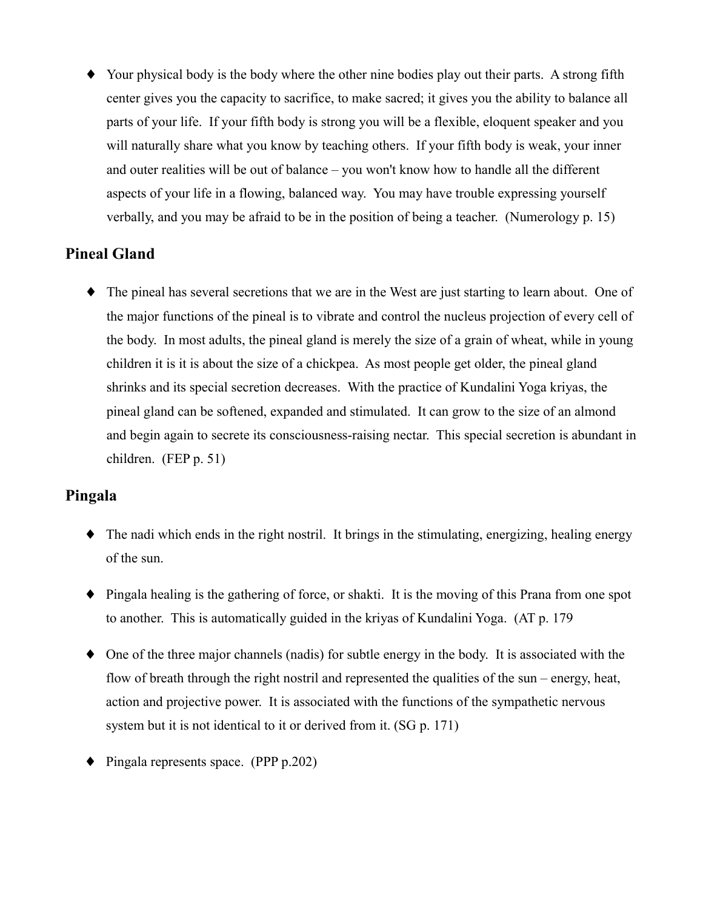- Your physical body is the body where the other nine bodies play out their parts. A strong fifth center gives you the capacity to sacrifice, to make sacred; it gives you the ability to balance all parts of your life. If your fifth body is strong you will be a flexible, eloquent speaker and you will naturally share what you know by teaching others. If your fifth body is weak, your inner and outer realities will be out of balance – you won't know how to handle all the different aspects of your life in a flowing, balanced way. You may have trouble expressing yourself verbally, and you may be afraid to be in the position of being a teacher. (Numerology p. 15)

## Pineal Gland

- The pineal has several secretions that we are in the West are just starting to learn about. One of the major functions of the pineal is to vibrate and control the nucleus projection of every cell of the body. In most adults, the pineal gland is merely the size of a grain of wheat, while in young children it is it is about the size of a chickpea. As most people get older, the pineal gland shrinks and its special secretion decreases. With the practice of Kundalini Yoga kriyas, the pineal gland can be softened, expanded and stimulated. It can grow to the size of an almond and begin again to secrete its consciousness-raising nectar. This special secretion is abundant in children. (FEP p. 51)

## Pingala

- The nadi which ends in the right nostril. It brings in the stimulating, energizing, healing energy of the sun.

- Pingala healing is the gathering of force, or shakti. It is the moving of this Prana from one spot to another. This is automatically guided in the kriyas of Kundalini Yoga. (AT p. 179

- One of the three major channels (nadis) for subtle energy in the body. It is associated with the flow of breath through the right nostril and represented the qualities of the sun – energy, heat, action and projective power. It is associated with the functions of the sympathetic nervous system but it is not identical to it or derived from it. (SG p. 171)

- Pingala represents space. (PPP p.202)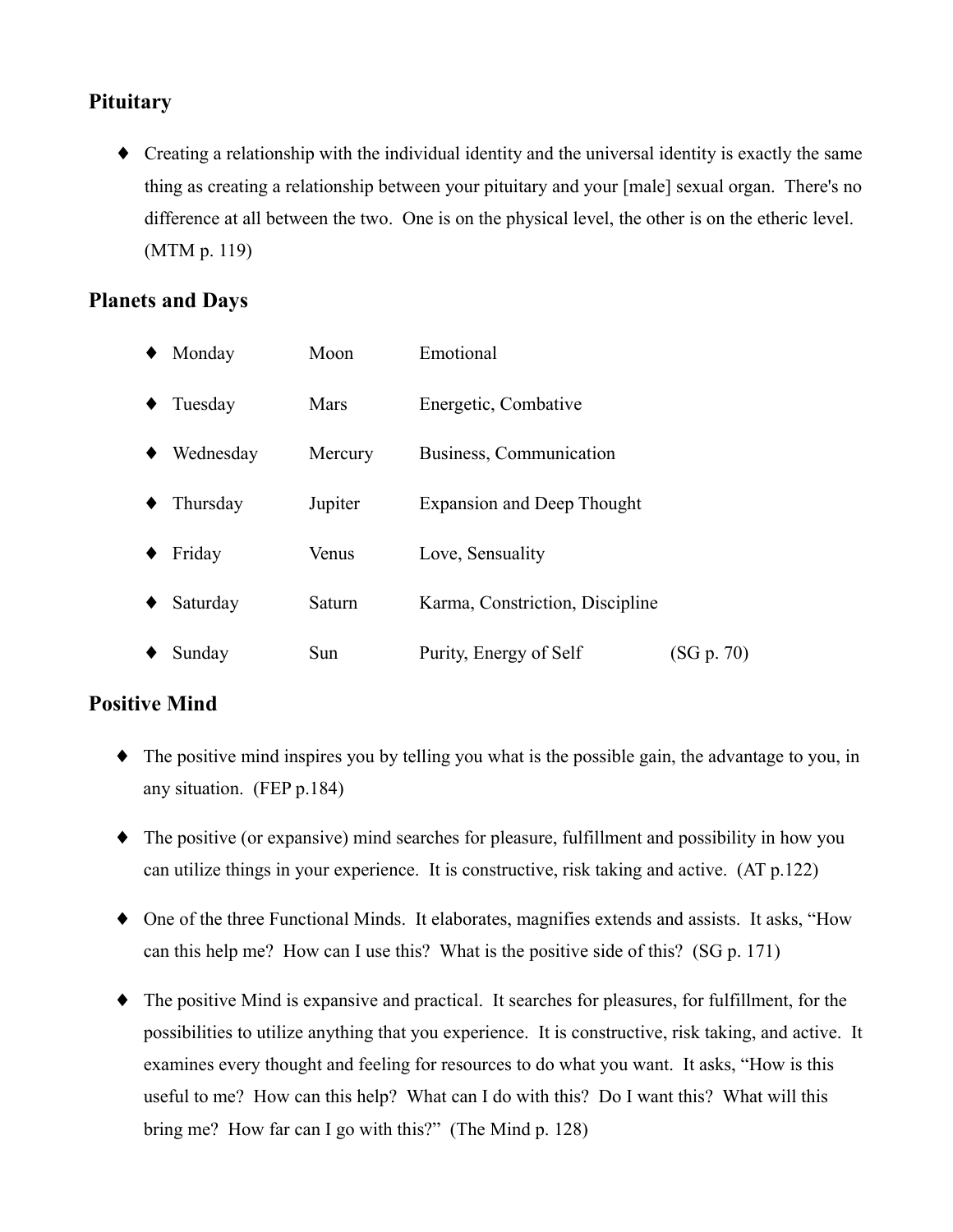## Pituitary

- Creating a relationship with the individual identity and the universal identity is exactly the same thing as creating a relationship between your pituitary and your [male] sexual organ. There's no difference at all between the two. One is on the physical level, the other is on the etheric level. (MTM p. 119)

## Planets and Days

- Monday — Moon — Emotional
- Tuesday — Mars — Energetic, Combative
- Wednesday — Mercury — Business, Communication
- Thursday — Jupiter — Expansion and Deep Thought
- Friday — Venus — Love, Sensuality
- Saturday — Saturn — Karma, Constriction, Discipline
- Sunday — Sun — Purity, Energy of Self (SG p. 70)

## Positive Mind

- The positive mind inspires you by telling you what is the possible gain, the advantage to you, in any situation. (FEP p.184)
- The positive (or expansive) mind searches for pleasure, fulfillment and possibility in how you can utilize things in your experience. It is constructive, risk taking and active. (AT p.122)
- One of the three Functional Minds. It elaborates, magnifies extends and assists. It asks, "How can this help me? How can I use this? What is the positive side of this? (SG p. 171)
- The positive Mind is expansive and practical. It searches for pleasures, for fulfillment, for the possibilities to utilize anything that you experience. It is constructive, risk taking, and active. It examines every thought and feeling for resources to do what you want. It asks, "How is this useful to me? How can this help? What can I do with this? Do I want this? What will this bring me? How far can I go with this?" (The Mind p. 128)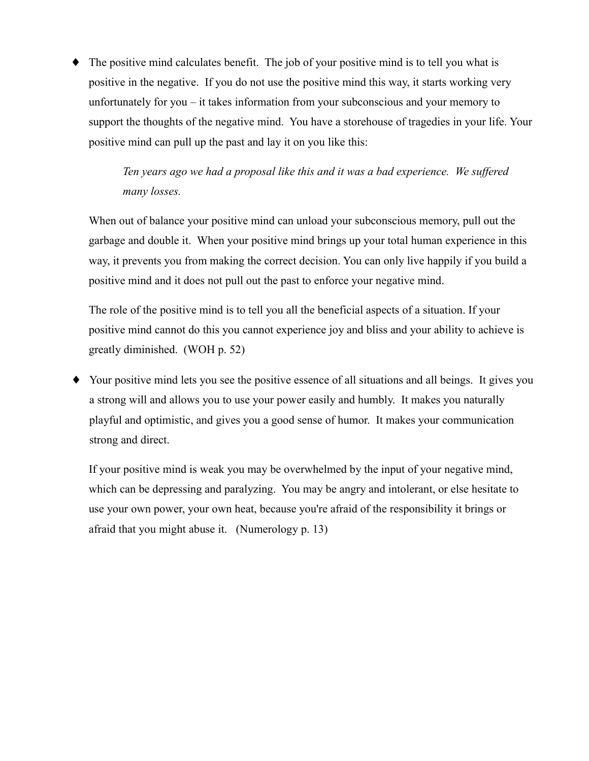- The positive mind calculates benefit. The job of your positive mind is to tell you what is positive in the negative. If you do not use the positive mind this way, it starts working very unfortunately for you – it takes information from your subconscious and your memory to support the thoughts of the negative mind. You have a storehouse of tragedies in your life. Your positive mind can pull up the past and lay it on you like this:

  > *Ten years ago we had a proposal like this and it was a bad experience. We suffered many losses.*

  When out of balance your positive mind can unload your subconscious memory, pull out the garbage and double it. When your positive mind brings up your total human experience in this way, it prevents you from making the correct decision. You can only live happily if you build a positive mind and it does not pull out the past to enforce your negative mind.

  The role of the positive mind is to tell you all the beneficial aspects of a situation. If your positive mind cannot do this you cannot experience joy and bliss and your ability to achieve is greatly diminished. (WOH p. 52)

- Your positive mind lets you see the positive essence of all situations and all beings. It gives you a strong will and allows you to use your power easily and humbly. It makes you naturally playful and optimistic, and gives you a good sense of humor. It makes your communication strong and direct.

  If your positive mind is weak you may be overwhelmed by the input of your negative mind, which can be depressing and paralyzing. You may be angry and intolerant, or else hesitate to use your own power, your own heat, because you're afraid of the responsibility it brings or afraid that you might abuse it. (Numerology p. 13)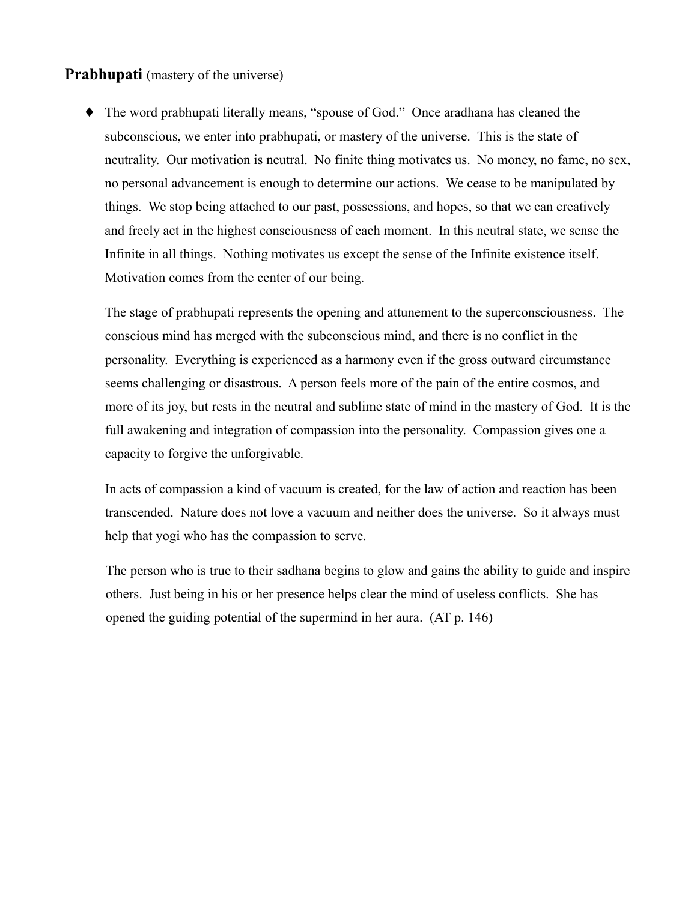**Prabhupati** (mastery of the universe)

- The word prabhupati literally means, "spouse of God." Once aradhana has cleaned the subconscious, we enter into prabhupati, or mastery of the universe. This is the state of neutrality. Our motivation is neutral. No finite thing motivates us. No money, no fame, no sex, no personal advancement is enough to determine our actions. We cease to be manipulated by things. We stop being attached to our past, possessions, and hopes, so that we can creatively and freely act in the highest consciousness of each moment. In this neutral state, we sense the Infinite in all things. Nothing motivates us except the sense of the Infinite existence itself. Motivation comes from the center of our being.

  The stage of prabhupati represents the opening and attunement to the superconsciousness. The conscious mind has merged with the subconscious mind, and there is no conflict in the personality. Everything is experienced as a harmony even if the gross outward circumstance seems challenging or disastrous. A person feels more of the pain of the entire cosmos, and more of its joy, but rests in the neutral and sublime state of mind in the mastery of God. It is the full awakening and integration of compassion into the personality. Compassion gives one a capacity to forgive the unforgivable.

  In acts of compassion a kind of vacuum is created, for the law of action and reaction has been transcended. Nature does not love a vacuum and neither does the universe. So it always must help that yogi who has the compassion to serve.

  The person who is true to their sadhana begins to glow and gains the ability to guide and inspire others. Just being in his or her presence helps clear the mind of useless conflicts. She has opened the guiding potential of the supermind in her aura. (AT p. 146)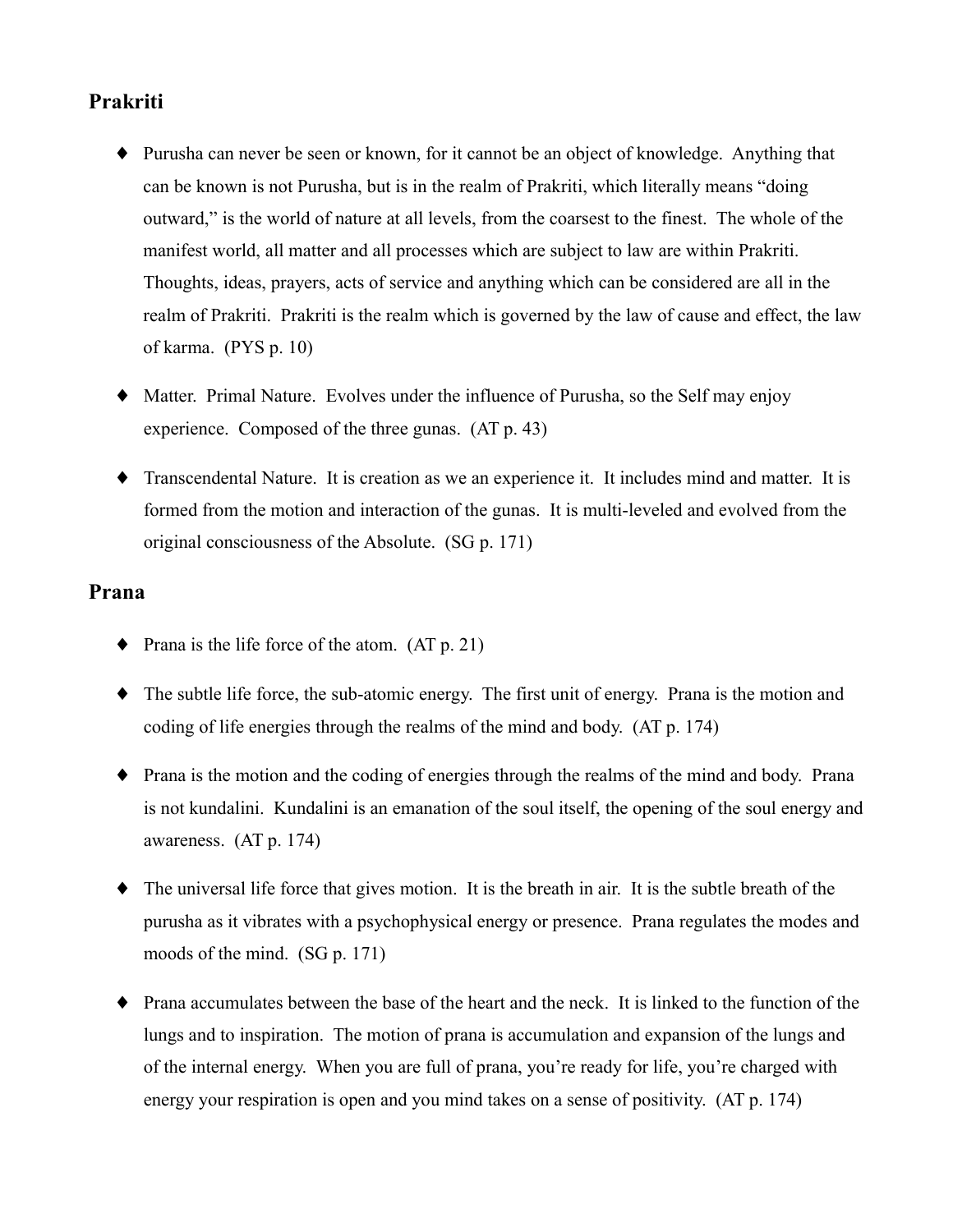## Prakriti

- Purusha can never be seen or known, for it cannot be an object of knowledge. Anything that can be known is not Purusha, but is in the realm of Prakriti, which literally means "doing outward," is the world of nature at all levels, from the coarsest to the finest. The whole of the manifest world, all matter and all processes which are subject to law are within Prakriti. Thoughts, ideas, prayers, acts of service and anything which can be considered are all in the realm of Prakriti. Prakriti is the realm which is governed by the law of cause and effect, the law of karma. (PYS p. 10)

- Matter. Primal Nature. Evolves under the influence of Purusha, so the Self may enjoy experience. Composed of the three gunas. (AT p. 43)

- Transcendental Nature. It is creation as we an experience it. It includes mind and matter. It is formed from the motion and interaction of the gunas. It is multi-leveled and evolved from the original consciousness of the Absolute. (SG p. 171)

## Prana

- Prana is the life force of the atom. (AT p. 21)

- The subtle life force, the sub-atomic energy. The first unit of energy. Prana is the motion and coding of life energies through the realms of the mind and body. (AT p. 174)

- Prana is the motion and the coding of energies through the realms of the mind and body. Prana is not kundalini. Kundalini is an emanation of the soul itself, the opening of the soul energy and awareness. (AT p. 174)

- The universal life force that gives motion. It is the breath in air. It is the subtle breath of the purusha as it vibrates with a psychophysical energy or presence. Prana regulates the modes and moods of the mind. (SG p. 171)

- Prana accumulates between the base of the heart and the neck. It is linked to the function of the lungs and to inspiration. The motion of prana is accumulation and expansion of the lungs and of the internal energy. When you are full of prana, you're ready for life, you're charged with energy your respiration is open and you mind takes on a sense of positivity. (AT p. 174)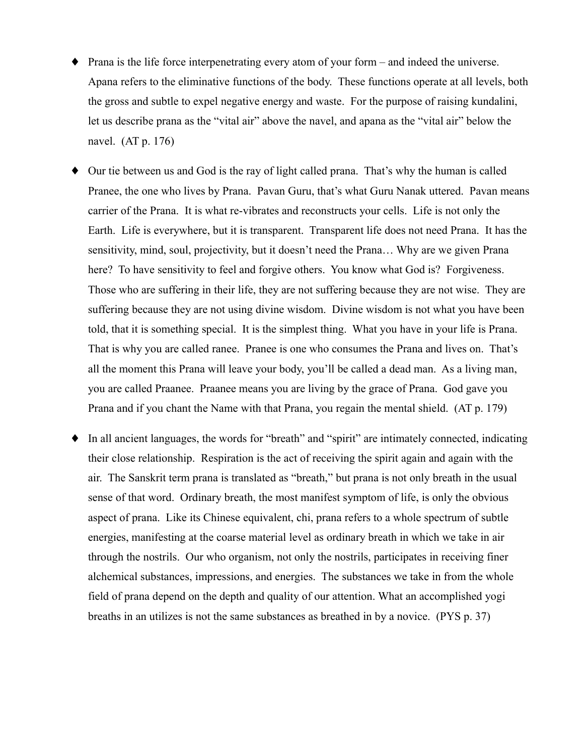- Prana is the life force interpenetrating every atom of your form – and indeed the universe. Apana refers to the eliminative functions of the body. These functions operate at all levels, both the gross and subtle to expel negative energy and waste. For the purpose of raising kundalini, let us describe prana as the "vital air" above the navel, and apana as the "vital air" below the navel. (AT p. 176)

- Our tie between us and God is the ray of light called prana. That's why the human is called Pranee, the one who lives by Prana. Pavan Guru, that's what Guru Nanak uttered. Pavan means carrier of the Prana. It is what re-vibrates and reconstructs your cells. Life is not only the Earth. Life is everywhere, but it is transparent. Transparent life does not need Prana. It has the sensitivity, mind, soul, projectivity, but it doesn't need the Prana… Why are we given Prana here? To have sensitivity to feel and forgive others. You know what God is? Forgiveness. Those who are suffering in their life, they are not suffering because they are not wise. They are suffering because they are not using divine wisdom. Divine wisdom is not what you have been told, that it is something special. It is the simplest thing. What you have in your life is Prana. That is why you are called ranee. Pranee is one who consumes the Prana and lives on. That's all the moment this Prana will leave your body, you'll be called a dead man. As a living man, you are called Praanee. Praanee means you are living by the grace of Prana. God gave you Prana and if you chant the Name with that Prana, you regain the mental shield. (AT p. 179)

- In all ancient languages, the words for "breath" and "spirit" are intimately connected, indicating their close relationship. Respiration is the act of receiving the spirit again and again with the air. The Sanskrit term prana is translated as "breath," but prana is not only breath in the usual sense of that word. Ordinary breath, the most manifest symptom of life, is only the obvious aspect of prana. Like its Chinese equivalent, chi, prana refers to a whole spectrum of subtle energies, manifesting at the coarse material level as ordinary breath in which we take in air through the nostrils. Our who organism, not only the nostrils, participates in receiving finer alchemical substances, impressions, and energies. The substances we take in from the whole field of prana depend on the depth and quality of our attention. What an accomplished yogi breaths in an utilizes is not the same substances as breathed in by a novice. (PYS p. 37)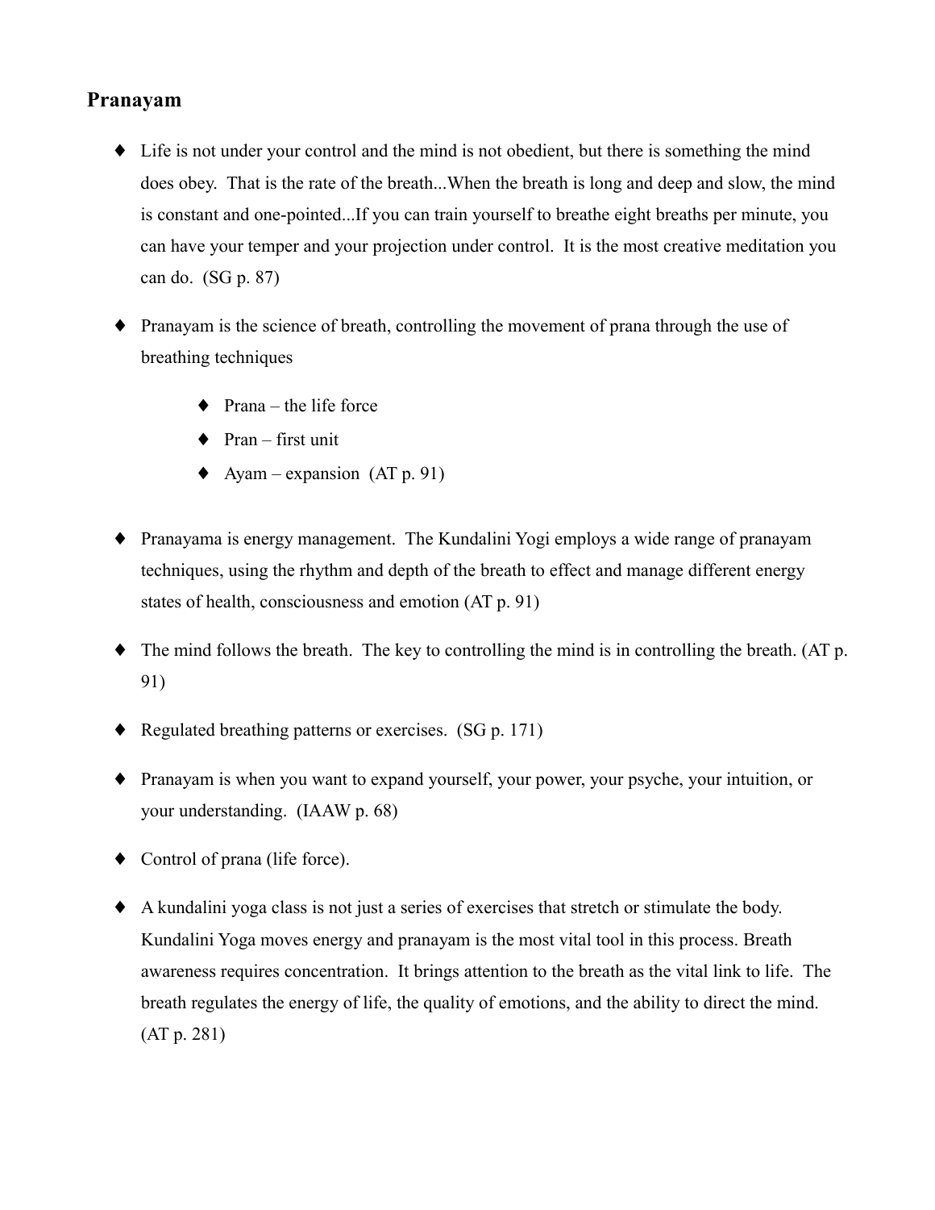## Pranayam

- Life is not under your control and the mind is not obedient, but there is something the mind does obey. That is the rate of the breath...When the breath is long and deep and slow, the mind is constant and one-pointed...If you can train yourself to breathe eight breaths per minute, you can have your temper and your projection under control. It is the most creative meditation you can do. (SG p. 87)

- Pranayam is the science of breath, controlling the movement of prana through the use of breathing techniques

    - Prana – the life force
    - Pran – first unit
    - Ayam – expansion (AT p. 91)

- Pranayama is energy management. The Kundalini Yogi employs a wide range of pranayam techniques, using the rhythm and depth of the breath to effect and manage different energy states of health, consciousness and emotion (AT p. 91)

- The mind follows the breath. The key to controlling the mind is in controlling the breath. (AT p. 91)

- Regulated breathing patterns or exercises. (SG p. 171)

- Pranayam is when you want to expand yourself, your power, your psyche, your intuition, or your understanding. (IAAW p. 68)

- Control of prana (life force).

- A kundalini yoga class is not just a series of exercises that stretch or stimulate the body. Kundalini Yoga moves energy and pranayam is the most vital tool in this process. Breath awareness requires concentration. It brings attention to the breath as the vital link to life. The breath regulates the energy of life, the quality of emotions, and the ability to direct the mind. (AT p. 281)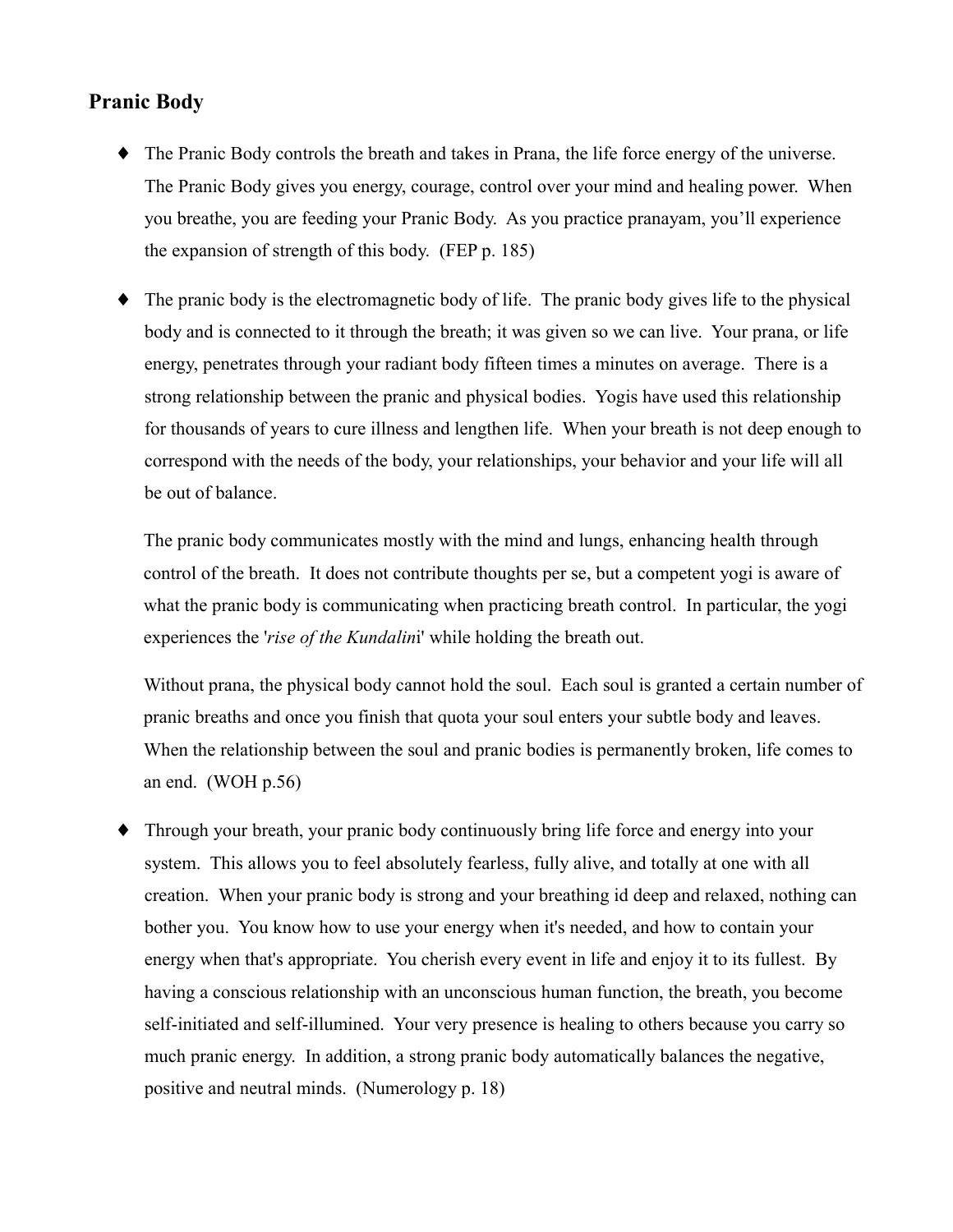## Pranic Body

- The Pranic Body controls the breath and takes in Prana, the life force energy of the universe. The Pranic Body gives you energy, courage, control over your mind and healing power. When you breathe, you are feeding your Pranic Body. As you practice pranayam, you'll experience the expansion of strength of this body. (FEP p. 185)

- The pranic body is the electromagnetic body of life. The pranic body gives life to the physical body and is connected to it through the breath; it was given so we can live. Your prana, or life energy, penetrates through your radiant body fifteen times a minutes on average. There is a strong relationship between the pranic and physical bodies. Yogis have used this relationship for thousands of years to cure illness and lengthen life. When your breath is not deep enough to correspond with the needs of the body, your relationships, your behavior and your life will all be out of balance.

  The pranic body communicates mostly with the mind and lungs, enhancing health through control of the breath. It does not contribute thoughts per se, but a competent yogi is aware of what the pranic body is communicating when practicing breath control. In particular, the yogi experiences the '*rise of the Kundalini*' while holding the breath out.

  Without prana, the physical body cannot hold the soul. Each soul is granted a certain number of pranic breaths and once you finish that quota your soul enters your subtle body and leaves. When the relationship between the soul and pranic bodies is permanently broken, life comes to an end. (WOH p.56)

- Through your breath, your pranic body continuously bring life force and energy into your system. This allows you to feel absolutely fearless, fully alive, and totally at one with all creation. When your pranic body is strong and your breathing id deep and relaxed, nothing can bother you. You know how to use your energy when it's needed, and how to contain your energy when that's appropriate. You cherish every event in life and enjoy it to its fullest. By having a conscious relationship with an unconscious human function, the breath, you become self-initiated and self-illumined. Your very presence is healing to others because you carry so much pranic energy. In addition, a strong pranic body automatically balances the negative, positive and neutral minds. (Numerology p. 18)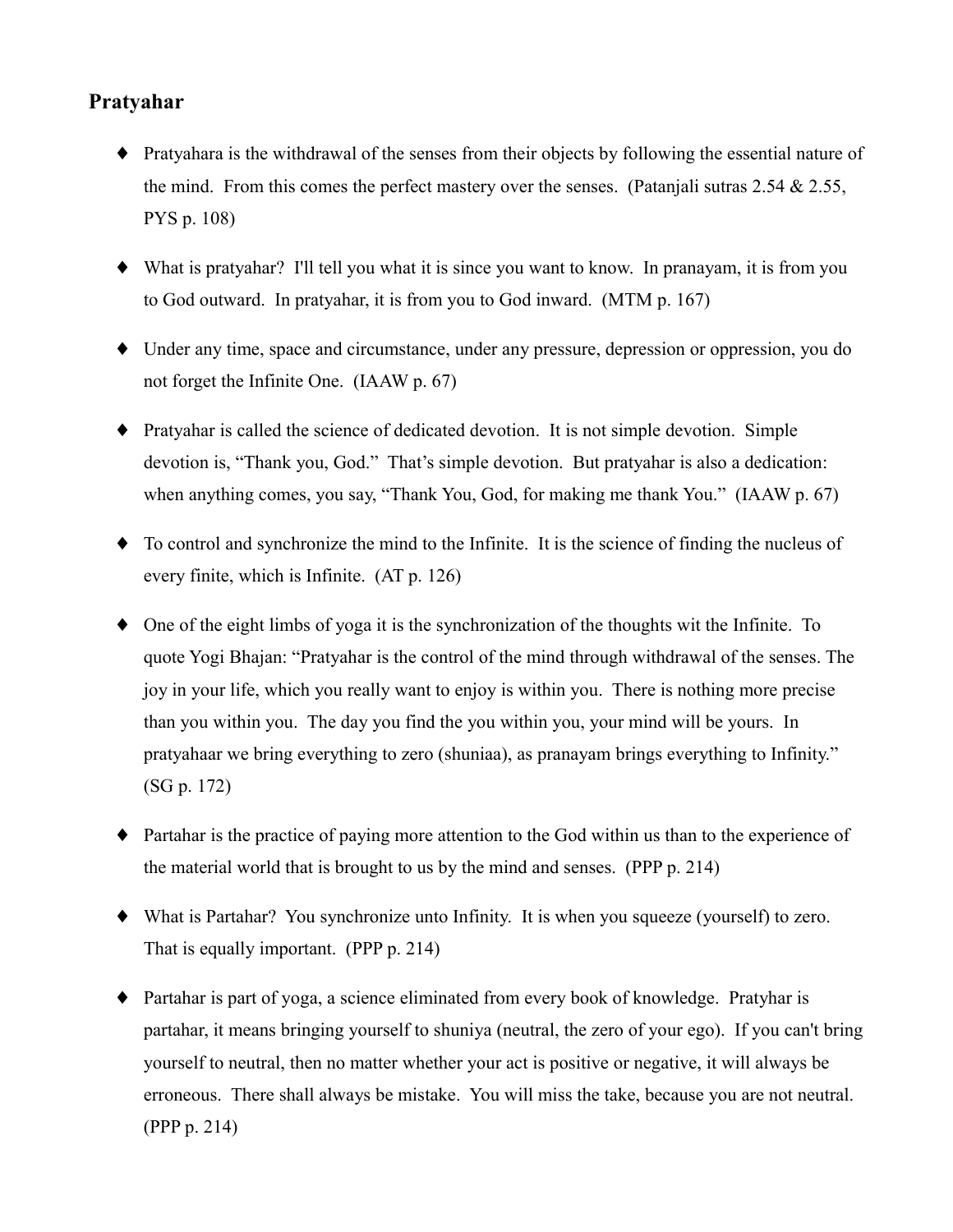## Pratyahar

- Pratyahara is the withdrawal of the senses from their objects by following the essential nature of the mind. From this comes the perfect mastery over the senses. (Patanjali sutras 2.54 & 2.55, PYS p. 108)
- What is pratyahar? I'll tell you what it is since you want to know. In pranayam, it is from you to God outward. In pratyahar, it is from you to God inward. (MTM p. 167)
- Under any time, space and circumstance, under any pressure, depression or oppression, you do not forget the Infinite One. (IAAW p. 67)
- Pratyahar is called the science of dedicated devotion. It is not simple devotion. Simple devotion is, "Thank you, God." That's simple devotion. But pratyahar is also a dedication: when anything comes, you say, "Thank You, God, for making me thank You." (IAAW p. 67)
- To control and synchronize the mind to the Infinite. It is the science of finding the nucleus of every finite, which is Infinite. (AT p. 126)
- One of the eight limbs of yoga it is the synchronization of the thoughts wit the Infinite. To quote Yogi Bhajan: "Pratyahar is the control of the mind through withdrawal of the senses. The joy in your life, which you really want to enjoy is within you. There is nothing more precise than you within you. The day you find the you within you, your mind will be yours. In pratyahaar we bring everything to zero (shuniaa), as pranayam brings everything to Infinity." (SG p. 172)
- Partahar is the practice of paying more attention to the God within us than to the experience of the material world that is brought to us by the mind and senses. (PPP p. 214)
- What is Partahar? You synchronize unto Infinity. It is when you squeeze (yourself) to zero. That is equally important. (PPP p. 214)
- Partahar is part of yoga, a science eliminated from every book of knowledge. Pratyhar is partahar, it means bringing yourself to shuniya (neutral, the zero of your ego). If you can't bring yourself to neutral, then no matter whether your act is positive or negative, it will always be erroneous. There shall always be mistake. You will miss the take, because you are not neutral. (PPP p. 214)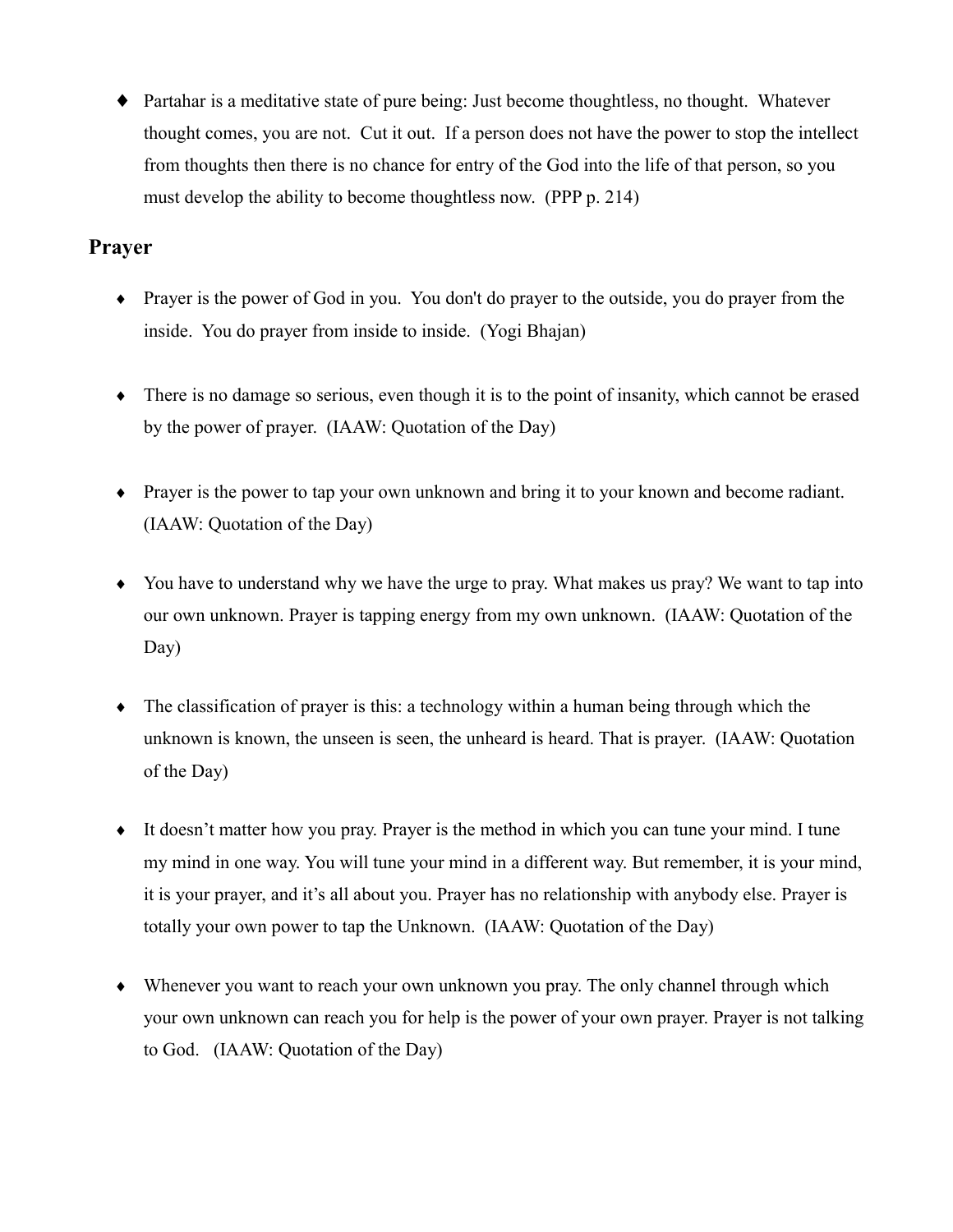- Partahar is a meditative state of pure being: Just become thoughtless, no thought.  Whatever thought comes, you are not.  Cut it out.  If a person does not have the power to stop the intellect from thoughts then there is no chance for entry of the God into the life of that person, so you must develop the ability to become thoughtless now.  (PPP p. 214)

## Prayer

- Prayer is the power of God in you.  You don't do prayer to the outside, you do prayer from the inside.  You do prayer from inside to inside.  (Yogi Bhajan)

- There is no damage so serious, even though it is to the point of insanity, which cannot be erased by the power of prayer.  (IAAW: Quotation of the Day)

- Prayer is the power to tap your own unknown and bring it to your known and become radiant.  (IAAW: Quotation of the Day)

- You have to understand why we have the urge to pray. What makes us pray? We want to tap into our own unknown. Prayer is tapping energy from my own unknown.  (IAAW: Quotation of the Day)

- The classification of prayer is this: a technology within a human being through which the unknown is known, the unseen is seen, the unheard is heard. That is prayer.  (IAAW: Quotation of the Day)

- It doesn't matter how you pray. Prayer is the method in which you can tune your mind. I tune my mind in one way. You will tune your mind in a different way. But remember, it is your mind, it is your prayer, and it's all about you. Prayer has no relationship with anybody else. Prayer is totally your own power to tap the Unknown.  (IAAW: Quotation of the Day)

- Whenever you want to reach your own unknown you pray. The only channel through which your own unknown can reach you for help is the power of your own prayer. Prayer is not talking to God.   (IAAW: Quotation of the Day)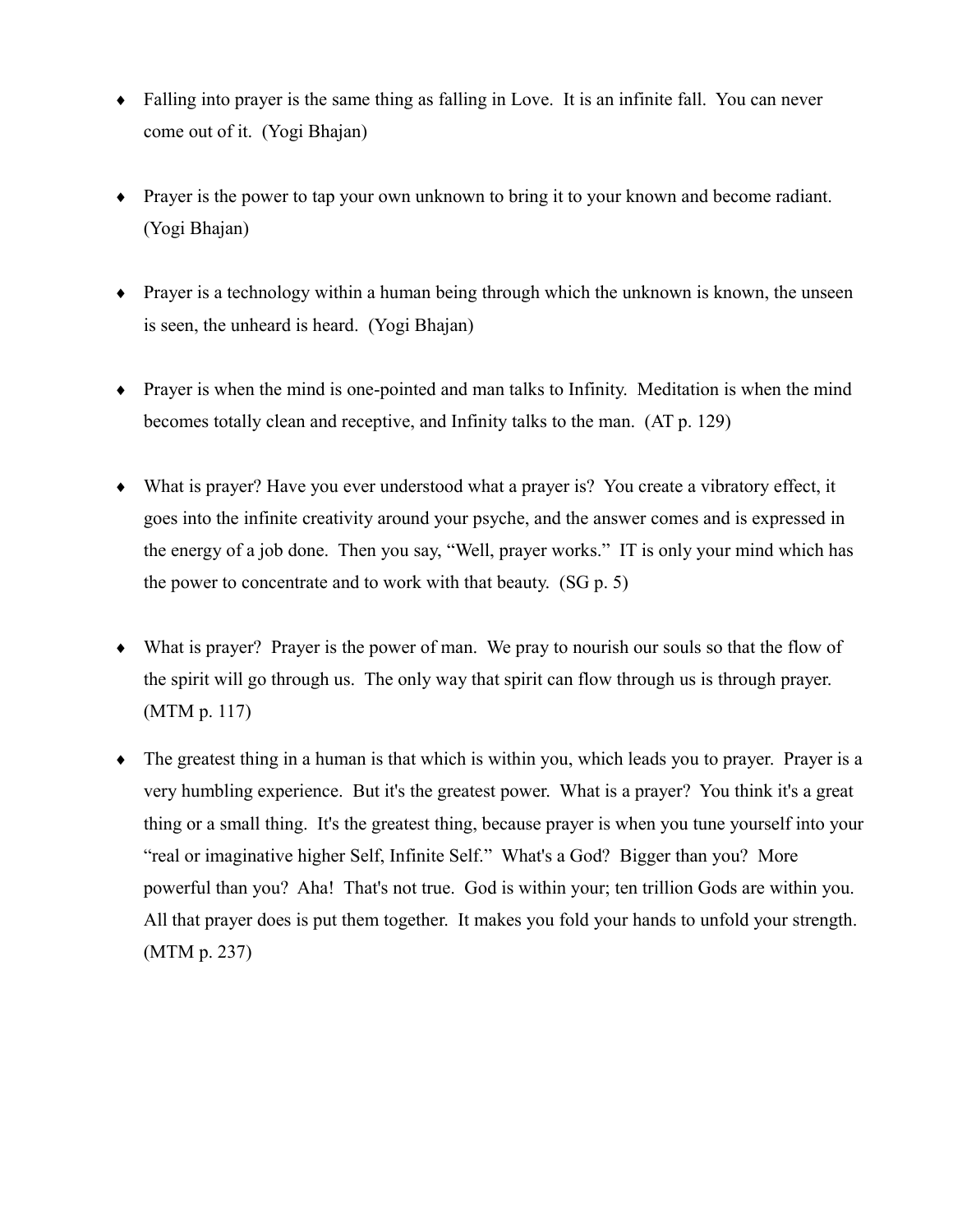- Falling into prayer is the same thing as falling in Love. It is an infinite fall. You can never come out of it. (Yogi Bhajan)

- Prayer is the power to tap your own unknown to bring it to your known and become radiant. (Yogi Bhajan)

- Prayer is a technology within a human being through which the unknown is known, the unseen is seen, the unheard is heard. (Yogi Bhajan)

- Prayer is when the mind is one-pointed and man talks to Infinity. Meditation is when the mind becomes totally clean and receptive, and Infinity talks to the man. (AT p. 129)

- What is prayer? Have you ever understood what a prayer is? You create a vibratory effect, it goes into the infinite creativity around your psyche, and the answer comes and is expressed in the energy of a job done. Then you say, "Well, prayer works." IT is only your mind which has the power to concentrate and to work with that beauty. (SG p. 5)

- What is prayer? Prayer is the power of man. We pray to nourish our souls so that the flow of the spirit will go through us. The only way that spirit can flow through us is through prayer. (MTM p. 117)

- The greatest thing in a human is that which is within you, which leads you to prayer. Prayer is a very humbling experience. But it's the greatest power. What is a prayer? You think it's a great thing or a small thing. It's the greatest thing, because prayer is when you tune yourself into your "real or imaginative higher Self, Infinite Self." What's a God? Bigger than you? More powerful than you? Aha! That's not true. God is within your; ten trillion Gods are within you. All that prayer does is put them together. It makes you fold your hands to unfold your strength. (MTM p. 237)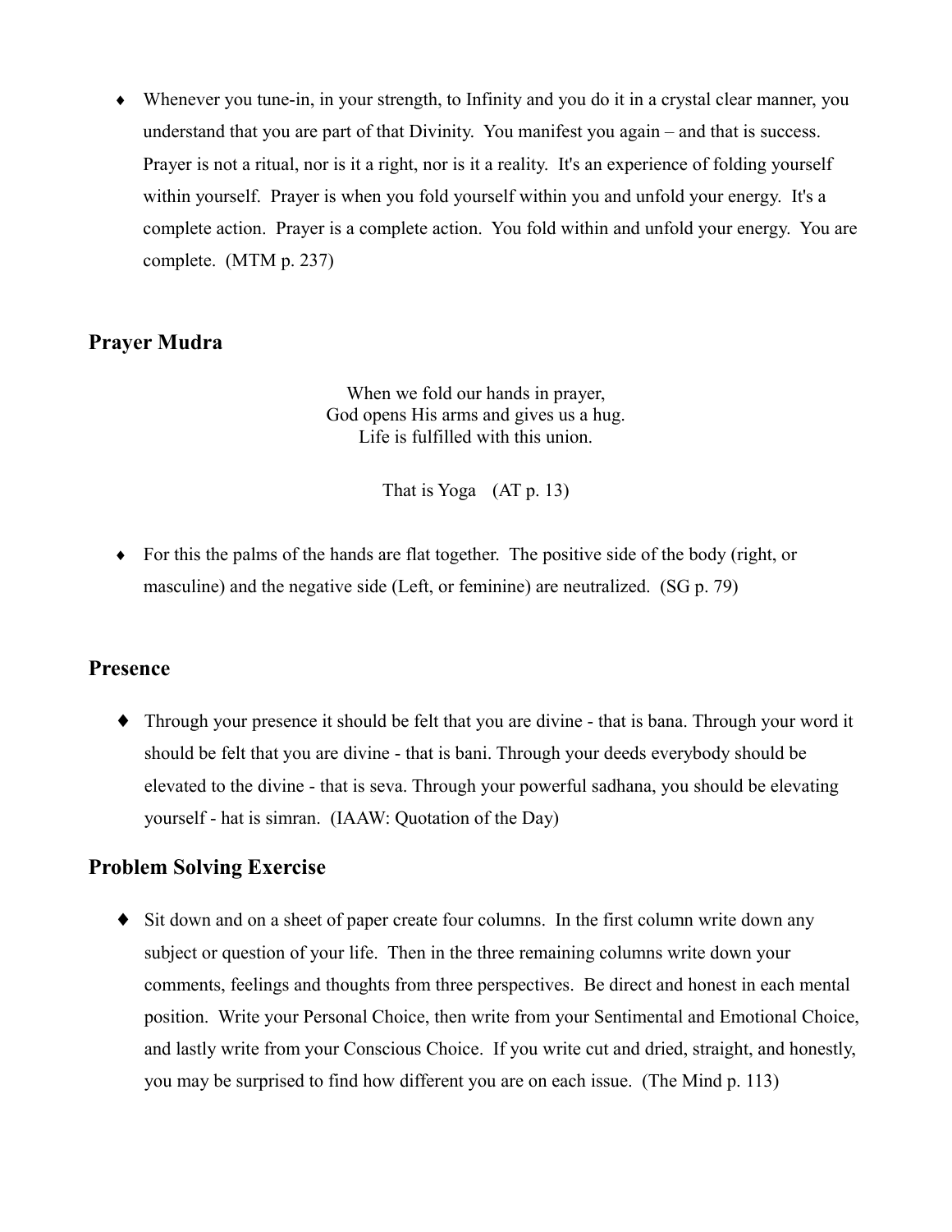- Whenever you tune-in, in your strength, to Infinity and you do it in a crystal clear manner, you understand that you are part of that Divinity. You manifest you again – and that is success. Prayer is not a ritual, nor is it a right, nor is it a reality. It's an experience of folding yourself within yourself. Prayer is when you fold yourself within you and unfold your energy. It's a complete action. Prayer is a complete action. You fold within and unfold your energy. You are complete. (MTM p. 237)

## Prayer Mudra

When we fold our hands in prayer,
God opens His arms and gives us a hug.
Life is fulfilled with this union.

That is Yoga (AT p. 13)

- For this the palms of the hands are flat together. The positive side of the body (right, or masculine) and the negative side (Left, or feminine) are neutralized. (SG p. 79)

## Presence

- Through your presence it should be felt that you are divine - that is bana. Through your word it should be felt that you are divine - that is bani. Through your deeds everybody should be elevated to the divine - that is seva. Through your powerful sadhana, you should be elevating yourself - hat is simran. (IAAW: Quotation of the Day)

## Problem Solving Exercise

- Sit down and on a sheet of paper create four columns. In the first column write down any subject or question of your life. Then in the three remaining columns write down your comments, feelings and thoughts from three perspectives. Be direct and honest in each mental position. Write your Personal Choice, then write from your Sentimental and Emotional Choice, and lastly write from your Conscious Choice. If you write cut and dried, straight, and honestly, you may be surprised to find how different you are on each issue. (The Mind p. 113)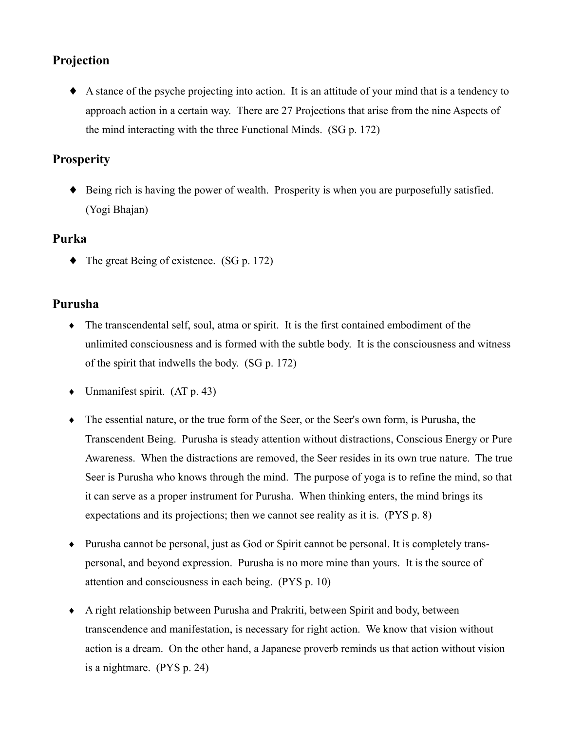## Projection

- A stance of the psyche projecting into action. It is an attitude of your mind that is a tendency to approach action in a certain way. There are 27 Projections that arise from the nine Aspects of the mind interacting with the three Functional Minds. (SG p. 172)

## Prosperity

- Being rich is having the power of wealth. Prosperity is when you are purposefully satisfied. (Yogi Bhajan)

## Purka

- The great Being of existence. (SG p. 172)

## Purusha

- The transcendental self, soul, atma or spirit. It is the first contained embodiment of the unlimited consciousness and is formed with the subtle body. It is the consciousness and witness of the spirit that indwells the body. (SG p. 172)

- Unmanifest spirit. (AT p. 43)

- The essential nature, or the true form of the Seer, or the Seer's own form, is Purusha, the Transcendent Being. Purusha is steady attention without distractions, Conscious Energy or Pure Awareness. When the distractions are removed, the Seer resides in its own true nature. The true Seer is Purusha who knows through the mind. The purpose of yoga is to refine the mind, so that it can serve as a proper instrument for Purusha. When thinking enters, the mind brings its expectations and its projections; then we cannot see reality as it is. (PYS p. 8)

- Purusha cannot be personal, just as God or Spirit cannot be personal. It is completely trans-personal, and beyond expression. Purusha is no more mine than yours. It is the source of attention and consciousness in each being. (PYS p. 10)

- A right relationship between Purusha and Prakriti, between Spirit and body, between transcendence and manifestation, is necessary for right action. We know that vision without action is a dream. On the other hand, a Japanese proverb reminds us that action without vision is a nightmare. (PYS p. 24)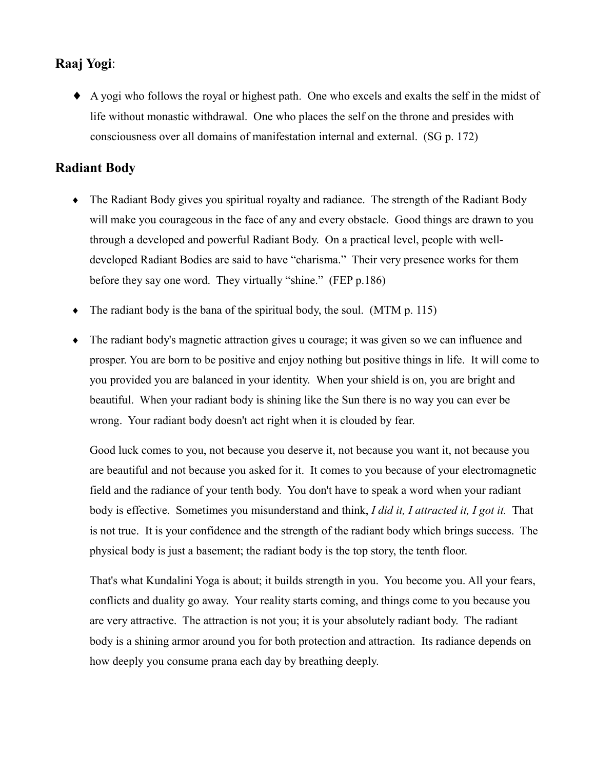## **Raaj Yogi**:

- A yogi who follows the royal or highest path. One who excels and exalts the self in the midst of life without monastic withdrawal. One who places the self on the throne and presides with consciousness over all domains of manifestation internal and external. (SG p. 172)

## **Radiant Body**

- The Radiant Body gives you spiritual royalty and radiance. The strength of the Radiant Body will make you courageous in the face of any and every obstacle. Good things are drawn to you through a developed and powerful Radiant Body. On a practical level, people with well-developed Radiant Bodies are said to have "charisma." Their very presence works for them before they say one word. They virtually "shine." (FEP p.186)

- The radiant body is the bana of the spiritual body, the soul. (MTM p. 115)

- The radiant body's magnetic attraction gives u courage; it was given so we can influence and prosper. You are born to be positive and enjoy nothing but positive things in life. It will come to you provided you are balanced in your identity. When your shield is on, you are bright and beautiful. When your radiant body is shining like the Sun there is no way you can ever be wrong. Your radiant body doesn't act right when it is clouded by fear.

  Good luck comes to you, not because you deserve it, not because you want it, not because you are beautiful and not because you asked for it. It comes to you because of your electromagnetic field and the radiance of your tenth body. You don't have to speak a word when your radiant body is effective. Sometimes you misunderstand and think, *I did it, I attracted it, I got it.* That is not true. It is your confidence and the strength of the radiant body which brings success. The physical body is just a basement; the radiant body is the top story, the tenth floor.

  That's what Kundalini Yoga is about; it builds strength in you. You become you. All your fears, conflicts and duality go away. Your reality starts coming, and things come to you because you are very attractive. The attraction is not you; it is your absolutely radiant body. The radiant body is a shining armor around you for both protection and attraction. Its radiance depends on how deeply you consume prana each day by breathing deeply.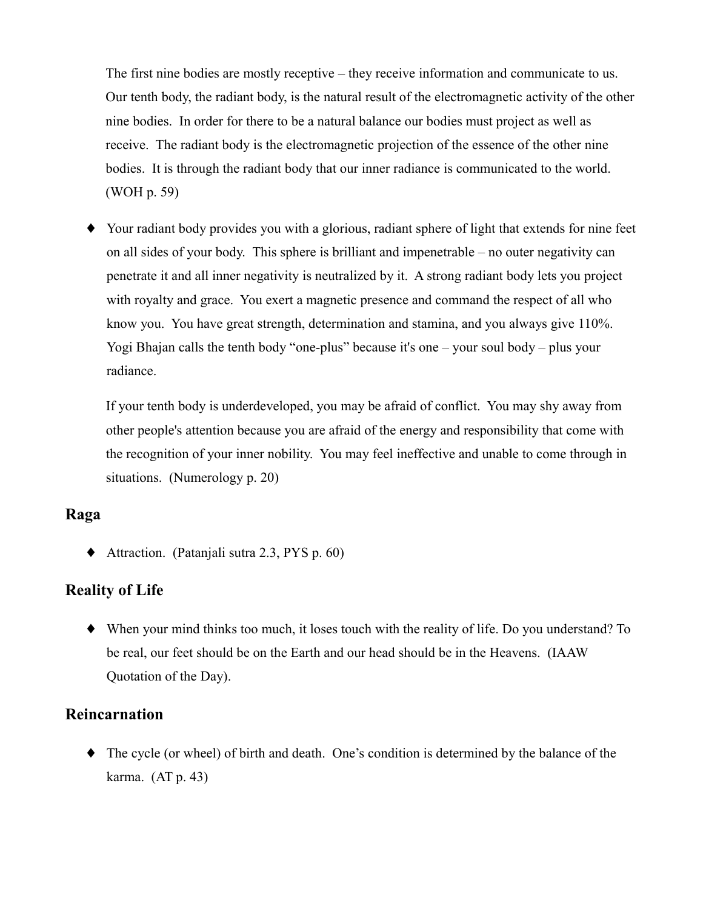The first nine bodies are mostly receptive – they receive information and communicate to us. Our tenth body, the radiant body, is the natural result of the electromagnetic activity of the other nine bodies. In order for there to be a natural balance our bodies must project as well as receive. The radiant body is the electromagnetic projection of the essence of the other nine bodies. It is through the radiant body that our inner radiance is communicated to the world. (WOH p. 59)

- Your radiant body provides you with a glorious, radiant sphere of light that extends for nine feet on all sides of your body. This sphere is brilliant and impenetrable – no outer negativity can penetrate it and all inner negativity is neutralized by it. A strong radiant body lets you project with royalty and grace. You exert a magnetic presence and command the respect of all who know you. You have great strength, determination and stamina, and you always give 110%. Yogi Bhajan calls the tenth body "one-plus" because it's one – your soul body – plus your radiance.

  If your tenth body is underdeveloped, you may be afraid of conflict. You may shy away from other people's attention because you are afraid of the energy and responsibility that come with the recognition of your inner nobility. You may feel ineffective and unable to come through in situations. (Numerology p. 20)

### Raga

- Attraction. (Patanjali sutra 2.3, PYS p. 60)

### Reality of Life

- When your mind thinks too much, it loses touch with the reality of life. Do you understand? To be real, our feet should be on the Earth and our head should be in the Heavens. (IAAW Quotation of the Day).

### Reincarnation

- The cycle (or wheel) of birth and death. One's condition is determined by the balance of the karma. (AT p. 43)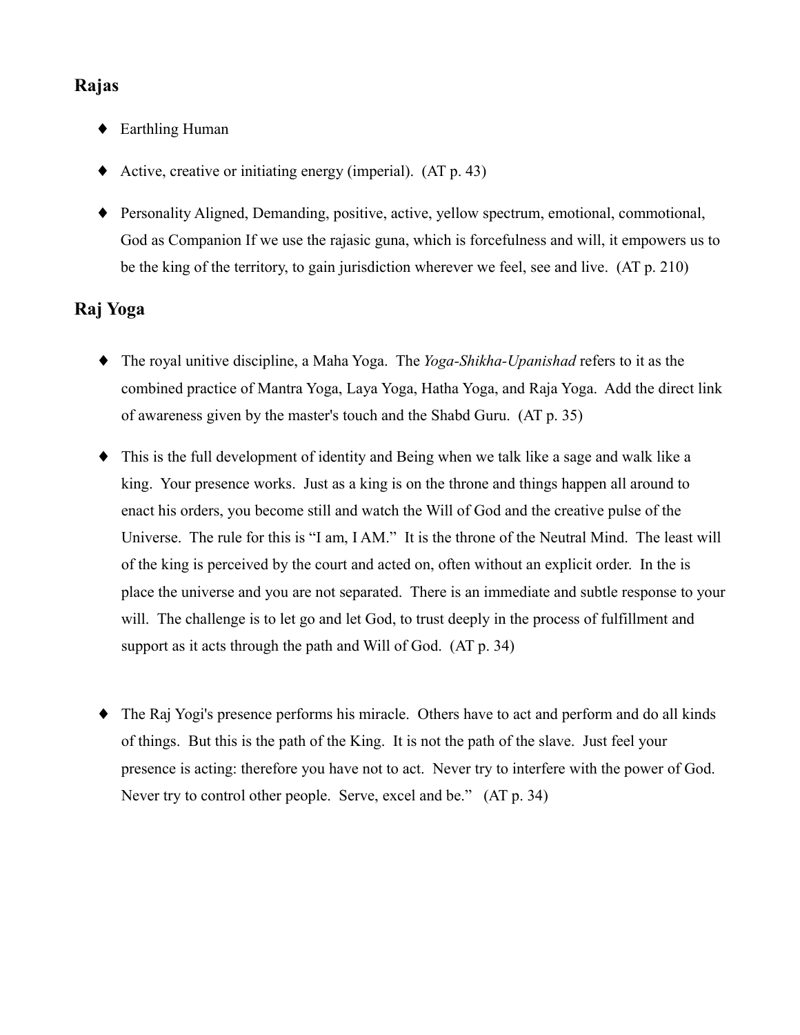## Rajas

- Earthling Human
- Active, creative or initiating energy (imperial). (AT p. 43)
- Personality Aligned, Demanding, positive, active, yellow spectrum, emotional, commotional, God as Companion If we use the rajasic guna, which is forcefulness and will, it empowers us to be the king of the territory, to gain jurisdiction wherever we feel, see and live. (AT p. 210)

## Raj Yoga

- The royal unitive discipline, a Maha Yoga. The *Yoga-Shikha-Upanishad* refers to it as the combined practice of Mantra Yoga, Laya Yoga, Hatha Yoga, and Raja Yoga. Add the direct link of awareness given by the master's touch and the Shabd Guru. (AT p. 35)
- This is the full development of identity and Being when we talk like a sage and walk like a king. Your presence works. Just as a king is on the throne and things happen all around to enact his orders, you become still and watch the Will of God and the creative pulse of the Universe. The rule for this is "I am, I AM." It is the throne of the Neutral Mind. The least will of the king is perceived by the court and acted on, often without an explicit order. In the is place the universe and you are not separated. There is an immediate and subtle response to your will. The challenge is to let go and let God, to trust deeply in the process of fulfillment and support as it acts through the path and Will of God. (AT p. 34)
- The Raj Yogi's presence performs his miracle. Others have to act and perform and do all kinds of things. But this is the path of the King. It is not the path of the slave. Just feel your presence is acting: therefore you have not to act. Never try to interfere with the power of God. Never try to control other people. Serve, excel and be." (AT p. 34)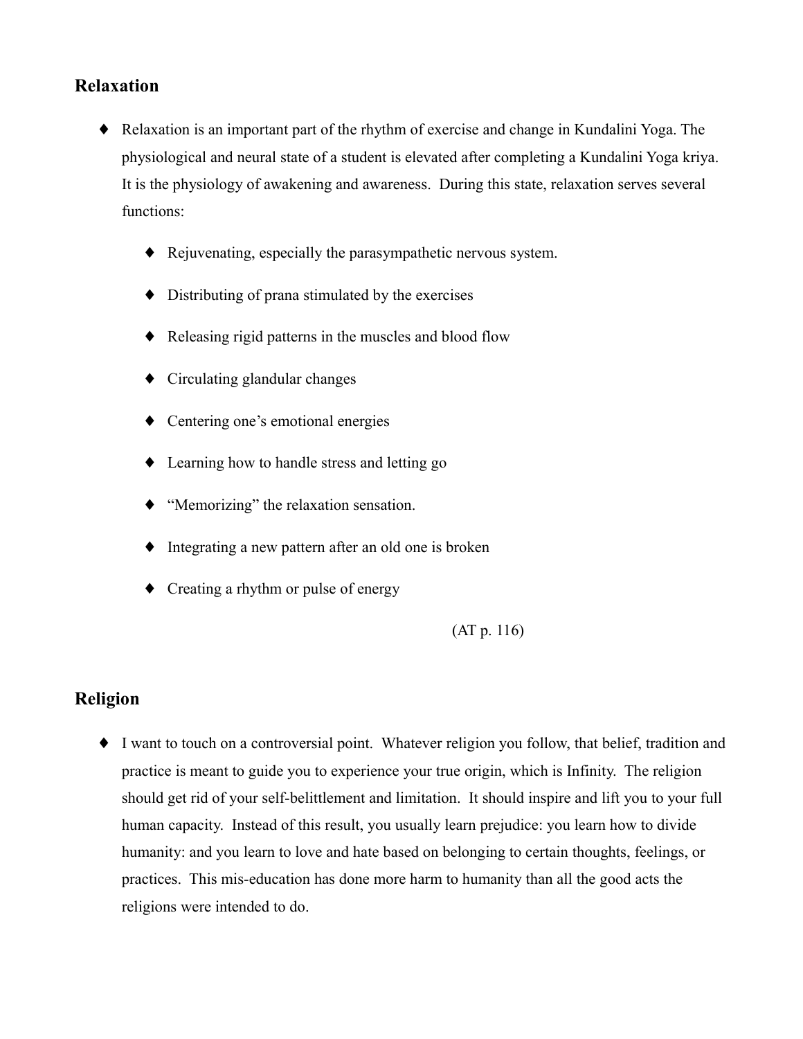## Relaxation

- Relaxation is an important part of the rhythm of exercise and change in Kundalini Yoga. The physiological and neural state of a student is elevated after completing a Kundalini Yoga kriya. It is the physiology of awakening and awareness. During this state, relaxation serves several functions:
  - Rejuvenating, especially the parasympathetic nervous system.
  - Distributing of prana stimulated by the exercises
  - Releasing rigid patterns in the muscles and blood flow
  - Circulating glandular changes
  - Centering one's emotional energies
  - Learning how to handle stress and letting go
  - "Memorizing" the relaxation sensation.
  - Integrating a new pattern after an old one is broken
  - Creating a rhythm or pulse of energy

(AT p. 116)

## Religion

- I want to touch on a controversial point. Whatever religion you follow, that belief, tradition and practice is meant to guide you to experience your true origin, which is Infinity. The religion should get rid of your self-belittlement and limitation. It should inspire and lift you to your full human capacity. Instead of this result, you usually learn prejudice: you learn how to divide humanity: and you learn to love and hate based on belonging to certain thoughts, feelings, or practices. This mis-education has done more harm to humanity than all the good acts the religions were intended to do.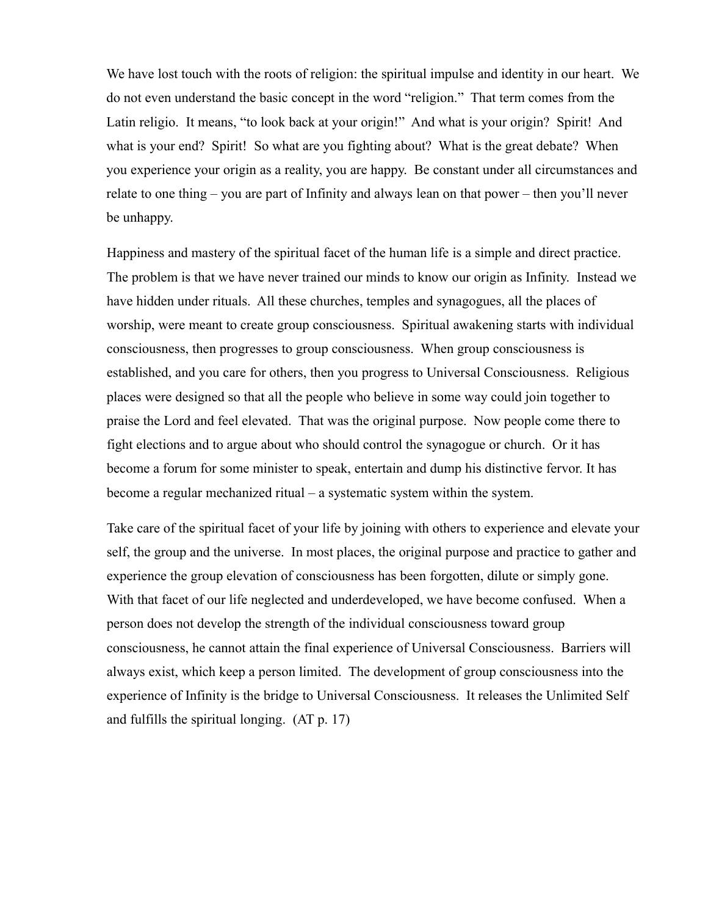We have lost touch with the roots of religion: the spiritual impulse and identity in our heart. We do not even understand the basic concept in the word "religion." That term comes from the Latin religio. It means, "to look back at your origin!" And what is your origin? Spirit! And what is your end? Spirit! So what are you fighting about? What is the great debate? When you experience your origin as a reality, you are happy. Be constant under all circumstances and relate to one thing – you are part of Infinity and always lean on that power – then you'll never be unhappy.

Happiness and mastery of the spiritual facet of the human life is a simple and direct practice. The problem is that we have never trained our minds to know our origin as Infinity. Instead we have hidden under rituals. All these churches, temples and synagogues, all the places of worship, were meant to create group consciousness. Spiritual awakening starts with individual consciousness, then progresses to group consciousness. When group consciousness is established, and you care for others, then you progress to Universal Consciousness. Religious places were designed so that all the people who believe in some way could join together to praise the Lord and feel elevated. That was the original purpose. Now people come there to fight elections and to argue about who should control the synagogue or church. Or it has become a forum for some minister to speak, entertain and dump his distinctive fervor. It has become a regular mechanized ritual – a systematic system within the system.

Take care of the spiritual facet of your life by joining with others to experience and elevate your self, the group and the universe. In most places, the original purpose and practice to gather and experience the group elevation of consciousness has been forgotten, dilute or simply gone. With that facet of our life neglected and underdeveloped, we have become confused. When a person does not develop the strength of the individual consciousness toward group consciousness, he cannot attain the final experience of Universal Consciousness. Barriers will always exist, which keep a person limited. The development of group consciousness into the experience of Infinity is the bridge to Universal Consciousness. It releases the Unlimited Self and fulfills the spiritual longing. (AT p. 17)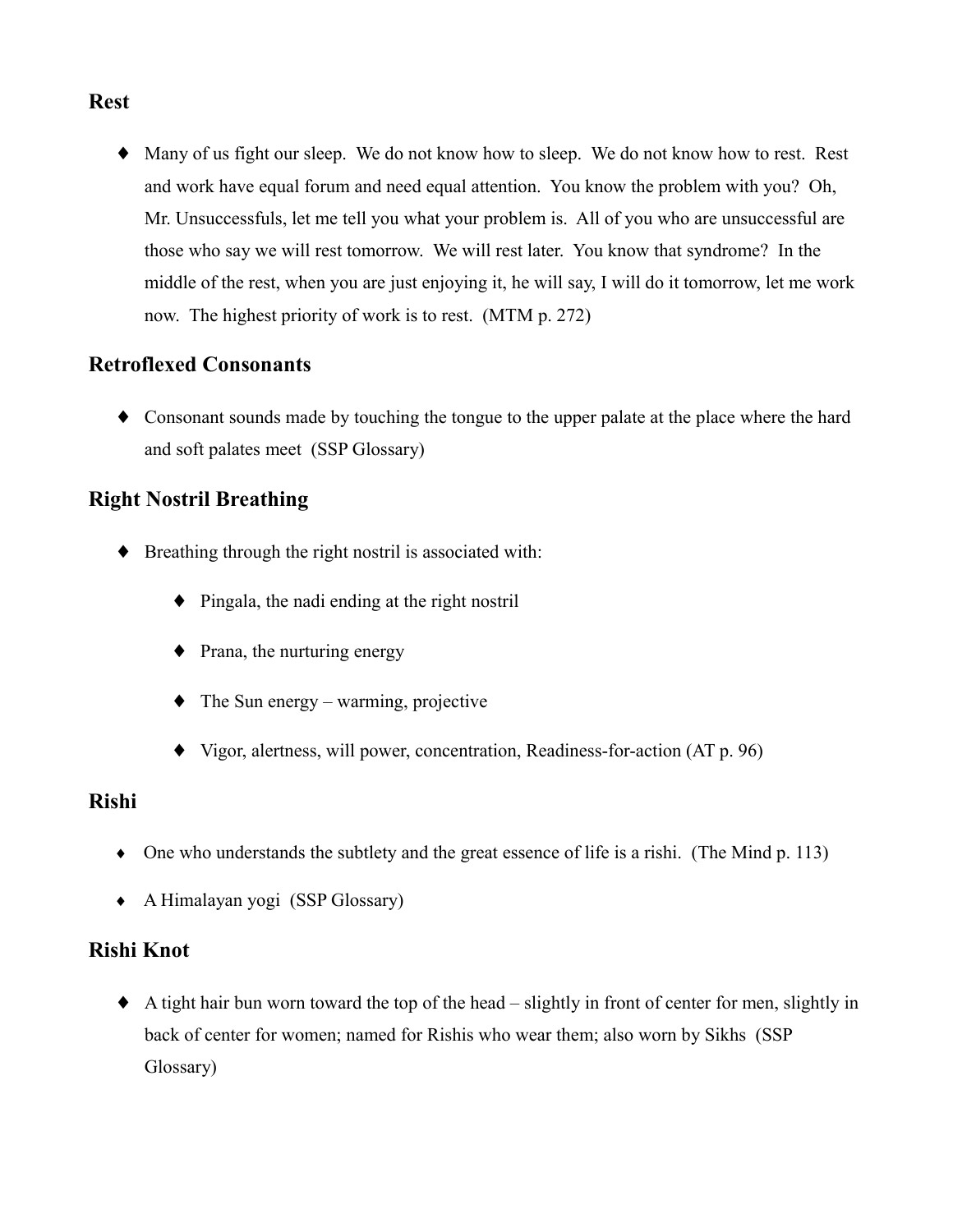## Rest

- Many of us fight our sleep. We do not know how to sleep. We do not know how to rest. Rest and work have equal forum and need equal attention. You know the problem with you? Oh, Mr. Unsuccessfuls, let me tell you what your problem is. All of you who are unsuccessful are those who say we will rest tomorrow. We will rest later. You know that syndrome? In the middle of the rest, when you are just enjoying it, he will say, I will do it tomorrow, let me work now. The highest priority of work is to rest. (MTM p. 272)

## Retroflexed Consonants

- Consonant sounds made by touching the tongue to the upper palate at the place where the hard and soft palates meet (SSP Glossary)

## Right Nostril Breathing

- Breathing through the right nostril is associated with:
  - Pingala, the nadi ending at the right nostril
  - Prana, the nurturing energy
  - The Sun energy – warming, projective
  - Vigor, alertness, will power, concentration, Readiness-for-action (AT p. 96)

## Rishi

- One who understands the subtlety and the great essence of life is a rishi. (The Mind p. 113)
- A Himalayan yogi (SSP Glossary)

## Rishi Knot

- A tight hair bun worn toward the top of the head – slightly in front of center for men, slightly in back of center for women; named for Rishis who wear them; also worn by Sikhs (SSP Glossary)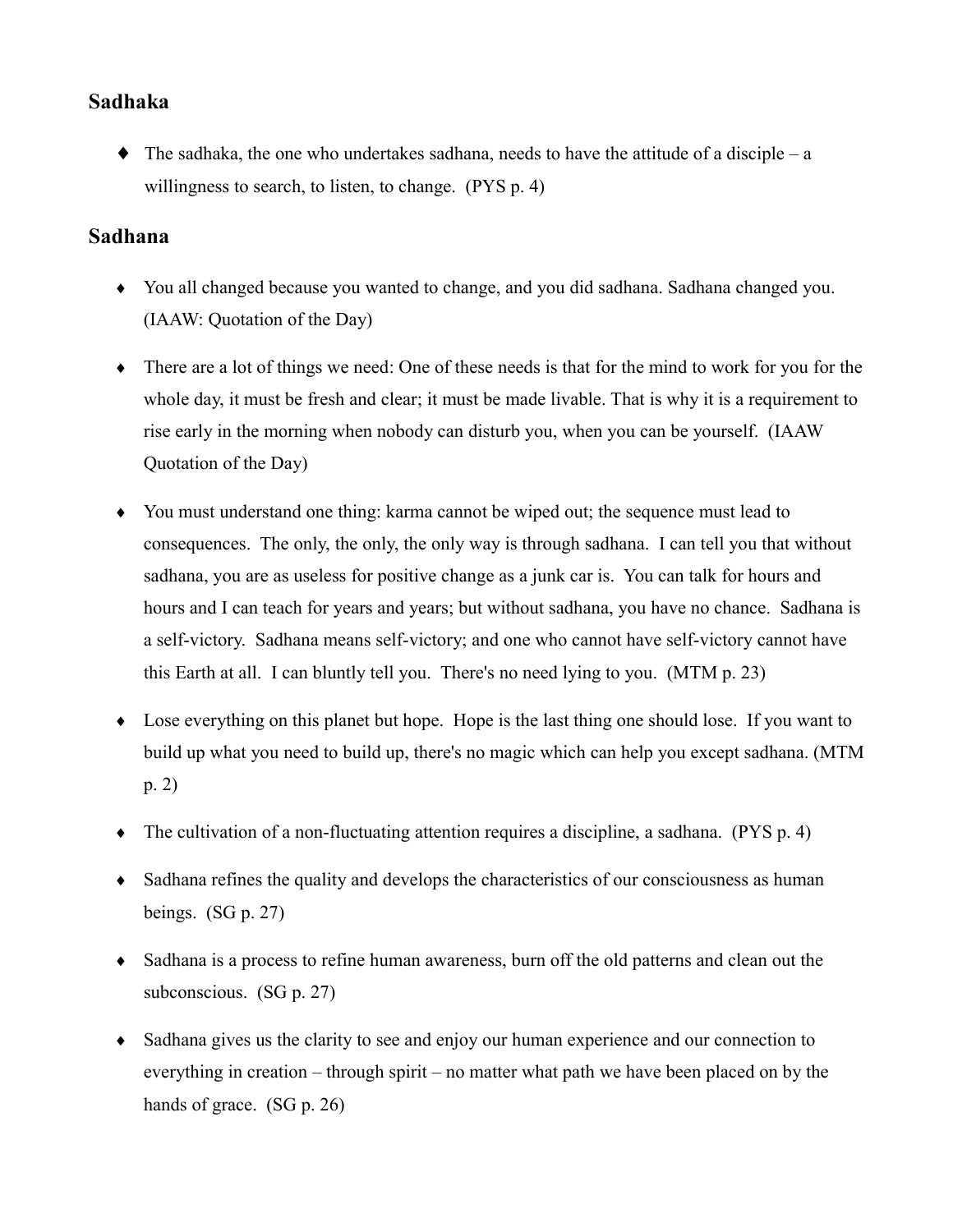## Sadhaka

- The sadhaka, the one who undertakes sadhana, needs to have the attitude of a disciple – a willingness to search, to listen, to change. (PYS p. 4)

## Sadhana

- You all changed because you wanted to change, and you did sadhana. Sadhana changed you. (IAAW: Quotation of the Day)
- There are a lot of things we need: One of these needs is that for the mind to work for you for the whole day, it must be fresh and clear; it must be made livable. That is why it is a requirement to rise early in the morning when nobody can disturb you, when you can be yourself. (IAAW Quotation of the Day)
- You must understand one thing: karma cannot be wiped out; the sequence must lead to consequences. The only, the only, the only way is through sadhana. I can tell you that without sadhana, you are as useless for positive change as a junk car is. You can talk for hours and hours and I can teach for years and years; but without sadhana, you have no chance. Sadhana is a self-victory. Sadhana means self-victory; and one who cannot have self-victory cannot have this Earth at all. I can bluntly tell you. There's no need lying to you. (MTM p. 23)
- Lose everything on this planet but hope. Hope is the last thing one should lose. If you want to build up what you need to build up, there's no magic which can help you except sadhana. (MTM p. 2)
- The cultivation of a non-fluctuating attention requires a discipline, a sadhana. (PYS p. 4)
- Sadhana refines the quality and develops the characteristics of our consciousness as human beings. (SG p. 27)
- Sadhana is a process to refine human awareness, burn off the old patterns and clean out the subconscious. (SG p. 27)
- Sadhana gives us the clarity to see and enjoy our human experience and our connection to everything in creation – through spirit – no matter what path we have been placed on by the hands of grace. (SG p. 26)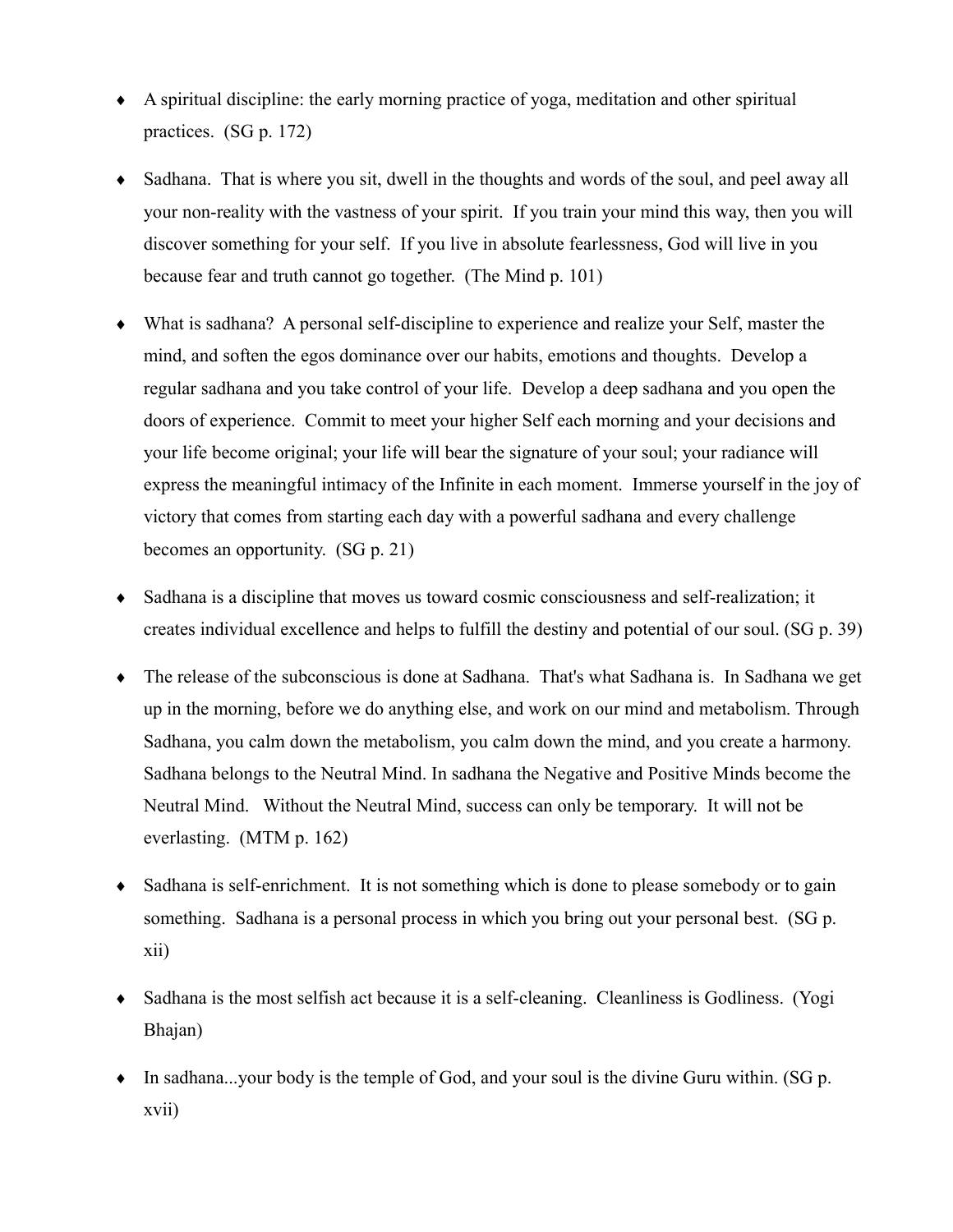- A spiritual discipline: the early morning practice of yoga, meditation and other spiritual practices. (SG p. 172)

- Sadhana. That is where you sit, dwell in the thoughts and words of the soul, and peel away all your non-reality with the vastness of your spirit. If you train your mind this way, then you will discover something for your self. If you live in absolute fearlessness, God will live in you because fear and truth cannot go together. (The Mind p. 101)

- What is sadhana? A personal self-discipline to experience and realize your Self, master the mind, and soften the egos dominance over our habits, emotions and thoughts. Develop a regular sadhana and you take control of your life. Develop a deep sadhana and you open the doors of experience. Commit to meet your higher Self each morning and your decisions and your life become original; your life will bear the signature of your soul; your radiance will express the meaningful intimacy of the Infinite in each moment. Immerse yourself in the joy of victory that comes from starting each day with a powerful sadhana and every challenge becomes an opportunity. (SG p. 21)

- Sadhana is a discipline that moves us toward cosmic consciousness and self-realization; it creates individual excellence and helps to fulfill the destiny and potential of our soul. (SG p. 39)

- The release of the subconscious is done at Sadhana. That's what Sadhana is. In Sadhana we get up in the morning, before we do anything else, and work on our mind and metabolism. Through Sadhana, you calm down the metabolism, you calm down the mind, and you create a harmony. Sadhana belongs to the Neutral Mind. In sadhana the Negative and Positive Minds become the Neutral Mind. Without the Neutral Mind, success can only be temporary. It will not be everlasting. (MTM p. 162)

- Sadhana is self-enrichment. It is not something which is done to please somebody or to gain something. Sadhana is a personal process in which you bring out your personal best. (SG p. xii)

- Sadhana is the most selfish act because it is a self-cleaning. Cleanliness is Godliness. (Yogi Bhajan)

- In sadhana...your body is the temple of God, and your soul is the divine Guru within. (SG p. xvii)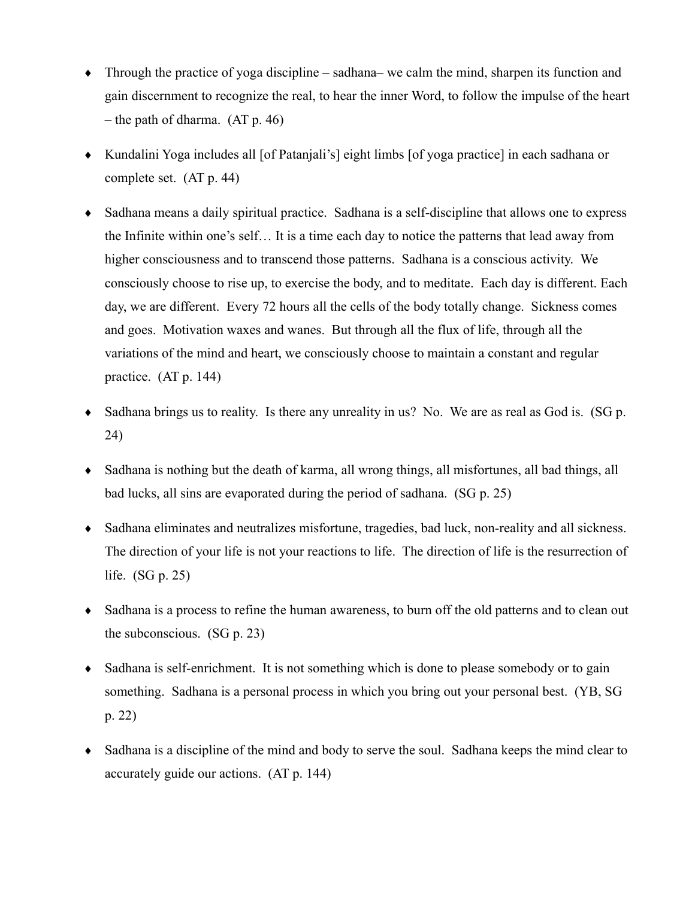- Through the practice of yoga discipline – sadhana– we calm the mind, sharpen its function and gain discernment to recognize the real, to hear the inner Word, to follow the impulse of the heart – the path of dharma. (AT p. 46)

- Kundalini Yoga includes all [of Patanjali's] eight limbs [of yoga practice] in each sadhana or complete set. (AT p. 44)

- Sadhana means a daily spiritual practice. Sadhana is a self-discipline that allows one to express the Infinite within one's self… It is a time each day to notice the patterns that lead away from higher consciousness and to transcend those patterns. Sadhana is a conscious activity. We consciously choose to rise up, to exercise the body, and to meditate. Each day is different. Each day, we are different. Every 72 hours all the cells of the body totally change. Sickness comes and goes. Motivation waxes and wanes. But through all the flux of life, through all the variations of the mind and heart, we consciously choose to maintain a constant and regular practice. (AT p. 144)

- Sadhana brings us to reality. Is there any unreality in us? No. We are as real as God is. (SG p. 24)

- Sadhana is nothing but the death of karma, all wrong things, all misfortunes, all bad things, all bad lucks, all sins are evaporated during the period of sadhana. (SG p. 25)

- Sadhana eliminates and neutralizes misfortune, tragedies, bad luck, non-reality and all sickness. The direction of your life is not your reactions to life. The direction of life is the resurrection of life. (SG p. 25)

- Sadhana is a process to refine the human awareness, to burn off the old patterns and to clean out the subconscious. (SG p. 23)

- Sadhana is self-enrichment. It is not something which is done to please somebody or to gain something. Sadhana is a personal process in which you bring out your personal best. (YB, SG p. 22)

- Sadhana is a discipline of the mind and body to serve the soul. Sadhana keeps the mind clear to accurately guide our actions. (AT p. 144)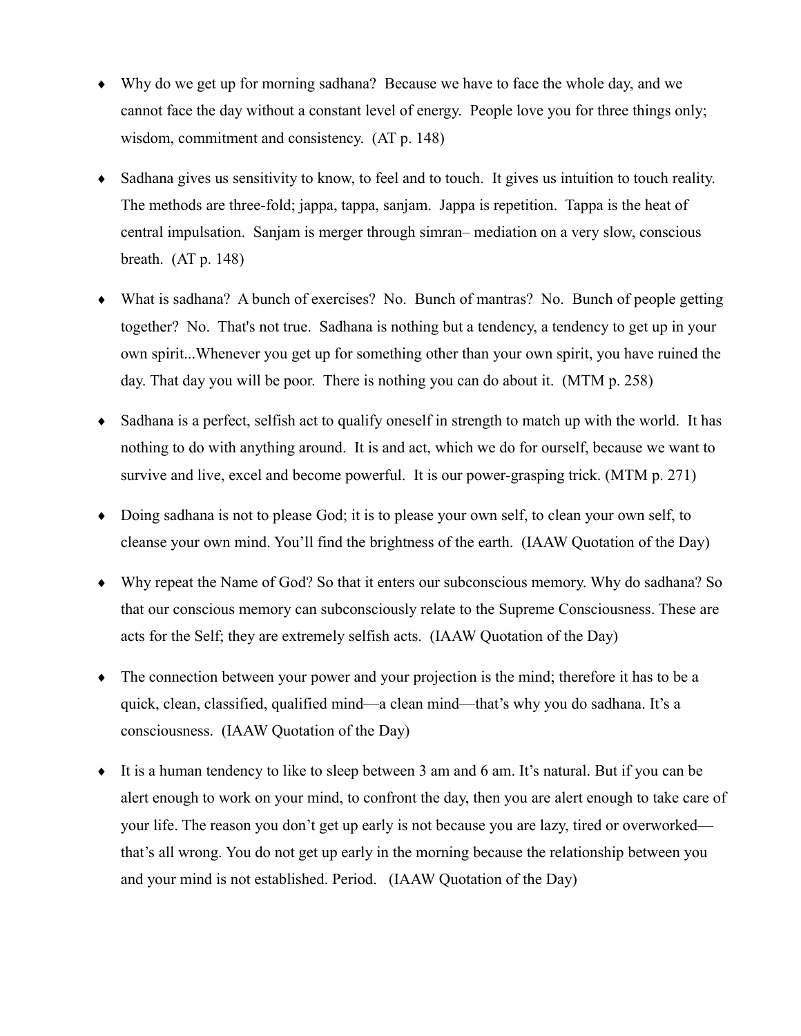- Why do we get up for morning sadhana? Because we have to face the whole day, and we cannot face the day without a constant level of energy. People love you for three things only; wisdom, commitment and consistency. (AT p. 148)

- Sadhana gives us sensitivity to know, to feel and to touch. It gives us intuition to touch reality. The methods are three-fold; jappa, tappa, sanjam. Jappa is repetition. Tappa is the heat of central impulsation. Sanjam is merger through simran– mediation on a very slow, conscious breath. (AT p. 148)

- What is sadhana? A bunch of exercises? No. Bunch of mantras? No. Bunch of people getting together? No. That's not true. Sadhana is nothing but a tendency, a tendency to get up in your own spirit...Whenever you get up for something other than your own spirit, you have ruined the day. That day you will be poor. There is nothing you can do about it. (MTM p. 258)

- Sadhana is a perfect, selfish act to qualify oneself in strength to match up with the world. It has nothing to do with anything around. It is and act, which we do for ourself, because we want to survive and live, excel and become powerful. It is our power-grasping trick. (MTM p. 271)

- Doing sadhana is not to please God; it is to please your own self, to clean your own self, to cleanse your own mind. You'll find the brightness of the earth. (IAAW Quotation of the Day)

- Why repeat the Name of God? So that it enters our subconscious memory. Why do sadhana? So that our conscious memory can subconsciously relate to the Supreme Consciousness. These are acts for the Self; they are extremely selfish acts. (IAAW Quotation of the Day)

- The connection between your power and your projection is the mind; therefore it has to be a quick, clean, classified, qualified mind—a clean mind—that's why you do sadhana. It's a consciousness. (IAAW Quotation of the Day)

- It is a human tendency to like to sleep between 3 am and 6 am. It's natural. But if you can be alert enough to work on your mind, to confront the day, then you are alert enough to take care of your life. The reason you don't get up early is not because you are lazy, tired or overworked—that's all wrong. You do not get up early in the morning because the relationship between you and your mind is not established. Period. (IAAW Quotation of the Day)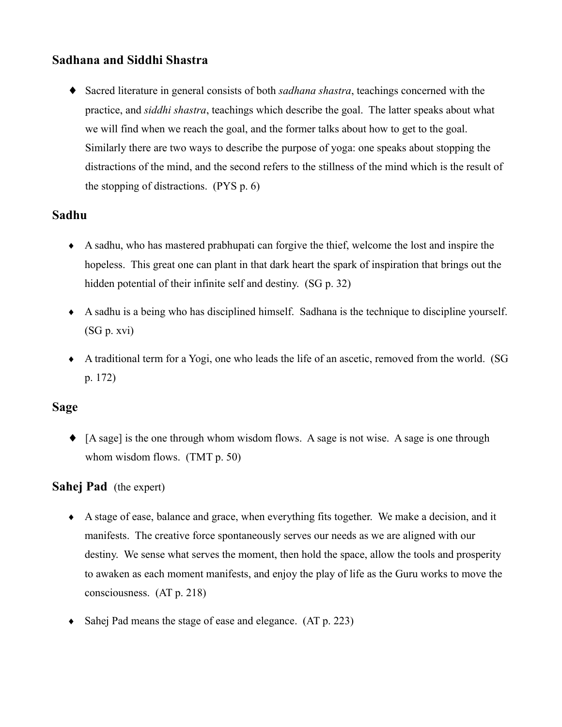## Sadhana and Siddhi Shastra

- Sacred literature in general consists of both *sadhana shastra*, teachings concerned with the practice, and *siddhi shastra*, teachings which describe the goal. The latter speaks about what we will find when we reach the goal, and the former talks about how to get to the goal. Similarly there are two ways to describe the purpose of yoga: one speaks about stopping the distractions of the mind, and the second refers to the stillness of the mind which is the result of the stopping of distractions. (PYS p. 6)

## Sadhu

- A sadhu, who has mastered prabhupati can forgive the thief, welcome the lost and inspire the hopeless. This great one can plant in that dark heart the spark of inspiration that brings out the hidden potential of their infinite self and destiny. (SG p. 32)
- A sadhu is a being who has disciplined himself. Sadhana is the technique to discipline yourself. (SG p. xvi)
- A traditional term for a Yogi, one who leads the life of an ascetic, removed from the world. (SG p. 172)

## Sage

- [A sage] is the one through whom wisdom flows. A sage is not wise. A sage is one through whom wisdom flows. (TMT p. 50)

## Sahej Pad (the expert)

- A stage of ease, balance and grace, when everything fits together. We make a decision, and it manifests. The creative force spontaneously serves our needs as we are aligned with our destiny. We sense what serves the moment, then hold the space, allow the tools and prosperity to awaken as each moment manifests, and enjoy the play of life as the Guru works to move the consciousness. (AT p. 218)
- Sahej Pad means the stage of ease and elegance. (AT p. 223)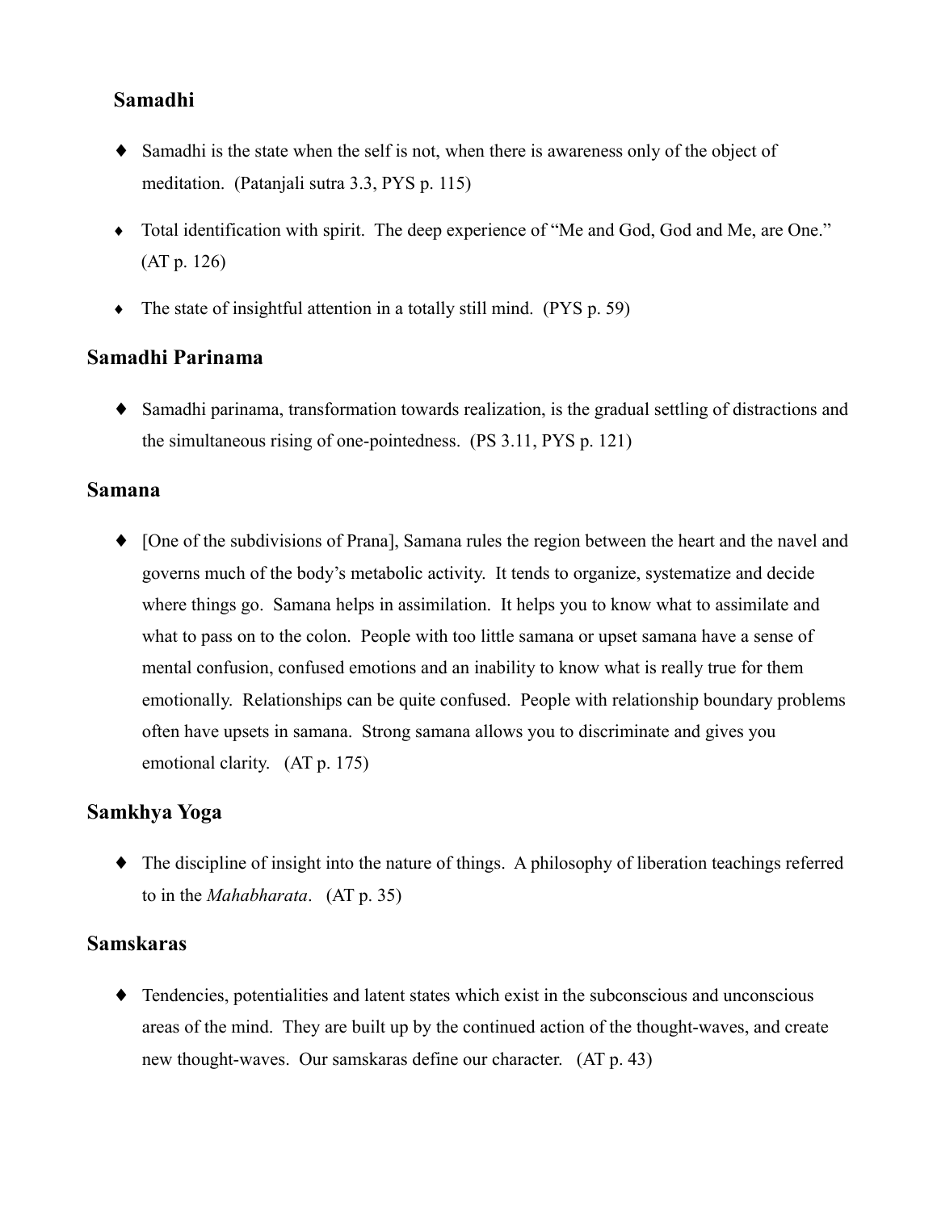## Samadhi

- Samadhi is the state when the self is not, when there is awareness only of the object of meditation. (Patanjali sutra 3.3, PYS p. 115)
- Total identification with spirit. The deep experience of "Me and God, God and Me, are One." (AT p. 126)
- The state of insightful attention in a totally still mind. (PYS p. 59)

## Samadhi Parinama

- Samadhi parinama, transformation towards realization, is the gradual settling of distractions and the simultaneous rising of one-pointedness. (PS 3.11, PYS p. 121)

## Samana

- [One of the subdivisions of Prana], Samana rules the region between the heart and the navel and governs much of the body's metabolic activity. It tends to organize, systematize and decide where things go. Samana helps in assimilation. It helps you to know what to assimilate and what to pass on to the colon. People with too little samana or upset samana have a sense of mental confusion, confused emotions and an inability to know what is really true for them emotionally. Relationships can be quite confused. People with relationship boundary problems often have upsets in samana. Strong samana allows you to discriminate and gives you emotional clarity. (AT p. 175)

## Samkhya Yoga

- The discipline of insight into the nature of things. A philosophy of liberation teachings referred to in the *Mahabharata*. (AT p. 35)

## Samskaras

- Tendencies, potentialities and latent states which exist in the subconscious and unconscious areas of the mind. They are built up by the continued action of the thought-waves, and create new thought-waves. Our samskaras define our character. (AT p. 43)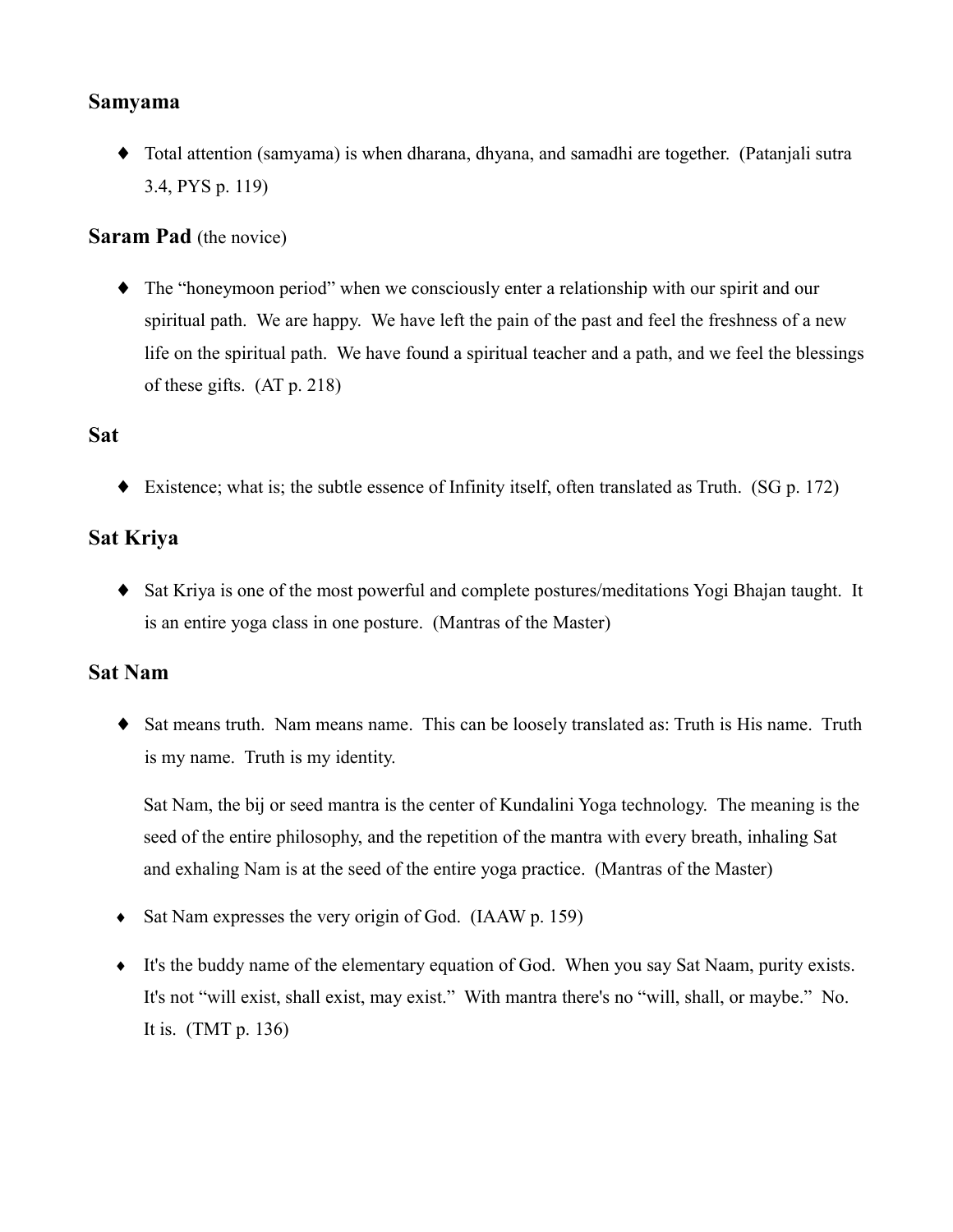### Samyama

- Total attention (samyama) is when dharana, dhyana, and samadhi are together. (Patanjali sutra 3.4, PYS p. 119)

### Saram Pad (the novice)

- The "honeymoon period" when we consciously enter a relationship with our spirit and our spiritual path. We are happy. We have left the pain of the past and feel the freshness of a new life on the spiritual path. We have found a spiritual teacher and a path, and we feel the blessings of these gifts. (AT p. 218)

### Sat

- Existence; what is; the subtle essence of Infinity itself, often translated as Truth. (SG p. 172)

### Sat Kriya

- Sat Kriya is one of the most powerful and complete postures/meditations Yogi Bhajan taught. It is an entire yoga class in one posture. (Mantras of the Master)

### Sat Nam

- Sat means truth. Nam means name. This can be loosely translated as: Truth is His name. Truth is my name. Truth is my identity.

  Sat Nam, the bij or seed mantra is the center of Kundalini Yoga technology. The meaning is the seed of the entire philosophy, and the repetition of the mantra with every breath, inhaling Sat and exhaling Nam is at the seed of the entire yoga practice. (Mantras of the Master)

- Sat Nam expresses the very origin of God. (IAAW p. 159)

- It's the buddy name of the elementary equation of God. When you say Sat Naam, purity exists. It's not "will exist, shall exist, may exist." With mantra there's no "will, shall, or maybe." No. It is. (TMT p. 136)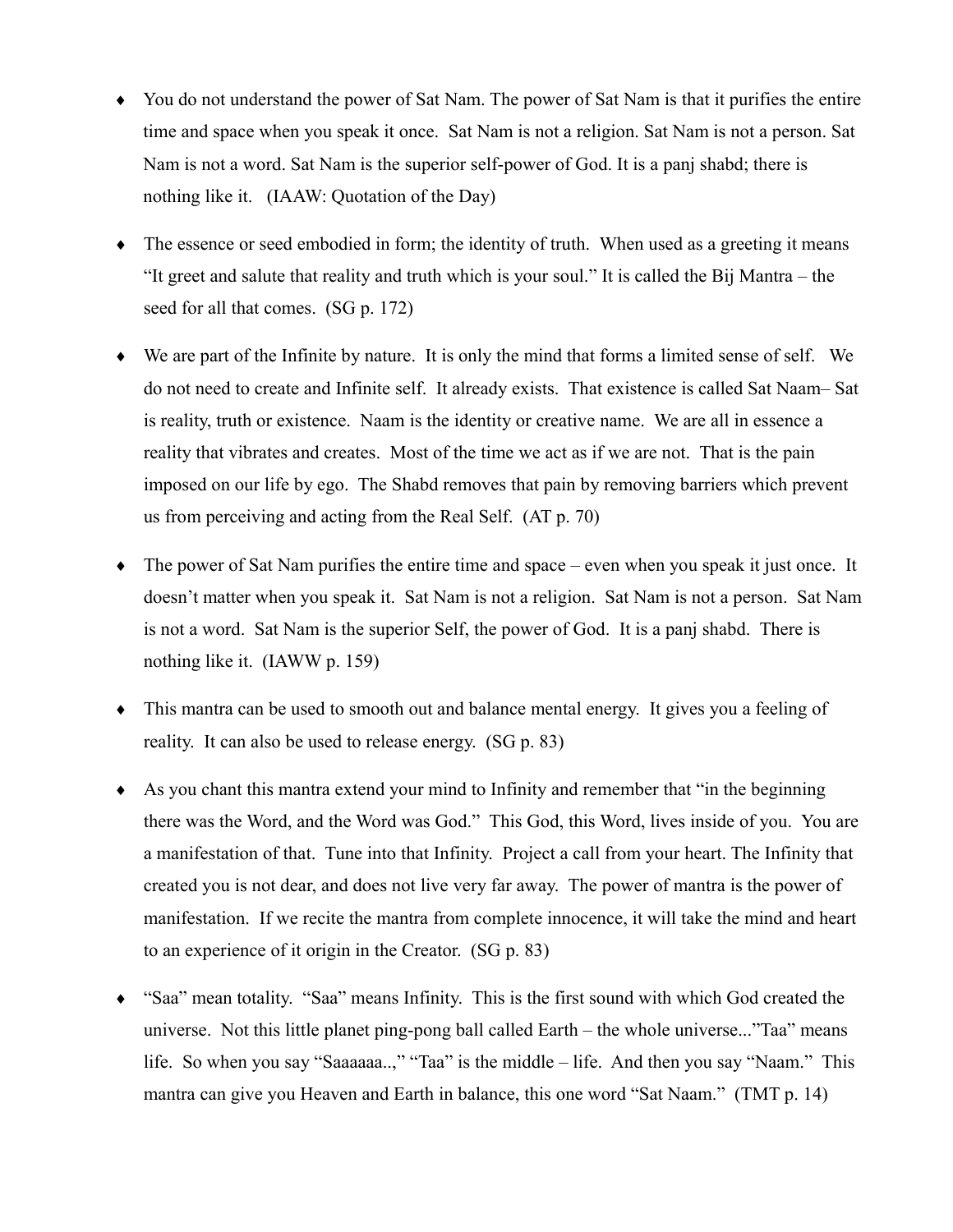- You do not understand the power of Sat Nam. The power of Sat Nam is that it purifies the entire time and space when you speak it once. Sat Nam is not a religion. Sat Nam is not a person. Sat Nam is not a word. Sat Nam is the superior self-power of God. It is a panj shabd; there is nothing like it. (IAAW: Quotation of the Day)

- The essence or seed embodied in form; the identity of truth. When used as a greeting it means "It greet and salute that reality and truth which is your soul." It is called the Bij Mantra – the seed for all that comes. (SG p. 172)

- We are part of the Infinite by nature. It is only the mind that forms a limited sense of self. We do not need to create and Infinite self. It already exists. That existence is called Sat Naam– Sat is reality, truth or existence. Naam is the identity or creative name. We are all in essence a reality that vibrates and creates. Most of the time we act as if we are not. That is the pain imposed on our life by ego. The Shabd removes that pain by removing barriers which prevent us from perceiving and acting from the Real Self. (AT p. 70)

- The power of Sat Nam purifies the entire time and space – even when you speak it just once. It doesn't matter when you speak it. Sat Nam is not a religion. Sat Nam is not a person. Sat Nam is not a word. Sat Nam is the superior Self, the power of God. It is a panj shabd. There is nothing like it. (IAWW p. 159)

- This mantra can be used to smooth out and balance mental energy. It gives you a feeling of reality. It can also be used to release energy. (SG p. 83)

- As you chant this mantra extend your mind to Infinity and remember that "in the beginning there was the Word, and the Word was God." This God, this Word, lives inside of you. You are a manifestation of that. Tune into that Infinity. Project a call from your heart. The Infinity that created you is not dear, and does not live very far away. The power of mantra is the power of manifestation. If we recite the mantra from complete innocence, it will take the mind and heart to an experience of it origin in the Creator. (SG p. 83)

- "Saa" mean totality. "Saa" means Infinity. This is the first sound with which God created the universe. Not this little planet ping-pong ball called Earth – the whole universe..."Taa" means life. So when you say "Saaaaaa..," "Taa" is the middle – life. And then you say "Naam." This mantra can give you Heaven and Earth in balance, this one word "Sat Naam." (TMT p. 14)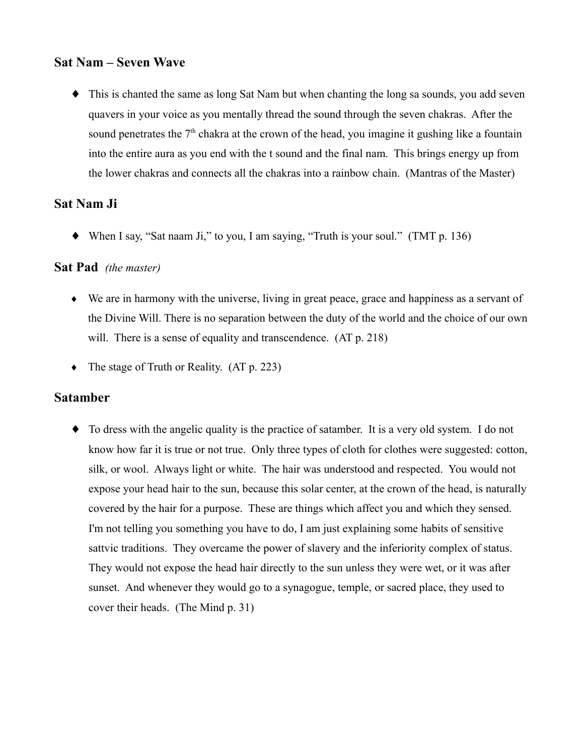## Sat Nam – Seven Wave

- This is chanted the same as long Sat Nam but when chanting the long sa sounds, you add seven quavers in your voice as you mentally thread the sound through the seven chakras. After the sound penetrates the 7th chakra at the crown of the head, you imagine it gushing like a fountain into the entire aura as you end with the t sound and the final nam. This brings energy up from the lower chakras and connects all the chakras into a rainbow chain. (Mantras of the Master)

## Sat Nam Ji

- When I say, "Sat naam Ji," to you, I am saying, "Truth is your soul." (TMT p. 136)

## Sat Pad *(the master)*

- We are in harmony with the universe, living in great peace, grace and happiness as a servant of the Divine Will. There is no separation between the duty of the world and the choice of our own will. There is a sense of equality and transcendence. (AT p. 218)
- The stage of Truth or Reality. (AT p. 223)

## Satamber

- To dress with the angelic quality is the practice of satamber. It is a very old system. I do not know how far it is true or not true. Only three types of cloth for clothes were suggested: cotton, silk, or wool. Always light or white. The hair was understood and respected. You would not expose your head hair to the sun, because this solar center, at the crown of the head, is naturally covered by the hair for a purpose. These are things which affect you and which they sensed. I'm not telling you something you have to do, I am just explaining some habits of sensitive sattvic traditions. They overcame the power of slavery and the inferiority complex of status. They would not expose the head hair directly to the sun unless they were wet, or it was after sunset. And whenever they would go to a synagogue, temple, or sacred place, they used to cover their heads. (The Mind p. 31)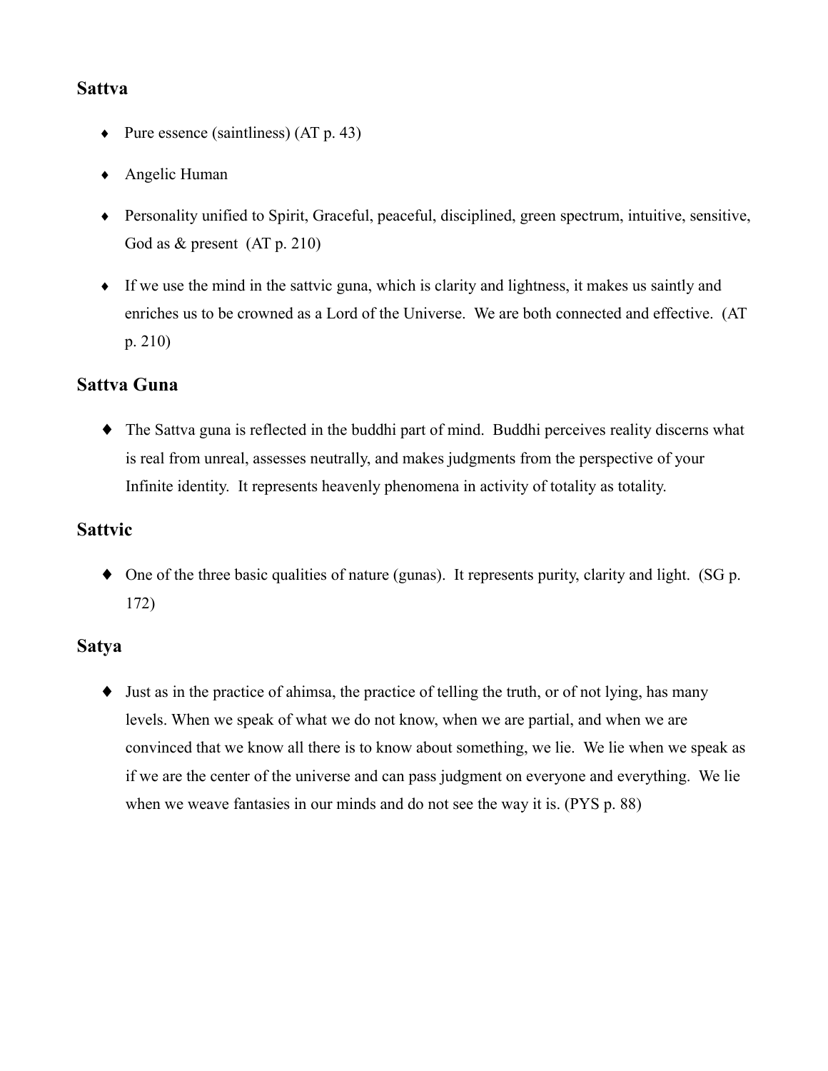## Sattva

- Pure essence (saintliness) (AT p. 43)
- Angelic Human
- Personality unified to Spirit, Graceful, peaceful, disciplined, green spectrum, intuitive, sensitive, God as & present (AT p. 210)
- If we use the mind in the sattvic guna, which is clarity and lightness, it makes us saintly and enriches us to be crowned as a Lord of the Universe. We are both connected and effective. (AT p. 210)

## Sattva Guna

- The Sattva guna is reflected in the buddhi part of mind. Buddhi perceives reality discerns what is real from unreal, assesses neutrally, and makes judgments from the perspective of your Infinite identity. It represents heavenly phenomena in activity of totality as totality.

## Sattvic

- One of the three basic qualities of nature (gunas). It represents purity, clarity and light. (SG p. 172)

## Satya

- Just as in the practice of ahimsa, the practice of telling the truth, or of not lying, has many levels. When we speak of what we do not know, when we are partial, and when we are convinced that we know all there is to know about something, we lie. We lie when we speak as if we are the center of the universe and can pass judgment on everyone and everything. We lie when we weave fantasies in our minds and do not see the way it is. (PYS p. 88)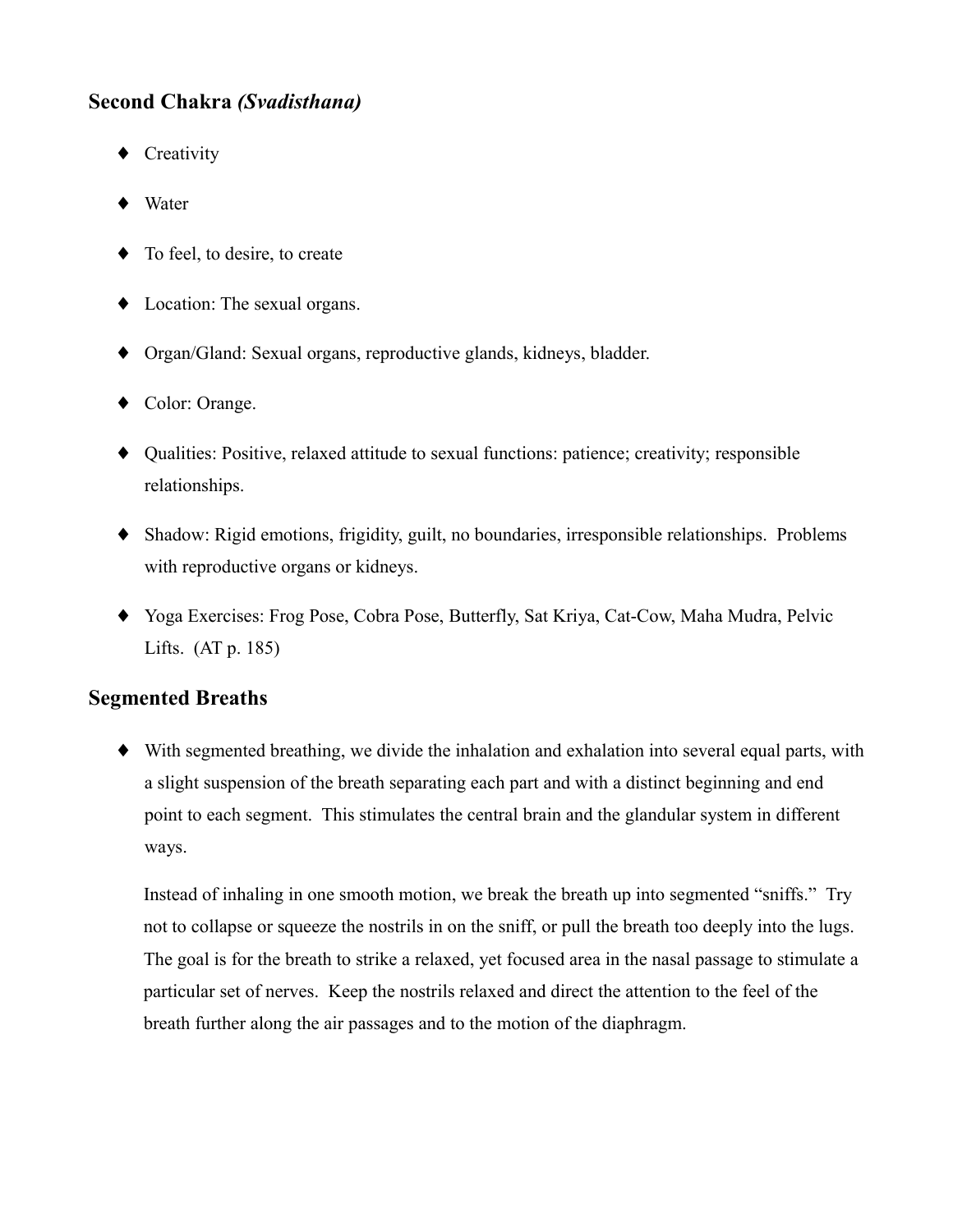## Second Chakra *(Svadisthana)*

- Creativity
- Water
- To feel, to desire, to create
- Location: The sexual organs.
- Organ/Gland: Sexual organs, reproductive glands, kidneys, bladder.
- Color: Orange.
- Qualities: Positive, relaxed attitude to sexual functions: patience; creativity; responsible relationships.
- Shadow: Rigid emotions, frigidity, guilt, no boundaries, irresponsible relationships. Problems with reproductive organs or kidneys.
- Yoga Exercises: Frog Pose, Cobra Pose, Butterfly, Sat Kriya, Cat-Cow, Maha Mudra, Pelvic Lifts. (AT p. 185)

## Segmented Breaths

- With segmented breathing, we divide the inhalation and exhalation into several equal parts, with a slight suspension of the breath separating each part and with a distinct beginning and end point to each segment. This stimulates the central brain and the glandular system in different ways.

  Instead of inhaling in one smooth motion, we break the breath up into segmented "sniffs." Try not to collapse or squeeze the nostrils in on the sniff, or pull the breath too deeply into the lugs. The goal is for the breath to strike a relaxed, yet focused area in the nasal passage to stimulate a particular set of nerves. Keep the nostrils relaxed and direct the attention to the feel of the breath further along the air passages and to the motion of the diaphragm.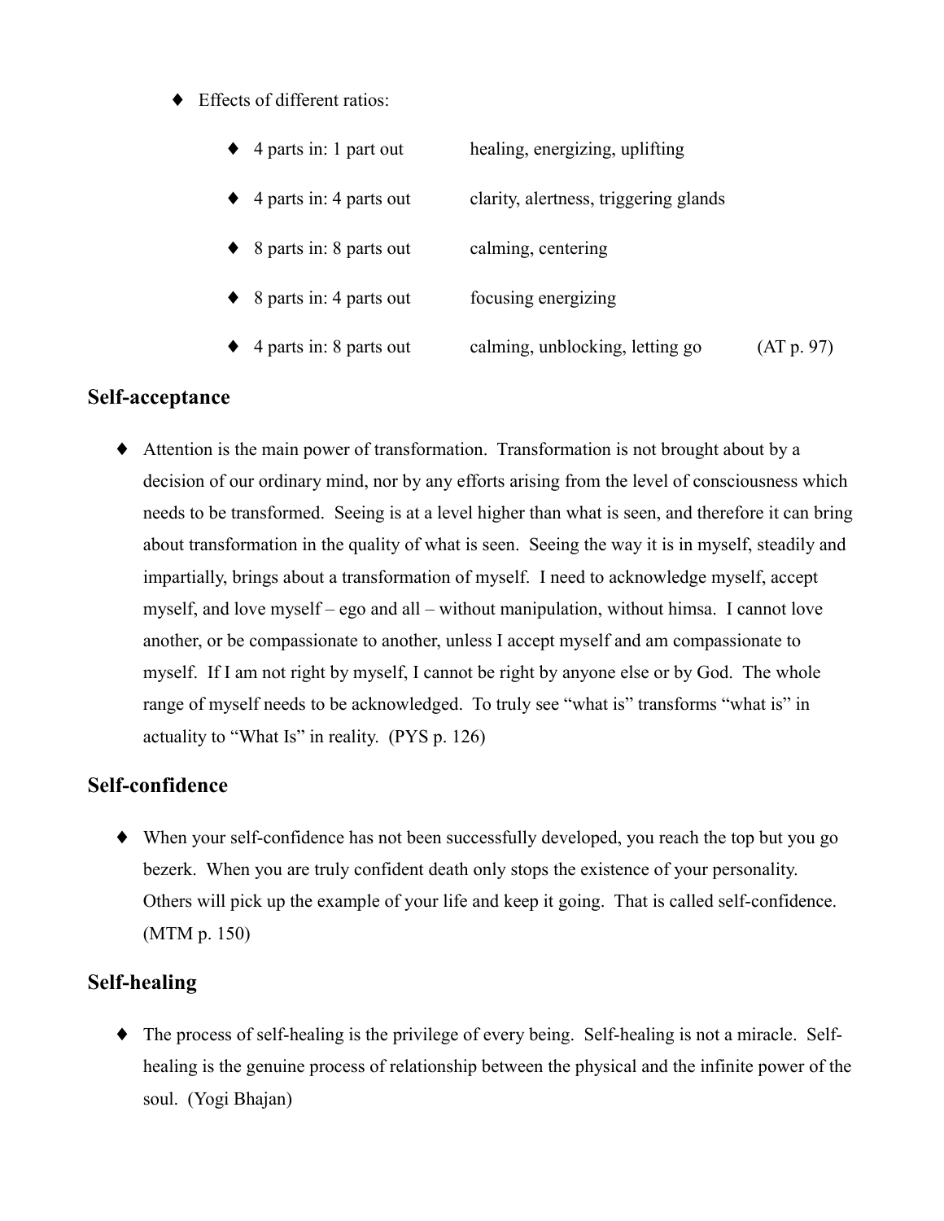- Effects of different ratios:
  - 4 parts in: 1 part out — healing, energizing, uplifting
  - 4 parts in: 4 parts out — clarity, alertness, triggering glands
  - 8 parts in: 8 parts out — calming, centering
  - 8 parts in: 4 parts out — focusing energizing
  - 4 parts in: 8 parts out — calming, unblocking, letting go (AT p. 97)

## Self-acceptance

- Attention is the main power of transformation. Transformation is not brought about by a decision of our ordinary mind, nor by any efforts arising from the level of consciousness which needs to be transformed. Seeing is at a level higher than what is seen, and therefore it can bring about transformation in the quality of what is seen. Seeing the way it is in myself, steadily and impartially, brings about a transformation of myself. I need to acknowledge myself, accept myself, and love myself – ego and all – without manipulation, without himsa. I cannot love another, or be compassionate to another, unless I accept myself and am compassionate to myself. If I am not right by myself, I cannot be right by anyone else or by God. The whole range of myself needs to be acknowledged. To truly see "what is" transforms "what is" in actuality to "What Is" in reality. (PYS p. 126)

## Self-confidence

- When your self-confidence has not been successfully developed, you reach the top but you go bezerk. When you are truly confident death only stops the existence of your personality. Others will pick up the example of your life and keep it going. That is called self-confidence. (MTM p. 150)

## Self-healing

- The process of self-healing is the privilege of every being. Self-healing is not a miracle. Self-healing is the genuine process of relationship between the physical and the infinite power of the soul. (Yogi Bhajan)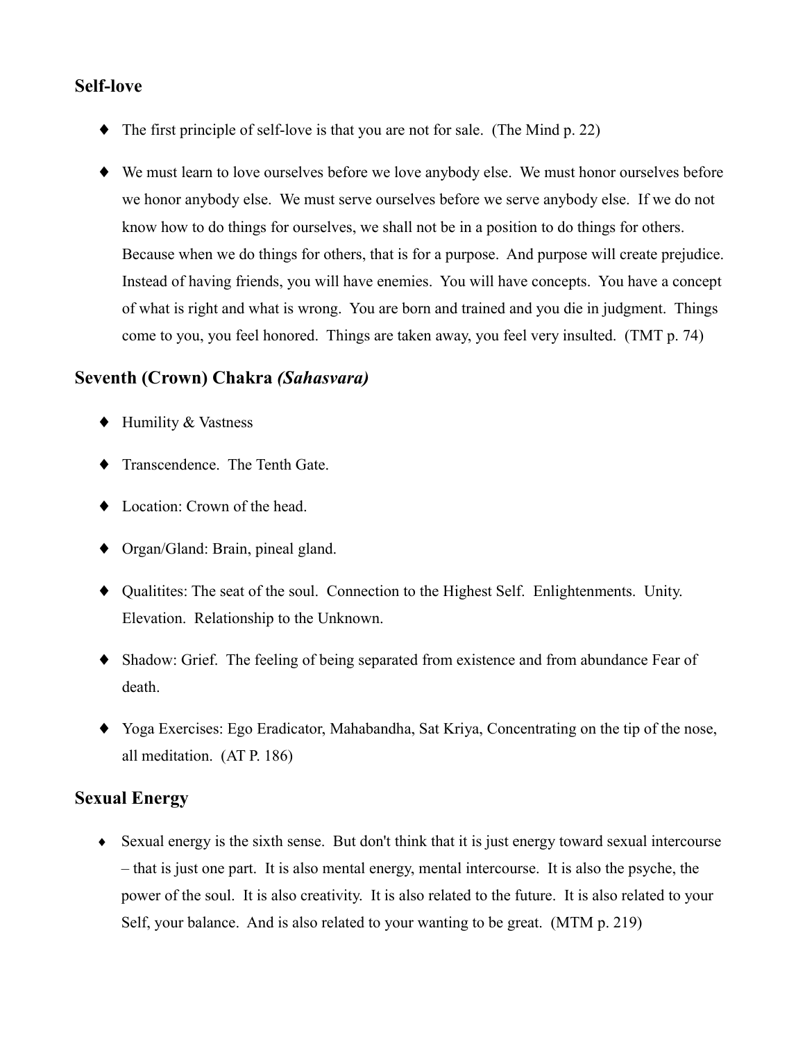## Self-love

- The first principle of self-love is that you are not for sale. (The Mind p. 22)

- We must learn to love ourselves before we love anybody else. We must honor ourselves before we honor anybody else. We must serve ourselves before we serve anybody else. If we do not know how to do things for ourselves, we shall not be in a position to do things for others. Because when we do things for others, that is for a purpose. And purpose will create prejudice. Instead of having friends, you will have enemies. You will have concepts. You have a concept of what is right and what is wrong. You are born and trained and you die in judgment. Things come to you, you feel honored. Things are taken away, you feel very insulted. (TMT p. 74)

## Seventh (Crown) Chakra *(Sahasvara)*

- Humility & Vastness

- Transcendence. The Tenth Gate.

- Location: Crown of the head.

- Organ/Gland: Brain, pineal gland.

- Qualitites: The seat of the soul. Connection to the Highest Self. Enlightenments. Unity. Elevation. Relationship to the Unknown.

- Shadow: Grief. The feeling of being separated from existence and from abundance Fear of death.

- Yoga Exercises: Ego Eradicator, Mahabandha, Sat Kriya, Concentrating on the tip of the nose, all meditation. (AT P. 186)

## Sexual Energy

- Sexual energy is the sixth sense. But don't think that it is just energy toward sexual intercourse – that is just one part. It is also mental energy, mental intercourse. It is also the psyche, the power of the soul. It is also creativity. It is also related to the future. It is also related to your Self, your balance. And is also related to your wanting to be great. (MTM p. 219)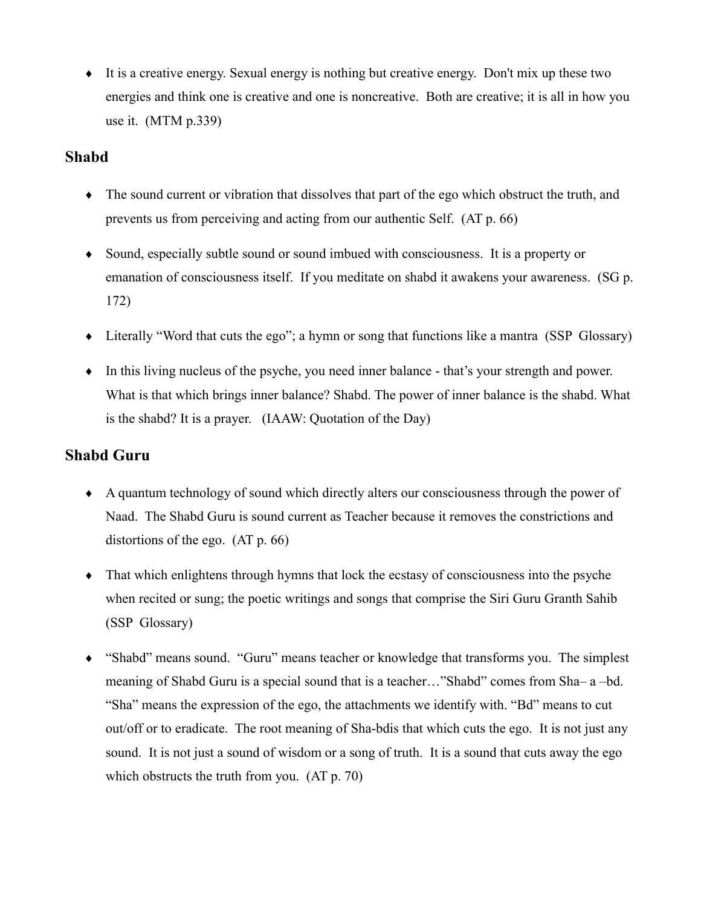- It is a creative energy. Sexual energy is nothing but creative energy. Don't mix up these two energies and think one is creative and one is noncreative. Both are creative; it is all in how you use it. (MTM p.339)

## Shabd

- The sound current or vibration that dissolves that part of the ego which obstruct the truth, and prevents us from perceiving and acting from our authentic Self. (AT p. 66)

- Sound, especially subtle sound or sound imbued with consciousness. It is a property or emanation of consciousness itself. If you meditate on shabd it awakens your awareness. (SG p. 172)

- Literally "Word that cuts the ego"; a hymn or song that functions like a mantra (SSP Glossary)

- In this living nucleus of the psyche, you need inner balance - that's your strength and power. What is that which brings inner balance? Shabd. The power of inner balance is the shabd. What is the shabd? It is a prayer. (IAAW: Quotation of the Day)

## Shabd Guru

- A quantum technology of sound which directly alters our consciousness through the power of Naad. The Shabd Guru is sound current as Teacher because it removes the constrictions and distortions of the ego. (AT p. 66)

- That which enlightens through hymns that lock the ecstasy of consciousness into the psyche when recited or sung; the poetic writings and songs that comprise the Siri Guru Granth Sahib (SSP Glossary)

- "Shabd" means sound. "Guru" means teacher or knowledge that transforms you. The simplest meaning of Shabd Guru is a special sound that is a teacher…"Shabd" comes from Sha– a –bd. "Sha" means the expression of the ego, the attachments we identify with. "Bd" means to cut out/off or to eradicate. The root meaning of Sha-bdis that which cuts the ego. It is not just any sound. It is not just a sound of wisdom or a song of truth. It is a sound that cuts away the ego which obstructs the truth from you. (AT p. 70)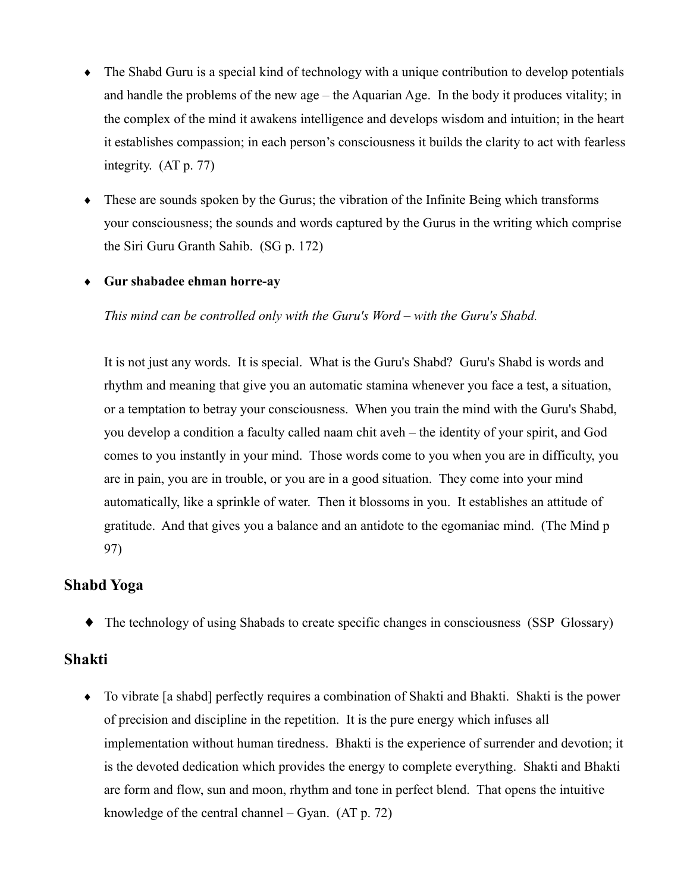- The Shabd Guru is a special kind of technology with a unique contribution to develop potentials and handle the problems of the new age – the Aquarian Age. In the body it produces vitality; in the complex of the mind it awakens intelligence and develops wisdom and intuition; in the heart it establishes compassion; in each person's consciousness it builds the clarity to act with fearless integrity. (AT p. 77)

- These are sounds spoken by the Gurus; the vibration of the Infinite Being which transforms your consciousness; the sounds and words captured by the Gurus in the writing which comprise the Siri Guru Granth Sahib. (SG p. 172)

- **Gur shabadee ehman horre-ay**

  *This mind can be controlled only with the Guru's Word – with the Guru's Shabd.*

  It is not just any words. It is special. What is the Guru's Shabd? Guru's Shabd is words and rhythm and meaning that give you an automatic stamina whenever you face a test, a situation, or a temptation to betray your consciousness. When you train the mind with the Guru's Shabd, you develop a condition a faculty called naam chit aveh – the identity of your spirit, and God comes to you instantly in your mind. Those words come to you when you are in difficulty, you are in pain, you are in trouble, or you are in a good situation. They come into your mind automatically, like a sprinkle of water. Then it blossoms in you. It establishes an attitude of gratitude. And that gives you a balance and an antidote to the egomaniac mind. (The Mind p 97)

## Shabd Yoga

- The technology of using Shabads to create specific changes in consciousness (SSP Glossary)

## Shakti

- To vibrate [a shabd] perfectly requires a combination of Shakti and Bhakti. Shakti is the power of precision and discipline in the repetition. It is the pure energy which infuses all implementation without human tiredness. Bhakti is the experience of surrender and devotion; it is the devoted dedication which provides the energy to complete everything. Shakti and Bhakti are form and flow, sun and moon, rhythm and tone in perfect blend. That opens the intuitive knowledge of the central channel – Gyan. (AT p. 72)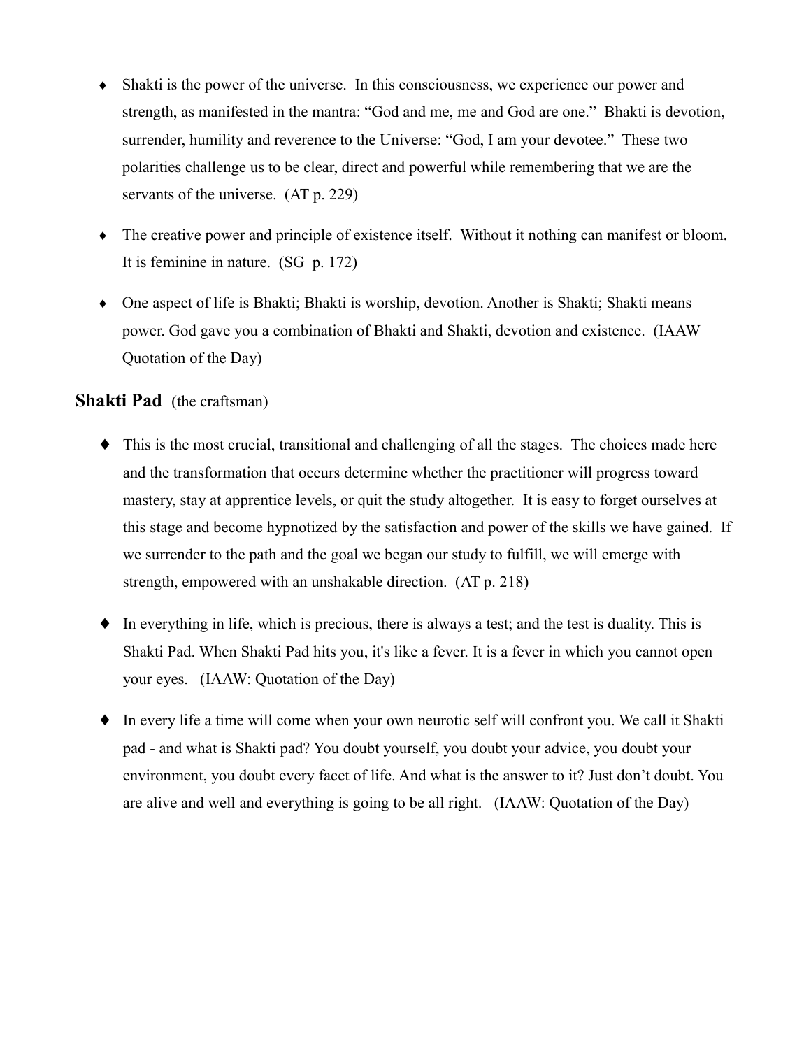- Shakti is the power of the universe. In this consciousness, we experience our power and strength, as manifested in the mantra: "God and me, me and God are one." Bhakti is devotion, surrender, humility and reverence to the Universe: "God, I am your devotee." These two polarities challenge us to be clear, direct and powerful while remembering that we are the servants of the universe. (AT p. 229)

- The creative power and principle of existence itself. Without it nothing can manifest or bloom. It is feminine in nature. (SG p. 172)

- One aspect of life is Bhakti; Bhakti is worship, devotion. Another is Shakti; Shakti means power. God gave you a combination of Bhakti and Shakti, devotion and existence. (IAAW Quotation of the Day)

### **Shakti Pad** (the craftsman)

- This is the most crucial, transitional and challenging of all the stages. The choices made here and the transformation that occurs determine whether the practitioner will progress toward mastery, stay at apprentice levels, or quit the study altogether. It is easy to forget ourselves at this stage and become hypnotized by the satisfaction and power of the skills we have gained. If we surrender to the path and the goal we began our study to fulfill, we will emerge with strength, empowered with an unshakable direction. (AT p. 218)

- In everything in life, which is precious, there is always a test; and the test is duality. This is Shakti Pad. When Shakti Pad hits you, it's like a fever. It is a fever in which you cannot open your eyes. (IAAW: Quotation of the Day)

- In every life a time will come when your own neurotic self will confront you. We call it Shakti pad - and what is Shakti pad? You doubt yourself, you doubt your advice, you doubt your environment, you doubt every facet of life. And what is the answer to it? Just don't doubt. You are alive and well and everything is going to be all right. (IAAW: Quotation of the Day)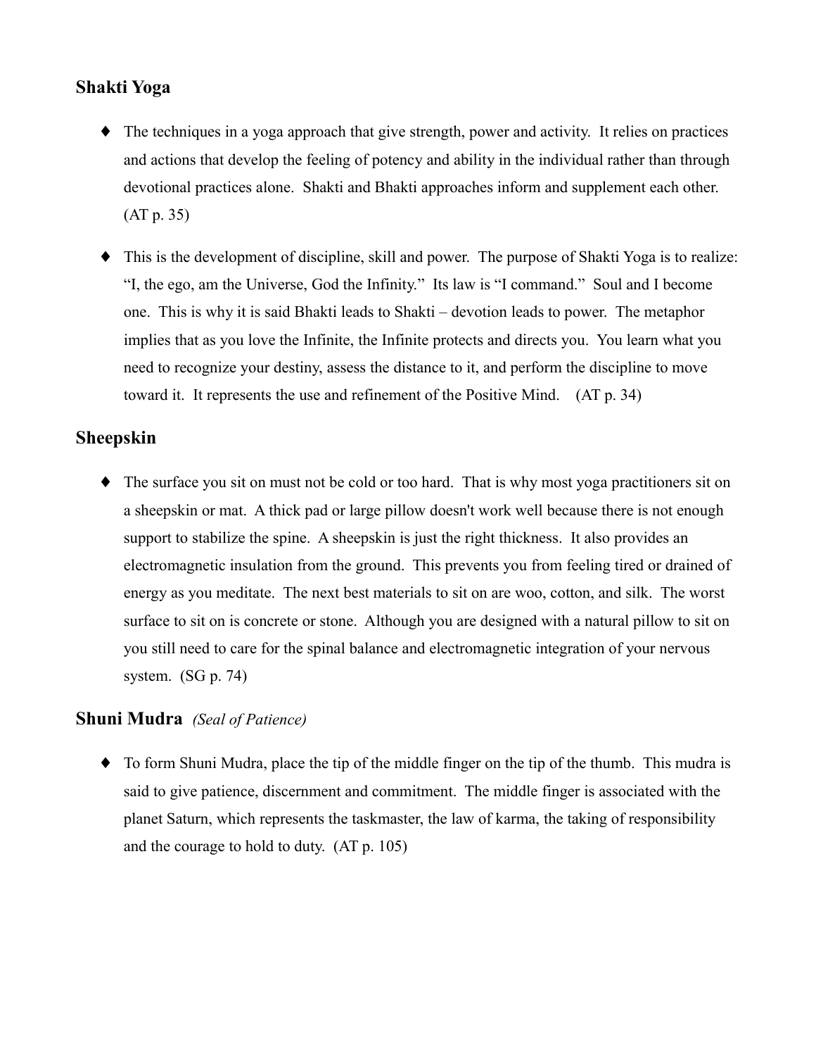## Shakti Yoga

- The techniques in a yoga approach that give strength, power and activity. It relies on practices and actions that develop the feeling of potency and ability in the individual rather than through devotional practices alone. Shakti and Bhakti approaches inform and supplement each other. (AT p. 35)
- This is the development of discipline, skill and power. The purpose of Shakti Yoga is to realize: "I, the ego, am the Universe, God the Infinity." Its law is "I command." Soul and I become one. This is why it is said Bhakti leads to Shakti – devotion leads to power. The metaphor implies that as you love the Infinite, the Infinite protects and directs you. You learn what you need to recognize your destiny, assess the distance to it, and perform the discipline to move toward it. It represents the use and refinement of the Positive Mind. (AT p. 34)

## Sheepskin

- The surface you sit on must not be cold or too hard. That is why most yoga practitioners sit on a sheepskin or mat. A thick pad or large pillow doesn't work well because there is not enough support to stabilize the spine. A sheepskin is just the right thickness. It also provides an electromagnetic insulation from the ground. This prevents you from feeling tired or drained of energy as you meditate. The next best materials to sit on are woo, cotton, and silk. The worst surface to sit on is concrete or stone. Although you are designed with a natural pillow to sit on you still need to care for the spinal balance and electromagnetic integration of your nervous system. (SG p. 74)

## Shuni Mudra *(Seal of Patience)*

- To form Shuni Mudra, place the tip of the middle finger on the tip of the thumb. This mudra is said to give patience, discernment and commitment. The middle finger is associated with the planet Saturn, which represents the taskmaster, the law of karma, the taking of responsibility and the courage to hold to duty. (AT p. 105)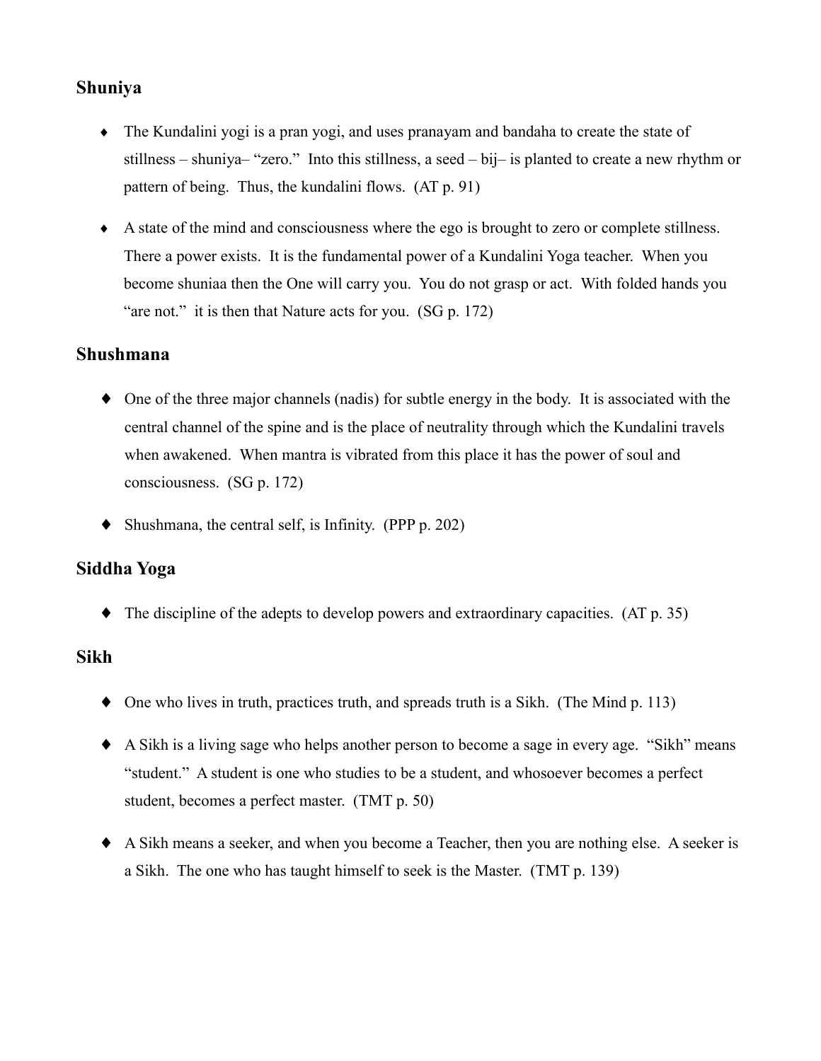## Shuniya

- The Kundalini yogi is a pran yogi, and uses pranayam and bandaha to create the state of stillness – shuniya– "zero." Into this stillness, a seed – bij– is planted to create a new rhythm or pattern of being. Thus, the kundalini flows. (AT p. 91)
- A state of the mind and consciousness where the ego is brought to zero or complete stillness. There a power exists. It is the fundamental power of a Kundalini Yoga teacher. When you become shuniaa then the One will carry you. You do not grasp or act. With folded hands you "are not." it is then that Nature acts for you. (SG p. 172)

## Shushmana

- One of the three major channels (nadis) for subtle energy in the body. It is associated with the central channel of the spine and is the place of neutrality through which the Kundalini travels when awakened. When mantra is vibrated from this place it has the power of soul and consciousness. (SG p. 172)
- Shushmana, the central self, is Infinity. (PPP p. 202)

## Siddha Yoga

- The discipline of the adepts to develop powers and extraordinary capacities. (AT p. 35)

## Sikh

- One who lives in truth, practices truth, and spreads truth is a Sikh. (The Mind p. 113)
- A Sikh is a living sage who helps another person to become a sage in every age. "Sikh" means "student." A student is one who studies to be a student, and whosoever becomes a perfect student, becomes a perfect master. (TMT p. 50)
- A Sikh means a seeker, and when you become a Teacher, then you are nothing else. A seeker is a Sikh. The one who has taught himself to seek is the Master. (TMT p. 139)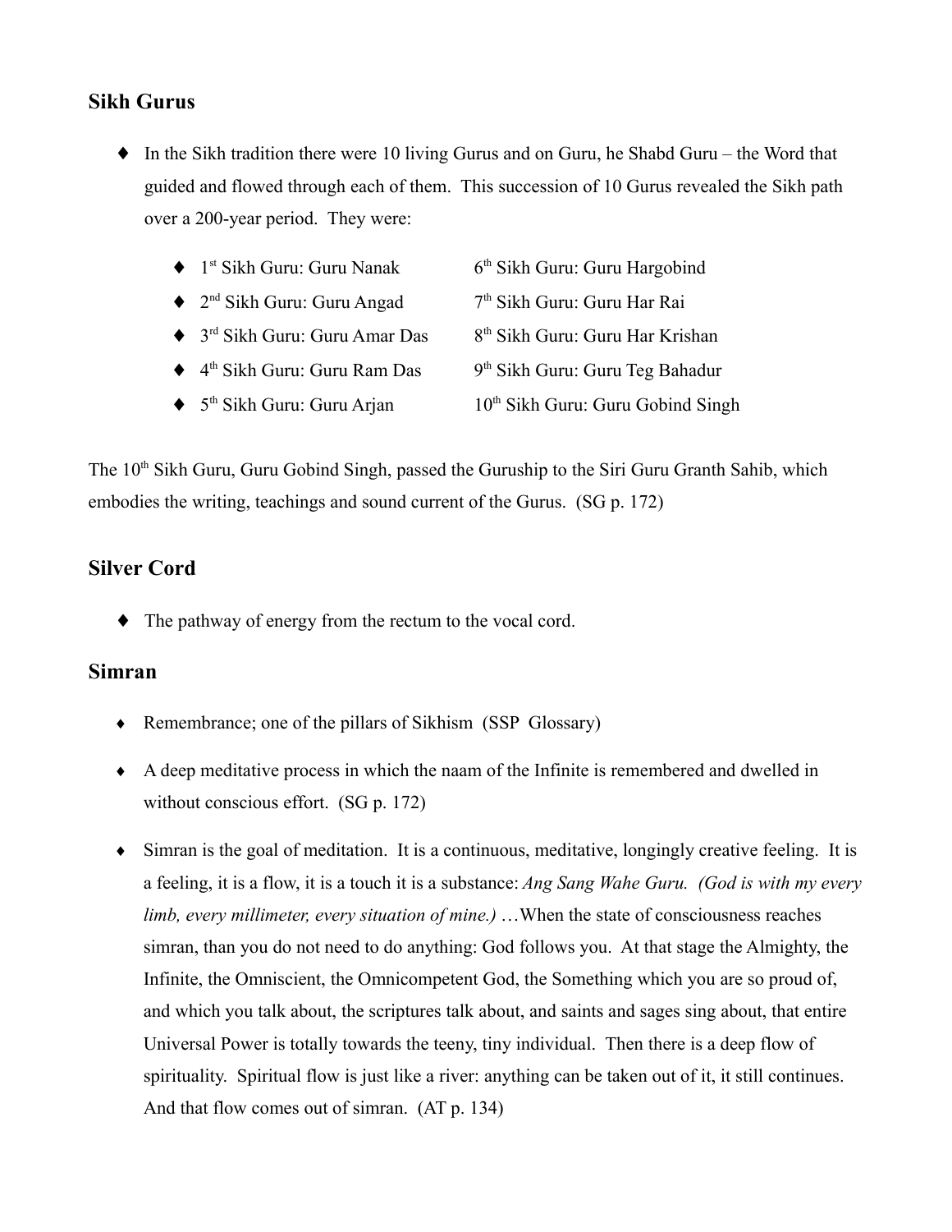## Sikh Gurus

- In the Sikh tradition there were 10 living Gurus and on Guru, he Shabd Guru – the Word that guided and flowed through each of them. This succession of 10 Gurus revealed the Sikh path over a 200-year period. They were:

  - 1st Sikh Guru: Guru Nanak
  - 2nd Sikh Guru: Guru Angad
  - 3rd Sikh Guru: Guru Amar Das
  - 4th Sikh Guru: Guru Ram Das
  - 5th Sikh Guru: Guru Arjan
  - 6th Sikh Guru: Guru Hargobind
  - 7th Sikh Guru: Guru Har Rai
  - 8th Sikh Guru: Guru Har Krishan
  - 9th Sikh Guru: Guru Teg Bahadur
  - 10th Sikh Guru: Guru Gobind Singh

The 10th Sikh Guru, Guru Gobind Singh, passed the Guruship to the Siri Guru Granth Sahib, which embodies the writing, teachings and sound current of the Gurus. (SG p. 172)

## Silver Cord

- The pathway of energy from the rectum to the vocal cord.

## Simran

- Remembrance; one of the pillars of Sikhism (SSP Glossary)

- A deep meditative process in which the naam of the Infinite is remembered and dwelled in without conscious effort. (SG p. 172)

- Simran is the goal of meditation. It is a continuous, meditative, longingly creative feeling. It is a feeling, it is a flow, it is a touch it is a substance: *Ang Sang Wahe Guru. (God is with my every limb, every millimeter, every situation of mine.)* …When the state of consciousness reaches simran, than you do not need to do anything: God follows you. At that stage the Almighty, the Infinite, the Omniscient, the Omnicompetent God, the Something which you are so proud of, and which you talk about, the scriptures talk about, and saints and sages sing about, that entire Universal Power is totally towards the teeny, tiny individual. Then there is a deep flow of spirituality. Spiritual flow is just like a river: anything can be taken out of it, it still continues. And that flow comes out of simran. (AT p. 134)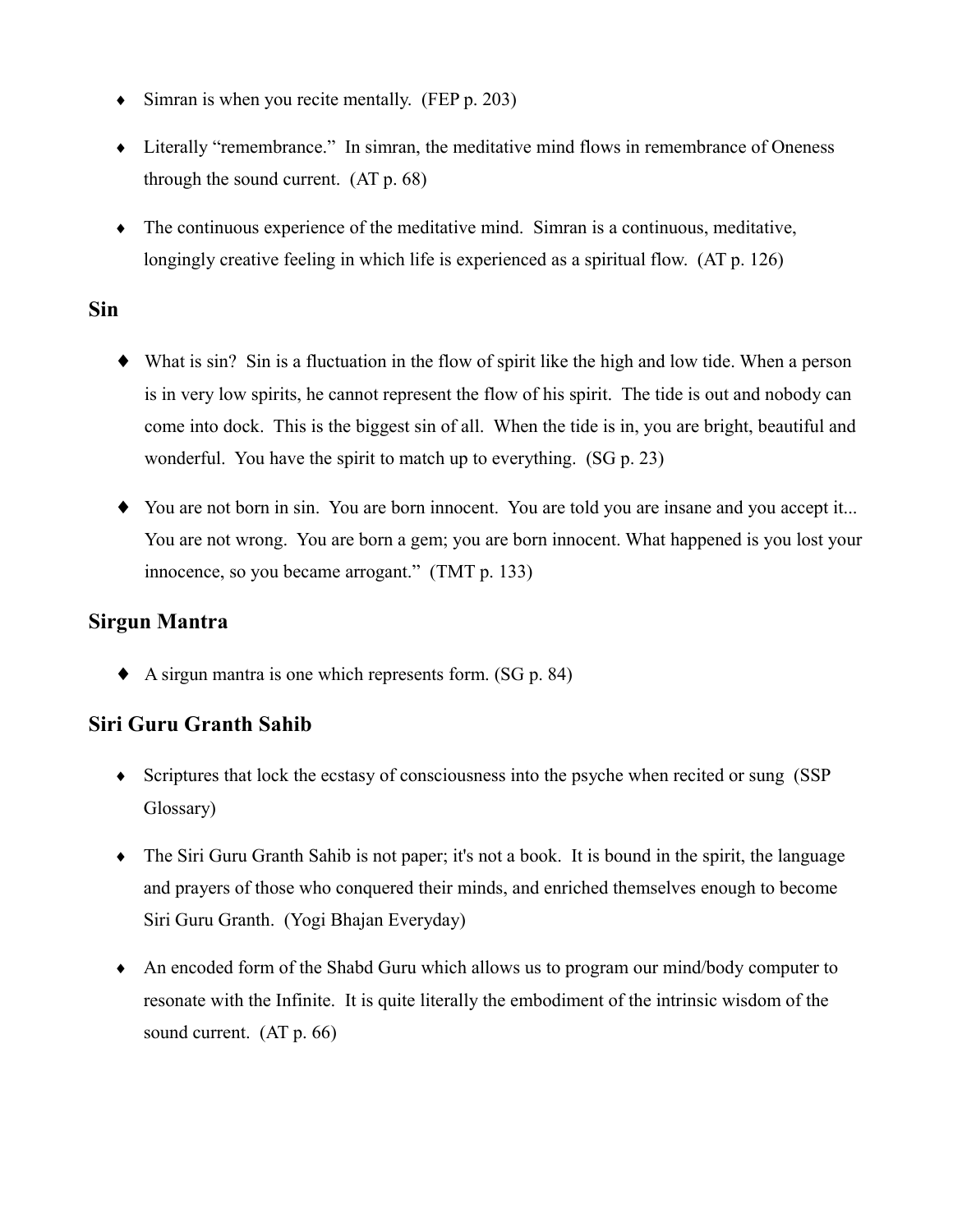- Simran is when you recite mentally. (FEP p. 203)

- Literally "remembrance." In simran, the meditative mind flows in remembrance of Oneness through the sound current. (AT p. 68)

- The continuous experience of the meditative mind. Simran is a continuous, meditative, longingly creative feeling in which life is experienced as a spiritual flow. (AT p. 126)

## Sin

- What is sin? Sin is a fluctuation in the flow of spirit like the high and low tide. When a person is in very low spirits, he cannot represent the flow of his spirit. The tide is out and nobody can come into dock. This is the biggest sin of all. When the tide is in, you are bright, beautiful and wonderful. You have the spirit to match up to everything. (SG p. 23)

- You are not born in sin. You are born innocent. You are told you are insane and you accept it... You are not wrong. You are born a gem; you are born innocent. What happened is you lost your innocence, so you became arrogant." (TMT p. 133)

## Sirgun Mantra

- A sirgun mantra is one which represents form. (SG p. 84)

## Siri Guru Granth Sahib

- Scriptures that lock the ecstasy of consciousness into the psyche when recited or sung (SSP Glossary)

- The Siri Guru Granth Sahib is not paper; it's not a book. It is bound in the spirit, the language and prayers of those who conquered their minds, and enriched themselves enough to become Siri Guru Granth. (Yogi Bhajan Everyday)

- An encoded form of the Shabd Guru which allows us to program our mind/body computer to resonate with the Infinite. It is quite literally the embodiment of the intrinsic wisdom of the sound current. (AT p. 66)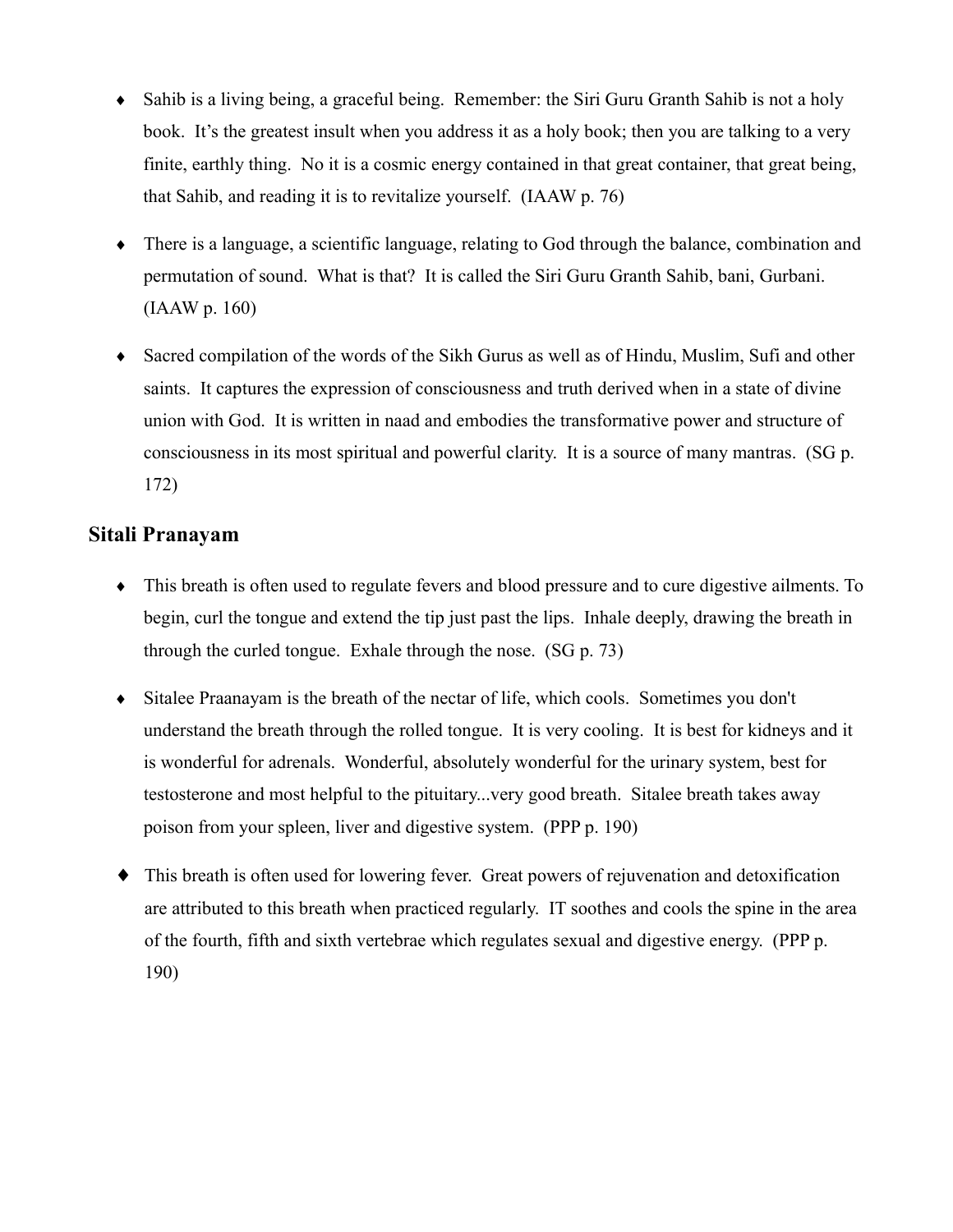- Sahib is a living being, a graceful being. Remember: the Siri Guru Granth Sahib is not a holy book. It's the greatest insult when you address it as a holy book; then you are talking to a very finite, earthly thing. No it is a cosmic energy contained in that great container, that great being, that Sahib, and reading it is to revitalize yourself. (IAAW p. 76)

- There is a language, a scientific language, relating to God through the balance, combination and permutation of sound. What is that? It is called the Siri Guru Granth Sahib, bani, Gurbani. (IAAW p. 160)

- Sacred compilation of the words of the Sikh Gurus as well as of Hindu, Muslim, Sufi and other saints. It captures the expression of consciousness and truth derived when in a state of divine union with God. It is written in naad and embodies the transformative power and structure of consciousness in its most spiritual and powerful clarity. It is a source of many mantras. (SG p. 172)

## Sitali Pranayam

- This breath is often used to regulate fevers and blood pressure and to cure digestive ailments. To begin, curl the tongue and extend the tip just past the lips. Inhale deeply, drawing the breath in through the curled tongue. Exhale through the nose. (SG p. 73)

- Sitalee Praanayam is the breath of the nectar of life, which cools. Sometimes you don't understand the breath through the rolled tongue. It is very cooling. It is best for kidneys and it is wonderful for adrenals. Wonderful, absolutely wonderful for the urinary system, best for testosterone and most helpful to the pituitary...very good breath. Sitalee breath takes away poison from your spleen, liver and digestive system. (PPP p. 190)

- This breath is often used for lowering fever. Great powers of rejuvenation and detoxification are attributed to this breath when practiced regularly. IT soothes and cools the spine in the area of the fourth, fifth and sixth vertebrae which regulates sexual and digestive energy. (PPP p. 190)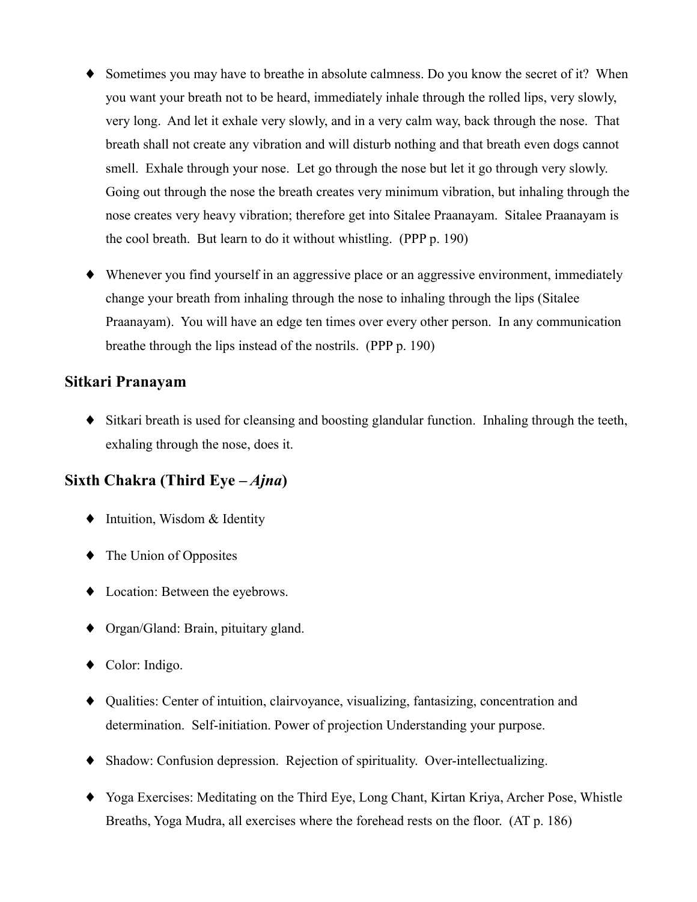- Sometimes you may have to breathe in absolute calmness. Do you know the secret of it? When you want your breath not to be heard, immediately inhale through the rolled lips, very slowly, very long. And let it exhale very slowly, and in a very calm way, back through the nose. That breath shall not create any vibration and will disturb nothing and that breath even dogs cannot smell. Exhale through your nose. Let go through the nose but let it go through very slowly. Going out through the nose the breath creates very minimum vibration, but inhaling through the nose creates very heavy vibration; therefore get into Sitalee Praanayam. Sitalee Praanayam is the cool breath. But learn to do it without whistling. (PPP p. 190)

- Whenever you find yourself in an aggressive place or an aggressive environment, immediately change your breath from inhaling through the nose to inhaling through the lips (Sitalee Praanayam). You will have an edge ten times over every other person. In any communication breathe through the lips instead of the nostrils. (PPP p. 190)

## Sitkari Pranayam

- Sitkari breath is used for cleansing and boosting glandular function. Inhaling through the teeth, exhaling through the nose, does it.

## Sixth Chakra (Third Eye – *Ajna*)

- Intuition, Wisdom & Identity
- The Union of Opposites
- Location: Between the eyebrows.
- Organ/Gland: Brain, pituitary gland.
- Color: Indigo.
- Qualities: Center of intuition, clairvoyance, visualizing, fantasizing, concentration and determination. Self-initiation. Power of projection Understanding your purpose.
- Shadow: Confusion depression. Rejection of spirituality. Over-intellectualizing.
- Yoga Exercises: Meditating on the Third Eye, Long Chant, Kirtan Kriya, Archer Pose, Whistle Breaths, Yoga Mudra, all exercises where the forehead rests on the floor. (AT p. 186)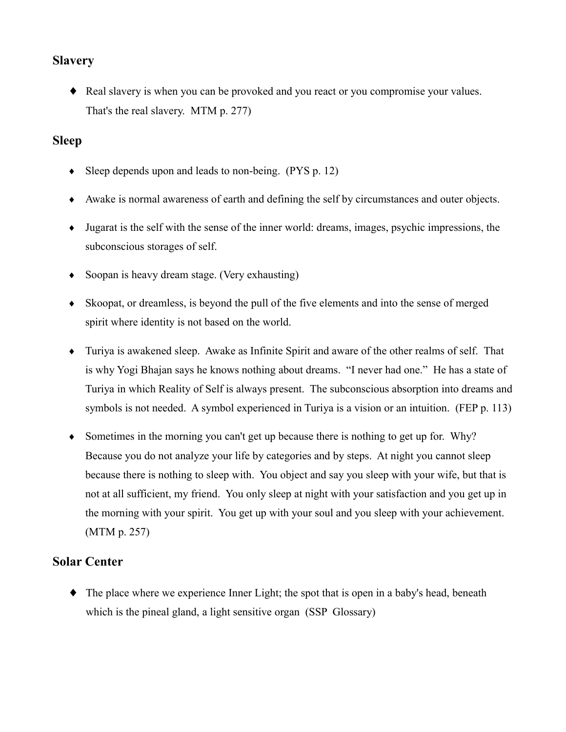## Slavery

- Real slavery is when you can be provoked and you react or you compromise your values. That's the real slavery. MTM p. 277)

## Sleep

- Sleep depends upon and leads to non-being. (PYS p. 12)
- Awake is normal awareness of earth and defining the self by circumstances and outer objects.
- Jugarat is the self with the sense of the inner world: dreams, images, psychic impressions, the subconscious storages of self.
- Soopan is heavy dream stage. (Very exhausting)
- Skoopat, or dreamless, is beyond the pull of the five elements and into the sense of merged spirit where identity is not based on the world.
- Turiya is awakened sleep. Awake as Infinite Spirit and aware of the other realms of self. That is why Yogi Bhajan says he knows nothing about dreams. "I never had one." He has a state of Turiya in which Reality of Self is always present. The subconscious absorption into dreams and symbols is not needed. A symbol experienced in Turiya is a vision or an intuition. (FEP p. 113)
- Sometimes in the morning you can't get up because there is nothing to get up for. Why? Because you do not analyze your life by categories and by steps. At night you cannot sleep because there is nothing to sleep with. You object and say you sleep with your wife, but that is not at all sufficient, my friend. You only sleep at night with your satisfaction and you get up in the morning with your spirit. You get up with your soul and you sleep with your achievement. (MTM p. 257)

## Solar Center

- The place where we experience Inner Light; the spot that is open in a baby's head, beneath which is the pineal gland, a light sensitive organ (SSP Glossary)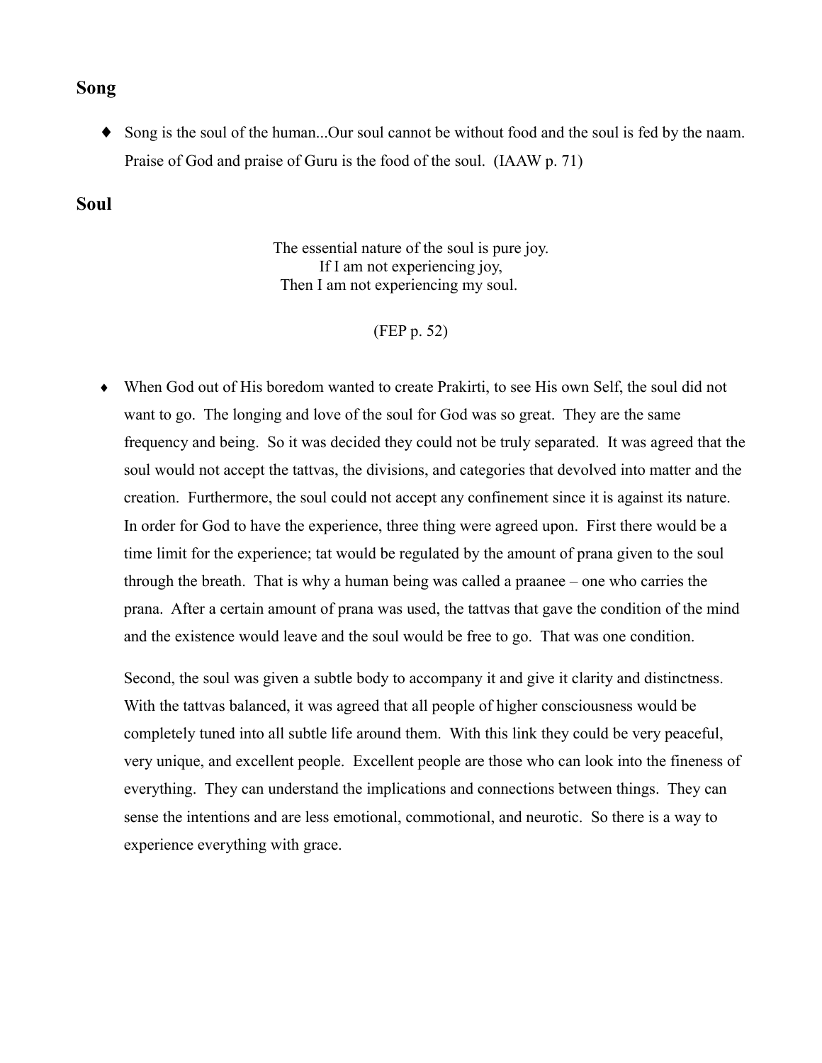## Song

- Song is the soul of the human...Our soul cannot be without food and the soul is fed by the naam. Praise of God and praise of Guru is the food of the soul. (IAAW p. 71)

## Soul

The essential nature of the soul is pure joy.
If I am not experiencing joy,
Then I am not experiencing my soul.

(FEP p. 52)

- When God out of His boredom wanted to create Prakirti, to see His own Self, the soul did not want to go. The longing and love of the soul for God was so great. They are the same frequency and being. So it was decided they could not be truly separated. It was agreed that the soul would not accept the tattvas, the divisions, and categories that devolved into matter and the creation. Furthermore, the soul could not accept any confinement since it is against its nature. In order for God to have the experience, three thing were agreed upon. First there would be a time limit for the experience; tat would be regulated by the amount of prana given to the soul through the breath. That is why a human being was called a praanee – one who carries the prana. After a certain amount of prana was used, the tattvas that gave the condition of the mind and the existence would leave and the soul would be free to go. That was one condition.

  Second, the soul was given a subtle body to accompany it and give it clarity and distinctness. With the tattvas balanced, it was agreed that all people of higher consciousness would be completely tuned into all subtle life around them. With this link they could be very peaceful, very unique, and excellent people. Excellent people are those who can look into the fineness of everything. They can understand the implications and connections between things. They can sense the intentions and are less emotional, commotional, and neurotic. So there is a way to experience everything with grace.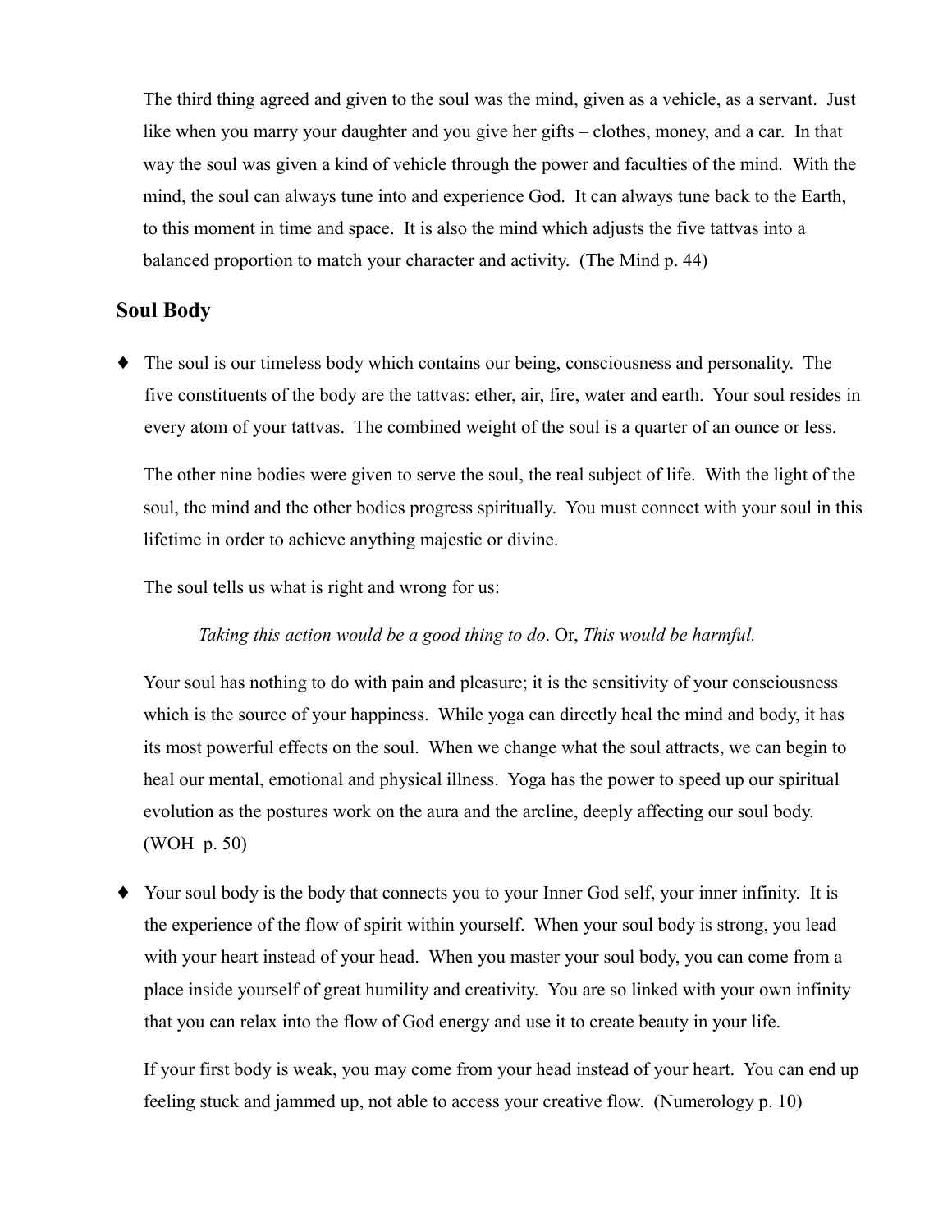The third thing agreed and given to the soul was the mind, given as a vehicle, as a servant. Just like when you marry your daughter and you give her gifts – clothes, money, and a car. In that way the soul was given a kind of vehicle through the power and faculties of the mind. With the mind, the soul can always tune into and experience God. It can always tune back to the Earth, to this moment in time and space. It is also the mind which adjusts the five tattvas into a balanced proportion to match your character and activity. (The Mind p. 44)

## Soul Body

- The soul is our timeless body which contains our being, consciousness and personality. The five constituents of the body are the tattvas: ether, air, fire, water and earth. Your soul resides in every atom of your tattvas. The combined weight of the soul is a quarter of an ounce or less.

  The other nine bodies were given to serve the soul, the real subject of life. With the light of the soul, the mind and the other bodies progress spiritually. You must connect with your soul in this lifetime in order to achieve anything majestic or divine.

  The soul tells us what is right and wrong for us:

  > *Taking this action would be a good thing to do*. Or, *This would be harmful.*

  Your soul has nothing to do with pain and pleasure; it is the sensitivity of your consciousness which is the source of your happiness. While yoga can directly heal the mind and body, it has its most powerful effects on the soul. When we change what the soul attracts, we can begin to heal our mental, emotional and physical illness. Yoga has the power to speed up our spiritual evolution as the postures work on the aura and the arcline, deeply affecting our soul body. (WOH p. 50)

- Your soul body is the body that connects you to your Inner God self, your inner infinity. It is the experience of the flow of spirit within yourself. When your soul body is strong, you lead with your heart instead of your head. When you master your soul body, you can come from a place inside yourself of great humility and creativity. You are so linked with your own infinity that you can relax into the flow of God energy and use it to create beauty in your life.

  If your first body is weak, you may come from your head instead of your heart. You can end up feeling stuck and jammed up, not able to access your creative flow. (Numerology p. 10)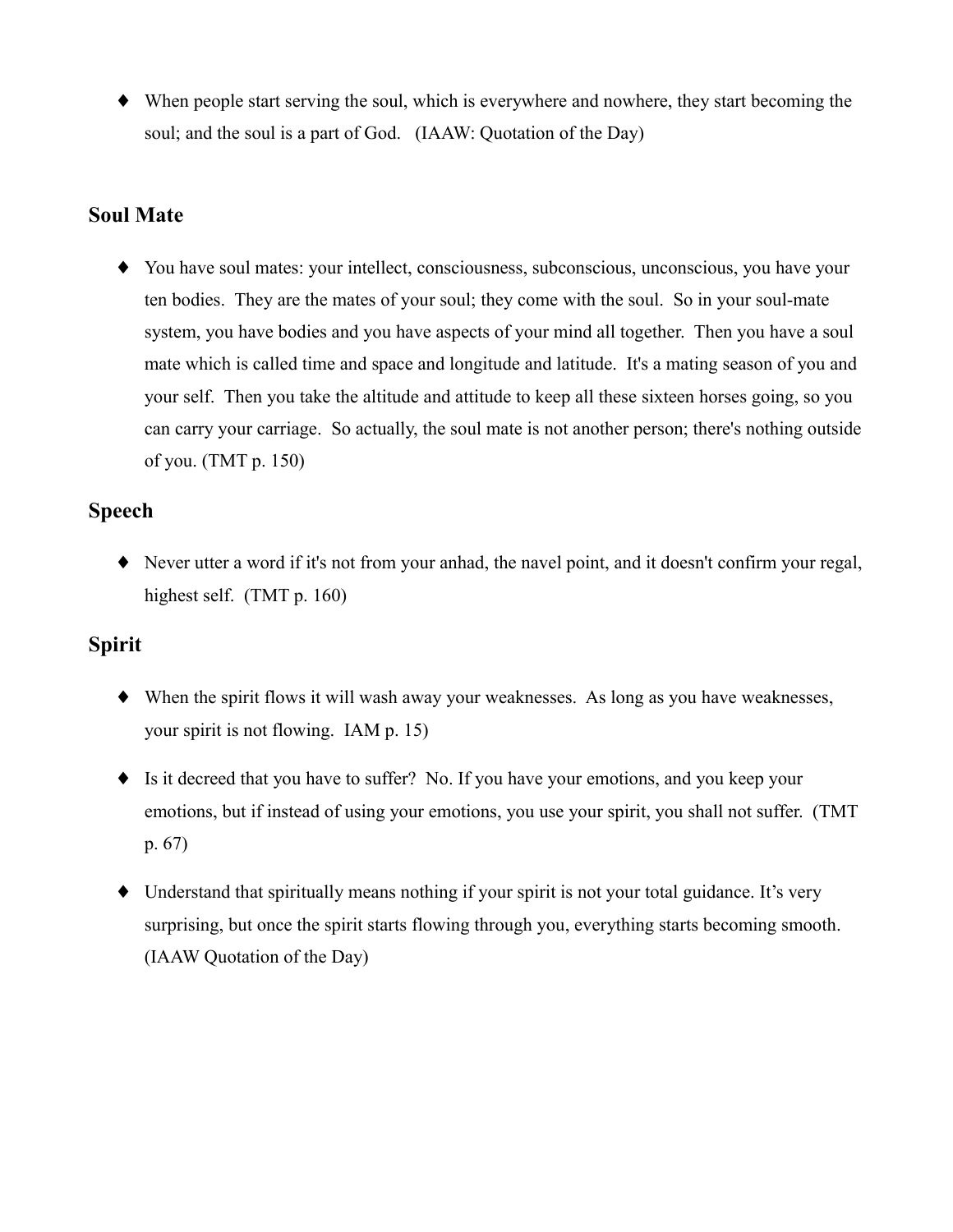- When people start serving the soul, which is everywhere and nowhere, they start becoming the soul; and the soul is a part of God.   (IAAW: Quotation of the Day)

## Soul Mate

- You have soul mates: your intellect, consciousness, subconscious, unconscious, you have your ten bodies.  They are the mates of your soul; they come with the soul.  So in your soul-mate system, you have bodies and you have aspects of your mind all together.  Then you have a soul mate which is called time and space and longitude and latitude.  It's a mating season of you and your self.  Then you take the altitude and attitude to keep all these sixteen horses going, so you can carry your carriage.  So actually, the soul mate is not another person; there's nothing outside of you. (TMT p. 150)

## Speech

- Never utter a word if it's not from your anhad, the navel point, and it doesn't confirm your regal, highest self.  (TMT p. 160)

## Spirit

- When the spirit flows it will wash away your weaknesses.  As long as you have weaknesses, your spirit is not flowing.  IAM p. 15)

- Is it decreed that you have to suffer?  No. If you have your emotions, and you keep your emotions, but if instead of using your emotions, you use your spirit, you shall not suffer.  (TMT p. 67)

- Understand that spiritually means nothing if your spirit is not your total guidance. It's very surprising, but once the spirit starts flowing through you, everything starts becoming smooth.  (IAAW Quotation of the Day)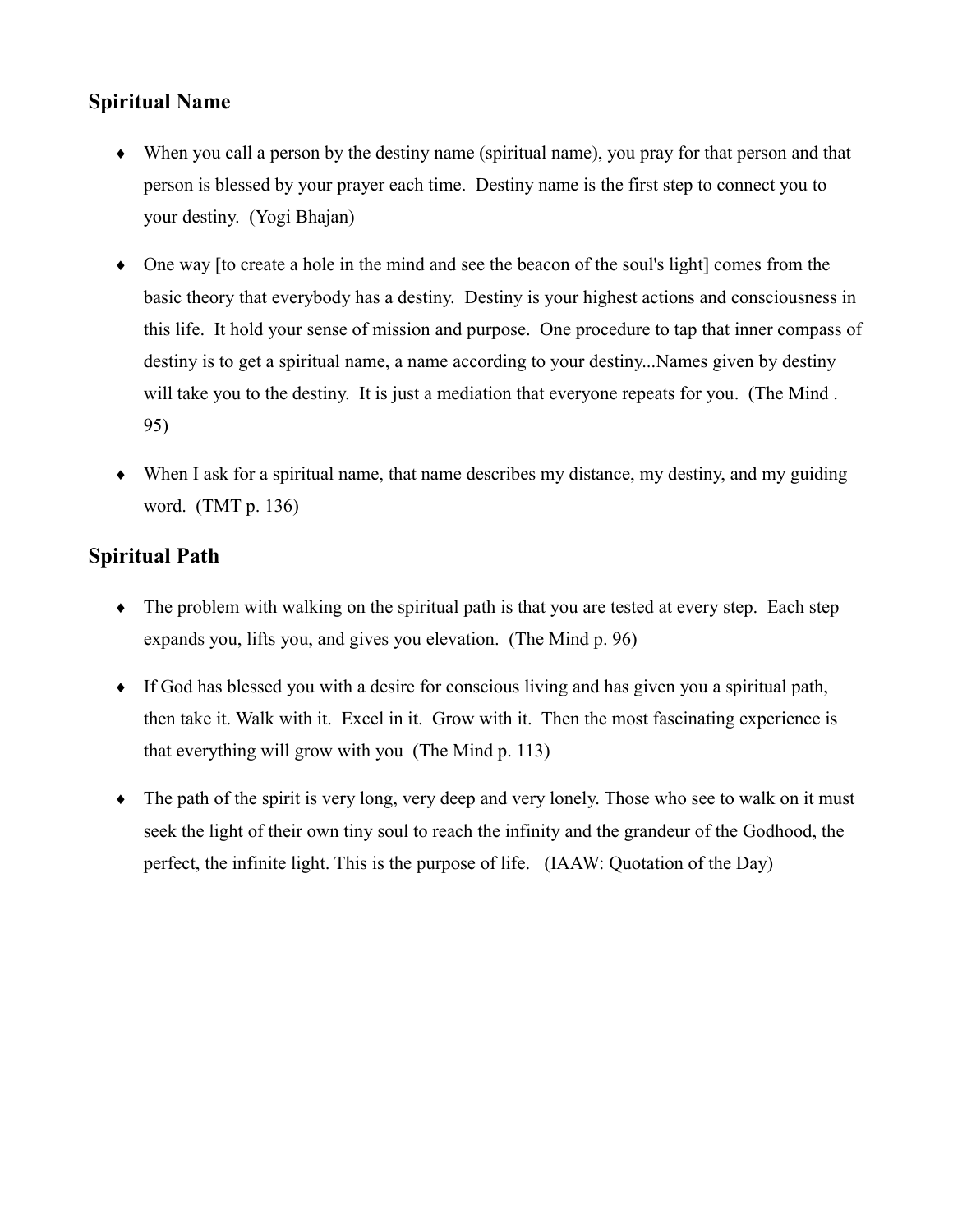## Spiritual Name

- When you call a person by the destiny name (spiritual name), you pray for that person and that person is blessed by your prayer each time. Destiny name is the first step to connect you to your destiny. (Yogi Bhajan)

- One way [to create a hole in the mind and see the beacon of the soul's light] comes from the basic theory that everybody has a destiny. Destiny is your highest actions and consciousness in this life. It hold your sense of mission and purpose. One procedure to tap that inner compass of destiny is to get a spiritual name, a name according to your destiny...Names given by destiny will take you to the destiny. It is just a mediation that everyone repeats for you. (The Mind . 95)

- When I ask for a spiritual name, that name describes my distance, my destiny, and my guiding word. (TMT p. 136)

## Spiritual Path

- The problem with walking on the spiritual path is that you are tested at every step. Each step expands you, lifts you, and gives you elevation. (The Mind p. 96)

- If God has blessed you with a desire for conscious living and has given you a spiritual path, then take it. Walk with it. Excel in it. Grow with it. Then the most fascinating experience is that everything will grow with you (The Mind p. 113)

- The path of the spirit is very long, very deep and very lonely. Those who see to walk on it must seek the light of their own tiny soul to reach the infinity and the grandeur of the Godhood, the perfect, the infinite light. This is the purpose of life. (IAAW: Quotation of the Day)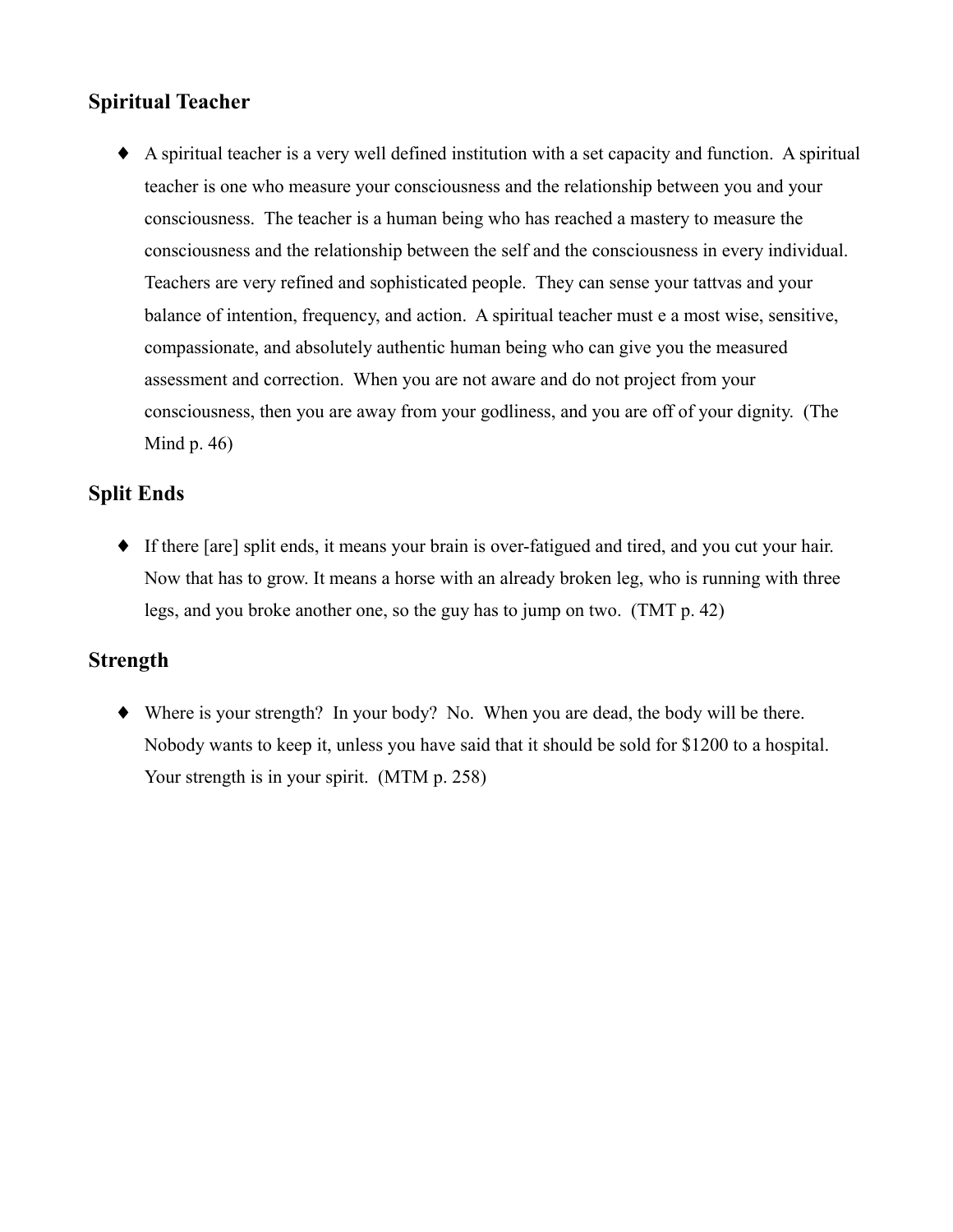## Spiritual Teacher

- A spiritual teacher is a very well defined institution with a set capacity and function. A spiritual teacher is one who measure your consciousness and the relationship between you and your consciousness. The teacher is a human being who has reached a mastery to measure the consciousness and the relationship between the self and the consciousness in every individual. Teachers are very refined and sophisticated people. They can sense your tattvas and your balance of intention, frequency, and action. A spiritual teacher must e a most wise, sensitive, compassionate, and absolutely authentic human being who can give you the measured assessment and correction. When you are not aware and do not project from your consciousness, then you are away from your godliness, and you are off of your dignity. (The Mind p. 46)

## Split Ends

- If there [are] split ends, it means your brain is over-fatigued and tired, and you cut your hair. Now that has to grow. It means a horse with an already broken leg, who is running with three legs, and you broke another one, so the guy has to jump on two. (TMT p. 42)

## Strength

- Where is your strength? In your body? No. When you are dead, the body will be there. Nobody wants to keep it, unless you have said that it should be sold for $1200 to a hospital. Your strength is in your spirit. (MTM p. 258)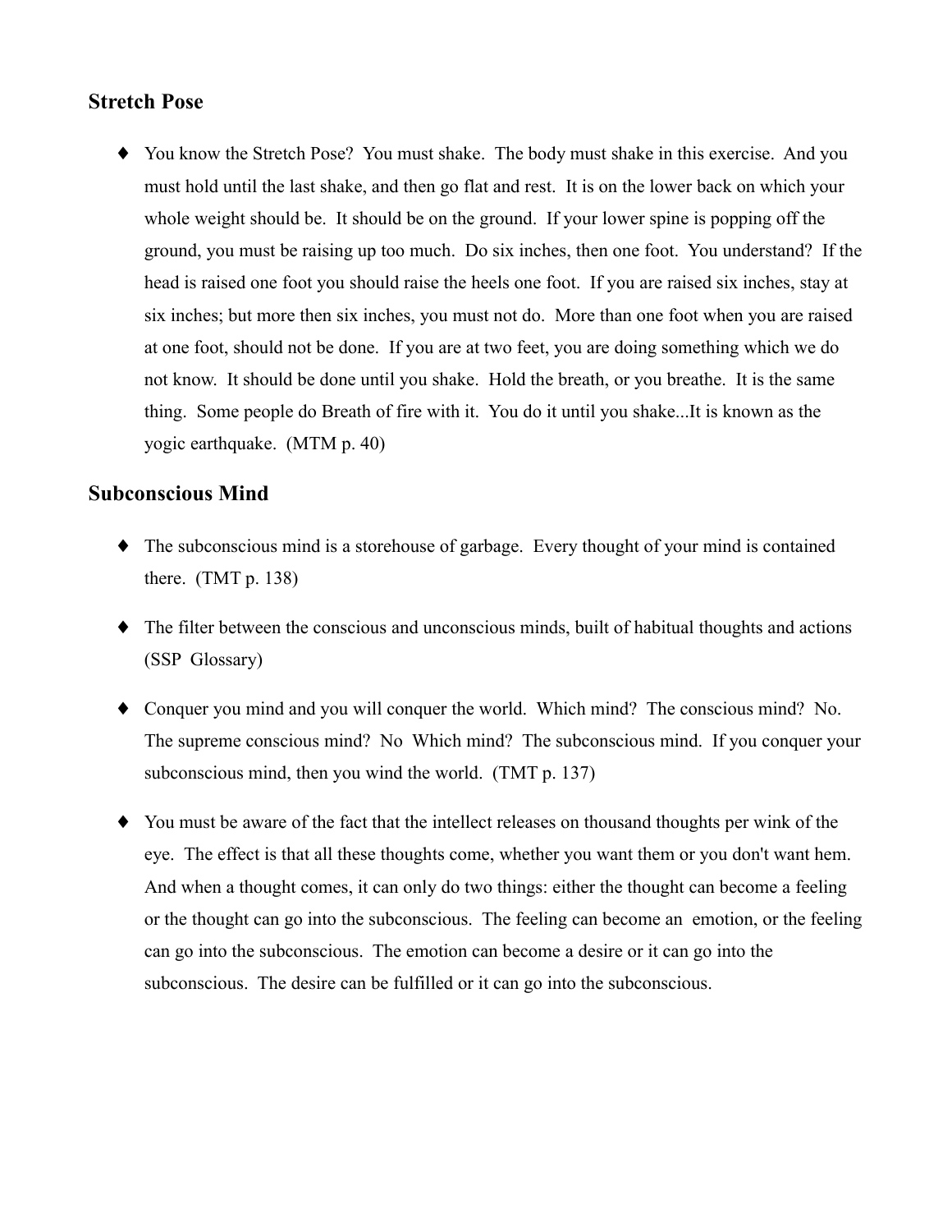## Stretch Pose

- You know the Stretch Pose? You must shake. The body must shake in this exercise. And you must hold until the last shake, and then go flat and rest. It is on the lower back on which your whole weight should be. It should be on the ground. If your lower spine is popping off the ground, you must be raising up too much. Do six inches, then one foot. You understand? If the head is raised one foot you should raise the heels one foot. If you are raised six inches, stay at six inches; but more then six inches, you must not do. More than one foot when you are raised at one foot, should not be done. If you are at two feet, you are doing something which we do not know. It should be done until you shake. Hold the breath, or you breathe. It is the same thing. Some people do Breath of fire with it. You do it until you shake...It is known as the yogic earthquake. (MTM p. 40)

## Subconscious Mind

- The subconscious mind is a storehouse of garbage. Every thought of your mind is contained there. (TMT p. 138)
- The filter between the conscious and unconscious minds, built of habitual thoughts and actions (SSP Glossary)
- Conquer you mind and you will conquer the world. Which mind? The conscious mind? No. The supreme conscious mind? No Which mind? The subconscious mind. If you conquer your subconscious mind, then you wind the world. (TMT p. 137)
- You must be aware of the fact that the intellect releases on thousand thoughts per wink of the eye. The effect is that all these thoughts come, whether you want them or you don't want hem. And when a thought comes, it can only do two things: either the thought can become a feeling or the thought can go into the subconscious. The feeling can become an emotion, or the feeling can go into the subconscious. The emotion can become a desire or it can go into the subconscious. The desire can be fulfilled or it can go into the subconscious.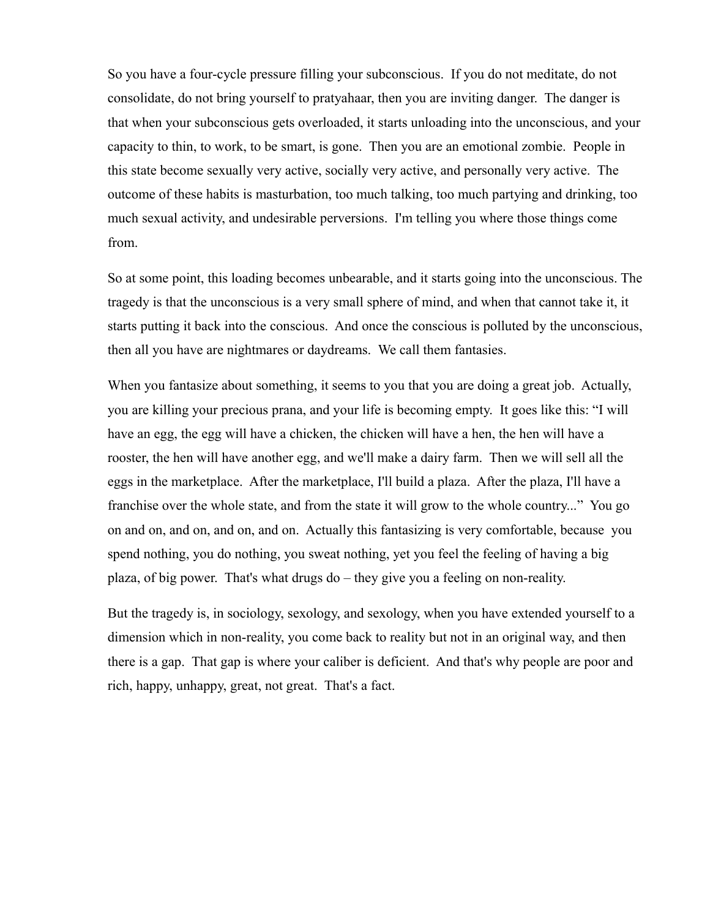So you have a four-cycle pressure filling your subconscious. If you do not meditate, do not consolidate, do not bring yourself to pratyahaar, then you are inviting danger. The danger is that when your subconscious gets overloaded, it starts unloading into the unconscious, and your capacity to thin, to work, to be smart, is gone. Then you are an emotional zombie. People in this state become sexually very active, socially very active, and personally very active. The outcome of these habits is masturbation, too much talking, too much partying and drinking, too much sexual activity, and undesirable perversions. I'm telling you where those things come from.

So at some point, this loading becomes unbearable, and it starts going into the unconscious. The tragedy is that the unconscious is a very small sphere of mind, and when that cannot take it, it starts putting it back into the conscious. And once the conscious is polluted by the unconscious, then all you have are nightmares or daydreams. We call them fantasies.

When you fantasize about something, it seems to you that you are doing a great job. Actually, you are killing your precious prana, and your life is becoming empty. It goes like this: "I will have an egg, the egg will have a chicken, the chicken will have a hen, the hen will have a rooster, the hen will have another egg, and we'll make a dairy farm. Then we will sell all the eggs in the marketplace. After the marketplace, I'll build a plaza. After the plaza, I'll have a franchise over the whole state, and from the state it will grow to the whole country..." You go on and on, and on, and on, and on. Actually this fantasizing is very comfortable, because you spend nothing, you do nothing, you sweat nothing, yet you feel the feeling of having a big plaza, of big power. That's what drugs do – they give you a feeling on non-reality.

But the tragedy is, in sociology, sexology, and sexology, when you have extended yourself to a dimension which in non-reality, you come back to reality but not in an original way, and then there is a gap. That gap is where your caliber is deficient. And that's why people are poor and rich, happy, unhappy, great, not great. That's a fact.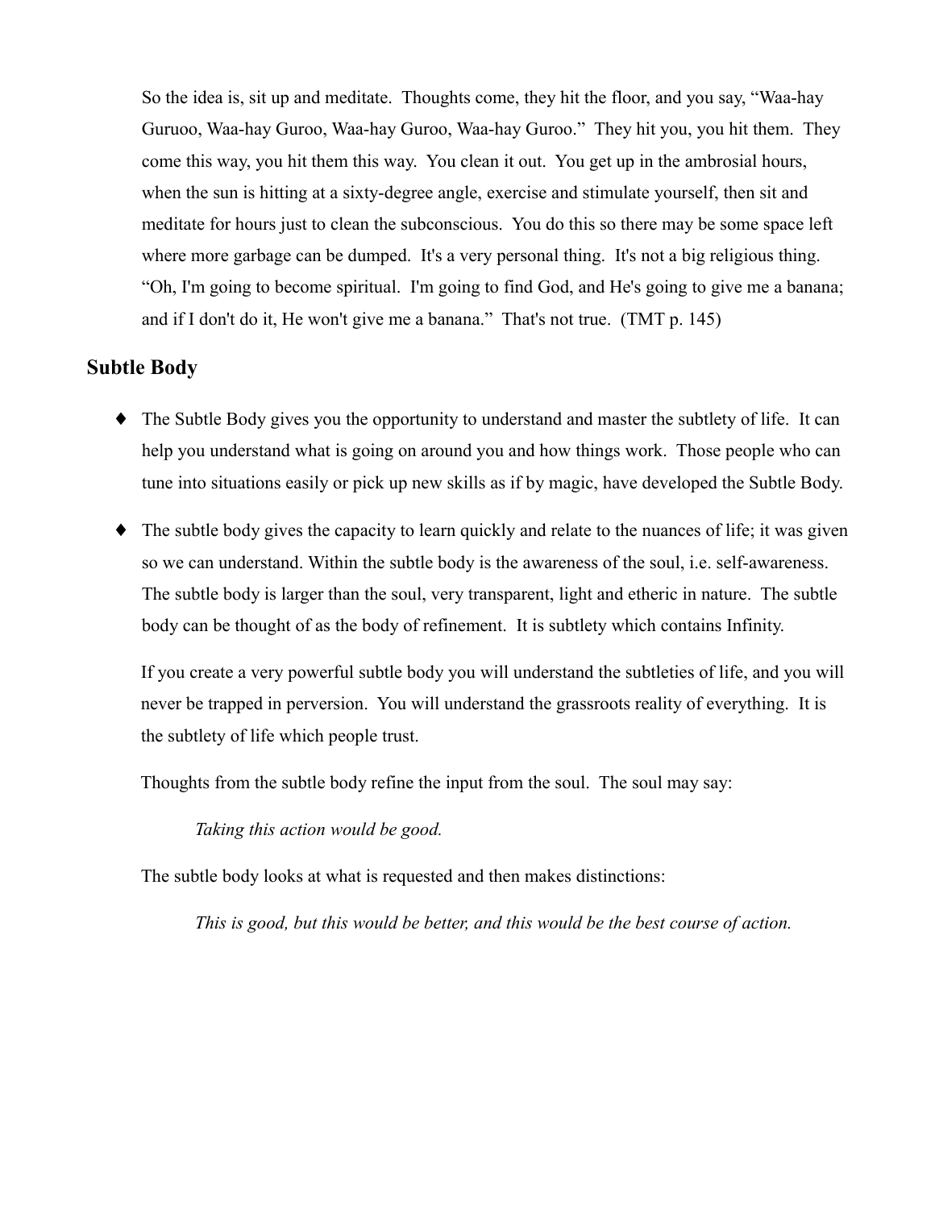So the idea is, sit up and meditate. Thoughts come, they hit the floor, and you say, "Waa-hay Guruoo, Waa-hay Guroo, Waa-hay Guroo, Waa-hay Guroo." They hit you, you hit them. They come this way, you hit them this way. You clean it out. You get up in the ambrosial hours, when the sun is hitting at a sixty-degree angle, exercise and stimulate yourself, then sit and meditate for hours just to clean the subconscious. You do this so there may be some space left where more garbage can be dumped. It's a very personal thing. It's not a big religious thing. "Oh, I'm going to become spiritual. I'm going to find God, and He's going to give me a banana; and if I don't do it, He won't give me a banana." That's not true. (TMT p. 145)

## Subtle Body

- The Subtle Body gives you the opportunity to understand and master the subtlety of life. It can help you understand what is going on around you and how things work. Those people who can tune into situations easily or pick up new skills as if by magic, have developed the Subtle Body.

- The subtle body gives the capacity to learn quickly and relate to the nuances of life; it was given so we can understand. Within the subtle body is the awareness of the soul, i.e. self-awareness. The subtle body is larger than the soul, very transparent, light and etheric in nature. The subtle body can be thought of as the body of refinement. It is subtlety which contains Infinity.

  If you create a very powerful subtle body you will understand the subtleties of life, and you will never be trapped in perversion. You will understand the grassroots reality of everything. It is the subtlety of life which people trust.

  Thoughts from the subtle body refine the input from the soul. The soul may say:

  > *Taking this action would be good.*

  The subtle body looks at what is requested and then makes distinctions:

  > *This is good, but this would be better, and this would be the best course of action.*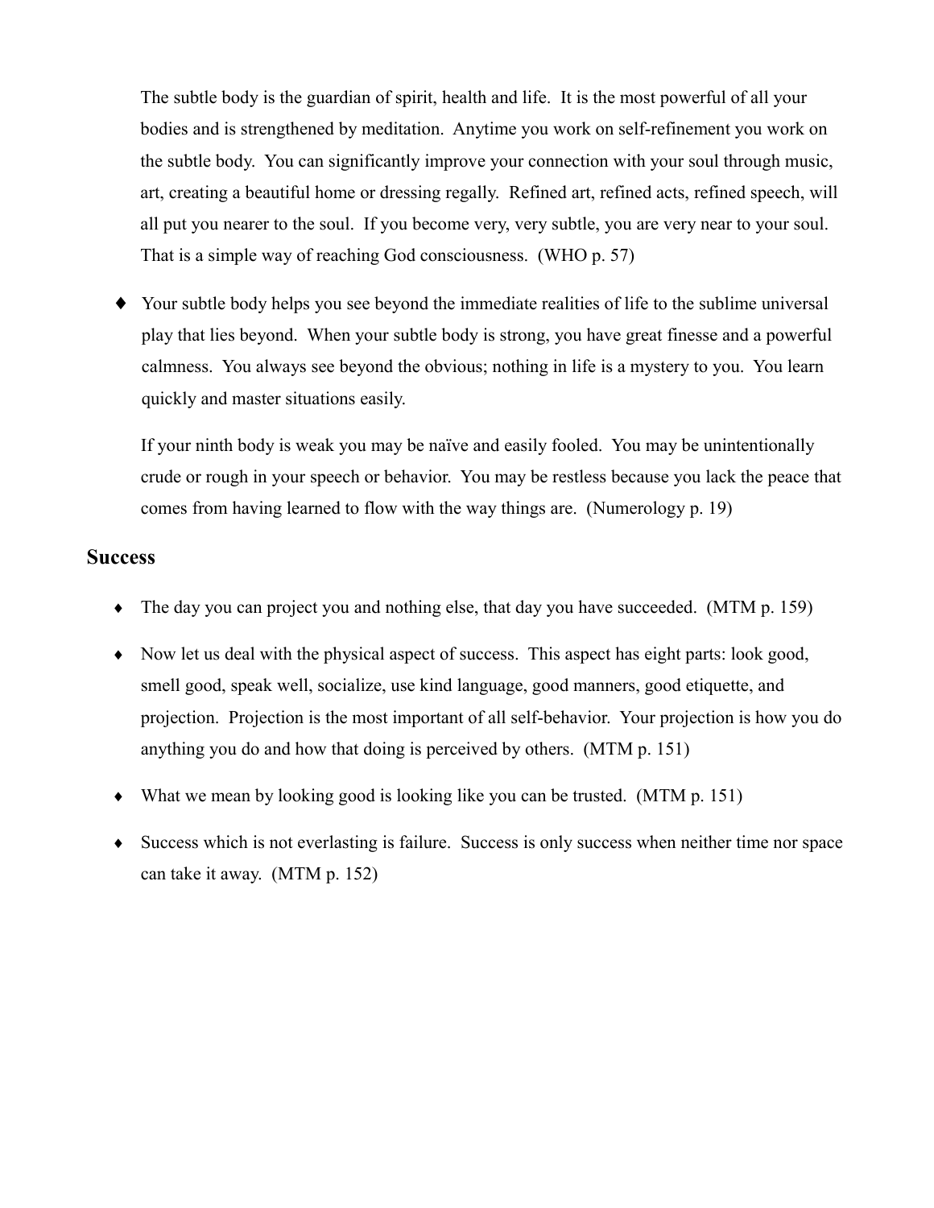The subtle body is the guardian of spirit, health and life. It is the most powerful of all your bodies and is strengthened by meditation. Anytime you work on self-refinement you work on the subtle body. You can significantly improve your connection with your soul through music, art, creating a beautiful home or dressing regally. Refined art, refined acts, refined speech, will all put you nearer to the soul. If you become very, very subtle, you are very near to your soul. That is a simple way of reaching God consciousness. (WHO p. 57)

- Your subtle body helps you see beyond the immediate realities of life to the sublime universal play that lies beyond. When your subtle body is strong, you have great finesse and a powerful calmness. You always see beyond the obvious; nothing in life is a mystery to you. You learn quickly and master situations easily.

  If your ninth body is weak you may be naïve and easily fooled. You may be unintentionally crude or rough in your speech or behavior. You may be restless because you lack the peace that comes from having learned to flow with the way things are. (Numerology p. 19)

## Success

- The day you can project you and nothing else, that day you have succeeded. (MTM p. 159)
- Now let us deal with the physical aspect of success. This aspect has eight parts: look good, smell good, speak well, socialize, use kind language, good manners, good etiquette, and projection. Projection is the most important of all self-behavior. Your projection is how you do anything you do and how that doing is perceived by others. (MTM p. 151)
- What we mean by looking good is looking like you can be trusted. (MTM p. 151)
- Success which is not everlasting is failure. Success is only success when neither time nor space can take it away. (MTM p. 152)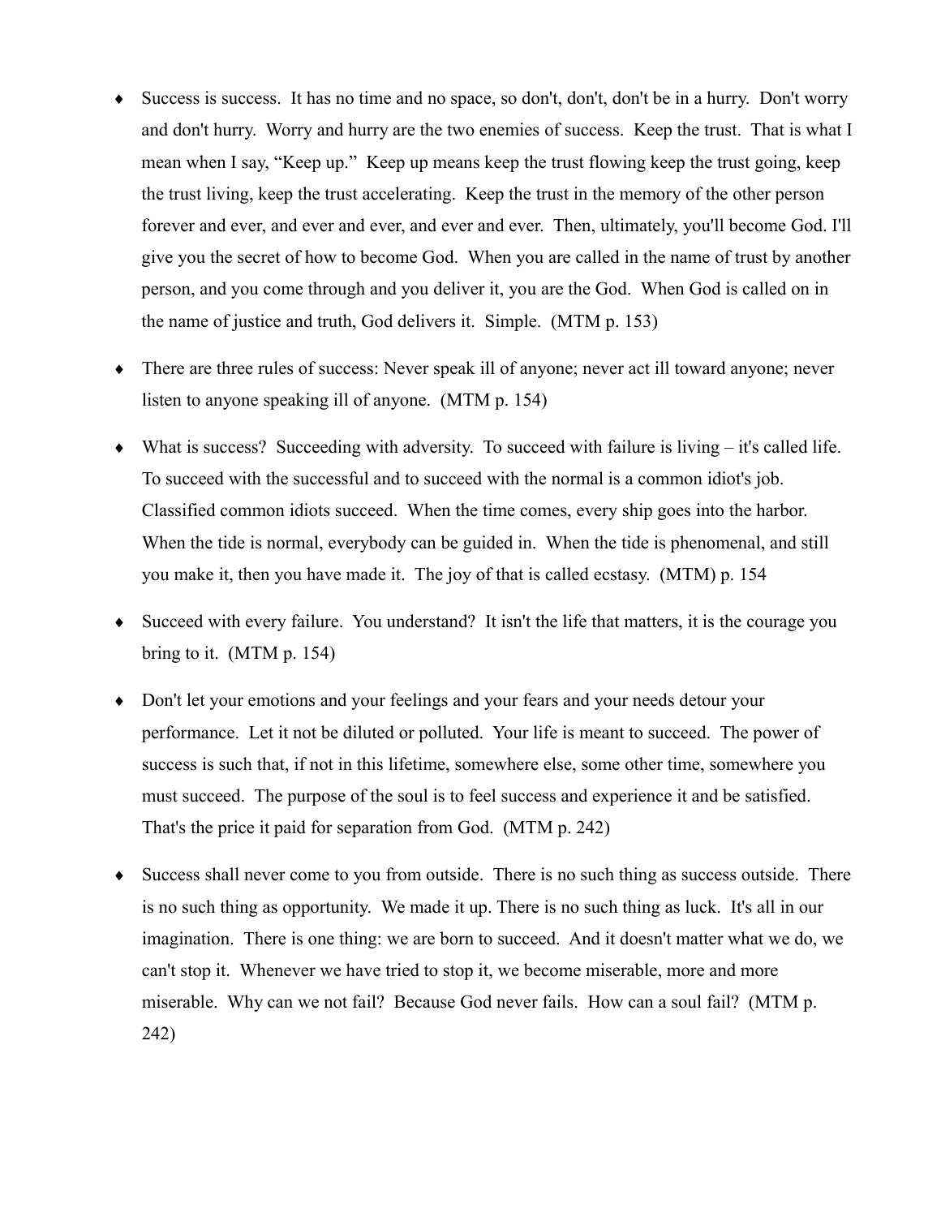- Success is success. It has no time and no space, so don't, don't, don't be in a hurry. Don't worry and don't hurry. Worry and hurry are the two enemies of success. Keep the trust. That is what I mean when I say, "Keep up." Keep up means keep the trust flowing keep the trust going, keep the trust living, keep the trust accelerating. Keep the trust in the memory of the other person forever and ever, and ever and ever, and ever and ever. Then, ultimately, you'll become God. I'll give you the secret of how to become God. When you are called in the name of trust by another person, and you come through and you deliver it, you are the God. When God is called on in the name of justice and truth, God delivers it. Simple. (MTM p. 153)

- There are three rules of success: Never speak ill of anyone; never act ill toward anyone; never listen to anyone speaking ill of anyone. (MTM p. 154)

- What is success? Succeeding with adversity. To succeed with failure is living – it's called life. To succeed with the successful and to succeed with the normal is a common idiot's job. Classified common idiots succeed. When the time comes, every ship goes into the harbor. When the tide is normal, everybody can be guided in. When the tide is phenomenal, and still you make it, then you have made it. The joy of that is called ecstasy. (MTM) p. 154

- Succeed with every failure. You understand? It isn't the life that matters, it is the courage you bring to it. (MTM p. 154)

- Don't let your emotions and your feelings and your fears and your needs detour your performance. Let it not be diluted or polluted. Your life is meant to succeed. The power of success is such that, if not in this lifetime, somewhere else, some other time, somewhere you must succeed. The purpose of the soul is to feel success and experience it and be satisfied. That's the price it paid for separation from God. (MTM p. 242)

- Success shall never come to you from outside. There is no such thing as success outside. There is no such thing as opportunity. We made it up. There is no such thing as luck. It's all in our imagination. There is one thing: we are born to succeed. And it doesn't matter what we do, we can't stop it. Whenever we have tried to stop it, we become miserable, more and more miserable. Why can we not fail? Because God never fails. How can a soul fail? (MTM p. 242)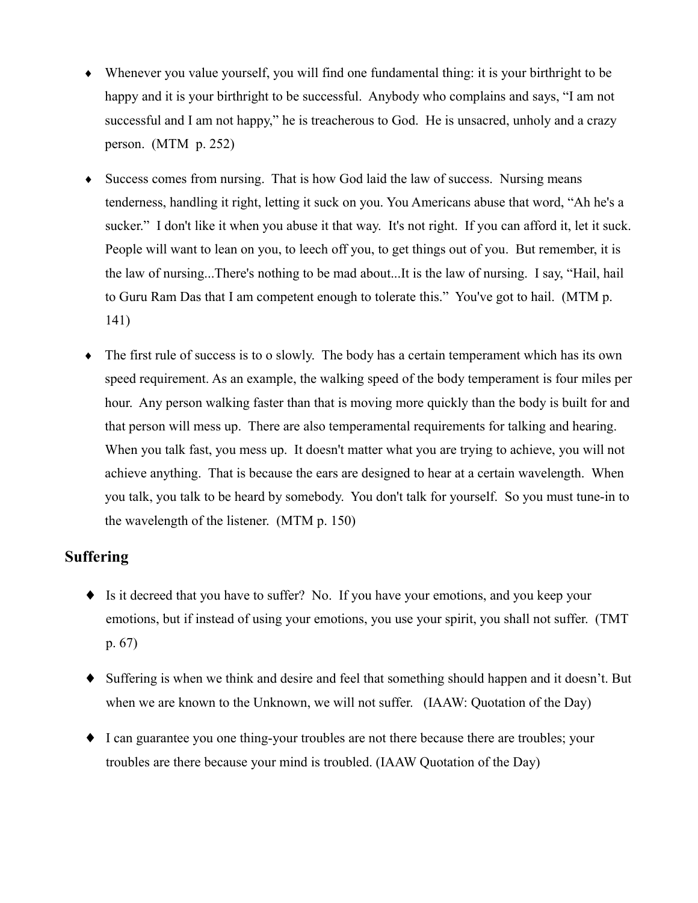- Whenever you value yourself, you will find one fundamental thing: it is your birthright to be happy and it is your birthright to be successful. Anybody who complains and says, "I am not successful and I am not happy," he is treacherous to God. He is unsacred, unholy and a crazy person. (MTM p. 252)

- Success comes from nursing. That is how God laid the law of success. Nursing means tenderness, handling it right, letting it suck on you. You Americans abuse that word, "Ah he's a sucker." I don't like it when you abuse it that way. It's not right. If you can afford it, let it suck. People will want to lean on you, to leech off you, to get things out of you. But remember, it is the law of nursing...There's nothing to be mad about...It is the law of nursing. I say, "Hail, hail to Guru Ram Das that I am competent enough to tolerate this." You've got to hail. (MTM p. 141)

- The first rule of success is to o slowly. The body has a certain temperament which has its own speed requirement. As an example, the walking speed of the body temperament is four miles per hour. Any person walking faster than that is moving more quickly than the body is built for and that person will mess up. There are also temperamental requirements for talking and hearing. When you talk fast, you mess up. It doesn't matter what you are trying to achieve, you will not achieve anything. That is because the ears are designed to hear at a certain wavelength. When you talk, you talk to be heard by somebody. You don't talk for yourself. So you must tune-in to the wavelength of the listener. (MTM p. 150)

## Suffering

- Is it decreed that you have to suffer? No. If you have your emotions, and you keep your emotions, but if instead of using your emotions, you use your spirit, you shall not suffer. (TMT p. 67)

- Suffering is when we think and desire and feel that something should happen and it doesn't. But when we are known to the Unknown, we will not suffer. (IAAW: Quotation of the Day)

- I can guarantee you one thing-your troubles are not there because there are troubles; your troubles are there because your mind is troubled. (IAAW Quotation of the Day)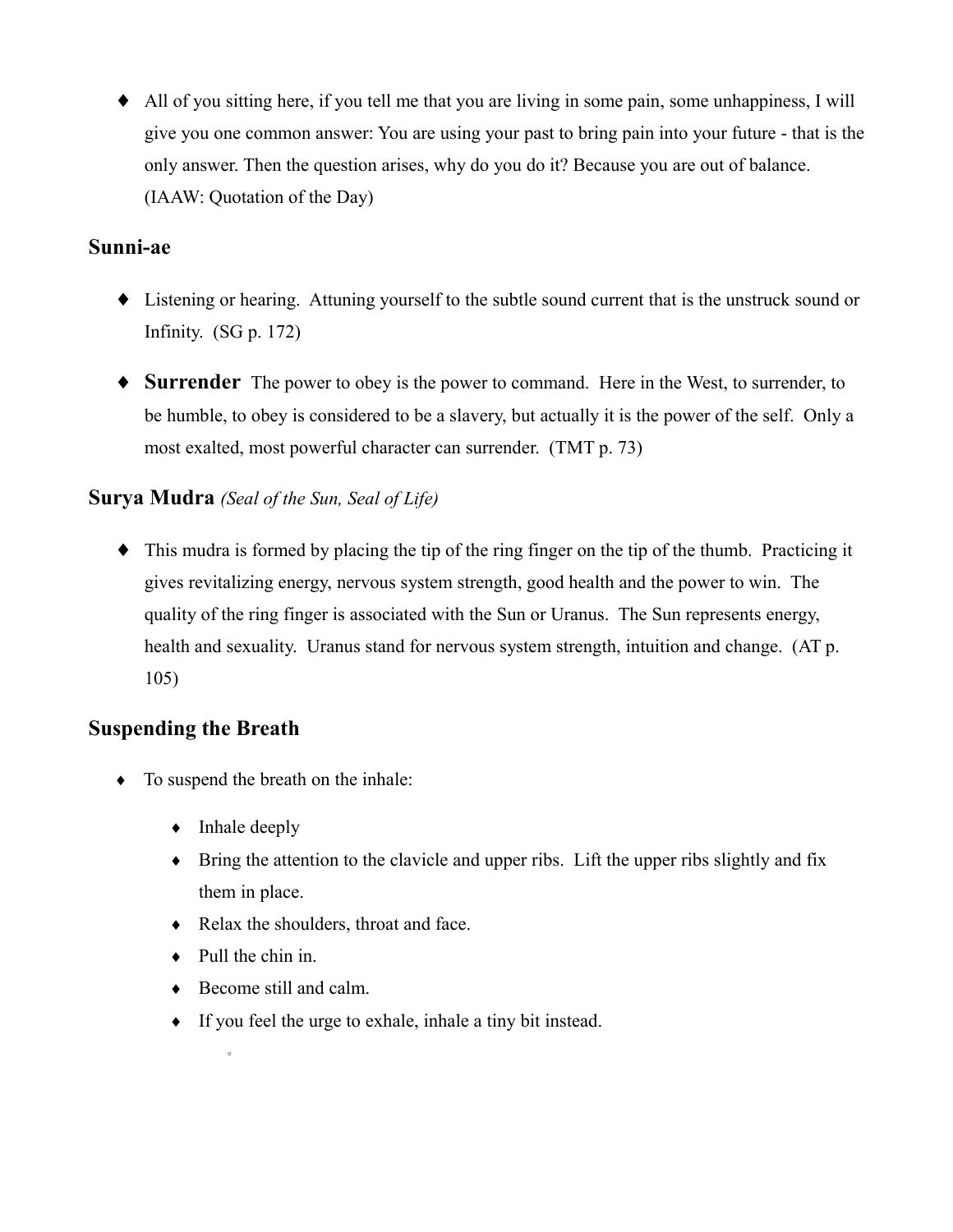- All of you sitting here, if you tell me that you are living in some pain, some unhappiness, I will give you one common answer: You are using your past to bring pain into your future - that is the only answer. Then the question arises, why do you do it? Because you are out of balance. (IAAW: Quotation of the Day)

## Sunni-ae

- Listening or hearing. Attuning yourself to the subtle sound current that is the unstruck sound or Infinity. (SG p. 172)

- **Surrender** The power to obey is the power to command. Here in the West, to surrender, to be humble, to obey is considered to be a slavery, but actually it is the power of the self. Only a most exalted, most powerful character can surrender. (TMT p. 73)

## Surya Mudra *(Seal of the Sun, Seal of Life)*

- This mudra is formed by placing the tip of the ring finger on the tip of the thumb. Practicing it gives revitalizing energy, nervous system strength, good health and the power to win. The quality of the ring finger is associated with the Sun or Uranus. The Sun represents energy, health and sexuality. Uranus stand for nervous system strength, intuition and change. (AT p. 105)

## Suspending the Breath

- To suspend the breath on the inhale:
  - Inhale deeply
  - Bring the attention to the clavicle and upper ribs. Lift the upper ribs slightly and fix them in place.
  - Relax the shoulders, throat and face.
  - Pull the chin in.
  - Become still and calm.
  - If you feel the urge to exhale, inhale a tiny bit instead.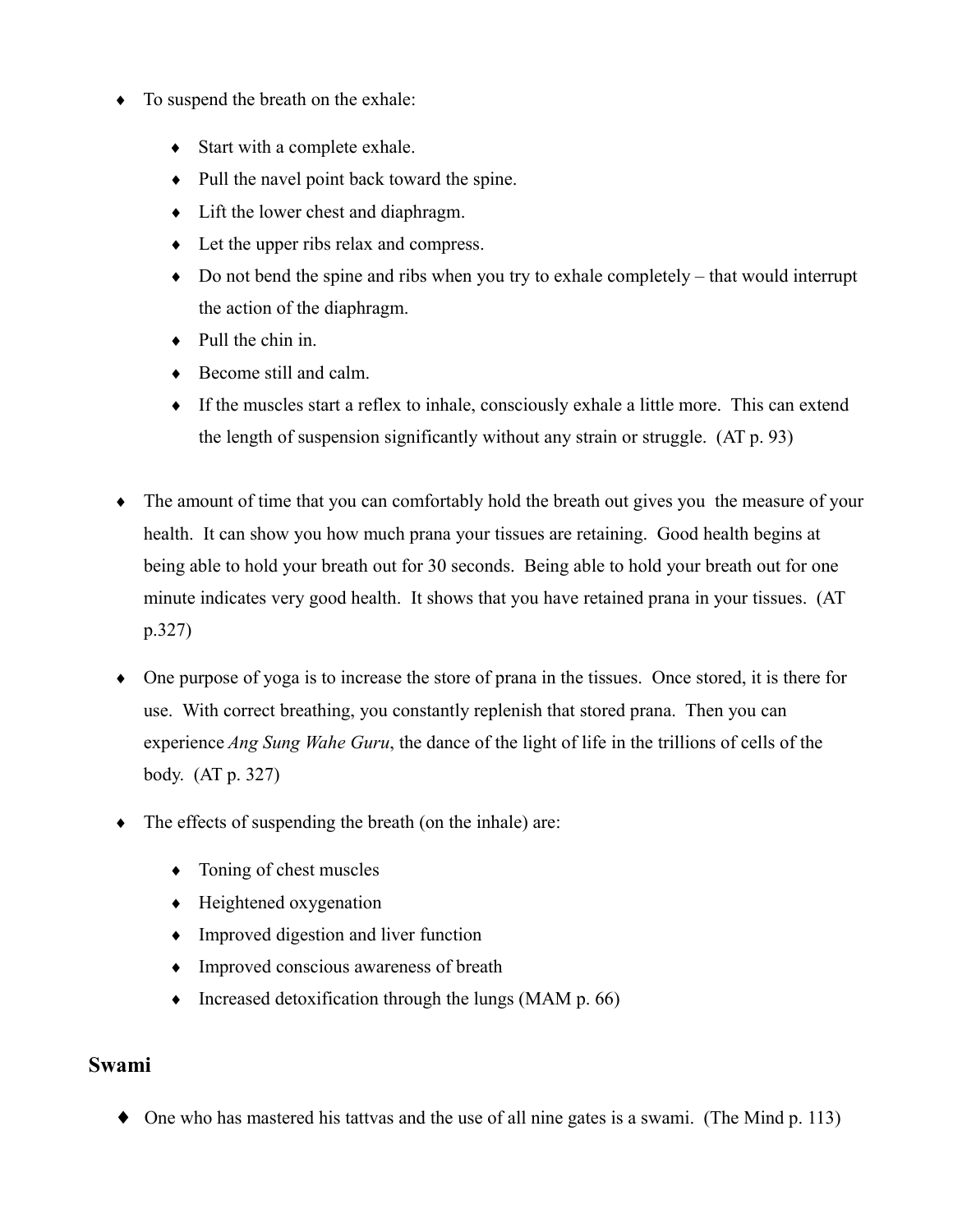- To suspend the breath on the exhale:
    - Start with a complete exhale.
    - Pull the navel point back toward the spine.
    - Lift the lower chest and diaphragm.
    - Let the upper ribs relax and compress.
    - Do not bend the spine and ribs when you try to exhale completely – that would interrupt the action of the diaphragm.
    - Pull the chin in.
    - Become still and calm.
    - If the muscles start a reflex to inhale, consciously exhale a little more. This can extend the length of suspension significantly without any strain or struggle. (AT p. 93)

- The amount of time that you can comfortably hold the breath out gives you the measure of your health. It can show you how much prana your tissues are retaining. Good health begins at being able to hold your breath out for 30 seconds. Being able to hold your breath out for one minute indicates very good health. It shows that you have retained prana in your tissues. (AT p.327)

- One purpose of yoga is to increase the store of prana in the tissues. Once stored, it is there for use. With correct breathing, you constantly replenish that stored prana. Then you can experience *Ang Sung Wahe Guru*, the dance of the light of life in the trillions of cells of the body. (AT p. 327)

- The effects of suspending the breath (on the inhale) are:
    - Toning of chest muscles
    - Heightened oxygenation
    - Improved digestion and liver function
    - Improved conscious awareness of breath
    - Increased detoxification through the lungs (MAM p. 66)

## Swami

- One who has mastered his tattvas and the use of all nine gates is a swami. (The Mind p. 113)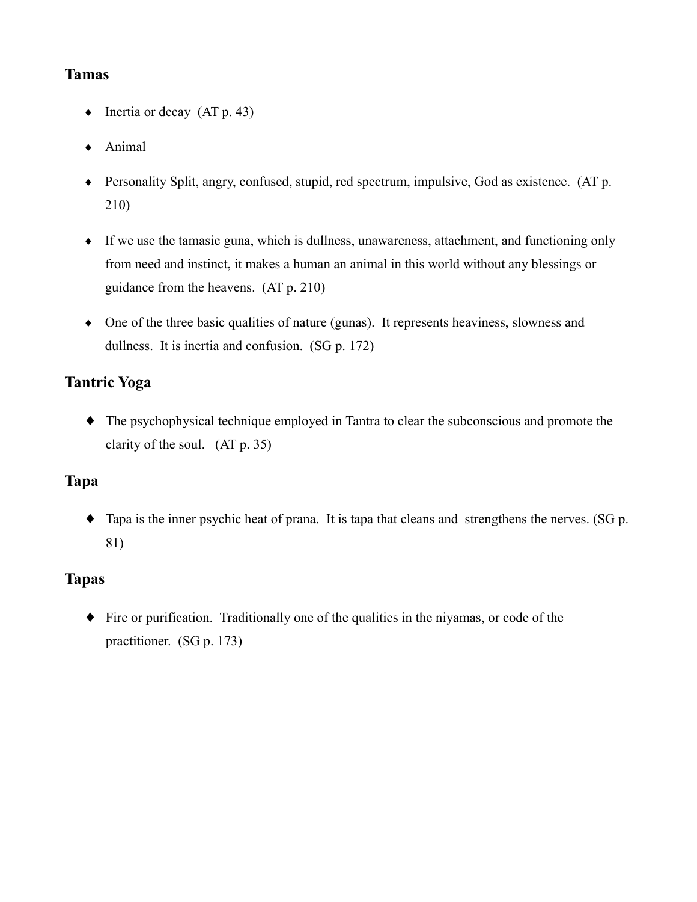## Tamas

- Inertia or decay (AT p. 43)
- Animal
- Personality Split, angry, confused, stupid, red spectrum, impulsive, God as existence. (AT p. 210)
- If we use the tamasic guna, which is dullness, unawareness, attachment, and functioning only from need and instinct, it makes a human an animal in this world without any blessings or guidance from the heavens. (AT p. 210)
- One of the three basic qualities of nature (gunas). It represents heaviness, slowness and dullness. It is inertia and confusion. (SG p. 172)

## Tantric Yoga

- The psychophysical technique employed in Tantra to clear the subconscious and promote the clarity of the soul. (AT p. 35)

## Tapa

- Tapa is the inner psychic heat of prana. It is tapa that cleans and strengthens the nerves. (SG p. 81)

## Tapas

- Fire or purification. Traditionally one of the qualities in the niyamas, or code of the practitioner. (SG p. 173)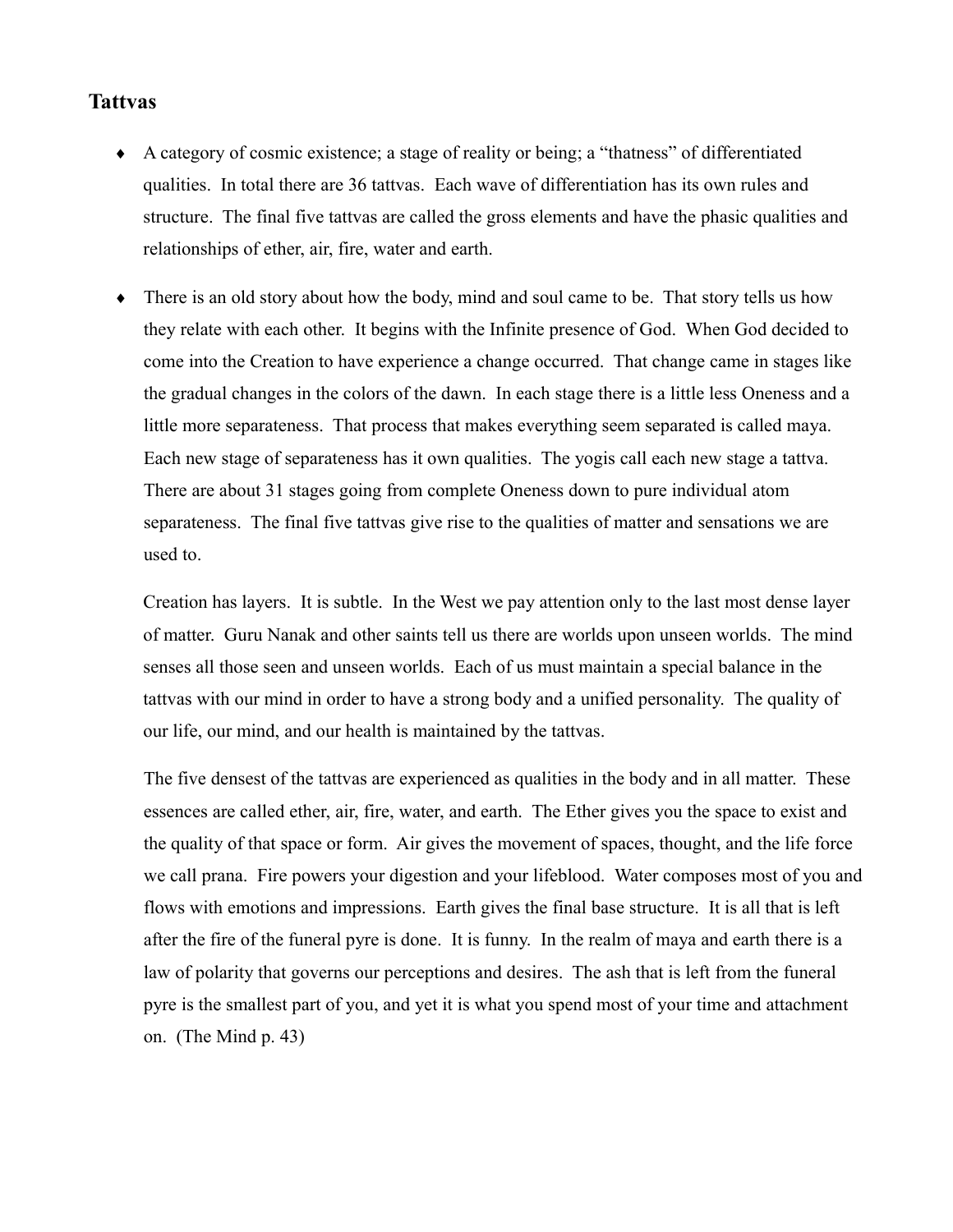## Tattvas

- A category of cosmic existence; a stage of reality or being; a "thatness" of differentiated qualities. In total there are 36 tattvas. Each wave of differentiation has its own rules and structure. The final five tattvas are called the gross elements and have the phasic qualities and relationships of ether, air, fire, water and earth.

- There is an old story about how the body, mind and soul came to be. That story tells us how they relate with each other. It begins with the Infinite presence of God. When God decided to come into the Creation to have experience a change occurred. That change came in stages like the gradual changes in the colors of the dawn. In each stage there is a little less Oneness and a little more separateness. That process that makes everything seem separated is called maya. Each new stage of separateness has it own qualities. The yogis call each new stage a tattva. There are about 31 stages going from complete Oneness down to pure individual atom separateness. The final five tattvas give rise to the qualities of matter and sensations we are used to.

  Creation has layers. It is subtle. In the West we pay attention only to the last most dense layer of matter. Guru Nanak and other saints tell us there are worlds upon unseen worlds. The mind senses all those seen and unseen worlds. Each of us must maintain a special balance in the tattvas with our mind in order to have a strong body and a unified personality. The quality of our life, our mind, and our health is maintained by the tattvas.

  The five densest of the tattvas are experienced as qualities in the body and in all matter. These essences are called ether, air, fire, water, and earth. The Ether gives you the space to exist and the quality of that space or form. Air gives the movement of spaces, thought, and the life force we call prana. Fire powers your digestion and your lifeblood. Water composes most of you and flows with emotions and impressions. Earth gives the final base structure. It is all that is left after the fire of the funeral pyre is done. It is funny. In the realm of maya and earth there is a law of polarity that governs our perceptions and desires. The ash that is left from the funeral pyre is the smallest part of you, and yet it is what you spend most of your time and attachment on. (The Mind p. 43)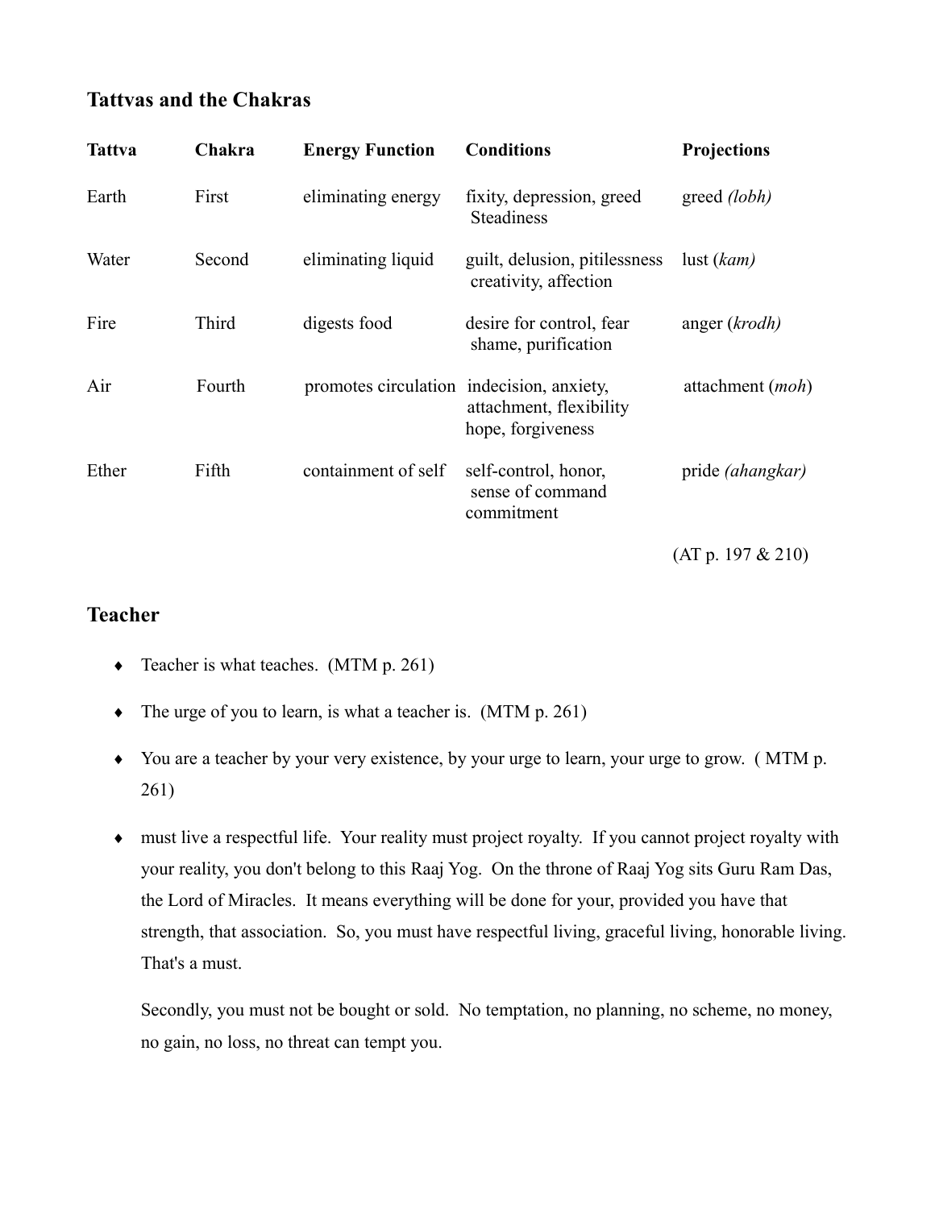## Tattvas and the Chakras

| Tattva | Chakra | Energy Function | Conditions | Projections |
|---|---|---|---|---|
| Earth | First | eliminating energy | fixity, depression, greed Steadiness | greed *(lobh)* |
| Water | Second | eliminating liquid | guilt, delusion, pitilessness creativity, affection | lust (*kam)* |
| Fire | Third | digests food | desire for control, fear shame, purification | anger (*krodh)* |
| Air | Fourth | promotes circulation | indecision, anxiety, attachment, flexibility hope, forgiveness | attachment (*moh*) |
| Ether | Fifth | containment of self | self-control, honor, sense of command commitment | pride *(ahangkar)* |

(AT p. 197 & 210)

## Teacher

- Teacher is what teaches. (MTM p. 261)
- The urge of you to learn, is what a teacher is. (MTM p. 261)
- You are a teacher by your very existence, by your urge to learn, your urge to grow. ( MTM p. 261)
- must live a respectful life. Your reality must project royalty. If you cannot project royalty with your reality, you don't belong to this Raaj Yog. On the throne of Raaj Yog sits Guru Ram Das, the Lord of Miracles. It means everything will be done for your, provided you have that strength, that association. So, you must have respectful living, graceful living, honorable living. That's a must.

  Secondly, you must not be bought or sold. No temptation, no planning, no scheme, no money, no gain, no loss, no threat can tempt you.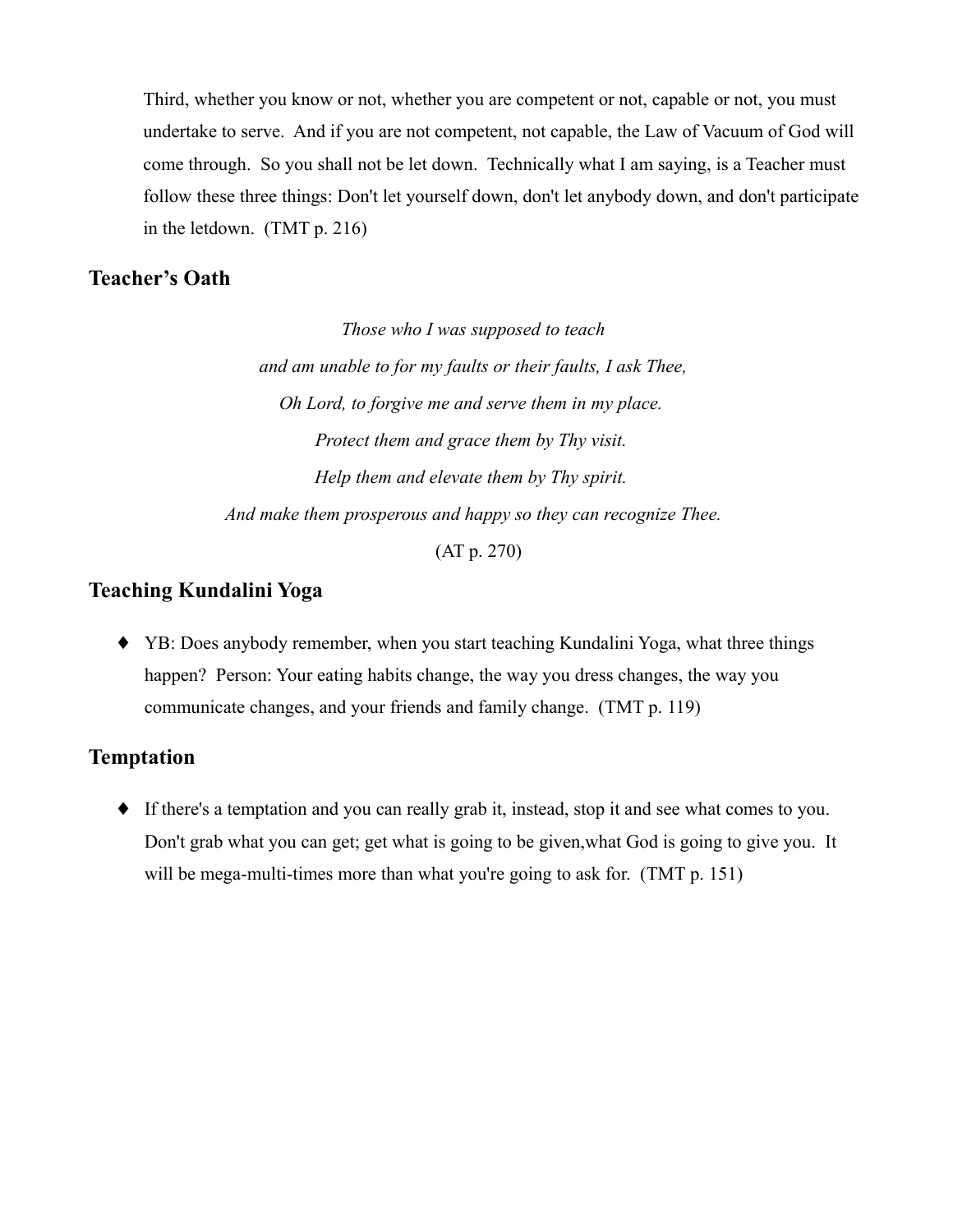Third, whether you know or not, whether you are competent or not, capable or not, you must undertake to serve. And if you are not competent, not capable, the Law of Vacuum of God will come through. So you shall not be let down. Technically what I am saying, is a Teacher must follow these three things: Don't let yourself down, don't let anybody down, and don't participate in the letdown. (TMT p. 216)

## Teacher's Oath

*Those who I was supposed to teach*
*and am unable to for my faults or their faults, I ask Thee,*
*Oh Lord, to forgive me and serve them in my place.*
*Protect them and grace them by Thy visit.*
*Help them and elevate them by Thy spirit.*
*And make them prosperous and happy so they can recognize Thee.*

(AT p. 270)

## Teaching Kundalini Yoga

- YB: Does anybody remember, when you start teaching Kundalini Yoga, what three things happen? Person: Your eating habits change, the way you dress changes, the way you communicate changes, and your friends and family change. (TMT p. 119)

## Temptation

- If there's a temptation and you can really grab it, instead, stop it and see what comes to you. Don't grab what you can get; get what is going to be given,what God is going to give you. It will be mega-multi-times more than what you're going to ask for. (TMT p. 151)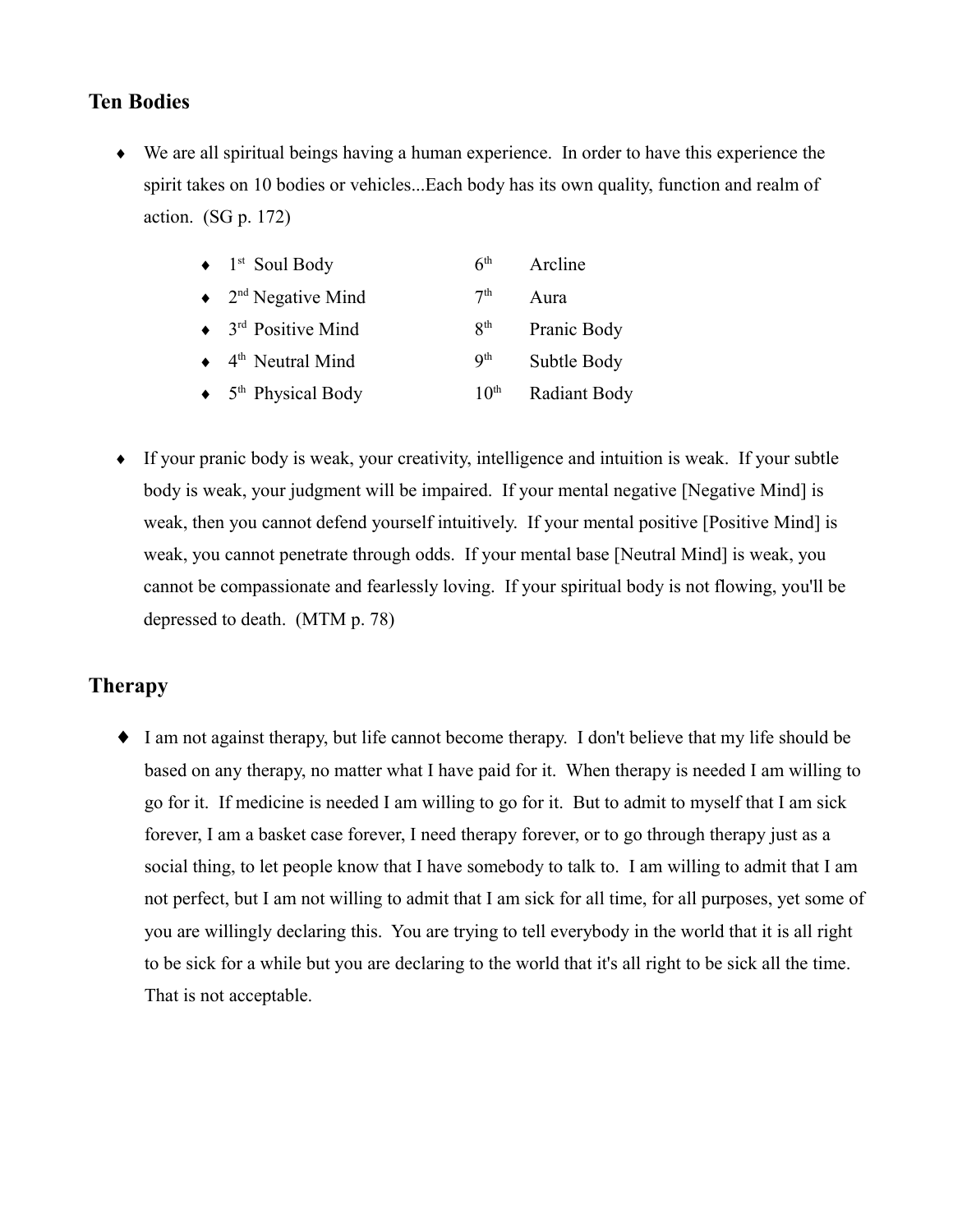## Ten Bodies

- We are all spiritual beings having a human experience. In order to have this experience the spirit takes on 10 bodies or vehicles...Each body has its own quality, function and realm of action. (SG p. 172)

  - 1st Soul Body
  - 2nd Negative Mind
  - 3rd Positive Mind
  - 4th Neutral Mind
  - 5th Physical Body
  - 6th Arcline
  - 7th Aura
  - 8th Pranic Body
  - 9th Subtle Body
  - 10th Radiant Body

- If your pranic body is weak, your creativity, intelligence and intuition is weak. If your subtle body is weak, your judgment will be impaired. If your mental negative [Negative Mind] is weak, then you cannot defend yourself intuitively. If your mental positive [Positive Mind] is weak, you cannot penetrate through odds. If your mental base [Neutral Mind] is weak, you cannot be compassionate and fearlessly loving. If your spiritual body is not flowing, you'll be depressed to death. (MTM p. 78)

## Therapy

- I am not against therapy, but life cannot become therapy. I don't believe that my life should be based on any therapy, no matter what I have paid for it. When therapy is needed I am willing to go for it. If medicine is needed I am willing to go for it. But to admit to myself that I am sick forever, I am a basket case forever, I need therapy forever, or to go through therapy just as a social thing, to let people know that I have somebody to talk to. I am willing to admit that I am not perfect, but I am not willing to admit that I am sick for all time, for all purposes, yet some of you are willingly declaring this. You are trying to tell everybody in the world that it is all right to be sick for a while but you are declaring to the world that it's all right to be sick all the time. That is not acceptable.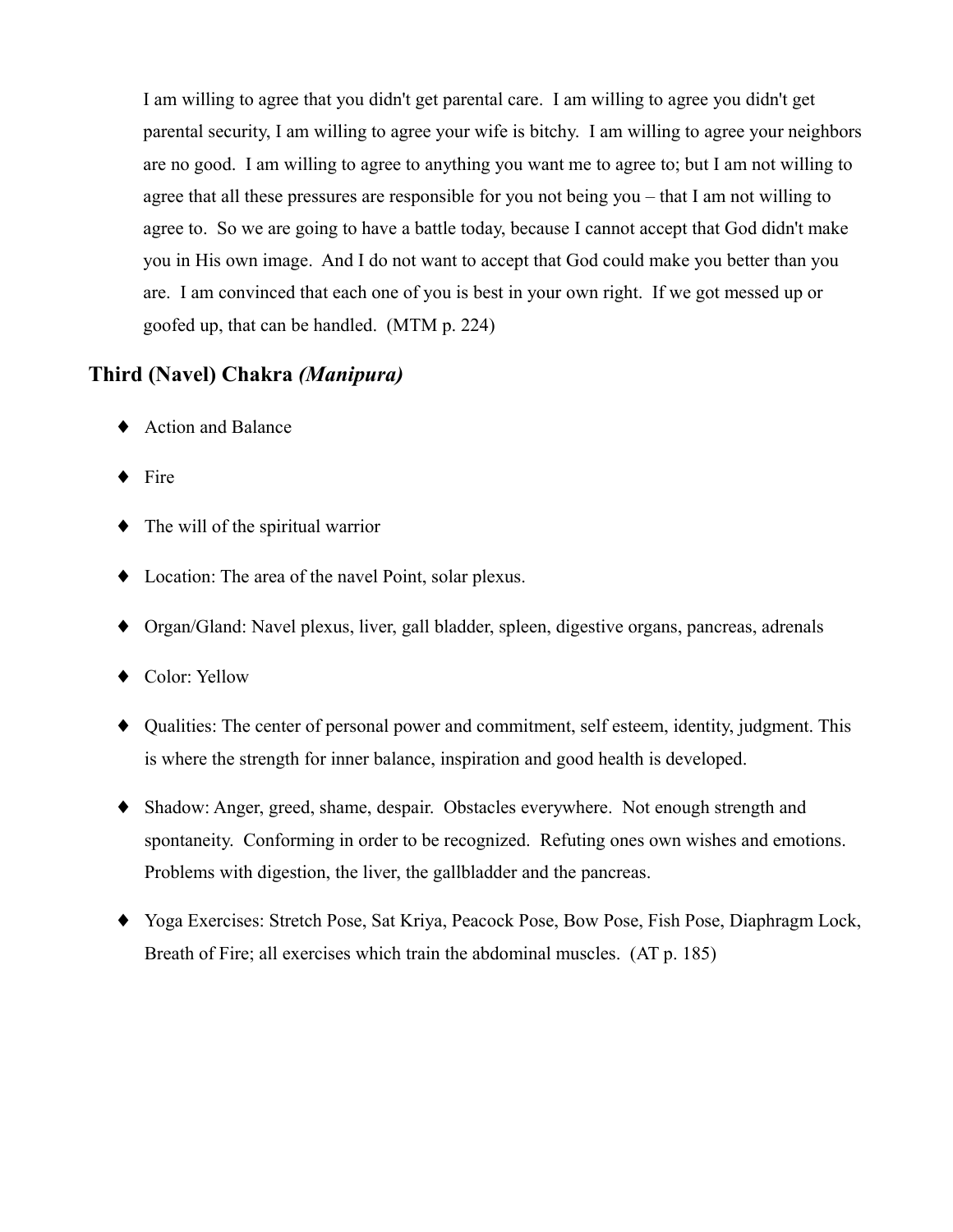I am willing to agree that you didn't get parental care. I am willing to agree you didn't get parental security, I am willing to agree your wife is bitchy. I am willing to agree your neighbors are no good. I am willing to agree to anything you want me to agree to; but I am not willing to agree that all these pressures are responsible for you not being you – that I am not willing to agree to. So we are going to have a battle today, because I cannot accept that God didn't make you in His own image. And I do not want to accept that God could make you better than you are. I am convinced that each one of you is best in your own right. If we got messed up or goofed up, that can be handled. (MTM p. 224)

## Third (Navel) Chakra *(Manipura)*

- Action and Balance
- Fire
- The will of the spiritual warrior
- Location: The area of the navel Point, solar plexus.
- Organ/Gland: Navel plexus, liver, gall bladder, spleen, digestive organs, pancreas, adrenals
- Color: Yellow
- Qualities: The center of personal power and commitment, self esteem, identity, judgment. This is where the strength for inner balance, inspiration and good health is developed.
- Shadow: Anger, greed, shame, despair. Obstacles everywhere. Not enough strength and spontaneity. Conforming in order to be recognized. Refuting ones own wishes and emotions. Problems with digestion, the liver, the gallbladder and the pancreas.
- Yoga Exercises: Stretch Pose, Sat Kriya, Peacock Pose, Bow Pose, Fish Pose, Diaphragm Lock, Breath of Fire; all exercises which train the abdominal muscles. (AT p. 185)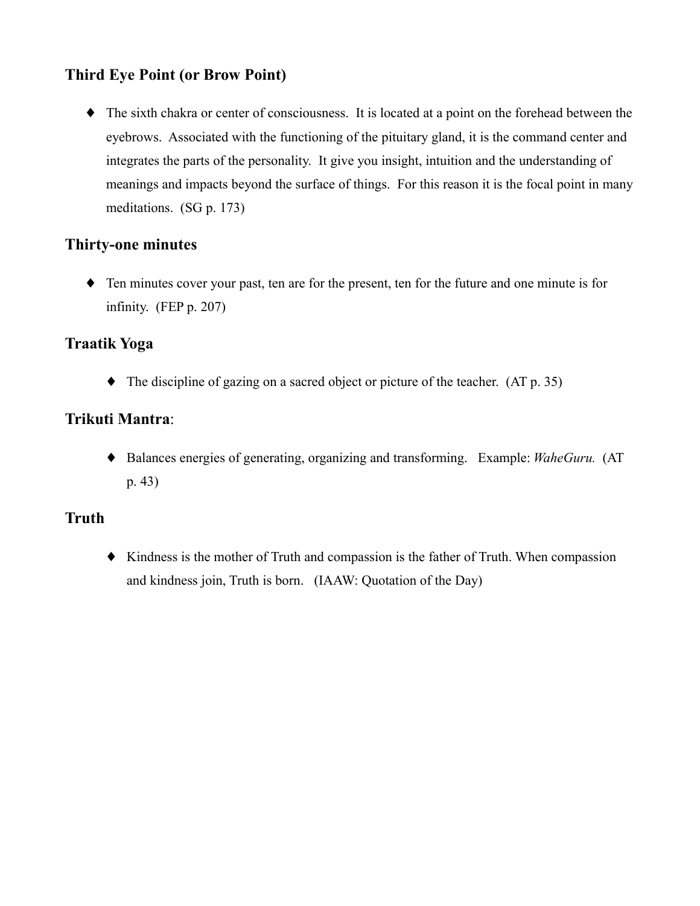### Third Eye Point (or Brow Point)

- The sixth chakra or center of consciousness. It is located at a point on the forehead between the eyebrows. Associated with the functioning of the pituitary gland, it is the command center and integrates the parts of the personality. It give you insight, intuition and the understanding of meanings and impacts beyond the surface of things. For this reason it is the focal point in many meditations. (SG p. 173)

### Thirty-one minutes

- Ten minutes cover your past, ten are for the present, ten for the future and one minute is for infinity. (FEP p. 207)

### Traatik Yoga

- The discipline of gazing on a sacred object or picture of the teacher. (AT p. 35)

### **Trikuti Mantra**:

- Balances energies of generating, organizing and transforming. Example: *WaheGuru.* (AT p. 43)

### Truth

- Kindness is the mother of Truth and compassion is the father of Truth. When compassion and kindness join, Truth is born. (IAAW: Quotation of the Day)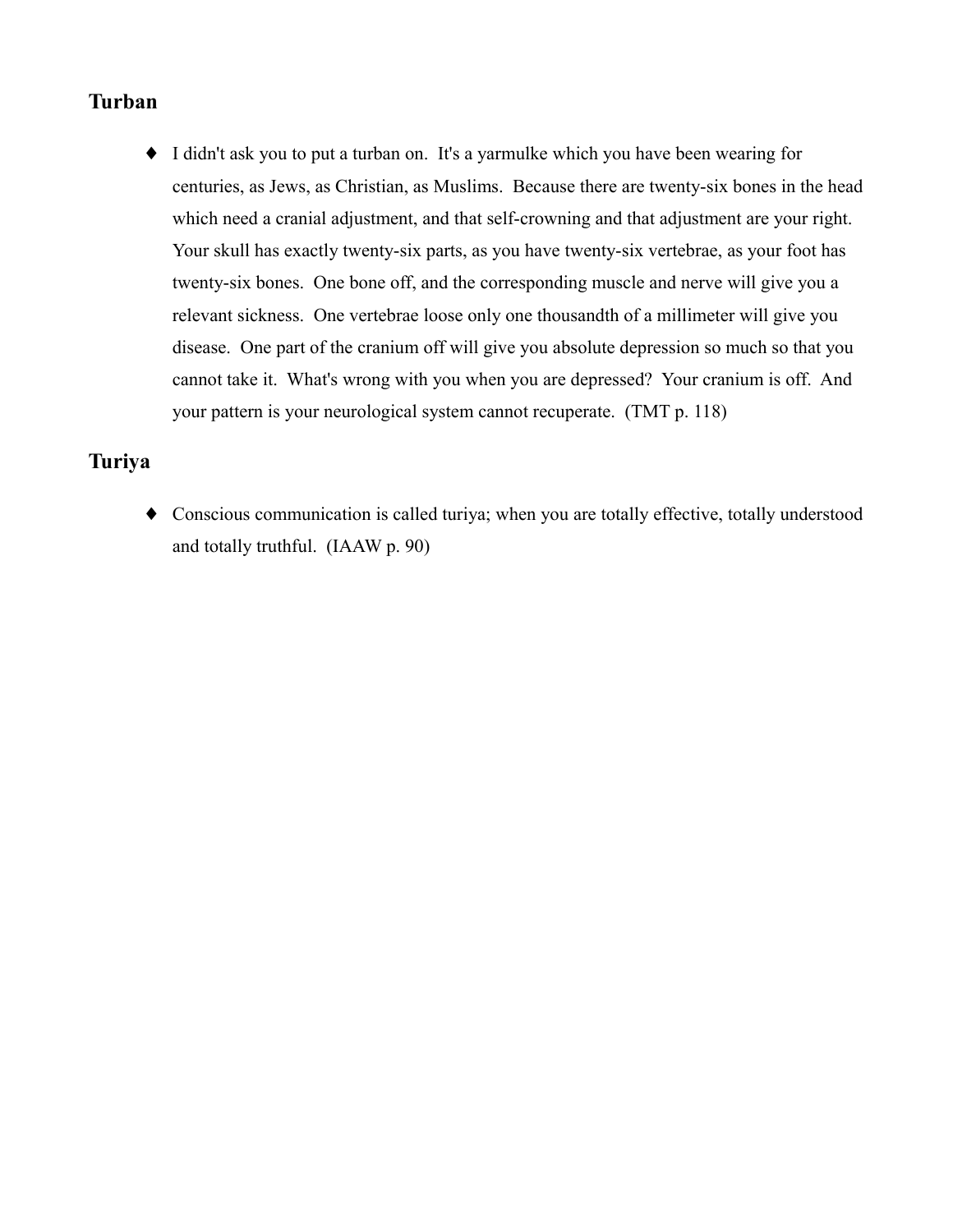## Turban

- I didn't ask you to put a turban on. It's a yarmulke which you have been wearing for centuries, as Jews, as Christian, as Muslims. Because there are twenty-six bones in the head which need a cranial adjustment, and that self-crowning and that adjustment are your right. Your skull has exactly twenty-six parts, as you have twenty-six vertebrae, as your foot has twenty-six bones. One bone off, and the corresponding muscle and nerve will give you a relevant sickness. One vertebrae loose only one thousandth of a millimeter will give you disease. One part of the cranium off will give you absolute depression so much so that you cannot take it. What's wrong with you when you are depressed? Your cranium is off. And your pattern is your neurological system cannot recuperate. (TMT p. 118)

## Turiya

- Conscious communication is called turiya; when you are totally effective, totally understood and totally truthful. (IAAW p. 90)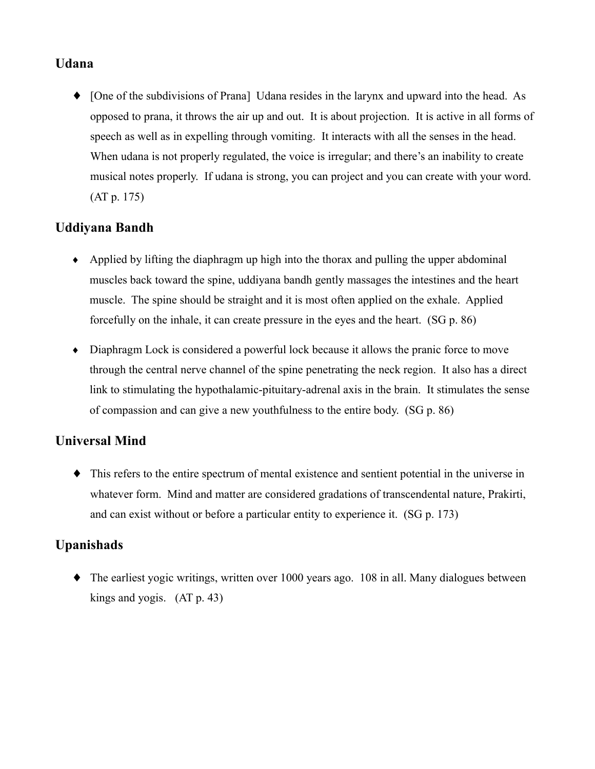## Udana

- [One of the subdivisions of Prana] Udana resides in the larynx and upward into the head. As opposed to prana, it throws the air up and out. It is about projection. It is active in all forms of speech as well as in expelling through vomiting. It interacts with all the senses in the head. When udana is not properly regulated, the voice is irregular; and there's an inability to create musical notes properly. If udana is strong, you can project and you can create with your word. (AT p. 175)

## Uddiyana Bandh

- Applied by lifting the diaphragm up high into the thorax and pulling the upper abdominal muscles back toward the spine, uddiyana bandh gently massages the intestines and the heart muscle. The spine should be straight and it is most often applied on the exhale. Applied forcefully on the inhale, it can create pressure in the eyes and the heart. (SG p. 86)
- Diaphragm Lock is considered a powerful lock because it allows the pranic force to move through the central nerve channel of the spine penetrating the neck region. It also has a direct link to stimulating the hypothalamic-pituitary-adrenal axis in the brain. It stimulates the sense of compassion and can give a new youthfulness to the entire body. (SG p. 86)

## Universal Mind

- This refers to the entire spectrum of mental existence and sentient potential in the universe in whatever form. Mind and matter are considered gradations of transcendental nature, Prakirti, and can exist without or before a particular entity to experience it. (SG p. 173)

## Upanishads

- The earliest yogic writings, written over 1000 years ago. 108 in all. Many dialogues between kings and yogis. (AT p. 43)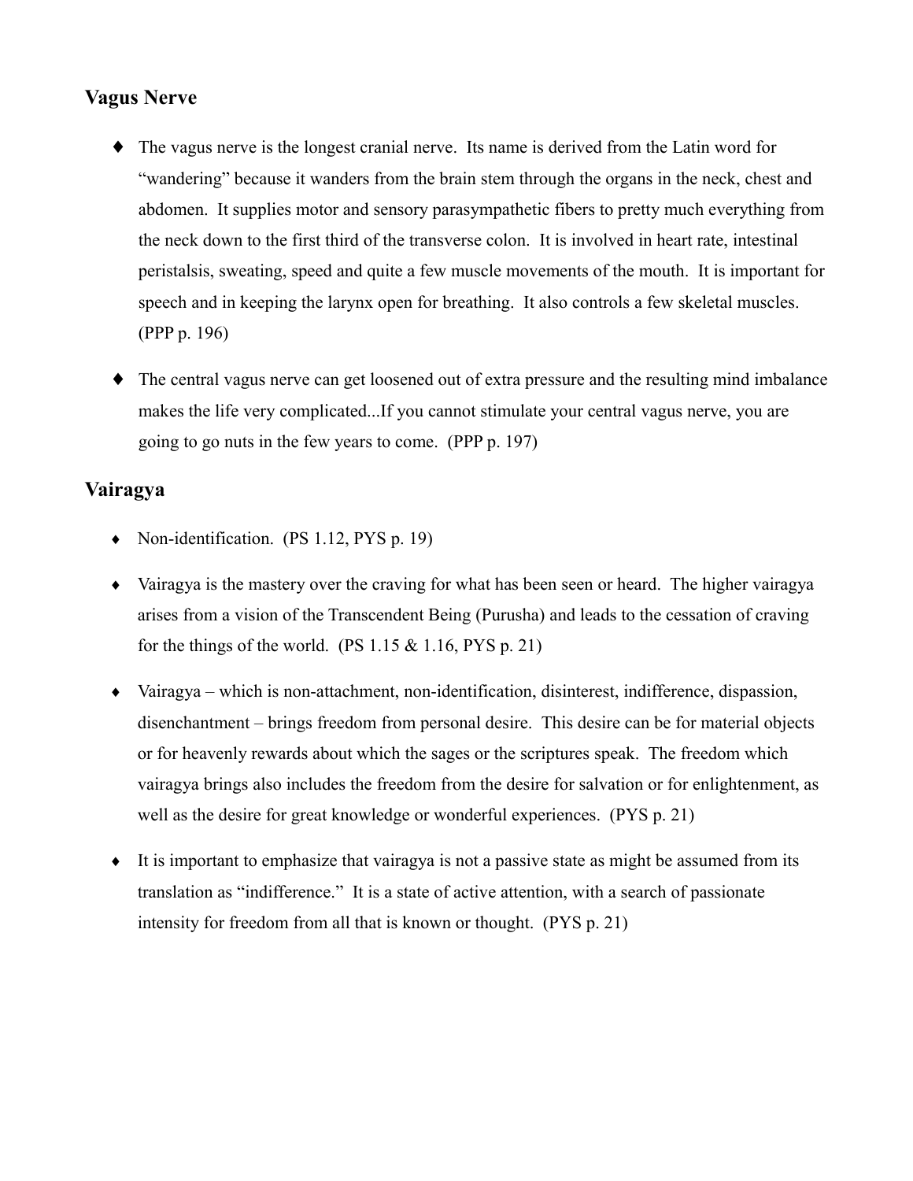## Vagus Nerve

- The vagus nerve is the longest cranial nerve. Its name is derived from the Latin word for "wandering" because it wanders from the brain stem through the organs in the neck, chest and abdomen. It supplies motor and sensory parasympathetic fibers to pretty much everything from the neck down to the first third of the transverse colon. It is involved in heart rate, intestinal peristalsis, sweating, speed and quite a few muscle movements of the mouth. It is important for speech and in keeping the larynx open for breathing. It also controls a few skeletal muscles. (PPP p. 196)

- The central vagus nerve can get loosened out of extra pressure and the resulting mind imbalance makes the life very complicated...If you cannot stimulate your central vagus nerve, you are going to go nuts in the few years to come. (PPP p. 197)

## Vairagya

- Non-identification. (PS 1.12, PYS p. 19)

- Vairagya is the mastery over the craving for what has been seen or heard. The higher vairagya arises from a vision of the Transcendent Being (Purusha) and leads to the cessation of craving for the things of the world. (PS 1.15 & 1.16, PYS p. 21)

- Vairagya – which is non-attachment, non-identification, disinterest, indifference, dispassion, disenchantment – brings freedom from personal desire. This desire can be for material objects or for heavenly rewards about which the sages or the scriptures speak. The freedom which vairagya brings also includes the freedom from the desire for salvation or for enlightenment, as well as the desire for great knowledge or wonderful experiences. (PYS p. 21)

- It is important to emphasize that vairagya is not a passive state as might be assumed from its translation as "indifference." It is a state of active attention, with a search of passionate intensity for freedom from all that is known or thought. (PYS p. 21)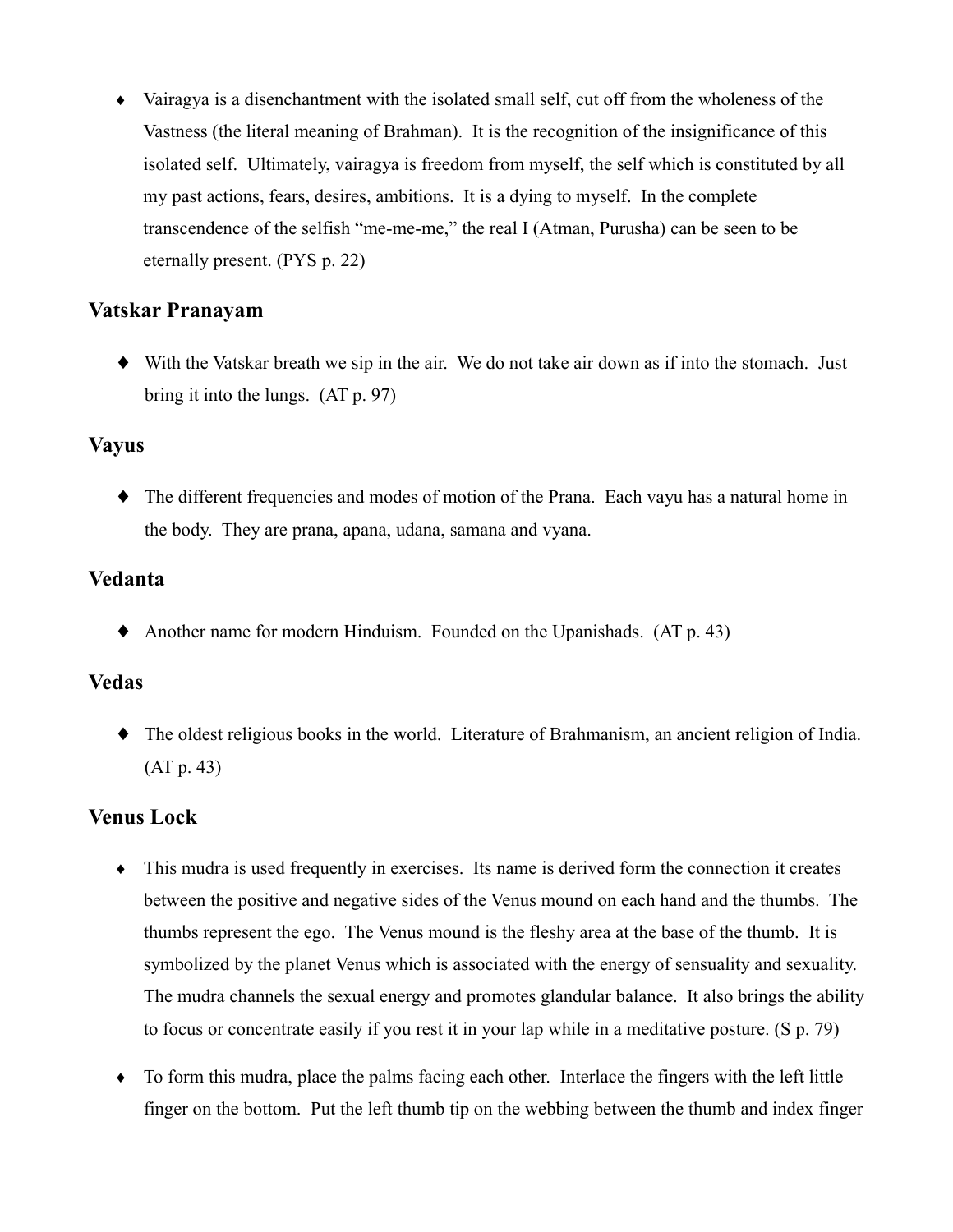- Vairagya is a disenchantment with the isolated small self, cut off from the wholeness of the Vastness (the literal meaning of Brahman). It is the recognition of the insignificance of this isolated self. Ultimately, vairagya is freedom from myself, the self which is constituted by all my past actions, fears, desires, ambitions. It is a dying to myself. In the complete transcendence of the selfish "me-me-me," the real I (Atman, Purusha) can be seen to be eternally present. (PYS p. 22)

### Vatskar Pranayam

- With the Vatskar breath we sip in the air. We do not take air down as if into the stomach. Just bring it into the lungs. (AT p. 97)

### Vayus

- The different frequencies and modes of motion of the Prana. Each vayu has a natural home in the body. They are prana, apana, udana, samana and vyana.

### Vedanta

- Another name for modern Hinduism. Founded on the Upanishads. (AT p. 43)

### Vedas

- The oldest religious books in the world. Literature of Brahmanism, an ancient religion of India. (AT p. 43)

### Venus Lock

- This mudra is used frequently in exercises. Its name is derived form the connection it creates between the positive and negative sides of the Venus mound on each hand and the thumbs. The thumbs represent the ego. The Venus mound is the fleshy area at the base of the thumb. It is symbolized by the planet Venus which is associated with the energy of sensuality and sexuality. The mudra channels the sexual energy and promotes glandular balance. It also brings the ability to focus or concentrate easily if you rest it in your lap while in a meditative posture. (S p. 79)

- To form this mudra, place the palms facing each other. Interlace the fingers with the left little finger on the bottom. Put the left thumb tip on the webbing between the thumb and index finger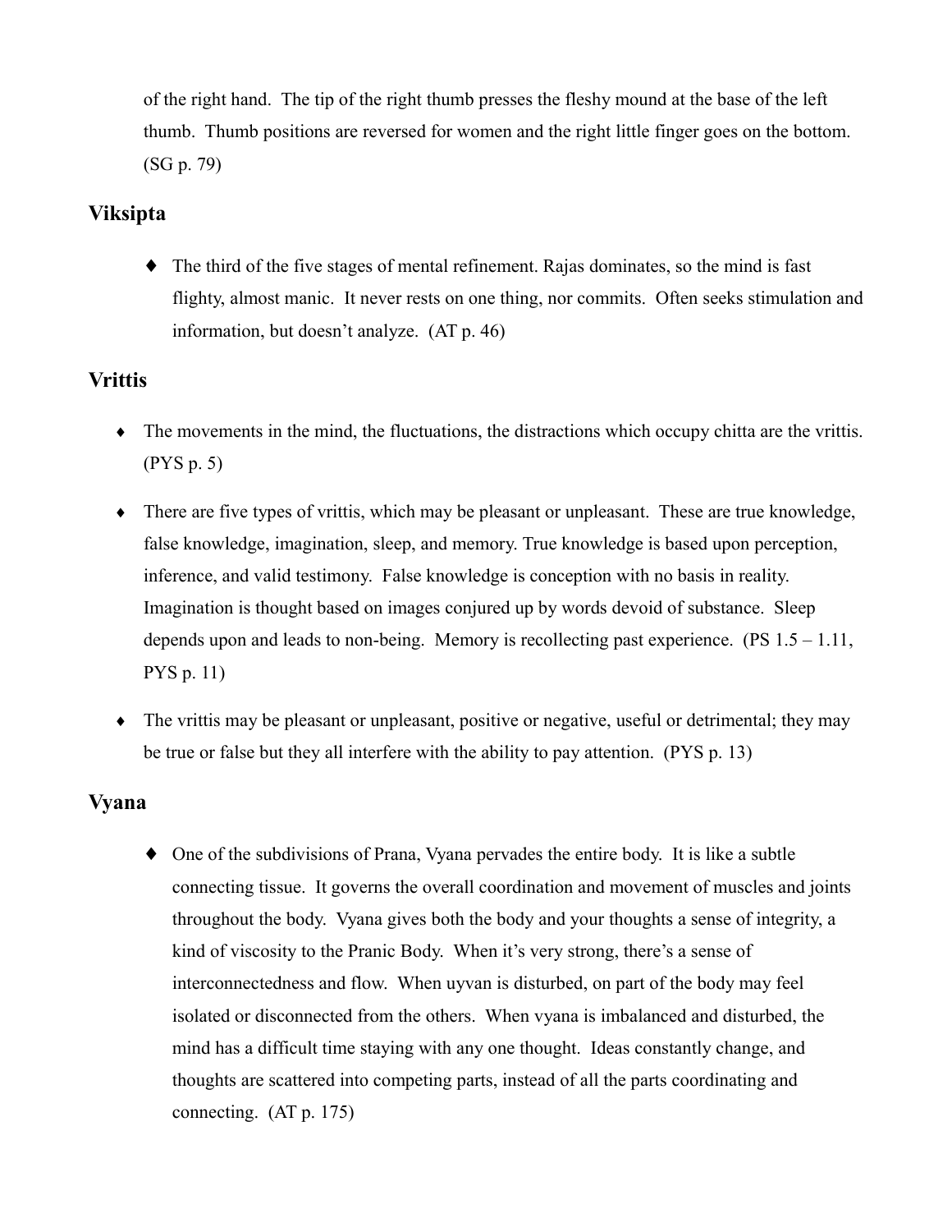of the right hand. The tip of the right thumb presses the fleshy mound at the base of the left thumb. Thumb positions are reversed for women and the right little finger goes on the bottom. (SG p. 79)

### Viksipta

- The third of the five stages of mental refinement. Rajas dominates, so the mind is fast flighty, almost manic. It never rests on one thing, nor commits. Often seeks stimulation and information, but doesn't analyze. (AT p. 46)

### Vrittis

- The movements in the mind, the fluctuations, the distractions which occupy chitta are the vrittis. (PYS p. 5)
- There are five types of vrittis, which may be pleasant or unpleasant. These are true knowledge, false knowledge, imagination, sleep, and memory. True knowledge is based upon perception, inference, and valid testimony. False knowledge is conception with no basis in reality. Imagination is thought based on images conjured up by words devoid of substance. Sleep depends upon and leads to non-being. Memory is recollecting past experience. (PS 1.5 – 1.11, PYS p. 11)
- The vrittis may be pleasant or unpleasant, positive or negative, useful or detrimental; they may be true or false but they all interfere with the ability to pay attention. (PYS p. 13)

### Vyana

- One of the subdivisions of Prana, Vyana pervades the entire body. It is like a subtle connecting tissue. It governs the overall coordination and movement of muscles and joints throughout the body. Vyana gives both the body and your thoughts a sense of integrity, a kind of viscosity to the Pranic Body. When it's very strong, there's a sense of interconnectedness and flow. When uyvan is disturbed, on part of the body may feel isolated or disconnected from the others. When vyana is imbalanced and disturbed, the mind has a difficult time staying with any one thought. Ideas constantly change, and thoughts are scattered into competing parts, instead of all the parts coordinating and connecting. (AT p. 175)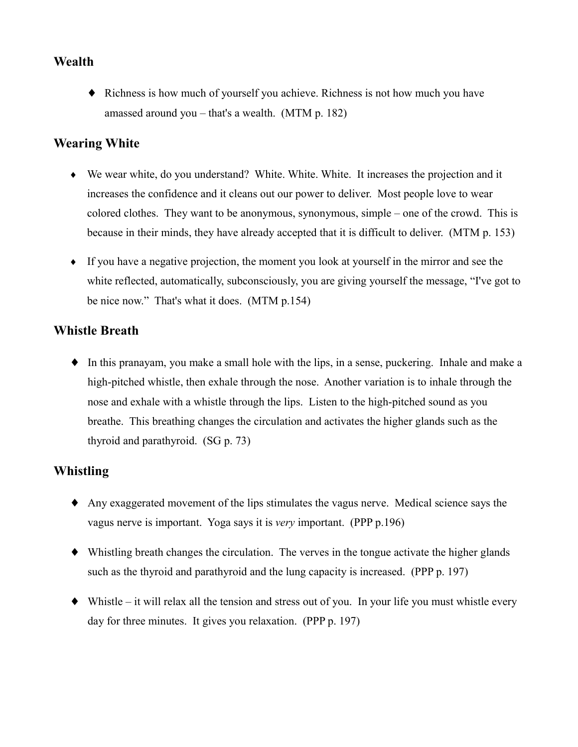## Wealth

- Richness is how much of yourself you achieve. Richness is not how much you have amassed around you – that's a wealth. (MTM p. 182)

## Wearing White

- We wear white, do you understand? White. White. White. It increases the projection and it increases the confidence and it cleans out our power to deliver. Most people love to wear colored clothes. They want to be anonymous, synonymous, simple – one of the crowd. This is because in their minds, they have already accepted that it is difficult to deliver. (MTM p. 153)

- If you have a negative projection, the moment you look at yourself in the mirror and see the white reflected, automatically, subconsciously, you are giving yourself the message, "I've got to be nice now." That's what it does. (MTM p.154)

## Whistle Breath

- In this pranayam, you make a small hole with the lips, in a sense, puckering. Inhale and make a high-pitched whistle, then exhale through the nose. Another variation is to inhale through the nose and exhale with a whistle through the lips. Listen to the high-pitched sound as you breathe. This breathing changes the circulation and activates the higher glands such as the thyroid and parathyroid. (SG p. 73)

## Whistling

- Any exaggerated movement of the lips stimulates the vagus nerve. Medical science says the vagus nerve is important. Yoga says it is *very* important. (PPP p.196)

- Whistling breath changes the circulation. The verves in the tongue activate the higher glands such as the thyroid and parathyroid and the lung capacity is increased. (PPP p. 197)

- Whistle – it will relax all the tension and stress out of you. In your life you must whistle every day for three minutes. It gives you relaxation. (PPP p. 197)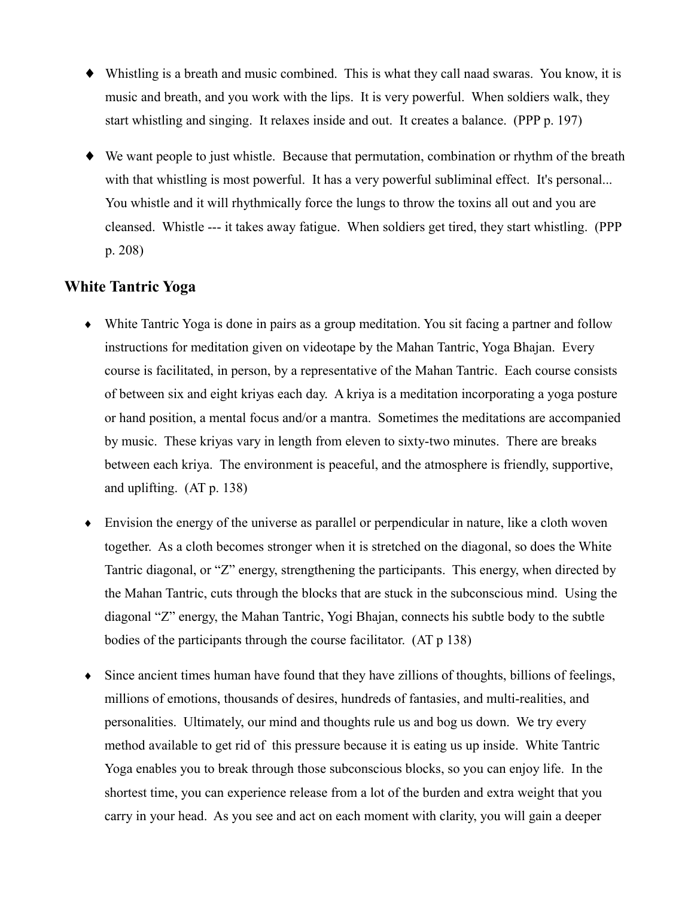- Whistling is a breath and music combined. This is what they call naad swaras. You know, it is music and breath, and you work with the lips. It is very powerful. When soldiers walk, they start whistling and singing. It relaxes inside and out. It creates a balance. (PPP p. 197)

- We want people to just whistle. Because that permutation, combination or rhythm of the breath with that whistling is most powerful. It has a very powerful subliminal effect. It's personal... You whistle and it will rhythmically force the lungs to throw the toxins all out and you are cleansed. Whistle --- it takes away fatigue. When soldiers get tired, they start whistling. (PPP p. 208)

## White Tantric Yoga

- White Tantric Yoga is done in pairs as a group meditation. You sit facing a partner and follow instructions for meditation given on videotape by the Mahan Tantric, Yoga Bhajan. Every course is facilitated, in person, by a representative of the Mahan Tantric. Each course consists of between six and eight kriyas each day. A kriya is a meditation incorporating a yoga posture or hand position, a mental focus and/or a mantra. Sometimes the meditations are accompanied by music. These kriyas vary in length from eleven to sixty-two minutes. There are breaks between each kriya. The environment is peaceful, and the atmosphere is friendly, supportive, and uplifting. (AT p. 138)

- Envision the energy of the universe as parallel or perpendicular in nature, like a cloth woven together. As a cloth becomes stronger when it is stretched on the diagonal, so does the White Tantric diagonal, or "Z" energy, strengthening the participants. This energy, when directed by the Mahan Tantric, cuts through the blocks that are stuck in the subconscious mind. Using the diagonal "Z" energy, the Mahan Tantric, Yogi Bhajan, connects his subtle body to the subtle bodies of the participants through the course facilitator. (AT p 138)

- Since ancient times human have found that they have zillions of thoughts, billions of feelings, millions of emotions, thousands of desires, hundreds of fantasies, and multi-realities, and personalities. Ultimately, our mind and thoughts rule us and bog us down. We try every method available to get rid of this pressure because it is eating us up inside. White Tantric Yoga enables you to break through those subconscious blocks, so you can enjoy life. In the shortest time, you can experience release from a lot of the burden and extra weight that you carry in your head. As you see and act on each moment with clarity, you will gain a deeper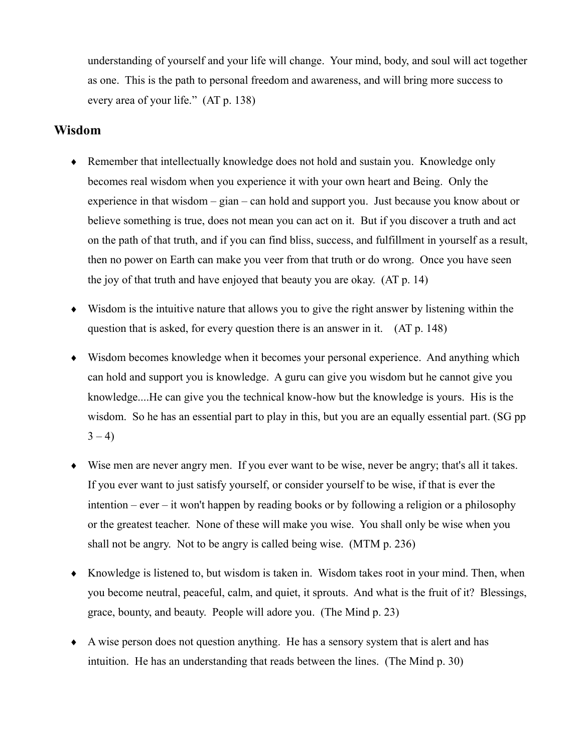understanding of yourself and your life will change. Your mind, body, and soul will act together as one. This is the path to personal freedom and awareness, and will bring more success to every area of your life." (AT p. 138)

## Wisdom

- Remember that intellectually knowledge does not hold and sustain you. Knowledge only becomes real wisdom when you experience it with your own heart and Being. Only the experience in that wisdom – gian – can hold and support you. Just because you know about or believe something is true, does not mean you can act on it. But if you discover a truth and act on the path of that truth, and if you can find bliss, success, and fulfillment in yourself as a result, then no power on Earth can make you veer from that truth or do wrong. Once you have seen the joy of that truth and have enjoyed that beauty you are okay. (AT p. 14)

- Wisdom is the intuitive nature that allows you to give the right answer by listening within the question that is asked, for every question there is an answer in it. (AT p. 148)

- Wisdom becomes knowledge when it becomes your personal experience. And anything which can hold and support you is knowledge. A guru can give you wisdom but he cannot give you knowledge....He can give you the technical know-how but the knowledge is yours. His is the wisdom. So he has an essential part to play in this, but you are an equally essential part. (SG pp 3 – 4)

- Wise men are never angry men. If you ever want to be wise, never be angry; that's all it takes. If you ever want to just satisfy yourself, or consider yourself to be wise, if that is ever the intention – ever – it won't happen by reading books or by following a religion or a philosophy or the greatest teacher. None of these will make you wise. You shall only be wise when you shall not be angry. Not to be angry is called being wise. (MTM p. 236)

- Knowledge is listened to, but wisdom is taken in. Wisdom takes root in your mind. Then, when you become neutral, peaceful, calm, and quiet, it sprouts. And what is the fruit of it? Blessings, grace, bounty, and beauty. People will adore you. (The Mind p. 23)

- A wise person does not question anything. He has a sensory system that is alert and has intuition. He has an understanding that reads between the lines. (The Mind p. 30)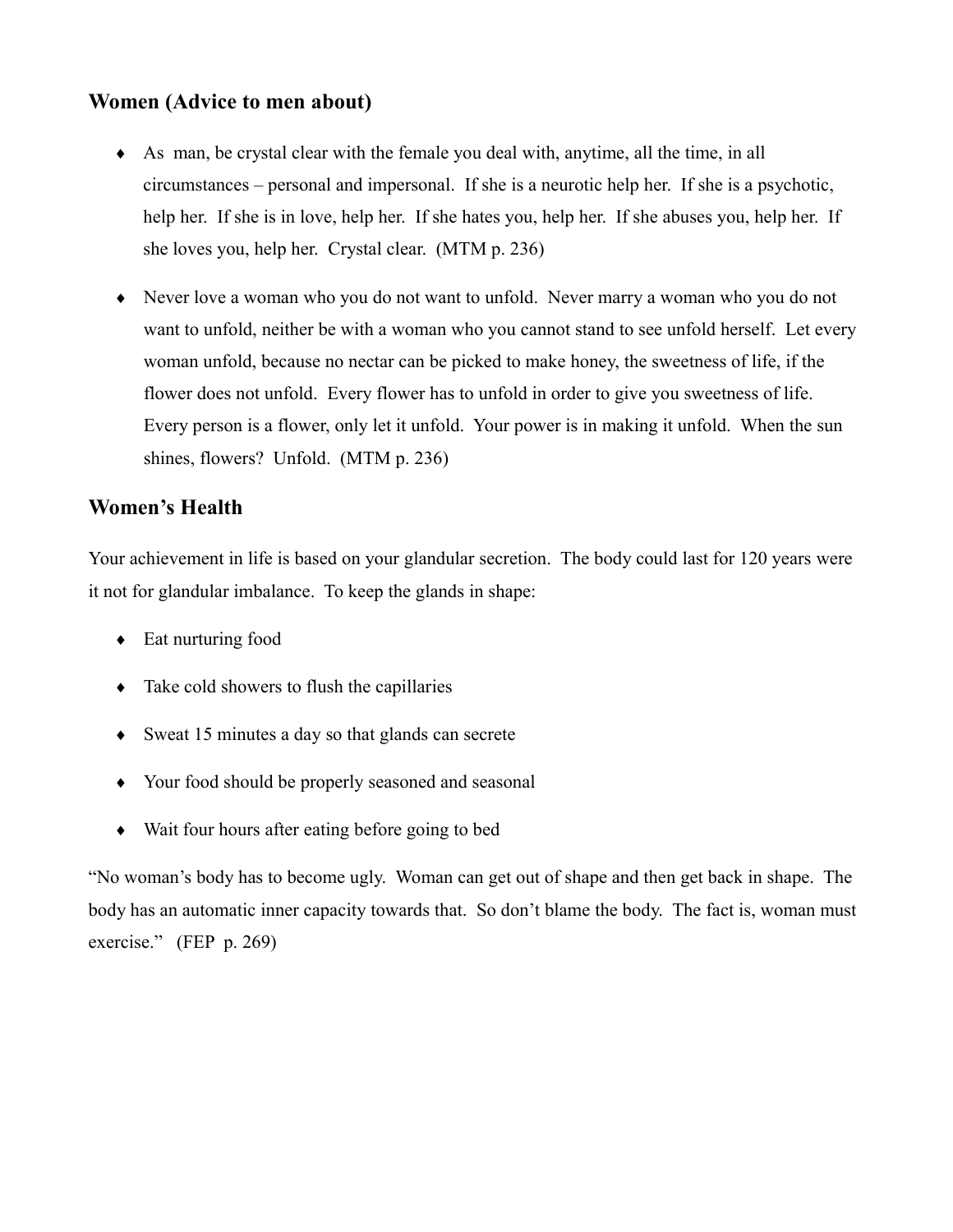## Women (Advice to men about)

- As  man, be crystal clear with the female you deal with, anytime, all the time, in all circumstances – personal and impersonal.  If she is a neurotic help her.  If she is a psychotic, help her.  If she is in love, help her.  If she hates you, help her.  If she abuses you, help her.  If she loves you, help her.  Crystal clear.  (MTM p. 236)
- Never love a woman who you do not want to unfold.  Never marry a woman who you do not want to unfold, neither be with a woman who you cannot stand to see unfold herself.  Let every woman unfold, because no nectar can be picked to make honey, the sweetness of life, if the flower does not unfold.  Every flower has to unfold in order to give you sweetness of life.  Every person is a flower, only let it unfold.  Your power is in making it unfold.  When the sun shines, flowers?  Unfold.  (MTM p. 236)

## Women's Health

Your achievement in life is based on your glandular secretion.  The body could last for 120 years were it not for glandular imbalance.  To keep the glands in shape:

- Eat nurturing food
- Take cold showers to flush the capillaries
- Sweat 15 minutes a day so that glands can secrete
- Your food should be properly seasoned and seasonal
- Wait four hours after eating before going to bed

"No woman's body has to become ugly.  Woman can get out of shape and then get back in shape.  The body has an automatic inner capacity towards that.  So don't blame the body.  The fact is, woman must exercise."   (FEP  p. 269)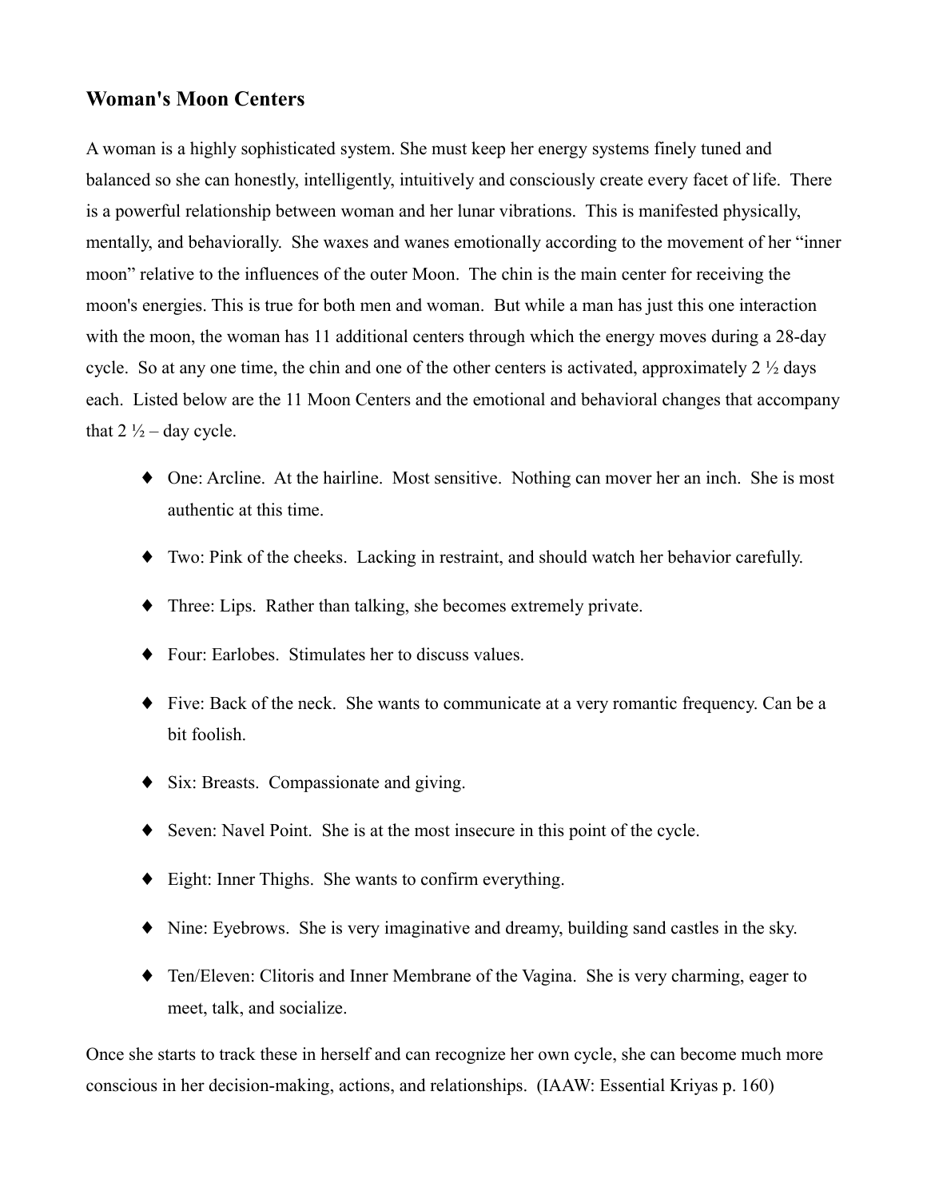### Woman's Moon Centers

A woman is a highly sophisticated system. She must keep her energy systems finely tuned and balanced so she can honestly, intelligently, intuitively and consciously create every facet of life. There is a powerful relationship between woman and her lunar vibrations. This is manifested physically, mentally, and behaviorally. She waxes and wanes emotionally according to the movement of her "inner moon" relative to the influences of the outer Moon. The chin is the main center for receiving the moon's energies. This is true for both men and woman. But while a man has just this one interaction with the moon, the woman has 11 additional centers through which the energy moves during a 28-day cycle. So at any one time, the chin and one of the other centers is activated, approximately 2 ½ days each. Listed below are the 11 Moon Centers and the emotional and behavioral changes that accompany that 2 ½ – day cycle.

- One: Arcline. At the hairline. Most sensitive. Nothing can mover her an inch. She is most authentic at this time.
- Two: Pink of the cheeks. Lacking in restraint, and should watch her behavior carefully.
- Three: Lips. Rather than talking, she becomes extremely private.
- Four: Earlobes. Stimulates her to discuss values.
- Five: Back of the neck. She wants to communicate at a very romantic frequency. Can be a bit foolish.
- Six: Breasts. Compassionate and giving.
- Seven: Navel Point. She is at the most insecure in this point of the cycle.
- Eight: Inner Thighs. She wants to confirm everything.
- Nine: Eyebrows. She is very imaginative and dreamy, building sand castles in the sky.
- Ten/Eleven: Clitoris and Inner Membrane of the Vagina. She is very charming, eager to meet, talk, and socialize.

Once she starts to track these in herself and can recognize her own cycle, she can become much more conscious in her decision-making, actions, and relationships. (IAAW: Essential Kriyas p. 160)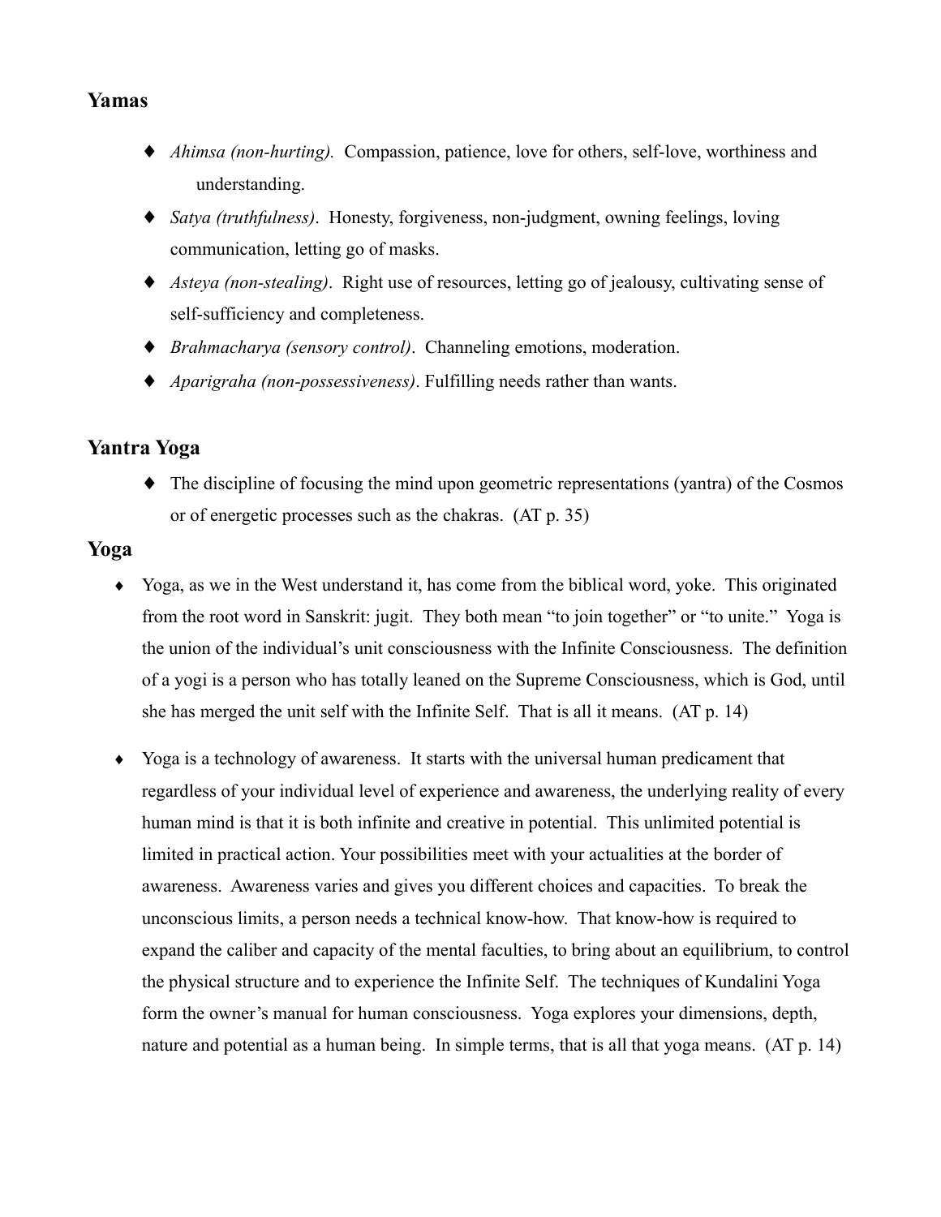## Yamas

- *Ahimsa (non-hurting).* Compassion, patience, love for others, self-love, worthiness and understanding.
- *Satya (truthfulness)*. Honesty, forgiveness, non-judgment, owning feelings, loving communication, letting go of masks.
- *Asteya (non-stealing)*. Right use of resources, letting go of jealousy, cultivating sense of self-sufficiency and completeness.
- *Brahmacharya (sensory control)*. Channeling emotions, moderation.
- *Aparigraha (non-possessiveness)*. Fulfilling needs rather than wants.

## Yantra Yoga

- The discipline of focusing the mind upon geometric representations (yantra) of the Cosmos or of energetic processes such as the chakras. (AT p. 35)

## Yoga

- Yoga, as we in the West understand it, has come from the biblical word, yoke. This originated from the root word in Sanskrit: jugit. They both mean "to join together" or "to unite." Yoga is the union of the individual's unit consciousness with the Infinite Consciousness. The definition of a yogi is a person who has totally leaned on the Supreme Consciousness, which is God, until she has merged the unit self with the Infinite Self. That is all it means. (AT p. 14)

- Yoga is a technology of awareness. It starts with the universal human predicament that regardless of your individual level of experience and awareness, the underlying reality of every human mind is that it is both infinite and creative in potential. This unlimited potential is limited in practical action. Your possibilities meet with your actualities at the border of awareness. Awareness varies and gives you different choices and capacities. To break the unconscious limits, a person needs a technical know-how. That know-how is required to expand the caliber and capacity of the mental faculties, to bring about an equilibrium, to control the physical structure and to experience the Infinite Self. The techniques of Kundalini Yoga form the owner's manual for human consciousness. Yoga explores your dimensions, depth, nature and potential as a human being. In simple terms, that is all that yoga means. (AT p. 14)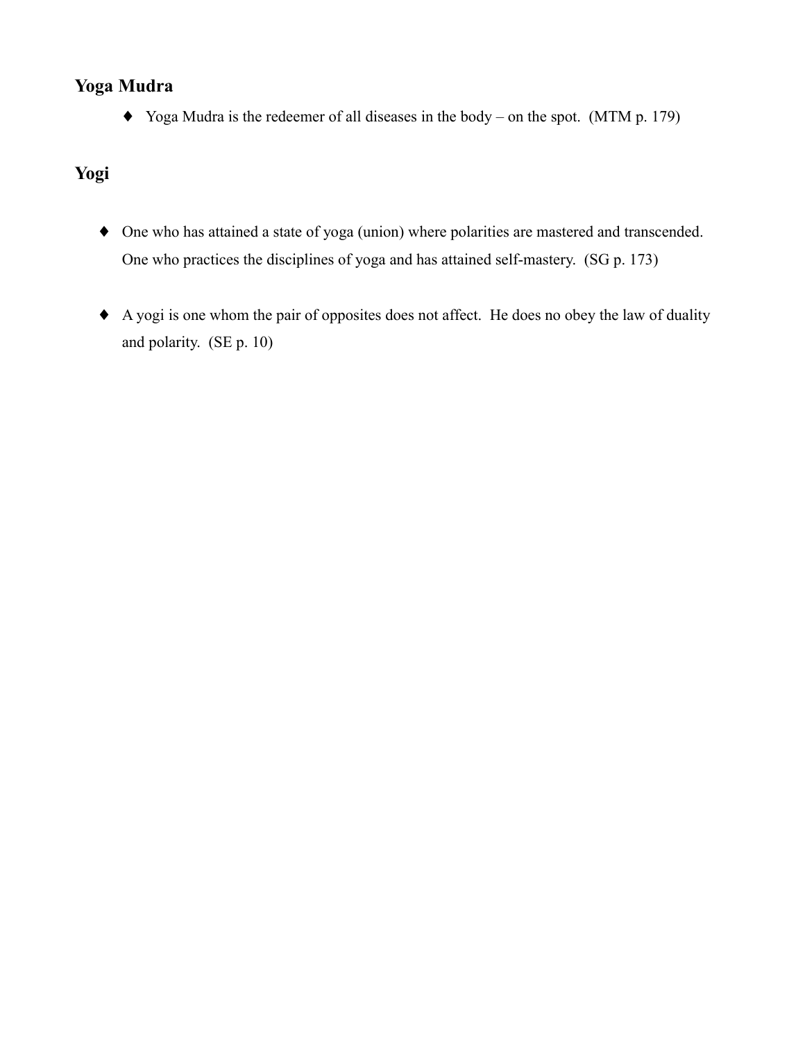## Yoga Mudra

- Yoga Mudra is the redeemer of all diseases in the body – on the spot.  (MTM p. 179)

## Yogi

- One who has attained a state of yoga (union) where polarities are mastered and transcended. One who practices the disciplines of yoga and has attained self-mastery.  (SG p. 173)

- A yogi is one whom the pair of opposites does not affect.  He does no obey the law of duality and polarity.  (SE p. 10)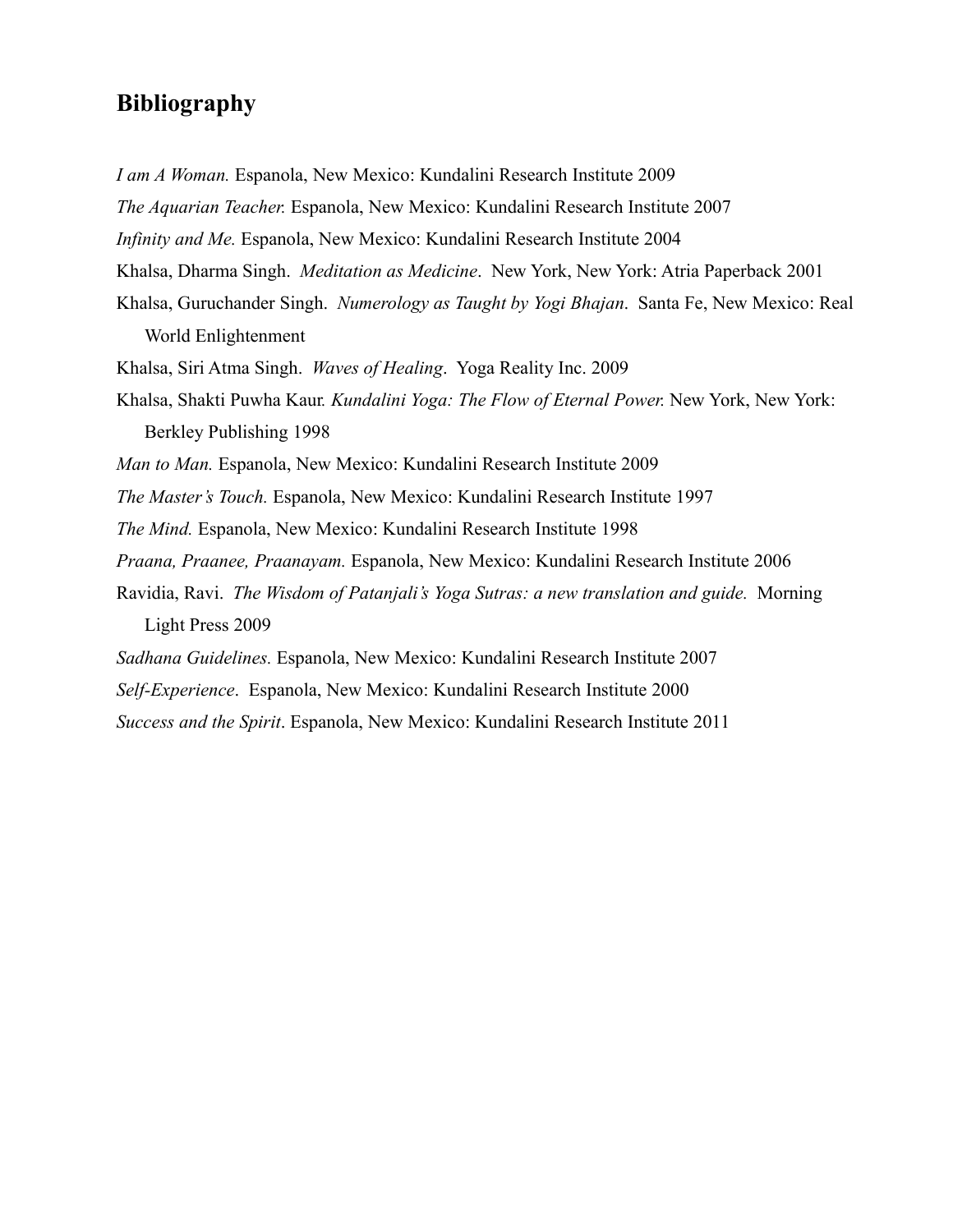## Bibliography

*I am A Woman.* Espanola, New Mexico: Kundalini Research Institute 2009

*The Aquarian Teacher.* Espanola, New Mexico: Kundalini Research Institute 2007

*Infinity and Me.* Espanola, New Mexico: Kundalini Research Institute 2004

Khalsa, Dharma Singh. *Meditation as Medicine*. New York, New York: Atria Paperback 2001

Khalsa, Guruchander Singh. *Numerology as Taught by Yogi Bhajan*. Santa Fe, New Mexico: Real World Enlightenment

Khalsa, Siri Atma Singh. *Waves of Healing*. Yoga Reality Inc. 2009

Khalsa, Shakti Puwha Kaur. *Kundalini Yoga: The Flow of Eternal Power.* New York, New York: Berkley Publishing 1998

*Man to Man.* Espanola, New Mexico: Kundalini Research Institute 2009

*The Master's Touch.* Espanola, New Mexico: Kundalini Research Institute 1997

*The Mind.* Espanola, New Mexico: Kundalini Research Institute 1998

*Praana, Praanee, Praanayam.* Espanola, New Mexico: Kundalini Research Institute 2006

Ravidia, Ravi. *The Wisdom of Patanjali's Yoga Sutras: a new translation and guide.* Morning Light Press 2009

*Sadhana Guidelines.* Espanola, New Mexico: Kundalini Research Institute 2007

*Self-Experience*. Espanola, New Mexico: Kundalini Research Institute 2000

*Success and the Spirit*. Espanola, New Mexico: Kundalini Research Institute 2011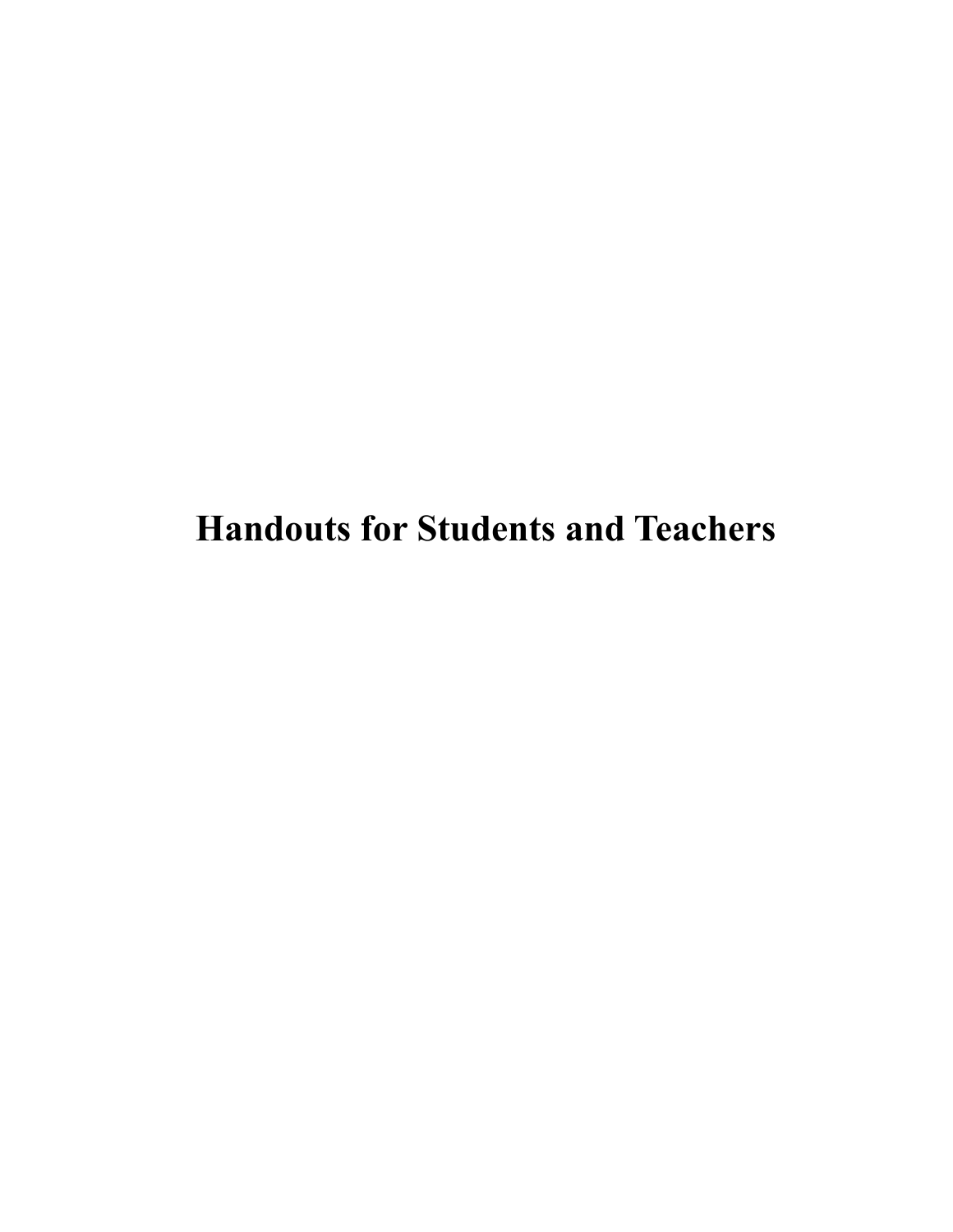# Handouts for Students and Teachers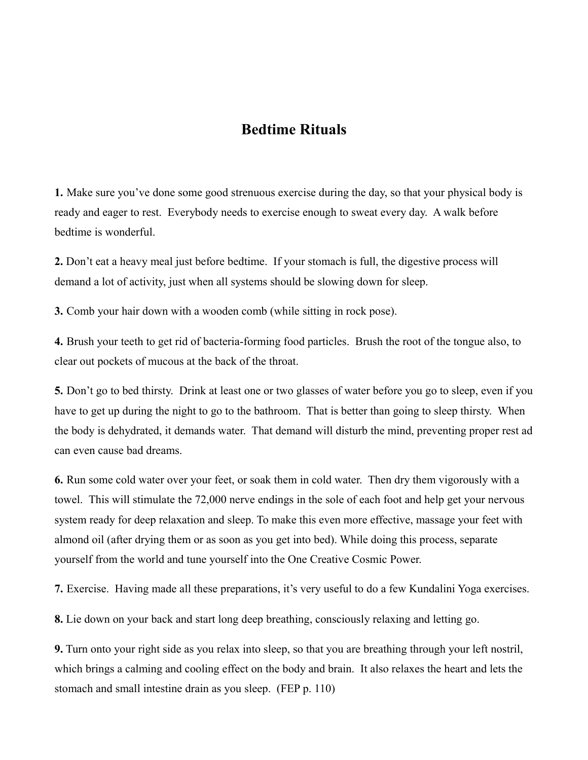# Bedtime Rituals

**1.** Make sure you've done some good strenuous exercise during the day, so that your physical body is ready and eager to rest. Everybody needs to exercise enough to sweat every day. A walk before bedtime is wonderful.

**2.** Don't eat a heavy meal just before bedtime. If your stomach is full, the digestive process will demand a lot of activity, just when all systems should be slowing down for sleep.

**3.** Comb your hair down with a wooden comb (while sitting in rock pose).

**4.** Brush your teeth to get rid of bacteria-forming food particles. Brush the root of the tongue also, to clear out pockets of mucous at the back of the throat.

**5.** Don't go to bed thirsty. Drink at least one or two glasses of water before you go to sleep, even if you have to get up during the night to go to the bathroom. That is better than going to sleep thirsty. When the body is dehydrated, it demands water. That demand will disturb the mind, preventing proper rest ad can even cause bad dreams.

**6.** Run some cold water over your feet, or soak them in cold water. Then dry them vigorously with a towel. This will stimulate the 72,000 nerve endings in the sole of each foot and help get your nervous system ready for deep relaxation and sleep. To make this even more effective, massage your feet with almond oil (after drying them or as soon as you get into bed). While doing this process, separate yourself from the world and tune yourself into the One Creative Cosmic Power.

**7.** Exercise. Having made all these preparations, it's very useful to do a few Kundalini Yoga exercises.

**8.** Lie down on your back and start long deep breathing, consciously relaxing and letting go.

**9.** Turn onto your right side as you relax into sleep, so that you are breathing through your left nostril, which brings a calming and cooling effect on the body and brain. It also relaxes the heart and lets the stomach and small intestine drain as you sleep. (FEP p. 110)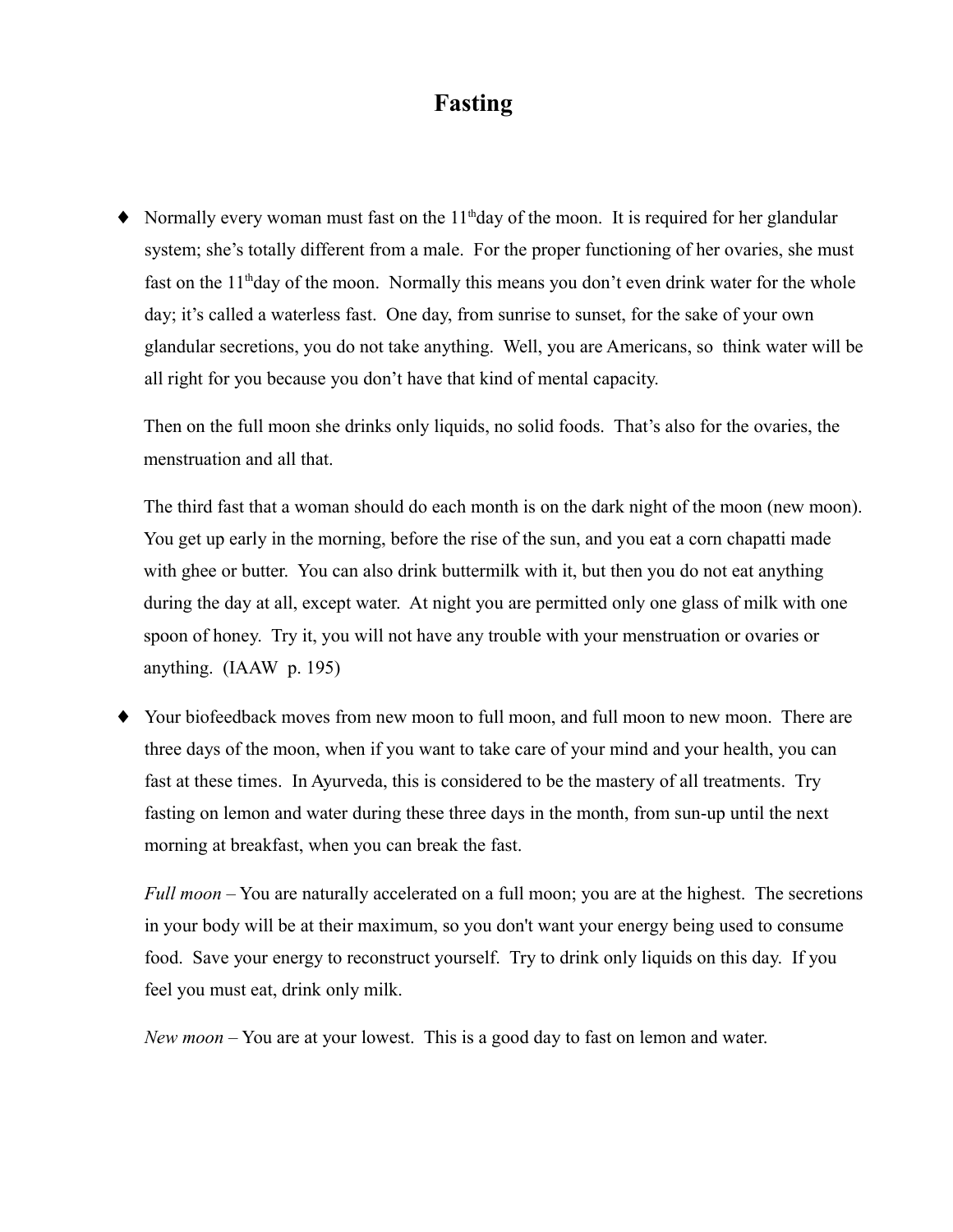# Fasting

- Normally every woman must fast on the 11th day of the moon. It is required for her glandular system; she's totally different from a male. For the proper functioning of her ovaries, she must fast on the 11th day of the moon. Normally this means you don't even drink water for the whole day; it's called a waterless fast. One day, from sunrise to sunset, for the sake of your own glandular secretions, you do not take anything. Well, you are Americans, so think water will be all right for you because you don't have that kind of mental capacity.

  Then on the full moon she drinks only liquids, no solid foods. That's also for the ovaries, the menstruation and all that.

  The third fast that a woman should do each month is on the dark night of the moon (new moon). You get up early in the morning, before the rise of the sun, and you eat a corn chapatti made with ghee or butter. You can also drink buttermilk with it, but then you do not eat anything during the day at all, except water. At night you are permitted only one glass of milk with one spoon of honey. Try it, you will not have any trouble with your menstruation or ovaries or anything. (IAAW p. 195)

- Your biofeedback moves from new moon to full moon, and full moon to new moon. There are three days of the moon, when if you want to take care of your mind and your health, you can fast at these times. In Ayurveda, this is considered to be the mastery of all treatments. Try fasting on lemon and water during these three days in the month, from sun-up until the next morning at breakfast, when you can break the fast.

  *Full moon* – You are naturally accelerated on a full moon; you are at the highest. The secretions in your body will be at their maximum, so you don't want your energy being used to consume food. Save your energy to reconstruct yourself. Try to drink only liquids on this day. If you feel you must eat, drink only milk.

  *New moon* – You are at your lowest. This is a good day to fast on lemon and water.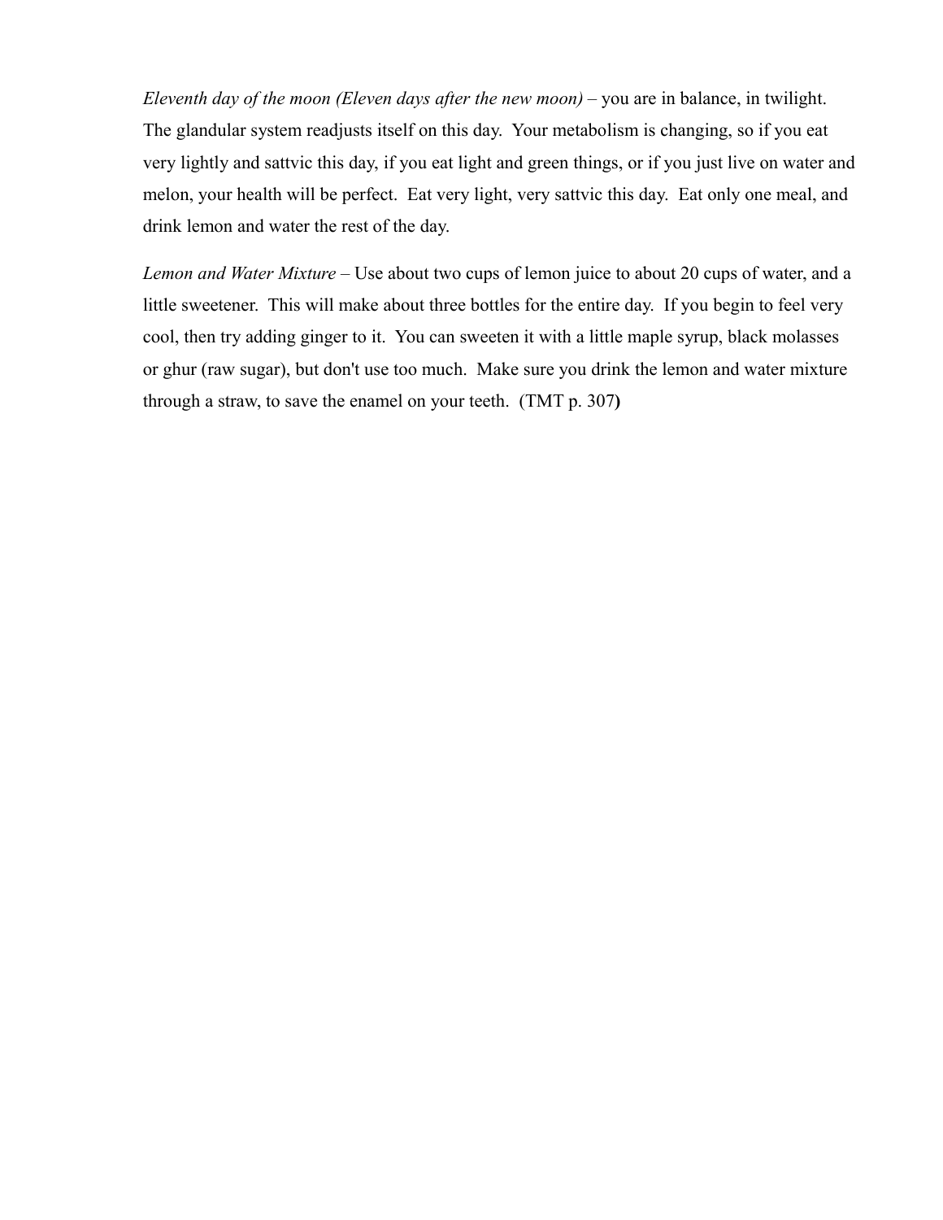*Eleventh day of the moon (Eleven days after the new moon)* – you are in balance, in twilight. The glandular system readjusts itself on this day. Your metabolism is changing, so if you eat very lightly and sattvic this day, if you eat light and green things, or if you just live on water and melon, your health will be perfect. Eat very light, very sattvic this day. Eat only one meal, and drink lemon and water the rest of the day.

*Lemon and Water Mixture* – Use about two cups of lemon juice to about 20 cups of water, and a little sweetener. This will make about three bottles for the entire day. If you begin to feel very cool, then try adding ginger to it. You can sweeten it with a little maple syrup, black molasses or ghur (raw sugar), but don't use too much. Make sure you drink the lemon and water mixture through a straw, to save the enamel on your teeth. (TMT p. 307**)**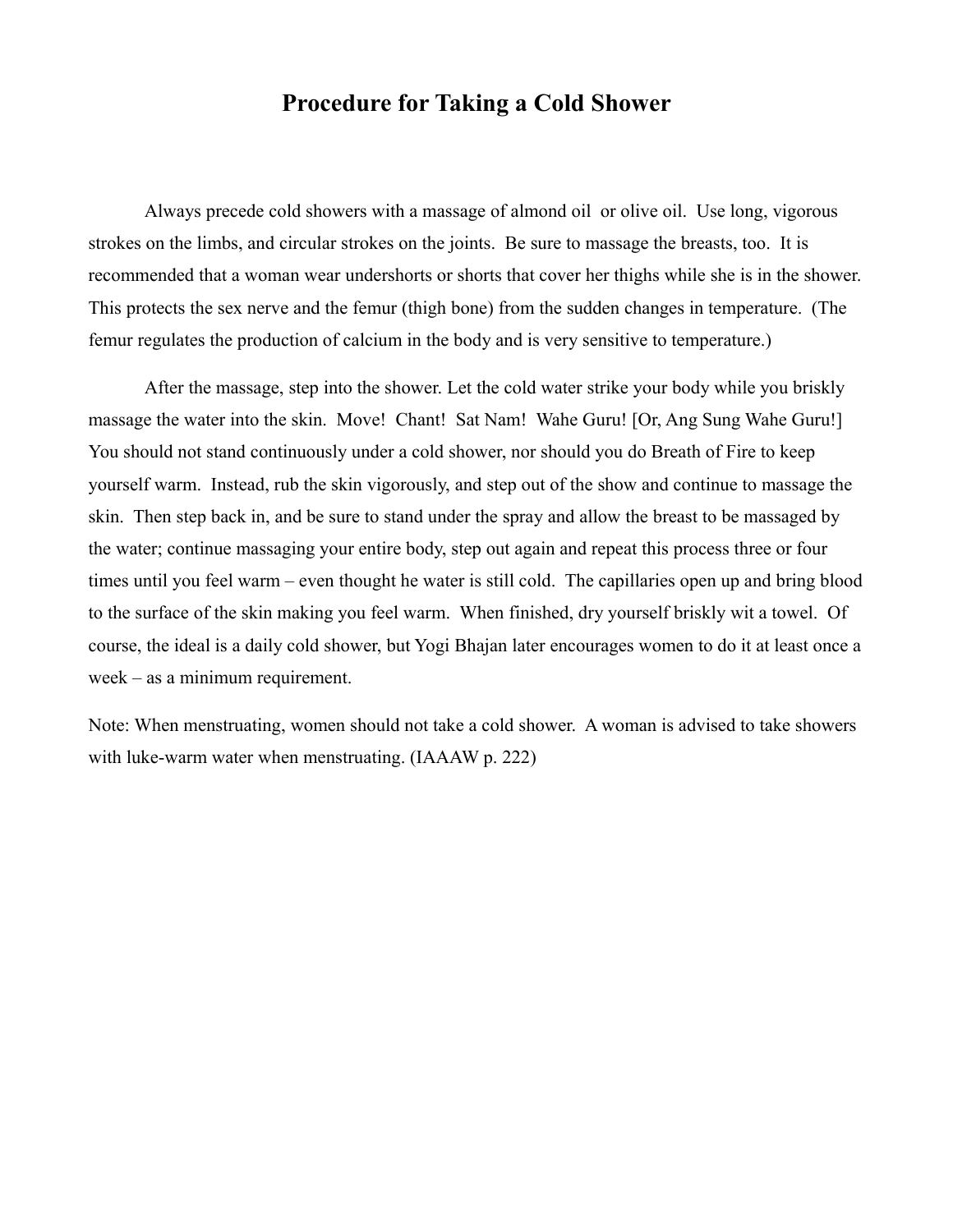# Procedure for Taking a Cold Shower

Always precede cold showers with a massage of almond oil  or olive oil.  Use long, vigorous strokes on the limbs, and circular strokes on the joints.  Be sure to massage the breasts, too.  It is recommended that a woman wear undershorts or shorts that cover her thighs while she is in the shower.  This protects the sex nerve and the femur (thigh bone) from the sudden changes in temperature.  (The femur regulates the production of calcium in the body and is very sensitive to temperature.)

After the massage, step into the shower. Let the cold water strike your body while you briskly massage the water into the skin.  Move!  Chant!  Sat Nam!  Wahe Guru! [Or, Ang Sung Wahe Guru!] You should not stand continuously under a cold shower, nor should you do Breath of Fire to keep yourself warm.  Instead, rub the skin vigorously, and step out of the show and continue to massage the skin.  Then step back in, and be sure to stand under the spray and allow the breast to be massaged by the water; continue massaging your entire body, step out again and repeat this process three or four times until you feel warm – even thought he water is still cold.  The capillaries open up and bring blood to the surface of the skin making you feel warm.  When finished, dry yourself briskly wit a towel.  Of course, the ideal is a daily cold shower, but Yogi Bhajan later encourages women to do it at least once a week – as a minimum requirement.

Note: When menstruating, women should not take a cold shower.  A woman is advised to take showers with luke-warm water when menstruating. (IAAAW p. 222)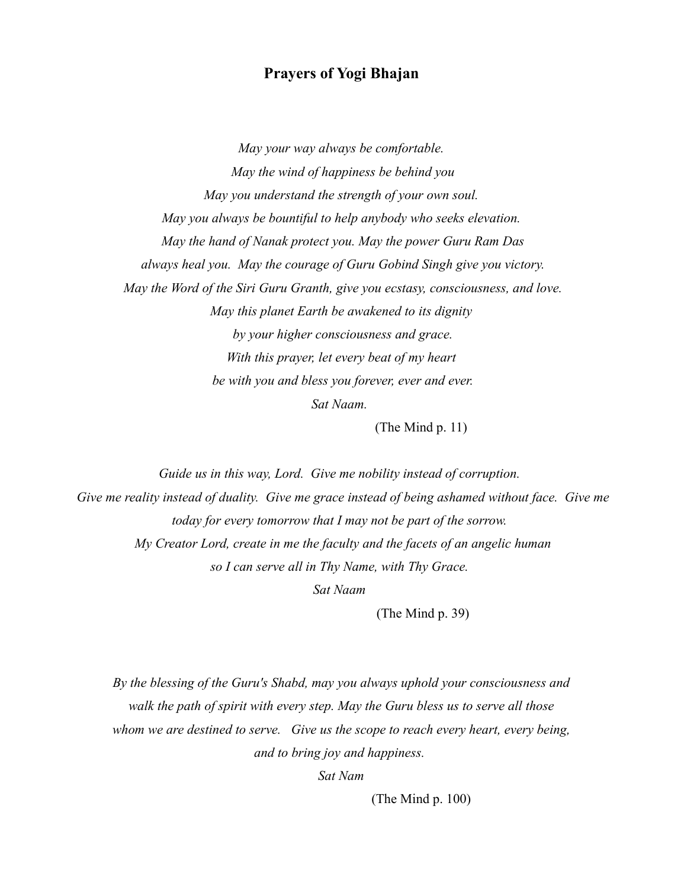# Prayers of Yogi Bhajan

*May your way always be comfortable.*
*May the wind of happiness be behind you*
*May you understand the strength of your own soul.*
*May you always be bountiful to help anybody who seeks elevation.*
*May the hand of Nanak protect you. May the power Guru Ram Das*
*always heal you. May the courage of Guru Gobind Singh give you victory.*
*May the Word of the Siri Guru Granth, give you ecstasy, consciousness, and love.*
*May this planet Earth be awakened to its dignity*
*by your higher consciousness and grace.*
*With this prayer, let every beat of my heart*
*be with you and bless you forever, ever and ever.*
*Sat Naam.*

(The Mind p. 11)

*Guide us in this way, Lord. Give me nobility instead of corruption.*
*Give me reality instead of duality. Give me grace instead of being ashamed without face. Give me today for every tomorrow that I may not be part of the sorrow.*
*My Creator Lord, create in me the faculty and the facets of an angelic human*
*so I can serve all in Thy Name, with Thy Grace.*
*Sat Naam*

(The Mind p. 39)

*By the blessing of the Guru's Shabd, may you always uphold your consciousness and walk the path of spirit with every step. May the Guru bless us to serve all those whom we are destined to serve. Give us the scope to reach every heart, every being, and to bring joy and happiness.*
*Sat Nam*

(The Mind p. 100)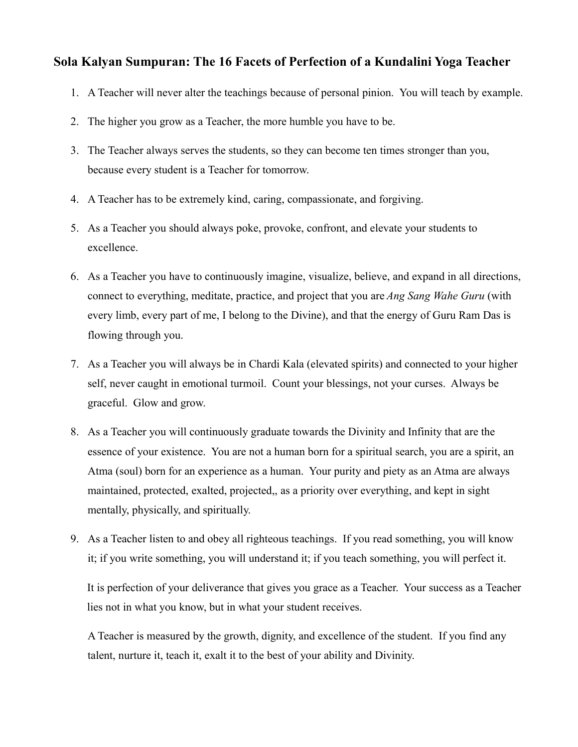## Sola Kalyan Sumpuran: The 16 Facets of Perfection of a Kundalini Yoga Teacher

1. A Teacher will never alter the teachings because of personal pinion. You will teach by example.
2. The higher you grow as a Teacher, the more humble you have to be.
3. The Teacher always serves the students, so they can become ten times stronger than you, because every student is a Teacher for tomorrow.
4. A Teacher has to be extremely kind, caring, compassionate, and forgiving.
5. As a Teacher you should always poke, provoke, confront, and elevate your students to excellence.
6. As a Teacher you have to continuously imagine, visualize, believe, and expand in all directions, connect to everything, meditate, practice, and project that you are *Ang Sang Wahe Guru* (with every limb, every part of me, I belong to the Divine), and that the energy of Guru Ram Das is flowing through you.
7. As a Teacher you will always be in Chardi Kala (elevated spirits) and connected to your higher self, never caught in emotional turmoil. Count your blessings, not your curses. Always be graceful. Glow and grow.
8. As a Teacher you will continuously graduate towards the Divinity and Infinity that are the essence of your existence. You are not a human born for a spiritual search, you are a spirit, an Atma (soul) born for an experience as a human. Your purity and piety as an Atma are always maintained, protected, exalted, projected,, as a priority over everything, and kept in sight mentally, physically, and spiritually.
9. As a Teacher listen to and obey all righteous teachings. If you read something, you will know it; if you write something, you will understand it; if you teach something, you will perfect it.

   It is perfection of your deliverance that gives you grace as a Teacher. Your success as a Teacher lies not in what you know, but in what your student receives.

   A Teacher is measured by the growth, dignity, and excellence of the student. If you find any talent, nurture it, teach it, exalt it to the best of your ability and Divinity.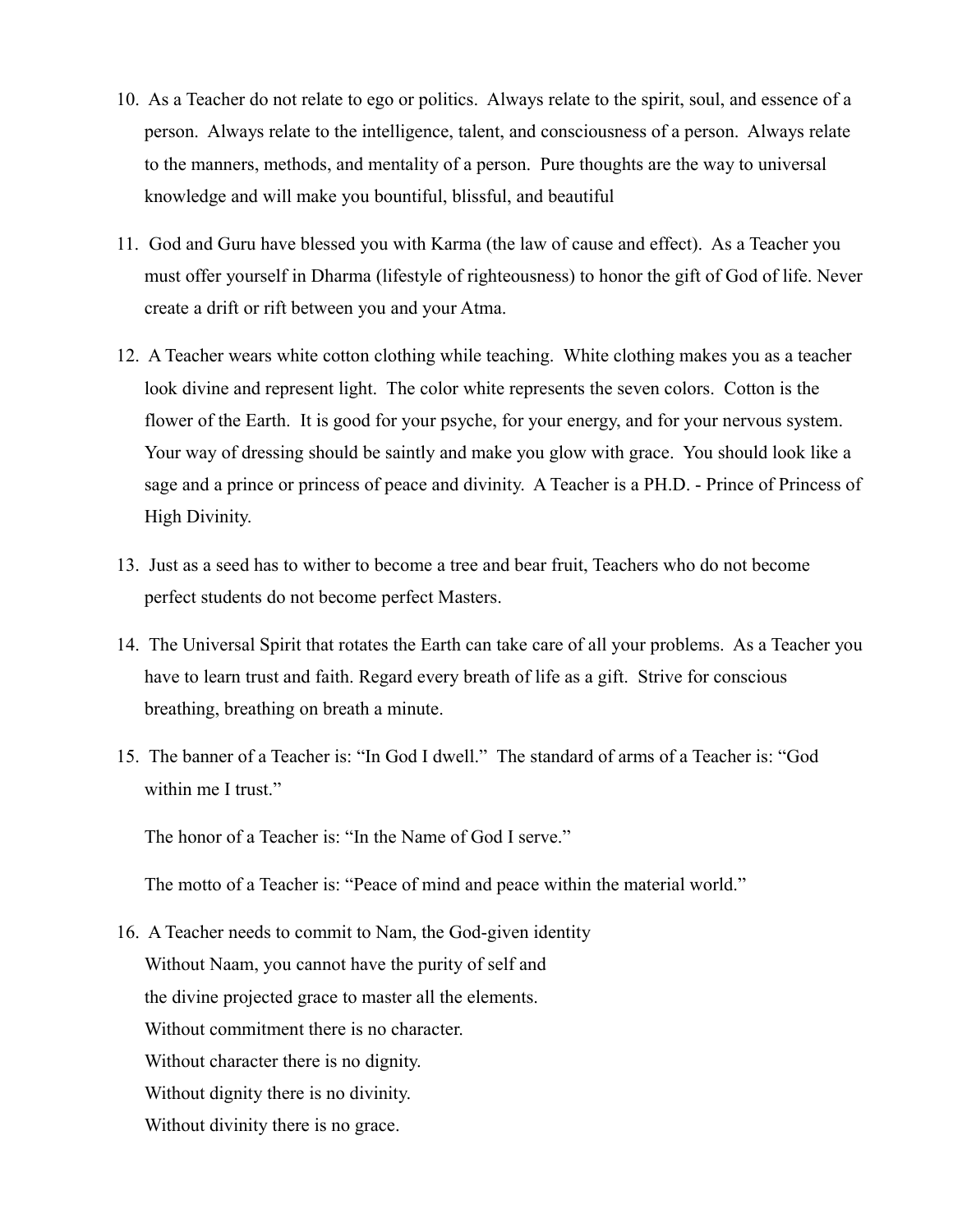10. As a Teacher do not relate to ego or politics. Always relate to the spirit, soul, and essence of a person. Always relate to the intelligence, talent, and consciousness of a person. Always relate to the manners, methods, and mentality of a person. Pure thoughts are the way to universal knowledge and will make you bountiful, blissful, and beautiful

11. God and Guru have blessed you with Karma (the law of cause and effect). As a Teacher you must offer yourself in Dharma (lifestyle of righteousness) to honor the gift of God of life. Never create a drift or rift between you and your Atma.

12. A Teacher wears white cotton clothing while teaching. White clothing makes you as a teacher look divine and represent light. The color white represents the seven colors. Cotton is the flower of the Earth. It is good for your psyche, for your energy, and for your nervous system. Your way of dressing should be saintly and make you glow with grace. You should look like a sage and a prince or princess of peace and divinity. A Teacher is a PH.D. - Prince of Princess of High Divinity.

13. Just as a seed has to wither to become a tree and bear fruit, Teachers who do not become perfect students do not become perfect Masters.

14. The Universal Spirit that rotates the Earth can take care of all your problems. As a Teacher you have to learn trust and faith. Regard every breath of life as a gift. Strive for conscious breathing, breathing on breath a minute.

15. The banner of a Teacher is: "In God I dwell." The standard of arms of a Teacher is: "God within me I trust."

    The honor of a Teacher is: "In the Name of God I serve."

    The motto of a Teacher is: "Peace of mind and peace within the material world."

16. A Teacher needs to commit to Nam, the God-given identity
    Without Naam, you cannot have the purity of self and
    the divine projected grace to master all the elements.
    Without commitment there is no character.
    Without character there is no dignity.
    Without dignity there is no divinity.
    Without divinity there is no grace.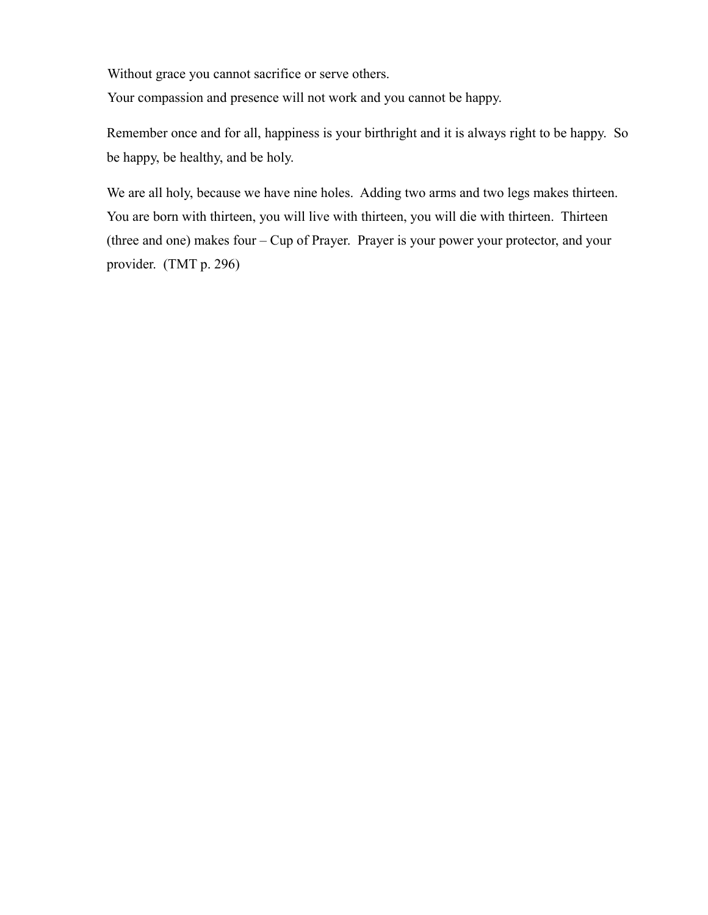Without grace you cannot sacrifice or serve others.
Your compassion and presence will not work and you cannot be happy.

Remember once and for all, happiness is your birthright and it is always right to be happy. So be happy, be healthy, and be holy.

We are all holy, because we have nine holes. Adding two arms and two legs makes thirteen. You are born with thirteen, you will live with thirteen, you will die with thirteen. Thirteen (three and one) makes four – Cup of Prayer. Prayer is your power your protector, and your provider. (TMT p. 296)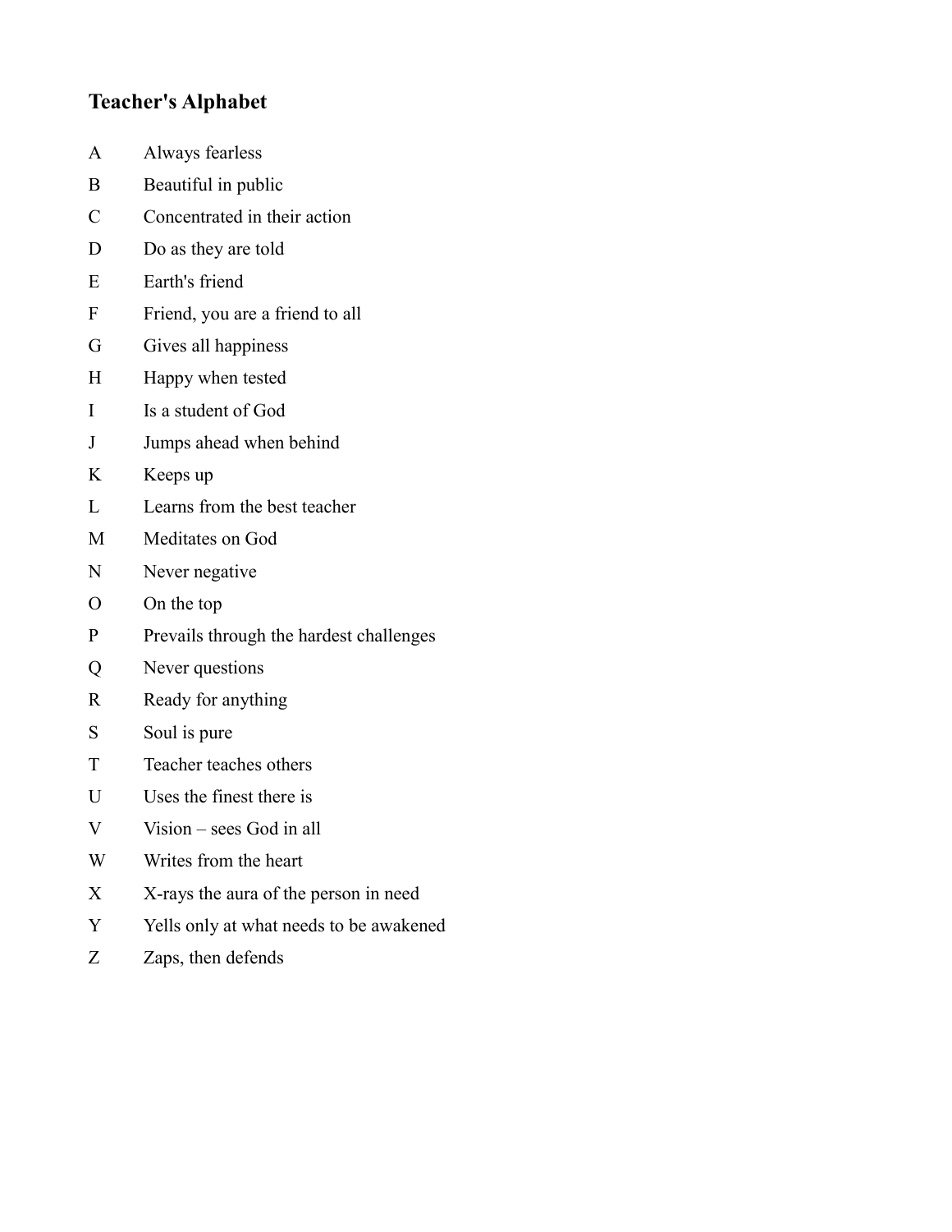## Teacher's Alphabet

A Always fearless

B Beautiful in public

C Concentrated in their action

D Do as they are told

E Earth's friend

F Friend, you are a friend to all

G Gives all happiness

H Happy when tested

I Is a student of God

J Jumps ahead when behind

K Keeps up

L Learns from the best teacher

M Meditates on God

N Never negative

O On the top

P Prevails through the hardest challenges

Q Never questions

R Ready for anything

S Soul is pure

T Teacher teaches others

U Uses the finest there is

V Vision – sees God in all

W Writes from the heart

X X-rays the aura of the person in need

Y Yells only at what needs to be awakened

Z Zaps, then defends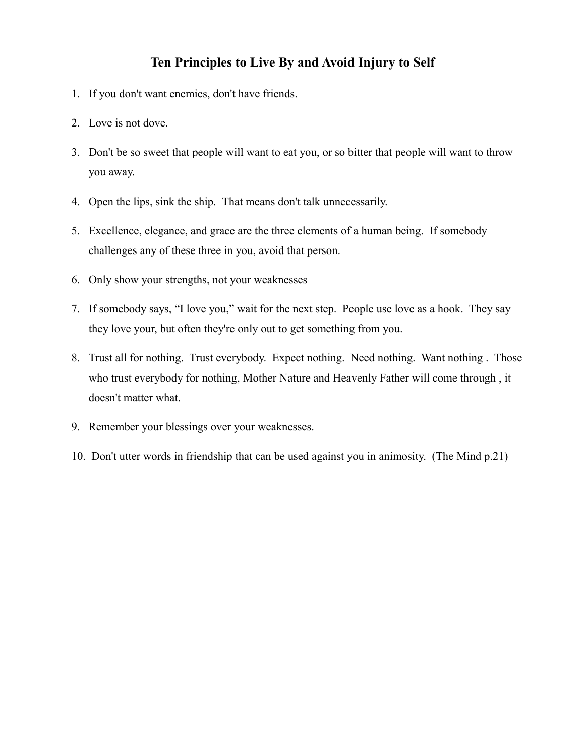# Ten Principles to Live By and Avoid Injury to Self

1. If you don't want enemies, don't have friends.
2. Love is not dove.
3. Don't be so sweet that people will want to eat you, or so bitter that people will want to throw you away.
4. Open the lips, sink the ship. That means don't talk unnecessarily.
5. Excellence, elegance, and grace are the three elements of a human being. If somebody challenges any of these three in you, avoid that person.
6. Only show your strengths, not your weaknesses
7. If somebody says, "I love you," wait for the next step. People use love as a hook. They say they love your, but often they're only out to get something from you.
8. Trust all for nothing. Trust everybody. Expect nothing. Need nothing. Want nothing . Those who trust everybody for nothing, Mother Nature and Heavenly Father will come through , it doesn't matter what.
9. Remember your blessings over your weaknesses.
10. Don't utter words in friendship that can be used against you in animosity. (The Mind p.21)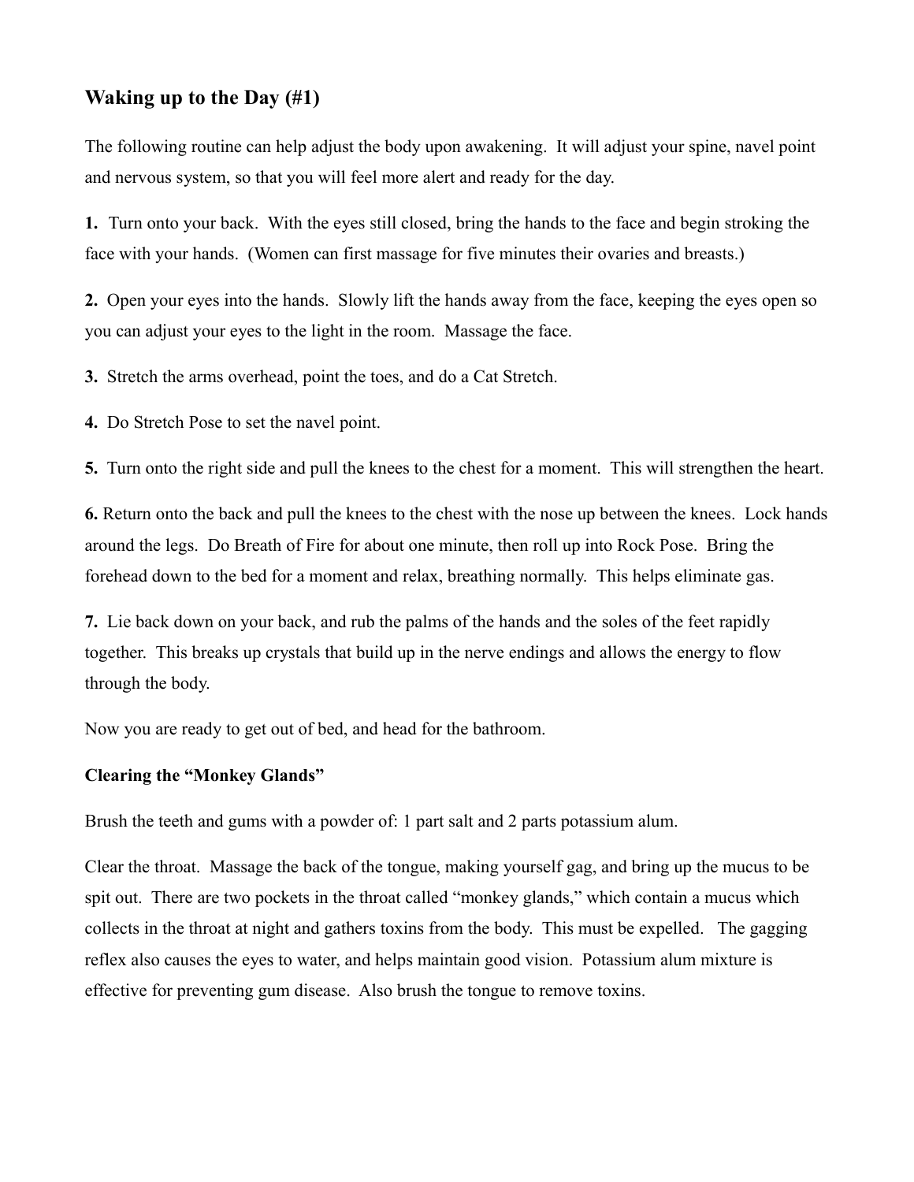## Waking up to the Day (#1)

The following routine can help adjust the body upon awakening. It will adjust your spine, navel point and nervous system, so that you will feel more alert and ready for the day.

**1.** Turn onto your back. With the eyes still closed, bring the hands to the face and begin stroking the face with your hands. (Women can first massage for five minutes their ovaries and breasts.)

**2.** Open your eyes into the hands. Slowly lift the hands away from the face, keeping the eyes open so you can adjust your eyes to the light in the room. Massage the face.

**3.** Stretch the arms overhead, point the toes, and do a Cat Stretch.

**4.** Do Stretch Pose to set the navel point.

**5.** Turn onto the right side and pull the knees to the chest for a moment. This will strengthen the heart.

**6.** Return onto the back and pull the knees to the chest with the nose up between the knees. Lock hands around the legs. Do Breath of Fire for about one minute, then roll up into Rock Pose. Bring the forehead down to the bed for a moment and relax, breathing normally. This helps eliminate gas.

**7.** Lie back down on your back, and rub the palms of the hands and the soles of the feet rapidly together. This breaks up crystals that build up in the nerve endings and allows the energy to flow through the body.

Now you are ready to get out of bed, and head for the bathroom.

**Clearing the "Monkey Glands"**

Brush the teeth and gums with a powder of: 1 part salt and 2 parts potassium alum.

Clear the throat. Massage the back of the tongue, making yourself gag, and bring up the mucus to be spit out. There are two pockets in the throat called "monkey glands," which contain a mucus which collects in the throat at night and gathers toxins from the body. This must be expelled. The gagging reflex also causes the eyes to water, and helps maintain good vision. Potassium alum mixture is effective for preventing gum disease. Also brush the tongue to remove toxins.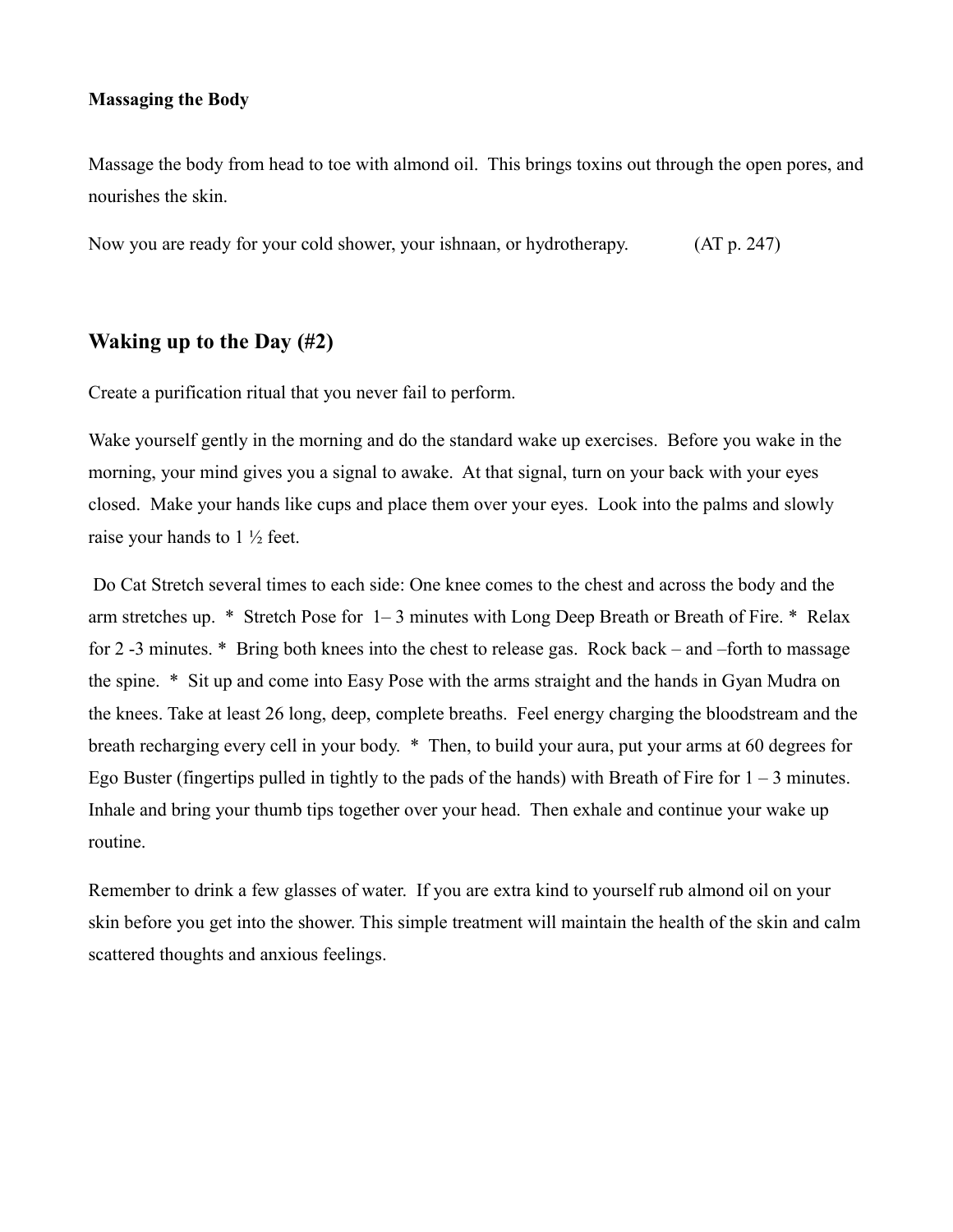**Massaging the Body**

Massage the body from head to toe with almond oil. This brings toxins out through the open pores, and nourishes the skin.

Now you are ready for your cold shower, your ishnaan, or hydrotherapy. (AT p. 247)

## Waking up to the Day (#2)

Create a purification ritual that you never fail to perform.

Wake yourself gently in the morning and do the standard wake up exercises. Before you wake in the morning, your mind gives you a signal to awake. At that signal, turn on your back with your eyes closed. Make your hands like cups and place them over your eyes. Look into the palms and slowly raise your hands to 1 ½ feet.

Do Cat Stretch several times to each side: One knee comes to the chest and across the body and the arm stretches up. * Stretch Pose for 1– 3 minutes with Long Deep Breath or Breath of Fire. * Relax for 2 -3 minutes. * Bring both knees into the chest to release gas. Rock back – and –forth to massage the spine. * Sit up and come into Easy Pose with the arms straight and the hands in Gyan Mudra on the knees. Take at least 26 long, deep, complete breaths. Feel energy charging the bloodstream and the breath recharging every cell in your body. * Then, to build your aura, put your arms at 60 degrees for Ego Buster (fingertips pulled in tightly to the pads of the hands) with Breath of Fire for 1 – 3 minutes. Inhale and bring your thumb tips together over your head. Then exhale and continue your wake up routine.

Remember to drink a few glasses of water. If you are extra kind to yourself rub almond oil on your skin before you get into the shower. This simple treatment will maintain the health of the skin and calm scattered thoughts and anxious feelings.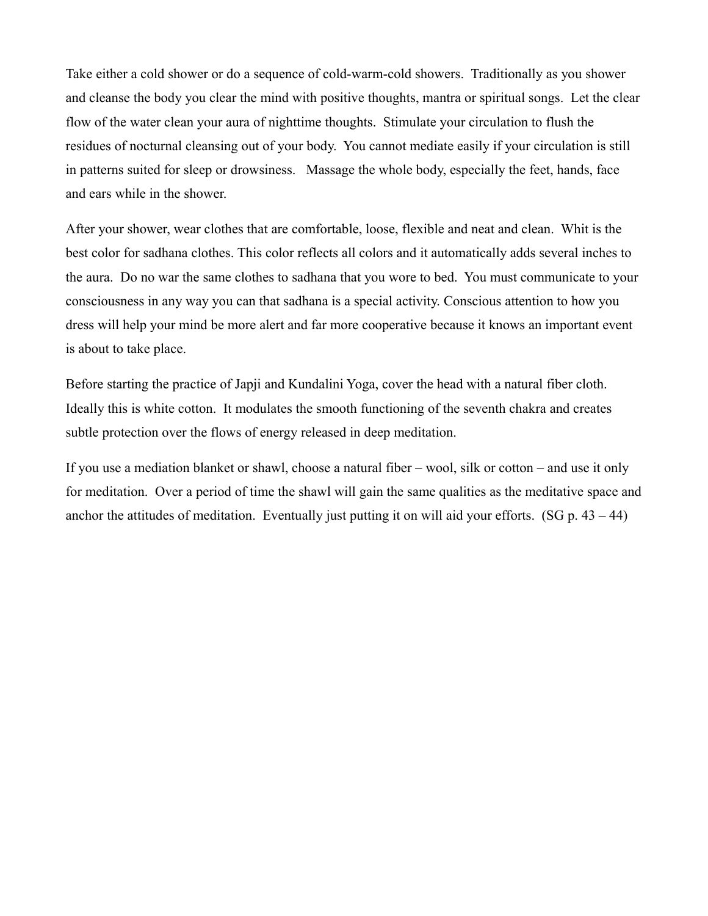Take either a cold shower or do a sequence of cold-warm-cold showers. Traditionally as you shower and cleanse the body you clear the mind with positive thoughts, mantra or spiritual songs. Let the clear flow of the water clean your aura of nighttime thoughts. Stimulate your circulation to flush the residues of nocturnal cleansing out of your body. You cannot mediate easily if your circulation is still in patterns suited for sleep or drowsiness. Massage the whole body, especially the feet, hands, face and ears while in the shower.

After your shower, wear clothes that are comfortable, loose, flexible and neat and clean. Whit is the best color for sadhana clothes. This color reflects all colors and it automatically adds several inches to the aura. Do no war the same clothes to sadhana that you wore to bed. You must communicate to your consciousness in any way you can that sadhana is a special activity. Conscious attention to how you dress will help your mind be more alert and far more cooperative because it knows an important event is about to take place.

Before starting the practice of Japji and Kundalini Yoga, cover the head with a natural fiber cloth. Ideally this is white cotton. It modulates the smooth functioning of the seventh chakra and creates subtle protection over the flows of energy released in deep meditation.

If you use a mediation blanket or shawl, choose a natural fiber – wool, silk or cotton – and use it only for meditation. Over a period of time the shawl will gain the same qualities as the meditative space and anchor the attitudes of meditation. Eventually just putting it on will aid your efforts. (SG p. 43 – 44)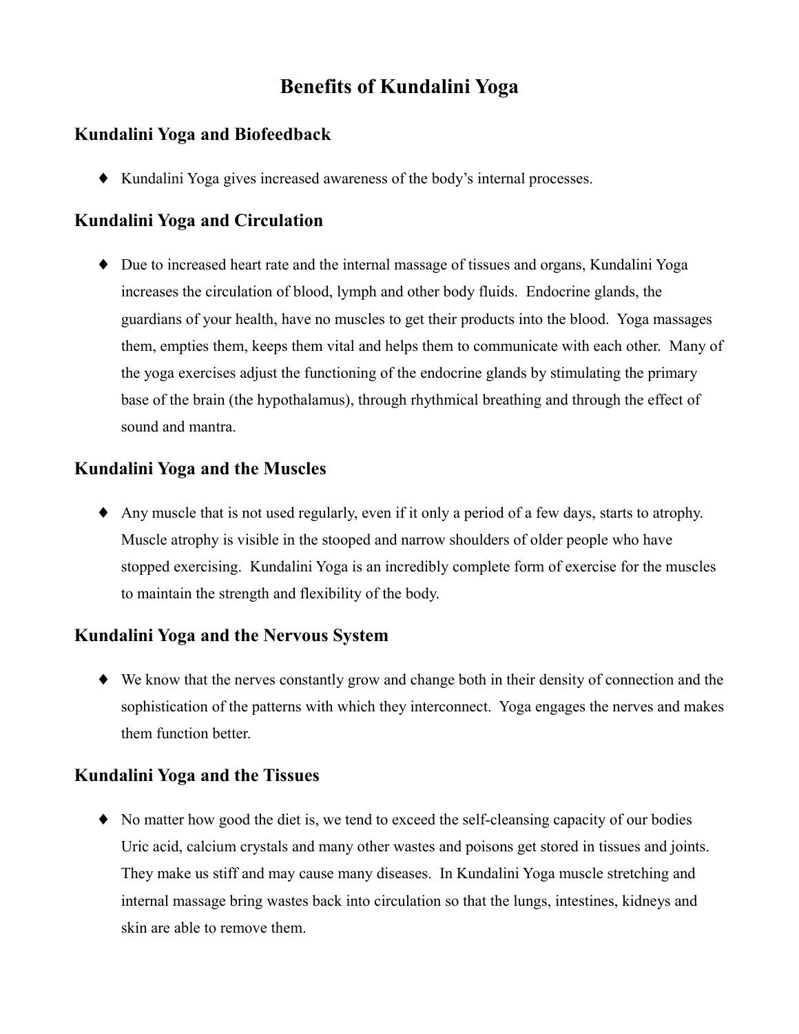# Benefits of Kundalini Yoga

## Kundalini Yoga and Biofeedback

- Kundalini Yoga gives increased awareness of the body's internal processes.

## Kundalini Yoga and Circulation

- Due to increased heart rate and the internal massage of tissues and organs, Kundalini Yoga increases the circulation of blood, lymph and other body fluids. Endocrine glands, the guardians of your health, have no muscles to get their products into the blood. Yoga massages them, empties them, keeps them vital and helps them to communicate with each other. Many of the yoga exercises adjust the functioning of the endocrine glands by stimulating the primary base of the brain (the hypothalamus), through rhythmical breathing and through the effect of sound and mantra.

## Kundalini Yoga and the Muscles

- Any muscle that is not used regularly, even if it only a period of a few days, starts to atrophy. Muscle atrophy is visible in the stooped and narrow shoulders of older people who have stopped exercising. Kundalini Yoga is an incredibly complete form of exercise for the muscles to maintain the strength and flexibility of the body.

## Kundalini Yoga and the Nervous System

- We know that the nerves constantly grow and change both in their density of connection and the sophistication of the patterns with which they interconnect. Yoga engages the nerves and makes them function better.

## Kundalini Yoga and the Tissues

- No matter how good the diet is, we tend to exceed the self-cleansing capacity of our bodies Uric acid, calcium crystals and many other wastes and poisons get stored in tissues and joints. They make us stiff and may cause many diseases. In Kundalini Yoga muscle stretching and internal massage bring wastes back into circulation so that the lungs, intestines, kidneys and skin are able to remove them.